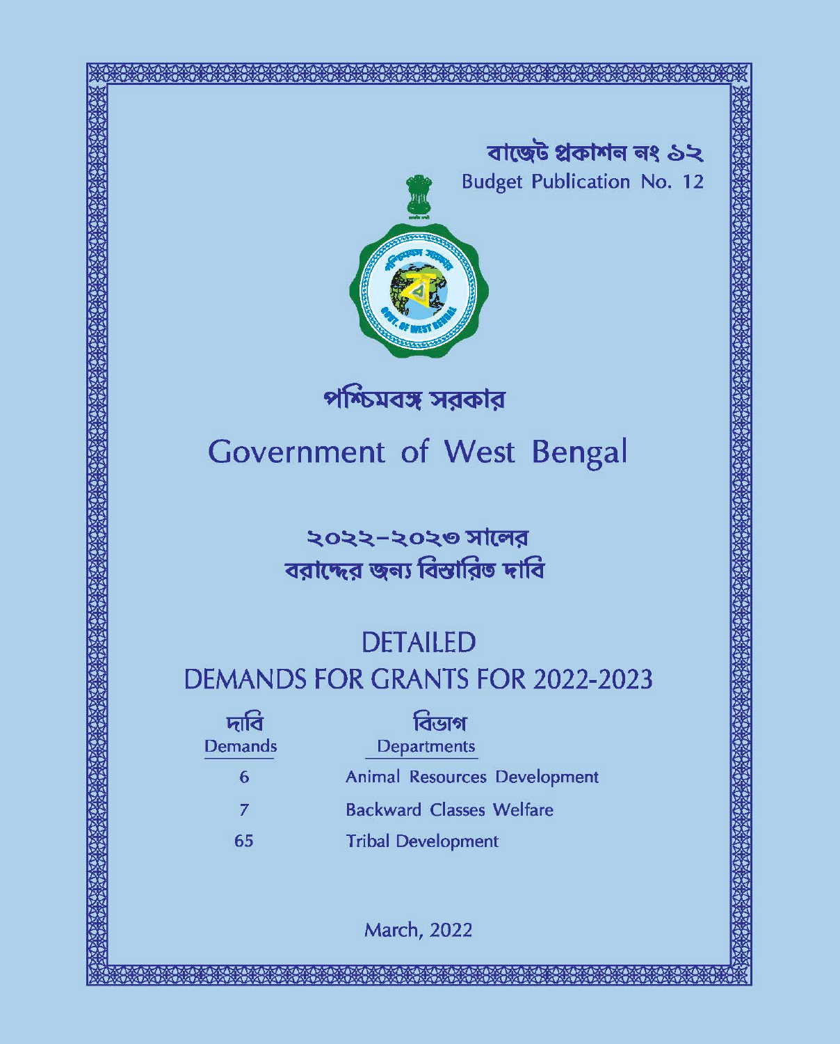বাজেট প্রকাশন নং ১২

Budget Publication No. 12

# পশ্চিমবঙ্গ সরকার

# Government of West Bengal

## ২০২২–২০২৩ সালের বরাদ্দের জন্য বিস্তারিত দাবি

## DETAILED DEMANDS FOR GRANTS FOR 2022-2023

| দাবি Demands | বিভাগ Departments |
|---|---|
| 6 | Animal Resources Development |
| 7 | Backward Classes Welfare |
| 65 | Tribal Development |

March, 2022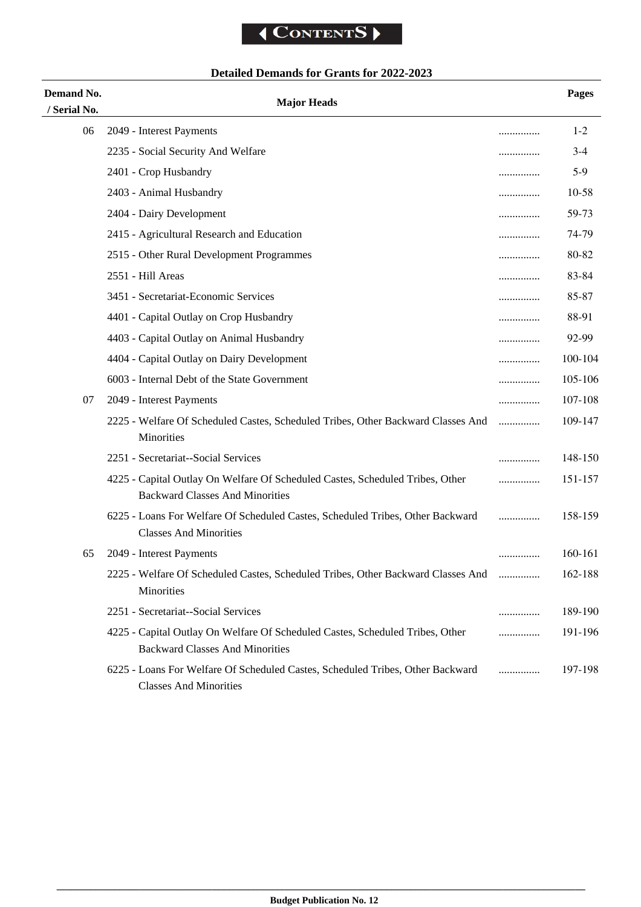# Contents

## Detailed Demands for Grants for 2022-2023

| Demand No. / Serial No. | Major Heads | | Pages |
|---|---|---|---|
| 06 | 2049 - Interest Payments | ............... | 1-2 |
| | 2235 - Social Security And Welfare | ............... | 3-4 |
| | 2401 - Crop Husbandry | ............... | 5-9 |
| | 2403 - Animal Husbandry | ............... | 10-58 |
| | 2404 - Dairy Development | ............... | 59-73 |
| | 2415 - Agricultural Research and Education | ............... | 74-79 |
| | 2515 - Other Rural Development Programmes | ............... | 80-82 |
| | 2551 - Hill Areas | ............... | 83-84 |
| | 3451 - Secretariat-Economic Services | ............... | 85-87 |
| | 4401 - Capital Outlay on Crop Husbandry | ............... | 88-91 |
| | 4403 - Capital Outlay on Animal Husbandry | ............... | 92-99 |
| | 4404 - Capital Outlay on Dairy Development | ............... | 100-104 |
| | 6003 - Internal Debt of the State Government | ............... | 105-106 |
| 07 | 2049 - Interest Payments | ............... | 107-108 |
| | 2225 - Welfare Of Scheduled Castes, Scheduled Tribes, Other Backward Classes And Minorities | ............... | 109-147 |
| | 2251 - Secretariat--Social Services | ............... | 148-150 |
| | 4225 - Capital Outlay On Welfare Of Scheduled Castes, Scheduled Tribes, Other Backward Classes And Minorities | ............... | 151-157 |
| | 6225 - Loans For Welfare Of Scheduled Castes, Scheduled Tribes, Other Backward Classes And Minorities | ............... | 158-159 |
| 65 | 2049 - Interest Payments | ............... | 160-161 |
| | 2225 - Welfare Of Scheduled Castes, Scheduled Tribes, Other Backward Classes And Minorities | ............... | 162-188 |
| | 2251 - Secretariat--Social Services | ............... | 189-190 |
| | 4225 - Capital Outlay On Welfare Of Scheduled Castes, Scheduled Tribes, Other Backward Classes And Minorities | ............... | 191-196 |
| | 6225 - Loans For Welfare Of Scheduled Castes, Scheduled Tribes, Other Backward Classes And Minorities | ............... | 197-198 |

Budget Publication No. 12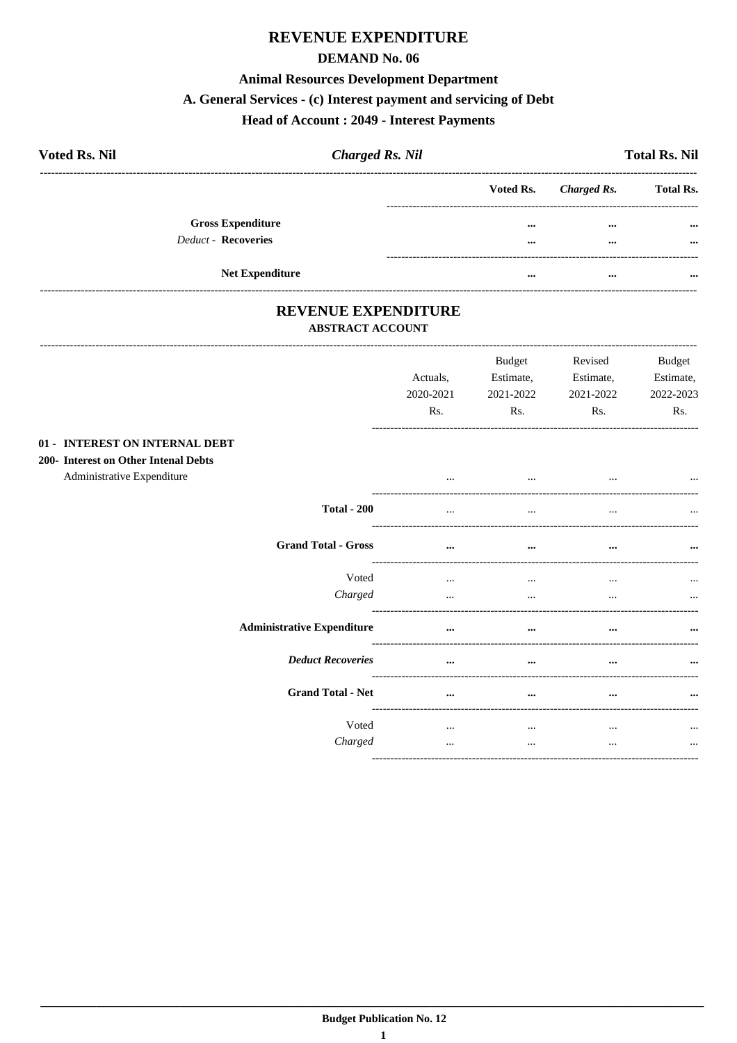# REVENUE EXPENDITURE

## DEMAND No. 06

### Animal Resources Development Department

### A. General Services - (c) Interest payment and servicing of Debt

### Head of Account : 2049 - Interest Payments

| Voted Rs. Nil | *Charged Rs. Nil* | Total Rs. Nil |
|---|---|---|

| | Voted Rs. | *Charged Rs.* | Total Rs. |
|---|---|---|---|
| **Gross Expenditure** | ... | ... | ... |
| *Deduct* - **Recoveries** | ... | ... | ... |
| **Net Expenditure** | ... | ... | ... |

## REVENUE EXPENDITURE

### ABSTRACT ACCOUNT

| | Actuals, 2020-2021 Rs. | Budget Estimate, 2021-2022 Rs. | Revised Estimate, 2021-2022 Rs. | Budget Estimate, 2022-2023 Rs. |
|---|---|---|---|---|
| **01 - INTEREST ON INTERNAL DEBT** | | | | |
| **200- Interest on Other Intenal Debts** | | | | |
| Administrative Expenditure | ... | ... | ... | ... |
| **Total - 200** | ... | ... | ... | ... |
| **Grand Total - Gross** | ... | ... | ... | ... |
| Voted | ... | ... | ... | ... |
| *Charged* | ... | ... | ... | ... |
| **Administrative Expenditure** | ... | ... | ... | ... |
| ***Deduct Recoveries*** | ... | ... | ... | ... |
| **Grand Total - Net** | ... | ... | ... | ... |
| Voted | ... | ... | ... | ... |
| *Charged* | ... | ... | ... | ... |

**Budget Publication No. 12**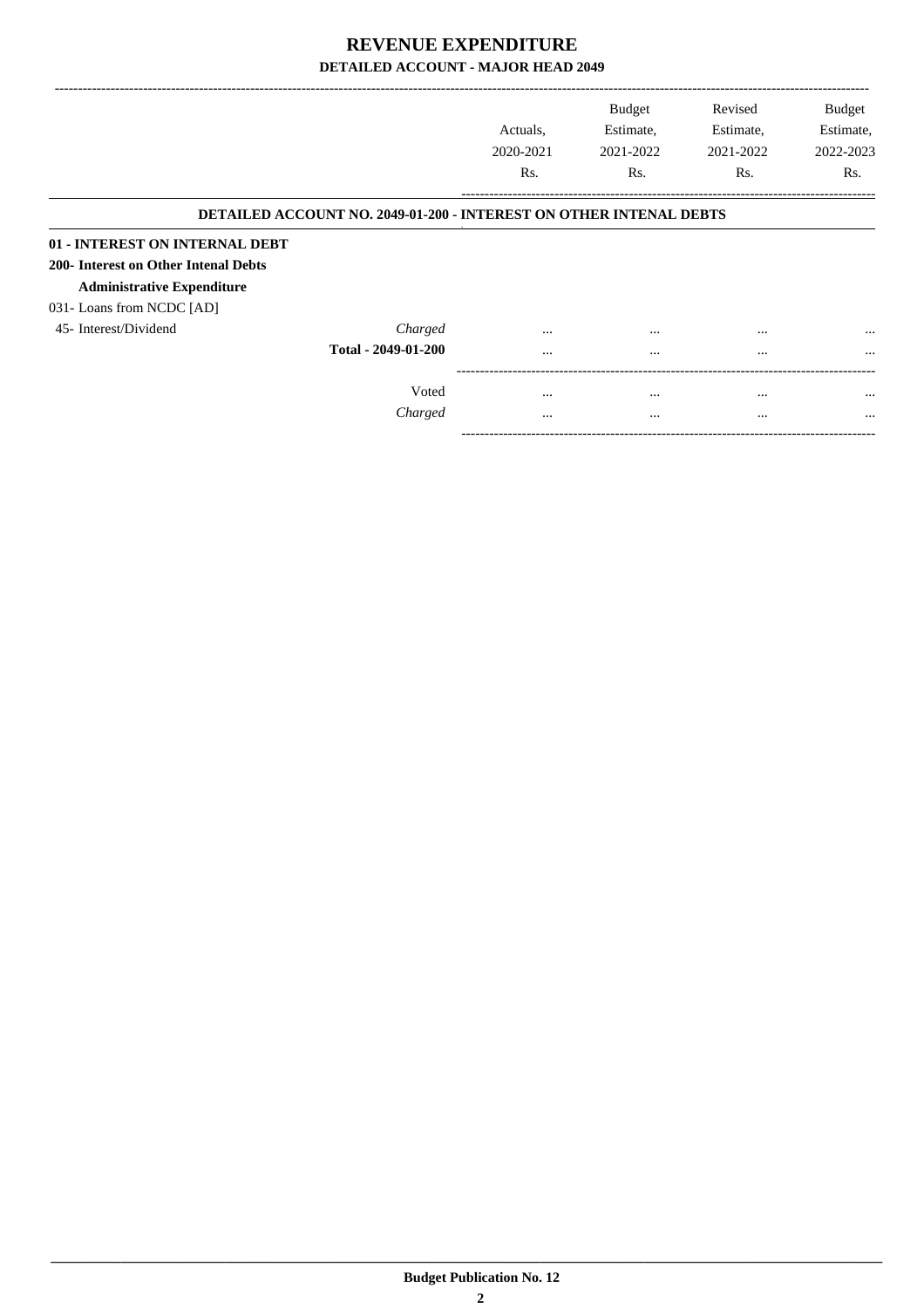# REVENUE EXPENDITURE

## DETAILED ACCOUNT - MAJOR HEAD 2049

| | | Actuals, 2020-2021 Rs. | Budget Estimate, 2021-2022 Rs. | Revised Estimate, 2021-2022 Rs. | Budget Estimate, 2022-2023 Rs. |
|---|---|---|---|---|---|
| **DETAILED ACCOUNT NO. 2049-01-200 - INTEREST ON OTHER INTENAL DEBTS** | | | | | |
| **01 - INTEREST ON INTERNAL DEBT** | | | | | |
| **200- Interest on Other Intenal Debts** | | | | | |
| **Administrative Expenditure** | | | | | |
| 031- Loans from NCDC [AD] | | | | | |
| 45- Interest/Dividend | *Charged* | ... | ... | ... | ... |
| | **Total - 2049-01-200** | ... | ... | ... | ... |
| | Voted | ... | ... | ... | ... |
| | *Charged* | ... | ... | ... | ... |

**Budget Publication No. 12**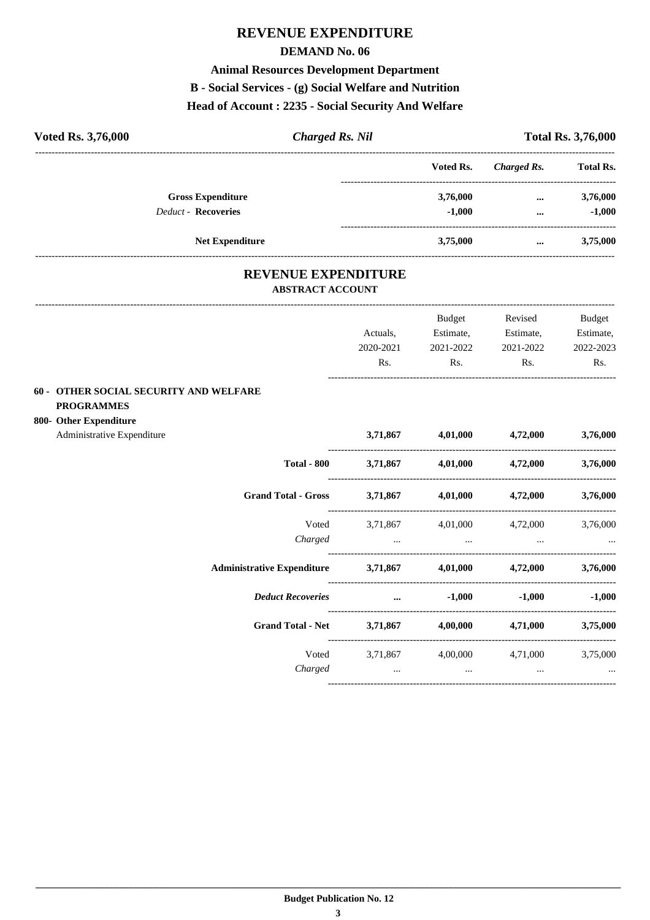# REVENUE EXPENDITURE

## DEMAND No. 06

### Animal Resources Development Department

### B - Social Services - (g) Social Welfare and Nutrition

### Head of Account : 2235 - Social Security And Welfare

**Voted Rs. 3,76,000** | ***Charged Rs. Nil*** | **Total Rs. 3,76,000**

| | Voted Rs. | *Charged Rs.* | Total Rs. |
|---|---|---|---|
| **Gross Expenditure** | **3,76,000** | **...** | **3,76,000** |
| *Deduct* - **Recoveries** | **-1,000** | **...** | **-1,000** |
| **Net Expenditure** | **3,75,000** | **...** | **3,75,000** |

## REVENUE EXPENDITURE

### ABSTRACT ACCOUNT

| | Actuals, 2020-2021 Rs. | Budget Estimate, 2021-2022 Rs. | Revised Estimate, 2021-2022 Rs. | Budget Estimate, 2022-2023 Rs. |
|---|---|---|---|---|
| **60 - OTHER SOCIAL SECURITY AND WELFARE PROGRAMMES** | | | | |
| **800- Other Expenditure** | | | | |
| Administrative Expenditure | **3,71,867** | **4,01,000** | **4,72,000** | **3,76,000** |
| **Total - 800** | **3,71,867** | **4,01,000** | **4,72,000** | **3,76,000** |
| **Grand Total - Gross** | **3,71,867** | **4,01,000** | **4,72,000** | **3,76,000** |
| Voted | 3,71,867 | 4,01,000 | 4,72,000 | 3,76,000 |
| *Charged* | ... | ... | ... | ... |
| **Administrative Expenditure** | **3,71,867** | **4,01,000** | **4,72,000** | **3,76,000** |
| ***Deduct Recoveries*** | **...** | **-1,000** | **-1,000** | **-1,000** |
| **Grand Total - Net** | **3,71,867** | **4,00,000** | **4,71,000** | **3,75,000** |
| Voted | 3,71,867 | 4,00,000 | 4,71,000 | 3,75,000 |
| *Charged* | ... | ... | ... | ... |

**Budget Publication No. 12**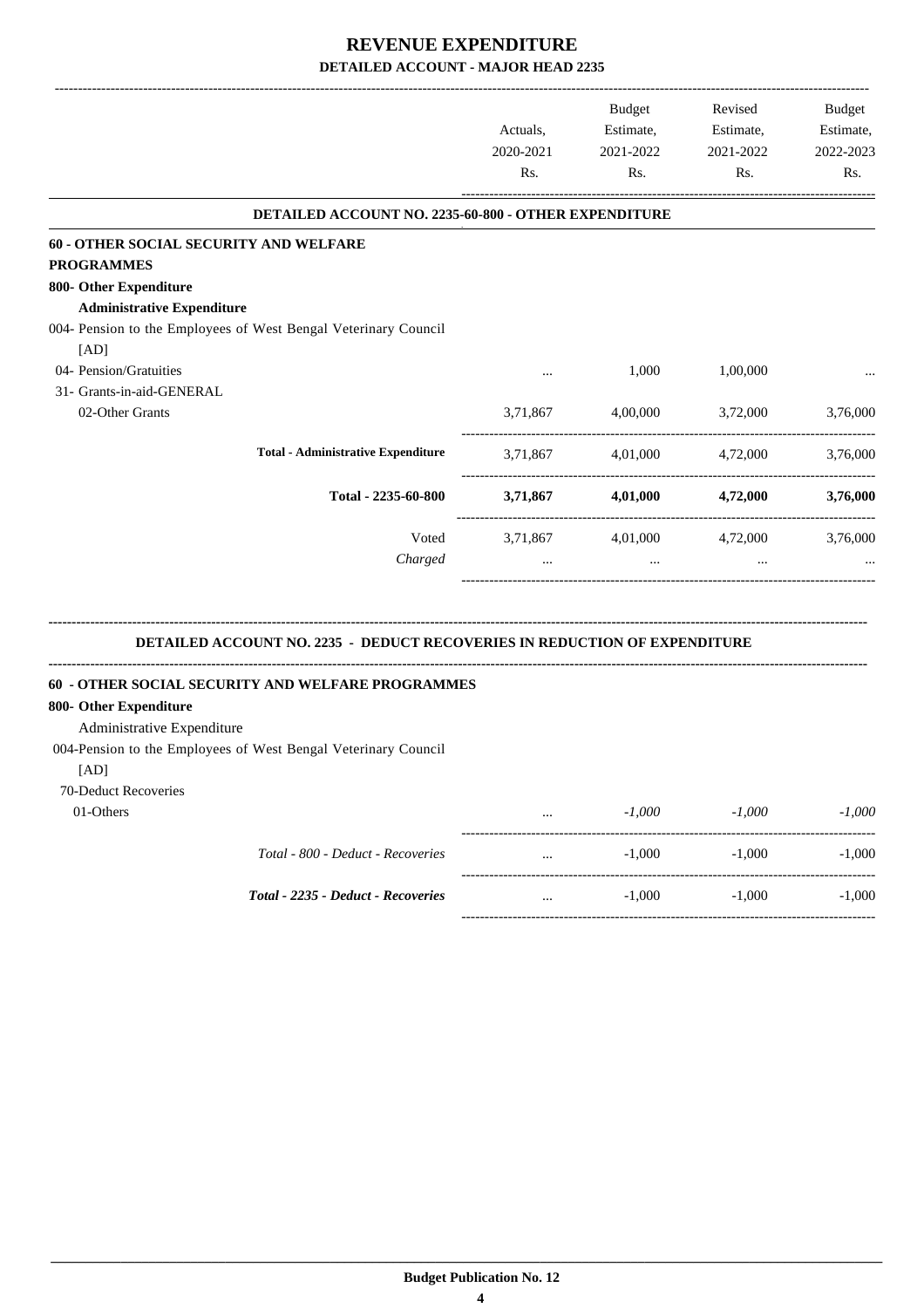# REVENUE EXPENDITURE

## DETAILED ACCOUNT - MAJOR HEAD 2235

| | Actuals, 2020-2021 Rs. | Budget Estimate, 2021-2022 Rs. | Revised Estimate, 2021-2022 Rs. | Budget Estimate, 2022-2023 Rs. |
|---|---|---|---|---|
| **DETAILED ACCOUNT NO. 2235-60-800 - OTHER EXPENDITURE** | | | | |
| **60 - OTHER SOCIAL SECURITY AND WELFARE PROGRAMMES** | | | | |
| **800- Other Expenditure** | | | | |
| **Administrative Expenditure** | | | | |
| 004- Pension to the Employees of West Bengal Veterinary Council [AD] | | | | |
| 04- Pension/Gratuities | ... | 1,000 | 1,00,000 | ... |
| 31- Grants-in-aid-GENERAL | | | | |
| 02-Other Grants | 3,71,867 | 4,00,000 | 3,72,000 | 3,76,000 |
| **Total - Administrative Expenditure** | 3,71,867 | 4,01,000 | 4,72,000 | 3,76,000 |
| **Total - 2235-60-800** | **3,71,867** | **4,01,000** | **4,72,000** | **3,76,000** |
| Voted | 3,71,867 | 4,01,000 | 4,72,000 | 3,76,000 |
| *Charged* | ... | ... | ... | ... |

### DETAILED ACCOUNT NO. 2235 - DEDUCT RECOVERIES IN REDUCTION OF EXPENDITURE

| | Actuals, 2020-2021 Rs. | Budget Estimate, 2021-2022 Rs. | Revised Estimate, 2021-2022 Rs. | Budget Estimate, 2022-2023 Rs. |
|---|---|---|---|---|
| **60 - OTHER SOCIAL SECURITY AND WELFARE PROGRAMMES** | | | | |
| **800- Other Expenditure** | | | | |
| Administrative Expenditure | | | | |
| 004-Pension to the Employees of West Bengal Veterinary Council [AD] | | | | |
| 70-Deduct Recoveries | | | | |
| 01-Others | ... | *-1,000* | *-1,000* | *-1,000* |
| *Total - 800 - Deduct - Recoveries* | ... | -1,000 | -1,000 | -1,000 |
| ***Total - 2235 - Deduct - Recoveries*** | ... | -1,000 | -1,000 | -1,000 |

**Budget Publication No. 12**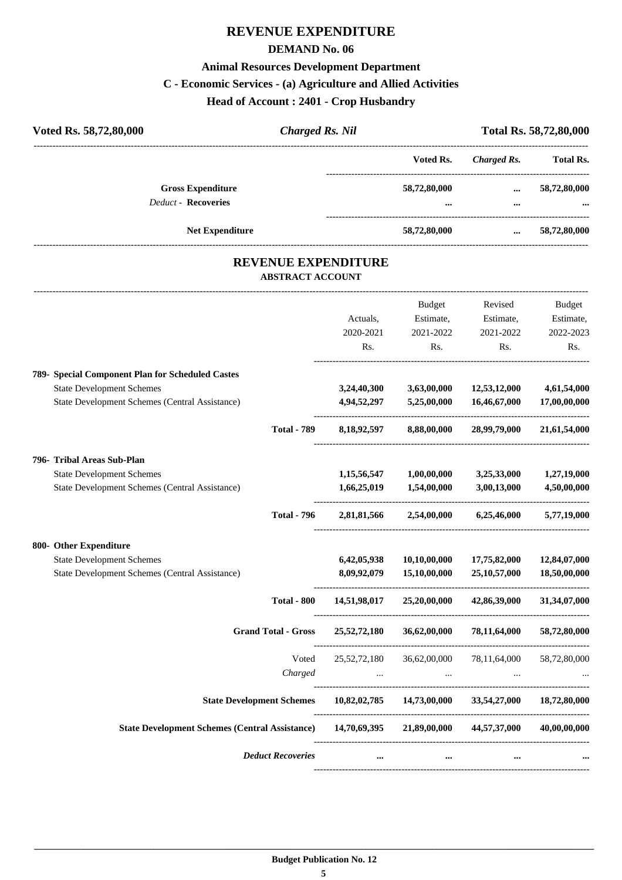# REVENUE EXPENDITURE

## DEMAND No. 06

### Animal Resources Development Department

### C - Economic Services - (a) Agriculture and Allied Activities

### Head of Account : 2401 - Crop Husbandry

| Voted Rs. 58,72,80,000 | *Charged Rs. Nil* | Total Rs. 58,72,80,000 |
|---|---|---|

| | Voted Rs. | *Charged Rs.* | Total Rs. |
|---|---|---|---|
| **Gross Expenditure** | **58,72,80,000** | **...** | **58,72,80,000** |
| *Deduct* - **Recoveries** | **...** | **...** | **...** |
| **Net Expenditure** | **58,72,80,000** | **...** | **58,72,80,000** |

## REVENUE EXPENDITURE

### ABSTRACT ACCOUNT

| | Actuals, 2020-2021 Rs. | Budget Estimate, 2021-2022 Rs. | Revised Estimate, 2021-2022 Rs. | Budget Estimate, 2022-2023 Rs. |
|---|---|---|---|---|
| **789- Special Component Plan for Scheduled Castes** | | | | |
| State Development Schemes | **3,24,40,300** | **3,63,00,000** | **12,53,12,000** | **4,61,54,000** |
| State Development Schemes (Central Assistance) | **4,94,52,297** | **5,25,00,000** | **16,46,67,000** | **17,00,00,000** |
| **Total - 789** | **8,18,92,597** | **8,88,00,000** | **28,99,79,000** | **21,61,54,000** |
| **796- Tribal Areas Sub-Plan** | | | | |
| State Development Schemes | **1,15,56,547** | **1,00,00,000** | **3,25,33,000** | **1,27,19,000** |
| State Development Schemes (Central Assistance) | **1,66,25,019** | **1,54,00,000** | **3,00,13,000** | **4,50,00,000** |
| **Total - 796** | **2,81,81,566** | **2,54,00,000** | **6,25,46,000** | **5,77,19,000** |
| **800- Other Expenditure** | | | | |
| State Development Schemes | **6,42,05,938** | **10,10,00,000** | **17,75,82,000** | **12,84,07,000** |
| State Development Schemes (Central Assistance) | **8,09,92,079** | **15,10,00,000** | **25,10,57,000** | **18,50,00,000** |
| **Total - 800** | **14,51,98,017** | **25,20,00,000** | **42,86,39,000** | **31,34,07,000** |
| **Grand Total - Gross** | **25,52,72,180** | **36,62,00,000** | **78,11,64,000** | **58,72,80,000** |
| Voted | 25,52,72,180 | 36,62,00,000 | 78,11,64,000 | 58,72,80,000 |
| *Charged* | ... | ... | ... | ... |
| **State Development Schemes** | **10,82,02,785** | **14,73,00,000** | **33,54,27,000** | **18,72,80,000** |
| **State Development Schemes (Central Assistance)** | **14,70,69,395** | **21,89,00,000** | **44,57,37,000** | **40,00,00,000** |
| ***Deduct Recoveries*** | **...** | **...** | **...** | **...** |

**Budget Publication No. 12**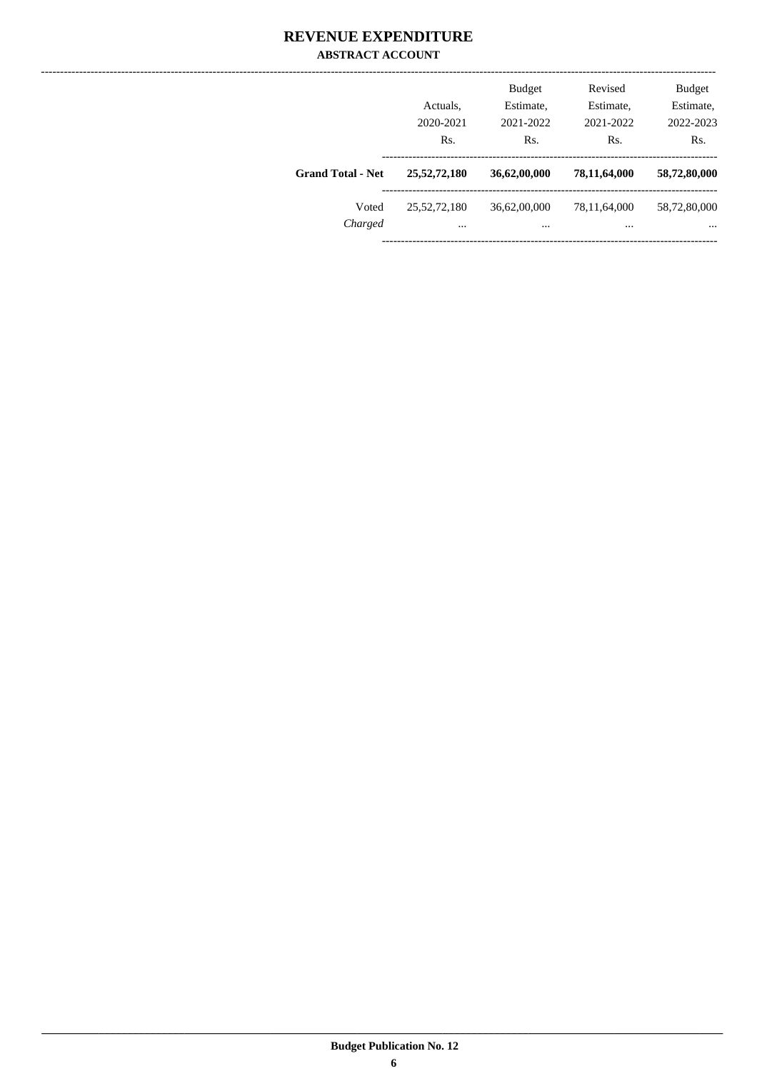# REVENUE EXPENDITURE

## ABSTRACT ACCOUNT

| | Actuals, 2020-2021 Rs. | Budget Estimate, 2021-2022 Rs. | Revised Estimate, 2021-2022 Rs. | Budget Estimate, 2022-2023 Rs. |
|---|---|---|---|---|
| **Grand Total - Net** | **25,52,72,180** | **36,62,00,000** | **78,11,64,000** | **58,72,80,000** |
| Voted | 25,52,72,180 | 36,62,00,000 | 78,11,64,000 | 58,72,80,000 |
| *Charged* | ... | ... | ... | ... |

**Budget Publication No. 12**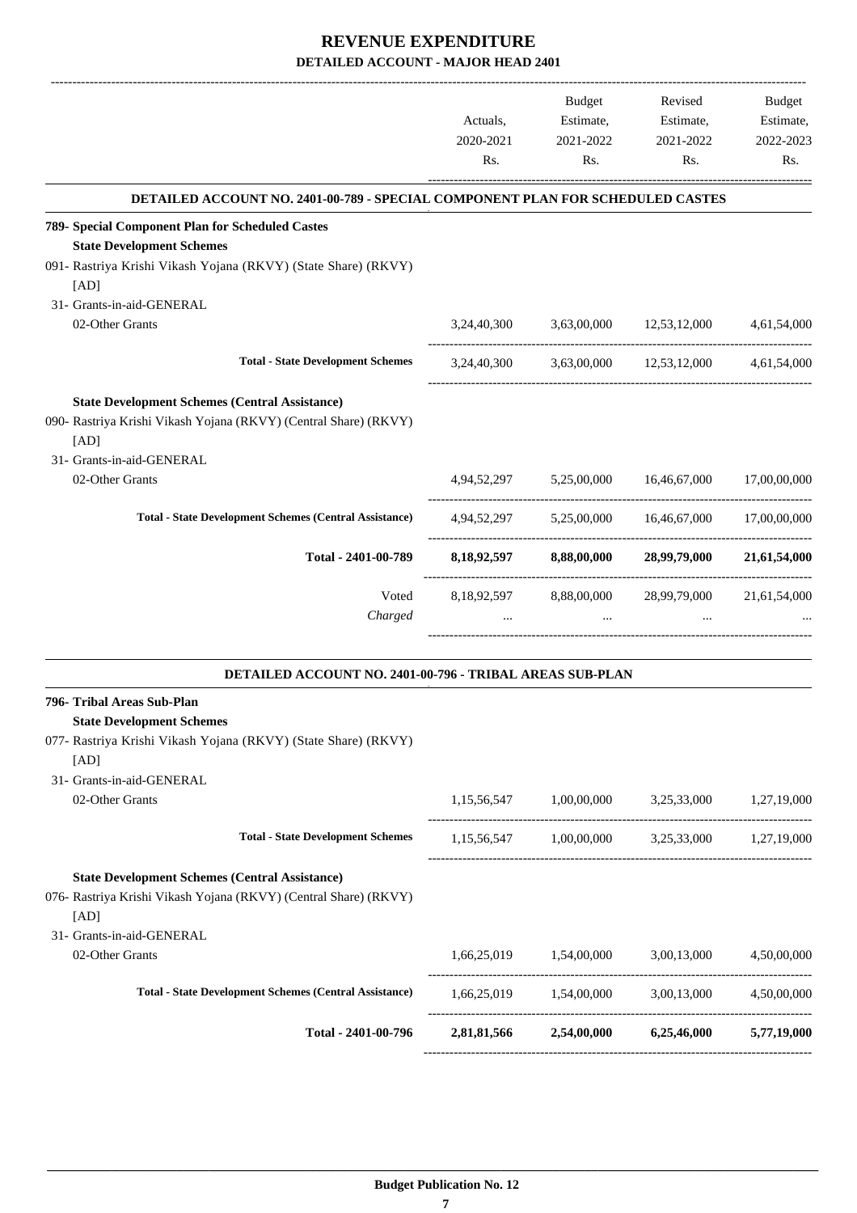# REVENUE EXPENDITURE

## DETAILED ACCOUNT - MAJOR HEAD 2401

| | Actuals, 2020-2021 Rs. | Budget Estimate, 2021-2022 Rs. | Revised Estimate, 2021-2022 Rs. | Budget Estimate, 2022-2023 Rs. |
|---|---|---|---|---|
| **DETAILED ACCOUNT NO. 2401-00-789 - SPECIAL COMPONENT PLAN FOR SCHEDULED CASTES** | | | | |
| **789- Special Component Plan for Scheduled Castes** | | | | |
| **State Development Schemes** | | | | |
| 091- Rastriya Krishi Vikash Yojana (RKVY) (State Share) (RKVY) [AD] | | | | |
| 31- Grants-in-aid-GENERAL | | | | |
| 02-Other Grants | 3,24,40,300 | 3,63,00,000 | 12,53,12,000 | 4,61,54,000 |
| **Total - State Development Schemes** | 3,24,40,300 | 3,63,00,000 | 12,53,12,000 | 4,61,54,000 |
| **State Development Schemes (Central Assistance)** | | | | |
| 090- Rastriya Krishi Vikash Yojana (RKVY) (Central Share) (RKVY) [AD] | | | | |
| 31- Grants-in-aid-GENERAL | | | | |
| 02-Other Grants | 4,94,52,297 | 5,25,00,000 | 16,46,67,000 | 17,00,00,000 |
| **Total - State Development Schemes (Central Assistance)** | 4,94,52,297 | 5,25,00,000 | 16,46,67,000 | 17,00,00,000 |
| **Total - 2401-00-789** | **8,18,92,597** | **8,88,00,000** | **28,99,79,000** | **21,61,54,000** |
| Voted | 8,18,92,597 | 8,88,00,000 | 28,99,79,000 | 21,61,54,000 |
| *Charged* | ... | ... | ... | ... |

| | Actuals, 2020-2021 Rs. | Budget Estimate, 2021-2022 Rs. | Revised Estimate, 2021-2022 Rs. | Budget Estimate, 2022-2023 Rs. |
|---|---|---|---|---|
| **DETAILED ACCOUNT NO. 2401-00-796 - TRIBAL AREAS SUB-PLAN** | | | | |
| **796- Tribal Areas Sub-Plan** | | | | |
| **State Development Schemes** | | | | |
| 077- Rastriya Krishi Vikash Yojana (RKVY) (State Share) (RKVY) [AD] | | | | |
| 31- Grants-in-aid-GENERAL | | | | |
| 02-Other Grants | 1,15,56,547 | 1,00,00,000 | 3,25,33,000 | 1,27,19,000 |
| **Total - State Development Schemes** | 1,15,56,547 | 1,00,00,000 | 3,25,33,000 | 1,27,19,000 |
| **State Development Schemes (Central Assistance)** | | | | |
| 076- Rastriya Krishi Vikash Yojana (RKVY) (Central Share) (RKVY) [AD] | | | | |
| 31- Grants-in-aid-GENERAL | | | | |
| 02-Other Grants | 1,66,25,019 | 1,54,00,000 | 3,00,13,000 | 4,50,00,000 |
| **Total - State Development Schemes (Central Assistance)** | 1,66,25,019 | 1,54,00,000 | 3,00,13,000 | 4,50,00,000 |
| **Total - 2401-00-796** | **2,81,81,566** | **2,54,00,000** | **6,25,46,000** | **5,77,19,000** |

**Budget Publication No. 12**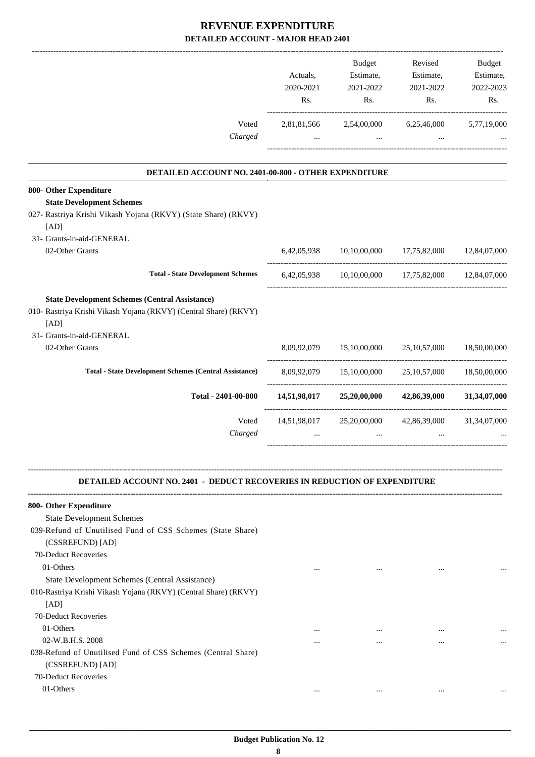# REVENUE EXPENDITURE

## DETAILED ACCOUNT - MAJOR HEAD 2401

| | Actuals, 2020-2021 Rs. | Budget Estimate, 2021-2022 Rs. | Revised Estimate, 2021-2022 Rs. | Budget Estimate, 2022-2023 Rs. |
|---|---|---|---|---|
| Voted | 2,81,81,566 | 2,54,00,000 | 6,25,46,000 | 5,77,19,000 |
| *Charged* | ... | ... | ... | ... |

### DETAILED ACCOUNT NO. 2401-00-800 - OTHER EXPENDITURE

| | Actuals, 2020-2021 Rs. | Budget Estimate, 2021-2022 Rs. | Revised Estimate, 2021-2022 Rs. | Budget Estimate, 2022-2023 Rs. |
|---|---|---|---|---|
| **800- Other Expenditure** | | | | |
| **State Development Schemes** | | | | |
| 027- Rastriya Krishi Vikash Yojana (RKVY) (State Share) (RKVY) [AD] | | | | |
| 31- Grants-in-aid-GENERAL | | | | |
| 02-Other Grants | 6,42,05,938 | 10,10,00,000 | 17,75,82,000 | 12,84,07,000 |
| **Total - State Development Schemes** | 6,42,05,938 | 10,10,00,000 | 17,75,82,000 | 12,84,07,000 |
| **State Development Schemes (Central Assistance)** | | | | |
| 010- Rastriya Krishi Vikash Yojana (RKVY) (Central Share) (RKVY) [AD] | | | | |
| 31- Grants-in-aid-GENERAL | | | | |
| 02-Other Grants | 8,09,92,079 | 15,10,00,000 | 25,10,57,000 | 18,50,00,000 |
| **Total - State Development Schemes (Central Assistance)** | 8,09,92,079 | 15,10,00,000 | 25,10,57,000 | 18,50,00,000 |
| **Total - 2401-00-800** | **14,51,98,017** | **25,20,00,000** | **42,86,39,000** | **31,34,07,000** |
| Voted | 14,51,98,017 | 25,20,00,000 | 42,86,39,000 | 31,34,07,000 |
| *Charged* | ... | ... | ... | ... |

### DETAILED ACCOUNT NO. 2401 - DEDUCT RECOVERIES IN REDUCTION OF EXPENDITURE

| | Actuals, 2020-2021 Rs. | Budget Estimate, 2021-2022 Rs. | Revised Estimate, 2021-2022 Rs. | Budget Estimate, 2022-2023 Rs. |
|---|---|---|---|---|
| **800- Other Expenditure** | | | | |
| State Development Schemes | | | | |
| 039-Refund of Unutilised Fund of CSS Schemes (State Share) (CSSREFUND) [AD] | | | | |
| 70-Deduct Recoveries | | | | |
| 01-Others | ... | ... | ... | ... |
| State Development Schemes (Central Assistance) | | | | |
| 010-Rastriya Krishi Vikash Yojana (RKVY) (Central Share) (RKVY) [AD] | | | | |
| 70-Deduct Recoveries | | | | |
| 01-Others | ... | ... | ... | ... |
| 02-W.B.H.S. 2008 | ... | ... | ... | ... |
| 038-Refund of Unutilised Fund of CSS Schemes (Central Share) (CSSREFUND) [AD] | | | | |
| 70-Deduct Recoveries | | | | |
| 01-Others | ... | ... | ... | ... |

**Budget Publication No. 12**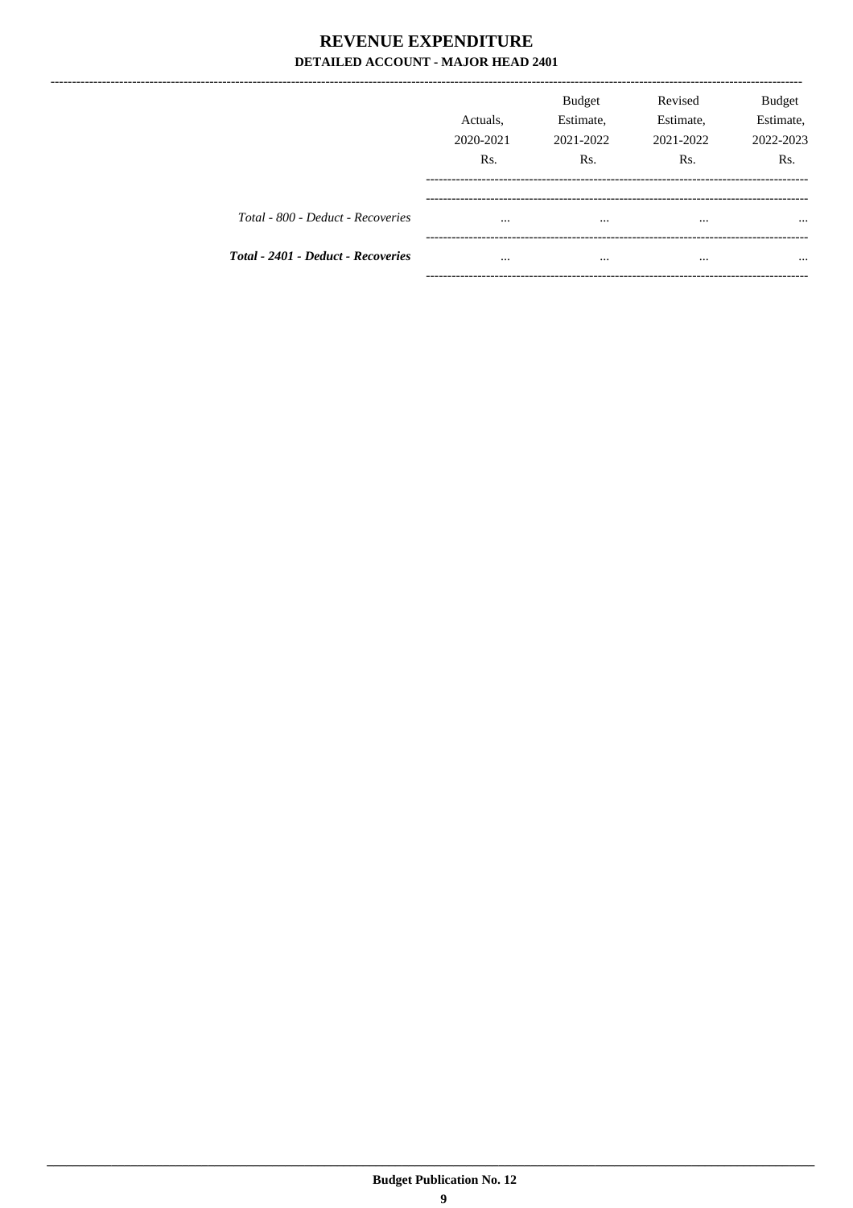# REVENUE EXPENDITURE

## DETAILED ACCOUNT - MAJOR HEAD 2401

| | Actuals, 2020-2021 Rs. | Budget Estimate, 2021-2022 Rs. | Revised Estimate, 2021-2022 Rs. | Budget Estimate, 2022-2023 Rs. |
|---|---|---|---|---|
| *Total - 800 - Deduct - Recoveries* | ... | ... | ... | ... |
| ***Total - 2401 - Deduct - Recoveries*** | ... | ... | ... | ... |

**Budget Publication No. 12**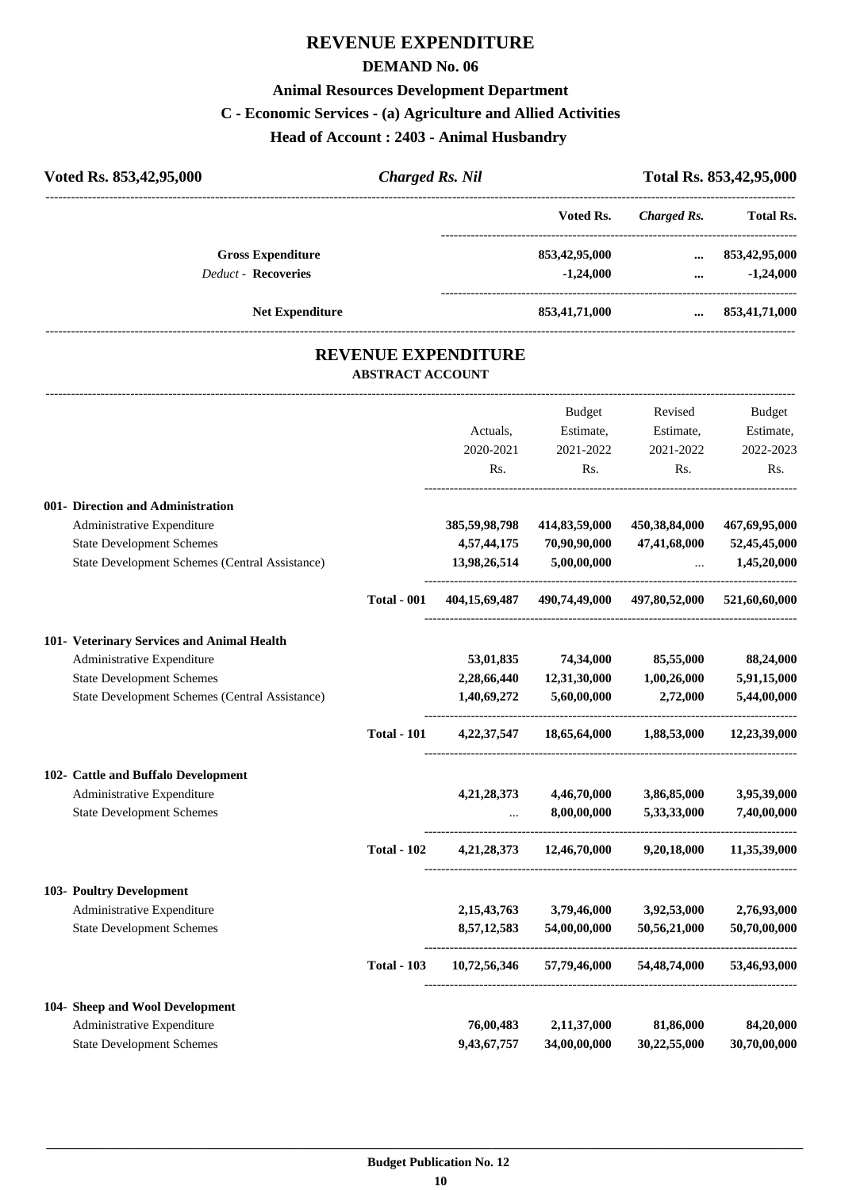# REVENUE EXPENDITURE

## DEMAND No. 06

### Animal Resources Development Department

### C - Economic Services - (a) Agriculture and Allied Activities

### Head of Account : 2403 - Animal Husbandry

| Voted Rs. 853,42,95,000 | *Charged Rs. Nil* | Total Rs. 853,42,95,000 |
|---|---|---|

| | Voted Rs. | *Charged Rs.* | Total Rs. |
|---|---|---|---|
| **Gross Expenditure** | 853,42,95,000 | ... | 853,42,95,000 |
| *Deduct* - **Recoveries** | -1,24,000 | ... | -1,24,000 |
| **Net Expenditure** | 853,41,71,000 | ... | 853,41,71,000 |

## REVENUE EXPENDITURE

### ABSTRACT ACCOUNT

| | | Actuals, 2020-2021 Rs. | Budget Estimate, 2021-2022 Rs. | Revised Estimate, 2021-2022 Rs. | Budget Estimate, 2022-2023 Rs. |
|---|---|---|---|---|---|
| **001- Direction and Administration** | | | | | |
| Administrative Expenditure | | 385,59,98,798 | 414,83,59,000 | 450,38,84,000 | 467,69,95,000 |
| State Development Schemes | | 4,57,44,175 | 70,90,90,000 | 47,41,68,000 | 52,45,45,000 |
| State Development Schemes (Central Assistance) | | 13,98,26,514 | 5,00,00,000 | ... | 1,45,20,000 |
| | **Total - 001** | 404,15,69,487 | 490,74,49,000 | 497,80,52,000 | 521,60,60,000 |
| **101- Veterinary Services and Animal Health** | | | | | |
| Administrative Expenditure | | 53,01,835 | 74,34,000 | 85,55,000 | 88,24,000 |
| State Development Schemes | | 2,28,66,440 | 12,31,30,000 | 1,00,26,000 | 5,91,15,000 |
| State Development Schemes (Central Assistance) | | 1,40,69,272 | 5,60,00,000 | 2,72,000 | 5,44,00,000 |
| | **Total - 101** | 4,22,37,547 | 18,65,64,000 | 1,88,53,000 | 12,23,39,000 |
| **102- Cattle and Buffalo Development** | | | | | |
| Administrative Expenditure | | 4,21,28,373 | 4,46,70,000 | 3,86,85,000 | 3,95,39,000 |
| State Development Schemes | | ... | 8,00,00,000 | 5,33,33,000 | 7,40,00,000 |
| | **Total - 102** | 4,21,28,373 | 12,46,70,000 | 9,20,18,000 | 11,35,39,000 |
| **103- Poultry Development** | | | | | |
| Administrative Expenditure | | 2,15,43,763 | 3,79,46,000 | 3,92,53,000 | 2,76,93,000 |
| State Development Schemes | | 8,57,12,583 | 54,00,00,000 | 50,56,21,000 | 50,70,00,000 |
| | **Total - 103** | 10,72,56,346 | 57,79,46,000 | 54,48,74,000 | 53,46,93,000 |
| **104- Sheep and Wool Development** | | | | | |
| Administrative Expenditure | | 76,00,483 | 2,11,37,000 | 81,86,000 | 84,20,000 |
| State Development Schemes | | 9,43,67,757 | 34,00,00,000 | 30,22,55,000 | 30,70,00,000 |

Budget Publication No. 12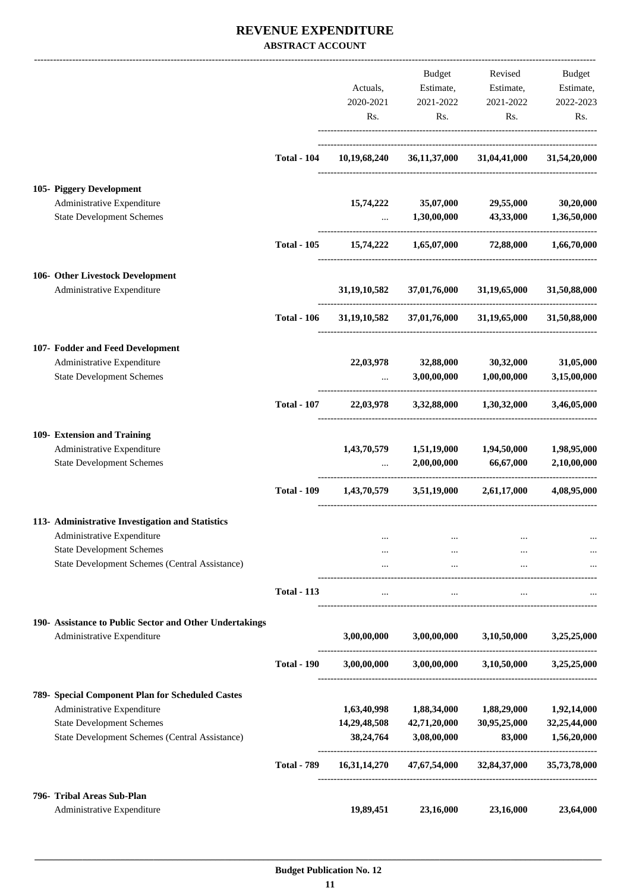# REVENUE EXPENDITURE

## ABSTRACT ACCOUNT

| | | Actuals, 2020-2021 Rs. | Budget Estimate, 2021-2022 Rs. | Revised Estimate, 2021-2022 Rs. | Budget Estimate, 2022-2023 Rs. |
|---|---|---|---|---|---|
| | **Total - 104** | **10,19,68,240** | **36,11,37,000** | **31,04,41,000** | **31,54,20,000** |
| **105- Piggery Development** | | | | | |
| Administrative Expenditure | | **15,74,222** | **35,07,000** | **29,55,000** | **30,20,000** |
| State Development Schemes | | ... | **1,30,00,000** | **43,33,000** | **1,36,50,000** |
| | **Total - 105** | **15,74,222** | **1,65,07,000** | **72,88,000** | **1,66,70,000** |
| **106- Other Livestock Development** | | | | | |
| Administrative Expenditure | | **31,19,10,582** | **37,01,76,000** | **31,19,65,000** | **31,50,88,000** |
| | **Total - 106** | **31,19,10,582** | **37,01,76,000** | **31,19,65,000** | **31,50,88,000** |
| **107- Fodder and Feed Development** | | | | | |
| Administrative Expenditure | | **22,03,978** | **32,88,000** | **30,32,000** | **31,05,000** |
| State Development Schemes | | ... | **3,00,00,000** | **1,00,00,000** | **3,15,00,000** |
| | **Total - 107** | **22,03,978** | **3,32,88,000** | **1,30,32,000** | **3,46,05,000** |
| **109- Extension and Training** | | | | | |
| Administrative Expenditure | | **1,43,70,579** | **1,51,19,000** | **1,94,50,000** | **1,98,95,000** |
| State Development Schemes | | ... | **2,00,00,000** | **66,67,000** | **2,10,00,000** |
| | **Total - 109** | **1,43,70,579** | **3,51,19,000** | **2,61,17,000** | **4,08,95,000** |
| **113- Administrative Investigation and Statistics** | | | | | |
| Administrative Expenditure | | ... | ... | ... | ... |
| State Development Schemes | | ... | ... | ... | ... |
| State Development Schemes (Central Assistance) | | ... | ... | ... | ... |
| | **Total - 113** | ... | ... | ... | ... |
| **190- Assistance to Public Sector and Other Undertakings** | | | | | |
| Administrative Expenditure | | **3,00,00,000** | **3,00,00,000** | **3,10,50,000** | **3,25,25,000** |
| | **Total - 190** | **3,00,00,000** | **3,00,00,000** | **3,10,50,000** | **3,25,25,000** |
| **789- Special Component Plan for Scheduled Castes** | | | | | |
| Administrative Expenditure | | **1,63,40,998** | **1,88,34,000** | **1,88,29,000** | **1,92,14,000** |
| State Development Schemes | | **14,29,48,508** | **42,71,20,000** | **30,95,25,000** | **32,25,44,000** |
| State Development Schemes (Central Assistance) | | **38,24,764** | **3,08,00,000** | **83,000** | **1,56,20,000** |
| | **Total - 789** | **16,31,14,270** | **47,67,54,000** | **32,84,37,000** | **35,73,78,000** |
| **796- Tribal Areas Sub-Plan** | | | | | |
| Administrative Expenditure | | **19,89,451** | **23,16,000** | **23,16,000** | **23,64,000** |

**Budget Publication No. 12**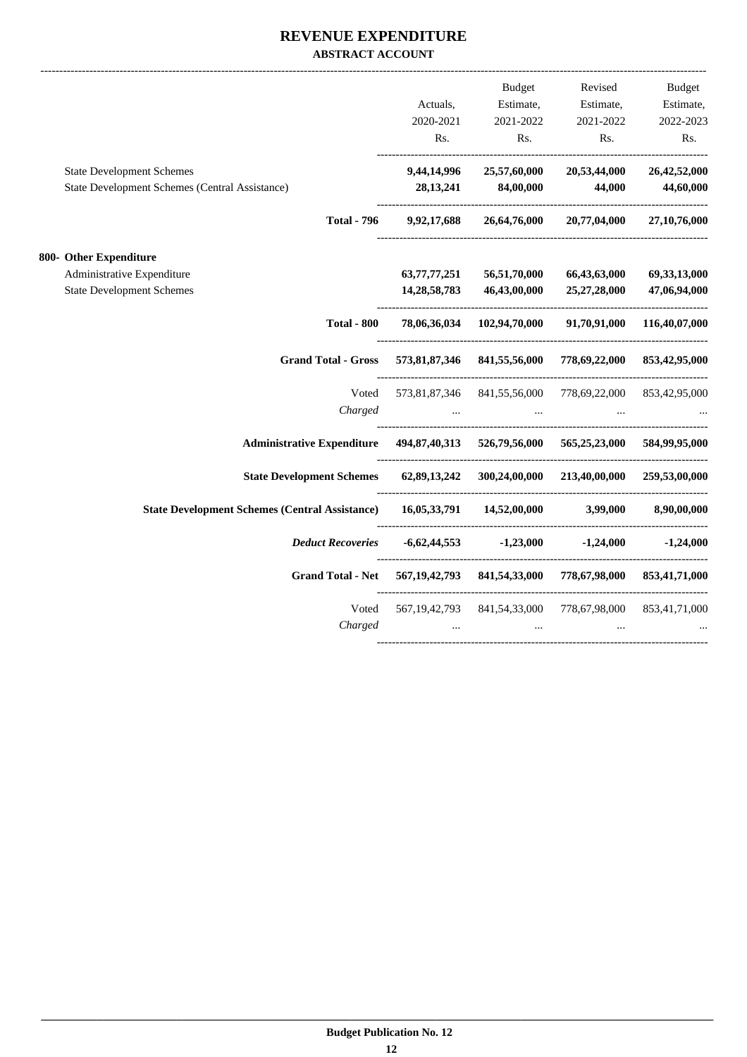# REVENUE EXPENDITURE

**ABSTRACT ACCOUNT**

| | Actuals, 2020-2021 Rs. | Budget Estimate, 2021-2022 Rs. | Revised Estimate, 2021-2022 Rs. | Budget Estimate, 2022-2023 Rs. |
|---|---|---|---|---|
| State Development Schemes | **9,44,14,996** | **25,57,60,000** | **20,53,44,000** | **26,42,52,000** |
| State Development Schemes (Central Assistance) | **28,13,241** | **84,00,000** | **44,000** | **44,60,000** |
| **Total - 796** | **9,92,17,688** | **26,64,76,000** | **20,77,04,000** | **27,10,76,000** |
| **800- Other Expenditure** | | | | |
| Administrative Expenditure | **63,77,77,251** | **56,51,70,000** | **66,43,63,000** | **69,33,13,000** |
| State Development Schemes | **14,28,58,783** | **46,43,00,000** | **25,27,28,000** | **47,06,94,000** |
| **Total - 800** | **78,06,36,034** | **102,94,70,000** | **91,70,91,000** | **116,40,07,000** |
| **Grand Total - Gross** | **573,81,87,346** | **841,55,56,000** | **778,69,22,000** | **853,42,95,000** |
| Voted | 573,81,87,346 | 841,55,56,000 | 778,69,22,000 | 853,42,95,000 |
| *Charged* | ... | ... | ... | ... |
| **Administrative Expenditure** | **494,87,40,313** | **526,79,56,000** | **565,25,23,000** | **584,99,95,000** |
| **State Development Schemes** | **62,89,13,242** | **300,24,00,000** | **213,40,00,000** | **259,53,00,000** |
| **State Development Schemes (Central Assistance)** | **16,05,33,791** | **14,52,00,000** | **3,99,000** | **8,90,00,000** |
| ***Deduct Recoveries*** | **-6,62,44,553** | **-1,23,000** | **-1,24,000** | **-1,24,000** |
| **Grand Total - Net** | **567,19,42,793** | **841,54,33,000** | **778,67,98,000** | **853,41,71,000** |
| Voted | 567,19,42,793 | 841,54,33,000 | 778,67,98,000 | 853,41,71,000 |
| *Charged* | ... | ... | ... | ... |

**Budget Publication No. 12**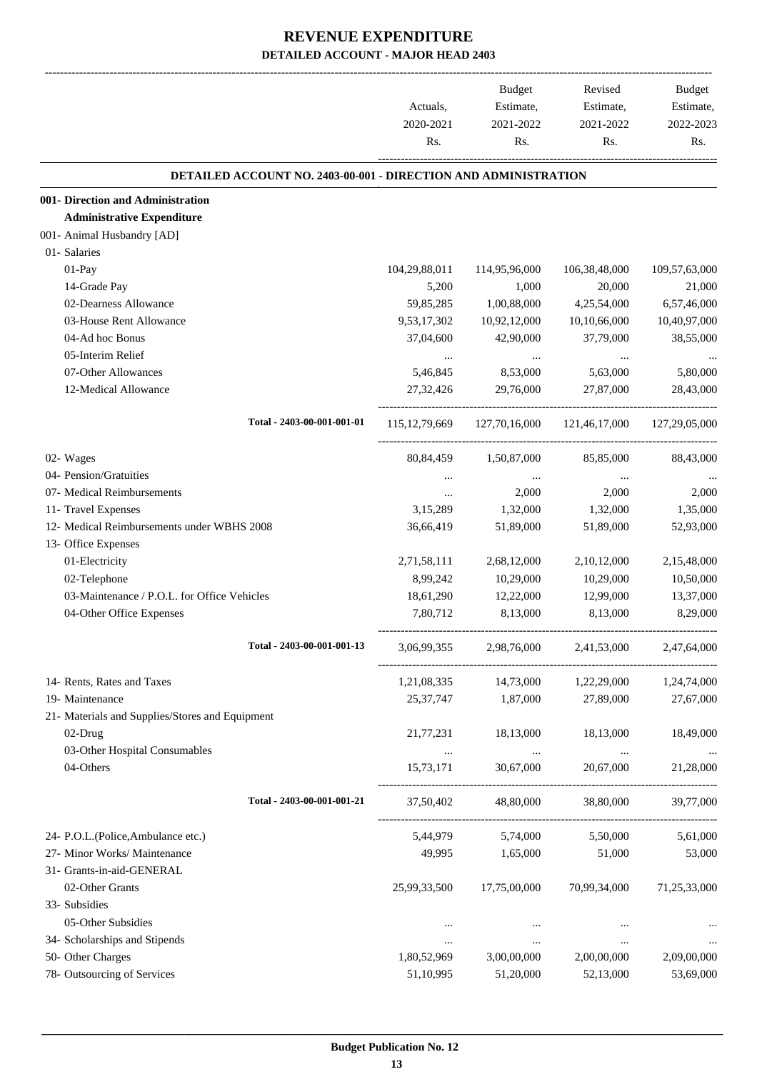# REVENUE EXPENDITURE

## DETAILED ACCOUNT - MAJOR HEAD 2403

| | Actuals, 2020-2021 Rs. | Budget Estimate, 2021-2022 Rs. | Revised Estimate, 2021-2022 Rs. | Budget Estimate, 2022-2023 Rs. |
|---|---|---|---|---|
| **DETAILED ACCOUNT NO. 2403-00-001 - DIRECTION AND ADMINISTRATION** | | | | |
| **001- Direction and Administration** | | | | |
| **Administrative Expenditure** | | | | |
| 001- Animal Husbandry [AD] | | | | |
| 01- Salaries | | | | |
| 01-Pay | 104,29,88,011 | 114,95,96,000 | 106,38,48,000 | 109,57,63,000 |
| 14-Grade Pay | 5,200 | 1,000 | 20,000 | 21,000 |
| 02-Dearness Allowance | 59,85,285 | 1,00,88,000 | 4,25,54,000 | 6,57,46,000 |
| 03-House Rent Allowance | 9,53,17,302 | 10,92,12,000 | 10,10,66,000 | 10,40,97,000 |
| 04-Ad hoc Bonus | 37,04,600 | 42,90,000 | 37,79,000 | 38,55,000 |
| 05-Interim Relief | ... | ... | ... | ... |
| 07-Other Allowances | 5,46,845 | 8,53,000 | 5,63,000 | 5,80,000 |
| 12-Medical Allowance | 27,32,426 | 29,76,000 | 27,87,000 | 28,43,000 |
| Total - 2403-00-001-001-01 | 115,12,79,669 | 127,70,16,000 | 121,46,17,000 | 127,29,05,000 |
| 02- Wages | 80,84,459 | 1,50,87,000 | 85,85,000 | 88,43,000 |
| 04- Pension/Gratuities | ... | ... | ... | ... |
| 07- Medical Reimbursements | ... | 2,000 | 2,000 | 2,000 |
| 11- Travel Expenses | 3,15,289 | 1,32,000 | 1,32,000 | 1,35,000 |
| 12- Medical Reimbursements under WBHS 2008 | 36,66,419 | 51,89,000 | 51,89,000 | 52,93,000 |
| 13- Office Expenses | | | | |
| 01-Electricity | 2,71,58,111 | 2,68,12,000 | 2,10,12,000 | 2,15,48,000 |
| 02-Telephone | 8,99,242 | 10,29,000 | 10,29,000 | 10,50,000 |
| 03-Maintenance / P.O.L. for Office Vehicles | 18,61,290 | 12,22,000 | 12,99,000 | 13,37,000 |
| 04-Other Office Expenses | 7,80,712 | 8,13,000 | 8,13,000 | 8,29,000 |
| Total - 2403-00-001-001-13 | 3,06,99,355 | 2,98,76,000 | 2,41,53,000 | 2,47,64,000 |
| 14- Rents, Rates and Taxes | 1,21,08,335 | 14,73,000 | 1,22,29,000 | 1,24,74,000 |
| 19- Maintenance | 25,37,747 | 1,87,000 | 27,89,000 | 27,67,000 |
| 21- Materials and Supplies/Stores and Equipment | | | | |
| 02-Drug | 21,77,231 | 18,13,000 | 18,13,000 | 18,49,000 |
| 03-Other Hospital Consumables | ... | ... | ... | ... |
| 04-Others | 15,73,171 | 30,67,000 | 20,67,000 | 21,28,000 |
| Total - 2403-00-001-001-21 | 37,50,402 | 48,80,000 | 38,80,000 | 39,77,000 |
| 24- P.O.L.(Police,Ambulance etc.) | 5,44,979 | 5,74,000 | 5,50,000 | 5,61,000 |
| 27- Minor Works/ Maintenance | 49,995 | 1,65,000 | 51,000 | 53,000 |
| 31- Grants-in-aid-GENERAL | | | | |
| 02-Other Grants | 25,99,33,500 | 17,75,00,000 | 70,99,34,000 | 71,25,33,000 |
| 33- Subsidies | | | | |
| 05-Other Subsidies | ... | ... | ... | ... |
| 34- Scholarships and Stipends | ... | ... | ... | ... |
| 50- Other Charges | 1,80,52,969 | 3,00,00,000 | 2,00,00,000 | 2,09,00,000 |
| 78- Outsourcing of Services | 51,10,995 | 51,20,000 | 52,13,000 | 53,69,000 |

Budget Publication No. 12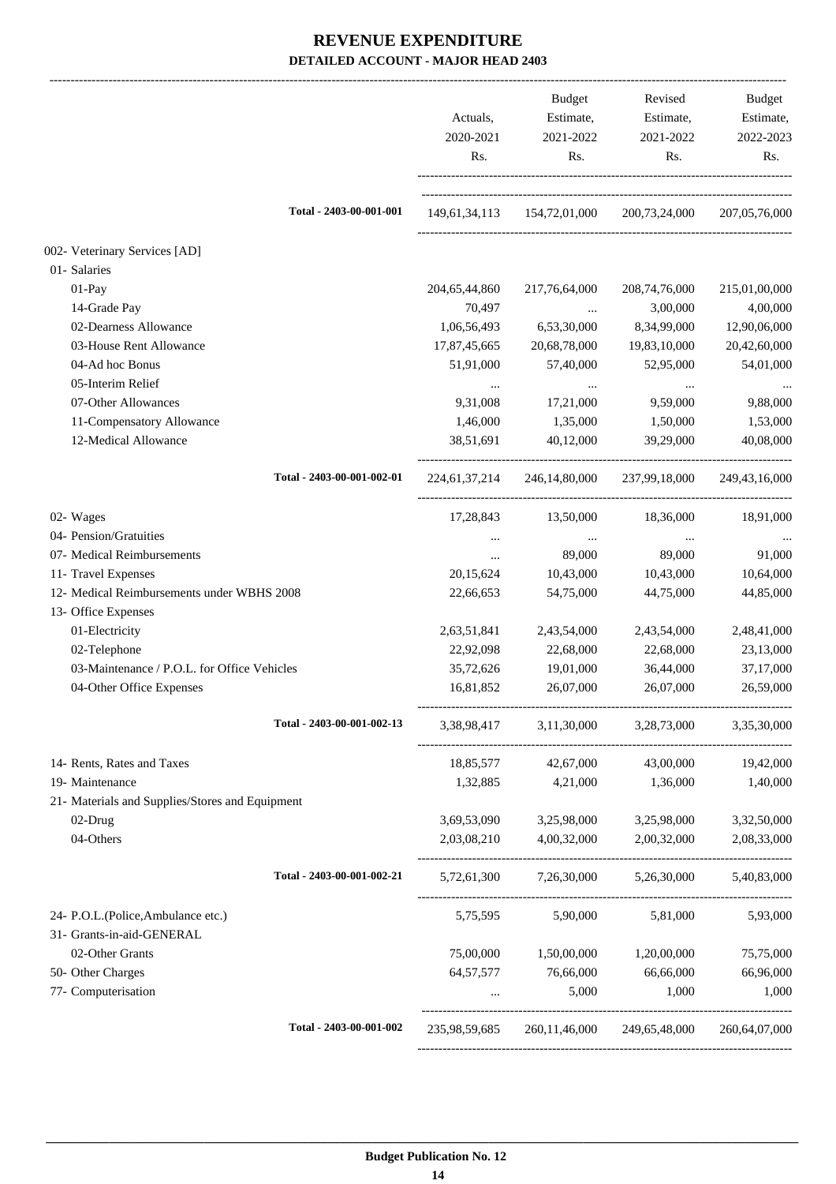# REVENUE EXPENDITURE

## DETAILED ACCOUNT - MAJOR HEAD 2403

| | Actuals, 2020-2021 Rs. | Budget Estimate, 2021-2022 Rs. | Revised Estimate, 2021-2022 Rs. | Budget Estimate, 2022-2023 Rs. |
|---|---|---|---|---|
| Total - 2403-00-001-001 | 149,61,34,113 | 154,72,01,000 | 200,73,24,000 | 207,05,76,000 |
| 002- Veterinary Services [AD] | | | | |
| 01- Salaries | | | | |
| 01-Pay | 204,65,44,860 | 217,76,64,000 | 208,74,76,000 | 215,01,00,000 |
| 14-Grade Pay | 70,497 | ... | 3,00,000 | 4,00,000 |
| 02-Dearness Allowance | 1,06,56,493 | 6,53,30,000 | 8,34,99,000 | 12,90,06,000 |
| 03-House Rent Allowance | 17,87,45,665 | 20,68,78,000 | 19,83,10,000 | 20,42,60,000 |
| 04-Ad hoc Bonus | 51,91,000 | 57,40,000 | 52,95,000 | 54,01,000 |
| 05-Interim Relief | ... | ... | ... | ... |
| 07-Other Allowances | 9,31,008 | 17,21,000 | 9,59,000 | 9,88,000 |
| 11-Compensatory Allowance | 1,46,000 | 1,35,000 | 1,50,000 | 1,53,000 |
| 12-Medical Allowance | 38,51,691 | 40,12,000 | 39,29,000 | 40,08,000 |
| Total - 2403-00-001-002-01 | 224,61,37,214 | 246,14,80,000 | 237,99,18,000 | 249,43,16,000 |
| 02- Wages | 17,28,843 | 13,50,000 | 18,36,000 | 18,91,000 |
| 04- Pension/Gratuities | ... | ... | ... | ... |
| 07- Medical Reimbursements | ... | 89,000 | 89,000 | 91,000 |
| 11- Travel Expenses | 20,15,624 | 10,43,000 | 10,43,000 | 10,64,000 |
| 12- Medical Reimbursements under WBHS 2008 | 22,66,653 | 54,75,000 | 44,75,000 | 44,85,000 |
| 13- Office Expenses | | | | |
| 01-Electricity | 2,63,51,841 | 2,43,54,000 | 2,43,54,000 | 2,48,41,000 |
| 02-Telephone | 22,92,098 | 22,68,000 | 22,68,000 | 23,13,000 |
| 03-Maintenance / P.O.L. for Office Vehicles | 35,72,626 | 19,01,000 | 36,44,000 | 37,17,000 |
| 04-Other Office Expenses | 16,81,852 | 26,07,000 | 26,07,000 | 26,59,000 |
| Total - 2403-00-001-002-13 | 3,38,98,417 | 3,11,30,000 | 3,28,73,000 | 3,35,30,000 |
| 14- Rents, Rates and Taxes | 18,85,577 | 42,67,000 | 43,00,000 | 19,42,000 |
| 19- Maintenance | 1,32,885 | 4,21,000 | 1,36,000 | 1,40,000 |
| 21- Materials and Supplies/Stores and Equipment | | | | |
| 02-Drug | 3,69,53,090 | 3,25,98,000 | 3,25,98,000 | 3,32,50,000 |
| 04-Others | 2,03,08,210 | 4,00,32,000 | 2,00,32,000 | 2,08,33,000 |
| Total - 2403-00-001-002-21 | 5,72,61,300 | 7,26,30,000 | 5,26,30,000 | 5,40,83,000 |
| 24- P.O.L.(Police,Ambulance etc.) | 5,75,595 | 5,90,000 | 5,81,000 | 5,93,000 |
| 31- Grants-in-aid-GENERAL | | | | |
| 02-Other Grants | 75,00,000 | 1,50,00,000 | 1,20,00,000 | 75,75,000 |
| 50- Other Charges | 64,57,577 | 76,66,000 | 66,66,000 | 66,96,000 |
| 77- Computerisation | ... | 5,000 | 1,000 | 1,000 |
| Total - 2403-00-001-002 | 235,98,59,685 | 260,11,46,000 | 249,65,48,000 | 260,64,07,000 |

Budget Publication No. 12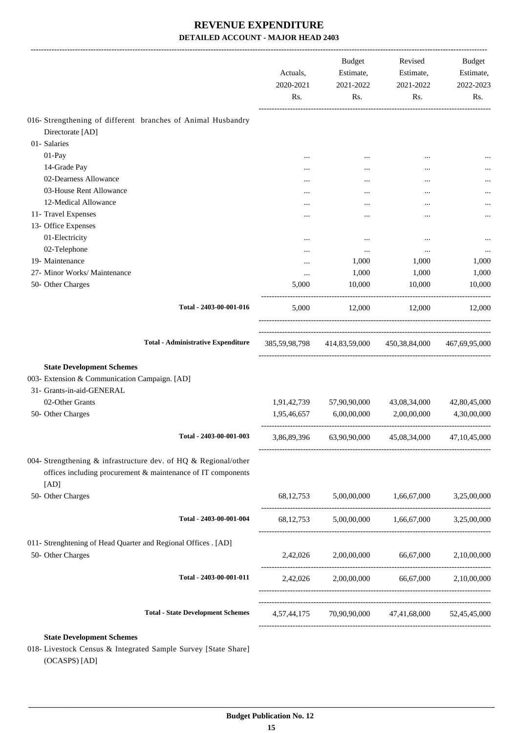# REVENUE EXPENDITURE

**DETAILED ACCOUNT - MAJOR HEAD 2403**

| | Actuals, 2020-2021 Rs. | Budget Estimate, 2021-2022 Rs. | Revised Estimate, 2021-2022 Rs. | Budget Estimate, 2022-2023 Rs. |
|---|---|---|---|---|
| 016- Strengthening of different branches of Animal Husbandry Directorate [AD] | | | | |
| 01- Salaries | | | | |
| 01-Pay | ... | ... | ... | ... |
| 14-Grade Pay | ... | ... | ... | ... |
| 02-Dearness Allowance | ... | ... | ... | ... |
| 03-House Rent Allowance | ... | ... | ... | ... |
| 12-Medical Allowance | ... | ... | ... | ... |
| 11- Travel Expenses | ... | ... | ... | ... |
| 13- Office Expenses | | | | |
| 01-Electricity | ... | ... | ... | ... |
| 02-Telephone | ... | ... | ... | ... |
| 19- Maintenance | ... | 1,000 | 1,000 | 1,000 |
| 27- Minor Works/ Maintenance | ... | 1,000 | 1,000 | 1,000 |
| 50- Other Charges | 5,000 | 10,000 | 10,000 | 10,000 |
| Total - 2403-00-001-016 | 5,000 | 12,000 | 12,000 | 12,000 |
| Total - Administrative Expenditure | 385,59,98,798 | 414,83,59,000 | 450,38,84,000 | 467,69,95,000 |
| **State Development Schemes** | | | | |
| 003- Extension & Communication Campaign. [AD] | | | | |
| 31- Grants-in-aid-GENERAL | | | | |
| 02-Other Grants | 1,91,42,739 | 57,90,90,000 | 43,08,34,000 | 42,80,45,000 |
| 50- Other Charges | 1,95,46,657 | 6,00,00,000 | 2,00,00,000 | 4,30,00,000 |
| Total - 2403-00-001-003 | 3,86,89,396 | 63,90,90,000 | 45,08,34,000 | 47,10,45,000 |
| 004- Strengthening & infrastructure dev. of HQ & Regional/other offices including procurement & maintenance of IT components [AD] | | | | |
| 50- Other Charges | 68,12,753 | 5,00,00,000 | 1,66,67,000 | 3,25,00,000 |
| Total - 2403-00-001-004 | 68,12,753 | 5,00,00,000 | 1,66,67,000 | 3,25,00,000 |
| 011- Strenghtening of Head Quarter and Regional Offices . [AD] | | | | |
| 50- Other Charges | 2,42,026 | 2,00,00,000 | 66,67,000 | 2,10,00,000 |
| Total - 2403-00-001-011 | 2,42,026 | 2,00,00,000 | 66,67,000 | 2,10,00,000 |
| Total - State Development Schemes | 4,57,44,175 | 70,90,90,000 | 47,41,68,000 | 52,45,45,000 |

**State Development Schemes**

018- Livestock Census & Integrated Sample Survey [State Share] (OCASPS) [AD]

Budget Publication No. 12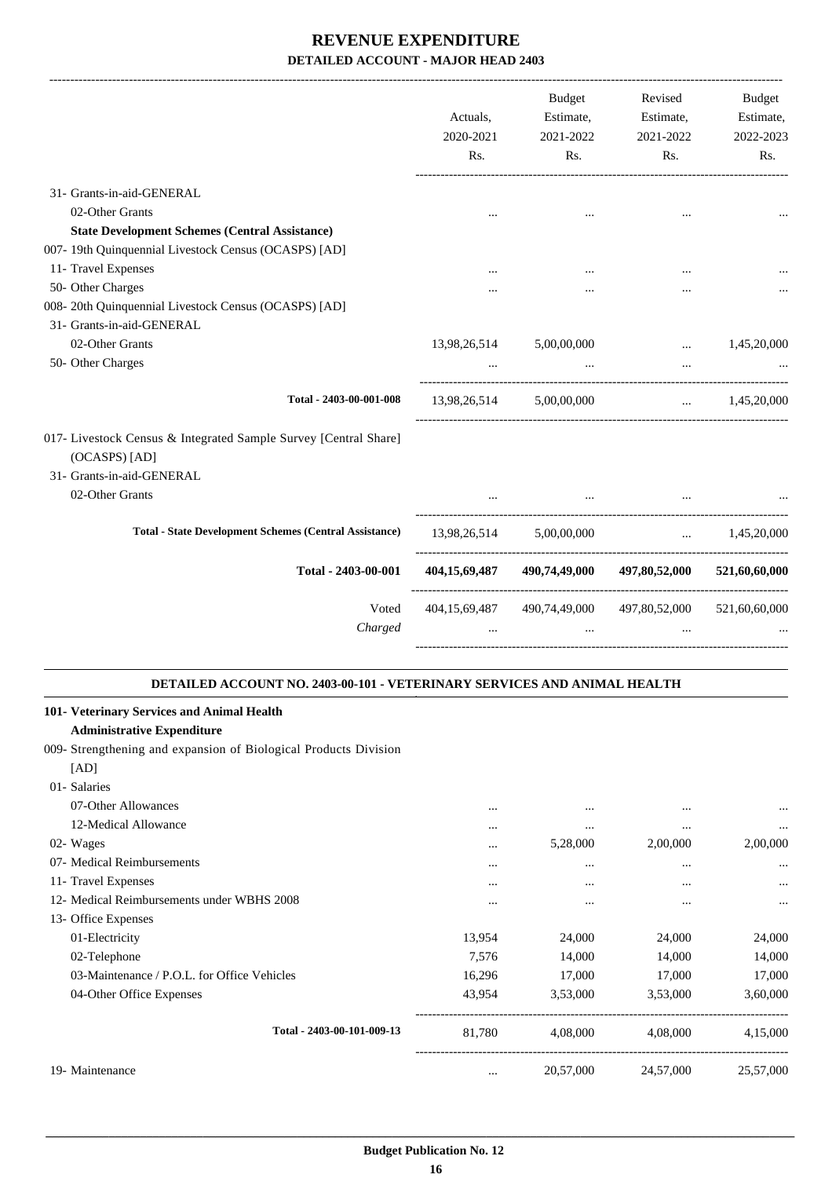# REVENUE EXPENDITURE

## DETAILED ACCOUNT - MAJOR HEAD 2403

| | Actuals, 2020-2021 Rs. | Budget Estimate, 2021-2022 Rs. | Revised Estimate, 2021-2022 Rs. | Budget Estimate, 2022-2023 Rs. |
|---|---|---|---|---|
| 31- Grants-in-aid-GENERAL | | | | |
| 02-Other Grants | ... | ... | ... | ... |
| **State Development Schemes (Central Assistance)** | | | | |
| 007- 19th Quinquennial Livestock Census (OCASPS) [AD] | | | | |
| 11- Travel Expenses | ... | ... | ... | ... |
| 50- Other Charges | ... | ... | ... | ... |
| 008- 20th Quinquennial Livestock Census (OCASPS) [AD] | | | | |
| 31- Grants-in-aid-GENERAL | | | | |
| 02-Other Grants | 13,98,26,514 | 5,00,00,000 | ... | 1,45,20,000 |
| 50- Other Charges | ... | ... | ... | ... |
| Total - 2403-00-001-008 | 13,98,26,514 | 5,00,00,000 | ... | 1,45,20,000 |
| 017- Livestock Census & Integrated Sample Survey [Central Share] (OCASPS) [AD] | | | | |
| 31- Grants-in-aid-GENERAL | | | | |
| 02-Other Grants | ... | ... | ... | ... |
| **Total - State Development Schemes (Central Assistance)** | 13,98,26,514 | 5,00,00,000 | ... | 1,45,20,000 |
| **Total - 2403-00-001** | **404,15,69,487** | **490,74,49,000** | **497,80,52,000** | **521,60,60,000** |
| Voted | 404,15,69,487 | 490,74,49,000 | 497,80,52,000 | 521,60,60,000 |
| *Charged* | ... | ... | ... | ... |

### DETAILED ACCOUNT NO. 2403-00-101 - VETERINARY SERVICES AND ANIMAL HEALTH

| | Actuals, 2020-2021 Rs. | Budget Estimate, 2021-2022 Rs. | Revised Estimate, 2021-2022 Rs. | Budget Estimate, 2022-2023 Rs. |
|---|---|---|---|---|
| **101- Veterinary Services and Animal Health** | | | | |
| **Administrative Expenditure** | | | | |
| 009- Strengthening and expansion of Biological Products Division [AD] | | | | |
| 01- Salaries | | | | |
| 07-Other Allowances | ... | ... | ... | ... |
| 12-Medical Allowance | ... | ... | ... | ... |
| 02- Wages | ... | 5,28,000 | 2,00,000 | 2,00,000 |
| 07- Medical Reimbursements | ... | ... | ... | ... |
| 11- Travel Expenses | ... | ... | ... | ... |
| 12- Medical Reimbursements under WBHS 2008 | ... | ... | ... | ... |
| 13- Office Expenses | | | | |
| 01-Electricity | 13,954 | 24,000 | 24,000 | 24,000 |
| 02-Telephone | 7,576 | 14,000 | 14,000 | 14,000 |
| 03-Maintenance / P.O.L. for Office Vehicles | 16,296 | 17,000 | 17,000 | 17,000 |
| 04-Other Office Expenses | 43,954 | 3,53,000 | 3,53,000 | 3,60,000 |
| Total - 2403-00-101-009-13 | 81,780 | 4,08,000 | 4,08,000 | 4,15,000 |
| 19- Maintenance | ... | 20,57,000 | 24,57,000 | 25,57,000 |

Budget Publication No. 12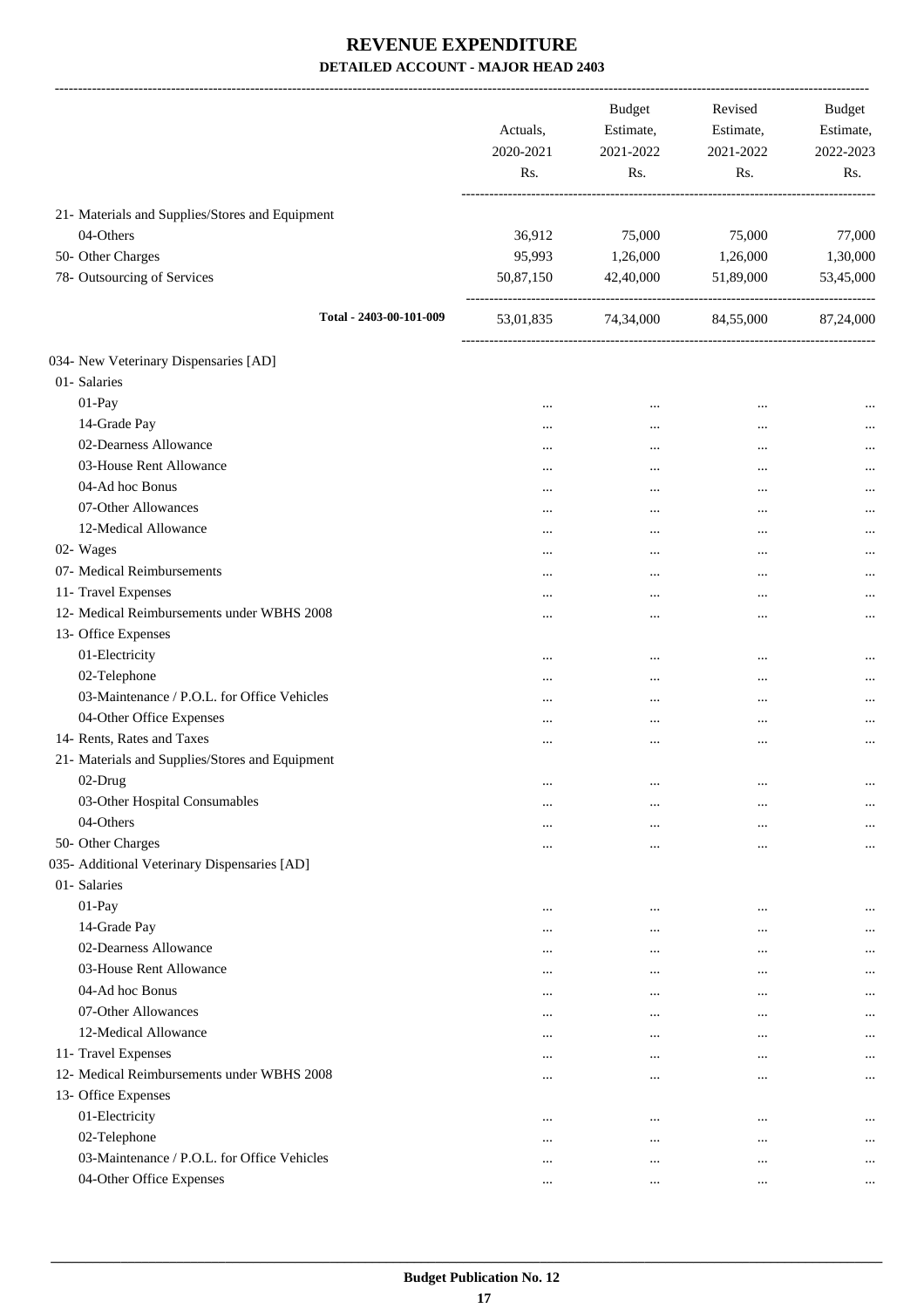# REVENUE EXPENDITURE

## DETAILED ACCOUNT - MAJOR HEAD 2403

| | Actuals, 2020-2021 Rs. | Budget Estimate, 2021-2022 Rs. | Revised Estimate, 2021-2022 Rs. | Budget Estimate, 2022-2023 Rs. |
|---|---|---|---|---|
| 21- Materials and Supplies/Stores and Equipment | | | | |
| 04-Others | 36,912 | 75,000 | 75,000 | 77,000 |
| 50- Other Charges | 95,993 | 1,26,000 | 1,26,000 | 1,30,000 |
| 78- Outsourcing of Services | 50,87,150 | 42,40,000 | 51,89,000 | 53,45,000 |
| **Total - 2403-00-101-009** | 53,01,835 | 74,34,000 | 84,55,000 | 87,24,000 |
| 034- New Veterinary Dispensaries [AD] | | | | |
| 01- Salaries | | | | |
| 01-Pay | ... | ... | ... | ... |
| 14-Grade Pay | ... | ... | ... | ... |
| 02-Dearness Allowance | ... | ... | ... | ... |
| 03-House Rent Allowance | ... | ... | ... | ... |
| 04-Ad hoc Bonus | ... | ... | ... | ... |
| 07-Other Allowances | ... | ... | ... | ... |
| 12-Medical Allowance | ... | ... | ... | ... |
| 02- Wages | ... | ... | ... | ... |
| 07- Medical Reimbursements | ... | ... | ... | ... |
| 11- Travel Expenses | ... | ... | ... | ... |
| 12- Medical Reimbursements under WBHS 2008 | ... | ... | ... | ... |
| 13- Office Expenses | | | | |
| 01-Electricity | ... | ... | ... | ... |
| 02-Telephone | ... | ... | ... | ... |
| 03-Maintenance / P.O.L. for Office Vehicles | ... | ... | ... | ... |
| 04-Other Office Expenses | ... | ... | ... | ... |
| 14- Rents, Rates and Taxes | ... | ... | ... | ... |
| 21- Materials and Supplies/Stores and Equipment | | | | |
| 02-Drug | ... | ... | ... | ... |
| 03-Other Hospital Consumables | ... | ... | ... | ... |
| 04-Others | ... | ... | ... | ... |
| 50- Other Charges | ... | ... | ... | ... |
| 035- Additional Veterinary Dispensaries [AD] | | | | |
| 01- Salaries | | | | |
| 01-Pay | ... | ... | ... | ... |
| 14-Grade Pay | ... | ... | ... | ... |
| 02-Dearness Allowance | ... | ... | ... | ... |
| 03-House Rent Allowance | ... | ... | ... | ... |
| 04-Ad hoc Bonus | ... | ... | ... | ... |
| 07-Other Allowances | ... | ... | ... | ... |
| 12-Medical Allowance | ... | ... | ... | ... |
| 11- Travel Expenses | ... | ... | ... | ... |
| 12- Medical Reimbursements under WBHS 2008 | ... | ... | ... | ... |
| 13- Office Expenses | | | | |
| 01-Electricity | ... | ... | ... | ... |
| 02-Telephone | ... | ... | ... | ... |
| 03-Maintenance / P.O.L. for Office Vehicles | ... | ... | ... | ... |
| 04-Other Office Expenses | ... | ... | ... | ... |

**Budget Publication No. 12**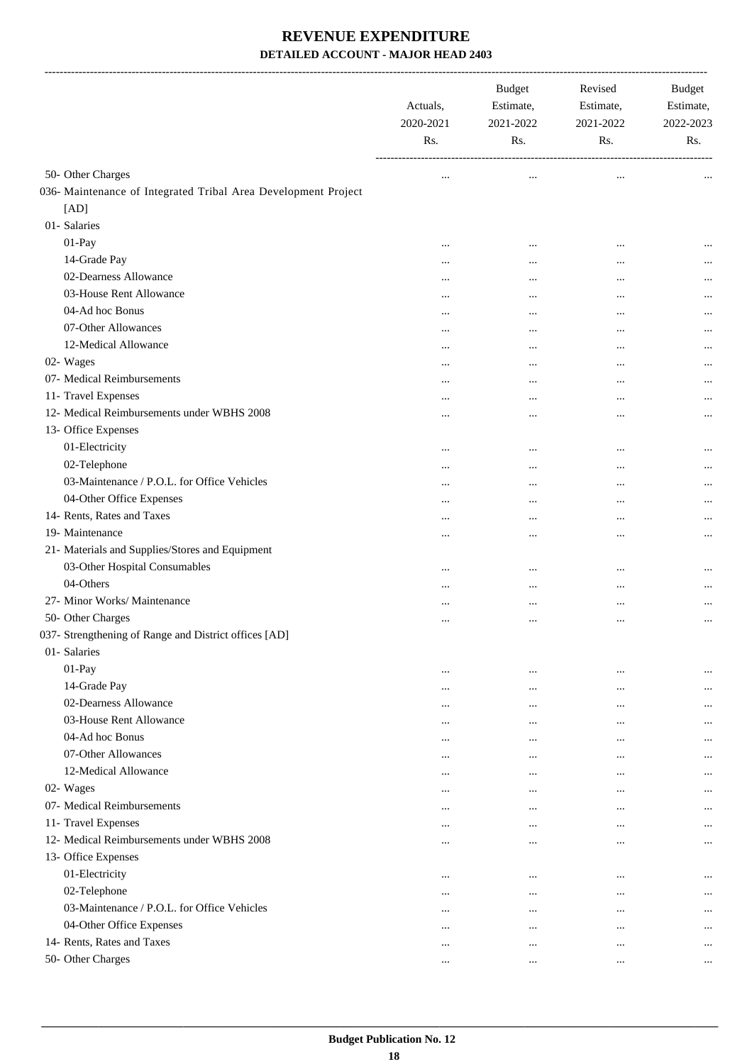# REVENUE EXPENDITURE

## DETAILED ACCOUNT - MAJOR HEAD 2403

| | Actuals, 2020-2021 Rs. | Budget Estimate, 2021-2022 Rs. | Revised Estimate, 2021-2022 Rs. | Budget Estimate, 2022-2023 Rs. |
|---|---|---|---|---|
| 50- Other Charges | ... | ... | ... | ... |
| 036- Maintenance of Integrated Tribal Area Development Project [AD] | | | | |
| 01- Salaries | | | | |
| 01-Pay | ... | ... | ... | ... |
| 14-Grade Pay | ... | ... | ... | ... |
| 02-Dearness Allowance | ... | ... | ... | ... |
| 03-House Rent Allowance | ... | ... | ... | ... |
| 04-Ad hoc Bonus | ... | ... | ... | ... |
| 07-Other Allowances | ... | ... | ... | ... |
| 12-Medical Allowance | ... | ... | ... | ... |
| 02- Wages | ... | ... | ... | ... |
| 07- Medical Reimbursements | ... | ... | ... | ... |
| 11- Travel Expenses | ... | ... | ... | ... |
| 12- Medical Reimbursements under WBHS 2008 | ... | ... | ... | ... |
| 13- Office Expenses | | | | |
| 01-Electricity | ... | ... | ... | ... |
| 02-Telephone | ... | ... | ... | ... |
| 03-Maintenance / P.O.L. for Office Vehicles | ... | ... | ... | ... |
| 04-Other Office Expenses | ... | ... | ... | ... |
| 14- Rents, Rates and Taxes | ... | ... | ... | ... |
| 19- Maintenance | ... | ... | ... | ... |
| 21- Materials and Supplies/Stores and Equipment | | | | |
| 03-Other Hospital Consumables | ... | ... | ... | ... |
| 04-Others | ... | ... | ... | ... |
| 27- Minor Works/ Maintenance | ... | ... | ... | ... |
| 50- Other Charges | ... | ... | ... | ... |
| 037- Strengthening of Range and District offices [AD] | | | | |
| 01- Salaries | | | | |
| 01-Pay | ... | ... | ... | ... |
| 14-Grade Pay | ... | ... | ... | ... |
| 02-Dearness Allowance | ... | ... | ... | ... |
| 03-House Rent Allowance | ... | ... | ... | ... |
| 04-Ad hoc Bonus | ... | ... | ... | ... |
| 07-Other Allowances | ... | ... | ... | ... |
| 12-Medical Allowance | ... | ... | ... | ... |
| 02- Wages | ... | ... | ... | ... |
| 07- Medical Reimbursements | ... | ... | ... | ... |
| 11- Travel Expenses | ... | ... | ... | ... |
| 12- Medical Reimbursements under WBHS 2008 | ... | ... | ... | ... |
| 13- Office Expenses | | | | |
| 01-Electricity | ... | ... | ... | ... |
| 02-Telephone | ... | ... | ... | ... |
| 03-Maintenance / P.O.L. for Office Vehicles | ... | ... | ... | ... |
| 04-Other Office Expenses | ... | ... | ... | ... |
| 14- Rents, Rates and Taxes | ... | ... | ... | ... |
| 50- Other Charges | ... | ... | ... | ... |

Budget Publication No. 12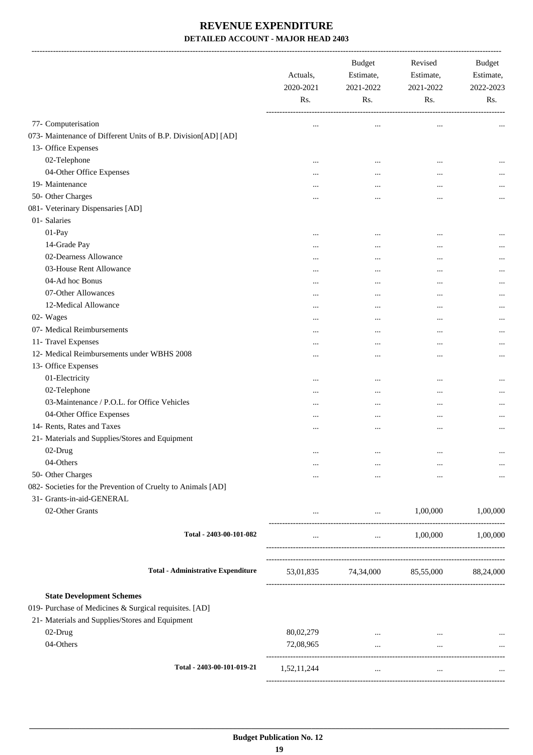# REVENUE EXPENDITURE

## DETAILED ACCOUNT - MAJOR HEAD 2403

| | Actuals, 2020-2021 Rs. | Budget Estimate, 2021-2022 Rs. | Revised Estimate, 2021-2022 Rs. | Budget Estimate, 2022-2023 Rs. |
|---|---|---|---|---|
| 77- Computerisation | ... | ... | ... | ... |
| 073- Maintenance of Different Units of B.P. Division[AD] [AD] | | | | |
| 13- Office Expenses | | | | |
| 02-Telephone | ... | ... | ... | ... |
| 04-Other Office Expenses | ... | ... | ... | ... |
| 19- Maintenance | ... | ... | ... | ... |
| 50- Other Charges | ... | ... | ... | ... |
| 081- Veterinary Dispensaries [AD] | | | | |
| 01- Salaries | | | | |
| 01-Pay | ... | ... | ... | ... |
| 14-Grade Pay | ... | ... | ... | ... |
| 02-Dearness Allowance | ... | ... | ... | ... |
| 03-House Rent Allowance | ... | ... | ... | ... |
| 04-Ad hoc Bonus | ... | ... | ... | ... |
| 07-Other Allowances | ... | ... | ... | ... |
| 12-Medical Allowance | ... | ... | ... | ... |
| 02- Wages | ... | ... | ... | ... |
| 07- Medical Reimbursements | ... | ... | ... | ... |
| 11- Travel Expenses | ... | ... | ... | ... |
| 12- Medical Reimbursements under WBHS 2008 | ... | ... | ... | ... |
| 13- Office Expenses | | | | |
| 01-Electricity | ... | ... | ... | ... |
| 02-Telephone | ... | ... | ... | ... |
| 03-Maintenance / P.O.L. for Office Vehicles | ... | ... | ... | ... |
| 04-Other Office Expenses | ... | ... | ... | ... |
| 14- Rents, Rates and Taxes | ... | ... | ... | ... |
| 21- Materials and Supplies/Stores and Equipment | | | | |
| 02-Drug | ... | ... | ... | ... |
| 04-Others | ... | ... | ... | ... |
| 50- Other Charges | ... | ... | ... | ... |
| 082- Societies for the Prevention of Cruelty to Animals [AD] | | | | |
| 31- Grants-in-aid-GENERAL | | | | |
| 02-Other Grants | ... | ... | 1,00,000 | 1,00,000 |
| **Total - 2403-00-101-082** | ... | ... | 1,00,000 | 1,00,000 |
| **Total - Administrative Expenditure** | 53,01,835 | 74,34,000 | 85,55,000 | 88,24,000 |
| **State Development Schemes** | | | | |
| 019- Purchase of Medicines & Surgical requisites. [AD] | | | | |
| 21- Materials and Supplies/Stores and Equipment | | | | |
| 02-Drug | 80,02,279 | ... | ... | ... |
| 04-Others | 72,08,965 | ... | ... | ... |
| **Total - 2403-00-101-019-21** | 1,52,11,244 | ... | ... | ... |

**Budget Publication No. 12**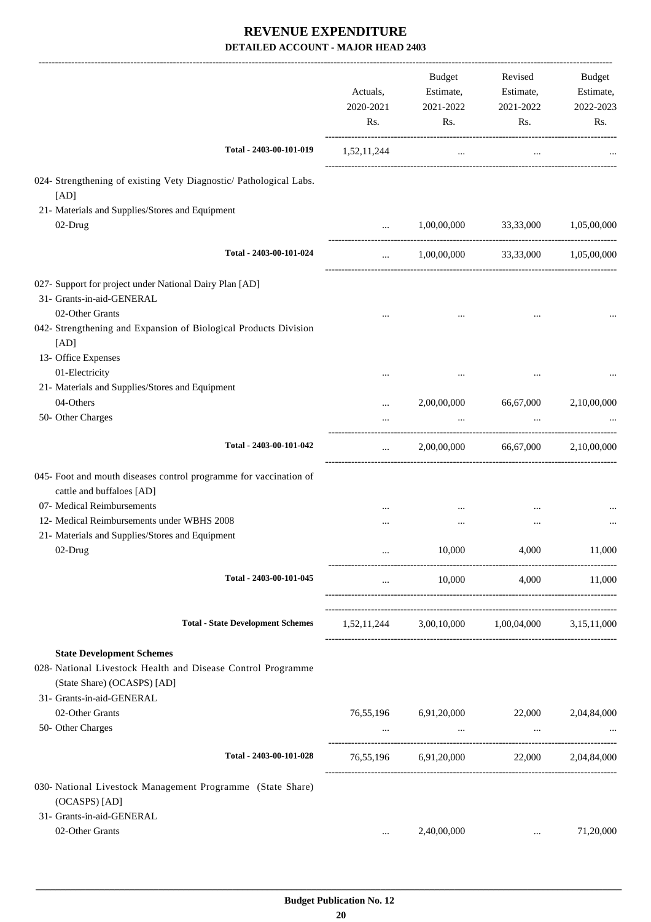# REVENUE EXPENDITURE

## DETAILED ACCOUNT - MAJOR HEAD 2403

| | Actuals, 2020-2021 Rs. | Budget Estimate, 2021-2022 Rs. | Revised Estimate, 2021-2022 Rs. | Budget Estimate, 2022-2023 Rs. |
|---|---|---|---|---|
| **Total - 2403-00-101-019** | 1,52,11,244 | ... | ... | ... |
| 024- Strengthening of existing Vety Diagnostic/ Pathological Labs. [AD] | | | | |
| 21- Materials and Supplies/Stores and Equipment | | | | |
| 02-Drug | ... | 1,00,00,000 | 33,33,000 | 1,05,00,000 |
| **Total - 2403-00-101-024** | ... | 1,00,00,000 | 33,33,000 | 1,05,00,000 |
| 027- Support for project under National Dairy Plan [AD] | | | | |
| 31- Grants-in-aid-GENERAL | | | | |
| 02-Other Grants | ... | ... | ... | ... |
| 042- Strengthening and Expansion of Biological Products Division [AD] | | | | |
| 13- Office Expenses | | | | |
| 01-Electricity | ... | ... | ... | ... |
| 21- Materials and Supplies/Stores and Equipment | | | | |
| 04-Others | ... | 2,00,00,000 | 66,67,000 | 2,10,00,000 |
| 50- Other Charges | ... | ... | ... | ... |
| **Total - 2403-00-101-042** | ... | 2,00,00,000 | 66,67,000 | 2,10,00,000 |
| 045- Foot and mouth diseases control programme for vaccination of cattle and buffaloes [AD] | | | | |
| 07- Medical Reimbursements | ... | ... | ... | ... |
| 12- Medical Reimbursements under WBHS 2008 | ... | ... | ... | ... |
| 21- Materials and Supplies/Stores and Equipment | | | | |
| 02-Drug | ... | 10,000 | 4,000 | 11,000 |
| **Total - 2403-00-101-045** | ... | 10,000 | 4,000 | 11,000 |
| **Total - State Development Schemes** | 1,52,11,244 | 3,00,10,000 | 1,00,04,000 | 3,15,11,000 |
| **State Development Schemes** | | | | |
| 028- National Livestock Health and Disease Control Programme (State Share) (OCASPS) [AD] | | | | |
| 31- Grants-in-aid-GENERAL | | | | |
| 02-Other Grants | 76,55,196 | 6,91,20,000 | 22,000 | 2,04,84,000 |
| 50- Other Charges | ... | ... | ... | ... |
| **Total - 2403-00-101-028** | 76,55,196 | 6,91,20,000 | 22,000 | 2,04,84,000 |
| 030- National Livestock Management Programme (State Share) (OCASPS) [AD] | | | | |
| 31- Grants-in-aid-GENERAL | | | | |
| 02-Other Grants | ... | 2,40,00,000 | ... | 71,20,000 |

Budget Publication No. 12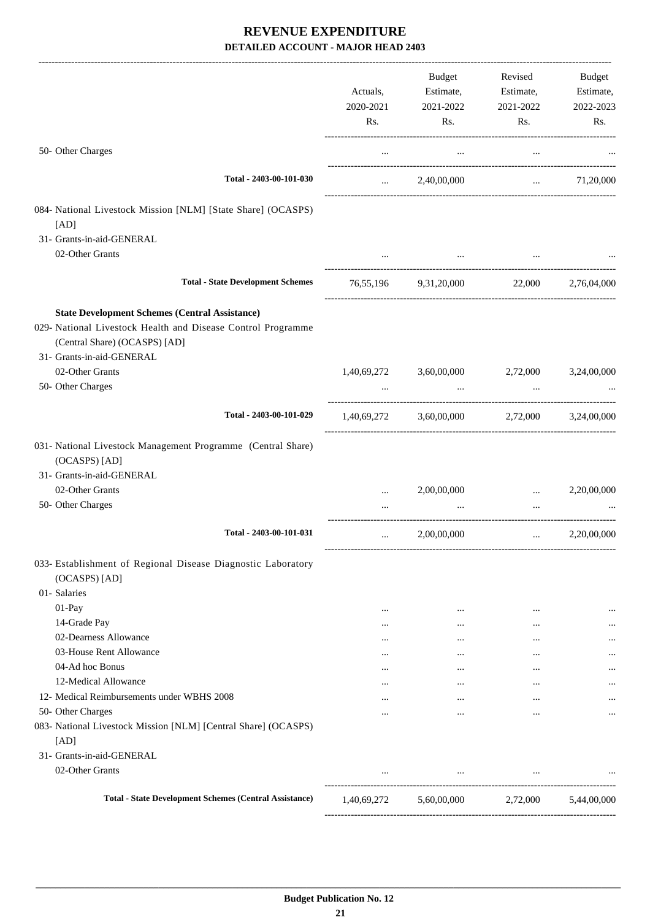# REVENUE EXPENDITURE

**DETAILED ACCOUNT - MAJOR HEAD 2403**

| | Actuals, 2020-2021 Rs. | Budget Estimate, 2021-2022 Rs. | Revised Estimate, 2021-2022 Rs. | Budget Estimate, 2022-2023 Rs. |
|---|---|---|---|---|
| 50- Other Charges | ... | ... | ... | ... |
| **Total - 2403-00-101-030** | ... | 2,40,00,000 | ... | 71,20,000 |
| 084- National Livestock Mission [NLM] [State Share] (OCASPS) [AD] | | | | |
| 31- Grants-in-aid-GENERAL | | | | |
| 02-Other Grants | ... | ... | ... | ... |
| **Total - State Development Schemes** | 76,55,196 | 9,31,20,000 | 22,000 | 2,76,04,000 |
| **State Development Schemes (Central Assistance)** | | | | |
| 029- National Livestock Health and Disease Control Programme (Central Share) (OCASPS) [AD] | | | | |
| 31- Grants-in-aid-GENERAL | | | | |
| 02-Other Grants | 1,40,69,272 | 3,60,00,000 | 2,72,000 | 3,24,00,000 |
| 50- Other Charges | ... | ... | ... | ... |
| **Total - 2403-00-101-029** | 1,40,69,272 | 3,60,00,000 | 2,72,000 | 3,24,00,000 |
| 031- National Livestock Management Programme (Central Share) (OCASPS) [AD] | | | | |
| 31- Grants-in-aid-GENERAL | | | | |
| 02-Other Grants | ... | 2,00,00,000 | ... | 2,20,00,000 |
| 50- Other Charges | ... | ... | ... | ... |
| **Total - 2403-00-101-031** | ... | 2,00,00,000 | ... | 2,20,00,000 |
| 033- Establishment of Regional Disease Diagnostic Laboratory (OCASPS) [AD] | | | | |
| 01- Salaries | | | | |
| 01-Pay | ... | ... | ... | ... |
| 14-Grade Pay | ... | ... | ... | ... |
| 02-Dearness Allowance | ... | ... | ... | ... |
| 03-House Rent Allowance | ... | ... | ... | ... |
| 04-Ad hoc Bonus | ... | ... | ... | ... |
| 12-Medical Allowance | ... | ... | ... | ... |
| 12- Medical Reimbursements under WBHS 2008 | ... | ... | ... | ... |
| 50- Other Charges | ... | ... | ... | ... |
| 083- National Livestock Mission [NLM] [Central Share] (OCASPS) [AD] | | | | |
| 31- Grants-in-aid-GENERAL | | | | |
| 02-Other Grants | ... | ... | ... | ... |
| **Total - State Development Schemes (Central Assistance)** | 1,40,69,272 | 5,60,00,000 | 2,72,000 | 5,44,00,000 |

**Budget Publication No. 12**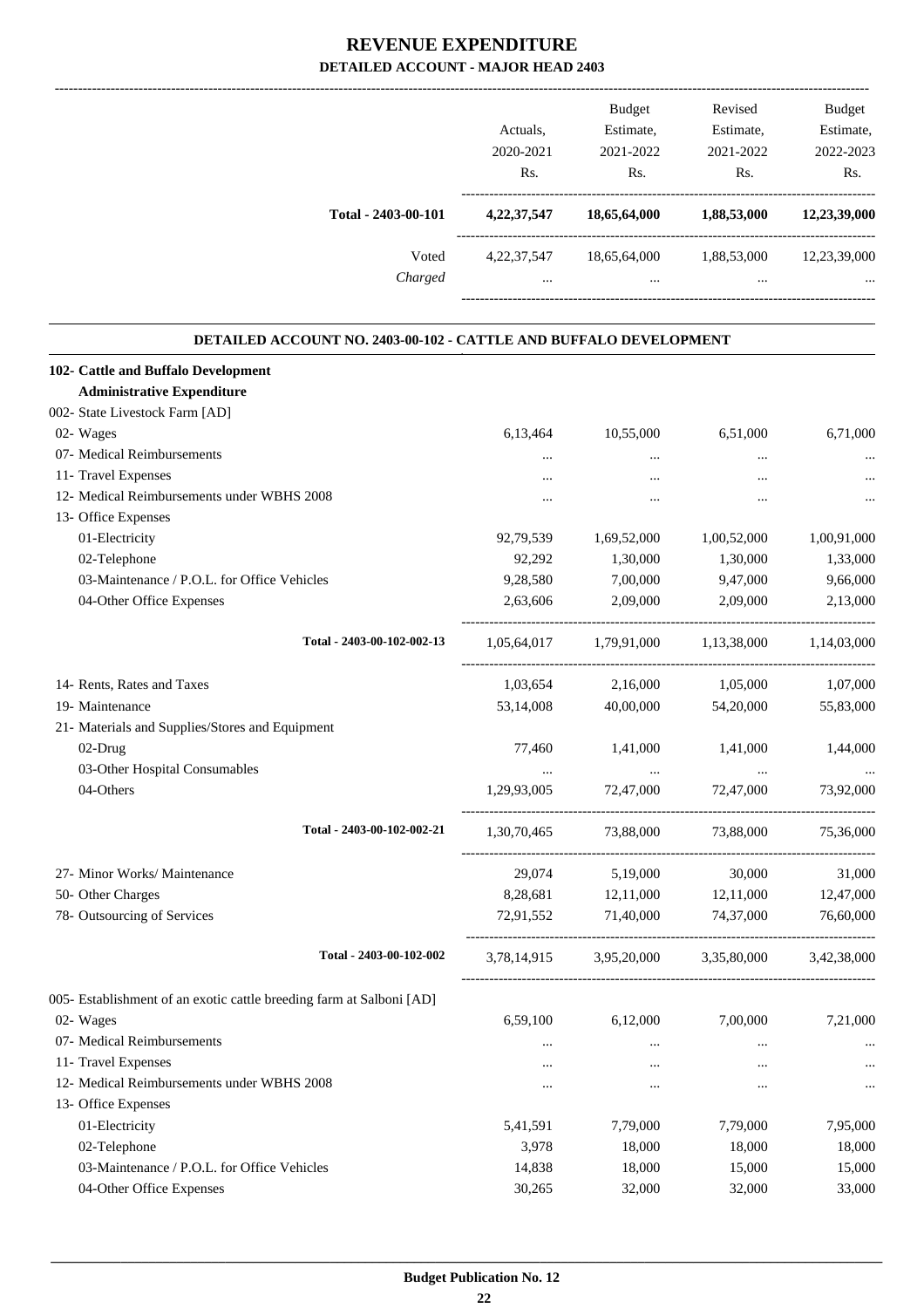# REVENUE EXPENDITURE

## DETAILED ACCOUNT - MAJOR HEAD 2403

| | Actuals, 2020-2021 Rs. | Budget Estimate, 2021-2022 Rs. | Revised Estimate, 2021-2022 Rs. | Budget Estimate, 2022-2023 Rs. |
|---|---|---|---|---|
| **Total - 2403-00-101** | **4,22,37,547** | **18,65,64,000** | **1,88,53,000** | **12,23,39,000** |
| Voted | 4,22,37,547 | 18,65,64,000 | 1,88,53,000 | 12,23,39,000 |
| *Charged* | ... | ... | ... | ... |

### DETAILED ACCOUNT NO. 2403-00-102 - CATTLE AND BUFFALO DEVELOPMENT

| | Actuals, 2020-2021 Rs. | Budget Estimate, 2021-2022 Rs. | Revised Estimate, 2021-2022 Rs. | Budget Estimate, 2022-2023 Rs. |
|---|---|---|---|---|
| **102- Cattle and Buffalo Development** | | | | |
| **Administrative Expenditure** | | | | |
| 002- State Livestock Farm [AD] | | | | |
| 02- Wages | 6,13,464 | 10,55,000 | 6,51,000 | 6,71,000 |
| 07- Medical Reimbursements | ... | ... | ... | ... |
| 11- Travel Expenses | ... | ... | ... | ... |
| 12- Medical Reimbursements under WBHS 2008 | ... | ... | ... | ... |
| 13- Office Expenses | | | | |
| 01-Electricity | 92,79,539 | 1,69,52,000 | 1,00,52,000 | 1,00,91,000 |
| 02-Telephone | 92,292 | 1,30,000 | 1,30,000 | 1,33,000 |
| 03-Maintenance / P.O.L. for Office Vehicles | 9,28,580 | 7,00,000 | 9,47,000 | 9,66,000 |
| 04-Other Office Expenses | 2,63,606 | 2,09,000 | 2,09,000 | 2,13,000 |
| Total - 2403-00-102-002-13 | 1,05,64,017 | 1,79,91,000 | 1,13,38,000 | 1,14,03,000 |
| 14- Rents, Rates and Taxes | 1,03,654 | 2,16,000 | 1,05,000 | 1,07,000 |
| 19- Maintenance | 53,14,008 | 40,00,000 | 54,20,000 | 55,83,000 |
| 21- Materials and Supplies/Stores and Equipment | | | | |
| 02-Drug | 77,460 | 1,41,000 | 1,41,000 | 1,44,000 |
| 03-Other Hospital Consumables | ... | ... | ... | ... |
| 04-Others | 1,29,93,005 | 72,47,000 | 72,47,000 | 73,92,000 |
| Total - 2403-00-102-002-21 | 1,30,70,465 | 73,88,000 | 73,88,000 | 75,36,000 |
| 27- Minor Works/ Maintenance | 29,074 | 5,19,000 | 30,000 | 31,000 |
| 50- Other Charges | 8,28,681 | 12,11,000 | 12,11,000 | 12,47,000 |
| 78- Outsourcing of Services | 72,91,552 | 71,40,000 | 74,37,000 | 76,60,000 |
| Total - 2403-00-102-002 | 3,78,14,915 | 3,95,20,000 | 3,35,80,000 | 3,42,38,000 |
| 005- Establishment of an exotic cattle breeding farm at Salboni [AD] | | | | |
| 02- Wages | 6,59,100 | 6,12,000 | 7,00,000 | 7,21,000 |
| 07- Medical Reimbursements | ... | ... | ... | ... |
| 11- Travel Expenses | ... | ... | ... | ... |
| 12- Medical Reimbursements under WBHS 2008 | ... | ... | ... | ... |
| 13- Office Expenses | | | | |
| 01-Electricity | 5,41,591 | 7,79,000 | 7,79,000 | 7,95,000 |
| 02-Telephone | 3,978 | 18,000 | 18,000 | 18,000 |
| 03-Maintenance / P.O.L. for Office Vehicles | 14,838 | 18,000 | 15,000 | 15,000 |
| 04-Other Office Expenses | 30,265 | 32,000 | 32,000 | 33,000 |

Budget Publication No. 12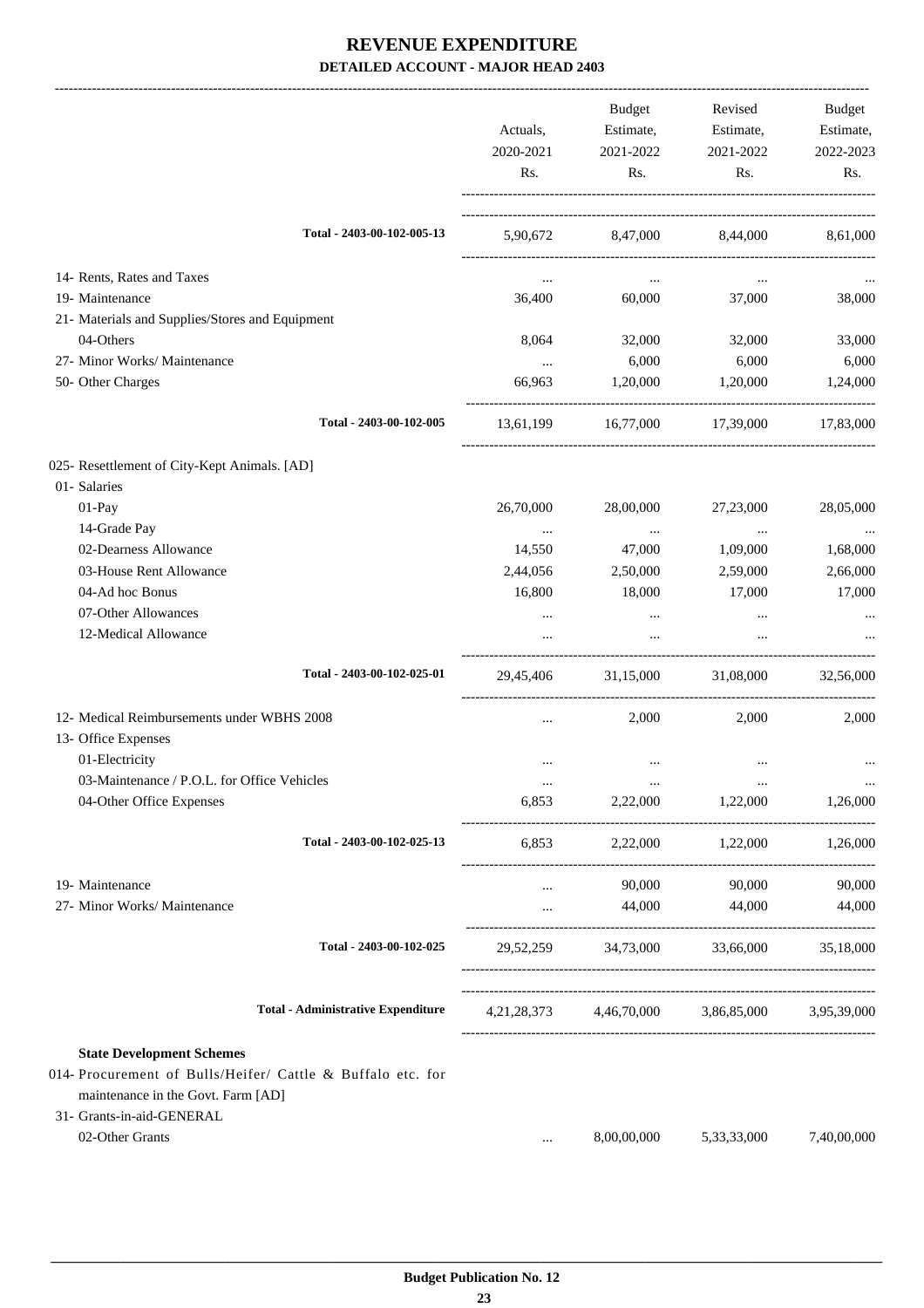# REVENUE EXPENDITURE

## DETAILED ACCOUNT - MAJOR HEAD 2403

| | Actuals, 2020-2021 Rs. | Budget Estimate, 2021-2022 Rs. | Revised Estimate, 2021-2022 Rs. | Budget Estimate, 2022-2023 Rs. |
|---|---|---|---|---|
| Total - 2403-00-102-005-13 | 5,90,672 | 8,47,000 | 8,44,000 | 8,61,000 |
| 14- Rents, Rates and Taxes | ... | ... | ... | ... |
| 19- Maintenance | 36,400 | 60,000 | 37,000 | 38,000 |
| 21- Materials and Supplies/Stores and Equipment | | | | |
| 04-Others | 8,064 | 32,000 | 32,000 | 33,000 |
| 27- Minor Works/ Maintenance | ... | 6,000 | 6,000 | 6,000 |
| 50- Other Charges | 66,963 | 1,20,000 | 1,20,000 | 1,24,000 |
| Total - 2403-00-102-005 | 13,61,199 | 16,77,000 | 17,39,000 | 17,83,000 |
| 025- Resettlement of City-Kept Animals. [AD] | | | | |
| 01- Salaries | | | | |
| 01-Pay | 26,70,000 | 28,00,000 | 27,23,000 | 28,05,000 |
| 14-Grade Pay | ... | ... | ... | ... |
| 02-Dearness Allowance | 14,550 | 47,000 | 1,09,000 | 1,68,000 |
| 03-House Rent Allowance | 2,44,056 | 2,50,000 | 2,59,000 | 2,66,000 |
| 04-Ad hoc Bonus | 16,800 | 18,000 | 17,000 | 17,000 |
| 07-Other Allowances | ... | ... | ... | ... |
| 12-Medical Allowance | ... | ... | ... | ... |
| Total - 2403-00-102-025-01 | 29,45,406 | 31,15,000 | 31,08,000 | 32,56,000 |
| 12- Medical Reimbursements under WBHS 2008 | ... | 2,000 | 2,000 | 2,000 |
| 13- Office Expenses | | | | |
| 01-Electricity | ... | ... | ... | ... |
| 03-Maintenance / P.O.L. for Office Vehicles | ... | ... | ... | ... |
| 04-Other Office Expenses | 6,853 | 2,22,000 | 1,22,000 | 1,26,000 |
| Total - 2403-00-102-025-13 | 6,853 | 2,22,000 | 1,22,000 | 1,26,000 |
| 19- Maintenance | ... | 90,000 | 90,000 | 90,000 |
| 27- Minor Works/ Maintenance | ... | 44,000 | 44,000 | 44,000 |
| Total - 2403-00-102-025 | 29,52,259 | 34,73,000 | 33,66,000 | 35,18,000 |
| **Total - Administrative Expenditure** | 4,21,28,373 | 4,46,70,000 | 3,86,85,000 | 3,95,39,000 |
| **State Development Schemes** | | | | |
| 014- Procurement of Bulls/Heifer/ Cattle & Buffalo etc. for maintenance in the Govt. Farm [AD] | | | | |
| 31- Grants-in-aid-GENERAL | | | | |
| 02-Other Grants | ... | 8,00,00,000 | 5,33,33,000 | 7,40,00,000 |

**Budget Publication No. 12**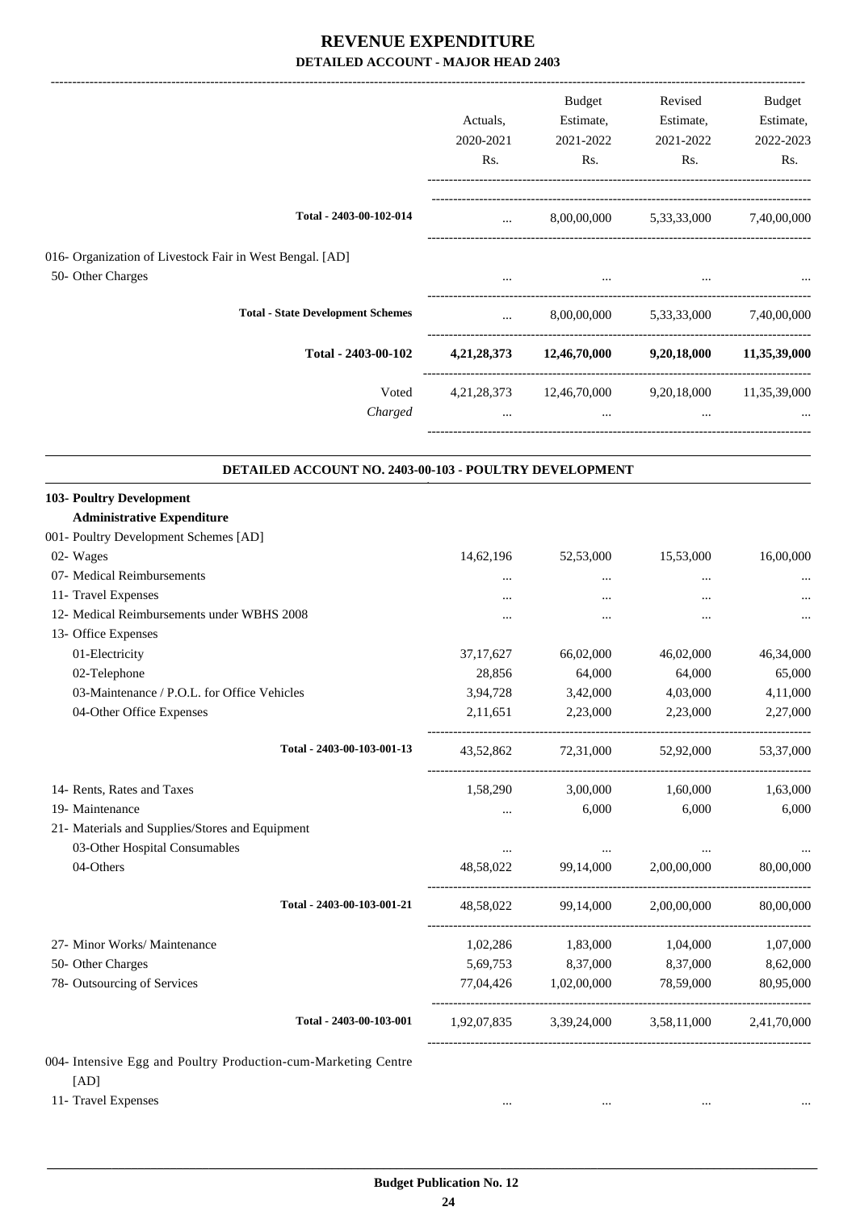# REVENUE EXPENDITURE

## DETAILED ACCOUNT - MAJOR HEAD 2403

| | Actuals, 2020-2021 Rs. | Budget Estimate, 2021-2022 Rs. | Revised Estimate, 2021-2022 Rs. | Budget Estimate, 2022-2023 Rs. |
|---|---|---|---|---|
| **Total - 2403-00-102-014** | ... | 8,00,00,000 | 5,33,33,000 | 7,40,00,000 |
| 016- Organization of Livestock Fair in West Bengal. [AD] | | | | |
| 50- Other Charges | ... | ... | ... | ... |
| **Total - State Development Schemes** | ... | 8,00,00,000 | 5,33,33,000 | 7,40,00,000 |
| **Total - 2403-00-102** | **4,21,28,373** | **12,46,70,000** | **9,20,18,000** | **11,35,39,000** |
| Voted | 4,21,28,373 | 12,46,70,000 | 9,20,18,000 | 11,35,39,000 |
| *Charged* | ... | ... | ... | ... |

### DETAILED ACCOUNT NO. 2403-00-103 - POULTRY DEVELOPMENT

| | Actuals, 2020-2021 Rs. | Budget Estimate, 2021-2022 Rs. | Revised Estimate, 2021-2022 Rs. | Budget Estimate, 2022-2023 Rs. |
|---|---|---|---|---|
| **103- Poultry Development** | | | | |
| **Administrative Expenditure** | | | | |
| 001- Poultry Development Schemes [AD] | | | | |
| 02- Wages | 14,62,196 | 52,53,000 | 15,53,000 | 16,00,000 |
| 07- Medical Reimbursements | ... | ... | ... | ... |
| 11- Travel Expenses | ... | ... | ... | ... |
| 12- Medical Reimbursements under WBHS 2008 | ... | ... | ... | ... |
| 13- Office Expenses | | | | |
| 01-Electricity | 37,17,627 | 66,02,000 | 46,02,000 | 46,34,000 |
| 02-Telephone | 28,856 | 64,000 | 64,000 | 65,000 |
| 03-Maintenance / P.O.L. for Office Vehicles | 3,94,728 | 3,42,000 | 4,03,000 | 4,11,000 |
| 04-Other Office Expenses | 2,11,651 | 2,23,000 | 2,23,000 | 2,27,000 |
| **Total - 2403-00-103-001-13** | 43,52,862 | 72,31,000 | 52,92,000 | 53,37,000 |
| 14- Rents, Rates and Taxes | 1,58,290 | 3,00,000 | 1,60,000 | 1,63,000 |
| 19- Maintenance | ... | 6,000 | 6,000 | 6,000 |
| 21- Materials and Supplies/Stores and Equipment | | | | |
| 03-Other Hospital Consumables | ... | ... | ... | ... |
| 04-Others | 48,58,022 | 99,14,000 | 2,00,00,000 | 80,00,000 |
| **Total - 2403-00-103-001-21** | 48,58,022 | 99,14,000 | 2,00,00,000 | 80,00,000 |
| 27- Minor Works/ Maintenance | 1,02,286 | 1,83,000 | 1,04,000 | 1,07,000 |
| 50- Other Charges | 5,69,753 | 8,37,000 | 8,37,000 | 8,62,000 |
| 78- Outsourcing of Services | 77,04,426 | 1,02,00,000 | 78,59,000 | 80,95,000 |
| **Total - 2403-00-103-001** | 1,92,07,835 | 3,39,24,000 | 3,58,11,000 | 2,41,70,000 |
| 004- Intensive Egg and Poultry Production-cum-Marketing Centre [AD] | | | | |
| 11- Travel Expenses | ... | ... | ... | ... |

**Budget Publication No. 12**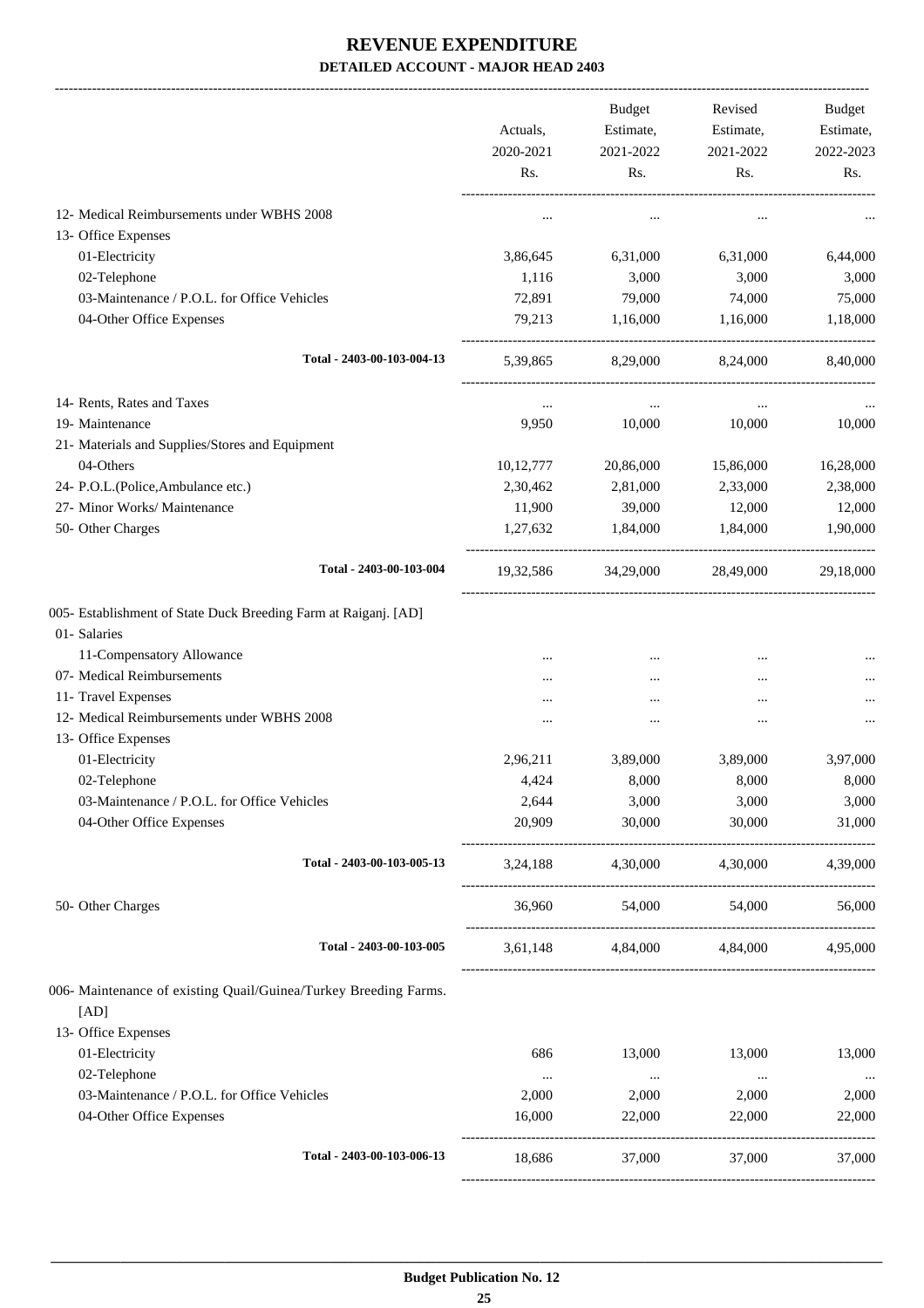# REVENUE EXPENDITURE
## DETAILED ACCOUNT - MAJOR HEAD 2403

| | Actuals, 2020-2021 Rs. | Budget Estimate, 2021-2022 Rs. | Revised Estimate, 2021-2022 Rs. | Budget Estimate, 2022-2023 Rs. |
|---|---|---|---|---|
| 12- Medical Reimbursements under WBHS 2008 | ... | ... | ... | ... |
| 13- Office Expenses | | | | |
| 01-Electricity | 3,86,645 | 6,31,000 | 6,31,000 | 6,44,000 |
| 02-Telephone | 1,116 | 3,000 | 3,000 | 3,000 |
| 03-Maintenance / P.O.L. for Office Vehicles | 72,891 | 79,000 | 74,000 | 75,000 |
| 04-Other Office Expenses | 79,213 | 1,16,000 | 1,16,000 | 1,18,000 |
| Total - 2403-00-103-004-13 | 5,39,865 | 8,29,000 | 8,24,000 | 8,40,000 |
| 14- Rents, Rates and Taxes | ... | ... | ... | ... |
| 19- Maintenance | 9,950 | 10,000 | 10,000 | 10,000 |
| 21- Materials and Supplies/Stores and Equipment | | | | |
| 04-Others | 10,12,777 | 20,86,000 | 15,86,000 | 16,28,000 |
| 24- P.O.L.(Police,Ambulance etc.) | 2,30,462 | 2,81,000 | 2,33,000 | 2,38,000 |
| 27- Minor Works/ Maintenance | 11,900 | 39,000 | 12,000 | 12,000 |
| 50- Other Charges | 1,27,632 | 1,84,000 | 1,84,000 | 1,90,000 |
| Total - 2403-00-103-004 | 19,32,586 | 34,29,000 | 28,49,000 | 29,18,000 |
| 005- Establishment of State Duck Breeding Farm at Raiganj. [AD] | | | | |
| 01- Salaries | | | | |
| 11-Compensatory Allowance | ... | ... | ... | ... |
| 07- Medical Reimbursements | ... | ... | ... | ... |
| 11- Travel Expenses | ... | ... | ... | ... |
| 12- Medical Reimbursements under WBHS 2008 | ... | ... | ... | ... |
| 13- Office Expenses | | | | |
| 01-Electricity | 2,96,211 | 3,89,000 | 3,89,000 | 3,97,000 |
| 02-Telephone | 4,424 | 8,000 | 8,000 | 8,000 |
| 03-Maintenance / P.O.L. for Office Vehicles | 2,644 | 3,000 | 3,000 | 3,000 |
| 04-Other Office Expenses | 20,909 | 30,000 | 30,000 | 31,000 |
| Total - 2403-00-103-005-13 | 3,24,188 | 4,30,000 | 4,30,000 | 4,39,000 |
| 50- Other Charges | 36,960 | 54,000 | 54,000 | 56,000 |
| Total - 2403-00-103-005 | 3,61,148 | 4,84,000 | 4,84,000 | 4,95,000 |
| 006- Maintenance of existing Quail/Guinea/Turkey Breeding Farms. [AD] | | | | |
| 13- Office Expenses | | | | |
| 01-Electricity | 686 | 13,000 | 13,000 | 13,000 |
| 02-Telephone | ... | ... | ... | ... |
| 03-Maintenance / P.O.L. for Office Vehicles | 2,000 | 2,000 | 2,000 | 2,000 |
| 04-Other Office Expenses | 16,000 | 22,000 | 22,000 | 22,000 |
| Total - 2403-00-103-006-13 | 18,686 | 37,000 | 37,000 | 37,000 |

**Budget Publication No. 12**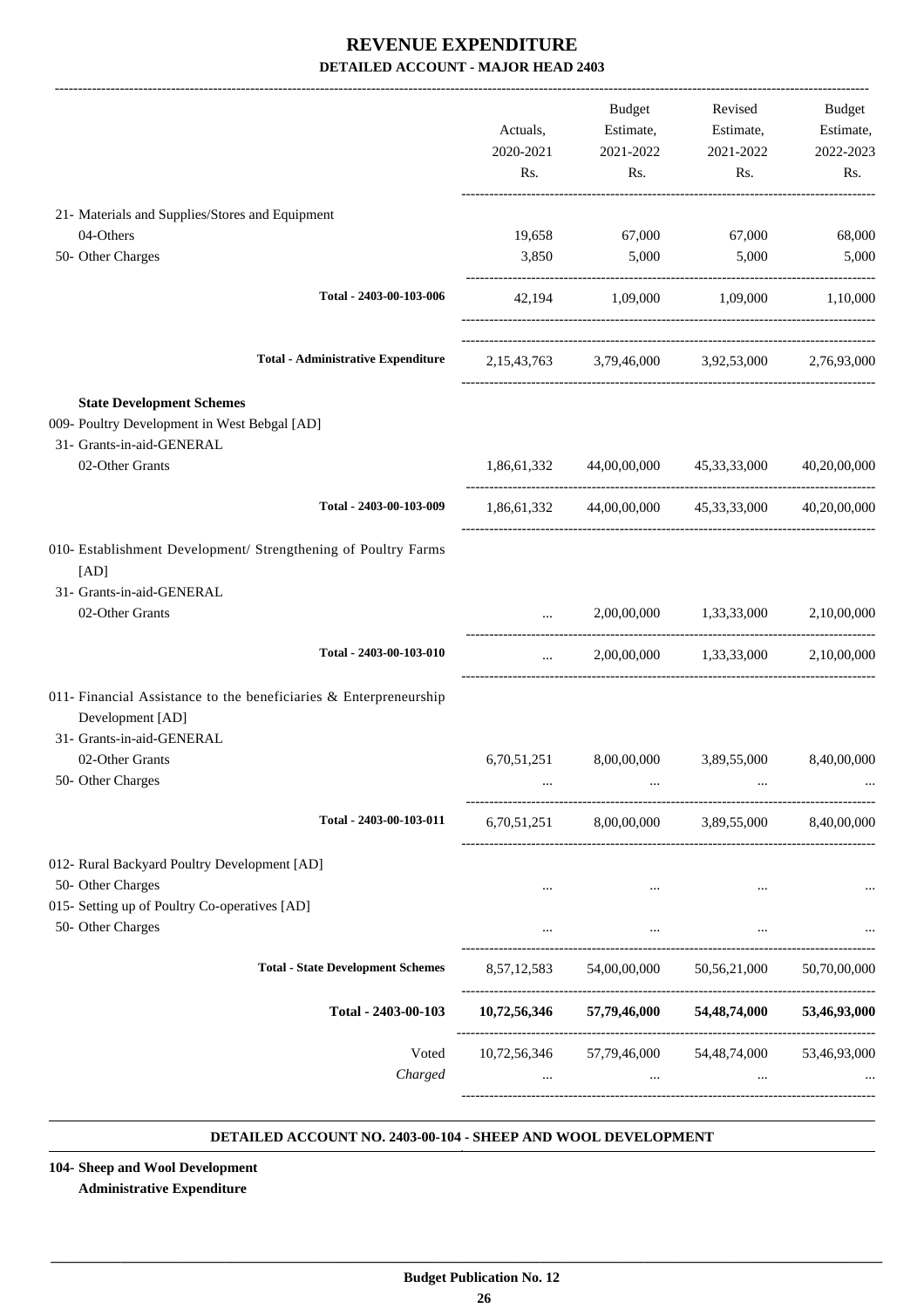# REVENUE EXPENDITURE

## DETAILED ACCOUNT - MAJOR HEAD 2403

| | Actuals, 2020-2021 Rs. | Budget Estimate, 2021-2022 Rs. | Revised Estimate, 2021-2022 Rs. | Budget Estimate, 2022-2023 Rs. |
|---|---|---|---|---|
| 21- Materials and Supplies/Stores and Equipment | | | | |
| 04-Others | 19,658 | 67,000 | 67,000 | 68,000 |
| 50- Other Charges | 3,850 | 5,000 | 5,000 | 5,000 |
| Total - 2403-00-103-006 | 42,194 | 1,09,000 | 1,09,000 | 1,10,000 |
| Total - Administrative Expenditure | 2,15,43,763 | 3,79,46,000 | 3,92,53,000 | 2,76,93,000 |
| **State Development Schemes** | | | | |
| 009- Poultry Development in West Bebgal [AD] | | | | |
| 31- Grants-in-aid-GENERAL | | | | |
| 02-Other Grants | 1,86,61,332 | 44,00,00,000 | 45,33,33,000 | 40,20,00,000 |
| Total - 2403-00-103-009 | 1,86,61,332 | 44,00,00,000 | 45,33,33,000 | 40,20,00,000 |
| 010- Establishment Development/ Strengthening of Poultry Farms [AD] | | | | |
| 31- Grants-in-aid-GENERAL | | | | |
| 02-Other Grants | ... | 2,00,00,000 | 1,33,33,000 | 2,10,00,000 |
| Total - 2403-00-103-010 | ... | 2,00,00,000 | 1,33,33,000 | 2,10,00,000 |
| 011- Financial Assistance to the beneficiaries & Enterpreneurship Development [AD] | | | | |
| 31- Grants-in-aid-GENERAL | | | | |
| 02-Other Grants | 6,70,51,251 | 8,00,00,000 | 3,89,55,000 | 8,40,00,000 |
| 50- Other Charges | ... | ... | ... | ... |
| Total - 2403-00-103-011 | 6,70,51,251 | 8,00,00,000 | 3,89,55,000 | 8,40,00,000 |
| 012- Rural Backyard Poultry Development [AD] | | | | |
| 50- Other Charges | ... | ... | ... | ... |
| 015- Setting up of Poultry Co-operatives [AD] | | | | |
| 50- Other Charges | ... | ... | ... | ... |
| Total - State Development Schemes | 8,57,12,583 | 54,00,00,000 | 50,56,21,000 | 50,70,00,000 |
| **Total - 2403-00-103** | **10,72,56,346** | **57,79,46,000** | **54,48,74,000** | **53,46,93,000** |
| Voted | 10,72,56,346 | 57,79,46,000 | 54,48,74,000 | 53,46,93,000 |
| *Charged* | ... | ... | ... | ... |

**DETAILED ACCOUNT NO. 2403-00-104 - SHEEP AND WOOL DEVELOPMENT**

**104- Sheep and Wool Development**

**Administrative Expenditure**

**Budget Publication No. 12**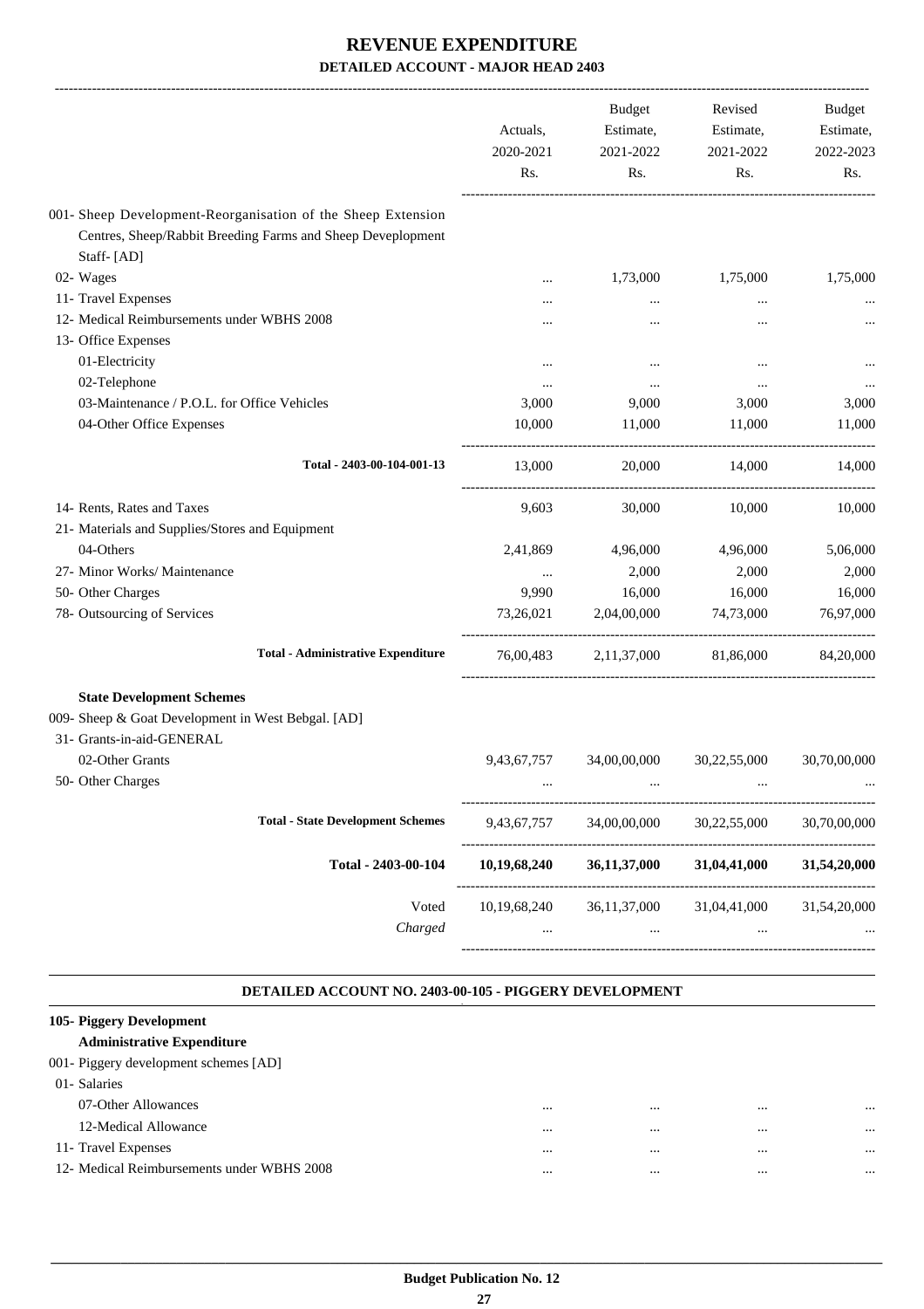# REVENUE EXPENDITURE
## DETAILED ACCOUNT - MAJOR HEAD 2403

| | Actuals, 2020-2021 Rs. | Budget Estimate, 2021-2022 Rs. | Revised Estimate, 2021-2022 Rs. | Budget Estimate, 2022-2023 Rs. |
|---|---|---|---|---|
| 001- Sheep Development-Reorganisation of the Sheep Extension Centres, Sheep/Rabbit Breeding Farms and Sheep Deveplopment Staff- [AD] | | | | |
| 02- Wages | ... | 1,73,000 | 1,75,000 | 1,75,000 |
| 11- Travel Expenses | ... | ... | ... | ... |
| 12- Medical Reimbursements under WBHS 2008 | ... | ... | ... | ... |
| 13- Office Expenses | | | | |
| 01-Electricity | ... | ... | ... | ... |
| 02-Telephone | ... | ... | ... | ... |
| 03-Maintenance / P.O.L. for Office Vehicles | 3,000 | 9,000 | 3,000 | 3,000 |
| 04-Other Office Expenses | 10,000 | 11,000 | 11,000 | 11,000 |
| **Total - 2403-00-104-001-13** | 13,000 | 20,000 | 14,000 | 14,000 |
| 14- Rents, Rates and Taxes | 9,603 | 30,000 | 10,000 | 10,000 |
| 21- Materials and Supplies/Stores and Equipment | | | | |
| 04-Others | 2,41,869 | 4,96,000 | 4,96,000 | 5,06,000 |
| 27- Minor Works/ Maintenance | ... | 2,000 | 2,000 | 2,000 |
| 50- Other Charges | 9,990 | 16,000 | 16,000 | 16,000 |
| 78- Outsourcing of Services | 73,26,021 | 2,04,00,000 | 74,73,000 | 76,97,000 |
| **Total - Administrative Expenditure** | 76,00,483 | 2,11,37,000 | 81,86,000 | 84,20,000 |
| **State Development Schemes** | | | | |
| 009- Sheep & Goat Development in West Bebgal. [AD] | | | | |
| 31- Grants-in-aid-GENERAL | | | | |
| 02-Other Grants | 9,43,67,757 | 34,00,00,000 | 30,22,55,000 | 30,70,00,000 |
| 50- Other Charges | ... | ... | ... | ... |
| **Total - State Development Schemes** | 9,43,67,757 | 34,00,00,000 | 30,22,55,000 | 30,70,00,000 |
| **Total - 2403-00-104** | **10,19,68,240** | **36,11,37,000** | **31,04,41,000** | **31,54,20,000** |
| Voted | 10,19,68,240 | 36,11,37,000 | 31,04,41,000 | 31,54,20,000 |
| *Charged* | ... | ... | ... | ... |

### DETAILED ACCOUNT NO. 2403-00-105 - PIGGERY DEVELOPMENT

| | Actuals, 2020-2021 Rs. | Budget Estimate, 2021-2022 Rs. | Revised Estimate, 2021-2022 Rs. | Budget Estimate, 2022-2023 Rs. |
|---|---|---|---|---|
| **105- Piggery Development** | | | | |
| **Administrative Expenditure** | | | | |
| 001- Piggery development schemes [AD] | | | | |
| 01- Salaries | | | | |
| 07-Other Allowances | ... | ... | ... | ... |
| 12-Medical Allowance | ... | ... | ... | ... |
| 11- Travel Expenses | ... | ... | ... | ... |
| 12- Medical Reimbursements under WBHS 2008 | ... | ... | ... | ... |

**Budget Publication No. 12**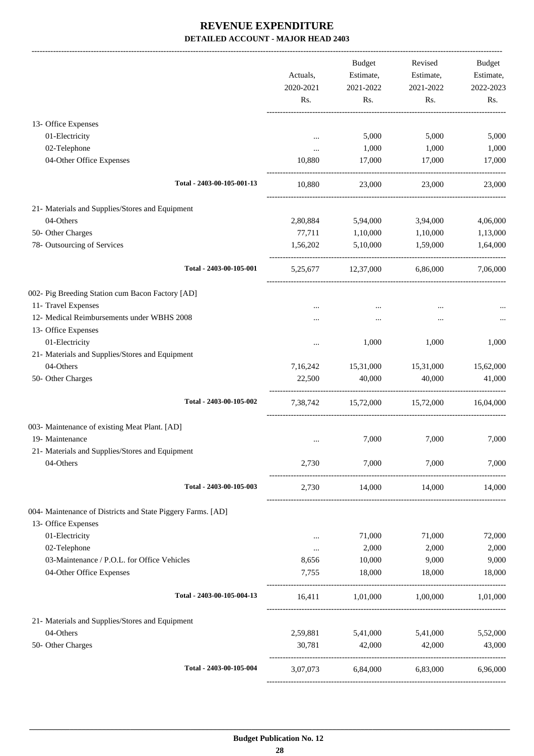# REVENUE EXPENDITURE

## DETAILED ACCOUNT - MAJOR HEAD 2403

| | Actuals, 2020-2021 Rs. | Budget Estimate, 2021-2022 Rs. | Revised Estimate, 2021-2022 Rs. | Budget Estimate, 2022-2023 Rs. |
|---|---|---|---|---|
| 13- Office Expenses | | | | |
| 01-Electricity | ... | 5,000 | 5,000 | 5,000 |
| 02-Telephone | ... | 1,000 | 1,000 | 1,000 |
| 04-Other Office Expenses | 10,880 | 17,000 | 17,000 | 17,000 |
| **Total - 2403-00-105-001-13** | 10,880 | 23,000 | 23,000 | 23,000 |
| 21- Materials and Supplies/Stores and Equipment | | | | |
| 04-Others | 2,80,884 | 5,94,000 | 3,94,000 | 4,06,000 |
| 50- Other Charges | 77,711 | 1,10,000 | 1,10,000 | 1,13,000 |
| 78- Outsourcing of Services | 1,56,202 | 5,10,000 | 1,59,000 | 1,64,000 |
| **Total - 2403-00-105-001** | 5,25,677 | 12,37,000 | 6,86,000 | 7,06,000 |
| 002- Pig Breeding Station cum Bacon Factory [AD] | | | | |
| 11- Travel Expenses | ... | ... | ... | ... |
| 12- Medical Reimbursements under WBHS 2008 | ... | ... | ... | ... |
| 13- Office Expenses | | | | |
| 01-Electricity | ... | 1,000 | 1,000 | 1,000 |
| 21- Materials and Supplies/Stores and Equipment | | | | |
| 04-Others | 7,16,242 | 15,31,000 | 15,31,000 | 15,62,000 |
| 50- Other Charges | 22,500 | 40,000 | 40,000 | 41,000 |
| **Total - 2403-00-105-002** | 7,38,742 | 15,72,000 | 15,72,000 | 16,04,000 |
| 003- Maintenance of existing Meat Plant. [AD] | | | | |
| 19- Maintenance | ... | 7,000 | 7,000 | 7,000 |
| 21- Materials and Supplies/Stores and Equipment | | | | |
| 04-Others | 2,730 | 7,000 | 7,000 | 7,000 |
| **Total - 2403-00-105-003** | 2,730 | 14,000 | 14,000 | 14,000 |
| 004- Maintenance of Districts and State Piggery Farms. [AD] | | | | |
| 13- Office Expenses | | | | |
| 01-Electricity | ... | 71,000 | 71,000 | 72,000 |
| 02-Telephone | ... | 2,000 | 2,000 | 2,000 |
| 03-Maintenance / P.O.L. for Office Vehicles | 8,656 | 10,000 | 9,000 | 9,000 |
| 04-Other Office Expenses | 7,755 | 18,000 | 18,000 | 18,000 |
| **Total - 2403-00-105-004-13** | 16,411 | 1,01,000 | 1,00,000 | 1,01,000 |
| 21- Materials and Supplies/Stores and Equipment | | | | |
| 04-Others | 2,59,881 | 5,41,000 | 5,41,000 | 5,52,000 |
| 50- Other Charges | 30,781 | 42,000 | 42,000 | 43,000 |
| **Total - 2403-00-105-004** | 3,07,073 | 6,84,000 | 6,83,000 | 6,96,000 |

**Budget Publication No. 12**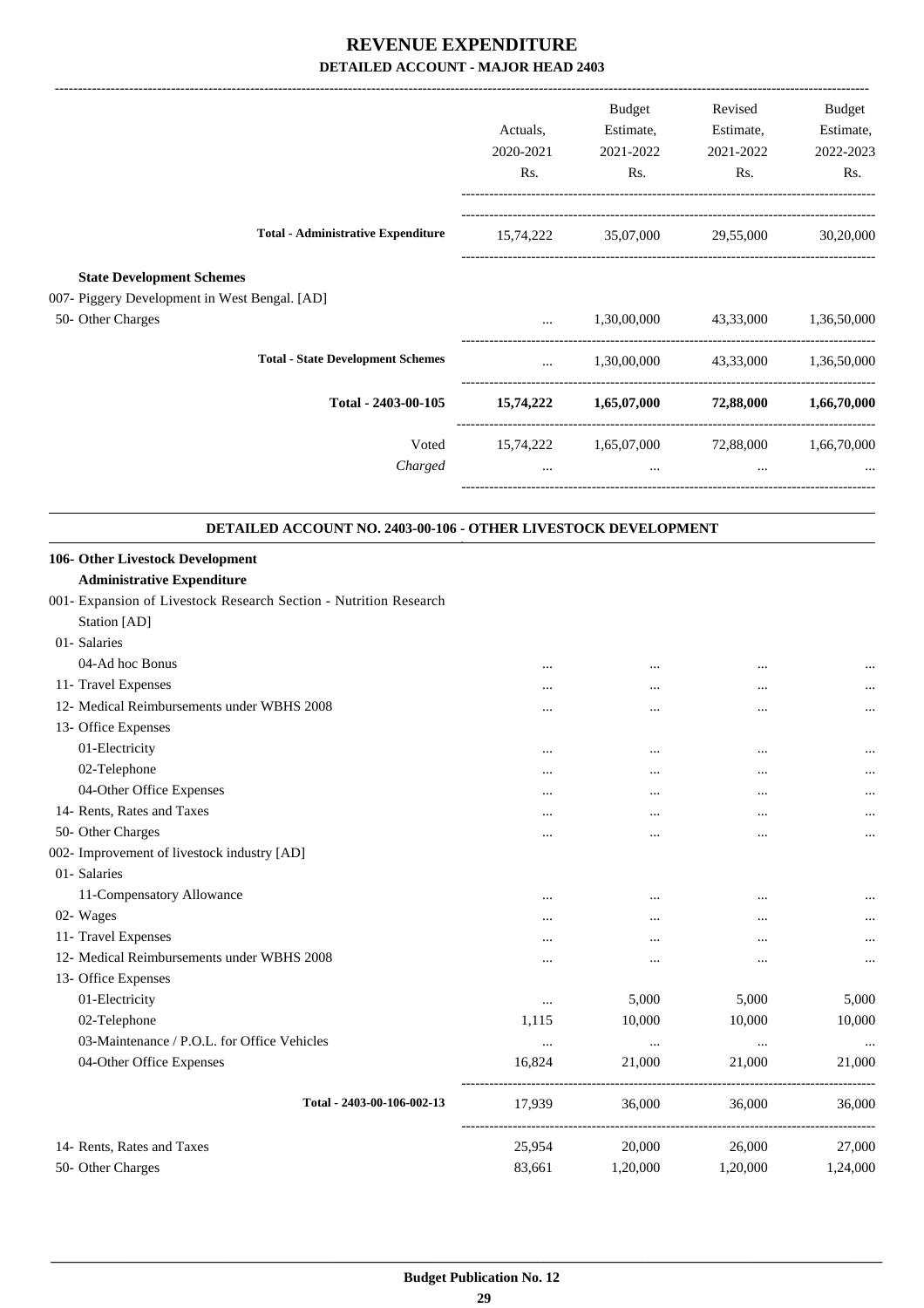# REVENUE EXPENDITURE

## DETAILED ACCOUNT - MAJOR HEAD 2403

| | Actuals, 2020-2021 Rs. | Budget Estimate, 2021-2022 Rs. | Revised Estimate, 2021-2022 Rs. | Budget Estimate, 2022-2023 Rs. |
|---|---|---|---|---|
| **Total - Administrative Expenditure** | 15,74,222 | 35,07,000 | 29,55,000 | 30,20,000 |
| **State Development Schemes** | | | | |
| 007- Piggery Development in West Bengal. [AD] | | | | |
| 50- Other Charges | ... | 1,30,00,000 | 43,33,000 | 1,36,50,000 |
| **Total - State Development Schemes** | ... | 1,30,00,000 | 43,33,000 | 1,36,50,000 |
| **Total - 2403-00-105** | **15,74,222** | **1,65,07,000** | **72,88,000** | **1,66,70,000** |
| Voted | 15,74,222 | 1,65,07,000 | 72,88,000 | 1,66,70,000 |
| *Charged* | ... | ... | ... | ... |

### DETAILED ACCOUNT NO. 2403-00-106 - OTHER LIVESTOCK DEVELOPMENT

| | Actuals, 2020-2021 Rs. | Budget Estimate, 2021-2022 Rs. | Revised Estimate, 2021-2022 Rs. | Budget Estimate, 2022-2023 Rs. |
|---|---|---|---|---|
| **106- Other Livestock Development** | | | | |
| **Administrative Expenditure** | | | | |
| 001- Expansion of Livestock Research Section - Nutrition Research Station [AD] | | | | |
| 01- Salaries | | | | |
| 04-Ad hoc Bonus | ... | ... | ... | ... |
| 11- Travel Expenses | ... | ... | ... | ... |
| 12- Medical Reimbursements under WBHS 2008 | ... | ... | ... | ... |
| 13- Office Expenses | | | | |
| 01-Electricity | ... | ... | ... | ... |
| 02-Telephone | ... | ... | ... | ... |
| 04-Other Office Expenses | ... | ... | ... | ... |
| 14- Rents, Rates and Taxes | ... | ... | ... | ... |
| 50- Other Charges | ... | ... | ... | ... |
| 002- Improvement of livestock industry [AD] | | | | |
| 01- Salaries | | | | |
| 11-Compensatory Allowance | ... | ... | ... | ... |
| 02- Wages | ... | ... | ... | ... |
| 11- Travel Expenses | ... | ... | ... | ... |
| 12- Medical Reimbursements under WBHS 2008 | ... | ... | ... | ... |
| 13- Office Expenses | | | | |
| 01-Electricity | ... | 5,000 | 5,000 | 5,000 |
| 02-Telephone | 1,115 | 10,000 | 10,000 | 10,000 |
| 03-Maintenance / P.O.L. for Office Vehicles | ... | ... | ... | ... |
| 04-Other Office Expenses | 16,824 | 21,000 | 21,000 | 21,000 |
| **Total - 2403-00-106-002-13** | 17,939 | 36,000 | 36,000 | 36,000 |
| 14- Rents, Rates and Taxes | 25,954 | 20,000 | 26,000 | 27,000 |
| 50- Other Charges | 83,661 | 1,20,000 | 1,20,000 | 1,24,000 |

**Budget Publication No. 12**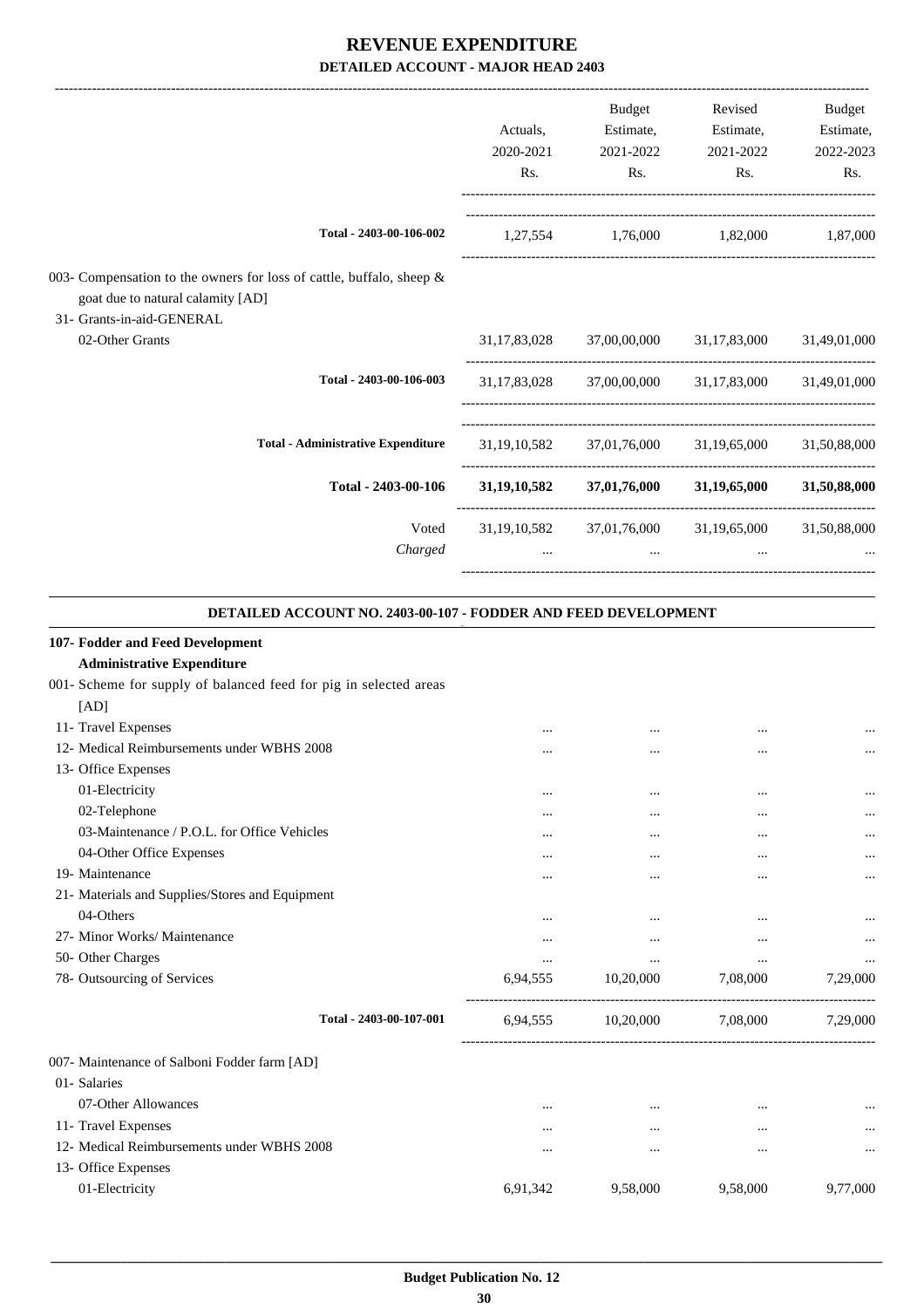# REVENUE EXPENDITURE

## DETAILED ACCOUNT - MAJOR HEAD 2403

| | Actuals, 2020-2021 Rs. | Budget Estimate, 2021-2022 Rs. | Revised Estimate, 2021-2022 Rs. | Budget Estimate, 2022-2023 Rs. |
|---|---|---|---|---|
| **Total - 2403-00-106-002** | 1,27,554 | 1,76,000 | 1,82,000 | 1,87,000 |
| 003- Compensation to the owners for loss of cattle, buffalo, sheep & goat due to natural calamity [AD] | | | | |
| 31- Grants-in-aid-GENERAL | | | | |
| 02-Other Grants | 31,17,83,028 | 37,00,00,000 | 31,17,83,000 | 31,49,01,000 |
| **Total - 2403-00-106-003** | 31,17,83,028 | 37,00,00,000 | 31,17,83,000 | 31,49,01,000 |
| **Total - Administrative Expenditure** | 31,19,10,582 | 37,01,76,000 | 31,19,65,000 | 31,50,88,000 |
| **Total - 2403-00-106** | **31,19,10,582** | **37,01,76,000** | **31,19,65,000** | **31,50,88,000** |
| Voted | 31,19,10,582 | 37,01,76,000 | 31,19,65,000 | 31,50,88,000 |
| *Charged* | ... | ... | ... | ... |

### DETAILED ACCOUNT NO. 2403-00-107 - FODDER AND FEED DEVELOPMENT

| | Actuals, 2020-2021 Rs. | Budget Estimate, 2021-2022 Rs. | Revised Estimate, 2021-2022 Rs. | Budget Estimate, 2022-2023 Rs. |
|---|---|---|---|---|
| **107- Fodder and Feed Development** | | | | |
| **Administrative Expenditure** | | | | |
| 001- Scheme for supply of balanced feed for pig in selected areas [AD] | | | | |
| 11- Travel Expenses | ... | ... | ... | ... |
| 12- Medical Reimbursements under WBHS 2008 | ... | ... | ... | ... |
| 13- Office Expenses | | | | |
| 01-Electricity | ... | ... | ... | ... |
| 02-Telephone | ... | ... | ... | ... |
| 03-Maintenance / P.O.L. for Office Vehicles | ... | ... | ... | ... |
| 04-Other Office Expenses | ... | ... | ... | ... |
| 19- Maintenance | ... | ... | ... | ... |
| 21- Materials and Supplies/Stores and Equipment | | | | |
| 04-Others | ... | ... | ... | ... |
| 27- Minor Works/ Maintenance | ... | ... | ... | ... |
| 50- Other Charges | ... | ... | ... | ... |
| 78- Outsourcing of Services | 6,94,555 | 10,20,000 | 7,08,000 | 7,29,000 |
| **Total - 2403-00-107-001** | 6,94,555 | 10,20,000 | 7,08,000 | 7,29,000 |
| 007- Maintenance of Salboni Fodder farm [AD] | | | | |
| 01- Salaries | | | | |
| 07-Other Allowances | ... | ... | ... | ... |
| 11- Travel Expenses | ... | ... | ... | ... |
| 12- Medical Reimbursements under WBHS 2008 | ... | ... | ... | ... |
| 13- Office Expenses | | | | |
| 01-Electricity | 6,91,342 | 9,58,000 | 9,58,000 | 9,77,000 |

Budget Publication No. 12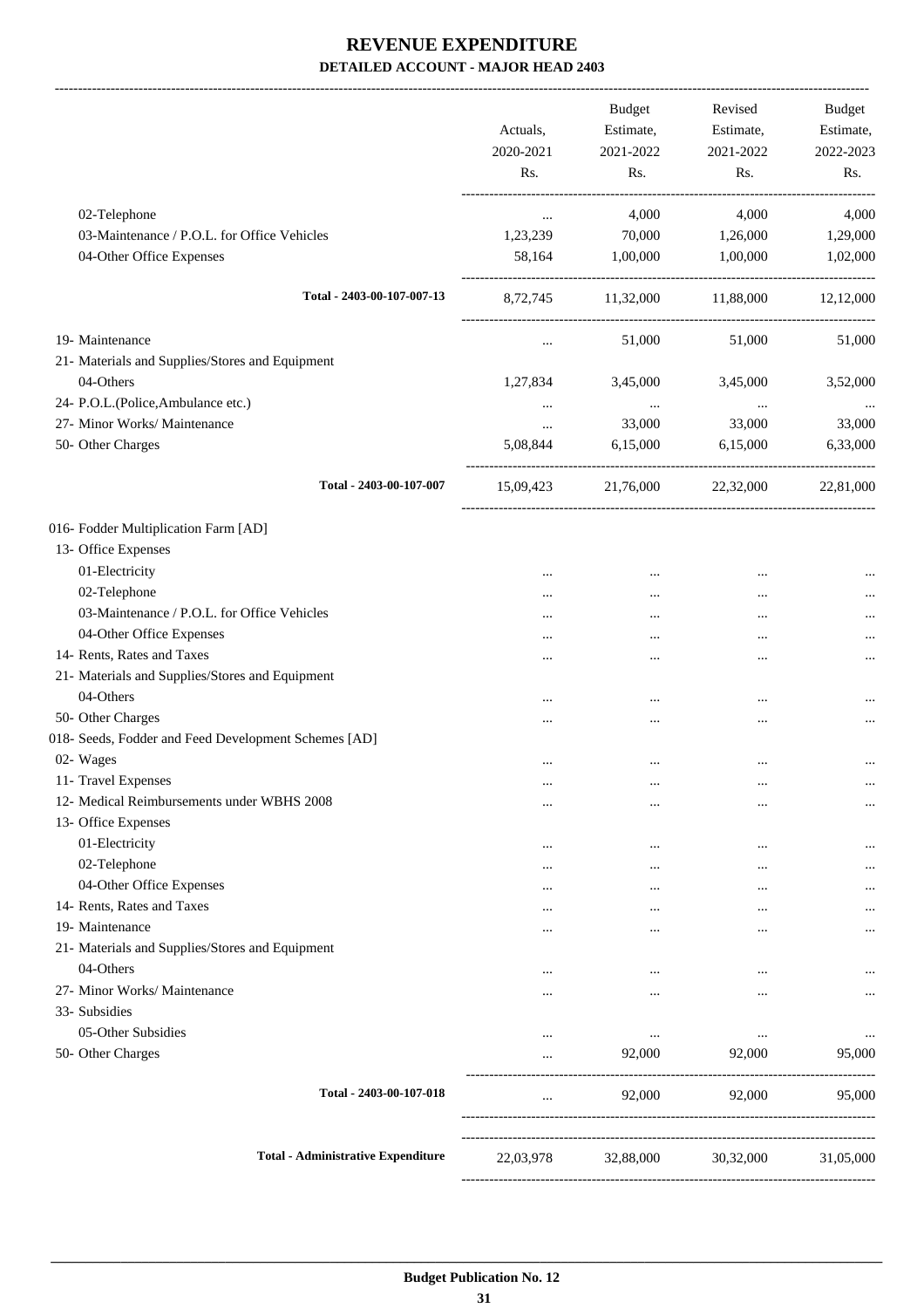# REVENUE EXPENDITURE

## DETAILED ACCOUNT - MAJOR HEAD 2403

| | Actuals, 2020-2021 Rs. | Budget Estimate, 2021-2022 Rs. | Revised Estimate, 2021-2022 Rs. | Budget Estimate, 2022-2023 Rs. |
|---|---|---|---|---|
| 02-Telephone | ... | 4,000 | 4,000 | 4,000 |
| 03-Maintenance / P.O.L. for Office Vehicles | 1,23,239 | 70,000 | 1,26,000 | 1,29,000 |
| 04-Other Office Expenses | 58,164 | 1,00,000 | 1,00,000 | 1,02,000 |
| **Total - 2403-00-107-007-13** | 8,72,745 | 11,32,000 | 11,88,000 | 12,12,000 |
| 19- Maintenance | ... | 51,000 | 51,000 | 51,000 |
| 21- Materials and Supplies/Stores and Equipment | | | | |
| 04-Others | 1,27,834 | 3,45,000 | 3,45,000 | 3,52,000 |
| 24- P.O.L.(Police,Ambulance etc.) | ... | ... | ... | ... |
| 27- Minor Works/ Maintenance | ... | 33,000 | 33,000 | 33,000 |
| 50- Other Charges | 5,08,844 | 6,15,000 | 6,15,000 | 6,33,000 |
| **Total - 2403-00-107-007** | 15,09,423 | 21,76,000 | 22,32,000 | 22,81,000 |
| 016- Fodder Multiplication Farm [AD] | | | | |
| 13- Office Expenses | | | | |
| 01-Electricity | ... | ... | ... | ... |
| 02-Telephone | ... | ... | ... | ... |
| 03-Maintenance / P.O.L. for Office Vehicles | ... | ... | ... | ... |
| 04-Other Office Expenses | ... | ... | ... | ... |
| 14- Rents, Rates and Taxes | ... | ... | ... | ... |
| 21- Materials and Supplies/Stores and Equipment | | | | |
| 04-Others | ... | ... | ... | ... |
| 50- Other Charges | ... | ... | ... | ... |
| 018- Seeds, Fodder and Feed Development Schemes [AD] | | | | |
| 02- Wages | ... | ... | ... | ... |
| 11- Travel Expenses | ... | ... | ... | ... |
| 12- Medical Reimbursements under WBHS 2008 | ... | ... | ... | ... |
| 13- Office Expenses | | | | |
| 01-Electricity | ... | ... | ... | ... |
| 02-Telephone | ... | ... | ... | ... |
| 04-Other Office Expenses | ... | ... | ... | ... |
| 14- Rents, Rates and Taxes | ... | ... | ... | ... |
| 19- Maintenance | ... | ... | ... | ... |
| 21- Materials and Supplies/Stores and Equipment | | | | |
| 04-Others | ... | ... | ... | ... |
| 27- Minor Works/ Maintenance | ... | ... | ... | ... |
| 33- Subsidies | | | | |
| 05-Other Subsidies | ... | ... | ... | ... |
| 50- Other Charges | ... | 92,000 | 92,000 | 95,000 |
| **Total - 2403-00-107-018** | ... | 92,000 | 92,000 | 95,000 |
| **Total - Administrative Expenditure** | 22,03,978 | 32,88,000 | 30,32,000 | 31,05,000 |

Budget Publication No. 12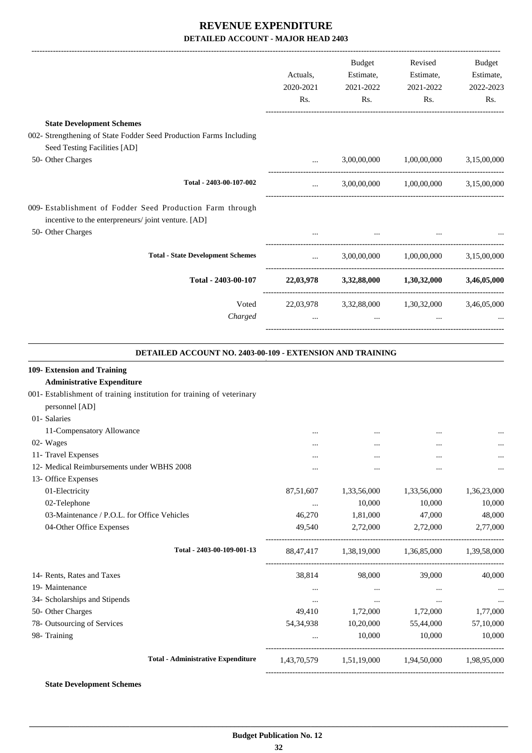# REVENUE EXPENDITURE

## DETAILED ACCOUNT - MAJOR HEAD 2403

| | Actuals, 2020-2021 Rs. | Budget Estimate, 2021-2022 Rs. | Revised Estimate, 2021-2022 Rs. | Budget Estimate, 2022-2023 Rs. |
|---|---|---|---|---|
| **State Development Schemes** | | | | |
| 002- Strengthening of State Fodder Seed Production Farms Including Seed Testing Facilities [AD] | | | | |
| 50- Other Charges | ... | 3,00,00,000 | 1,00,00,000 | 3,15,00,000 |
| **Total - 2403-00-107-002** | ... | 3,00,00,000 | 1,00,00,000 | 3,15,00,000 |
| 009- Establishment of Fodder Seed Production Farm through incentive to the enterpreneurs/ joint venture. [AD] | | | | |
| 50- Other Charges | ... | ... | ... | ... |
| **Total - State Development Schemes** | ... | 3,00,00,000 | 1,00,00,000 | 3,15,00,000 |
| **Total - 2403-00-107** | **22,03,978** | **3,32,88,000** | **1,30,32,000** | **3,46,05,000** |
| Voted | 22,03,978 | 3,32,88,000 | 1,30,32,000 | 3,46,05,000 |
| *Charged* | ... | ... | ... | ... |

### DETAILED ACCOUNT NO. 2403-00-109 - EXTENSION AND TRAINING

| | Actuals, 2020-2021 Rs. | Budget Estimate, 2021-2022 Rs. | Revised Estimate, 2021-2022 Rs. | Budget Estimate, 2022-2023 Rs. |
|---|---|---|---|---|
| **109- Extension and Training** | | | | |
| **Administrative Expenditure** | | | | |
| 001- Establishment of training institution for training of veterinary personnel [AD] | | | | |
| 01- Salaries | | | | |
| 11-Compensatory Allowance | ... | ... | ... | ... |
| 02- Wages | ... | ... | ... | ... |
| 11- Travel Expenses | ... | ... | ... | ... |
| 12- Medical Reimbursements under WBHS 2008 | ... | ... | ... | ... |
| 13- Office Expenses | | | | |
| 01-Electricity | 87,51,607 | 1,33,56,000 | 1,33,56,000 | 1,36,23,000 |
| 02-Telephone | ... | 10,000 | 10,000 | 10,000 |
| 03-Maintenance / P.O.L. for Office Vehicles | 46,270 | 1,81,000 | 47,000 | 48,000 |
| 04-Other Office Expenses | 49,540 | 2,72,000 | 2,72,000 | 2,77,000 |
| **Total - 2403-00-109-001-13** | 88,47,417 | 1,38,19,000 | 1,36,85,000 | 1,39,58,000 |
| 14- Rents, Rates and Taxes | 38,814 | 98,000 | 39,000 | 40,000 |
| 19- Maintenance | ... | ... | ... | ... |
| 34- Scholarships and Stipends | ... | ... | ... | ... |
| 50- Other Charges | 49,410 | 1,72,000 | 1,72,000 | 1,77,000 |
| 78- Outsourcing of Services | 54,34,938 | 10,20,000 | 55,44,000 | 57,10,000 |
| 98- Training | ... | 10,000 | 10,000 | 10,000 |
| **Total - Administrative Expenditure** | 1,43,70,579 | 1,51,19,000 | 1,94,50,000 | 1,98,95,000 |

**State Development Schemes**

Budget Publication No. 12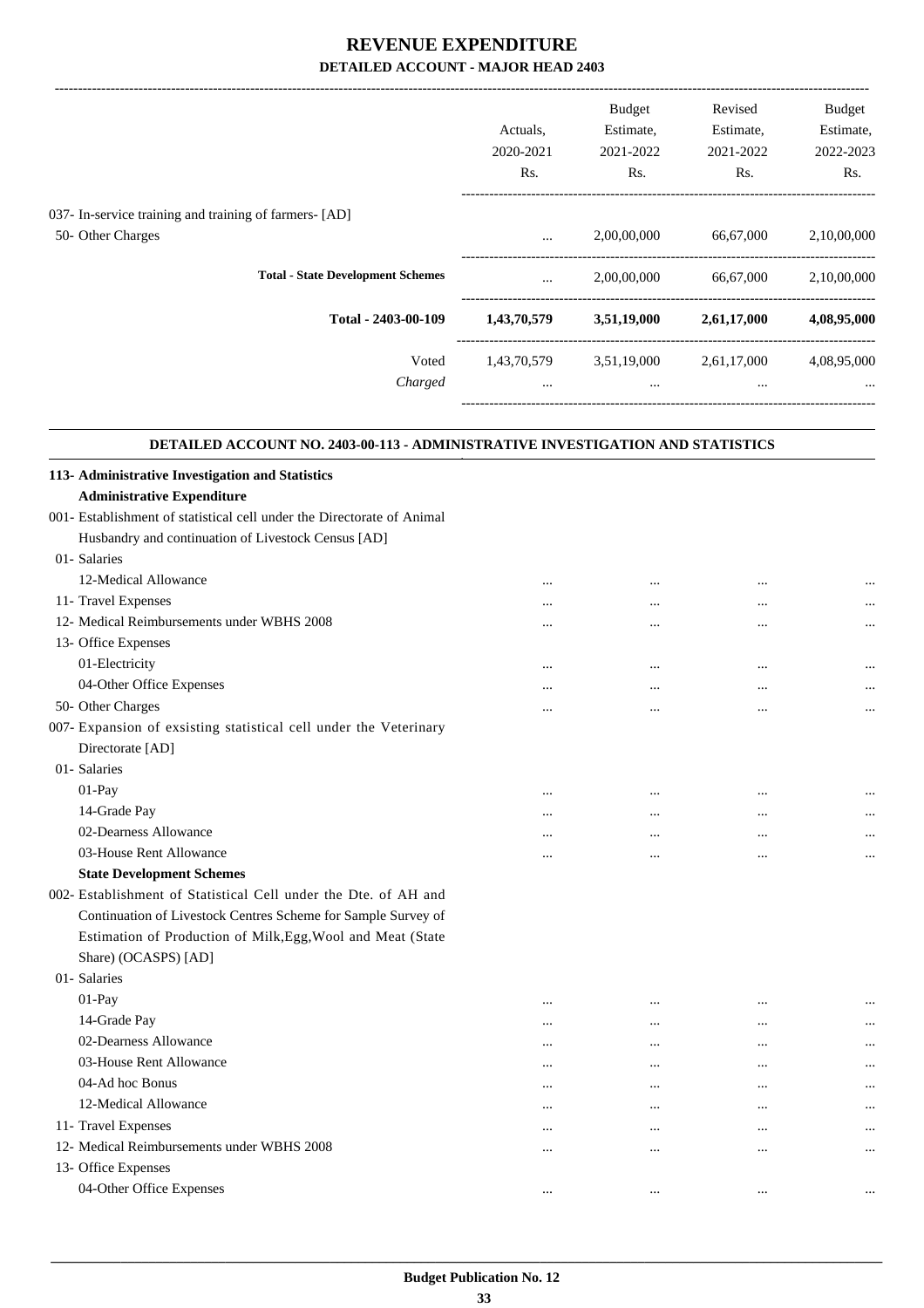# REVENUE EXPENDITURE

## DETAILED ACCOUNT - MAJOR HEAD 2403

| | Actuals, 2020-2021 Rs. | Budget Estimate, 2021-2022 Rs. | Revised Estimate, 2021-2022 Rs. | Budget Estimate, 2022-2023 Rs. |
|---|---|---|---|---|
| 037- In-service training and training of farmers- [AD] | | | | |
| 50- Other Charges | ... | 2,00,00,000 | 66,67,000 | 2,10,00,000 |
| **Total - State Development Schemes** | ... | 2,00,00,000 | 66,67,000 | 2,10,00,000 |
| **Total - 2403-00-109** | **1,43,70,579** | **3,51,19,000** | **2,61,17,000** | **4,08,95,000** |
| Voted | 1,43,70,579 | 3,51,19,000 | 2,61,17,000 | 4,08,95,000 |
| *Charged* | ... | ... | ... | ... |

### DETAILED ACCOUNT NO. 2403-00-113 - ADMINISTRATIVE INVESTIGATION AND STATISTICS

| | Actuals, 2020-2021 Rs. | Budget Estimate, 2021-2022 Rs. | Revised Estimate, 2021-2022 Rs. | Budget Estimate, 2022-2023 Rs. |
|---|---|---|---|---|
| **113- Administrative Investigation and Statistics** | | | | |
| **Administrative Expenditure** | | | | |
| 001- Establishment of statistical cell under the Directorate of Animal Husbandry and continuation of Livestock Census [AD] | | | | |
| 01- Salaries | | | | |
| 12-Medical Allowance | ... | ... | ... | ... |
| 11- Travel Expenses | ... | ... | ... | ... |
| 12- Medical Reimbursements under WBHS 2008 | ... | ... | ... | ... |
| 13- Office Expenses | | | | |
| 01-Electricity | ... | ... | ... | ... |
| 04-Other Office Expenses | ... | ... | ... | ... |
| 50- Other Charges | ... | ... | ... | ... |
| 007- Expansion of exsisting statistical cell under the Veterinary Directorate [AD] | | | | |
| 01- Salaries | | | | |
| 01-Pay | ... | ... | ... | ... |
| 14-Grade Pay | ... | ... | ... | ... |
| 02-Dearness Allowance | ... | ... | ... | ... |
| 03-House Rent Allowance | ... | ... | ... | ... |
| **State Development Schemes** | | | | |
| 002- Establishment of Statistical Cell under the Dte. of AH and Continuation of Livestock Centres Scheme for Sample Survey of Estimation of Production of Milk,Egg,Wool and Meat (State Share) (OCASPS) [AD] | | | | |
| 01- Salaries | | | | |
| 01-Pay | ... | ... | ... | ... |
| 14-Grade Pay | ... | ... | ... | ... |
| 02-Dearness Allowance | ... | ... | ... | ... |
| 03-House Rent Allowance | ... | ... | ... | ... |
| 04-Ad hoc Bonus | ... | ... | ... | ... |
| 12-Medical Allowance | ... | ... | ... | ... |
| 11- Travel Expenses | ... | ... | ... | ... |
| 12- Medical Reimbursements under WBHS 2008 | ... | ... | ... | ... |
| 13- Office Expenses | | | | |
| 04-Other Office Expenses | ... | ... | ... | ... |

Budget Publication No. 12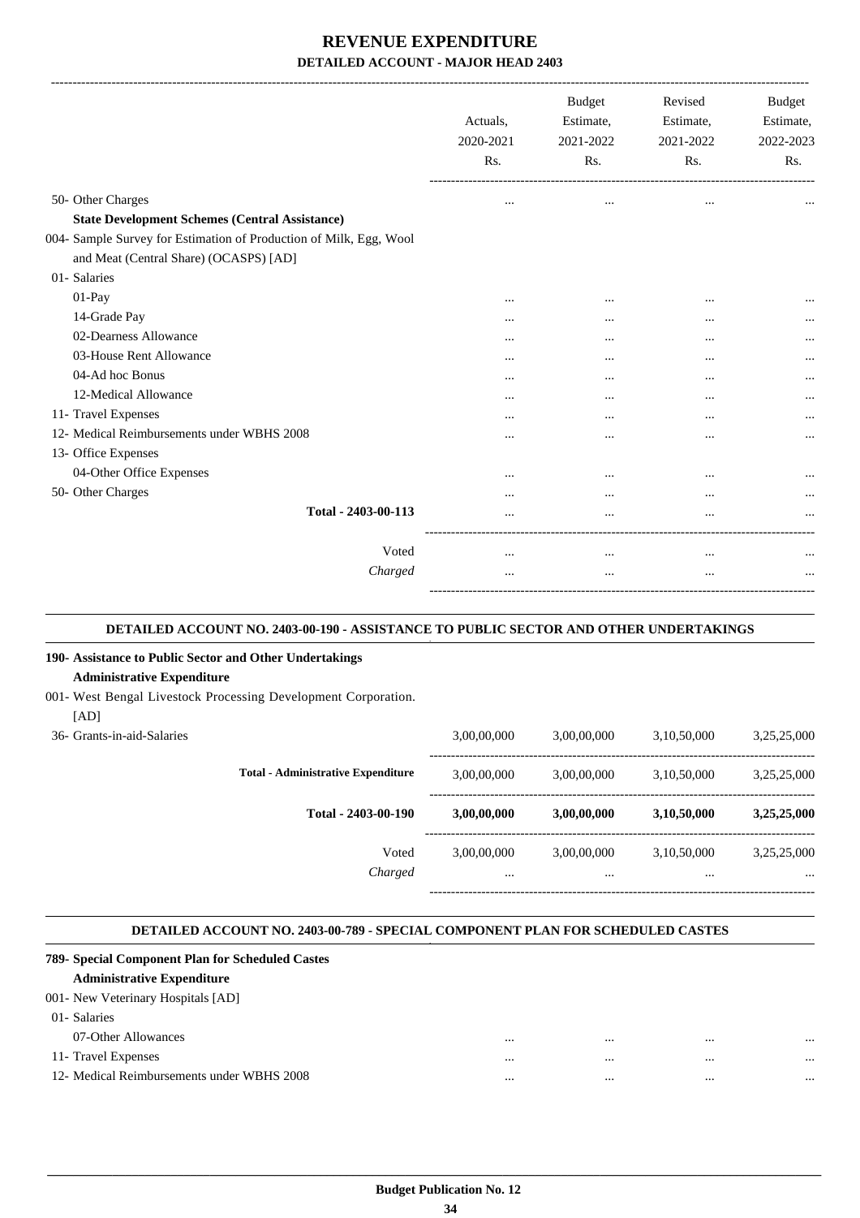# REVENUE EXPENDITURE

## DETAILED ACCOUNT - MAJOR HEAD 2403

| | Actuals, 2020-2021 Rs. | Budget Estimate, 2021-2022 Rs. | Revised Estimate, 2021-2022 Rs. | Budget Estimate, 2022-2023 Rs. |
|---|---|---|---|---|
| 50- Other Charges | ... | ... | ... | ... |
| **State Development Schemes (Central Assistance)** | | | | |
| 004- Sample Survey for Estimation of Production of Milk, Egg, Wool and Meat (Central Share) (OCASPS) [AD] | | | | |
| 01- Salaries | | | | |
| 01-Pay | ... | ... | ... | ... |
| 14-Grade Pay | ... | ... | ... | ... |
| 02-Dearness Allowance | ... | ... | ... | ... |
| 03-House Rent Allowance | ... | ... | ... | ... |
| 04-Ad hoc Bonus | ... | ... | ... | ... |
| 12-Medical Allowance | ... | ... | ... | ... |
| 11- Travel Expenses | ... | ... | ... | ... |
| 12- Medical Reimbursements under WBHS 2008 | ... | ... | ... | ... |
| 13- Office Expenses | | | | |
| 04-Other Office Expenses | ... | ... | ... | ... |
| 50- Other Charges | ... | ... | ... | ... |
| **Total - 2403-00-113** | ... | ... | ... | ... |
| Voted | ... | ... | ... | ... |
| *Charged* | ... | ... | ... | ... |

### DETAILED ACCOUNT NO. 2403-00-190 - ASSISTANCE TO PUBLIC SECTOR AND OTHER UNDERTAKINGS

| | Actuals, 2020-2021 Rs. | Budget Estimate, 2021-2022 Rs. | Revised Estimate, 2021-2022 Rs. | Budget Estimate, 2022-2023 Rs. |
|---|---|---|---|---|
| **190- Assistance to Public Sector and Other Undertakings** | | | | |
| **Administrative Expenditure** | | | | |
| 001- West Bengal Livestock Processing Development Corporation. [AD] | | | | |
| 36- Grants-in-aid-Salaries | 3,00,00,000 | 3,00,00,000 | 3,10,50,000 | 3,25,25,000 |
| **Total - Administrative Expenditure** | 3,00,00,000 | 3,00,00,000 | 3,10,50,000 | 3,25,25,000 |
| **Total - 2403-00-190** | **3,00,00,000** | **3,00,00,000** | **3,10,50,000** | **3,25,25,000** |
| Voted | 3,00,00,000 | 3,00,00,000 | 3,10,50,000 | 3,25,25,000 |
| *Charged* | ... | ... | ... | ... |

### DETAILED ACCOUNT NO. 2403-00-789 - SPECIAL COMPONENT PLAN FOR SCHEDULED CASTES

| | Actuals, 2020-2021 Rs. | Budget Estimate, 2021-2022 Rs. | Revised Estimate, 2021-2022 Rs. | Budget Estimate, 2022-2023 Rs. |
|---|---|---|---|---|
| **789- Special Component Plan for Scheduled Castes** | | | | |
| **Administrative Expenditure** | | | | |
| 001- New Veterinary Hospitals [AD] | | | | |
| 01- Salaries | | | | |
| 07-Other Allowances | ... | ... | ... | ... |
| 11- Travel Expenses | ... | ... | ... | ... |
| 12- Medical Reimbursements under WBHS 2008 | ... | ... | ... | ... |

Budget Publication No. 12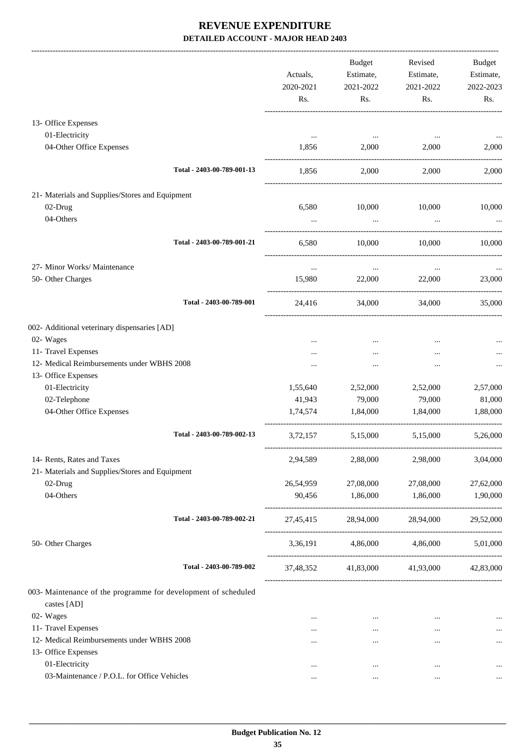# REVENUE EXPENDITURE

## DETAILED ACCOUNT - MAJOR HEAD 2403

| | Actuals, 2020-2021 Rs. | Budget Estimate, 2021-2022 Rs. | Revised Estimate, 2021-2022 Rs. | Budget Estimate, 2022-2023 Rs. |
|---|---|---|---|---|
| 13- Office Expenses | | | | |
| 01-Electricity | ... | ... | ... | ... |
| 04-Other Office Expenses | 1,856 | 2,000 | 2,000 | 2,000 |
| Total - 2403-00-789-001-13 | 1,856 | 2,000 | 2,000 | 2,000 |
| 21- Materials and Supplies/Stores and Equipment | | | | |
| 02-Drug | 6,580 | 10,000 | 10,000 | 10,000 |
| 04-Others | ... | ... | ... | ... |
| Total - 2403-00-789-001-21 | 6,580 | 10,000 | 10,000 | 10,000 |
| 27- Minor Works/ Maintenance | ... | ... | ... | ... |
| 50- Other Charges | 15,980 | 22,000 | 22,000 | 23,000 |
| Total - 2403-00-789-001 | 24,416 | 34,000 | 34,000 | 35,000 |
| 002- Additional veterinary dispensaries [AD] | | | | |
| 02- Wages | ... | ... | ... | ... |
| 11- Travel Expenses | ... | ... | ... | ... |
| 12- Medical Reimbursements under WBHS 2008 | ... | ... | ... | ... |
| 13- Office Expenses | | | | |
| 01-Electricity | 1,55,640 | 2,52,000 | 2,52,000 | 2,57,000 |
| 02-Telephone | 41,943 | 79,000 | 79,000 | 81,000 |
| 04-Other Office Expenses | 1,74,574 | 1,84,000 | 1,84,000 | 1,88,000 |
| Total - 2403-00-789-002-13 | 3,72,157 | 5,15,000 | 5,15,000 | 5,26,000 |
| 14- Rents, Rates and Taxes | 2,94,589 | 2,88,000 | 2,98,000 | 3,04,000 |
| 21- Materials and Supplies/Stores and Equipment | | | | |
| 02-Drug | 26,54,959 | 27,08,000 | 27,08,000 | 27,62,000 |
| 04-Others | 90,456 | 1,86,000 | 1,86,000 | 1,90,000 |
| Total - 2403-00-789-002-21 | 27,45,415 | 28,94,000 | 28,94,000 | 29,52,000 |
| 50- Other Charges | 3,36,191 | 4,86,000 | 4,86,000 | 5,01,000 |
| Total - 2403-00-789-002 | 37,48,352 | 41,83,000 | 41,93,000 | 42,83,000 |
| 003- Maintenance of the programme for development of scheduled castes [AD] | | | | |
| 02- Wages | ... | ... | ... | ... |
| 11- Travel Expenses | ... | ... | ... | ... |
| 12- Medical Reimbursements under WBHS 2008 | ... | ... | ... | ... |
| 13- Office Expenses | | | | |
| 01-Electricity | ... | ... | ... | ... |
| 03-Maintenance / P.O.L. for Office Vehicles | ... | ... | ... | ... |

Budget Publication No. 12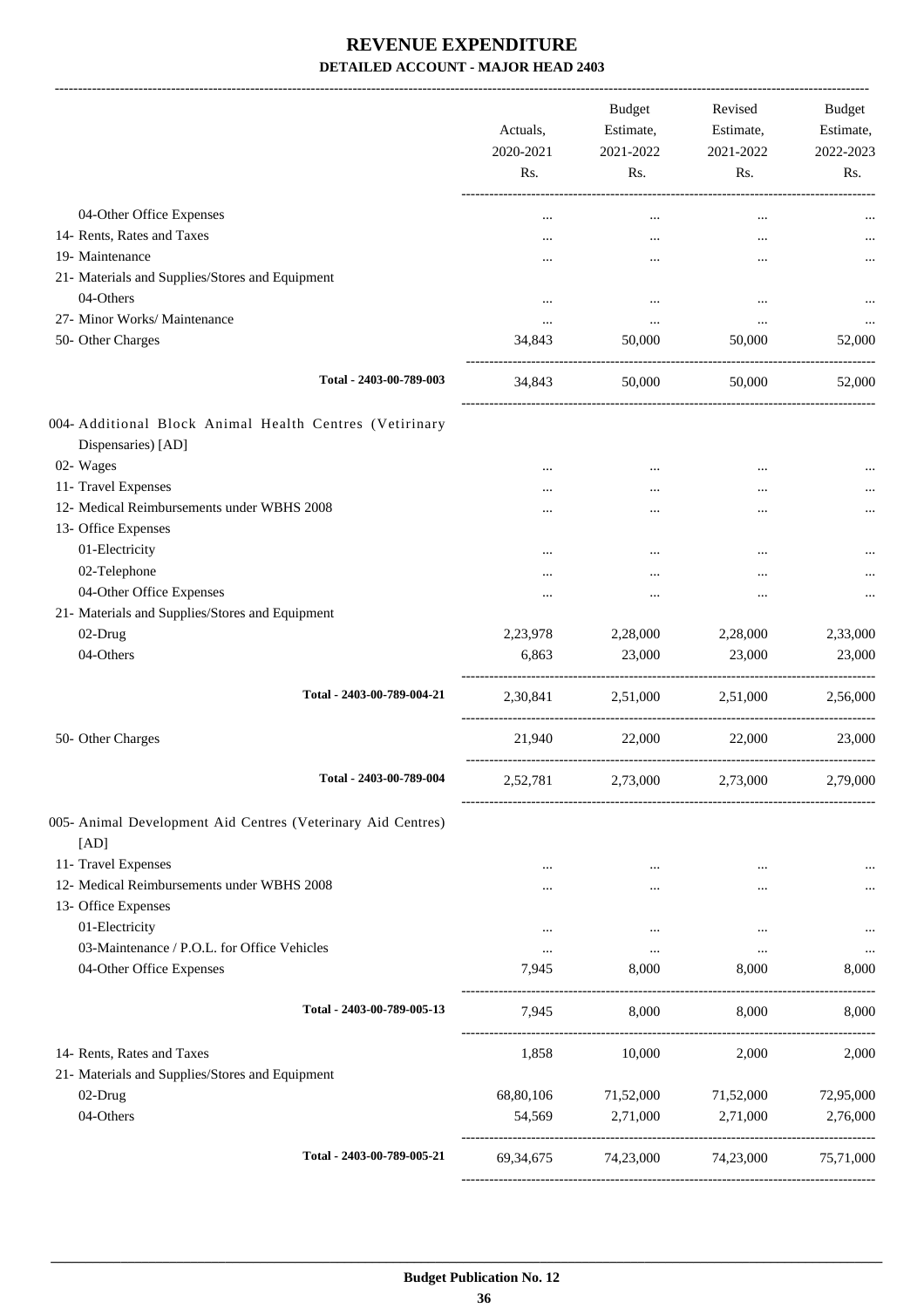# REVENUE EXPENDITURE
## DETAILED ACCOUNT - MAJOR HEAD 2403

| | Actuals, 2020-2021 Rs. | Budget Estimate, 2021-2022 Rs. | Revised Estimate, 2021-2022 Rs. | Budget Estimate, 2022-2023 Rs. |
|---|---|---|---|---|
| 04-Other Office Expenses | ... | ... | ... | ... |
| 14- Rents, Rates and Taxes | ... | ... | ... | ... |
| 19- Maintenance | ... | ... | ... | ... |
| 21- Materials and Supplies/Stores and Equipment | | | | |
| 04-Others | ... | ... | ... | ... |
| 27- Minor Works/ Maintenance | ... | ... | ... | ... |
| 50- Other Charges | 34,843 | 50,000 | 50,000 | 52,000 |
| Total - 2403-00-789-003 | 34,843 | 50,000 | 50,000 | 52,000 |
| 004- Additional Block Animal Health Centres (Vetirinary Dispensaries) [AD] | | | | |
| 02- Wages | ... | ... | ... | ... |
| 11- Travel Expenses | ... | ... | ... | ... |
| 12- Medical Reimbursements under WBHS 2008 | ... | ... | ... | ... |
| 13- Office Expenses | | | | |
| 01-Electricity | ... | ... | ... | ... |
| 02-Telephone | ... | ... | ... | ... |
| 04-Other Office Expenses | ... | ... | ... | ... |
| 21- Materials and Supplies/Stores and Equipment | | | | |
| 02-Drug | 2,23,978 | 2,28,000 | 2,28,000 | 2,33,000 |
| 04-Others | 6,863 | 23,000 | 23,000 | 23,000 |
| Total - 2403-00-789-004-21 | 2,30,841 | 2,51,000 | 2,51,000 | 2,56,000 |
| 50- Other Charges | 21,940 | 22,000 | 22,000 | 23,000 |
| Total - 2403-00-789-004 | 2,52,781 | 2,73,000 | 2,73,000 | 2,79,000 |
| 005- Animal Development Aid Centres (Veterinary Aid Centres) [AD] | | | | |
| 11- Travel Expenses | ... | ... | ... | ... |
| 12- Medical Reimbursements under WBHS 2008 | ... | ... | ... | ... |
| 13- Office Expenses | | | | |
| 01-Electricity | ... | ... | ... | ... |
| 03-Maintenance / P.O.L. for Office Vehicles | ... | ... | ... | ... |
| 04-Other Office Expenses | 7,945 | 8,000 | 8,000 | 8,000 |
| Total - 2403-00-789-005-13 | 7,945 | 8,000 | 8,000 | 8,000 |
| 14- Rents, Rates and Taxes | 1,858 | 10,000 | 2,000 | 2,000 |
| 21- Materials and Supplies/Stores and Equipment | | | | |
| 02-Drug | 68,80,106 | 71,52,000 | 71,52,000 | 72,95,000 |
| 04-Others | 54,569 | 2,71,000 | 2,71,000 | 2,76,000 |
| Total - 2403-00-789-005-21 | 69,34,675 | 74,23,000 | 74,23,000 | 75,71,000 |

Budget Publication No. 12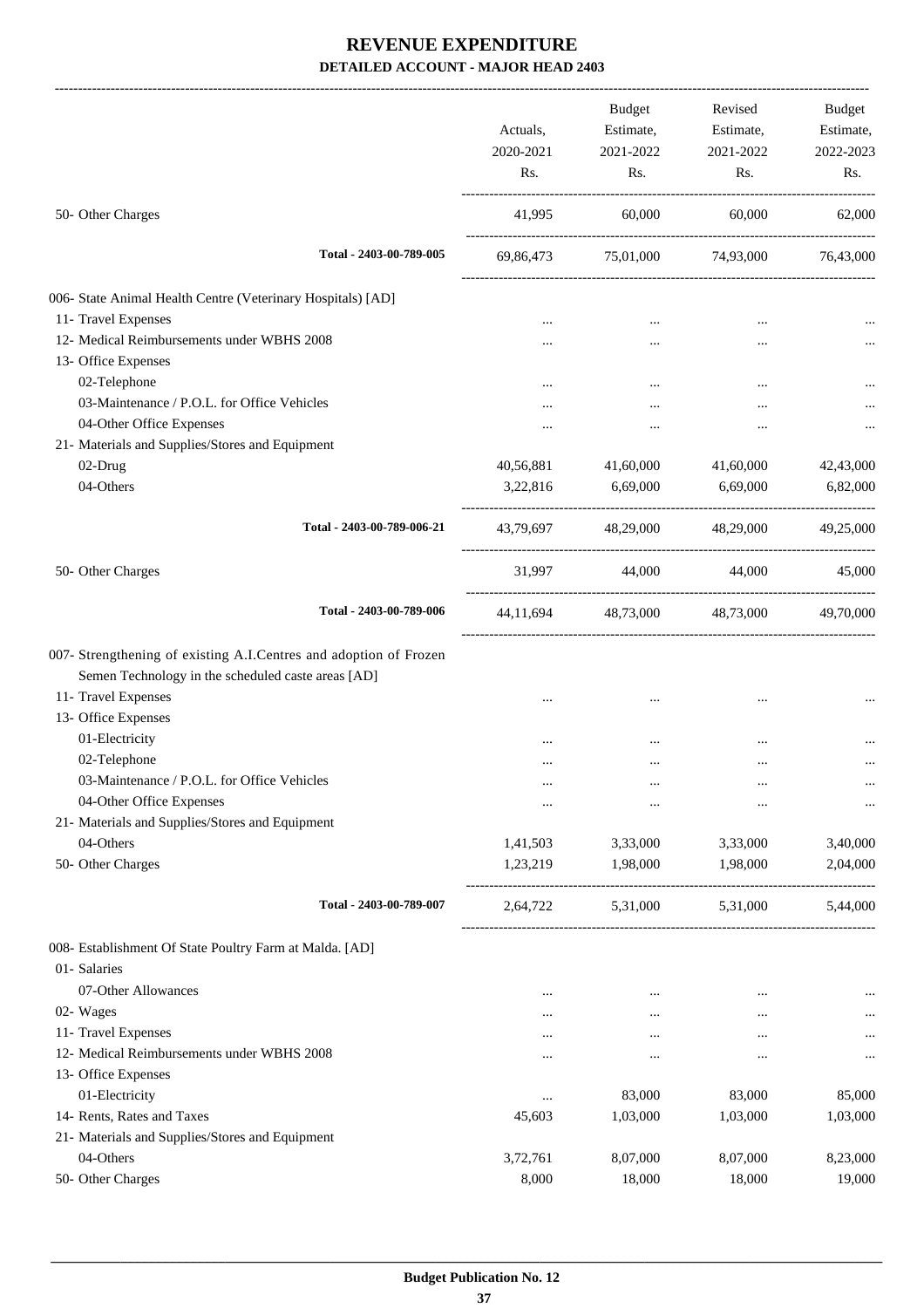# REVENUE EXPENDITURE

**DETAILED ACCOUNT - MAJOR HEAD 2403**

| | Actuals, 2020-2021 Rs. | Budget Estimate, 2021-2022 Rs. | Revised Estimate, 2021-2022 Rs. | Budget Estimate, 2022-2023 Rs. |
|---|---|---|---|---|
| 50- Other Charges | 41,995 | 60,000 | 60,000 | 62,000 |
| Total - 2403-00-789-005 | 69,86,473 | 75,01,000 | 74,93,000 | 76,43,000 |
| 006- State Animal Health Centre (Veterinary Hospitals) [AD] | | | | |
| 11- Travel Expenses | ... | ... | ... | ... |
| 12- Medical Reimbursements under WBHS 2008 | ... | ... | ... | ... |
| 13- Office Expenses | | | | |
| 02-Telephone | ... | ... | ... | ... |
| 03-Maintenance / P.O.L. for Office Vehicles | ... | ... | ... | ... |
| 04-Other Office Expenses | ... | ... | ... | ... |
| 21- Materials and Supplies/Stores and Equipment | | | | |
| 02-Drug | 40,56,881 | 41,60,000 | 41,60,000 | 42,43,000 |
| 04-Others | 3,22,816 | 6,69,000 | 6,69,000 | 6,82,000 |
| Total - 2403-00-789-006-21 | 43,79,697 | 48,29,000 | 48,29,000 | 49,25,000 |
| 50- Other Charges | 31,997 | 44,000 | 44,000 | 45,000 |
| Total - 2403-00-789-006 | 44,11,694 | 48,73,000 | 48,73,000 | 49,70,000 |
| 007- Strengthening of existing A.I.Centres and adoption of Frozen Semen Technology in the scheduled caste areas [AD] | | | | |
| 11- Travel Expenses | ... | ... | ... | ... |
| 13- Office Expenses | | | | |
| 01-Electricity | ... | ... | ... | ... |
| 02-Telephone | ... | ... | ... | ... |
| 03-Maintenance / P.O.L. for Office Vehicles | ... | ... | ... | ... |
| 04-Other Office Expenses | ... | ... | ... | ... |
| 21- Materials and Supplies/Stores and Equipment | | | | |
| 04-Others | 1,41,503 | 3,33,000 | 3,33,000 | 3,40,000 |
| 50- Other Charges | 1,23,219 | 1,98,000 | 1,98,000 | 2,04,000 |
| Total - 2403-00-789-007 | 2,64,722 | 5,31,000 | 5,31,000 | 5,44,000 |
| 008- Establishment Of State Poultry Farm at Malda. [AD] | | | | |
| 01- Salaries | | | | |
| 07-Other Allowances | ... | ... | ... | ... |
| 02- Wages | ... | ... | ... | ... |
| 11- Travel Expenses | ... | ... | ... | ... |
| 12- Medical Reimbursements under WBHS 2008 | ... | ... | ... | ... |
| 13- Office Expenses | | | | |
| 01-Electricity | ... | 83,000 | 83,000 | 85,000 |
| 14- Rents, Rates and Taxes | 45,603 | 1,03,000 | 1,03,000 | 1,03,000 |
| 21- Materials and Supplies/Stores and Equipment | | | | |
| 04-Others | 3,72,761 | 8,07,000 | 8,07,000 | 8,23,000 |
| 50- Other Charges | 8,000 | 18,000 | 18,000 | 19,000 |

**Budget Publication No. 12**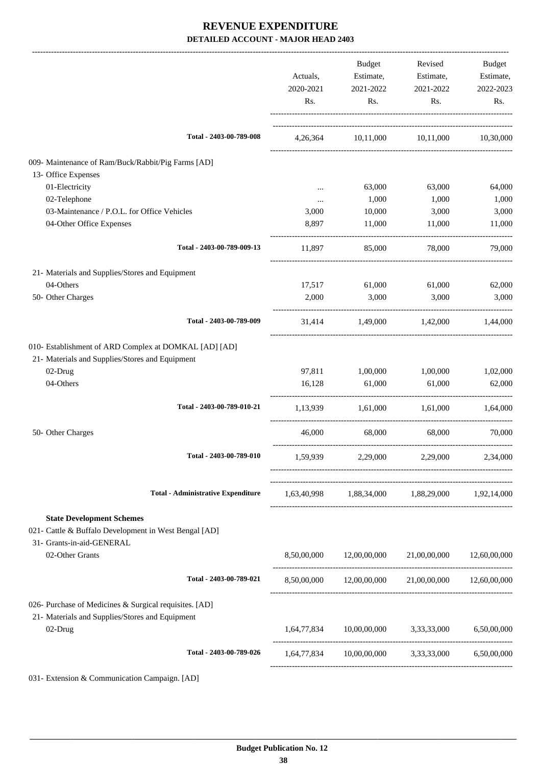# REVENUE EXPENDITURE

**DETAILED ACCOUNT - MAJOR HEAD 2403**

| | Actuals, 2020-2021 Rs. | Budget Estimate, 2021-2022 Rs. | Revised Estimate, 2021-2022 Rs. | Budget Estimate, 2022-2023 Rs. |
|---|---|---|---|---|
| Total - 2403-00-789-008 | 4,26,364 | 10,11,000 | 10,11,000 | 10,30,000 |
| 009- Maintenance of Ram/Buck/Rabbit/Pig Farms [AD] | | | | |
| 13- Office Expenses | | | | |
| 01-Electricity | ... | 63,000 | 63,000 | 64,000 |
| 02-Telephone | ... | 1,000 | 1,000 | 1,000 |
| 03-Maintenance / P.O.L. for Office Vehicles | 3,000 | 10,000 | 3,000 | 3,000 |
| 04-Other Office Expenses | 8,897 | 11,000 | 11,000 | 11,000 |
| Total - 2403-00-789-009-13 | 11,897 | 85,000 | 78,000 | 79,000 |
| 21- Materials and Supplies/Stores and Equipment | | | | |
| 04-Others | 17,517 | 61,000 | 61,000 | 62,000 |
| 50- Other Charges | 2,000 | 3,000 | 3,000 | 3,000 |
| Total - 2403-00-789-009 | 31,414 | 1,49,000 | 1,42,000 | 1,44,000 |
| 010- Establishment of ARD Complex at DOMKAL [AD] [AD] | | | | |
| 21- Materials and Supplies/Stores and Equipment | | | | |
| 02-Drug | 97,811 | 1,00,000 | 1,00,000 | 1,02,000 |
| 04-Others | 16,128 | 61,000 | 61,000 | 62,000 |
| Total - 2403-00-789-010-21 | 1,13,939 | 1,61,000 | 1,61,000 | 1,64,000 |
| 50- Other Charges | 46,000 | 68,000 | 68,000 | 70,000 |
| Total - 2403-00-789-010 | 1,59,939 | 2,29,000 | 2,29,000 | 2,34,000 |
| **Total - Administrative Expenditure** | 1,63,40,998 | 1,88,34,000 | 1,88,29,000 | 1,92,14,000 |
| **State Development Schemes** | | | | |
| 021- Cattle & Buffalo Development in West Bengal [AD] | | | | |
| 31- Grants-in-aid-GENERAL | | | | |
| 02-Other Grants | 8,50,00,000 | 12,00,00,000 | 21,00,00,000 | 12,60,00,000 |
| Total - 2403-00-789-021 | 8,50,00,000 | 12,00,00,000 | 21,00,00,000 | 12,60,00,000 |
| 026- Purchase of Medicines & Surgical requisites. [AD] | | | | |
| 21- Materials and Supplies/Stores and Equipment | | | | |
| 02-Drug | 1,64,77,834 | 10,00,00,000 | 3,33,33,000 | 6,50,00,000 |
| Total - 2403-00-789-026 | 1,64,77,834 | 10,00,00,000 | 3,33,33,000 | 6,50,00,000 |
| 031- Extension & Communication Campaign. [AD] | | | | |

**Budget Publication No. 12**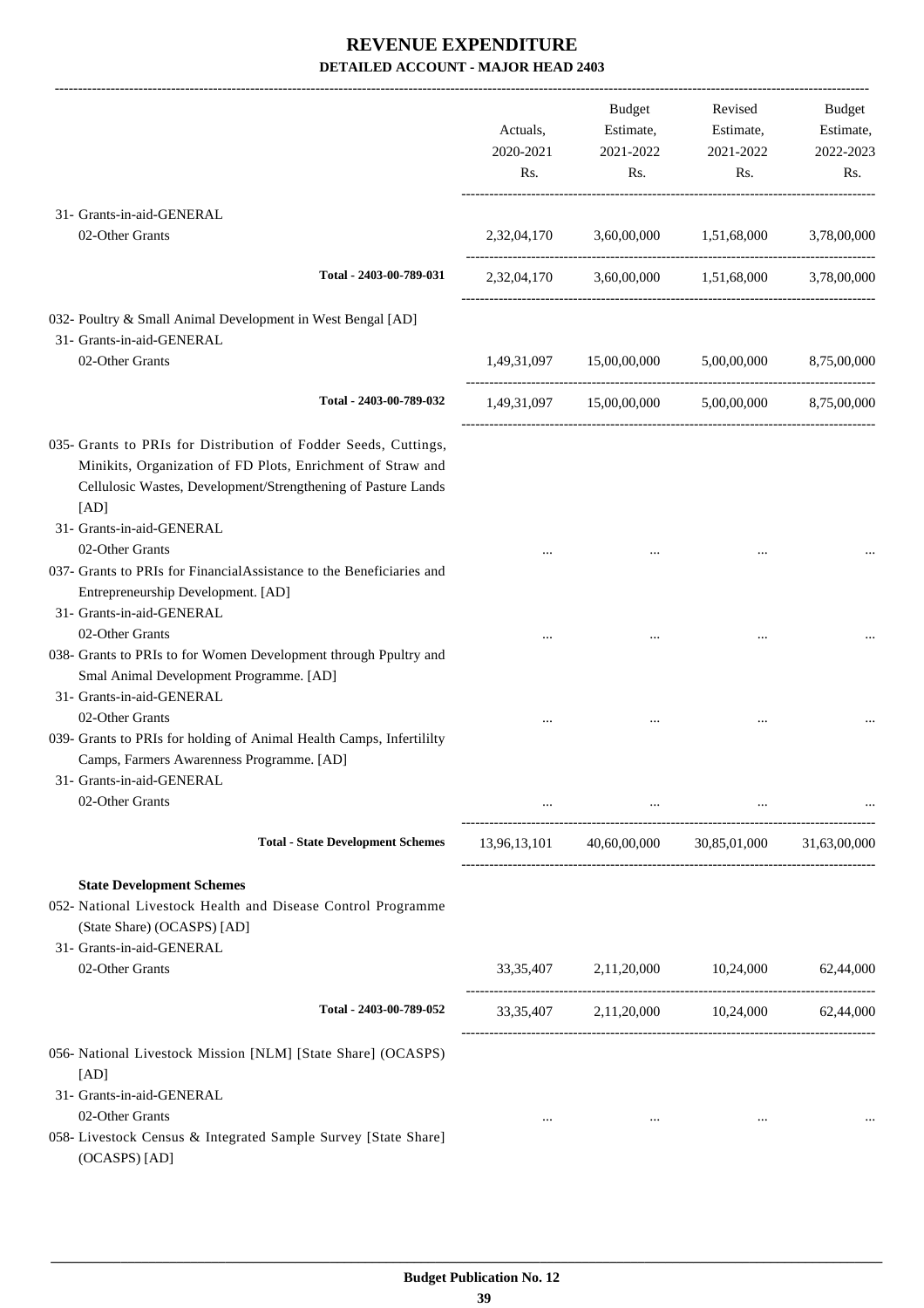# REVENUE EXPENDITURE

**DETAILED ACCOUNT - MAJOR HEAD 2403**

| | Actuals, 2020-2021 Rs. | Budget Estimate, 2021-2022 Rs. | Revised Estimate, 2021-2022 Rs. | Budget Estimate, 2022-2023 Rs. |
|---|---|---|---|---|
| 31- Grants-in-aid-GENERAL | | | | |
| 02-Other Grants | 2,32,04,170 | 3,60,00,000 | 1,51,68,000 | 3,78,00,000 |
| **Total - 2403-00-789-031** | 2,32,04,170 | 3,60,00,000 | 1,51,68,000 | 3,78,00,000 |
| 032- Poultry & Small Animal Development in West Bengal [AD] | | | | |
| 31- Grants-in-aid-GENERAL | | | | |
| 02-Other Grants | 1,49,31,097 | 15,00,00,000 | 5,00,00,000 | 8,75,00,000 |
| **Total - 2403-00-789-032** | 1,49,31,097 | 15,00,00,000 | 5,00,00,000 | 8,75,00,000 |
| 035- Grants to PRIs for Distribution of Fodder Seeds, Cuttings, Minikits, Organization of FD Plots, Enrichment of Straw and Cellulosic Wastes, Development/Strengthening of Pasture Lands [AD] | | | | |
| 31- Grants-in-aid-GENERAL | | | | |
| 02-Other Grants | ... | ... | ... | ... |
| 037- Grants to PRIs for FinancialAssistance to the Beneficiaries and Entrepreneurship Development. [AD] | | | | |
| 31- Grants-in-aid-GENERAL | | | | |
| 02-Other Grants | ... | ... | ... | ... |
| 038- Grants to PRIs to for Women Development through Ppultry and Smal Animal Development Programme. [AD] | | | | |
| 31- Grants-in-aid-GENERAL | | | | |
| 02-Other Grants | ... | ... | ... | ... |
| 039- Grants to PRIs for holding of Animal Health Camps, Infertililty Camps, Farmers Awarenness Programme. [AD] | | | | |
| 31- Grants-in-aid-GENERAL | | | | |
| 02-Other Grants | ... | ... | ... | ... |
| **Total - State Development Schemes** | 13,96,13,101 | 40,60,00,000 | 30,85,01,000 | 31,63,00,000 |
| **State Development Schemes** | | | | |
| 052- National Livestock Health and Disease Control Programme (State Share) (OCASPS) [AD] | | | | |
| 31- Grants-in-aid-GENERAL | | | | |
| 02-Other Grants | 33,35,407 | 2,11,20,000 | 10,24,000 | 62,44,000 |
| **Total - 2403-00-789-052** | 33,35,407 | 2,11,20,000 | 10,24,000 | 62,44,000 |
| 056- National Livestock Mission [NLM] [State Share] (OCASPS) [AD] | | | | |
| 31- Grants-in-aid-GENERAL | | | | |
| 02-Other Grants | ... | ... | ... | ... |
| 058- Livestock Census & Integrated Sample Survey [State Share] (OCASPS) [AD] | | | | |

**Budget Publication No. 12**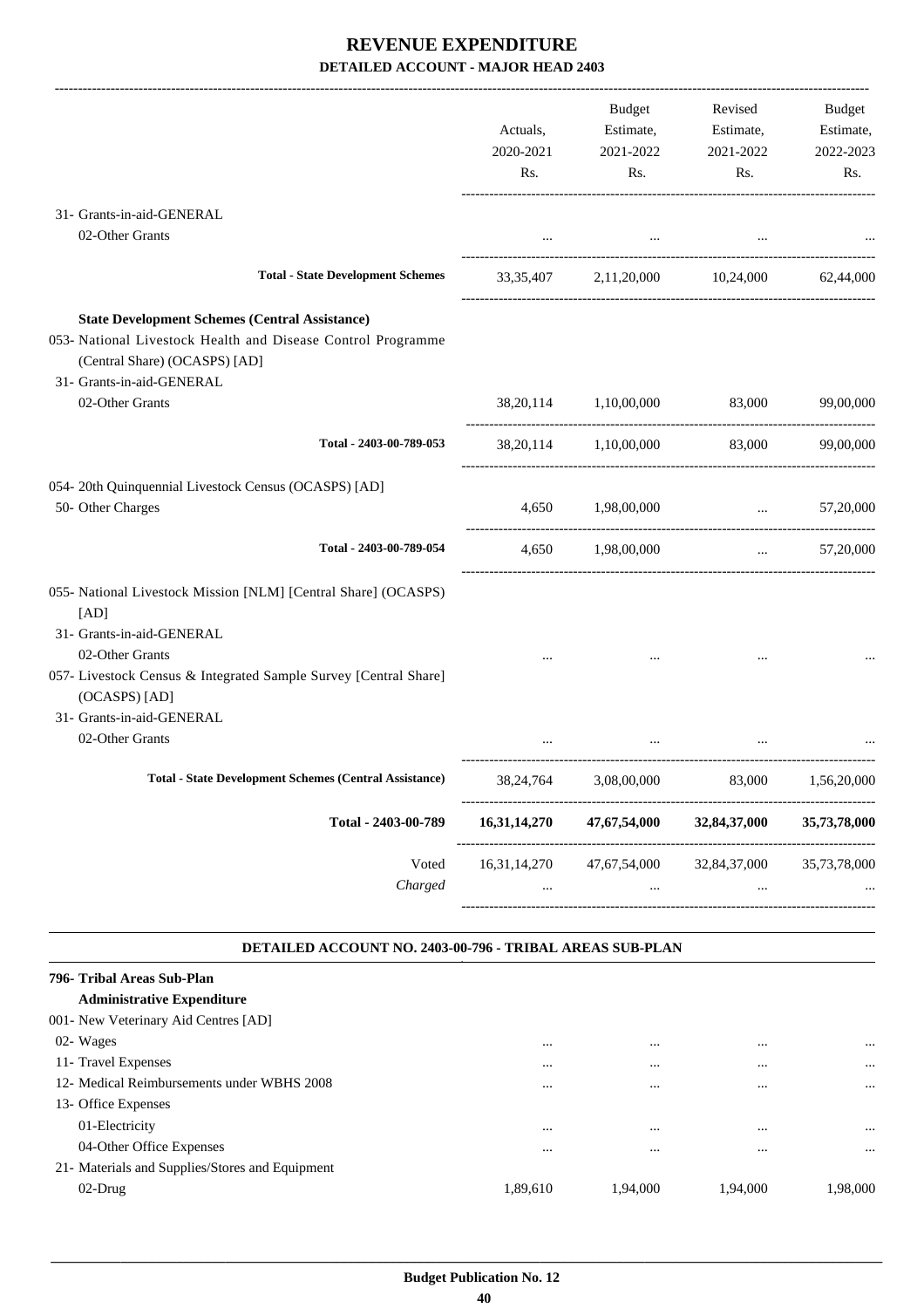# REVENUE EXPENDITURE

**DETAILED ACCOUNT - MAJOR HEAD 2403**

| | Actuals, 2020-2021 Rs. | Budget Estimate, 2021-2022 Rs. | Revised Estimate, 2021-2022 Rs. | Budget Estimate, 2022-2023 Rs. |
|---|---|---|---|---|
| 31- Grants-in-aid-GENERAL | | | | |
| 02-Other Grants | ... | ... | ... | ... |
| **Total - State Development Schemes** | 33,35,407 | 2,11,20,000 | 10,24,000 | 62,44,000 |
| **State Development Schemes (Central Assistance)** | | | | |
| 053- National Livestock Health and Disease Control Programme (Central Share) (OCASPS) [AD] | | | | |
| 31- Grants-in-aid-GENERAL | | | | |
| 02-Other Grants | 38,20,114 | 1,10,00,000 | 83,000 | 99,00,000 |
| **Total - 2403-00-789-053** | 38,20,114 | 1,10,00,000 | 83,000 | 99,00,000 |
| 054- 20th Quinquennial Livestock Census (OCASPS) [AD] | | | | |
| 50- Other Charges | 4,650 | 1,98,00,000 | ... | 57,20,000 |
| **Total - 2403-00-789-054** | 4,650 | 1,98,00,000 | ... | 57,20,000 |
| 055- National Livestock Mission [NLM] [Central Share] (OCASPS) [AD] | | | | |
| 31- Grants-in-aid-GENERAL | | | | |
| 02-Other Grants | ... | ... | ... | ... |
| 057- Livestock Census & Integrated Sample Survey [Central Share] (OCASPS) [AD] | | | | |
| 31- Grants-in-aid-GENERAL | | | | |
| 02-Other Grants | ... | ... | ... | ... |
| **Total - State Development Schemes (Central Assistance)** | 38,24,764 | 3,08,00,000 | 83,000 | 1,56,20,000 |
| **Total - 2403-00-789** | **16,31,14,270** | **47,67,54,000** | **32,84,37,000** | **35,73,78,000** |
| Voted | 16,31,14,270 | 47,67,54,000 | 32,84,37,000 | 35,73,78,000 |
| *Charged* | ... | ... | ... | ... |

**DETAILED ACCOUNT NO. 2403-00-796 - TRIBAL AREAS SUB-PLAN**

| | Actuals, 2020-2021 Rs. | Budget Estimate, 2021-2022 Rs. | Revised Estimate, 2021-2022 Rs. | Budget Estimate, 2022-2023 Rs. |
|---|---|---|---|---|
| **796- Tribal Areas Sub-Plan** | | | | |
| **Administrative Expenditure** | | | | |
| 001- New Veterinary Aid Centres [AD] | | | | |
| 02- Wages | ... | ... | ... | ... |
| 11- Travel Expenses | ... | ... | ... | ... |
| 12- Medical Reimbursements under WBHS 2008 | ... | ... | ... | ... |
| 13- Office Expenses | | | | |
| 01-Electricity | ... | ... | ... | ... |
| 04-Other Office Expenses | ... | ... | ... | ... |
| 21- Materials and Supplies/Stores and Equipment | | | | |
| 02-Drug | 1,89,610 | 1,94,000 | 1,94,000 | 1,98,000 |

**Budget Publication No. 12**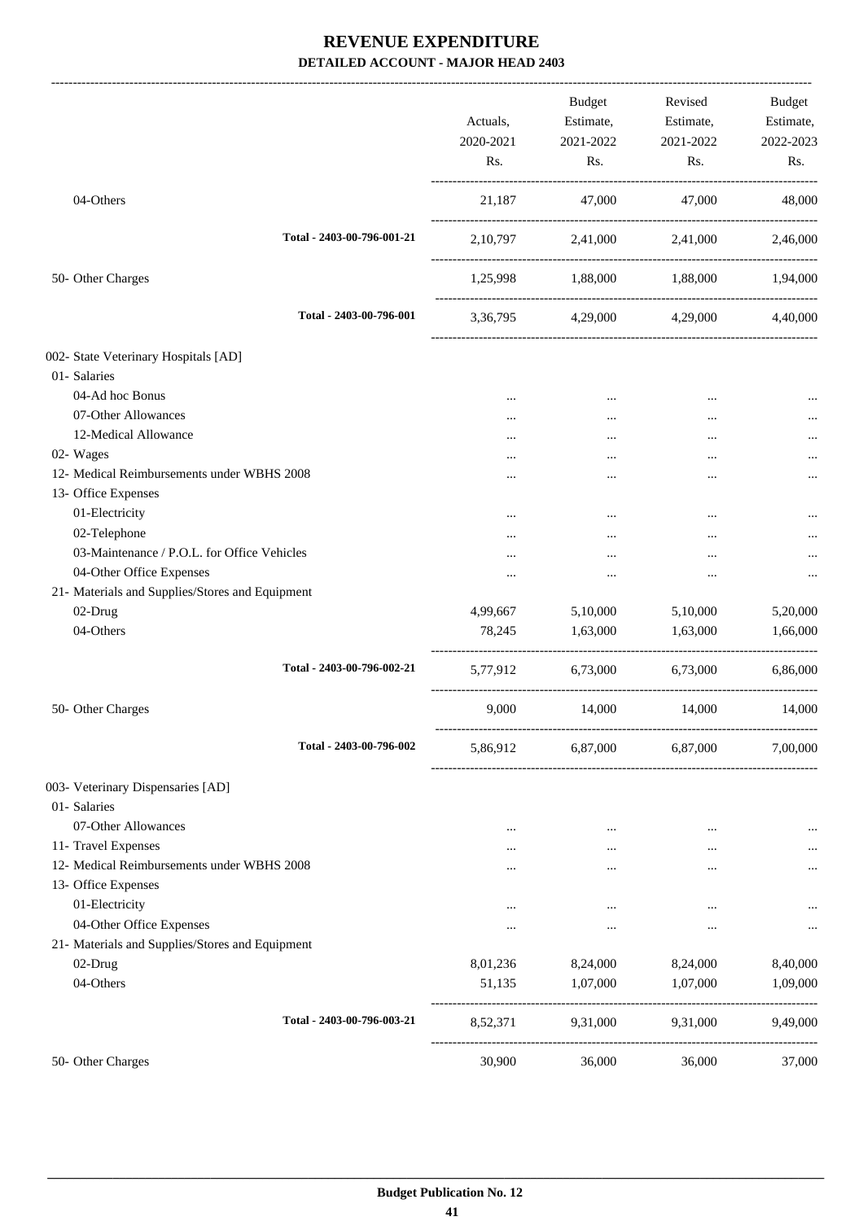# REVENUE EXPENDITURE

**DETAILED ACCOUNT - MAJOR HEAD 2403**

| | Actuals, 2020-2021 Rs. | Budget Estimate, 2021-2022 Rs. | Revised Estimate, 2021-2022 Rs. | Budget Estimate, 2022-2023 Rs. |
|---|---|---|---|---|
| 04-Others | 21,187 | 47,000 | 47,000 | 48,000 |
| Total - 2403-00-796-001-21 | 2,10,797 | 2,41,000 | 2,41,000 | 2,46,000 |
| 50- Other Charges | 1,25,998 | 1,88,000 | 1,88,000 | 1,94,000 |
| Total - 2403-00-796-001 | 3,36,795 | 4,29,000 | 4,29,000 | 4,40,000 |
| 002- State Veterinary Hospitals [AD] | | | | |
| 01- Salaries | | | | |
| 04-Ad hoc Bonus | ... | ... | ... | ... |
| 07-Other Allowances | ... | ... | ... | ... |
| 12-Medical Allowance | ... | ... | ... | ... |
| 02- Wages | ... | ... | ... | ... |
| 12- Medical Reimbursements under WBHS 2008 | ... | ... | ... | ... |
| 13- Office Expenses | | | | |
| 01-Electricity | ... | ... | ... | ... |
| 02-Telephone | ... | ... | ... | ... |
| 03-Maintenance / P.O.L. for Office Vehicles | ... | ... | ... | ... |
| 04-Other Office Expenses | ... | ... | ... | ... |
| 21- Materials and Supplies/Stores and Equipment | | | | |
| 02-Drug | 4,99,667 | 5,10,000 | 5,10,000 | 5,20,000 |
| 04-Others | 78,245 | 1,63,000 | 1,63,000 | 1,66,000 |
| Total - 2403-00-796-002-21 | 5,77,912 | 6,73,000 | 6,73,000 | 6,86,000 |
| 50- Other Charges | 9,000 | 14,000 | 14,000 | 14,000 |
| Total - 2403-00-796-002 | 5,86,912 | 6,87,000 | 6,87,000 | 7,00,000 |
| 003- Veterinary Dispensaries [AD] | | | | |
| 01- Salaries | | | | |
| 07-Other Allowances | ... | ... | ... | ... |
| 11- Travel Expenses | ... | ... | ... | ... |
| 12- Medical Reimbursements under WBHS 2008 | ... | ... | ... | ... |
| 13- Office Expenses | | | | |
| 01-Electricity | ... | ... | ... | ... |
| 04-Other Office Expenses | ... | ... | ... | ... |
| 21- Materials and Supplies/Stores and Equipment | | | | |
| 02-Drug | 8,01,236 | 8,24,000 | 8,24,000 | 8,40,000 |
| 04-Others | 51,135 | 1,07,000 | 1,07,000 | 1,09,000 |
| Total - 2403-00-796-003-21 | 8,52,371 | 9,31,000 | 9,31,000 | 9,49,000 |
| 50- Other Charges | 30,900 | 36,000 | 36,000 | 37,000 |

**Budget Publication No. 12**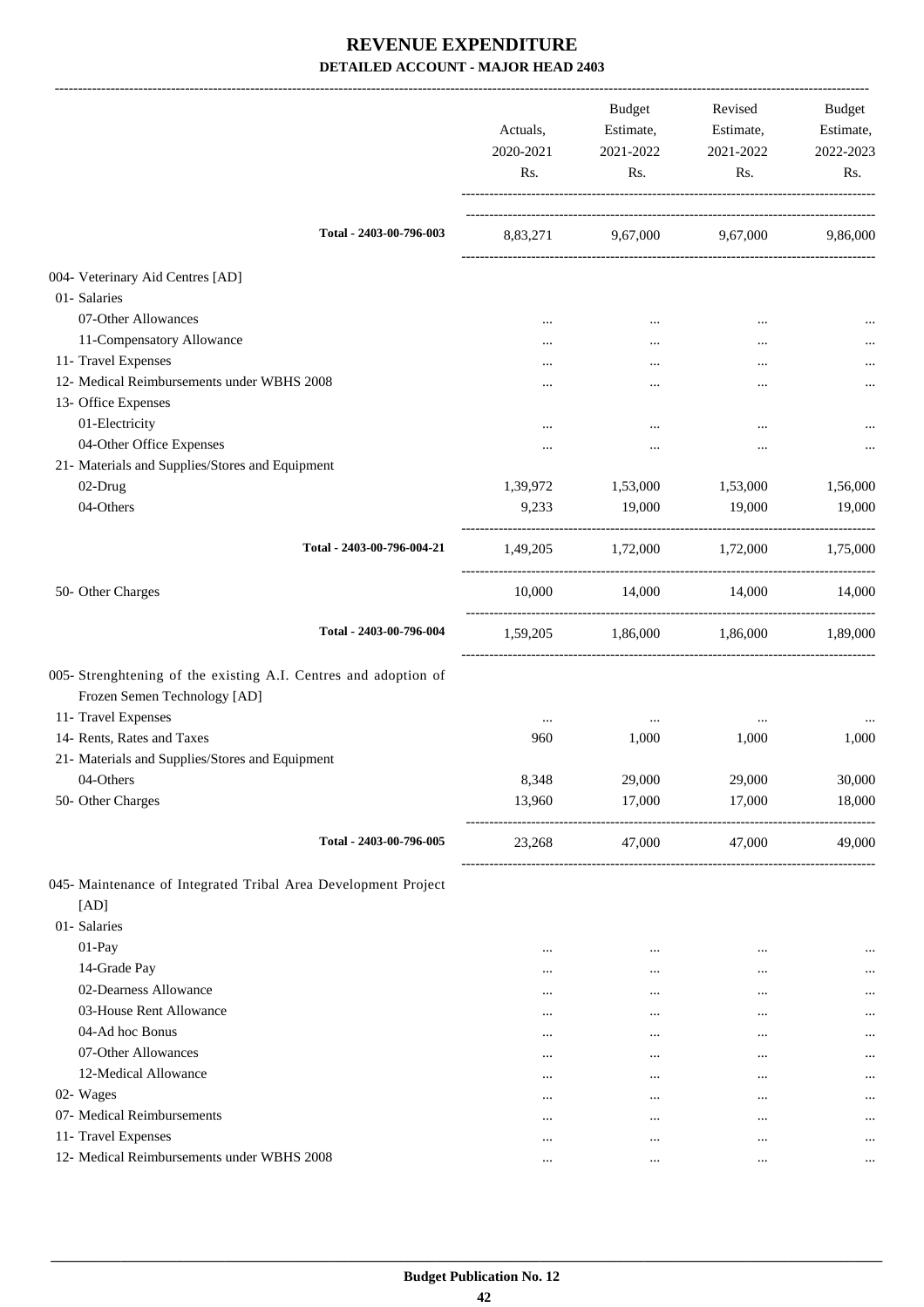# REVENUE EXPENDITURE

## DETAILED ACCOUNT - MAJOR HEAD 2403

| | Actuals, 2020-2021 Rs. | Budget Estimate, 2021-2022 Rs. | Revised Estimate, 2021-2022 Rs. | Budget Estimate, 2022-2023 Rs. |
|---|---|---|---|---|
| Total - 2403-00-796-003 | 8,83,271 | 9,67,000 | 9,67,000 | 9,86,000 |
| 004- Veterinary Aid Centres [AD] | | | | |
| 01- Salaries | | | | |
| 07-Other Allowances | ... | ... | ... | ... |
| 11-Compensatory Allowance | ... | ... | ... | ... |
| 11- Travel Expenses | ... | ... | ... | ... |
| 12- Medical Reimbursements under WBHS 2008 | ... | ... | ... | ... |
| 13- Office Expenses | | | | |
| 01-Electricity | ... | ... | ... | ... |
| 04-Other Office Expenses | ... | ... | ... | ... |
| 21- Materials and Supplies/Stores and Equipment | | | | |
| 02-Drug | 1,39,972 | 1,53,000 | 1,53,000 | 1,56,000 |
| 04-Others | 9,233 | 19,000 | 19,000 | 19,000 |
| Total - 2403-00-796-004-21 | 1,49,205 | 1,72,000 | 1,72,000 | 1,75,000 |
| 50- Other Charges | 10,000 | 14,000 | 14,000 | 14,000 |
| Total - 2403-00-796-004 | 1,59,205 | 1,86,000 | 1,86,000 | 1,89,000 |
| 005- Strenghtening of the existing A.I. Centres and adoption of Frozen Semen Technology [AD] | | | | |
| 11- Travel Expenses | ... | ... | ... | ... |
| 14- Rents, Rates and Taxes | 960 | 1,000 | 1,000 | 1,000 |
| 21- Materials and Supplies/Stores and Equipment | | | | |
| 04-Others | 8,348 | 29,000 | 29,000 | 30,000 |
| 50- Other Charges | 13,960 | 17,000 | 17,000 | 18,000 |
| Total - 2403-00-796-005 | 23,268 | 47,000 | 47,000 | 49,000 |
| 045- Maintenance of Integrated Tribal Area Development Project [AD] | | | | |
| 01- Salaries | | | | |
| 01-Pay | ... | ... | ... | ... |
| 14-Grade Pay | ... | ... | ... | ... |
| 02-Dearness Allowance | ... | ... | ... | ... |
| 03-House Rent Allowance | ... | ... | ... | ... |
| 04-Ad hoc Bonus | ... | ... | ... | ... |
| 07-Other Allowances | ... | ... | ... | ... |
| 12-Medical Allowance | ... | ... | ... | ... |
| 02- Wages | ... | ... | ... | ... |
| 07- Medical Reimbursements | ... | ... | ... | ... |
| 11- Travel Expenses | ... | ... | ... | ... |
| 12- Medical Reimbursements under WBHS 2008 | ... | ... | ... | ... |

Budget Publication No. 12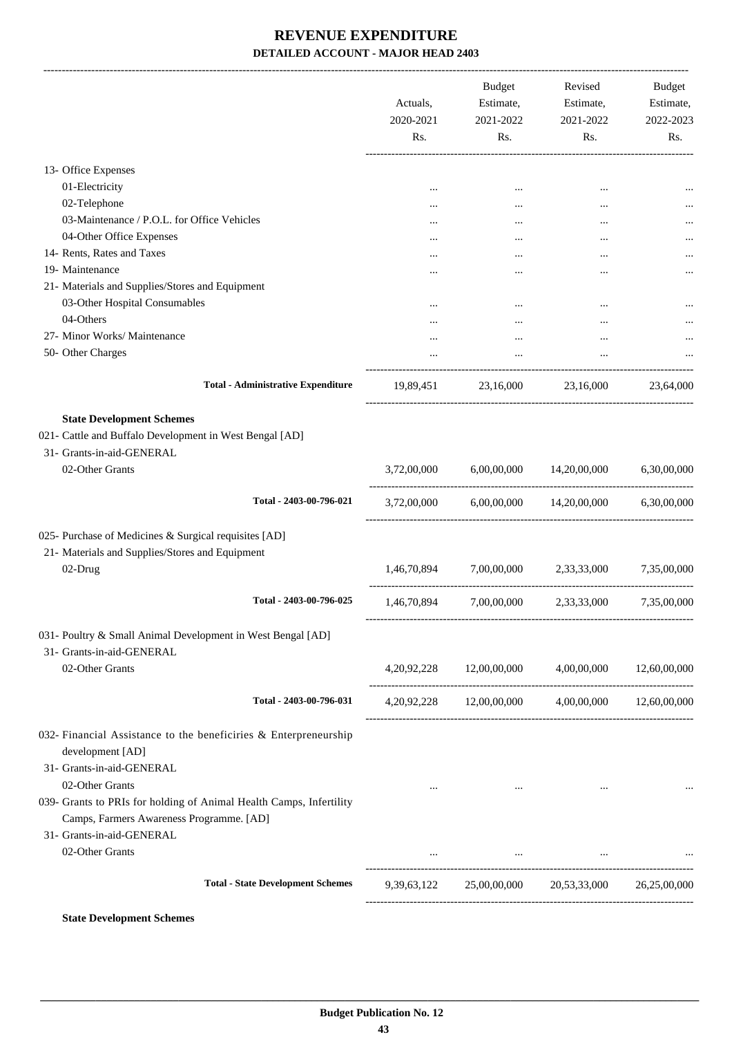# REVENUE EXPENDITURE

## DETAILED ACCOUNT - MAJOR HEAD 2403

| | Actuals, 2020-2021 Rs. | Budget Estimate, 2021-2022 Rs. | Revised Estimate, 2021-2022 Rs. | Budget Estimate, 2022-2023 Rs. |
|---|---|---|---|---|
| 13- Office Expenses | | | | |
| 01-Electricity | ... | ... | ... | ... |
| 02-Telephone | ... | ... | ... | ... |
| 03-Maintenance / P.O.L. for Office Vehicles | ... | ... | ... | ... |
| 04-Other Office Expenses | ... | ... | ... | ... |
| 14- Rents, Rates and Taxes | ... | ... | ... | ... |
| 19- Maintenance | ... | ... | ... | ... |
| 21- Materials and Supplies/Stores and Equipment | | | | |
| 03-Other Hospital Consumables | ... | ... | ... | ... |
| 04-Others | ... | ... | ... | ... |
| 27- Minor Works/ Maintenance | ... | ... | ... | ... |
| 50- Other Charges | ... | ... | ... | ... |
| **Total - Administrative Expenditure** | 19,89,451 | 23,16,000 | 23,16,000 | 23,64,000 |
| **State Development Schemes** | | | | |
| 021- Cattle and Buffalo Development in West Bengal [AD] | | | | |
| 31- Grants-in-aid-GENERAL | | | | |
| 02-Other Grants | 3,72,00,000 | 6,00,00,000 | 14,20,00,000 | 6,30,00,000 |
| **Total - 2403-00-796-021** | 3,72,00,000 | 6,00,00,000 | 14,20,00,000 | 6,30,00,000 |
| 025- Purchase of Medicines & Surgical requisites [AD] | | | | |
| 21- Materials and Supplies/Stores and Equipment | | | | |
| 02-Drug | 1,46,70,894 | 7,00,00,000 | 2,33,33,000 | 7,35,00,000 |
| **Total - 2403-00-796-025** | 1,46,70,894 | 7,00,00,000 | 2,33,33,000 | 7,35,00,000 |
| 031- Poultry & Small Animal Development in West Bengal [AD] | | | | |
| 31- Grants-in-aid-GENERAL | | | | |
| 02-Other Grants | 4,20,92,228 | 12,00,00,000 | 4,00,00,000 | 12,60,00,000 |
| **Total - 2403-00-796-031** | 4,20,92,228 | 12,00,00,000 | 4,00,00,000 | 12,60,00,000 |
| 032- Financial Assistance to the beneficiries & Enterpreneurship development [AD] | | | | |
| 31- Grants-in-aid-GENERAL | | | | |
| 02-Other Grants | ... | ... | ... | ... |
| 039- Grants to PRIs for holding of Animal Health Camps, Infertility Camps, Farmers Awareness Programme. [AD] | | | | |
| 31- Grants-in-aid-GENERAL | | | | |
| 02-Other Grants | ... | ... | ... | ... |
| **Total - State Development Schemes** | 9,39,63,122 | 25,00,00,000 | 20,53,33,000 | 26,25,00,000 |

**State Development Schemes**

Budget Publication No. 12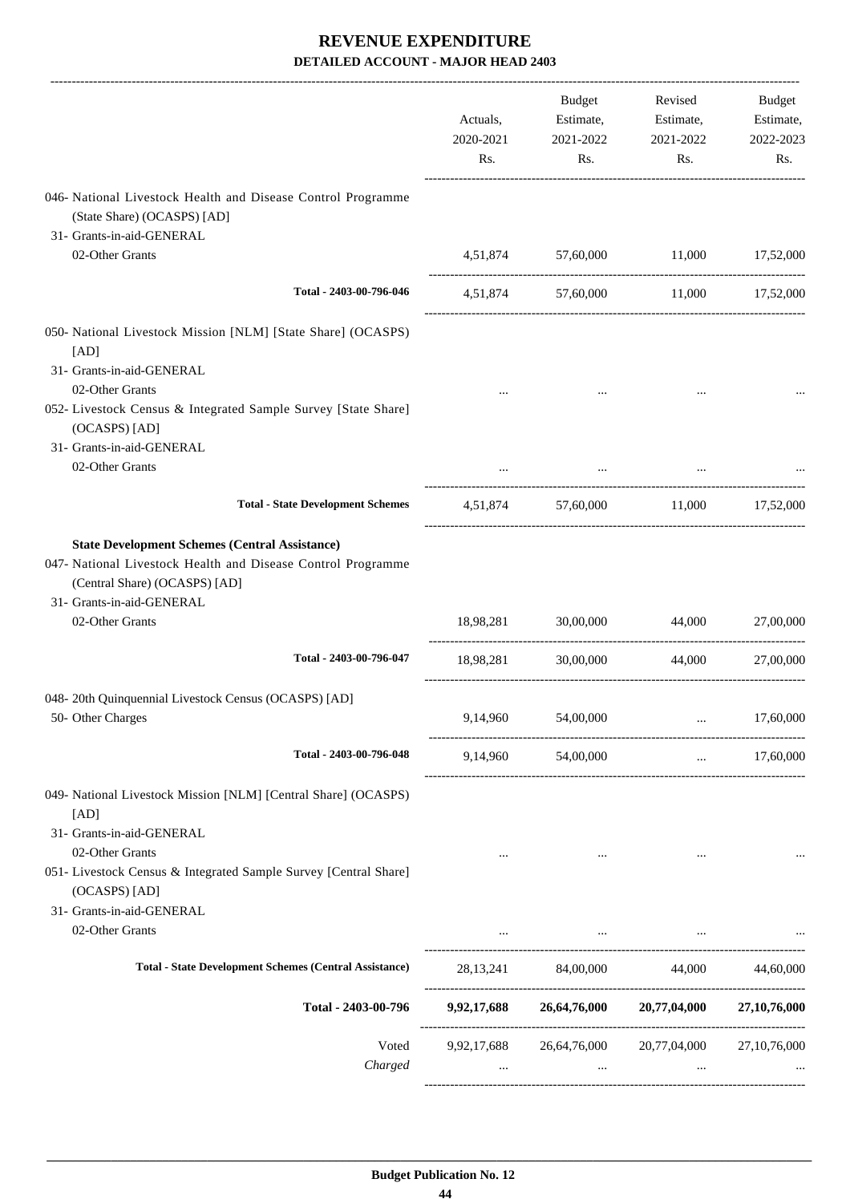# REVENUE EXPENDITURE

**DETAILED ACCOUNT - MAJOR HEAD 2403**

| | Actuals, 2020-2021 Rs. | Budget Estimate, 2021-2022 Rs. | Revised Estimate, 2021-2022 Rs. | Budget Estimate, 2022-2023 Rs. |
|---|---|---|---|---|
| 046- National Livestock Health and Disease Control Programme (State Share) (OCASPS) [AD] | | | | |
| 31- Grants-in-aid-GENERAL | | | | |
| 02-Other Grants | 4,51,874 | 57,60,000 | 11,000 | 17,52,000 |
| **Total - 2403-00-796-046** | 4,51,874 | 57,60,000 | 11,000 | 17,52,000 |
| 050- National Livestock Mission [NLM] [State Share] (OCASPS) [AD] | | | | |
| 31- Grants-in-aid-GENERAL | | | | |
| 02-Other Grants | ... | ... | ... | ... |
| 052- Livestock Census & Integrated Sample Survey [State Share] (OCASPS) [AD] | | | | |
| 31- Grants-in-aid-GENERAL | | | | |
| 02-Other Grants | ... | ... | ... | ... |
| **Total - State Development Schemes** | 4,51,874 | 57,60,000 | 11,000 | 17,52,000 |
| **State Development Schemes (Central Assistance)** | | | | |
| 047- National Livestock Health and Disease Control Programme (Central Share) (OCASPS) [AD] | | | | |
| 31- Grants-in-aid-GENERAL | | | | |
| 02-Other Grants | 18,98,281 | 30,00,000 | 44,000 | 27,00,000 |
| **Total - 2403-00-796-047** | 18,98,281 | 30,00,000 | 44,000 | 27,00,000 |
| 048- 20th Quinquennial Livestock Census (OCASPS) [AD] | | | | |
| 50- Other Charges | 9,14,960 | 54,00,000 | ... | 17,60,000 |
| **Total - 2403-00-796-048** | 9,14,960 | 54,00,000 | ... | 17,60,000 |
| 049- National Livestock Mission [NLM] [Central Share] (OCASPS) [AD] | | | | |
| 31- Grants-in-aid-GENERAL | | | | |
| 02-Other Grants | ... | ... | ... | ... |
| 051- Livestock Census & Integrated Sample Survey [Central Share] (OCASPS) [AD] | | | | |
| 31- Grants-in-aid-GENERAL | | | | |
| 02-Other Grants | ... | ... | ... | ... |
| **Total - State Development Schemes (Central Assistance)** | 28,13,241 | 84,00,000 | 44,000 | 44,60,000 |
| **Total - 2403-00-796** | **9,92,17,688** | **26,64,76,000** | **20,77,04,000** | **27,10,76,000** |
| Voted | 9,92,17,688 | 26,64,76,000 | 20,77,04,000 | 27,10,76,000 |
| *Charged* | ... | ... | ... | ... |

**Budget Publication No. 12**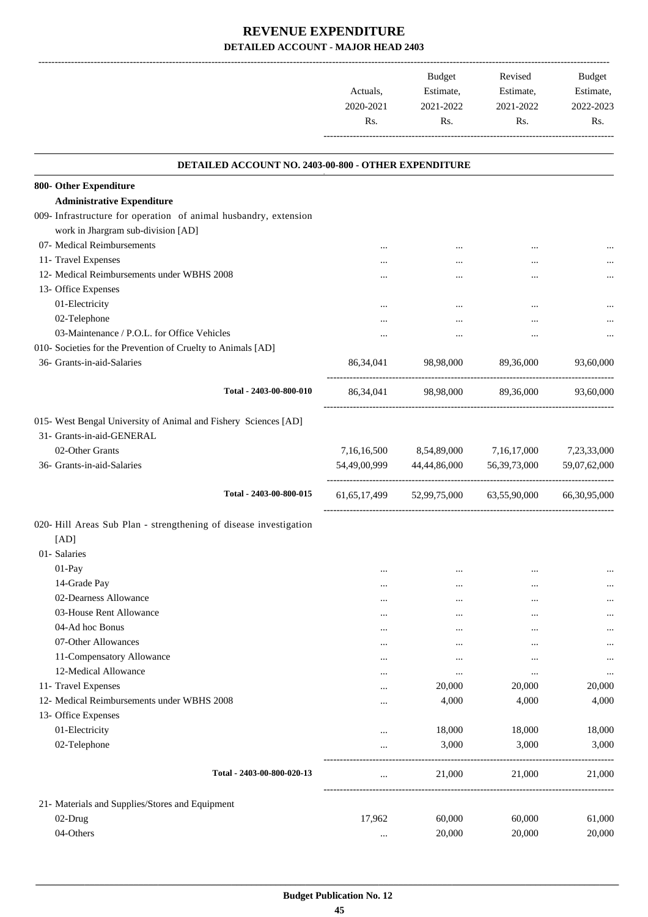# REVENUE EXPENDITURE

## DETAILED ACCOUNT - MAJOR HEAD 2403

| | Actuals, 2020-2021 Rs. | Budget Estimate, 2021-2022 Rs. | Revised Estimate, 2021-2022 Rs. | Budget Estimate, 2022-2023 Rs. |
|---|---|---|---|---|
| **DETAILED ACCOUNT NO. 2403-00-800 - OTHER EXPENDITURE** | | | | |
| **800- Other Expenditure** | | | | |
| **Administrative Expenditure** | | | | |
| 009- Infrastructure for operation of animal husbandry, extension work in Jhargram sub-division [AD] | | | | |
| 07- Medical Reimbursements | ... | ... | ... | ... |
| 11- Travel Expenses | ... | ... | ... | ... |
| 12- Medical Reimbursements under WBHS 2008 | ... | ... | ... | ... |
| 13- Office Expenses | | | | |
| 01-Electricity | ... | ... | ... | ... |
| 02-Telephone | ... | ... | ... | ... |
| 03-Maintenance / P.O.L. for Office Vehicles | ... | ... | ... | ... |
| 010- Societies for the Prevention of Cruelty to Animals [AD] | | | | |
| 36- Grants-in-aid-Salaries | 86,34,041 | 98,98,000 | 89,36,000 | 93,60,000 |
| Total - 2403-00-800-010 | 86,34,041 | 98,98,000 | 89,36,000 | 93,60,000 |
| 015- West Bengal University of Animal and Fishery Sciences [AD] | | | | |
| 31- Grants-in-aid-GENERAL | | | | |
| 02-Other Grants | 7,16,16,500 | 8,54,89,000 | 7,16,17,000 | 7,23,33,000 |
| 36- Grants-in-aid-Salaries | 54,49,00,999 | 44,44,86,000 | 56,39,73,000 | 59,07,62,000 |
| Total - 2403-00-800-015 | 61,65,17,499 | 52,99,75,000 | 63,55,90,000 | 66,30,95,000 |
| 020- Hill Areas Sub Plan - strengthening of disease investigation [AD] | | | | |
| 01- Salaries | | | | |
| 01-Pay | ... | ... | ... | ... |
| 14-Grade Pay | ... | ... | ... | ... |
| 02-Dearness Allowance | ... | ... | ... | ... |
| 03-House Rent Allowance | ... | ... | ... | ... |
| 04-Ad hoc Bonus | ... | ... | ... | ... |
| 07-Other Allowances | ... | ... | ... | ... |
| 11-Compensatory Allowance | ... | ... | ... | ... |
| 12-Medical Allowance | ... | ... | ... | ... |
| 11- Travel Expenses | ... | 20,000 | 20,000 | 20,000 |
| 12- Medical Reimbursements under WBHS 2008 | ... | 4,000 | 4,000 | 4,000 |
| 13- Office Expenses | | | | |
| 01-Electricity | ... | 18,000 | 18,000 | 18,000 |
| 02-Telephone | ... | 3,000 | 3,000 | 3,000 |
| Total - 2403-00-800-020-13 | ... | 21,000 | 21,000 | 21,000 |
| 21- Materials and Supplies/Stores and Equipment | | | | |
| 02-Drug | 17,962 | 60,000 | 60,000 | 61,000 |
| 04-Others | ... | 20,000 | 20,000 | 20,000 |

Budget Publication No. 12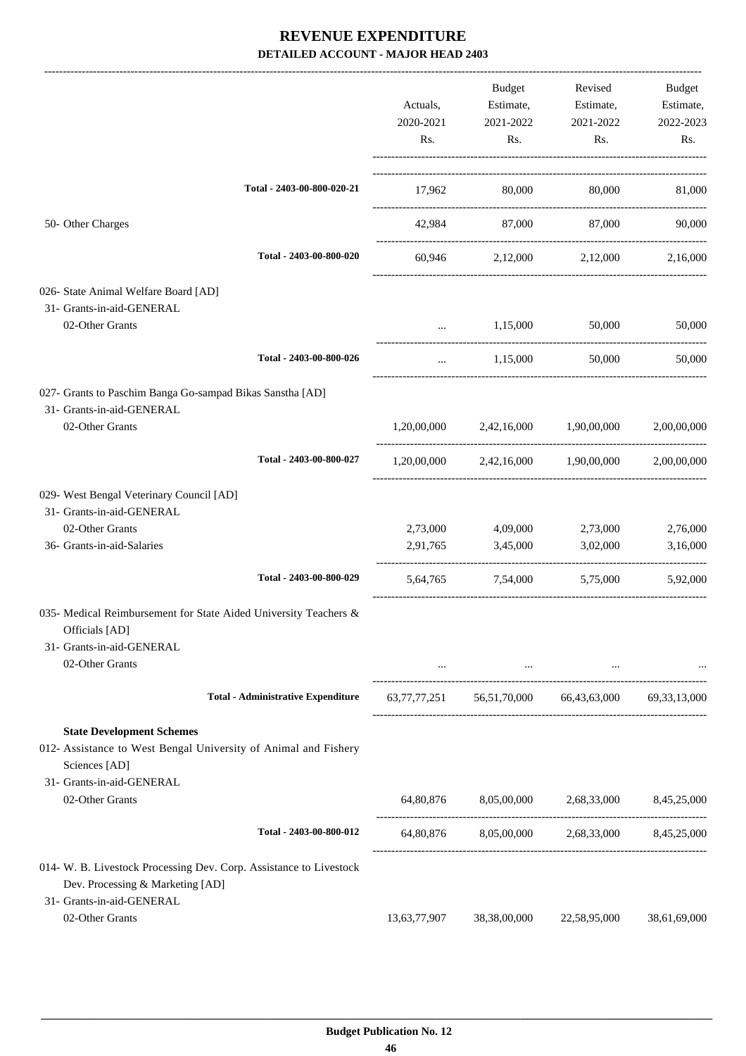# REVENUE EXPENDITURE
## DETAILED ACCOUNT - MAJOR HEAD 2403

| | Actuals, 2020-2021 Rs. | Budget Estimate, 2021-2022 Rs. | Revised Estimate, 2021-2022 Rs. | Budget Estimate, 2022-2023 Rs. |
|---|---|---|---|---|
| Total - 2403-00-800-020-21 | 17,962 | 80,000 | 80,000 | 81,000 |
| 50- Other Charges | 42,984 | 87,000 | 87,000 | 90,000 |
| Total - 2403-00-800-020 | 60,946 | 2,12,000 | 2,12,000 | 2,16,000 |
| 026- State Animal Welfare Board [AD] | | | | |
| 31- Grants-in-aid-GENERAL | | | | |
| 02-Other Grants | ... | 1,15,000 | 50,000 | 50,000 |
| Total - 2403-00-800-026 | ... | 1,15,000 | 50,000 | 50,000 |
| 027- Grants to Paschim Banga Go-sampad Bikas Sanstha [AD] | | | | |
| 31- Grants-in-aid-GENERAL | | | | |
| 02-Other Grants | 1,20,00,000 | 2,42,16,000 | 1,90,00,000 | 2,00,00,000 |
| Total - 2403-00-800-027 | 1,20,00,000 | 2,42,16,000 | 1,90,00,000 | 2,00,00,000 |
| 029- West Bengal Veterinary Council [AD] | | | | |
| 31- Grants-in-aid-GENERAL | | | | |
| 02-Other Grants | 2,73,000 | 4,09,000 | 2,73,000 | 2,76,000 |
| 36- Grants-in-aid-Salaries | 2,91,765 | 3,45,000 | 3,02,000 | 3,16,000 |
| Total - 2403-00-800-029 | 5,64,765 | 7,54,000 | 5,75,000 | 5,92,000 |
| 035- Medical Reimbursement for State Aided University Teachers & Officials [AD] | | | | |
| 31- Grants-in-aid-GENERAL | | | | |
| 02-Other Grants | ... | ... | ... | ... |
| **Total - Administrative Expenditure** | 63,77,77,251 | 56,51,70,000 | 66,43,63,000 | 69,33,13,000 |
| **State Development Schemes** | | | | |
| 012- Assistance to West Bengal University of Animal and Fishery Sciences [AD] | | | | |
| 31- Grants-in-aid-GENERAL | | | | |
| 02-Other Grants | 64,80,876 | 8,05,00,000 | 2,68,33,000 | 8,45,25,000 |
| Total - 2403-00-800-012 | 64,80,876 | 8,05,00,000 | 2,68,33,000 | 8,45,25,000 |
| 014- W. B. Livestock Processing Dev. Corp. Assistance to Livestock Dev. Processing & Marketing [AD] | | | | |
| 31- Grants-in-aid-GENERAL | | | | |
| 02-Other Grants | 13,63,77,907 | 38,38,00,000 | 22,58,95,000 | 38,61,69,000 |

Budget Publication No. 12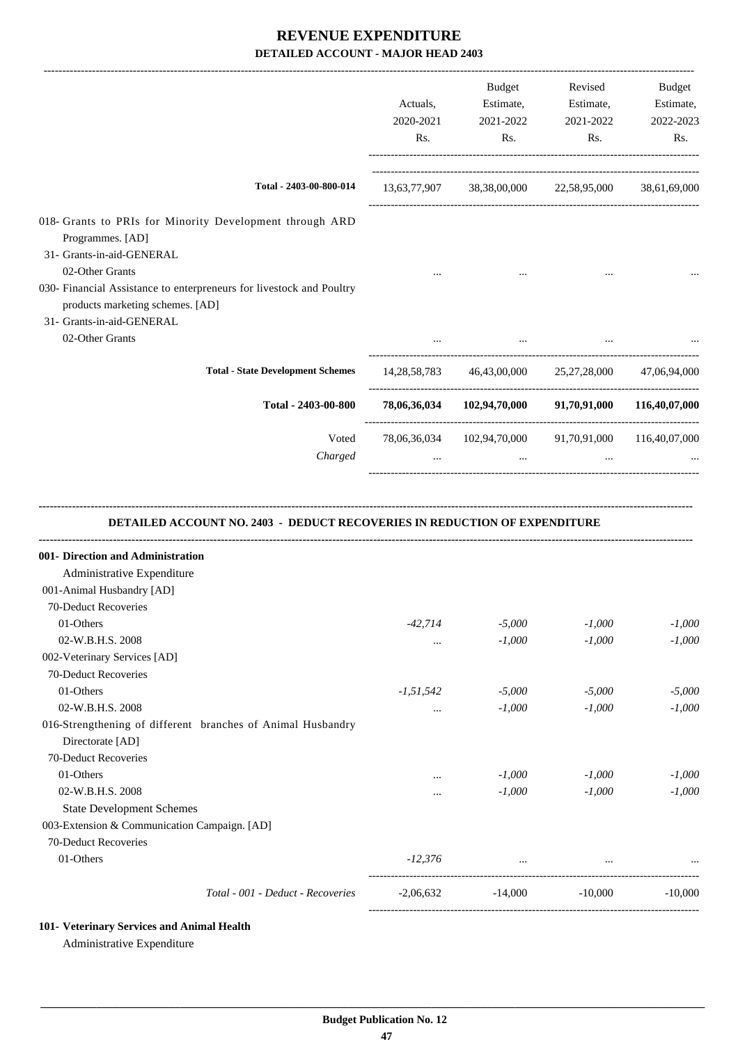# REVENUE EXPENDITURE

## DETAILED ACCOUNT - MAJOR HEAD 2403

| | Actuals, 2020-2021 Rs. | Budget Estimate, 2021-2022 Rs. | Revised Estimate, 2021-2022 Rs. | Budget Estimate, 2022-2023 Rs. |
|---|---|---|---|---|
| Total - 2403-00-800-014 | 13,63,77,907 | 38,38,00,000 | 22,58,95,000 | 38,61,69,000 |
| 018- Grants to PRIs for Minority Development through ARD Programmes. [AD] | | | | |
| 31- Grants-in-aid-GENERAL | | | | |
| 02-Other Grants | ... | ... | ... | ... |
| 030- Financial Assistance to enterpreneurs for livestock and Poultry products marketing schemes. [AD] | | | | |
| 31- Grants-in-aid-GENERAL | | | | |
| 02-Other Grants | ... | ... | ... | ... |
| Total - State Development Schemes | 14,28,58,783 | 46,43,00,000 | 25,27,28,000 | 47,06,94,000 |
| **Total - 2403-00-800** | **78,06,36,034** | **102,94,70,000** | **91,70,91,000** | **116,40,07,000** |
| Voted | 78,06,36,034 | 102,94,70,000 | 91,70,91,000 | 116,40,07,000 |
| *Charged* | ... | ... | ... | ... |

### DETAILED ACCOUNT NO. 2403 - DEDUCT RECOVERIES IN REDUCTION OF EXPENDITURE

| | Actuals, 2020-2021 Rs. | Budget Estimate, 2021-2022 Rs. | Revised Estimate, 2021-2022 Rs. | Budget Estimate, 2022-2023 Rs. |
|---|---|---|---|---|
| **001- Direction and Administration** | | | | |
| Administrative Expenditure | | | | |
| 001-Animal Husbandry [AD] | | | | |
| 70-Deduct Recoveries | | | | |
| 01-Others | *-42,714* | *-5,000* | *-1,000* | *-1,000* |
| 02-W.B.H.S. 2008 | ... | *-1,000* | *-1,000* | *-1,000* |
| 002-Veterinary Services [AD] | | | | |
| 70-Deduct Recoveries | | | | |
| 01-Others | *-1,51,542* | *-5,000* | *-5,000* | *-5,000* |
| 02-W.B.H.S. 2008 | ... | *-1,000* | *-1,000* | *-1,000* |
| 016-Strengthening of different branches of Animal Husbandry Directorate [AD] | | | | |
| 70-Deduct Recoveries | | | | |
| 01-Others | ... | *-1,000* | *-1,000* | *-1,000* |
| 02-W.B.H.S. 2008 | ... | *-1,000* | *-1,000* | *-1,000* |
| State Development Schemes | | | | |
| 003-Extension & Communication Campaign. [AD] | | | | |
| 70-Deduct Recoveries | | | | |
| 01-Others | *-12,376* | ... | ... | ... |
| *Total - 001 - Deduct - Recoveries* | -2,06,632 | -14,000 | -10,000 | -10,000 |

**101- Veterinary Services and Animal Health**

Administrative Expenditure

**Budget Publication No. 12**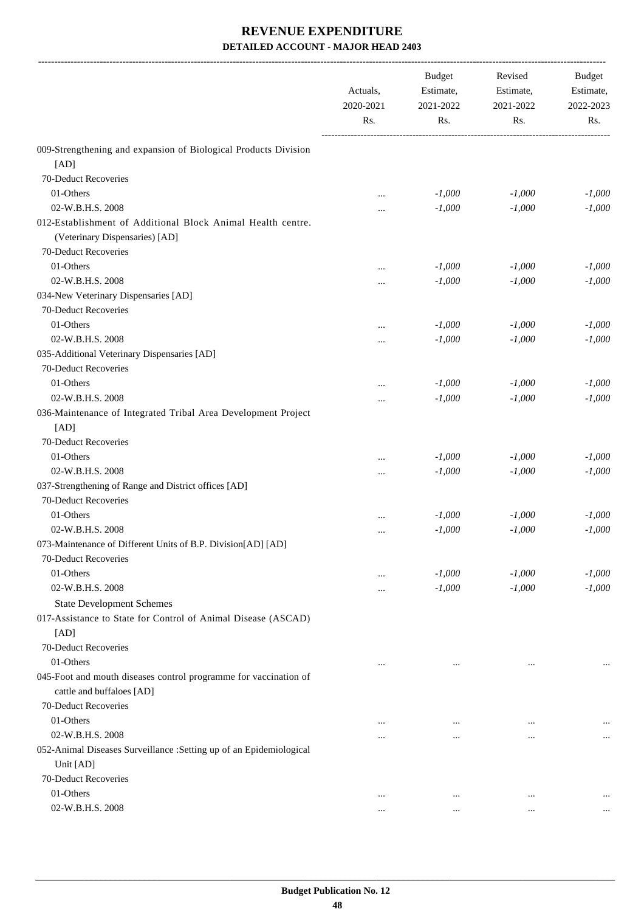# REVENUE EXPENDITURE

## DETAILED ACCOUNT - MAJOR HEAD 2403

| | Actuals, 2020-2021 Rs. | Budget Estimate, 2021-2022 Rs. | Revised Estimate, 2021-2022 Rs. | Budget Estimate, 2022-2023 Rs. |
|---|---|---|---|---|
| 009-Strengthening and expansion of Biological Products Division [AD] | | | | |
| 70-Deduct Recoveries | | | | |
| 01-Others | ... | -1,000 | -1,000 | -1,000 |
| 02-W.B.H.S. 2008 | ... | -1,000 | -1,000 | -1,000 |
| 012-Establishment of Additional Block Animal Health centre. (Veterinary Dispensaries) [AD] | | | | |
| 70-Deduct Recoveries | | | | |
| 01-Others | ... | -1,000 | -1,000 | -1,000 |
| 02-W.B.H.S. 2008 | ... | -1,000 | -1,000 | -1,000 |
| 034-New Veterinary Dispensaries [AD] | | | | |
| 70-Deduct Recoveries | | | | |
| 01-Others | ... | -1,000 | -1,000 | -1,000 |
| 02-W.B.H.S. 2008 | ... | -1,000 | -1,000 | -1,000 |
| 035-Additional Veterinary Dispensaries [AD] | | | | |
| 70-Deduct Recoveries | | | | |
| 01-Others | ... | -1,000 | -1,000 | -1,000 |
| 02-W.B.H.S. 2008 | ... | -1,000 | -1,000 | -1,000 |
| 036-Maintenance of Integrated Tribal Area Development Project [AD] | | | | |
| 70-Deduct Recoveries | | | | |
| 01-Others | ... | -1,000 | -1,000 | -1,000 |
| 02-W.B.H.S. 2008 | ... | -1,000 | -1,000 | -1,000 |
| 037-Strengthening of Range and District offices [AD] | | | | |
| 70-Deduct Recoveries | | | | |
| 01-Others | ... | -1,000 | -1,000 | -1,000 |
| 02-W.B.H.S. 2008 | ... | -1,000 | -1,000 | -1,000 |
| 073-Maintenance of Different Units of B.P. Division[AD] [AD] | | | | |
| 70-Deduct Recoveries | | | | |
| 01-Others | ... | -1,000 | -1,000 | -1,000 |
| 02-W.B.H.S. 2008 | ... | -1,000 | -1,000 | -1,000 |
| State Development Schemes | | | | |
| 017-Assistance to State for Control of Animal Disease (ASCAD) [AD] | | | | |
| 70-Deduct Recoveries | | | | |
| 01-Others | ... | ... | ... | ... |
| 045-Foot and mouth diseases control programme for vaccination of cattle and buffaloes [AD] | | | | |
| 70-Deduct Recoveries | | | | |
| 01-Others | ... | ... | ... | ... |
| 02-W.B.H.S. 2008 | ... | ... | ... | ... |
| 052-Animal Diseases Surveillance :Setting up of an Epidemiological Unit [AD] | | | | |
| 70-Deduct Recoveries | | | | |
| 01-Others | ... | ... | ... | ... |
| 02-W.B.H.S. 2008 | ... | ... | ... | ... |

Budget Publication No. 12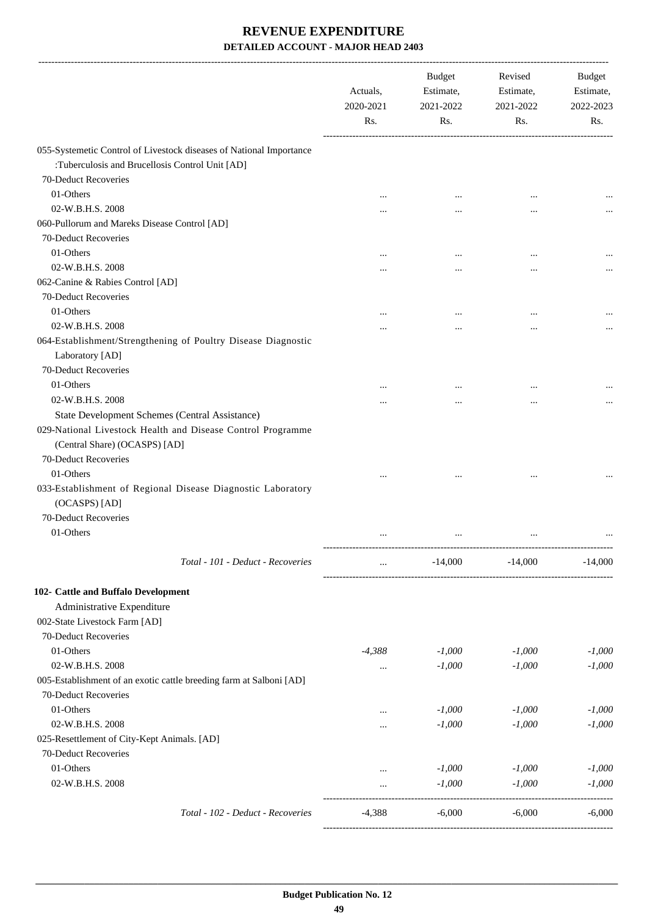# REVENUE EXPENDITURE

## DETAILED ACCOUNT - MAJOR HEAD 2403

| | Actuals, 2020-2021 Rs. | Budget Estimate, 2021-2022 Rs. | Revised Estimate, 2021-2022 Rs. | Budget Estimate, 2022-2023 Rs. |
|---|---|---|---|---|
| 055-Systemetic Control of Livestock diseases of National Importance :Tuberculosis and Brucellosis Control Unit [AD] | | | | |
| 70-Deduct Recoveries | | | | |
| 01-Others | ... | ... | ... | ... |
| 02-W.B.H.S. 2008 | ... | ... | ... | ... |
| 060-Pullorum and Mareks Disease Control [AD] | | | | |
| 70-Deduct Recoveries | | | | |
| 01-Others | ... | ... | ... | ... |
| 02-W.B.H.S. 2008 | ... | ... | ... | ... |
| 062-Canine & Rabies Control [AD] | | | | |
| 70-Deduct Recoveries | | | | |
| 01-Others | ... | ... | ... | ... |
| 02-W.B.H.S. 2008 | ... | ... | ... | ... |
| 064-Establishment/Strengthening of Poultry Disease Diagnostic Laboratory [AD] | | | | |
| 70-Deduct Recoveries | | | | |
| 01-Others | ... | ... | ... | ... |
| 02-W.B.H.S. 2008 | ... | ... | ... | ... |
| State Development Schemes (Central Assistance) | | | | |
| 029-National Livestock Health and Disease Control Programme (Central Share) (OCASPS) [AD] | | | | |
| 70-Deduct Recoveries | | | | |
| 01-Others | ... | ... | ... | ... |
| 033-Establishment of Regional Disease Diagnostic Laboratory (OCASPS) [AD] | | | | |
| 70-Deduct Recoveries | | | | |
| 01-Others | ... | ... | ... | ... |
| *Total - 101 - Deduct - Recoveries* | ... | -14,000 | -14,000 | -14,000 |
| **102- Cattle and Buffalo Development** | | | | |
| Administrative Expenditure | | | | |
| 002-State Livestock Farm [AD] | | | | |
| 70-Deduct Recoveries | | | | |
| 01-Others | *-4,388* | *-1,000* | *-1,000* | *-1,000* |
| 02-W.B.H.S. 2008 | ... | *-1,000* | *-1,000* | *-1,000* |
| 005-Establishment of an exotic cattle breeding farm at Salboni [AD] | | | | |
| 70-Deduct Recoveries | | | | |
| 01-Others | ... | *-1,000* | *-1,000* | *-1,000* |
| 02-W.B.H.S. 2008 | ... | *-1,000* | *-1,000* | *-1,000* |
| 025-Resettlement of City-Kept Animals. [AD] | | | | |
| 70-Deduct Recoveries | | | | |
| 01-Others | ... | *-1,000* | *-1,000* | *-1,000* |
| 02-W.B.H.S. 2008 | ... | *-1,000* | *-1,000* | *-1,000* |
| *Total - 102 - Deduct - Recoveries* | -4,388 | -6,000 | -6,000 | -6,000 |

**Budget Publication No. 12**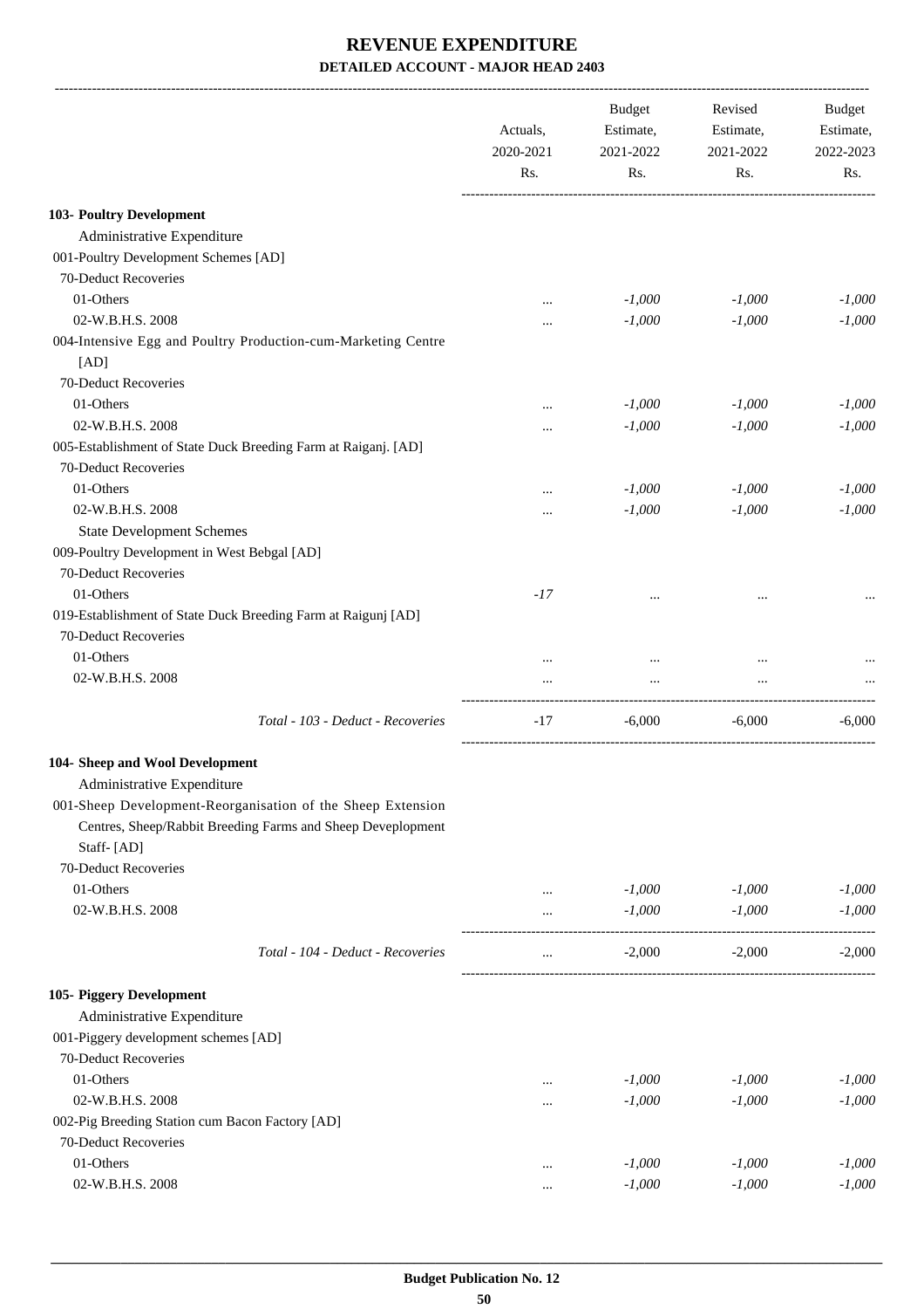# REVENUE EXPENDITURE

## DETAILED ACCOUNT - MAJOR HEAD 2403

| | Actuals, 2020-2021 Rs. | Budget Estimate, 2021-2022 Rs. | Revised Estimate, 2021-2022 Rs. | Budget Estimate, 2022-2023 Rs. |
|---|---|---|---|---|
| **103- Poultry Development** | | | | |
| Administrative Expenditure | | | | |
| 001-Poultry Development Schemes [AD] | | | | |
| 70-Deduct Recoveries | | | | |
| 01-Others | ... | -1,000 | -1,000 | -1,000 |
| 02-W.B.H.S. 2008 | ... | -1,000 | -1,000 | -1,000 |
| 004-Intensive Egg and Poultry Production-cum-Marketing Centre [AD] | | | | |
| 70-Deduct Recoveries | | | | |
| 01-Others | ... | -1,000 | -1,000 | -1,000 |
| 02-W.B.H.S. 2008 | ... | -1,000 | -1,000 | -1,000 |
| 005-Establishment of State Duck Breeding Farm at Raiganj. [AD] | | | | |
| 70-Deduct Recoveries | | | | |
| 01-Others | ... | -1,000 | -1,000 | -1,000 |
| 02-W.B.H.S. 2008 | ... | -1,000 | -1,000 | -1,000 |
| State Development Schemes | | | | |
| 009-Poultry Development in West Bebgal [AD] | | | | |
| 70-Deduct Recoveries | | | | |
| 01-Others | -17 | ... | ... | ... |
| 019-Establishment of State Duck Breeding Farm at Raigunj [AD] | | | | |
| 70-Deduct Recoveries | | | | |
| 01-Others | ... | ... | ... | ... |
| 02-W.B.H.S. 2008 | ... | ... | ... | ... |
| *Total - 103 - Deduct - Recoveries* | -17 | -6,000 | -6,000 | -6,000 |
| **104- Sheep and Wool Development** | | | | |
| Administrative Expenditure | | | | |
| 001-Sheep Development-Reorganisation of the Sheep Extension Centres, Sheep/Rabbit Breeding Farms and Sheep Deveplopment Staff- [AD] | | | | |
| 70-Deduct Recoveries | | | | |
| 01-Others | ... | -1,000 | -1,000 | -1,000 |
| 02-W.B.H.S. 2008 | ... | -1,000 | -1,000 | -1,000 |
| *Total - 104 - Deduct - Recoveries* | ... | -2,000 | -2,000 | -2,000 |
| **105- Piggery Development** | | | | |
| Administrative Expenditure | | | | |
| 001-Piggery development schemes [AD] | | | | |
| 70-Deduct Recoveries | | | | |
| 01-Others | ... | -1,000 | -1,000 | -1,000 |
| 02-W.B.H.S. 2008 | ... | -1,000 | -1,000 | -1,000 |
| 002-Pig Breeding Station cum Bacon Factory [AD] | | | | |
| 70-Deduct Recoveries | | | | |
| 01-Others | ... | -1,000 | -1,000 | -1,000 |
| 02-W.B.H.S. 2008 | ... | -1,000 | -1,000 | -1,000 |

**Budget Publication No. 12**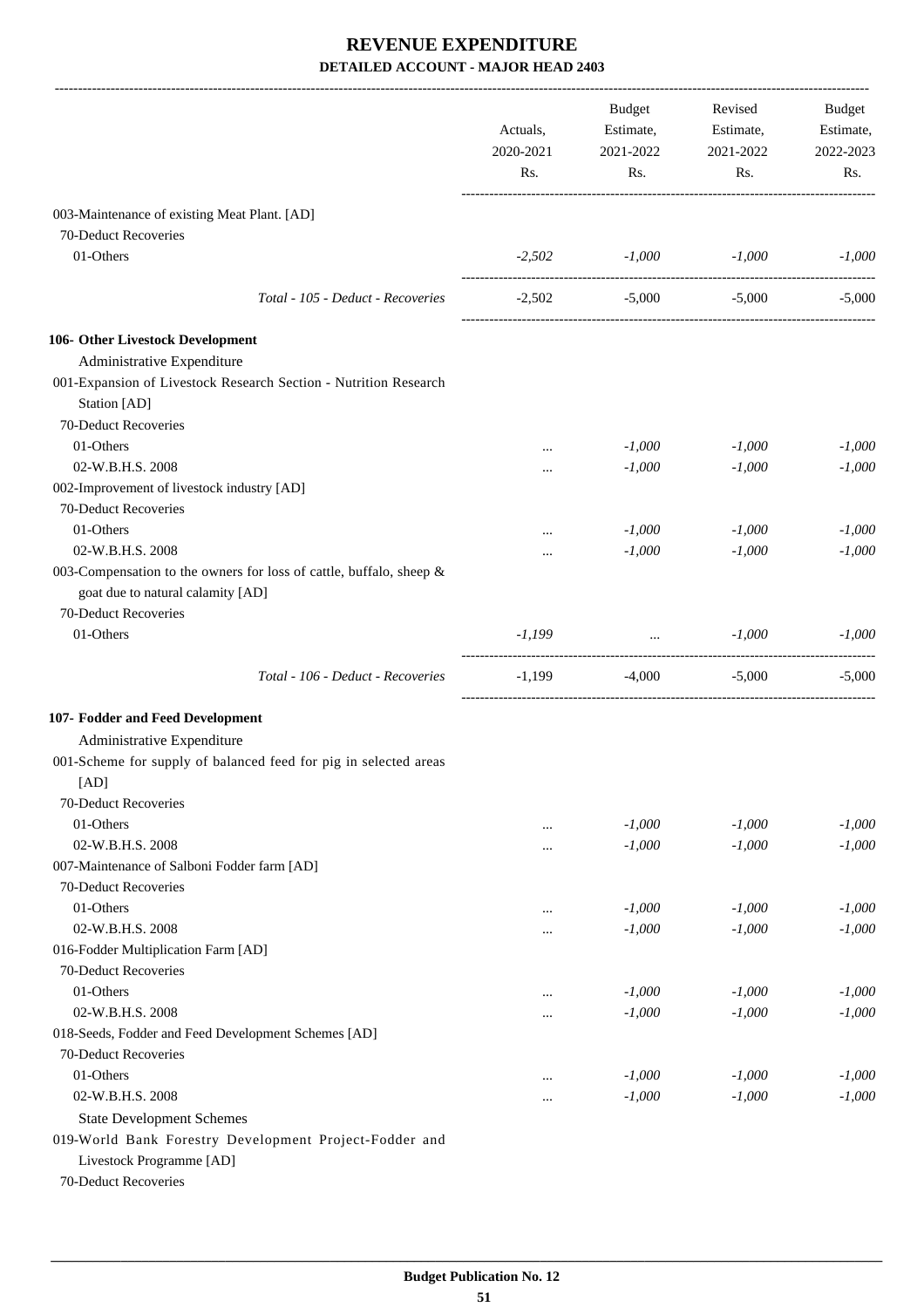# REVENUE EXPENDITURE

## DETAILED ACCOUNT - MAJOR HEAD 2403

| | Actuals, 2020-2021 Rs. | Budget Estimate, 2021-2022 Rs. | Revised Estimate, 2021-2022 Rs. | Budget Estimate, 2022-2023 Rs. |
|---|---|---|---|---|
| 003-Maintenance of existing Meat Plant. [AD] | | | | |
| 70-Deduct Recoveries | | | | |
| 01-Others | *-2,502* | *-1,000* | *-1,000* | *-1,000* |
| *Total - 105 - Deduct - Recoveries* | -2,502 | -5,000 | -5,000 | -5,000 |
| **106- Other Livestock Development** | | | | |
| Administrative Expenditure | | | | |
| 001-Expansion of Livestock Research Section - Nutrition Research Station [AD] | | | | |
| 70-Deduct Recoveries | | | | |
| 01-Others | ... | *-1,000* | *-1,000* | *-1,000* |
| 02-W.B.H.S. 2008 | ... | *-1,000* | *-1,000* | *-1,000* |
| 002-Improvement of livestock industry [AD] | | | | |
| 70-Deduct Recoveries | | | | |
| 01-Others | ... | *-1,000* | *-1,000* | *-1,000* |
| 02-W.B.H.S. 2008 | ... | *-1,000* | *-1,000* | *-1,000* |
| 003-Compensation to the owners for loss of cattle, buffalo, sheep & goat due to natural calamity [AD] | | | | |
| 70-Deduct Recoveries | | | | |
| 01-Others | *-1,199* | ... | *-1,000* | *-1,000* |
| *Total - 106 - Deduct - Recoveries* | -1,199 | -4,000 | -5,000 | -5,000 |
| **107- Fodder and Feed Development** | | | | |
| Administrative Expenditure | | | | |
| 001-Scheme for supply of balanced feed for pig in selected areas [AD] | | | | |
| 70-Deduct Recoveries | | | | |
| 01-Others | ... | *-1,000* | *-1,000* | *-1,000* |
| 02-W.B.H.S. 2008 | ... | *-1,000* | *-1,000* | *-1,000* |
| 007-Maintenance of Salboni Fodder farm [AD] | | | | |
| 70-Deduct Recoveries | | | | |
| 01-Others | ... | *-1,000* | *-1,000* | *-1,000* |
| 02-W.B.H.S. 2008 | ... | *-1,000* | *-1,000* | *-1,000* |
| 016-Fodder Multiplication Farm [AD] | | | | |
| 70-Deduct Recoveries | | | | |
| 01-Others | ... | *-1,000* | *-1,000* | *-1,000* |
| 02-W.B.H.S. 2008 | ... | *-1,000* | *-1,000* | *-1,000* |
| 018-Seeds, Fodder and Feed Development Schemes [AD] | | | | |
| 70-Deduct Recoveries | | | | |
| 01-Others | ... | *-1,000* | *-1,000* | *-1,000* |
| 02-W.B.H.S. 2008 | ... | *-1,000* | *-1,000* | *-1,000* |
| State Development Schemes | | | | |
| 019-World Bank Forestry Development Project-Fodder and Livestock Programme [AD] | | | | |
| 70-Deduct Recoveries | | | | |

Budget Publication No. 12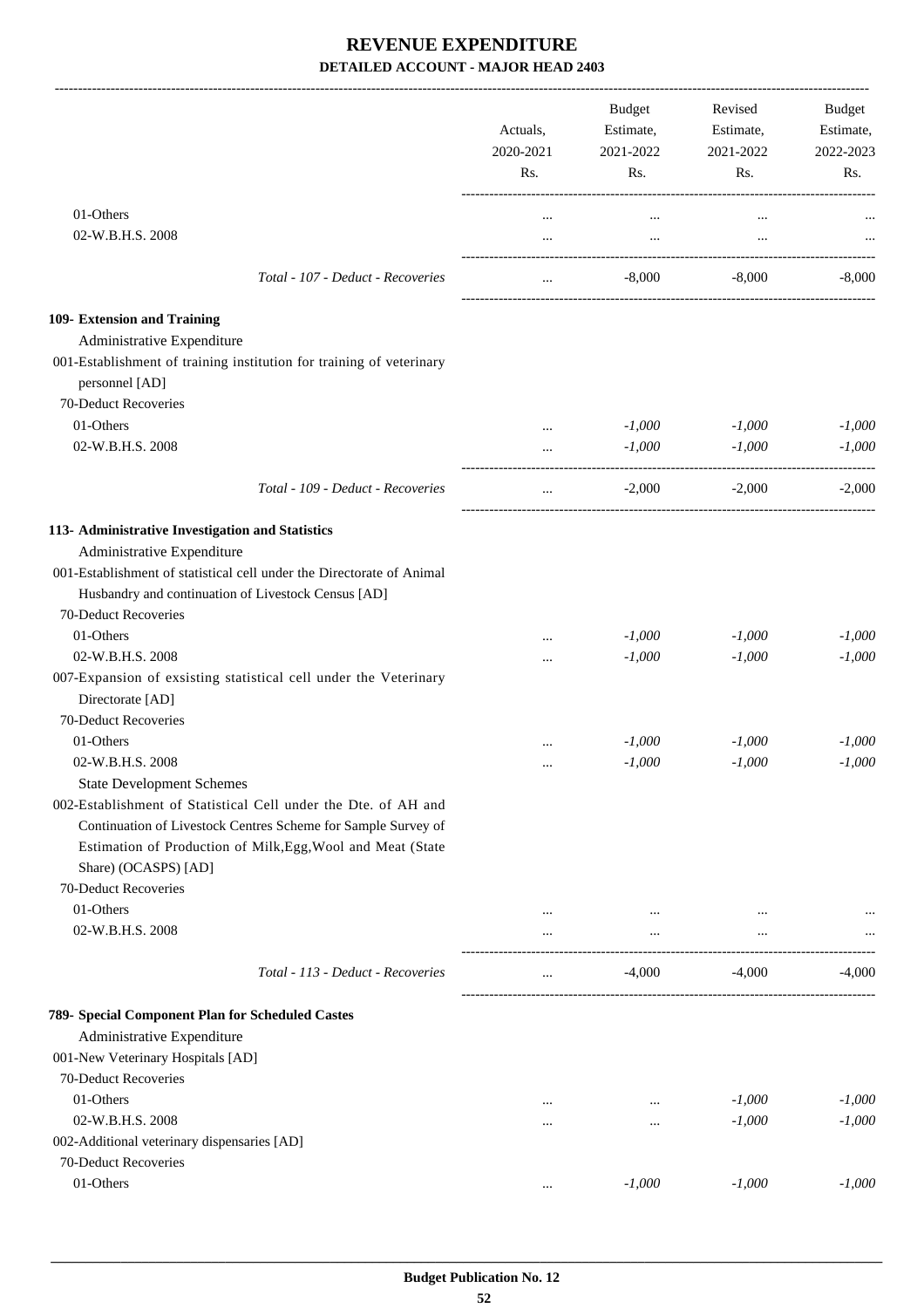# REVENUE EXPENDITURE

## DETAILED ACCOUNT - MAJOR HEAD 2403

| | Actuals, 2020-2021 Rs. | Budget Estimate, 2021-2022 Rs. | Revised Estimate, 2021-2022 Rs. | Budget Estimate, 2022-2023 Rs. |
|---|---|---|---|---|
| 01-Others | ... | ... | ... | ... |
| 02-W.B.H.S. 2008 | ... | ... | ... | ... |
| *Total - 107 - Deduct - Recoveries* | ... | -8,000 | -8,000 | -8,000 |
| **109- Extension and Training** | | | | |
| Administrative Expenditure | | | | |
| 001-Establishment of training institution for training of veterinary personnel [AD] | | | | |
| 70-Deduct Recoveries | | | | |
| 01-Others | ... | *-1,000* | *-1,000* | *-1,000* |
| 02-W.B.H.S. 2008 | ... | *-1,000* | *-1,000* | *-1,000* |
| *Total - 109 - Deduct - Recoveries* | ... | -2,000 | -2,000 | -2,000 |
| **113- Administrative Investigation and Statistics** | | | | |
| Administrative Expenditure | | | | |
| 001-Establishment of statistical cell under the Directorate of Animal Husbandry and continuation of Livestock Census [AD] | | | | |
| 70-Deduct Recoveries | | | | |
| 01-Others | ... | *-1,000* | *-1,000* | *-1,000* |
| 02-W.B.H.S. 2008 | ... | *-1,000* | *-1,000* | *-1,000* |
| 007-Expansion of exsisting statistical cell under the Veterinary Directorate [AD] | | | | |
| 70-Deduct Recoveries | | | | |
| 01-Others | ... | *-1,000* | *-1,000* | *-1,000* |
| 02-W.B.H.S. 2008 | ... | *-1,000* | *-1,000* | *-1,000* |
| State Development Schemes | | | | |
| 002-Establishment of Statistical Cell under the Dte. of AH and Continuation of Livestock Centres Scheme for Sample Survey of Estimation of Production of Milk,Egg,Wool and Meat (State Share) (OCASPS) [AD] | | | | |
| 70-Deduct Recoveries | | | | |
| 01-Others | ... | ... | ... | ... |
| 02-W.B.H.S. 2008 | ... | ... | ... | ... |
| *Total - 113 - Deduct - Recoveries* | ... | -4,000 | -4,000 | -4,000 |
| **789- Special Component Plan for Scheduled Castes** | | | | |
| Administrative Expenditure | | | | |
| 001-New Veterinary Hospitals [AD] | | | | |
| 70-Deduct Recoveries | | | | |
| 01-Others | ... | ... | *-1,000* | *-1,000* |
| 02-W.B.H.S. 2008 | ... | ... | *-1,000* | *-1,000* |
| 002-Additional veterinary dispensaries [AD] | | | | |
| 70-Deduct Recoveries | | | | |
| 01-Others | ... | *-1,000* | *-1,000* | *-1,000* |

**Budget Publication No. 12**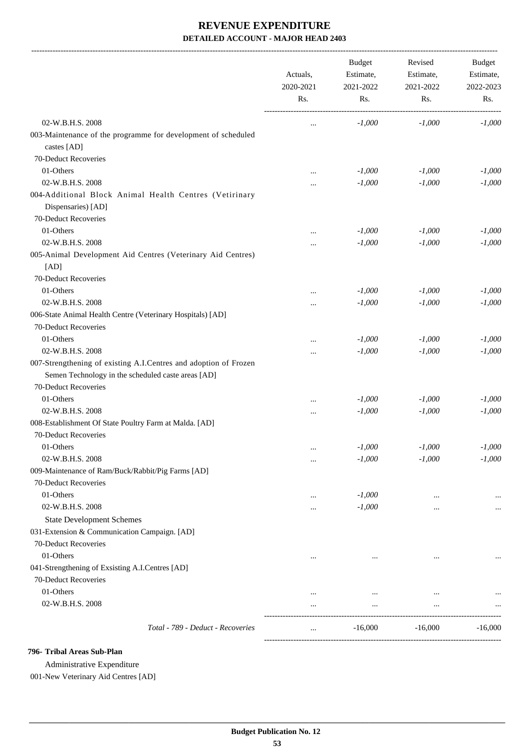# REVENUE EXPENDITURE

## DETAILED ACCOUNT - MAJOR HEAD 2403

| | Actuals, 2020-2021 Rs. | Budget Estimate, 2021-2022 Rs. | Revised Estimate, 2021-2022 Rs. | Budget Estimate, 2022-2023 Rs. |
|---|---|---|---|---|
| 02-W.B.H.S. 2008 | ... | -1,000 | -1,000 | -1,000 |
| 003-Maintenance of the programme for development of scheduled castes [AD] | | | | |
| 70-Deduct Recoveries | | | | |
| 01-Others | ... | -1,000 | -1,000 | -1,000 |
| 02-W.B.H.S. 2008 | ... | -1,000 | -1,000 | -1,000 |
| 004-Additional Block Animal Health Centres (Vetirinary Dispensaries) [AD] | | | | |
| 70-Deduct Recoveries | | | | |
| 01-Others | ... | -1,000 | -1,000 | -1,000 |
| 02-W.B.H.S. 2008 | ... | -1,000 | -1,000 | -1,000 |
| 005-Animal Development Aid Centres (Veterinary Aid Centres) [AD] | | | | |
| 70-Deduct Recoveries | | | | |
| 01-Others | ... | -1,000 | -1,000 | -1,000 |
| 02-W.B.H.S. 2008 | ... | -1,000 | -1,000 | -1,000 |
| 006-State Animal Health Centre (Veterinary Hospitals) [AD] | | | | |
| 70-Deduct Recoveries | | | | |
| 01-Others | ... | -1,000 | -1,000 | -1,000 |
| 02-W.B.H.S. 2008 | ... | -1,000 | -1,000 | -1,000 |
| 007-Strengthening of existing A.I.Centres and adoption of Frozen Semen Technology in the scheduled caste areas [AD] | | | | |
| 70-Deduct Recoveries | | | | |
| 01-Others | ... | -1,000 | -1,000 | -1,000 |
| 02-W.B.H.S. 2008 | ... | -1,000 | -1,000 | -1,000 |
| 008-Establishment Of State Poultry Farm at Malda. [AD] | | | | |
| 70-Deduct Recoveries | | | | |
| 01-Others | ... | -1,000 | -1,000 | -1,000 |
| 02-W.B.H.S. 2008 | ... | -1,000 | -1,000 | -1,000 |
| 009-Maintenance of Ram/Buck/Rabbit/Pig Farms [AD] | | | | |
| 70-Deduct Recoveries | | | | |
| 01-Others | ... | -1,000 | ... | ... |
| 02-W.B.H.S. 2008 | ... | -1,000 | ... | ... |
| State Development Schemes | | | | |
| 031-Extension & Communication Campaign. [AD] | | | | |
| 70-Deduct Recoveries | | | | |
| 01-Others | ... | ... | ... | ... |
| 041-Strengthening of Exsisting A.I.Centres [AD] | | | | |
| 70-Deduct Recoveries | | | | |
| 01-Others | ... | ... | ... | ... |
| 02-W.B.H.S. 2008 | ... | ... | ... | ... |
| *Total - 789 - Deduct - Recoveries* | ... | -16,000 | -16,000 | -16,000 |

**796- Tribal Areas Sub-Plan**

Administrative Expenditure

001-New Veterinary Aid Centres [AD]

**Budget Publication No. 12**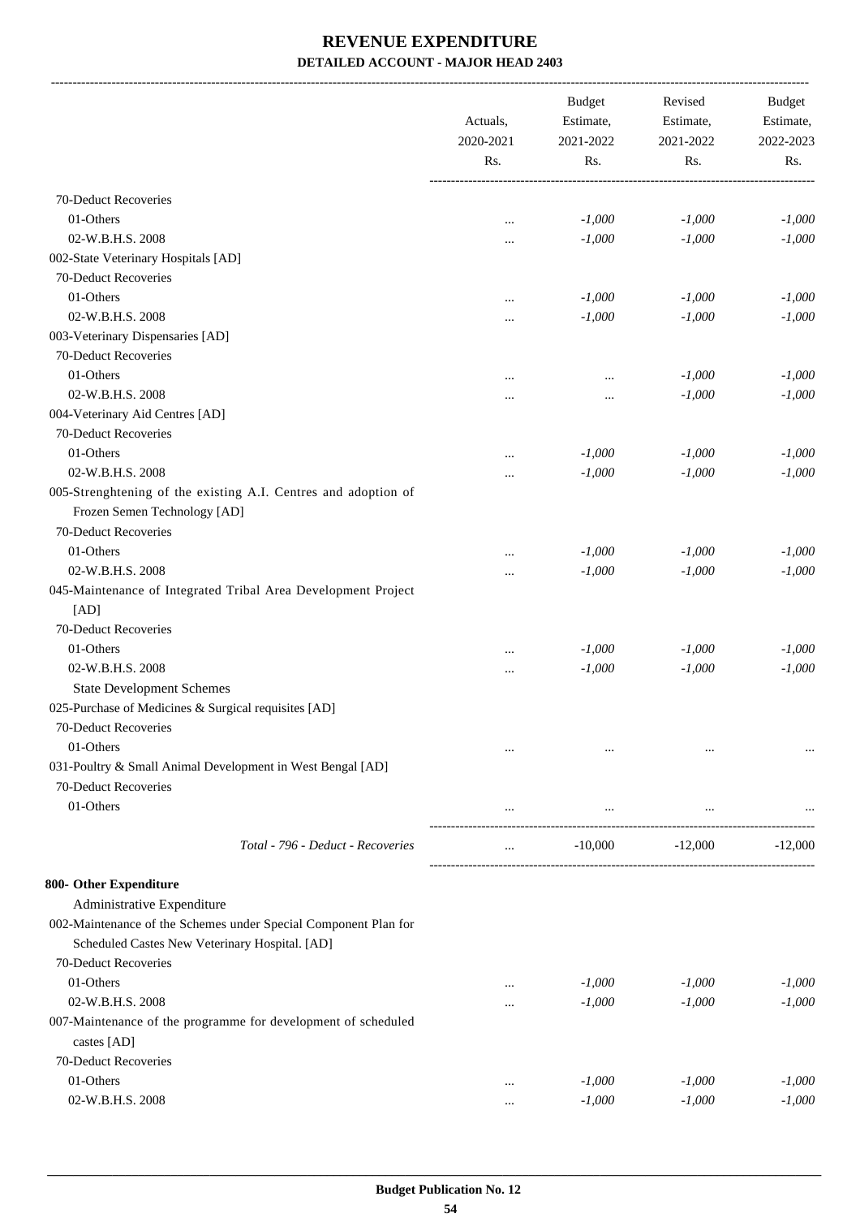# REVENUE EXPENDITURE

## DETAILED ACCOUNT - MAJOR HEAD 2403

| | Actuals, 2020-2021 Rs. | Budget Estimate, 2021-2022 Rs. | Revised Estimate, 2021-2022 Rs. | Budget Estimate, 2022-2023 Rs. |
|---|---|---|---|---|
| 70-Deduct Recoveries | | | | |
| 01-Others | ... | -1,000 | -1,000 | -1,000 |
| 02-W.B.H.S. 2008 | ... | -1,000 | -1,000 | -1,000 |
| 002-State Veterinary Hospitals [AD] | | | | |
| 70-Deduct Recoveries | | | | |
| 01-Others | ... | -1,000 | -1,000 | -1,000 |
| 02-W.B.H.S. 2008 | ... | -1,000 | -1,000 | -1,000 |
| 003-Veterinary Dispensaries [AD] | | | | |
| 70-Deduct Recoveries | | | | |
| 01-Others | ... | ... | -1,000 | -1,000 |
| 02-W.B.H.S. 2008 | ... | ... | -1,000 | -1,000 |
| 004-Veterinary Aid Centres [AD] | | | | |
| 70-Deduct Recoveries | | | | |
| 01-Others | ... | -1,000 | -1,000 | -1,000 |
| 02-W.B.H.S. 2008 | ... | -1,000 | -1,000 | -1,000 |
| 005-Strenghtening of the existing A.I. Centres and adoption of Frozen Semen Technology [AD] | | | | |
| 70-Deduct Recoveries | | | | |
| 01-Others | ... | -1,000 | -1,000 | -1,000 |
| 02-W.B.H.S. 2008 | ... | -1,000 | -1,000 | -1,000 |
| 045-Maintenance of Integrated Tribal Area Development Project [AD] | | | | |
| 70-Deduct Recoveries | | | | |
| 01-Others | ... | -1,000 | -1,000 | -1,000 |
| 02-W.B.H.S. 2008 | ... | -1,000 | -1,000 | -1,000 |
| State Development Schemes | | | | |
| 025-Purchase of Medicines & Surgical requisites [AD] | | | | |
| 70-Deduct Recoveries | | | | |
| 01-Others | ... | ... | ... | ... |
| 031-Poultry & Small Animal Development in West Bengal [AD] | | | | |
| 70-Deduct Recoveries | | | | |
| 01-Others | ... | ... | ... | ... |
| *Total - 796 - Deduct - Recoveries* | ... | -10,000 | -12,000 | -12,000 |
| **800- Other Expenditure** | | | | |
| Administrative Expenditure | | | | |
| 002-Maintenance of the Schemes under Special Component Plan for Scheduled Castes New Veterinary Hospital. [AD] | | | | |
| 70-Deduct Recoveries | | | | |
| 01-Others | ... | -1,000 | -1,000 | -1,000 |
| 02-W.B.H.S. 2008 | ... | -1,000 | -1,000 | -1,000 |
| 007-Maintenance of the programme for development of scheduled castes [AD] | | | | |
| 70-Deduct Recoveries | | | | |
| 01-Others | ... | -1,000 | -1,000 | -1,000 |
| 02-W.B.H.S. 2008 | ... | -1,000 | -1,000 | -1,000 |

Budget Publication No. 12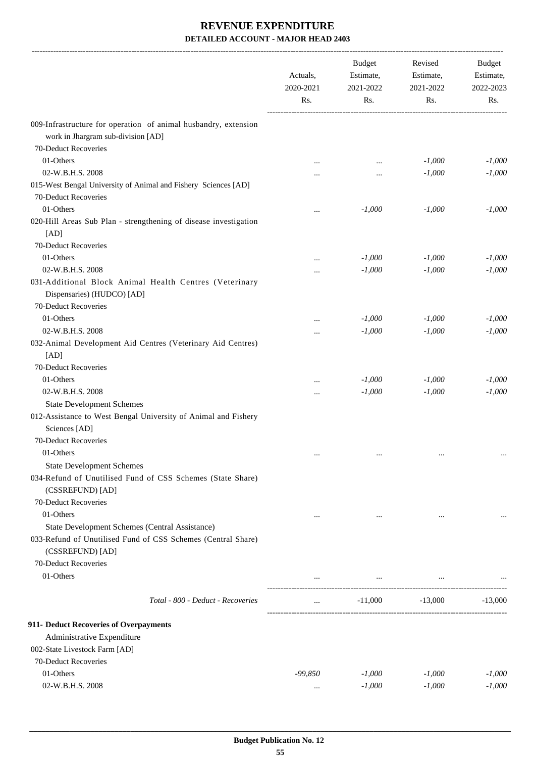# REVENUE EXPENDITURE

**DETAILED ACCOUNT - MAJOR HEAD 2403**

| | Actuals, 2020-2021 Rs. | Budget Estimate, 2021-2022 Rs. | Revised Estimate, 2021-2022 Rs. | Budget Estimate, 2022-2023 Rs. |
|---|---|---|---|---|
| 009-Infrastructure for operation of animal husbandry, extension work in Jhargram sub-division [AD] | | | | |
| 70-Deduct Recoveries | | | | |
| 01-Others | ... | ... | -1,000 | -1,000 |
| 02-W.B.H.S. 2008 | ... | ... | -1,000 | -1,000 |
| 015-West Bengal University of Animal and Fishery Sciences [AD] | | | | |
| 70-Deduct Recoveries | | | | |
| 01-Others | ... | -1,000 | -1,000 | -1,000 |
| 020-Hill Areas Sub Plan - strengthening of disease investigation [AD] | | | | |
| 70-Deduct Recoveries | | | | |
| 01-Others | ... | -1,000 | -1,000 | -1,000 |
| 02-W.B.H.S. 2008 | ... | -1,000 | -1,000 | -1,000 |
| 031-Additional Block Animal Health Centres (Veterinary Dispensaries) (HUDCO) [AD] | | | | |
| 70-Deduct Recoveries | | | | |
| 01-Others | ... | -1,000 | -1,000 | -1,000 |
| 02-W.B.H.S. 2008 | ... | -1,000 | -1,000 | -1,000 |
| 032-Animal Development Aid Centres (Veterinary Aid Centres) [AD] | | | | |
| 70-Deduct Recoveries | | | | |
| 01-Others | ... | -1,000 | -1,000 | -1,000 |
| 02-W.B.H.S. 2008 | ... | -1,000 | -1,000 | -1,000 |
| State Development Schemes | | | | |
| 012-Assistance to West Bengal University of Animal and Fishery Sciences [AD] | | | | |
| 70-Deduct Recoveries | | | | |
| 01-Others | ... | ... | ... | ... |
| State Development Schemes | | | | |
| 034-Refund of Unutilised Fund of CSS Schemes (State Share) (CSSREFUND) [AD] | | | | |
| 70-Deduct Recoveries | | | | |
| 01-Others | ... | ... | ... | ... |
| State Development Schemes (Central Assistance) | | | | |
| 033-Refund of Unutilised Fund of CSS Schemes (Central Share) (CSSREFUND) [AD] | | | | |
| 70-Deduct Recoveries | | | | |
| 01-Others | ... | ... | ... | ... |
| *Total - 800 - Deduct - Recoveries* | ... | -11,000 | -13,000 | -13,000 |
| **911- Deduct Recoveries of Overpayments** | | | | |
| Administrative Expenditure | | | | |
| 002-State Livestock Farm [AD] | | | | |
| 70-Deduct Recoveries | | | | |
| 01-Others | -99,850 | -1,000 | -1,000 | -1,000 |
| 02-W.B.H.S. 2008 | ... | -1,000 | -1,000 | -1,000 |

**Budget Publication No. 12**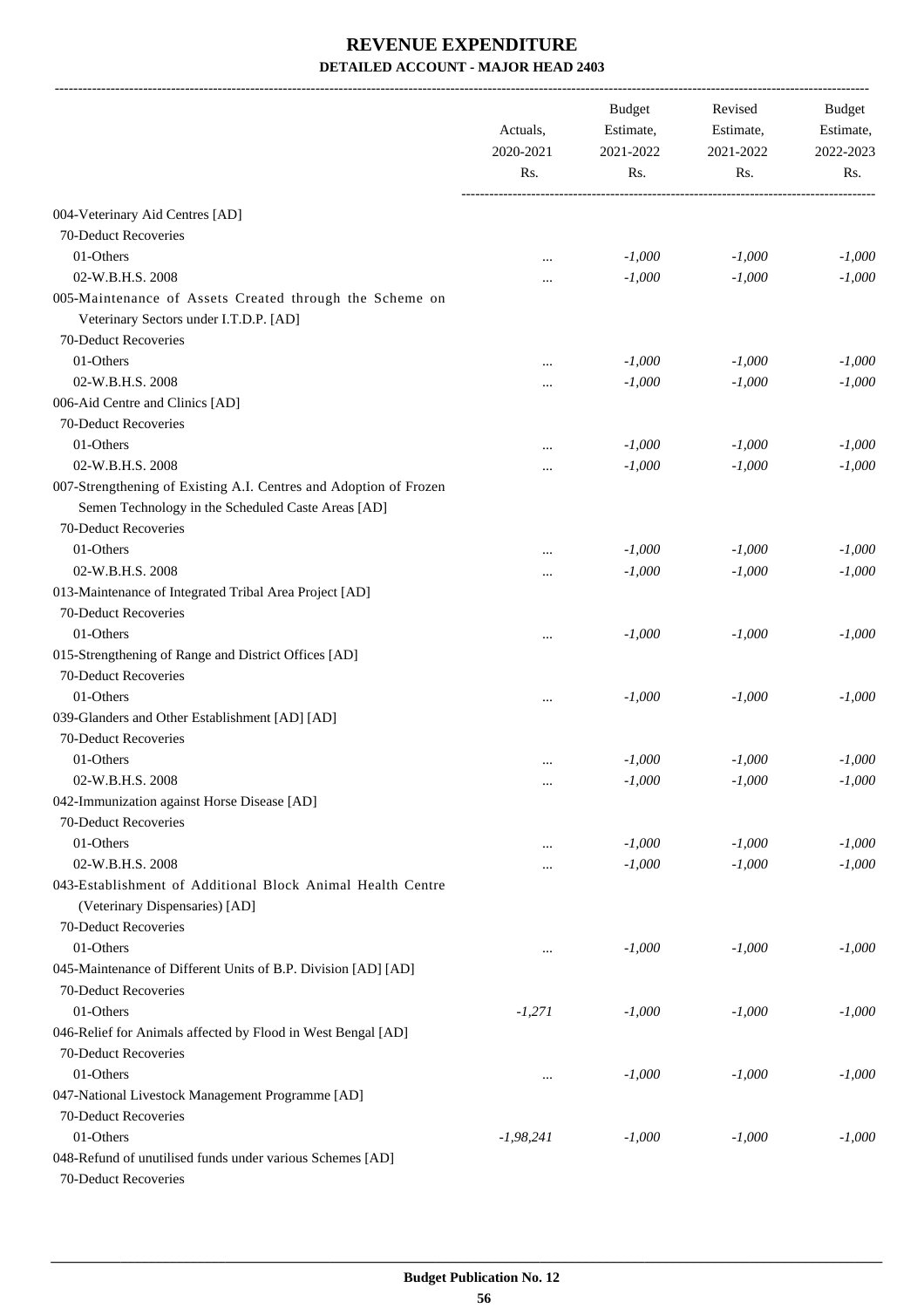# REVENUE EXPENDITURE

## DETAILED ACCOUNT - MAJOR HEAD 2403

| | Actuals, 2020-2021 Rs. | Budget Estimate, 2021-2022 Rs. | Revised Estimate, 2021-2022 Rs. | Budget Estimate, 2022-2023 Rs. |
|---|---|---|---|---|
| 004-Veterinary Aid Centres [AD] | | | | |
| 70-Deduct Recoveries | | | | |
| 01-Others | ... | *-1,000* | *-1,000* | *-1,000* |
| 02-W.B.H.S. 2008 | ... | *-1,000* | *-1,000* | *-1,000* |
| 005-Maintenance of Assets Created through the Scheme on Veterinary Sectors under I.T.D.P. [AD] | | | | |
| 70-Deduct Recoveries | | | | |
| 01-Others | ... | *-1,000* | *-1,000* | *-1,000* |
| 02-W.B.H.S. 2008 | ... | *-1,000* | *-1,000* | *-1,000* |
| 006-Aid Centre and Clinics [AD] | | | | |
| 70-Deduct Recoveries | | | | |
| 01-Others | ... | *-1,000* | *-1,000* | *-1,000* |
| 02-W.B.H.S. 2008 | ... | *-1,000* | *-1,000* | *-1,000* |
| 007-Strengthening of Existing A.I. Centres and Adoption of Frozen Semen Technology in the Scheduled Caste Areas [AD] | | | | |
| 70-Deduct Recoveries | | | | |
| 01-Others | ... | *-1,000* | *-1,000* | *-1,000* |
| 02-W.B.H.S. 2008 | ... | *-1,000* | *-1,000* | *-1,000* |
| 013-Maintenance of Integrated Tribal Area Project [AD] | | | | |
| 70-Deduct Recoveries | | | | |
| 01-Others | ... | *-1,000* | *-1,000* | *-1,000* |
| 015-Strengthening of Range and District Offices [AD] | | | | |
| 70-Deduct Recoveries | | | | |
| 01-Others | ... | *-1,000* | *-1,000* | *-1,000* |
| 039-Glanders and Other Establishment [AD] [AD] | | | | |
| 70-Deduct Recoveries | | | | |
| 01-Others | ... | *-1,000* | *-1,000* | *-1,000* |
| 02-W.B.H.S. 2008 | ... | *-1,000* | *-1,000* | *-1,000* |
| 042-Immunization against Horse Disease [AD] | | | | |
| 70-Deduct Recoveries | | | | |
| 01-Others | ... | *-1,000* | *-1,000* | *-1,000* |
| 02-W.B.H.S. 2008 | ... | *-1,000* | *-1,000* | *-1,000* |
| 043-Establishment of Additional Block Animal Health Centre (Veterinary Dispensaries) [AD] | | | | |
| 70-Deduct Recoveries | | | | |
| 01-Others | ... | *-1,000* | *-1,000* | *-1,000* |
| 045-Maintenance of Different Units of B.P. Division [AD] [AD] | | | | |
| 70-Deduct Recoveries | | | | |
| 01-Others | *-1,271* | *-1,000* | *-1,000* | *-1,000* |
| 046-Relief for Animals affected by Flood in West Bengal [AD] | | | | |
| 70-Deduct Recoveries | | | | |
| 01-Others | ... | *-1,000* | *-1,000* | *-1,000* |
| 047-National Livestock Management Programme [AD] | | | | |
| 70-Deduct Recoveries | | | | |
| 01-Others | *-1,98,241* | *-1,000* | *-1,000* | *-1,000* |
| 048-Refund of unutilised funds under various Schemes [AD] | | | | |
| 70-Deduct Recoveries | | | | |

**Budget Publication No. 12**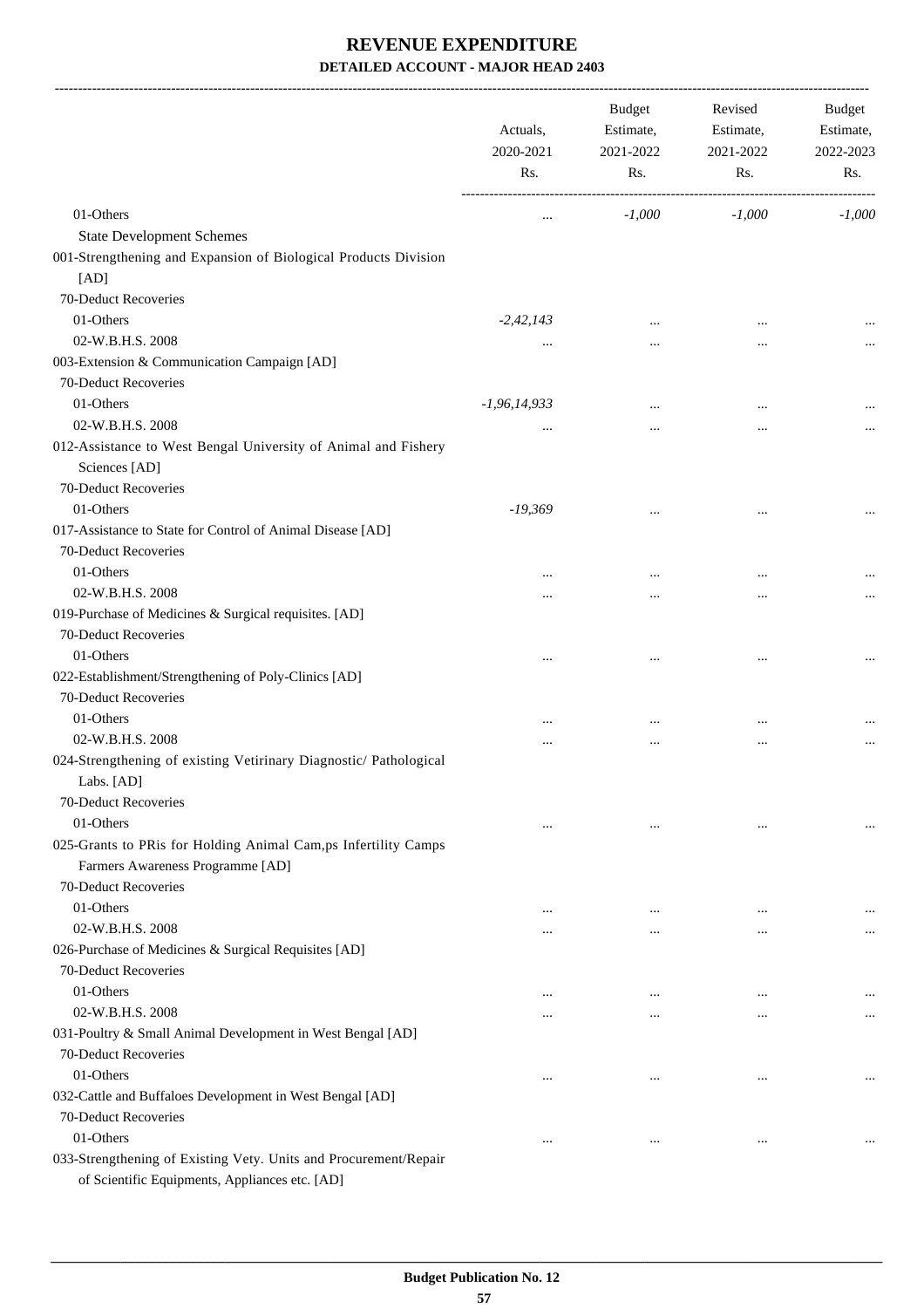# REVENUE EXPENDITURE

## DETAILED ACCOUNT - MAJOR HEAD 2403

| | Actuals, 2020-2021 Rs. | Budget Estimate, 2021-2022 Rs. | Revised Estimate, 2021-2022 Rs. | Budget Estimate, 2022-2023 Rs. |
|---|---|---|---|---|
| 01-Others | ... | -1,000 | -1,000 | -1,000 |
| State Development Schemes | | | | |
| 001-Strengthening and Expansion of Biological Products Division [AD] | | | | |
| 70-Deduct Recoveries | | | | |
| 01-Others | -2,42,143 | ... | ... | ... |
| 02-W.B.H.S. 2008 | ... | ... | ... | ... |
| 003-Extension & Communication Campaign [AD] | | | | |
| 70-Deduct Recoveries | | | | |
| 01-Others | -1,96,14,933 | ... | ... | ... |
| 02-W.B.H.S. 2008 | ... | ... | ... | ... |
| 012-Assistance to West Bengal University of Animal and Fishery Sciences [AD] | | | | |
| 70-Deduct Recoveries | | | | |
| 01-Others | -19,369 | ... | ... | ... |
| 017-Assistance to State for Control of Animal Disease [AD] | | | | |
| 70-Deduct Recoveries | | | | |
| 01-Others | ... | ... | ... | ... |
| 02-W.B.H.S. 2008 | ... | ... | ... | ... |
| 019-Purchase of Medicines & Surgical requisites. [AD] | | | | |
| 70-Deduct Recoveries | | | | |
| 01-Others | ... | ... | ... | ... |
| 022-Establishment/Strengthening of Poly-Clinics [AD] | | | | |
| 70-Deduct Recoveries | | | | |
| 01-Others | ... | ... | ... | ... |
| 02-W.B.H.S. 2008 | ... | ... | ... | ... |
| 024-Strengthening of existing Vetirinary Diagnostic/ Pathological Labs. [AD] | | | | |
| 70-Deduct Recoveries | | | | |
| 01-Others | ... | ... | ... | ... |
| 025-Grants to PRis for Holding Animal Cam,ps Infertility Camps Farmers Awareness Programme [AD] | | | | |
| 70-Deduct Recoveries | | | | |
| 01-Others | ... | ... | ... | ... |
| 02-W.B.H.S. 2008 | ... | ... | ... | ... |
| 026-Purchase of Medicines & Surgical Requisites [AD] | | | | |
| 70-Deduct Recoveries | | | | |
| 01-Others | ... | ... | ... | ... |
| 02-W.B.H.S. 2008 | ... | ... | ... | ... |
| 031-Poultry & Small Animal Development in West Bengal [AD] | | | | |
| 70-Deduct Recoveries | | | | |
| 01-Others | ... | ... | ... | ... |
| 032-Cattle and Buffaloes Development in West Bengal [AD] | | | | |
| 70-Deduct Recoveries | | | | |
| 01-Others | ... | ... | ... | ... |
| 033-Strengthening of Existing Vety. Units and Procurement/Repair of Scientific Equipments, Appliances etc. [AD] | | | | |

Budget Publication No. 12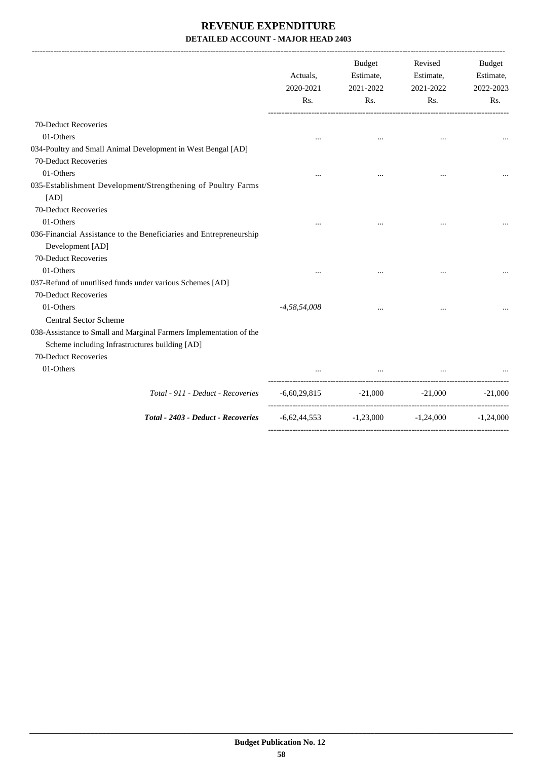# REVENUE EXPENDITURE

## DETAILED ACCOUNT - MAJOR HEAD 2403

| | Actuals, 2020-2021 Rs. | Budget Estimate, 2021-2022 Rs. | Revised Estimate, 2021-2022 Rs. | Budget Estimate, 2022-2023 Rs. |
|---|---|---|---|---|
| 70-Deduct Recoveries | | | | |
| 01-Others | ... | ... | ... | ... |
| 034-Poultry and Small Animal Development in West Bengal [AD] | | | | |
| 70-Deduct Recoveries | | | | |
| 01-Others | ... | ... | ... | ... |
| 035-Establishment Development/Strengthening of Poultry Farms [AD] | | | | |
| 70-Deduct Recoveries | | | | |
| 01-Others | ... | ... | ... | ... |
| 036-Financial Assistance to the Beneficiaries and Entrepreneurship Development [AD] | | | | |
| 70-Deduct Recoveries | | | | |
| 01-Others | ... | ... | ... | ... |
| 037-Refund of unutilised funds under various Schemes [AD] | | | | |
| 70-Deduct Recoveries | | | | |
| 01-Others | *-4,58,54,008* | ... | ... | ... |
| Central Sector Scheme | | | | |
| 038-Assistance to Small and Marginal Farmers Implementation of the Scheme including Infrastructures building [AD] | | | | |
| 70-Deduct Recoveries | | | | |
| 01-Others | ... | ... | ... | ... |
| *Total - 911 - Deduct - Recoveries* | -6,60,29,815 | -21,000 | -21,000 | -21,000 |
| ***Total - 2403 - Deduct - Recoveries*** | -6,62,44,553 | -1,23,000 | -1,24,000 | -1,24,000 |

**Budget Publication No. 12**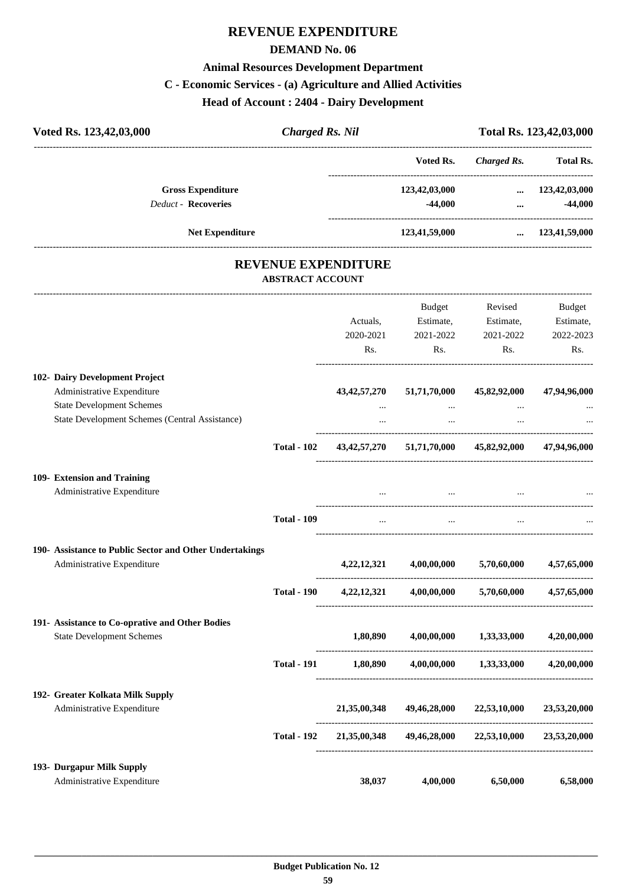# REVENUE EXPENDITURE

## DEMAND No. 06

### Animal Resources Development Department

### C - Economic Services - (a) Agriculture and Allied Activities

### Head of Account : 2404 - Dairy Development

**Voted Rs. 123,42,03,000** | ***Charged Rs. Nil*** | **Total Rs. 123,42,03,000**

| | Voted Rs. | Charged Rs. | Total Rs. |
|---|---|---|---|
| **Gross Expenditure** | **123,42,03,000** | **...** | **123,42,03,000** |
| *Deduct* - **Recoveries** | **-44,000** | **...** | **-44,000** |
| **Net Expenditure** | **123,41,59,000** | **...** | **123,41,59,000** |

## REVENUE EXPENDITURE

### ABSTRACT ACCOUNT

| | | Actuals, 2020-2021 Rs. | Budget Estimate, 2021-2022 Rs. | Revised Estimate, 2021-2022 Rs. | Budget Estimate, 2022-2023 Rs. |
|---|---|---|---|---|---|
| **102- Dairy Development Project** | | | | | |
| Administrative Expenditure | | **43,42,57,270** | **51,71,70,000** | **45,82,92,000** | **47,94,96,000** |
| State Development Schemes | | ... | ... | ... | ... |
| State Development Schemes (Central Assistance) | | ... | ... | ... | ... |
| | **Total - 102** | **43,42,57,270** | **51,71,70,000** | **45,82,92,000** | **47,94,96,000** |
| **109- Extension and Training** | | | | | |
| Administrative Expenditure | | ... | ... | ... | ... |
| | **Total - 109** | ... | ... | ... | ... |
| **190- Assistance to Public Sector and Other Undertakings** | | | | | |
| Administrative Expenditure | | **4,22,12,321** | **4,00,00,000** | **5,70,60,000** | **4,57,65,000** |
| | **Total - 190** | **4,22,12,321** | **4,00,00,000** | **5,70,60,000** | **4,57,65,000** |
| **191- Assistance to Co-oprative and Other Bodies** | | | | | |
| State Development Schemes | | **1,80,890** | **4,00,00,000** | **1,33,33,000** | **4,20,00,000** |
| | **Total - 191** | **1,80,890** | **4,00,00,000** | **1,33,33,000** | **4,20,00,000** |
| **192- Greater Kolkata Milk Supply** | | | | | |
| Administrative Expenditure | | **21,35,00,348** | **49,46,28,000** | **22,53,10,000** | **23,53,20,000** |
| | **Total - 192** | **21,35,00,348** | **49,46,28,000** | **22,53,10,000** | **23,53,20,000** |
| **193- Durgapur Milk Supply** | | | | | |
| Administrative Expenditure | | **38,037** | **4,00,000** | **6,50,000** | **6,58,000** |

**Budget Publication No. 12**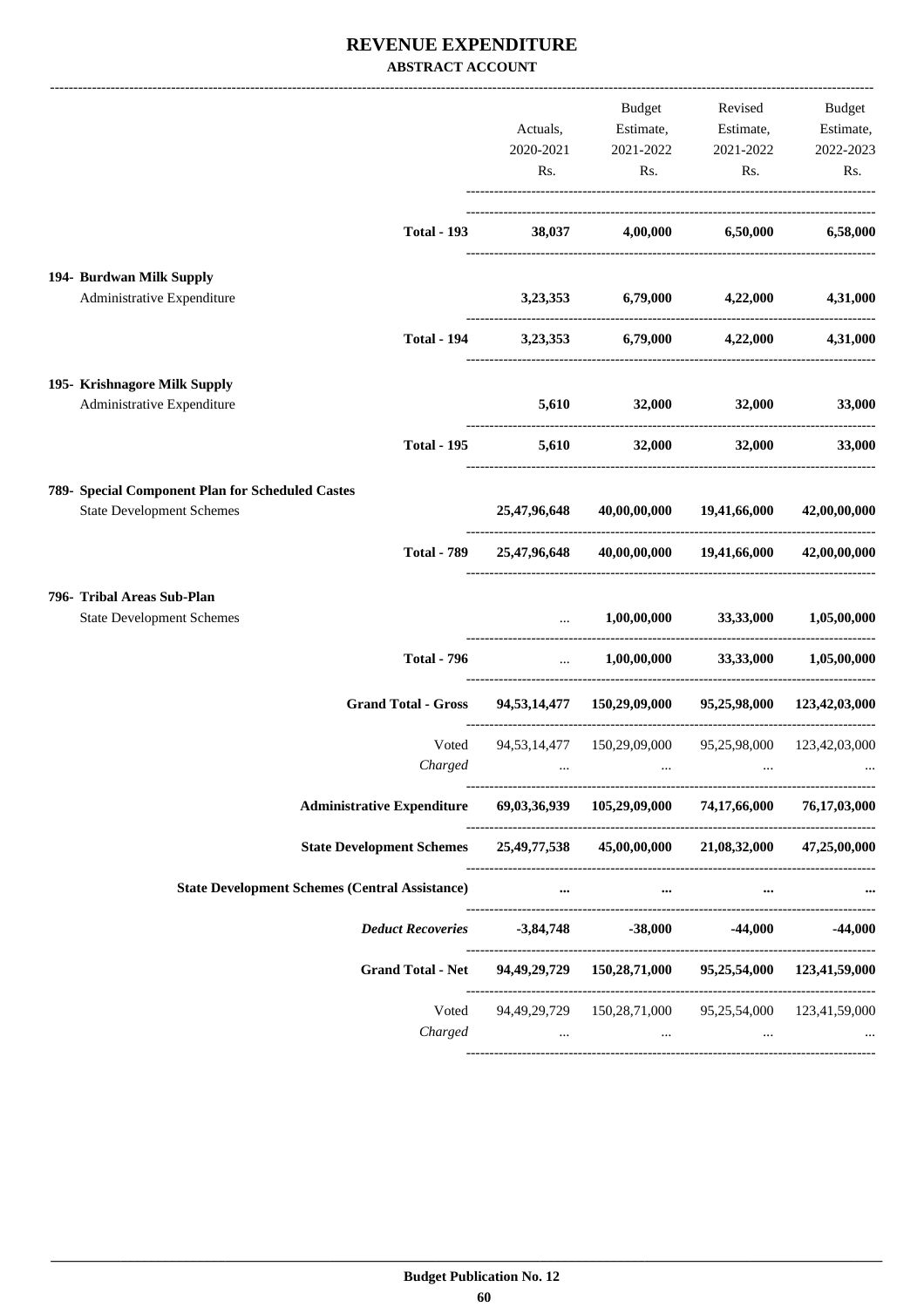# REVENUE EXPENDITURE

**ABSTRACT ACCOUNT**

| | Actuals, 2020-2021 Rs. | Budget Estimate, 2021-2022 Rs. | Revised Estimate, 2021-2022 Rs. | Budget Estimate, 2022-2023 Rs. |
|---|---|---|---|---|
| **Total - 193** | **38,037** | **4,00,000** | **6,50,000** | **6,58,000** |
| **194- Burdwan Milk Supply** | | | | |
| Administrative Expenditure | **3,23,353** | **6,79,000** | **4,22,000** | **4,31,000** |
| **Total - 194** | **3,23,353** | **6,79,000** | **4,22,000** | **4,31,000** |
| **195- Krishnagore Milk Supply** | | | | |
| Administrative Expenditure | **5,610** | **32,000** | **32,000** | **33,000** |
| **Total - 195** | **5,610** | **32,000** | **32,000** | **33,000** |
| **789- Special Component Plan for Scheduled Castes** | | | | |
| State Development Schemes | **25,47,96,648** | **40,00,00,000** | **19,41,66,000** | **42,00,00,000** |
| **Total - 789** | **25,47,96,648** | **40,00,00,000** | **19,41,66,000** | **42,00,00,000** |
| **796- Tribal Areas Sub-Plan** | | | | |
| State Development Schemes | ... | **1,00,00,000** | **33,33,000** | **1,05,00,000** |
| **Total - 796** | ... | **1,00,00,000** | **33,33,000** | **1,05,00,000** |
| **Grand Total - Gross** | **94,53,14,477** | **150,29,09,000** | **95,25,98,000** | **123,42,03,000** |
| Voted | 94,53,14,477 | 150,29,09,000 | 95,25,98,000 | 123,42,03,000 |
| *Charged* | ... | ... | ... | ... |
| **Administrative Expenditure** | **69,03,36,939** | **105,29,09,000** | **74,17,66,000** | **76,17,03,000** |
| **State Development Schemes** | **25,49,77,538** | **45,00,00,000** | **21,08,32,000** | **47,25,00,000** |
| **State Development Schemes (Central Assistance)** | ... | ... | ... | ... |
| ***Deduct Recoveries*** | **-3,84,748** | **-38,000** | **-44,000** | **-44,000** |
| **Grand Total - Net** | **94,49,29,729** | **150,28,71,000** | **95,25,54,000** | **123,41,59,000** |
| Voted | 94,49,29,729 | 150,28,71,000 | 95,25,54,000 | 123,41,59,000 |
| *Charged* | ... | ... | ... | ... |

**Budget Publication No. 12**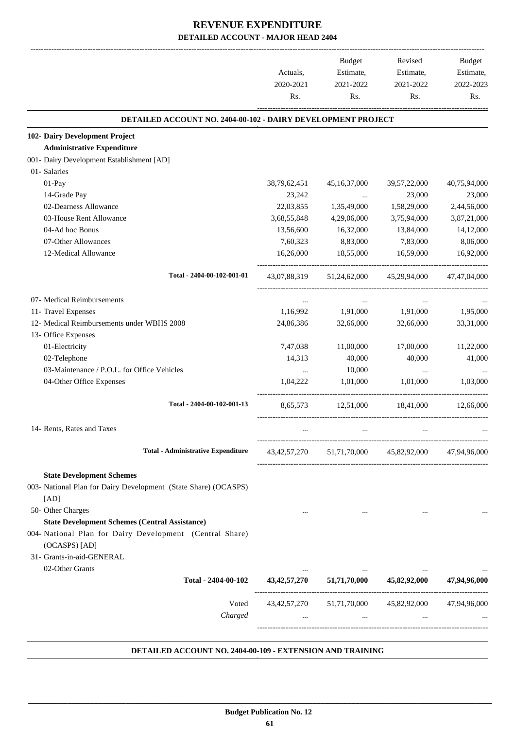# REVENUE EXPENDITURE

## DETAILED ACCOUNT - MAJOR HEAD 2404

| | Actuals, 2020-2021 Rs. | Budget Estimate, 2021-2022 Rs. | Revised Estimate, 2021-2022 Rs. | Budget Estimate, 2022-2023 Rs. |
|---|---|---|---|---|
| **DETAILED ACCOUNT NO. 2404-00-102 - DAIRY DEVELOPMENT PROJECT** | | | | |
| **102- Dairy Development Project** | | | | |
| **Administrative Expenditure** | | | | |
| 001- Dairy Development Establishment [AD] | | | | |
| 01- Salaries | | | | |
| 01-Pay | 38,79,62,451 | 45,16,37,000 | 39,57,22,000 | 40,75,94,000 |
| 14-Grade Pay | 23,242 | ... | 23,000 | 23,000 |
| 02-Dearness Allowance | 22,03,855 | 1,35,49,000 | 1,58,29,000 | 2,44,56,000 |
| 03-House Rent Allowance | 3,68,55,848 | 4,29,06,000 | 3,75,94,000 | 3,87,21,000 |
| 04-Ad hoc Bonus | 13,56,600 | 16,32,000 | 13,84,000 | 14,12,000 |
| 07-Other Allowances | 7,60,323 | 8,83,000 | 7,83,000 | 8,06,000 |
| 12-Medical Allowance | 16,26,000 | 18,55,000 | 16,59,000 | 16,92,000 |
| Total - 2404-00-102-001-01 | 43,07,88,319 | 51,24,62,000 | 45,29,94,000 | 47,47,04,000 |
| 07- Medical Reimbursements | ... | ... | ... | ... |
| 11- Travel Expenses | 1,16,992 | 1,91,000 | 1,91,000 | 1,95,000 |
| 12- Medical Reimbursements under WBHS 2008 | 24,86,386 | 32,66,000 | 32,66,000 | 33,31,000 |
| 13- Office Expenses | | | | |
| 01-Electricity | 7,47,038 | 11,00,000 | 17,00,000 | 11,22,000 |
| 02-Telephone | 14,313 | 40,000 | 40,000 | 41,000 |
| 03-Maintenance / P.O.L. for Office Vehicles | ... | 10,000 | ... | ... |
| 04-Other Office Expenses | 1,04,222 | 1,01,000 | 1,01,000 | 1,03,000 |
| Total - 2404-00-102-001-13 | 8,65,573 | 12,51,000 | 18,41,000 | 12,66,000 |
| 14- Rents, Rates and Taxes | ... | ... | ... | ... |
| Total - Administrative Expenditure | 43,42,57,270 | 51,71,70,000 | 45,82,92,000 | 47,94,96,000 |
| **State Development Schemes** | | | | |
| 003- National Plan for Dairy Development (State Share) (OCASPS) [AD] | | | | |
| 50- Other Charges | ... | ... | ... | ... |
| **State Development Schemes (Central Assistance)** | | | | |
| 004- National Plan for Dairy Development (Central Share) (OCASPS) [AD] | | | | |
| 31- Grants-in-aid-GENERAL | | | | |
| 02-Other Grants | ... | ... | ... | ... |
| **Total - 2404-00-102** | **43,42,57,270** | **51,71,70,000** | **45,82,92,000** | **47,94,96,000** |
| Voted | 43,42,57,270 | 51,71,70,000 | 45,82,92,000 | 47,94,96,000 |
| *Charged* | ... | ... | ... | ... |

**DETAILED ACCOUNT NO. 2404-00-109 - EXTENSION AND TRAINING**

**Budget Publication No. 12**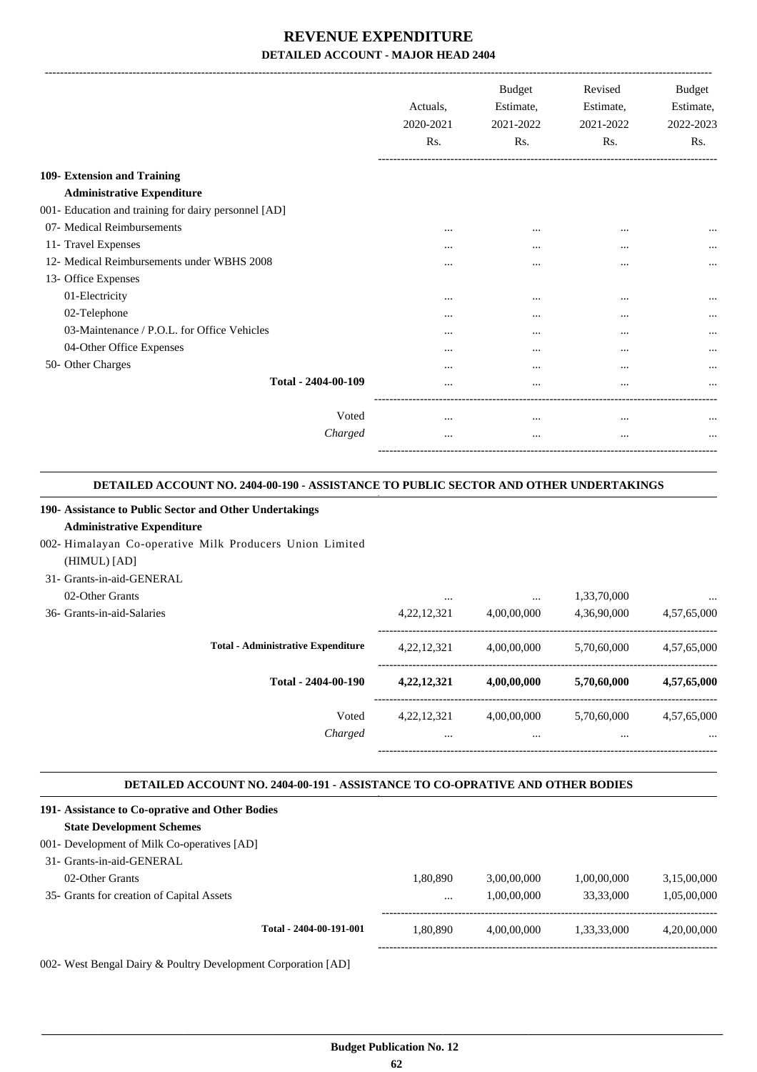# REVENUE EXPENDITURE

## DETAILED ACCOUNT - MAJOR HEAD 2404

| | Actuals, 2020-2021 Rs. | Budget Estimate, 2021-2022 Rs. | Revised Estimate, 2021-2022 Rs. | Budget Estimate, 2022-2023 Rs. |
|---|---|---|---|---|
| **109- Extension and Training** | | | | |
| **Administrative Expenditure** | | | | |
| 001- Education and training for dairy personnel [AD] | | | | |
| 07- Medical Reimbursements | ... | ... | ... | ... |
| 11- Travel Expenses | ... | ... | ... | ... |
| 12- Medical Reimbursements under WBHS 2008 | ... | ... | ... | ... |
| 13- Office Expenses | | | | |
| 01-Electricity | ... | ... | ... | ... |
| 02-Telephone | ... | ... | ... | ... |
| 03-Maintenance / P.O.L. for Office Vehicles | ... | ... | ... | ... |
| 04-Other Office Expenses | ... | ... | ... | ... |
| 50- Other Charges | ... | ... | ... | ... |
| **Total - 2404-00-109** | ... | ... | ... | ... |
| Voted | ... | ... | ... | ... |
| *Charged* | ... | ... | ... | ... |

### DETAILED ACCOUNT NO. 2404-00-190 - ASSISTANCE TO PUBLIC SECTOR AND OTHER UNDERTAKINGS

| | Actuals, 2020-2021 Rs. | Budget Estimate, 2021-2022 Rs. | Revised Estimate, 2021-2022 Rs. | Budget Estimate, 2022-2023 Rs. |
|---|---|---|---|---|
| **190- Assistance to Public Sector and Other Undertakings** | | | | |
| **Administrative Expenditure** | | | | |
| 002- Himalayan Co-operative Milk Producers Union Limited (HIMUL) [AD] | | | | |
| 31- Grants-in-aid-GENERAL | | | | |
| 02-Other Grants | ... | ... | 1,33,70,000 | ... |
| 36- Grants-in-aid-Salaries | 4,22,12,321 | 4,00,00,000 | 4,36,90,000 | 4,57,65,000 |
| **Total - Administrative Expenditure** | 4,22,12,321 | 4,00,00,000 | 5,70,60,000 | 4,57,65,000 |
| **Total - 2404-00-190** | **4,22,12,321** | **4,00,00,000** | **5,70,60,000** | **4,57,65,000** |
| Voted | 4,22,12,321 | 4,00,00,000 | 5,70,60,000 | 4,57,65,000 |
| *Charged* | ... | ... | ... | ... |

### DETAILED ACCOUNT NO. 2404-00-191 - ASSISTANCE TO CO-OPRATIVE AND OTHER BODIES

| | Actuals, 2020-2021 Rs. | Budget Estimate, 2021-2022 Rs. | Revised Estimate, 2021-2022 Rs. | Budget Estimate, 2022-2023 Rs. |
|---|---|---|---|---|
| **191- Assistance to Co-oprative and Other Bodies** | | | | |
| **State Development Schemes** | | | | |
| 001- Development of Milk Co-operatives [AD] | | | | |
| 31- Grants-in-aid-GENERAL | | | | |
| 02-Other Grants | 1,80,890 | 3,00,00,000 | 1,00,00,000 | 3,15,00,000 |
| 35- Grants for creation of Capital Assets | ... | 1,00,00,000 | 33,33,000 | 1,05,00,000 |
| **Total - 2404-00-191-001** | 1,80,890 | 4,00,00,000 | 1,33,33,000 | 4,20,00,000 |

002- West Bengal Dairy & Poultry Development Corporation [AD]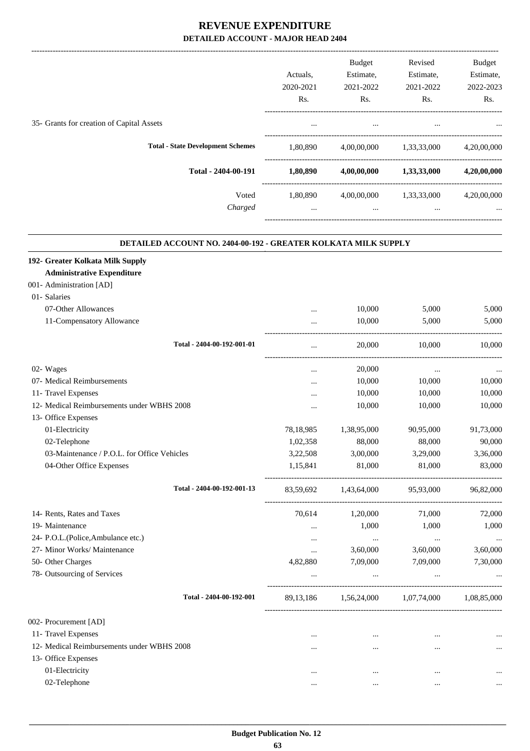# REVENUE EXPENDITURE

## DETAILED ACCOUNT - MAJOR HEAD 2404

| | Actuals, 2020-2021 Rs. | Budget Estimate, 2021-2022 Rs. | Revised Estimate, 2021-2022 Rs. | Budget Estimate, 2022-2023 Rs. |
|---|---|---|---|---|
| 35- Grants for creation of Capital Assets | ... | ... | ... | ... |
| **Total - State Development Schemes** | 1,80,890 | 4,00,00,000 | 1,33,33,000 | 4,20,00,000 |
| **Total - 2404-00-191** | **1,80,890** | **4,00,00,000** | **1,33,33,000** | **4,20,00,000** |
| Voted | 1,80,890 | 4,00,00,000 | 1,33,33,000 | 4,20,00,000 |
| *Charged* | ... | ... | ... | ... |

### DETAILED ACCOUNT NO. 2404-00-192 - GREATER KOLKATA MILK SUPPLY

| | Actuals, 2020-2021 Rs. | Budget Estimate, 2021-2022 Rs. | Revised Estimate, 2021-2022 Rs. | Budget Estimate, 2022-2023 Rs. |
|---|---|---|---|---|
| **192- Greater Kolkata Milk Supply** | | | | |
| **Administrative Expenditure** | | | | |
| 001- Administration [AD] | | | | |
| 01- Salaries | | | | |
| 07-Other Allowances | ... | 10,000 | 5,000 | 5,000 |
| 11-Compensatory Allowance | ... | 10,000 | 5,000 | 5,000 |
| **Total - 2404-00-192-001-01** | ... | 20,000 | 10,000 | 10,000 |
| 02- Wages | ... | 20,000 | ... | ... |
| 07- Medical Reimbursements | ... | 10,000 | 10,000 | 10,000 |
| 11- Travel Expenses | ... | 10,000 | 10,000 | 10,000 |
| 12- Medical Reimbursements under WBHS 2008 | ... | 10,000 | 10,000 | 10,000 |
| 13- Office Expenses | | | | |
| 01-Electricity | 78,18,985 | 1,38,95,000 | 90,95,000 | 91,73,000 |
| 02-Telephone | 1,02,358 | 88,000 | 88,000 | 90,000 |
| 03-Maintenance / P.O.L. for Office Vehicles | 3,22,508 | 3,00,000 | 3,29,000 | 3,36,000 |
| 04-Other Office Expenses | 1,15,841 | 81,000 | 81,000 | 83,000 |
| **Total - 2404-00-192-001-13** | 83,59,692 | 1,43,64,000 | 95,93,000 | 96,82,000 |
| 14- Rents, Rates and Taxes | 70,614 | 1,20,000 | 71,000 | 72,000 |
| 19- Maintenance | ... | 1,000 | 1,000 | 1,000 |
| 24- P.O.L.(Police,Ambulance etc.) | ... | ... | ... | ... |
| 27- Minor Works/ Maintenance | ... | 3,60,000 | 3,60,000 | 3,60,000 |
| 50- Other Charges | 4,82,880 | 7,09,000 | 7,09,000 | 7,30,000 |
| 78- Outsourcing of Services | ... | ... | ... | ... |
| **Total - 2404-00-192-001** | 89,13,186 | 1,56,24,000 | 1,07,74,000 | 1,08,85,000 |
| 002- Procurement [AD] | | | | |
| 11- Travel Expenses | ... | ... | ... | ... |
| 12- Medical Reimbursements under WBHS 2008 | ... | ... | ... | ... |
| 13- Office Expenses | | | | |
| 01-Electricity | ... | ... | ... | ... |
| 02-Telephone | ... | ... | ... | ... |

Budget Publication No. 12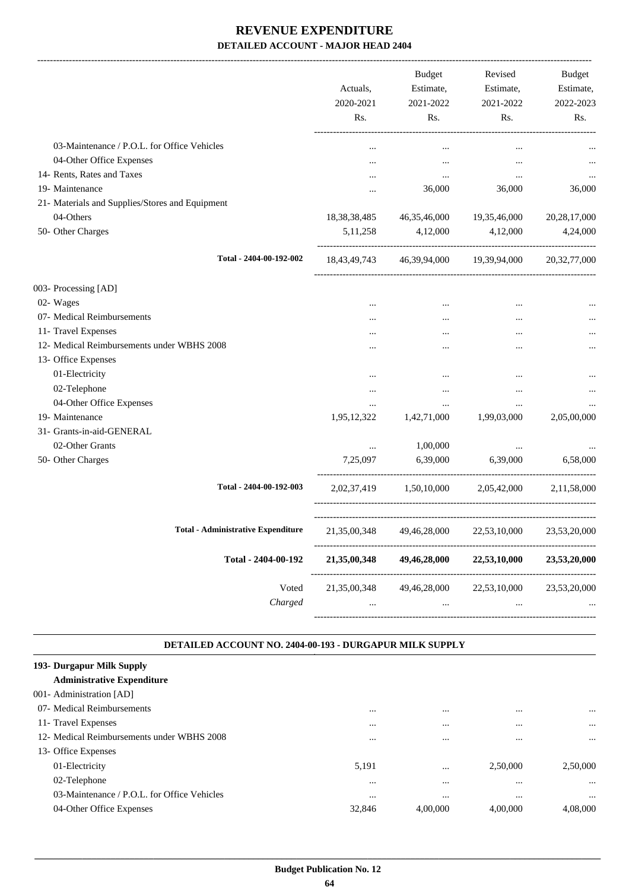# REVENUE EXPENDITURE

## DETAILED ACCOUNT - MAJOR HEAD 2404

| | Actuals, 2020-2021 Rs. | Budget Estimate, 2021-2022 Rs. | Revised Estimate, 2021-2022 Rs. | Budget Estimate, 2022-2023 Rs. |
|---|---|---|---|---|
| 03-Maintenance / P.O.L. for Office Vehicles | ... | ... | ... | ... |
| 04-Other Office Expenses | ... | ... | ... | ... |
| 14- Rents, Rates and Taxes | ... | ... | ... | ... |
| 19- Maintenance | ... | 36,000 | 36,000 | 36,000 |
| 21- Materials and Supplies/Stores and Equipment | | | | |
| 04-Others | 18,38,38,485 | 46,35,46,000 | 19,35,46,000 | 20,28,17,000 |
| 50- Other Charges | 5,11,258 | 4,12,000 | 4,12,000 | 4,24,000 |
| Total - 2404-00-192-002 | 18,43,49,743 | 46,39,94,000 | 19,39,94,000 | 20,32,77,000 |
| 003- Processing [AD] | | | | |
| 02- Wages | ... | ... | ... | ... |
| 07- Medical Reimbursements | ... | ... | ... | ... |
| 11- Travel Expenses | ... | ... | ... | ... |
| 12- Medical Reimbursements under WBHS 2008 | ... | ... | ... | ... |
| 13- Office Expenses | | | | |
| 01-Electricity | ... | ... | ... | ... |
| 02-Telephone | ... | ... | ... | ... |
| 04-Other Office Expenses | ... | ... | ... | ... |
| 19- Maintenance | 1,95,12,322 | 1,42,71,000 | 1,99,03,000 | 2,05,00,000 |
| 31- Grants-in-aid-GENERAL | | | | |
| 02-Other Grants | ... | 1,00,000 | ... | ... |
| 50- Other Charges | 7,25,097 | 6,39,000 | 6,39,000 | 6,58,000 |
| Total - 2404-00-192-003 | 2,02,37,419 | 1,50,10,000 | 2,05,42,000 | 2,11,58,000 |
| Total - Administrative Expenditure | 21,35,00,348 | 49,46,28,000 | 22,53,10,000 | 23,53,20,000 |
| **Total - 2404-00-192** | **21,35,00,348** | **49,46,28,000** | **22,53,10,000** | **23,53,20,000** |
| Voted | 21,35,00,348 | 49,46,28,000 | 22,53,10,000 | 23,53,20,000 |
| *Charged* | ... | ... | ... | ... |

### DETAILED ACCOUNT NO. 2404-00-193 - DURGAPUR MILK SUPPLY

| | Actuals, 2020-2021 Rs. | Budget Estimate, 2021-2022 Rs. | Revised Estimate, 2021-2022 Rs. | Budget Estimate, 2022-2023 Rs. |
|---|---|---|---|---|
| **193- Durgapur Milk Supply** | | | | |
| **Administrative Expenditure** | | | | |
| 001- Administration [AD] | | | | |
| 07- Medical Reimbursements | ... | ... | ... | ... |
| 11- Travel Expenses | ... | ... | ... | ... |
| 12- Medical Reimbursements under WBHS 2008 | ... | ... | ... | ... |
| 13- Office Expenses | | | | |
| 01-Electricity | 5,191 | ... | 2,50,000 | 2,50,000 |
| 02-Telephone | ... | ... | ... | ... |
| 03-Maintenance / P.O.L. for Office Vehicles | ... | ... | ... | ... |
| 04-Other Office Expenses | 32,846 | 4,00,000 | 4,00,000 | 4,08,000 |

Budget Publication No. 12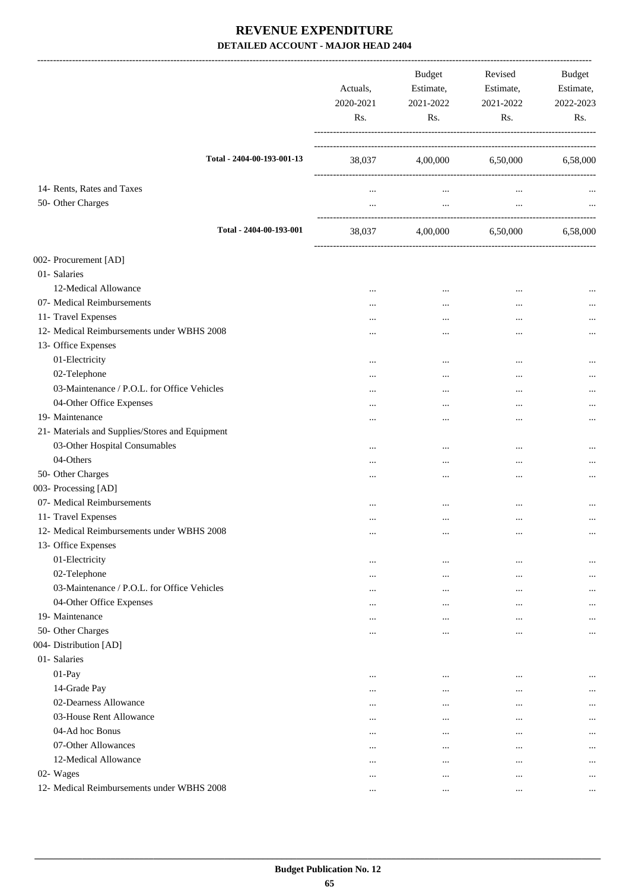# REVENUE EXPENDITURE

## DETAILED ACCOUNT - MAJOR HEAD 2404

| | Actuals, 2020-2021 Rs. | Budget Estimate, 2021-2022 Rs. | Revised Estimate, 2021-2022 Rs. | Budget Estimate, 2022-2023 Rs. |
|---|---|---|---|---|
| Total - 2404-00-193-001-13 | 38,037 | 4,00,000 | 6,50,000 | 6,58,000 |
| 14- Rents, Rates and Taxes | ... | ... | ... | ... |
| 50- Other Charges | ... | ... | ... | ... |
| Total - 2404-00-193-001 | 38,037 | 4,00,000 | 6,50,000 | 6,58,000 |
| 002- Procurement [AD] | | | | |
| 01- Salaries | | | | |
| 12-Medical Allowance | ... | ... | ... | ... |
| 07- Medical Reimbursements | ... | ... | ... | ... |
| 11- Travel Expenses | ... | ... | ... | ... |
| 12- Medical Reimbursements under WBHS 2008 | ... | ... | ... | ... |
| 13- Office Expenses | | | | |
| 01-Electricity | ... | ... | ... | ... |
| 02-Telephone | ... | ... | ... | ... |
| 03-Maintenance / P.O.L. for Office Vehicles | ... | ... | ... | ... |
| 04-Other Office Expenses | ... | ... | ... | ... |
| 19- Maintenance | ... | ... | ... | ... |
| 21- Materials and Supplies/Stores and Equipment | | | | |
| 03-Other Hospital Consumables | ... | ... | ... | ... |
| 04-Others | ... | ... | ... | ... |
| 50- Other Charges | ... | ... | ... | ... |
| 003- Processing [AD] | | | | |
| 07- Medical Reimbursements | ... | ... | ... | ... |
| 11- Travel Expenses | ... | ... | ... | ... |
| 12- Medical Reimbursements under WBHS 2008 | ... | ... | ... | ... |
| 13- Office Expenses | | | | |
| 01-Electricity | ... | ... | ... | ... |
| 02-Telephone | ... | ... | ... | ... |
| 03-Maintenance / P.O.L. for Office Vehicles | ... | ... | ... | ... |
| 04-Other Office Expenses | ... | ... | ... | ... |
| 19- Maintenance | ... | ... | ... | ... |
| 50- Other Charges | ... | ... | ... | ... |
| 004- Distribution [AD] | | | | |
| 01- Salaries | | | | |
| 01-Pay | ... | ... | ... | ... |
| 14-Grade Pay | ... | ... | ... | ... |
| 02-Dearness Allowance | ... | ... | ... | ... |
| 03-House Rent Allowance | ... | ... | ... | ... |
| 04-Ad hoc Bonus | ... | ... | ... | ... |
| 07-Other Allowances | ... | ... | ... | ... |
| 12-Medical Allowance | ... | ... | ... | ... |
| 02- Wages | ... | ... | ... | ... |
| 12- Medical Reimbursements under WBHS 2008 | ... | ... | ... | ... |

Budget Publication No. 12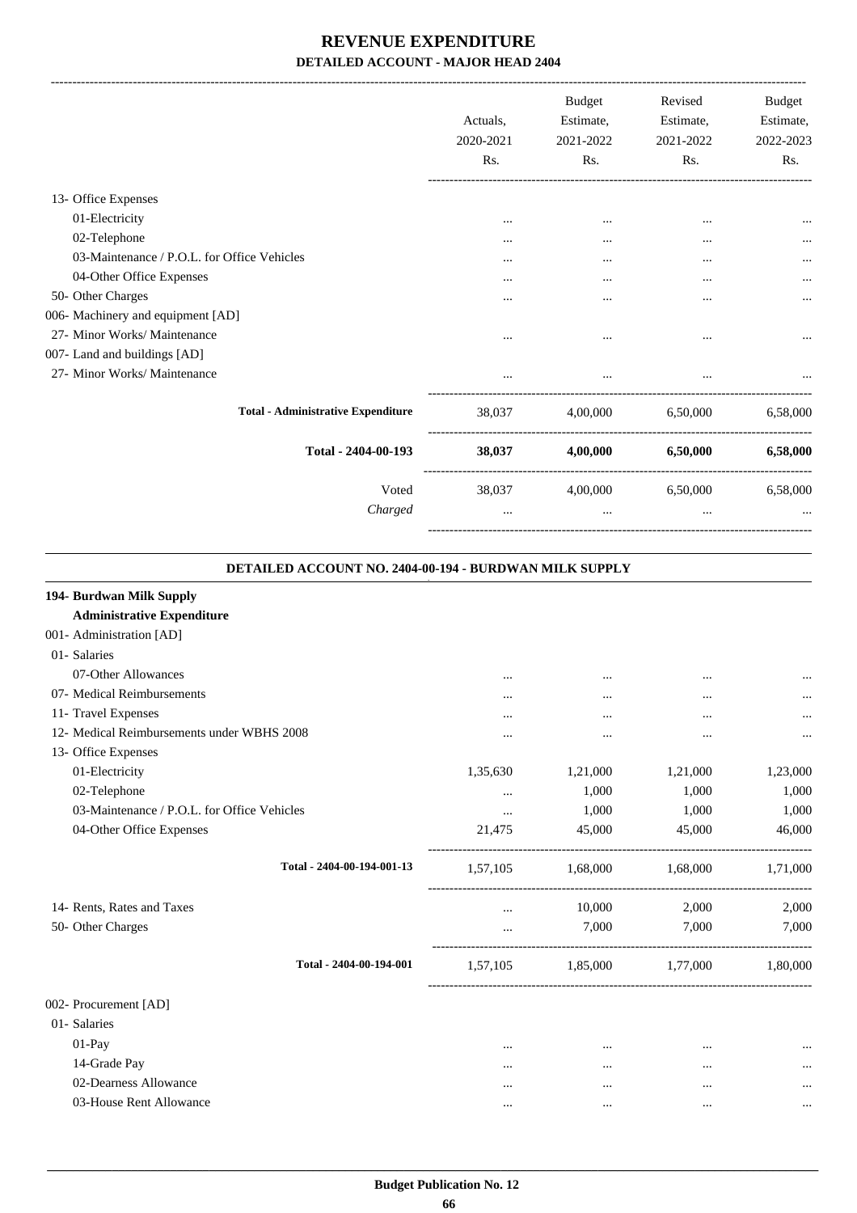# REVENUE EXPENDITURE

## DETAILED ACCOUNT - MAJOR HEAD 2404

| | Actuals, 2020-2021 Rs. | Budget Estimate, 2021-2022 Rs. | Revised Estimate, 2021-2022 Rs. | Budget Estimate, 2022-2023 Rs. |
|---|---|---|---|---|
| 13- Office Expenses | | | | |
| 01-Electricity | ... | ... | ... | ... |
| 02-Telephone | ... | ... | ... | ... |
| 03-Maintenance / P.O.L. for Office Vehicles | ... | ... | ... | ... |
| 04-Other Office Expenses | ... | ... | ... | ... |
| 50- Other Charges | ... | ... | ... | ... |
| 006- Machinery and equipment [AD] | | | | |
| 27- Minor Works/ Maintenance | ... | ... | ... | ... |
| 007- Land and buildings [AD] | | | | |
| 27- Minor Works/ Maintenance | ... | ... | ... | ... |
| **Total - Administrative Expenditure** | 38,037 | 4,00,000 | 6,50,000 | 6,58,000 |
| **Total - 2404-00-193** | **38,037** | **4,00,000** | **6,50,000** | **6,58,000** |
| Voted | 38,037 | 4,00,000 | 6,50,000 | 6,58,000 |
| *Charged* | ... | ... | ... | ... |

### DETAILED ACCOUNT NO. 2404-00-194 - BURDWAN MILK SUPPLY

| | Actuals, 2020-2021 Rs. | Budget Estimate, 2021-2022 Rs. | Revised Estimate, 2021-2022 Rs. | Budget Estimate, 2022-2023 Rs. |
|---|---|---|---|---|
| **194- Burdwan Milk Supply** | | | | |
| **Administrative Expenditure** | | | | |
| 001- Administration [AD] | | | | |
| 01- Salaries | | | | |
| 07-Other Allowances | ... | ... | ... | ... |
| 07- Medical Reimbursements | ... | ... | ... | ... |
| 11- Travel Expenses | ... | ... | ... | ... |
| 12- Medical Reimbursements under WBHS 2008 | ... | ... | ... | ... |
| 13- Office Expenses | | | | |
| 01-Electricity | 1,35,630 | 1,21,000 | 1,21,000 | 1,23,000 |
| 02-Telephone | ... | 1,000 | 1,000 | 1,000 |
| 03-Maintenance / P.O.L. for Office Vehicles | ... | 1,000 | 1,000 | 1,000 |
| 04-Other Office Expenses | 21,475 | 45,000 | 45,000 | 46,000 |
| **Total - 2404-00-194-001-13** | 1,57,105 | 1,68,000 | 1,68,000 | 1,71,000 |
| 14- Rents, Rates and Taxes | ... | 10,000 | 2,000 | 2,000 |
| 50- Other Charges | ... | 7,000 | 7,000 | 7,000 |
| **Total - 2404-00-194-001** | 1,57,105 | 1,85,000 | 1,77,000 | 1,80,000 |
| 002- Procurement [AD] | | | | |
| 01- Salaries | | | | |
| 01-Pay | ... | ... | ... | ... |
| 14-Grade Pay | ... | ... | ... | ... |
| 02-Dearness Allowance | ... | ... | ... | ... |
| 03-House Rent Allowance | ... | ... | ... | ... |

**Budget Publication No. 12**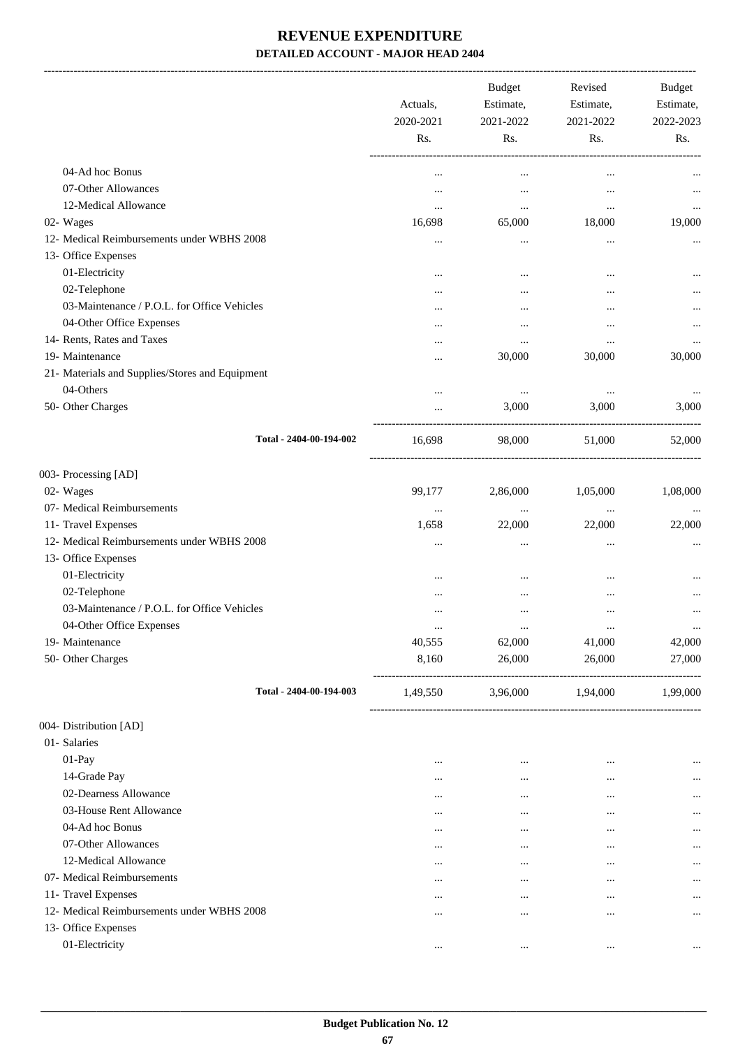# REVENUE EXPENDITURE

**DETAILED ACCOUNT - MAJOR HEAD 2404**

| | Actuals, 2020-2021 Rs. | Budget Estimate, 2021-2022 Rs. | Revised Estimate, 2021-2022 Rs. | Budget Estimate, 2022-2023 Rs. |
|---|---|---|---|---|
| 04-Ad hoc Bonus | ... | ... | ... | ... |
| 07-Other Allowances | ... | ... | ... | ... |
| 12-Medical Allowance | ... | ... | ... | ... |
| 02- Wages | 16,698 | 65,000 | 18,000 | 19,000 |
| 12- Medical Reimbursements under WBHS 2008 | ... | ... | ... | ... |
| 13- Office Expenses | | | | |
| 01-Electricity | ... | ... | ... | ... |
| 02-Telephone | ... | ... | ... | ... |
| 03-Maintenance / P.O.L. for Office Vehicles | ... | ... | ... | ... |
| 04-Other Office Expenses | ... | ... | ... | ... |
| 14- Rents, Rates and Taxes | ... | ... | ... | ... |
| 19- Maintenance | ... | 30,000 | 30,000 | 30,000 |
| 21- Materials and Supplies/Stores and Equipment | | | | |
| 04-Others | ... | ... | ... | ... |
| 50- Other Charges | ... | 3,000 | 3,000 | 3,000 |
| **Total - 2404-00-194-002** | 16,698 | 98,000 | 51,000 | 52,000 |
| 003- Processing [AD] | | | | |
| 02- Wages | 99,177 | 2,86,000 | 1,05,000 | 1,08,000 |
| 07- Medical Reimbursements | ... | ... | ... | ... |
| 11- Travel Expenses | 1,658 | 22,000 | 22,000 | 22,000 |
| 12- Medical Reimbursements under WBHS 2008 | ... | ... | ... | ... |
| 13- Office Expenses | | | | |
| 01-Electricity | ... | ... | ... | ... |
| 02-Telephone | ... | ... | ... | ... |
| 03-Maintenance / P.O.L. for Office Vehicles | ... | ... | ... | ... |
| 04-Other Office Expenses | ... | ... | ... | ... |
| 19- Maintenance | 40,555 | 62,000 | 41,000 | 42,000 |
| 50- Other Charges | 8,160 | 26,000 | 26,000 | 27,000 |
| **Total - 2404-00-194-003** | 1,49,550 | 3,96,000 | 1,94,000 | 1,99,000 |
| 004- Distribution [AD] | | | | |
| 01- Salaries | | | | |
| 01-Pay | ... | ... | ... | ... |
| 14-Grade Pay | ... | ... | ... | ... |
| 02-Dearness Allowance | ... | ... | ... | ... |
| 03-House Rent Allowance | ... | ... | ... | ... |
| 04-Ad hoc Bonus | ... | ... | ... | ... |
| 07-Other Allowances | ... | ... | ... | ... |
| 12-Medical Allowance | ... | ... | ... | ... |
| 07- Medical Reimbursements | ... | ... | ... | ... |
| 11- Travel Expenses | ... | ... | ... | ... |
| 12- Medical Reimbursements under WBHS 2008 | ... | ... | ... | ... |
| 13- Office Expenses | | | | |
| 01-Electricity | ... | ... | ... | ... |

**Budget Publication No. 12**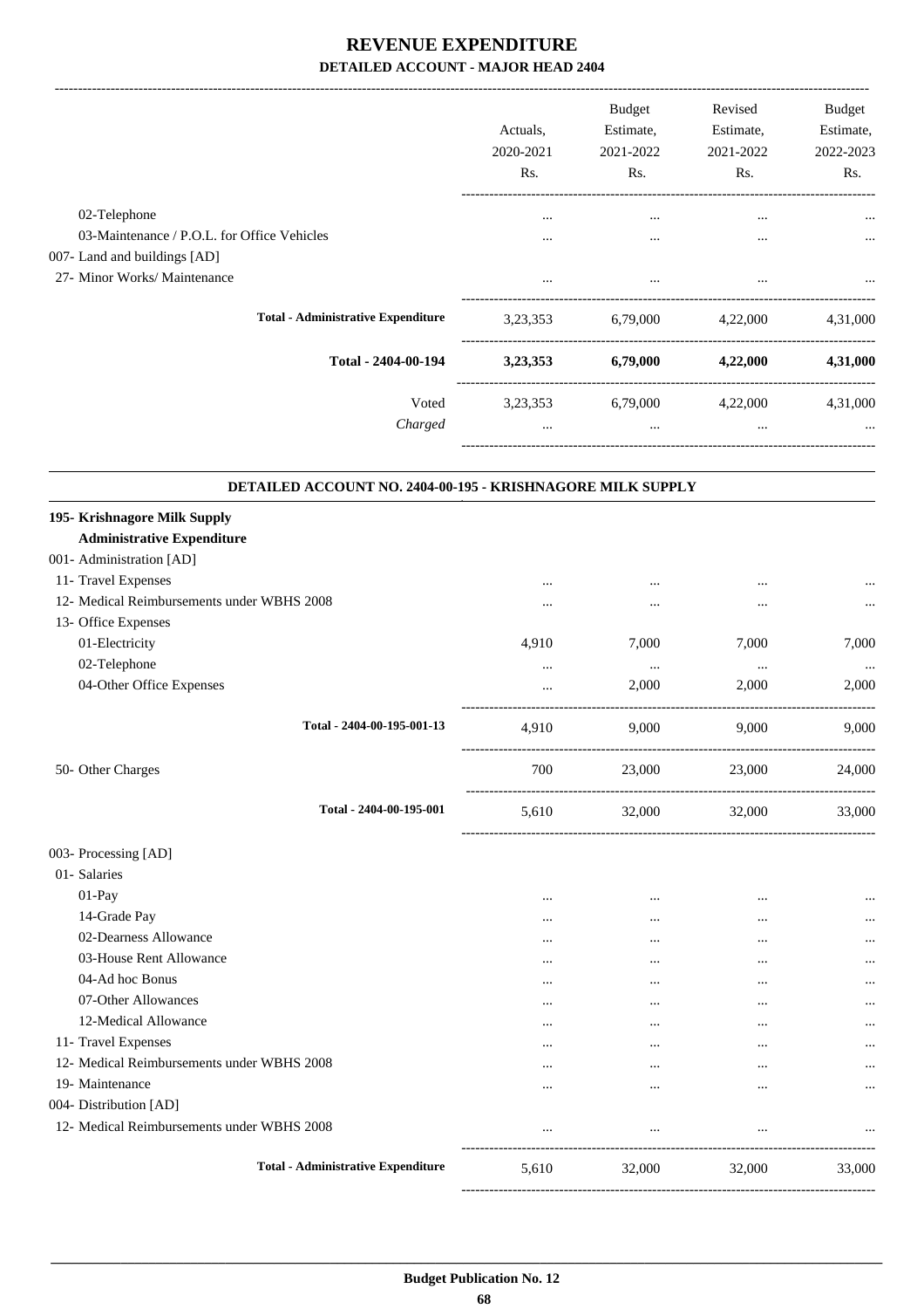# REVENUE EXPENDITURE

## DETAILED ACCOUNT - MAJOR HEAD 2404

| | Actuals, 2020-2021 Rs. | Budget Estimate, 2021-2022 Rs. | Revised Estimate, 2021-2022 Rs. | Budget Estimate, 2022-2023 Rs. |
|---|---|---|---|---|
| 02-Telephone | ... | ... | ... | ... |
| 03-Maintenance / P.O.L. for Office Vehicles | ... | ... | ... | ... |
| 007- Land and buildings [AD] | | | | |
| 27- Minor Works/ Maintenance | ... | ... | ... | ... |
| **Total - Administrative Expenditure** | 3,23,353 | 6,79,000 | 4,22,000 | 4,31,000 |
| **Total - 2404-00-194** | **3,23,353** | **6,79,000** | **4,22,000** | **4,31,000** |
| Voted | 3,23,353 | 6,79,000 | 4,22,000 | 4,31,000 |
| *Charged* | ... | ... | ... | ... |

### DETAILED ACCOUNT NO. 2404-00-195 - KRISHNAGORE MILK SUPPLY

| | Actuals, 2020-2021 Rs. | Budget Estimate, 2021-2022 Rs. | Revised Estimate, 2021-2022 Rs. | Budget Estimate, 2022-2023 Rs. |
|---|---|---|---|---|
| **195- Krishnagore Milk Supply** | | | | |
| **Administrative Expenditure** | | | | |
| 001- Administration [AD] | | | | |
| 11- Travel Expenses | ... | ... | ... | ... |
| 12- Medical Reimbursements under WBHS 2008 | ... | ... | ... | ... |
| 13- Office Expenses | | | | |
| 01-Electricity | 4,910 | 7,000 | 7,000 | 7,000 |
| 02-Telephone | ... | ... | ... | ... |
| 04-Other Office Expenses | ... | 2,000 | 2,000 | 2,000 |
| **Total - 2404-00-195-001-13** | 4,910 | 9,000 | 9,000 | 9,000 |
| 50- Other Charges | 700 | 23,000 | 23,000 | 24,000 |
| **Total - 2404-00-195-001** | 5,610 | 32,000 | 32,000 | 33,000 |
| 003- Processing [AD] | | | | |
| 01- Salaries | | | | |
| 01-Pay | ... | ... | ... | ... |
| 14-Grade Pay | ... | ... | ... | ... |
| 02-Dearness Allowance | ... | ... | ... | ... |
| 03-House Rent Allowance | ... | ... | ... | ... |
| 04-Ad hoc Bonus | ... | ... | ... | ... |
| 07-Other Allowances | ... | ... | ... | ... |
| 12-Medical Allowance | ... | ... | ... | ... |
| 11- Travel Expenses | ... | ... | ... | ... |
| 12- Medical Reimbursements under WBHS 2008 | ... | ... | ... | ... |
| 19- Maintenance | ... | ... | ... | ... |
| 004- Distribution [AD] | | | | |
| 12- Medical Reimbursements under WBHS 2008 | ... | ... | ... | ... |
| **Total - Administrative Expenditure** | 5,610 | 32,000 | 32,000 | 33,000 |

**Budget Publication No. 12**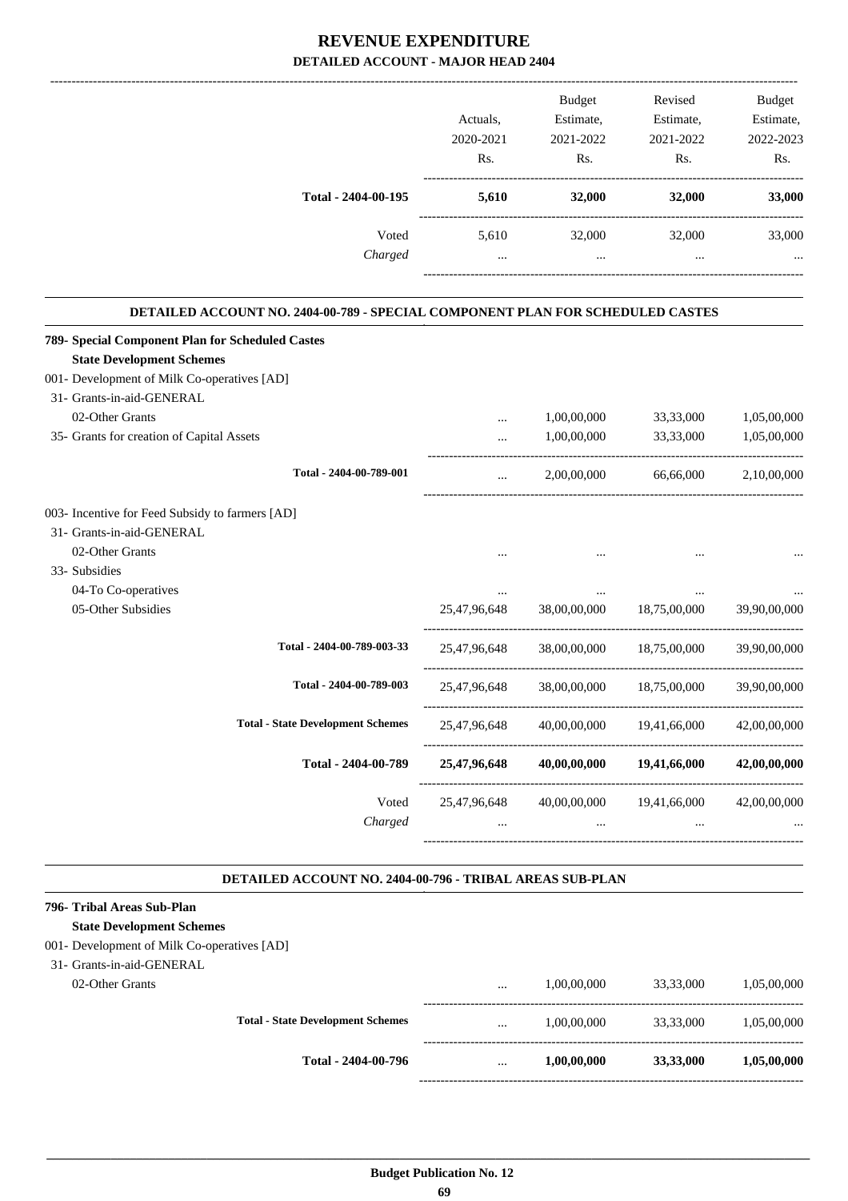# REVENUE EXPENDITURE

## DETAILED ACCOUNT - MAJOR HEAD 2404

| | Actuals, 2020-2021 Rs. | Budget Estimate, 2021-2022 Rs. | Revised Estimate, 2021-2022 Rs. | Budget Estimate, 2022-2023 Rs. |
|---|---|---|---|---|
| **Total - 2404-00-195** | **5,610** | **32,000** | **32,000** | **33,000** |
| Voted | 5,610 | 32,000 | 32,000 | 33,000 |
| *Charged* | ... | ... | ... | ... |

### DETAILED ACCOUNT NO. 2404-00-789 - SPECIAL COMPONENT PLAN FOR SCHEDULED CASTES

| | Actuals, 2020-2021 Rs. | Budget Estimate, 2021-2022 Rs. | Revised Estimate, 2021-2022 Rs. | Budget Estimate, 2022-2023 Rs. |
|---|---|---|---|---|
| **789- Special Component Plan for Scheduled Castes** | | | | |
| **State Development Schemes** | | | | |
| 001- Development of Milk Co-operatives [AD] | | | | |
| 31- Grants-in-aid-GENERAL | | | | |
| 02-Other Grants | ... | 1,00,00,000 | 33,33,000 | 1,05,00,000 |
| 35- Grants for creation of Capital Assets | ... | 1,00,00,000 | 33,33,000 | 1,05,00,000 |
| **Total - 2404-00-789-001** | ... | 2,00,00,000 | 66,66,000 | 2,10,00,000 |
| 003- Incentive for Feed Subsidy to farmers [AD] | | | | |
| 31- Grants-in-aid-GENERAL | | | | |
| 02-Other Grants | ... | ... | ... | ... |
| 33- Subsidies | | | | |
| 04-To Co-operatives | ... | ... | ... | ... |
| 05-Other Subsidies | 25,47,96,648 | 38,00,00,000 | 18,75,00,000 | 39,90,00,000 |
| **Total - 2404-00-789-003-33** | 25,47,96,648 | 38,00,00,000 | 18,75,00,000 | 39,90,00,000 |
| **Total - 2404-00-789-003** | 25,47,96,648 | 38,00,00,000 | 18,75,00,000 | 39,90,00,000 |
| **Total - State Development Schemes** | 25,47,96,648 | 40,00,00,000 | 19,41,66,000 | 42,00,00,000 |
| **Total - 2404-00-789** | **25,47,96,648** | **40,00,00,000** | **19,41,66,000** | **42,00,00,000** |
| Voted | 25,47,96,648 | 40,00,00,000 | 19,41,66,000 | 42,00,00,000 |
| *Charged* | ... | ... | ... | ... |

### DETAILED ACCOUNT NO. 2404-00-796 - TRIBAL AREAS SUB-PLAN

| | Actuals, 2020-2021 Rs. | Budget Estimate, 2021-2022 Rs. | Revised Estimate, 2021-2022 Rs. | Budget Estimate, 2022-2023 Rs. |
|---|---|---|---|---|
| **796- Tribal Areas Sub-Plan** | | | | |
| **State Development Schemes** | | | | |
| 001- Development of Milk Co-operatives [AD] | | | | |
| 31- Grants-in-aid-GENERAL | | | | |
| 02-Other Grants | ... | 1,00,00,000 | 33,33,000 | 1,05,00,000 |
| **Total - State Development Schemes** | ... | 1,00,00,000 | 33,33,000 | 1,05,00,000 |
| **Total - 2404-00-796** | ... | **1,00,00,000** | **33,33,000** | **1,05,00,000** |

Budget Publication No. 12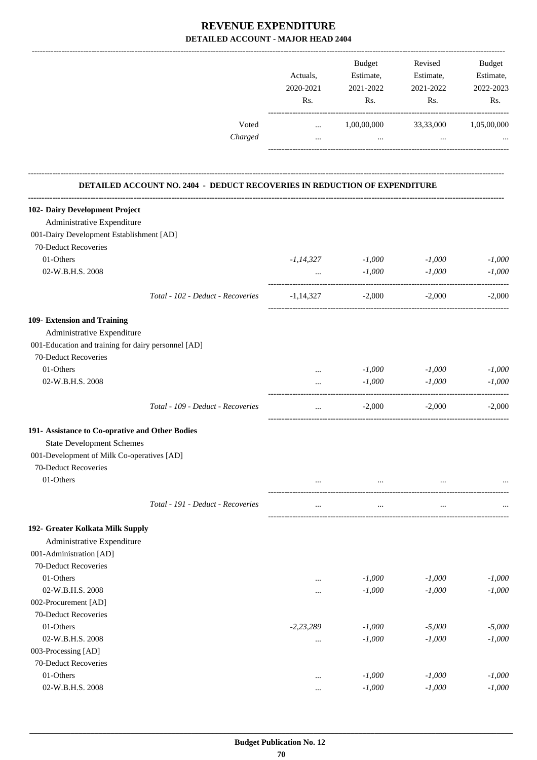# REVENUE EXPENDITURE

## DETAILED ACCOUNT - MAJOR HEAD 2404

| | Actuals, 2020-2021 Rs. | Budget Estimate, 2021-2022 Rs. | Revised Estimate, 2021-2022 Rs. | Budget Estimate, 2022-2023 Rs. |
|---|---|---|---|---|
| Voted | ... | 1,00,00,000 | 33,33,000 | 1,05,00,000 |
| *Charged* | ... | ... | ... | ... |

### DETAILED ACCOUNT NO. 2404 - DEDUCT RECOVERIES IN REDUCTION OF EXPENDITURE

| | Actuals, 2020-2021 Rs. | Budget Estimate, 2021-2022 Rs. | Revised Estimate, 2021-2022 Rs. | Budget Estimate, 2022-2023 Rs. |
|---|---|---|---|---|
| **102- Dairy Development Project** | | | | |
| Administrative Expenditure | | | | |
| 001-Dairy Development Establishment [AD] | | | | |
| 70-Deduct Recoveries | | | | |
| 01-Others | *-1,14,327* | *-1,000* | *-1,000* | *-1,000* |
| 02-W.B.H.S. 2008 | ... | *-1,000* | *-1,000* | *-1,000* |
| *Total - 102 - Deduct - Recoveries* | -1,14,327 | -2,000 | -2,000 | -2,000 |
| **109- Extension and Training** | | | | |
| Administrative Expenditure | | | | |
| 001-Education and training for dairy personnel [AD] | | | | |
| 70-Deduct Recoveries | | | | |
| 01-Others | ... | *-1,000* | *-1,000* | *-1,000* |
| 02-W.B.H.S. 2008 | ... | *-1,000* | *-1,000* | *-1,000* |
| *Total - 109 - Deduct - Recoveries* | ... | -2,000 | -2,000 | -2,000 |
| **191- Assistance to Co-oprative and Other Bodies** | | | | |
| State Development Schemes | | | | |
| 001-Development of Milk Co-operatives [AD] | | | | |
| 70-Deduct Recoveries | | | | |
| 01-Others | ... | ... | ... | ... |
| *Total - 191 - Deduct - Recoveries* | ... | ... | ... | ... |
| **192- Greater Kolkata Milk Supply** | | | | |
| Administrative Expenditure | | | | |
| 001-Administration [AD] | | | | |
| 70-Deduct Recoveries | | | | |
| 01-Others | ... | *-1,000* | *-1,000* | *-1,000* |
| 02-W.B.H.S. 2008 | ... | *-1,000* | *-1,000* | *-1,000* |
| 002-Procurement [AD] | | | | |
| 70-Deduct Recoveries | | | | |
| 01-Others | *-2,23,289* | *-1,000* | *-5,000* | *-5,000* |
| 02-W.B.H.S. 2008 | ... | *-1,000* | *-1,000* | *-1,000* |
| 003-Processing [AD] | | | | |
| 70-Deduct Recoveries | | | | |
| 01-Others | ... | *-1,000* | *-1,000* | *-1,000* |
| 02-W.B.H.S. 2008 | ... | *-1,000* | *-1,000* | *-1,000* |

**Budget Publication No. 12**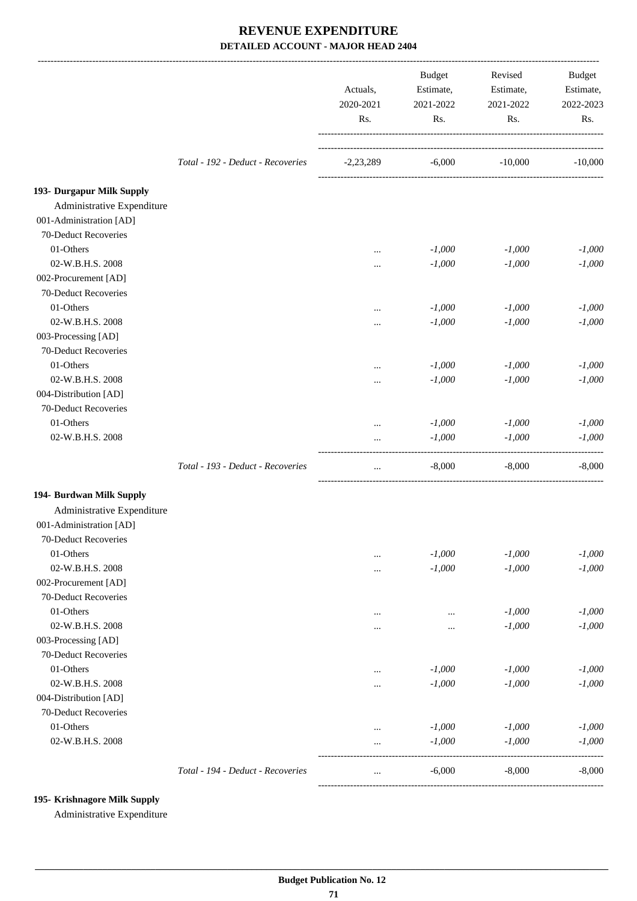# REVENUE EXPENDITURE

### DETAILED ACCOUNT - MAJOR HEAD 2404

| | | Actuals, 2020-2021 Rs. | Budget Estimate, 2021-2022 Rs. | Revised Estimate, 2021-2022 Rs. | Budget Estimate, 2022-2023 Rs. |
|---|---|---|---|---|---|
| | *Total - 192 - Deduct - Recoveries* | -2,23,289 | -6,000 | -10,000 | -10,000 |
| **193- Durgapur Milk Supply** | | | | | |
| Administrative Expenditure | | | | | |
| 001-Administration [AD] | | | | | |
| 70-Deduct Recoveries | | | | | |
| 01-Others | | ... | *-1,000* | *-1,000* | *-1,000* |
| 02-W.B.H.S. 2008 | | ... | *-1,000* | *-1,000* | *-1,000* |
| 002-Procurement [AD] | | | | | |
| 70-Deduct Recoveries | | | | | |
| 01-Others | | ... | *-1,000* | *-1,000* | *-1,000* |
| 02-W.B.H.S. 2008 | | ... | *-1,000* | *-1,000* | *-1,000* |
| 003-Processing [AD] | | | | | |
| 70-Deduct Recoveries | | | | | |
| 01-Others | | ... | *-1,000* | *-1,000* | *-1,000* |
| 02-W.B.H.S. 2008 | | ... | *-1,000* | *-1,000* | *-1,000* |
| 004-Distribution [AD] | | | | | |
| 70-Deduct Recoveries | | | | | |
| 01-Others | | ... | *-1,000* | *-1,000* | *-1,000* |
| 02-W.B.H.S. 2008 | | ... | *-1,000* | *-1,000* | *-1,000* |
| | *Total - 193 - Deduct - Recoveries* | ... | -8,000 | -8,000 | -8,000 |
| **194- Burdwan Milk Supply** | | | | | |
| Administrative Expenditure | | | | | |
| 001-Administration [AD] | | | | | |
| 70-Deduct Recoveries | | | | | |
| 01-Others | | ... | *-1,000* | *-1,000* | *-1,000* |
| 02-W.B.H.S. 2008 | | ... | *-1,000* | *-1,000* | *-1,000* |
| 002-Procurement [AD] | | | | | |
| 70-Deduct Recoveries | | | | | |
| 01-Others | | ... | ... | *-1,000* | *-1,000* |
| 02-W.B.H.S. 2008 | | ... | ... | *-1,000* | *-1,000* |
| 003-Processing [AD] | | | | | |
| 70-Deduct Recoveries | | | | | |
| 01-Others | | ... | *-1,000* | *-1,000* | *-1,000* |
| 02-W.B.H.S. 2008 | | ... | *-1,000* | *-1,000* | *-1,000* |
| 004-Distribution [AD] | | | | | |
| 70-Deduct Recoveries | | | | | |
| 01-Others | | ... | *-1,000* | *-1,000* | *-1,000* |
| 02-W.B.H.S. 2008 | | ... | *-1,000* | *-1,000* | *-1,000* |
| | *Total - 194 - Deduct - Recoveries* | ... | -6,000 | -8,000 | -8,000 |

**195- Krishnagore Milk Supply**

Administrative Expenditure

Budget Publication No. 12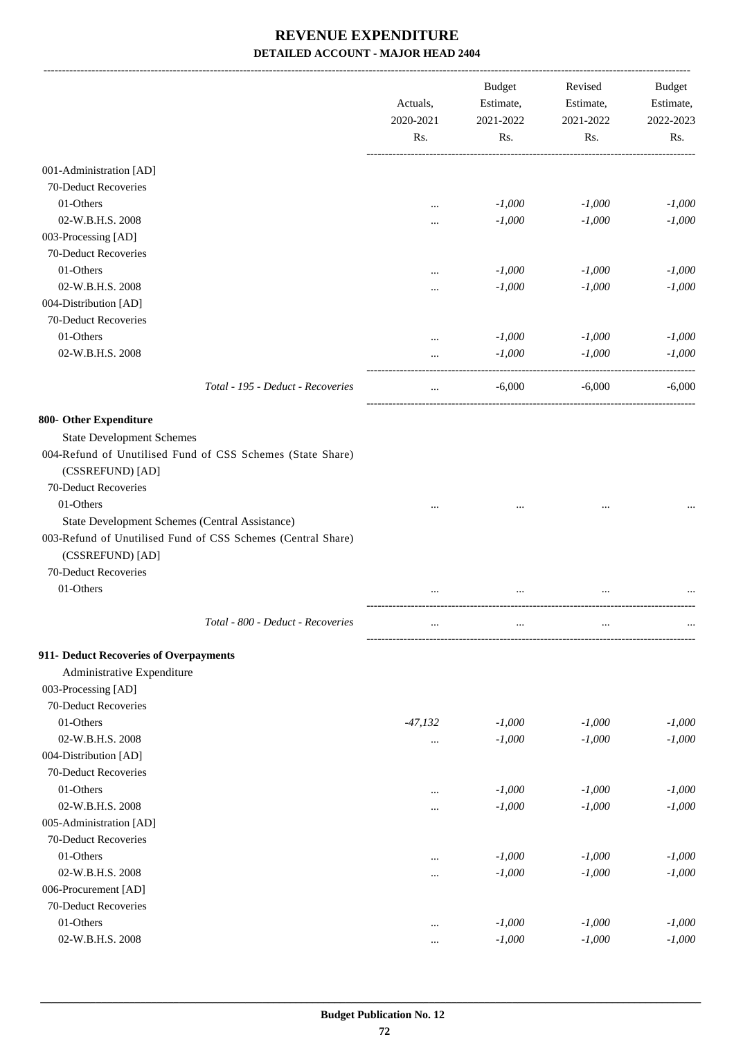# REVENUE EXPENDITURE

## DETAILED ACCOUNT - MAJOR HEAD 2404

| | Actuals, 2020-2021 Rs. | Budget Estimate, 2021-2022 Rs. | Revised Estimate, 2021-2022 Rs. | Budget Estimate, 2022-2023 Rs. |
|---|---|---|---|---|
| 001-Administration [AD] | | | | |
| 70-Deduct Recoveries | | | | |
| 01-Others | ... | *-1,000* | *-1,000* | *-1,000* |
| 02-W.B.H.S. 2008 | ... | *-1,000* | *-1,000* | *-1,000* |
| 003-Processing [AD] | | | | |
| 70-Deduct Recoveries | | | | |
| 01-Others | ... | *-1,000* | *-1,000* | *-1,000* |
| 02-W.B.H.S. 2008 | ... | *-1,000* | *-1,000* | *-1,000* |
| 004-Distribution [AD] | | | | |
| 70-Deduct Recoveries | | | | |
| 01-Others | ... | *-1,000* | *-1,000* | *-1,000* |
| 02-W.B.H.S. 2008 | ... | *-1,000* | *-1,000* | *-1,000* |
| *Total - 195 - Deduct - Recoveries* | ... | -6,000 | -6,000 | -6,000 |
| **800- Other Expenditure** | | | | |
| State Development Schemes | | | | |
| 004-Refund of Unutilised Fund of CSS Schemes (State Share) (CSSREFUND) [AD] | | | | |
| 70-Deduct Recoveries | | | | |
| 01-Others | ... | ... | ... | ... |
| State Development Schemes (Central Assistance) | | | | |
| 003-Refund of Unutilised Fund of CSS Schemes (Central Share) (CSSREFUND) [AD] | | | | |
| 70-Deduct Recoveries | | | | |
| 01-Others | ... | ... | ... | ... |
| *Total - 800 - Deduct - Recoveries* | ... | ... | ... | ... |
| **911- Deduct Recoveries of Overpayments** | | | | |
| Administrative Expenditure | | | | |
| 003-Processing [AD] | | | | |
| 70-Deduct Recoveries | | | | |
| 01-Others | *-47,132* | *-1,000* | *-1,000* | *-1,000* |
| 02-W.B.H.S. 2008 | ... | *-1,000* | *-1,000* | *-1,000* |
| 004-Distribution [AD] | | | | |
| 70-Deduct Recoveries | | | | |
| 01-Others | ... | *-1,000* | *-1,000* | *-1,000* |
| 02-W.B.H.S. 2008 | ... | *-1,000* | *-1,000* | *-1,000* |
| 005-Administration [AD] | | | | |
| 70-Deduct Recoveries | | | | |
| 01-Others | ... | *-1,000* | *-1,000* | *-1,000* |
| 02-W.B.H.S. 2008 | ... | *-1,000* | *-1,000* | *-1,000* |
| 006-Procurement [AD] | | | | |
| 70-Deduct Recoveries | | | | |
| 01-Others | ... | *-1,000* | *-1,000* | *-1,000* |
| 02-W.B.H.S. 2008 | ... | *-1,000* | *-1,000* | *-1,000* |

**Budget Publication No. 12**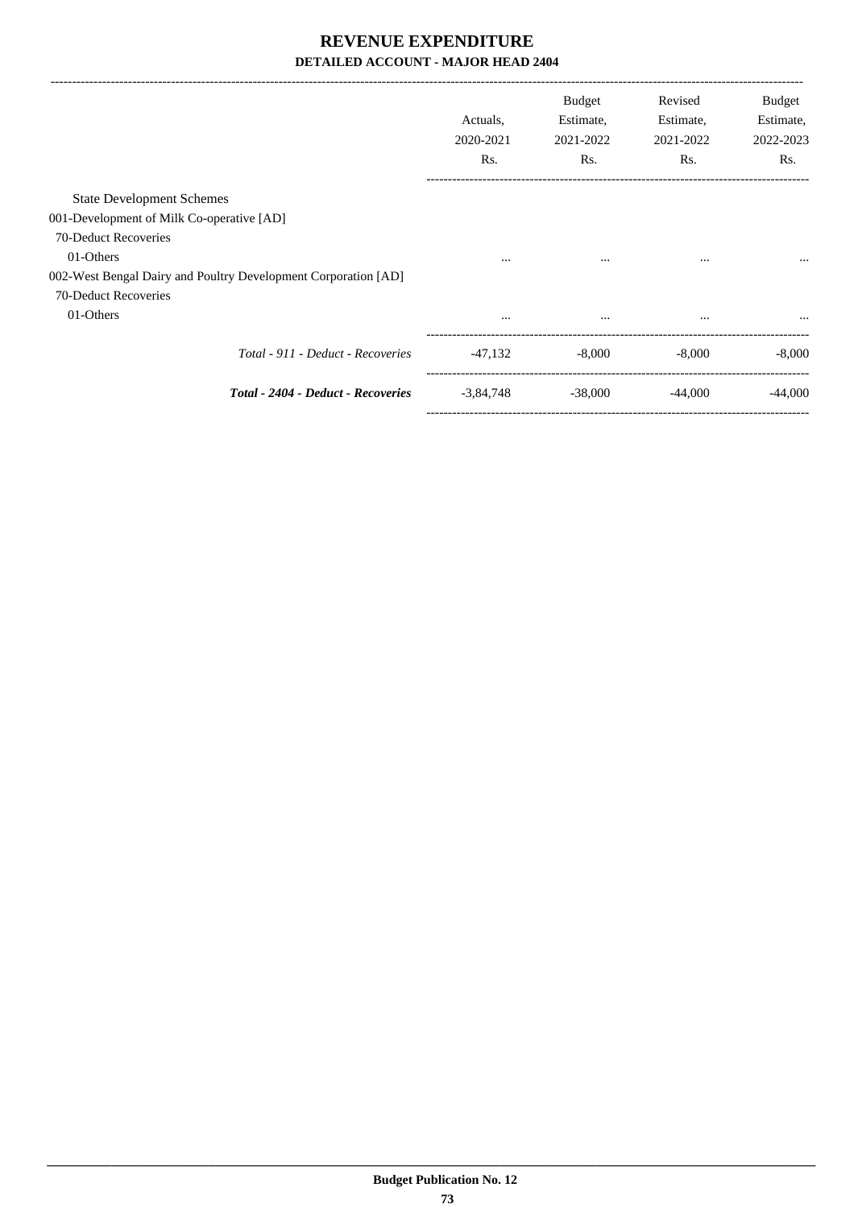# REVENUE EXPENDITURE

## DETAILED ACCOUNT - MAJOR HEAD 2404

| | Actuals, 2020-2021 Rs. | Budget Estimate, 2021-2022 Rs. | Revised Estimate, 2021-2022 Rs. | Budget Estimate, 2022-2023 Rs. |
|---|---|---|---|---|
| State Development Schemes | | | | |
| 001-Development of Milk Co-operative [AD] | | | | |
| 70-Deduct Recoveries | | | | |
| 01-Others | ... | ... | ... | ... |
| 002-West Bengal Dairy and Poultry Development Corporation [AD] | | | | |
| 70-Deduct Recoveries | | | | |
| 01-Others | ... | ... | ... | ... |
| *Total - 911 - Deduct - Recoveries* | -47,132 | -8,000 | -8,000 | -8,000 |
| ***Total - 2404 - Deduct - Recoveries*** | -3,84,748 | -38,000 | -44,000 | -44,000 |

**Budget Publication No. 12**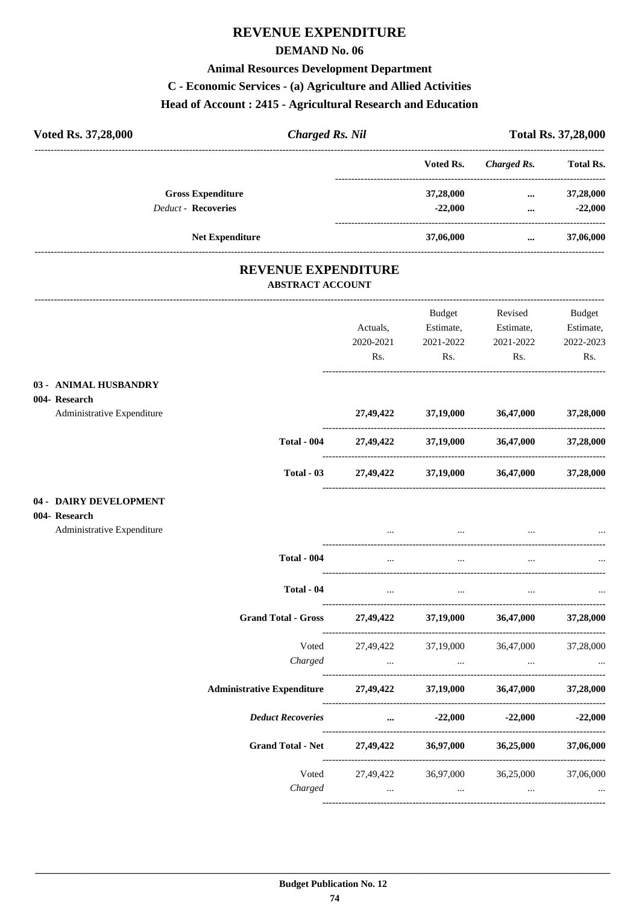# REVENUE EXPENDITURE

## DEMAND No. 06

### Animal Resources Development Department

### C - Economic Services - (a) Agriculture and Allied Activities

### Head of Account : 2415 - Agricultural Research and Education

**Voted Rs. 37,28,000** | ***Charged Rs. Nil*** | **Total Rs. 37,28,000**

| | Voted Rs. | *Charged Rs.* | Total Rs. |
|---|---|---|---|
| **Gross Expenditure** | **37,28,000** | **...** | **37,28,000** |
| *Deduct* - **Recoveries** | **-22,000** | **...** | **-22,000** |
| **Net Expenditure** | **37,06,000** | **...** | **37,06,000** |

## REVENUE EXPENDITURE

### ABSTRACT ACCOUNT

| | Actuals, 2020-2021 Rs. | Budget Estimate, 2021-2022 Rs. | Revised Estimate, 2021-2022 Rs. | Budget Estimate, 2022-2023 Rs. |
|---|---|---|---|---|
| **03 - ANIMAL HUSBANDRY** | | | | |
| **004- Research** | | | | |
| Administrative Expenditure | **27,49,422** | **37,19,000** | **36,47,000** | **37,28,000** |
| **Total - 004** | **27,49,422** | **37,19,000** | **36,47,000** | **37,28,000** |
| **Total - 03** | **27,49,422** | **37,19,000** | **36,47,000** | **37,28,000** |
| **04 - DAIRY DEVELOPMENT** | | | | |
| **004- Research** | | | | |
| Administrative Expenditure | ... | ... | ... | ... |
| **Total - 004** | ... | ... | ... | ... |
| **Total - 04** | ... | ... | ... | ... |
| **Grand Total - Gross** | **27,49,422** | **37,19,000** | **36,47,000** | **37,28,000** |
| Voted | 27,49,422 | 37,19,000 | 36,47,000 | 37,28,000 |
| *Charged* | ... | ... | ... | ... |
| **Administrative Expenditure** | **27,49,422** | **37,19,000** | **36,47,000** | **37,28,000** |
| ***Deduct Recoveries*** | **...** | **-22,000** | **-22,000** | **-22,000** |
| **Grand Total - Net** | **27,49,422** | **36,97,000** | **36,25,000** | **37,06,000** |
| Voted | 27,49,422 | 36,97,000 | 36,25,000 | 37,06,000 |
| *Charged* | ... | ... | ... | ... |

**Budget Publication No. 12**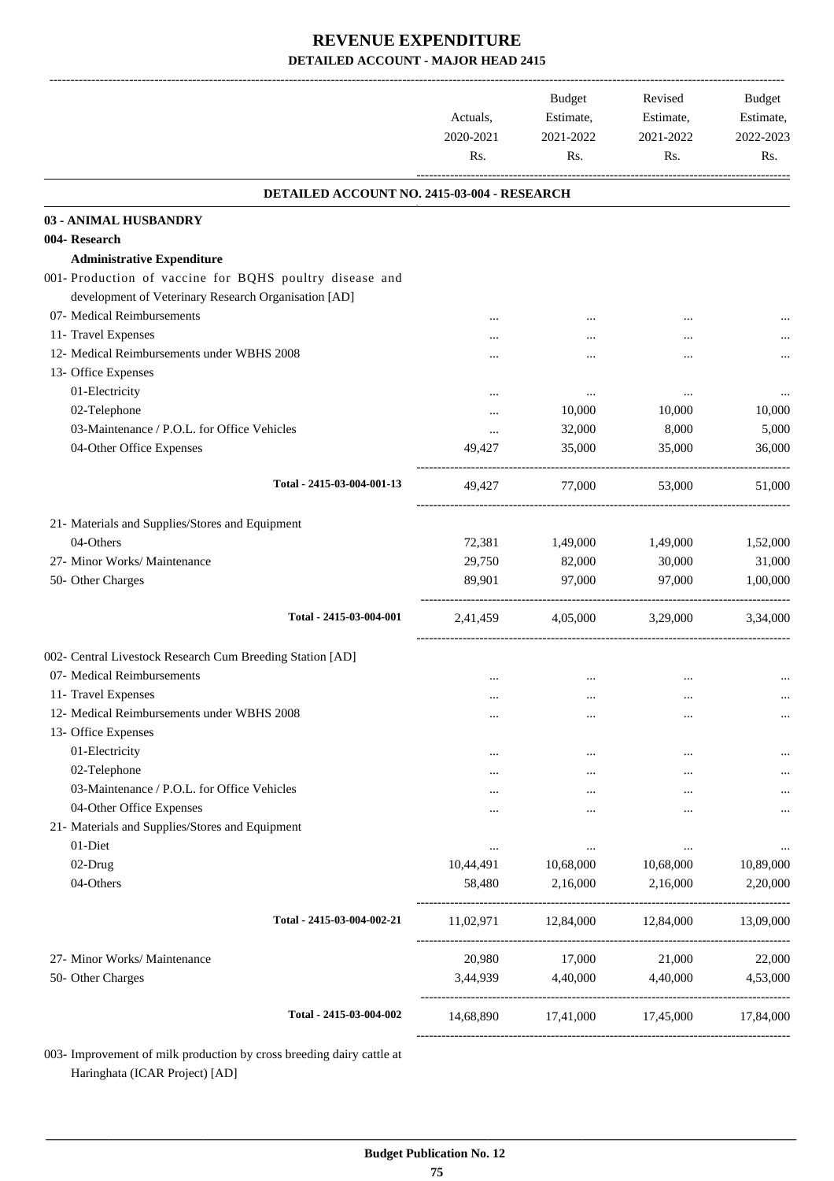# REVENUE EXPENDITURE

## DETAILED ACCOUNT - MAJOR HEAD 2415

| | Actuals, 2020-2021 Rs. | Budget Estimate, 2021-2022 Rs. | Revised Estimate, 2021-2022 Rs. | Budget Estimate, 2022-2023 Rs. |
|---|---|---|---|---|
| **DETAILED ACCOUNT NO. 2415-03-004 - RESEARCH** | | | | |
| **03 - ANIMAL HUSBANDRY** | | | | |
| **004- Research** | | | | |
| **Administrative Expenditure** | | | | |
| 001- Production of vaccine for BQHS poultry disease and development of Veterinary Research Organisation [AD] | | | | |
| 07- Medical Reimbursements | ... | ... | ... | ... |
| 11- Travel Expenses | ... | ... | ... | ... |
| 12- Medical Reimbursements under WBHS 2008 | ... | ... | ... | ... |
| 13- Office Expenses | | | | |
| 01-Electricity | ... | ... | ... | ... |
| 02-Telephone | ... | 10,000 | 10,000 | 10,000 |
| 03-Maintenance / P.O.L. for Office Vehicles | ... | 32,000 | 8,000 | 5,000 |
| 04-Other Office Expenses | 49,427 | 35,000 | 35,000 | 36,000 |
| **Total - 2415-03-004-001-13** | 49,427 | 77,000 | 53,000 | 51,000 |
| 21- Materials and Supplies/Stores and Equipment | | | | |
| 04-Others | 72,381 | 1,49,000 | 1,49,000 | 1,52,000 |
| 27- Minor Works/ Maintenance | 29,750 | 82,000 | 30,000 | 31,000 |
| 50- Other Charges | 89,901 | 97,000 | 97,000 | 1,00,000 |
| **Total - 2415-03-004-001** | 2,41,459 | 4,05,000 | 3,29,000 | 3,34,000 |
| 002- Central Livestock Research Cum Breeding Station [AD] | | | | |
| 07- Medical Reimbursements | ... | ... | ... | ... |
| 11- Travel Expenses | ... | ... | ... | ... |
| 12- Medical Reimbursements under WBHS 2008 | ... | ... | ... | ... |
| 13- Office Expenses | | | | |
| 01-Electricity | ... | ... | ... | ... |
| 02-Telephone | ... | ... | ... | ... |
| 03-Maintenance / P.O.L. for Office Vehicles | ... | ... | ... | ... |
| 04-Other Office Expenses | ... | ... | ... | ... |
| 21- Materials and Supplies/Stores and Equipment | | | | |
| 01-Diet | ... | ... | ... | ... |
| 02-Drug | 10,44,491 | 10,68,000 | 10,68,000 | 10,89,000 |
| 04-Others | 58,480 | 2,16,000 | 2,16,000 | 2,20,000 |
| **Total - 2415-03-004-002-21** | 11,02,971 | 12,84,000 | 12,84,000 | 13,09,000 |
| 27- Minor Works/ Maintenance | 20,980 | 17,000 | 21,000 | 22,000 |
| 50- Other Charges | 3,44,939 | 4,40,000 | 4,40,000 | 4,53,000 |
| **Total - 2415-03-004-002** | 14,68,890 | 17,41,000 | 17,45,000 | 17,84,000 |

003- Improvement of milk production by cross breeding dairy cattle at Haringhata (ICAR Project) [AD]

Budget Publication No. 12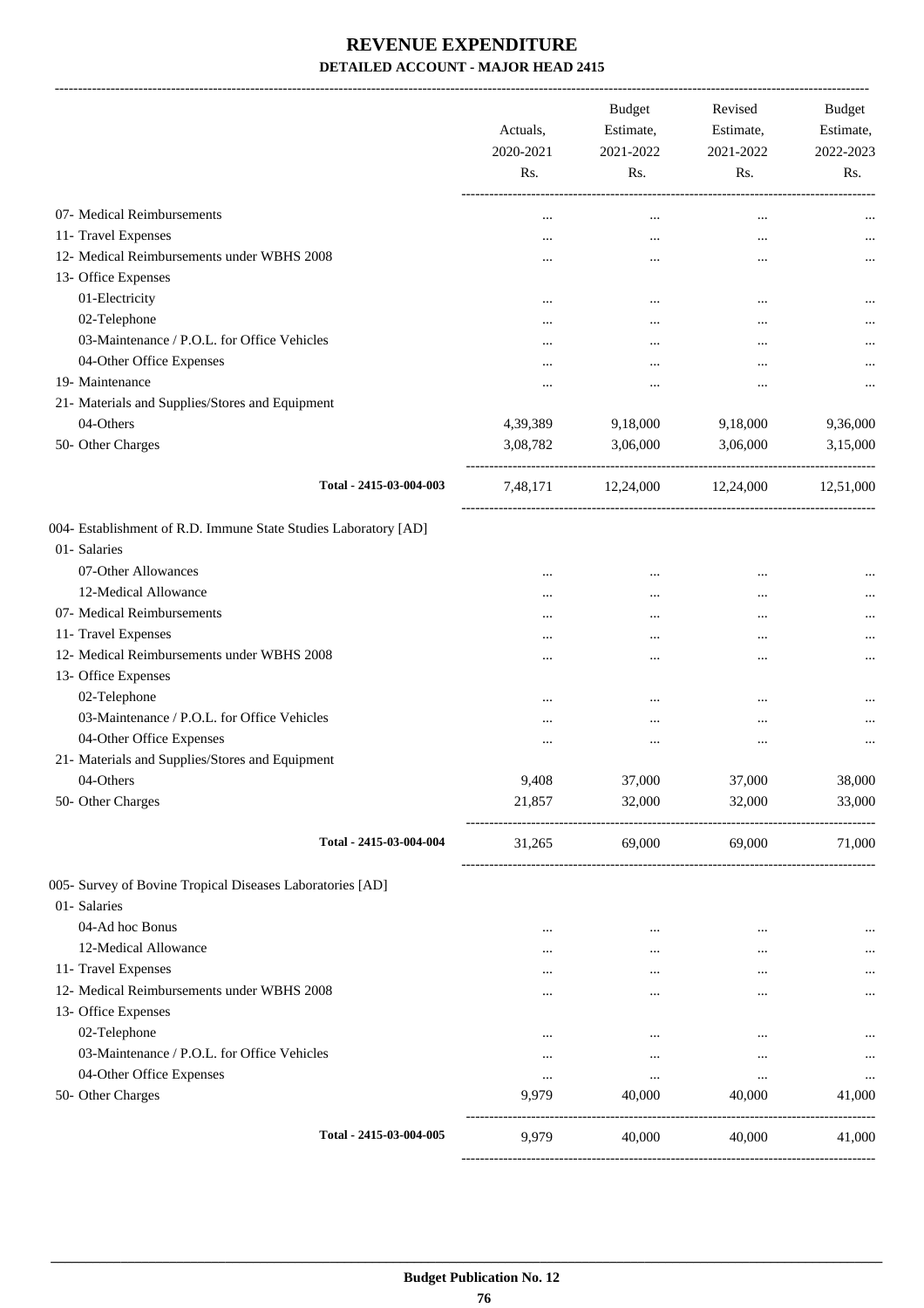# REVENUE EXPENDITURE

**DETAILED ACCOUNT - MAJOR HEAD 2415**

| | Actuals, 2020-2021 Rs. | Budget Estimate, 2021-2022 Rs. | Revised Estimate, 2021-2022 Rs. | Budget Estimate, 2022-2023 Rs. |
|---|---|---|---|---|
| 07- Medical Reimbursements | ... | ... | ... | ... |
| 11- Travel Expenses | ... | ... | ... | ... |
| 12- Medical Reimbursements under WBHS 2008 | ... | ... | ... | ... |
| 13- Office Expenses | | | | |
| 01-Electricity | ... | ... | ... | ... |
| 02-Telephone | ... | ... | ... | ... |
| 03-Maintenance / P.O.L. for Office Vehicles | ... | ... | ... | ... |
| 04-Other Office Expenses | ... | ... | ... | ... |
| 19- Maintenance | ... | ... | ... | ... |
| 21- Materials and Supplies/Stores and Equipment | | | | |
| 04-Others | 4,39,389 | 9,18,000 | 9,18,000 | 9,36,000 |
| 50- Other Charges | 3,08,782 | 3,06,000 | 3,06,000 | 3,15,000 |
| **Total - 2415-03-004-003** | 7,48,171 | 12,24,000 | 12,24,000 | 12,51,000 |
| 004- Establishment of R.D. Immune State Studies Laboratory [AD] | | | | |
| 01- Salaries | | | | |
| 07-Other Allowances | ... | ... | ... | ... |
| 12-Medical Allowance | ... | ... | ... | ... |
| 07- Medical Reimbursements | ... | ... | ... | ... |
| 11- Travel Expenses | ... | ... | ... | ... |
| 12- Medical Reimbursements under WBHS 2008 | ... | ... | ... | ... |
| 13- Office Expenses | | | | |
| 02-Telephone | ... | ... | ... | ... |
| 03-Maintenance / P.O.L. for Office Vehicles | ... | ... | ... | ... |
| 04-Other Office Expenses | ... | ... | ... | ... |
| 21- Materials and Supplies/Stores and Equipment | | | | |
| 04-Others | 9,408 | 37,000 | 37,000 | 38,000 |
| 50- Other Charges | 21,857 | 32,000 | 32,000 | 33,000 |
| **Total - 2415-03-004-004** | 31,265 | 69,000 | 69,000 | 71,000 |
| 005- Survey of Bovine Tropical Diseases Laboratories [AD] | | | | |
| 01- Salaries | | | | |
| 04-Ad hoc Bonus | ... | ... | ... | ... |
| 12-Medical Allowance | ... | ... | ... | ... |
| 11- Travel Expenses | ... | ... | ... | ... |
| 12- Medical Reimbursements under WBHS 2008 | ... | ... | ... | ... |
| 13- Office Expenses | | | | |
| 02-Telephone | ... | ... | ... | ... |
| 03-Maintenance / P.O.L. for Office Vehicles | ... | ... | ... | ... |
| 04-Other Office Expenses | ... | ... | ... | ... |
| 50- Other Charges | 9,979 | 40,000 | 40,000 | 41,000 |
| **Total - 2415-03-004-005** | 9,979 | 40,000 | 40,000 | 41,000 |

Budget Publication No. 12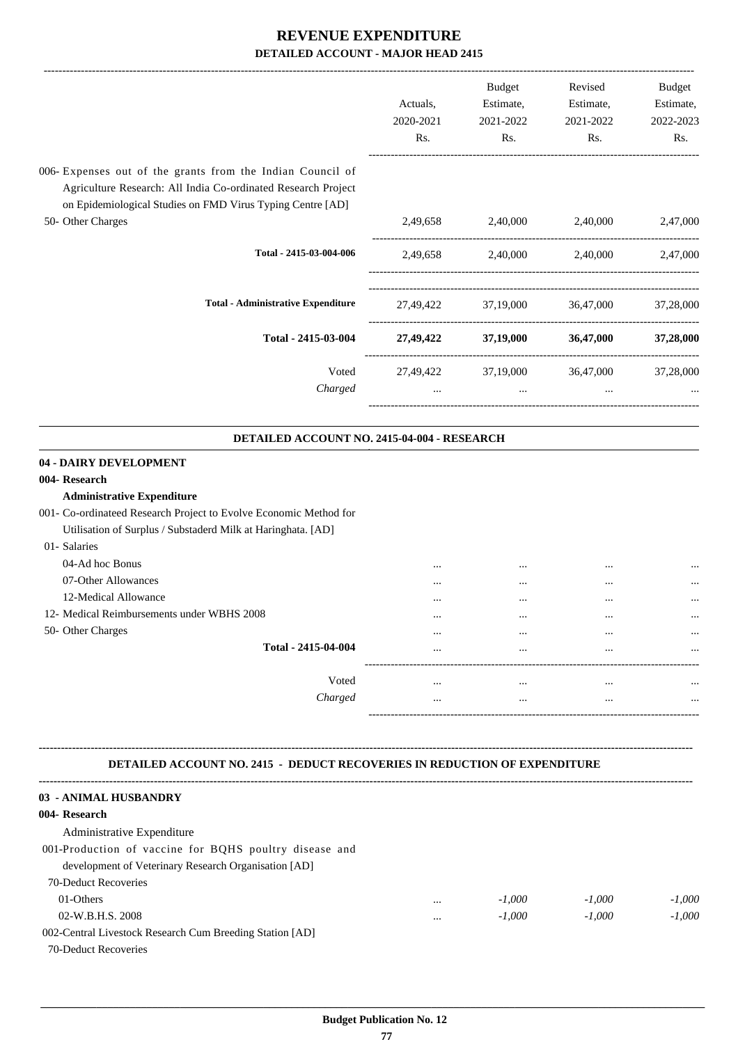# REVENUE EXPENDITURE

## DETAILED ACCOUNT - MAJOR HEAD 2415

| | Actuals, 2020-2021 Rs. | Budget Estimate, 2021-2022 Rs. | Revised Estimate, 2021-2022 Rs. | Budget Estimate, 2022-2023 Rs. |
|---|---|---|---|---|
| 006- Expenses out of the grants from the Indian Council of Agriculture Research: All India Co-ordinated Research Project on Epidemiological Studies on FMD Virus Typing Centre [AD] | | | | |
| 50- Other Charges | 2,49,658 | 2,40,000 | 2,40,000 | 2,47,000 |
| Total - 2415-03-004-006 | 2,49,658 | 2,40,000 | 2,40,000 | 2,47,000 |
| Total - Administrative Expenditure | 27,49,422 | 37,19,000 | 36,47,000 | 37,28,000 |
| **Total - 2415-03-004** | **27,49,422** | **37,19,000** | **36,47,000** | **37,28,000** |
| Voted | 27,49,422 | 37,19,000 | 36,47,000 | 37,28,000 |
| *Charged* | ... | ... | ... | ... |

### DETAILED ACCOUNT NO. 2415-04-004 - RESEARCH

| | | | | |
|---|---|---|---|---|
| **04 - DAIRY DEVELOPMENT** | | | | |
| **004- Research** | | | | |
| **Administrative Expenditure** | | | | |
| 001- Co-ordinateed Research Project to Evolve Economic Method for Utilisation of Surplus / Substaderd Milk at Haringhata. [AD] | | | | |
| 01- Salaries | | | | |
| 04-Ad hoc Bonus | ... | ... | ... | ... |
| 07-Other Allowances | ... | ... | ... | ... |
| 12-Medical Allowance | ... | ... | ... | ... |
| 12- Medical Reimbursements under WBHS 2008 | ... | ... | ... | ... |
| 50- Other Charges | ... | ... | ... | ... |
| Total - 2415-04-004 | ... | ... | ... | ... |
| Voted | ... | ... | ... | ... |
| *Charged* | ... | ... | ... | ... |

### DETAILED ACCOUNT NO. 2415 - DEDUCT RECOVERIES IN REDUCTION OF EXPENDITURE

| | | | | |
|---|---|---|---|---|
| **03 - ANIMAL HUSBANDRY** | | | | |
| **004- Research** | | | | |
| Administrative Expenditure | | | | |
| 001-Production of vaccine for BQHS poultry disease and development of Veterinary Research Organisation [AD] | | | | |
| 70-Deduct Recoveries | | | | |
| 01-Others | ... | *-1,000* | *-1,000* | *-1,000* |
| 02-W.B.H.S. 2008 | ... | *-1,000* | *-1,000* | *-1,000* |
| 002-Central Livestock Research Cum Breeding Station [AD] | | | | |
| 70-Deduct Recoveries | | | | |

Budget Publication No. 12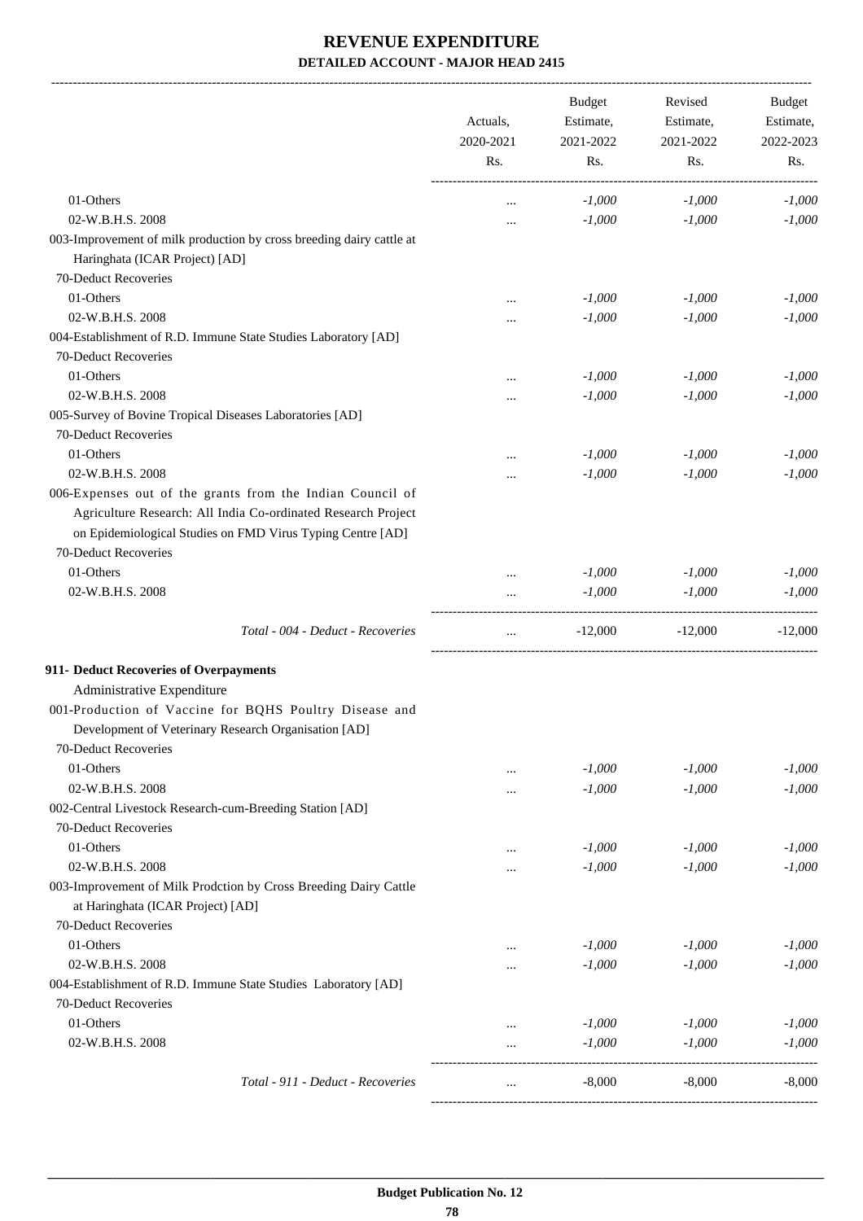# REVENUE EXPENDITURE

**DETAILED ACCOUNT - MAJOR HEAD 2415**

| | Actuals, 2020-2021 Rs. | Budget Estimate, 2021-2022 Rs. | Revised Estimate, 2021-2022 Rs. | Budget Estimate, 2022-2023 Rs. |
|---|---|---|---|---|
| 01-Others | ... | -1,000 | -1,000 | -1,000 |
| 02-W.B.H.S. 2008 | ... | -1,000 | -1,000 | -1,000 |
| 003-Improvement of milk production by cross breeding dairy cattle at Haringhata (ICAR Project) [AD] | | | | |
| 70-Deduct Recoveries | | | | |
| 01-Others | ... | -1,000 | -1,000 | -1,000 |
| 02-W.B.H.S. 2008 | ... | -1,000 | -1,000 | -1,000 |
| 004-Establishment of R.D. Immune State Studies Laboratory [AD] | | | | |
| 70-Deduct Recoveries | | | | |
| 01-Others | ... | -1,000 | -1,000 | -1,000 |
| 02-W.B.H.S. 2008 | ... | -1,000 | -1,000 | -1,000 |
| 005-Survey of Bovine Tropical Diseases Laboratories [AD] | | | | |
| 70-Deduct Recoveries | | | | |
| 01-Others | ... | -1,000 | -1,000 | -1,000 |
| 02-W.B.H.S. 2008 | ... | -1,000 | -1,000 | -1,000 |
| 006-Expenses out of the grants from the Indian Council of Agriculture Research: All India Co-ordinated Research Project on Epidemiological Studies on FMD Virus Typing Centre [AD] | | | | |
| 70-Deduct Recoveries | | | | |
| 01-Others | ... | -1,000 | -1,000 | -1,000 |
| 02-W.B.H.S. 2008 | ... | -1,000 | -1,000 | -1,000 |
| *Total - 004 - Deduct - Recoveries* | ... | -12,000 | -12,000 | -12,000 |
| **911- Deduct Recoveries of Overpayments** | | | | |
| Administrative Expenditure | | | | |
| 001-Production of Vaccine for BQHS Poultry Disease and Development of Veterinary Research Organisation [AD] | | | | |
| 70-Deduct Recoveries | | | | |
| 01-Others | ... | -1,000 | -1,000 | -1,000 |
| 02-W.B.H.S. 2008 | ... | -1,000 | -1,000 | -1,000 |
| 002-Central Livestock Research-cum-Breeding Station [AD] | | | | |
| 70-Deduct Recoveries | | | | |
| 01-Others | ... | -1,000 | -1,000 | -1,000 |
| 02-W.B.H.S. 2008 | ... | -1,000 | -1,000 | -1,000 |
| 003-Improvement of Milk Prodction by Cross Breeding Dairy Cattle at Haringhata (ICAR Project) [AD] | | | | |
| 70-Deduct Recoveries | | | | |
| 01-Others | ... | -1,000 | -1,000 | -1,000 |
| 02-W.B.H.S. 2008 | ... | -1,000 | -1,000 | -1,000 |
| 004-Establishment of R.D. Immune State Studies Laboratory [AD] | | | | |
| 70-Deduct Recoveries | | | | |
| 01-Others | ... | -1,000 | -1,000 | -1,000 |
| 02-W.B.H.S. 2008 | ... | -1,000 | -1,000 | -1,000 |
| *Total - 911 - Deduct - Recoveries* | ... | -8,000 | -8,000 | -8,000 |

**Budget Publication No. 12**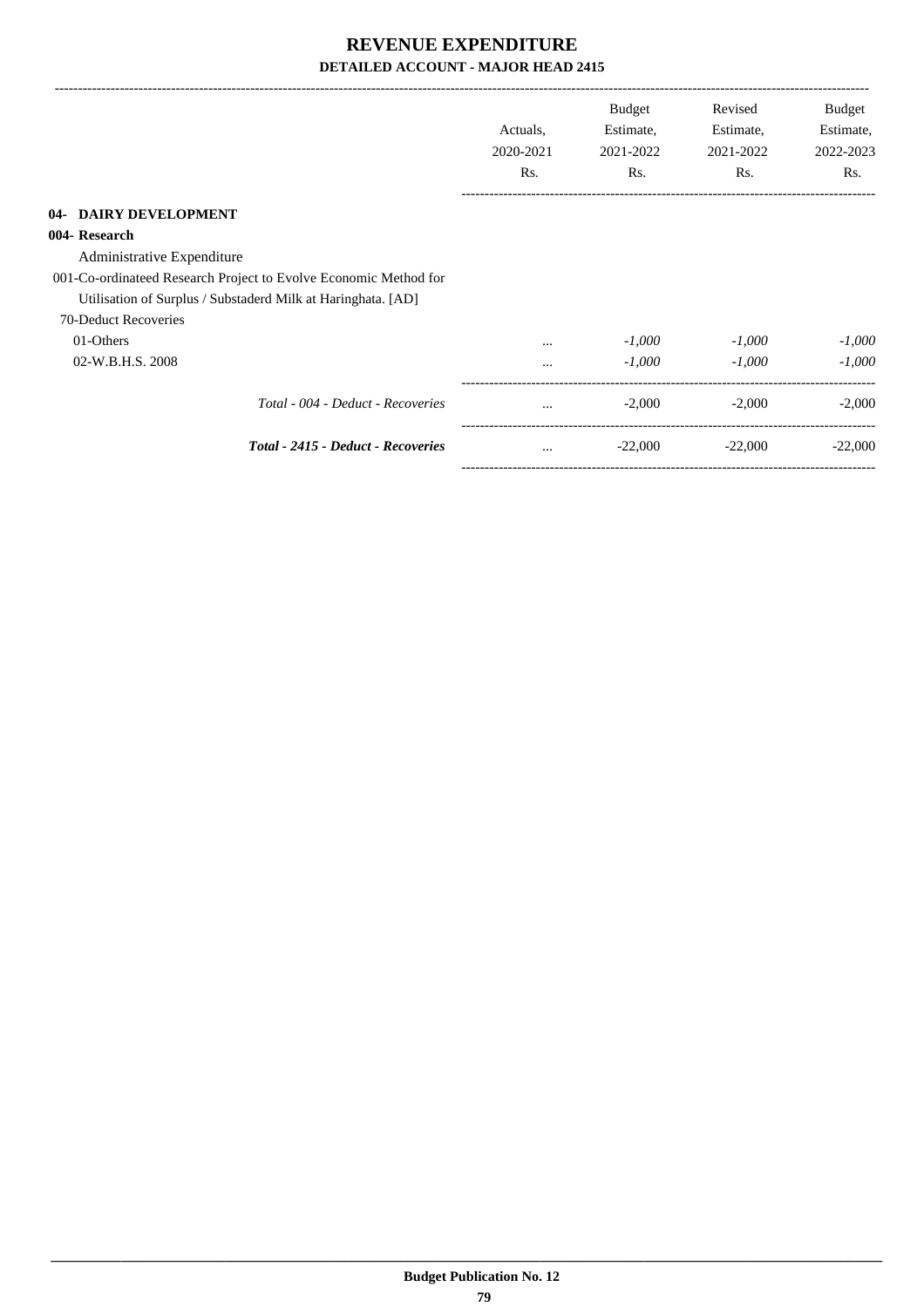# REVENUE EXPENDITURE

## DETAILED ACCOUNT - MAJOR HEAD 2415

| | Actuals, 2020-2021 Rs. | Budget Estimate, 2021-2022 Rs. | Revised Estimate, 2021-2022 Rs. | Budget Estimate, 2022-2023 Rs. |
|---|---|---|---|---|
| **04- DAIRY DEVELOPMENT** | | | | |
| **004- Research** | | | | |
| Administrative Expenditure | | | | |
| 001-Co-ordinateed Research Project to Evolve Economic Method for Utilisation of Surplus / Substaderd Milk at Haringhata. [AD] | | | | |
| 70-Deduct Recoveries | | | | |
| 01-Others | ... | *-1,000* | *-1,000* | *-1,000* |
| 02-W.B.H.S. 2008 | ... | *-1,000* | *-1,000* | *-1,000* |
| *Total - 004 - Deduct - Recoveries* | ... | -2,000 | -2,000 | -2,000 |
| ***Total - 2415 - Deduct - Recoveries*** | ... | -22,000 | -22,000 | -22,000 |

**Budget Publication No. 12**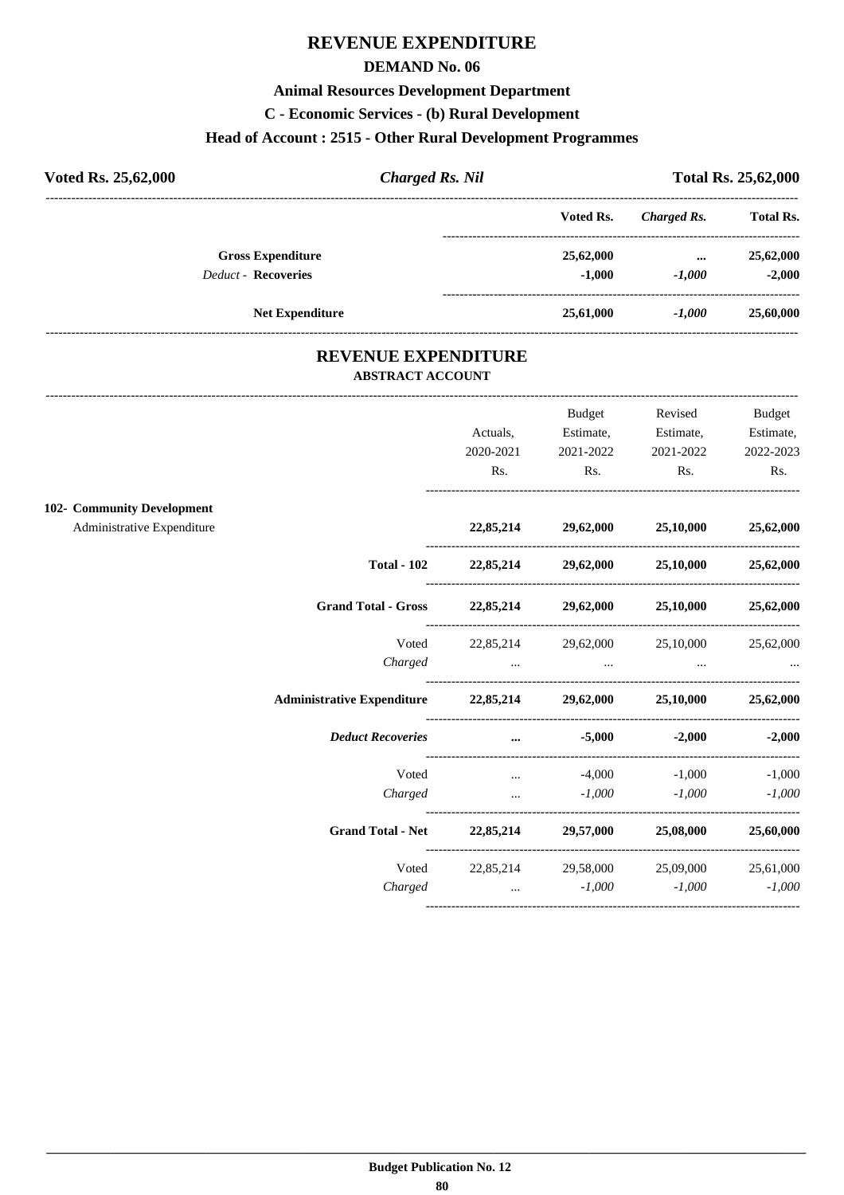# REVENUE EXPENDITURE

## DEMAND No. 06

### Animal Resources Development Department

### C - Economic Services - (b) Rural Development

### Head of Account : 2515 - Other Rural Development Programmes

| Voted Rs. 25,62,000 | *Charged Rs. Nil* | Total Rs. 25,62,000 |
|---|---|---|

| | Voted Rs. | *Charged Rs.* | Total Rs. |
|---|---|---|---|
| **Gross Expenditure** | **25,62,000** | **...** | **25,62,000** |
| *Deduct* - **Recoveries** | **-1,000** | ***-1,000*** | **-2,000** |
| **Net Expenditure** | **25,61,000** | ***-1,000*** | **25,60,000** |

## REVENUE EXPENDITURE

### ABSTRACT ACCOUNT

| | Actuals, 2020-2021 Rs. | Budget Estimate, 2021-2022 Rs. | Revised Estimate, 2021-2022 Rs. | Budget Estimate, 2022-2023 Rs. |
|---|---|---|---|---|
| **102- Community Development** | | | | |
| Administrative Expenditure | **22,85,214** | **29,62,000** | **25,10,000** | **25,62,000** |
| **Total - 102** | **22,85,214** | **29,62,000** | **25,10,000** | **25,62,000** |
| **Grand Total - Gross** | **22,85,214** | **29,62,000** | **25,10,000** | **25,62,000** |
| Voted | 22,85,214 | 29,62,000 | 25,10,000 | 25,62,000 |
| *Charged* | ... | ... | ... | ... |
| **Administrative Expenditure** | **22,85,214** | **29,62,000** | **25,10,000** | **25,62,000** |
| ***Deduct Recoveries*** | **...** | **-5,000** | **-2,000** | **-2,000** |
| Voted | ... | -4,000 | -1,000 | -1,000 |
| *Charged* | ... | *-1,000* | *-1,000* | *-1,000* |
| **Grand Total - Net** | **22,85,214** | **29,57,000** | **25,08,000** | **25,60,000** |
| Voted | 22,85,214 | 29,58,000 | 25,09,000 | 25,61,000 |
| *Charged* | ... | *-1,000* | *-1,000* | *-1,000* |

**Budget Publication No. 12**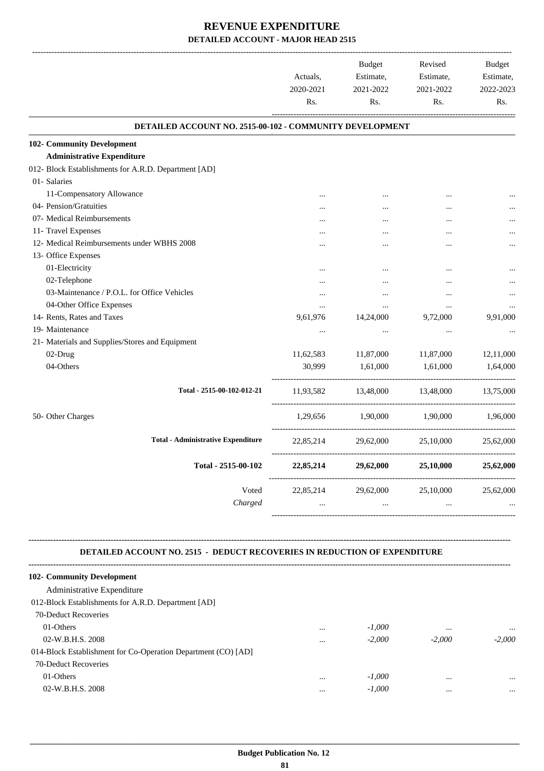# REVENUE EXPENDITURE

## DETAILED ACCOUNT - MAJOR HEAD 2515

| | Actuals, 2020-2021 Rs. | Budget Estimate, 2021-2022 Rs. | Revised Estimate, 2021-2022 Rs. | Budget Estimate, 2022-2023 Rs. |
|---|---|---|---|---|
| **DETAILED ACCOUNT NO. 2515-00-102 - COMMUNITY DEVELOPMENT** | | | | |
| **102- Community Development** | | | | |
| **Administrative Expenditure** | | | | |
| 012- Block Establishments for A.R.D. Department [AD] | | | | |
| 01- Salaries | | | | |
| 11-Compensatory Allowance | ... | ... | ... | ... |
| 04- Pension/Gratuities | ... | ... | ... | ... |
| 07- Medical Reimbursements | ... | ... | ... | ... |
| 11- Travel Expenses | ... | ... | ... | ... |
| 12- Medical Reimbursements under WBHS 2008 | ... | ... | ... | ... |
| 13- Office Expenses | | | | |
| 01-Electricity | ... | ... | ... | ... |
| 02-Telephone | ... | ... | ... | ... |
| 03-Maintenance / P.O.L. for Office Vehicles | ... | ... | ... | ... |
| 04-Other Office Expenses | ... | ... | ... | ... |
| 14- Rents, Rates and Taxes | 9,61,976 | 14,24,000 | 9,72,000 | 9,91,000 |
| 19- Maintenance | ... | ... | ... | ... |
| 21- Materials and Supplies/Stores and Equipment | | | | |
| 02-Drug | 11,62,583 | 11,87,000 | 11,87,000 | 12,11,000 |
| 04-Others | 30,999 | 1,61,000 | 1,61,000 | 1,64,000 |
| Total - 2515-00-102-012-21 | 11,93,582 | 13,48,000 | 13,48,000 | 13,75,000 |
| 50- Other Charges | 1,29,656 | 1,90,000 | 1,90,000 | 1,96,000 |
| **Total - Administrative Expenditure** | 22,85,214 | 29,62,000 | 25,10,000 | 25,62,000 |
| **Total - 2515-00-102** | **22,85,214** | **29,62,000** | **25,10,000** | **25,62,000** |
| Voted | 22,85,214 | 29,62,000 | 25,10,000 | 25,62,000 |
| *Charged* | ... | ... | ... | ... |

**DETAILED ACCOUNT NO. 2515 - DEDUCT RECOVERIES IN REDUCTION OF EXPENDITURE**

| | Actuals, 2020-2021 Rs. | Budget Estimate, 2021-2022 Rs. | Revised Estimate, 2021-2022 Rs. | Budget Estimate, 2022-2023 Rs. |
|---|---|---|---|---|
| **102- Community Development** | | | | |
| Administrative Expenditure | | | | |
| 012-Block Establishments for A.R.D. Department [AD] | | | | |
| 70-Deduct Recoveries | | | | |
| 01-Others | ... | *-1,000* | ... | ... |
| 02-W.B.H.S. 2008 | ... | *-2,000* | *-2,000* | *-2,000* |
| 014-Block Establishment for Co-Operation Department (CO) [AD] | | | | |
| 70-Deduct Recoveries | | | | |
| 01-Others | ... | *-1,000* | ... | ... |
| 02-W.B.H.S. 2008 | ... | *-1,000* | ... | ... |

Budget Publication No. 12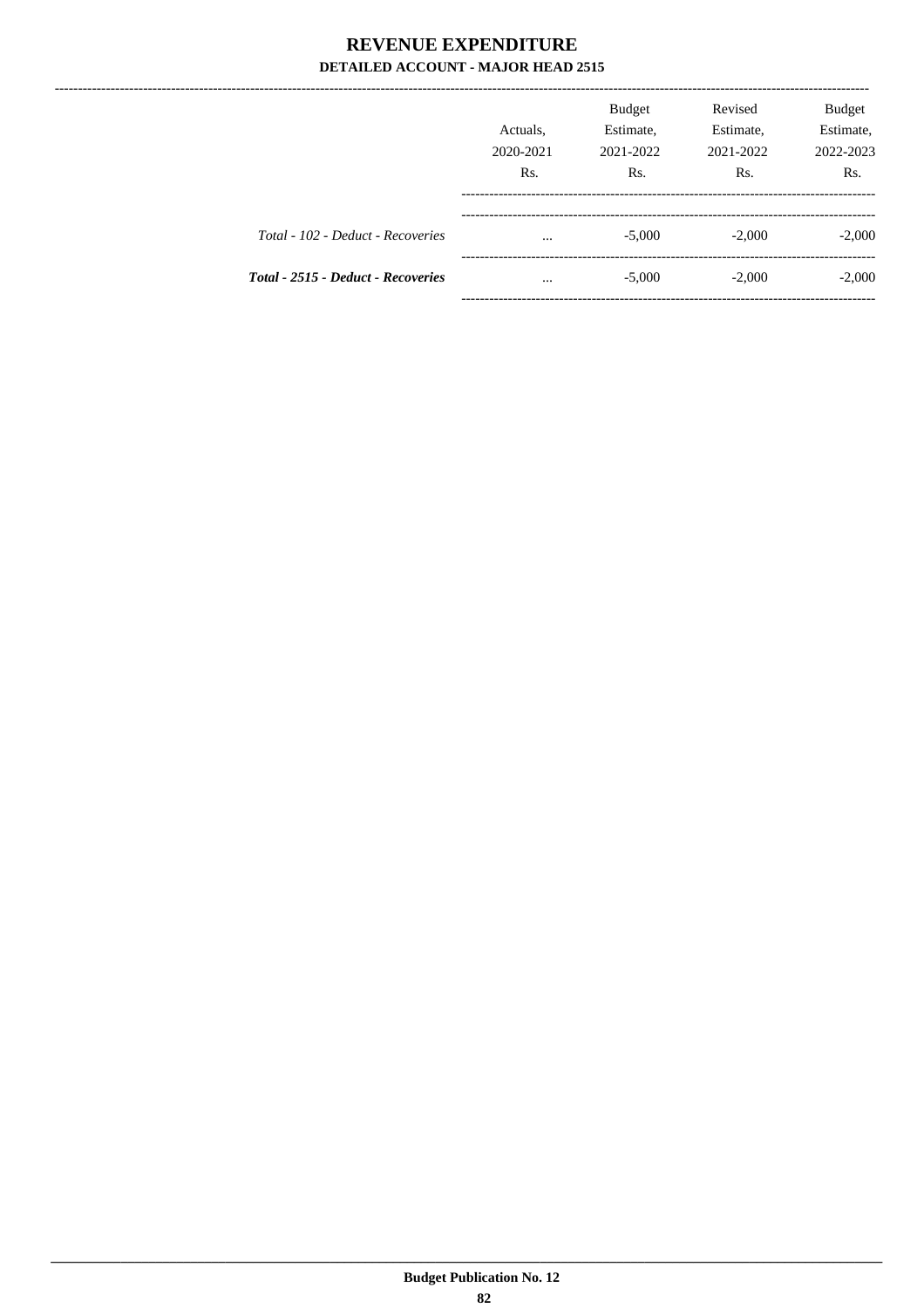# REVENUE EXPENDITURE

## DETAILED ACCOUNT - MAJOR HEAD 2515

| | Actuals, 2020-2021 Rs. | Budget Estimate, 2021-2022 Rs. | Revised Estimate, 2021-2022 Rs. | Budget Estimate, 2022-2023 Rs. |
|---|---|---|---|---|
| *Total - 102 - Deduct - Recoveries* | ... | -5,000 | -2,000 | -2,000 |
| ***Total - 2515 - Deduct - Recoveries*** | ... | -5,000 | -2,000 | -2,000 |

Budget Publication No. 12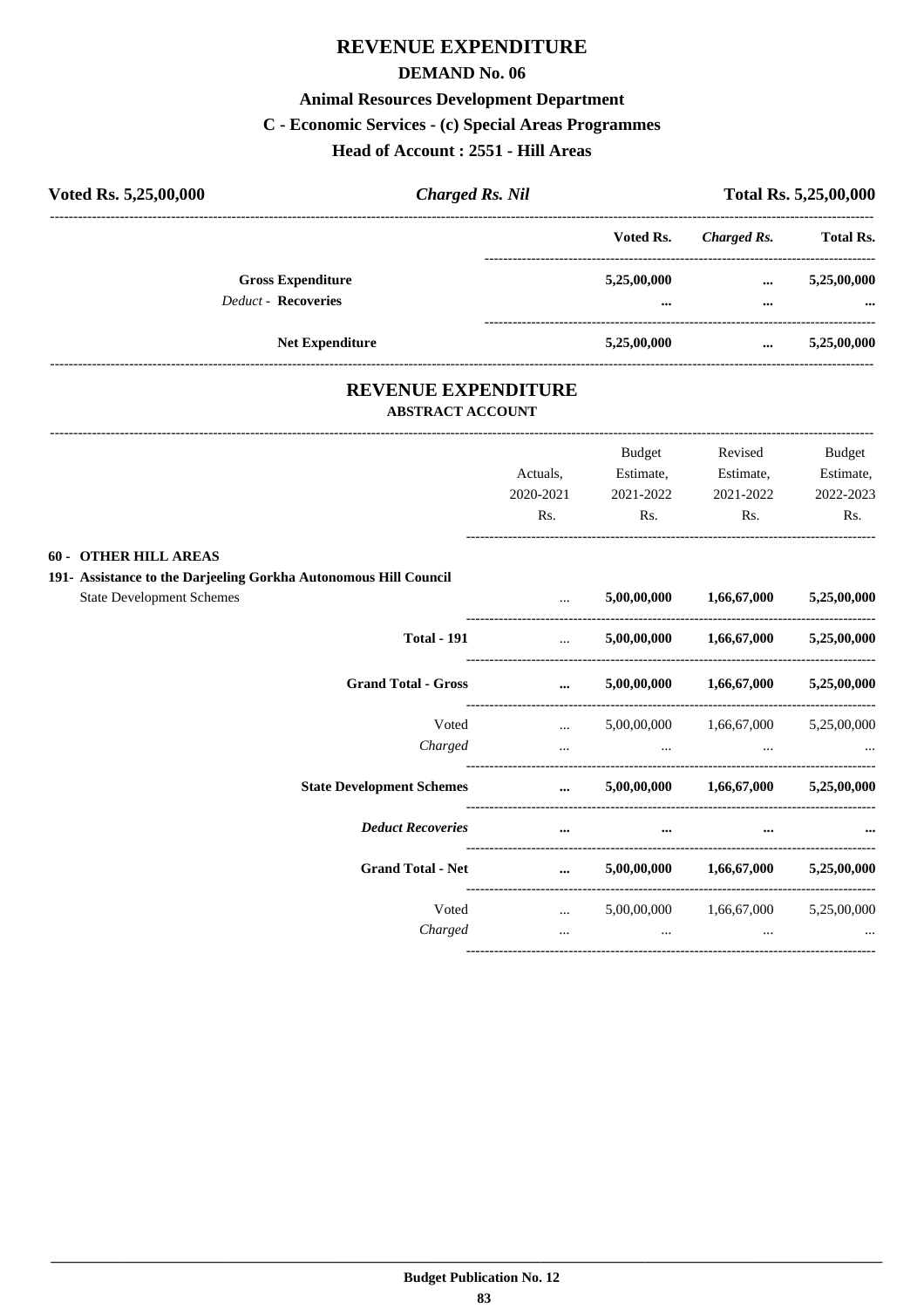# REVENUE EXPENDITURE

## DEMAND No. 06

### Animal Resources Development Department

### C - Economic Services - (c) Special Areas Programmes

### Head of Account : 2551 - Hill Areas

| Voted Rs. 5,25,00,000 | *Charged Rs. Nil* | Total Rs. 5,25,00,000 |
|---|---|---|

| | Voted Rs. | *Charged Rs.* | Total Rs. |
|---|---|---|---|
| **Gross Expenditure** | 5,25,00,000 | ... | 5,25,00,000 |
| *Deduct* - **Recoveries** | ... | ... | ... |
| **Net Expenditure** | 5,25,00,000 | ... | 5,25,00,000 |

# REVENUE EXPENDITURE

### ABSTRACT ACCOUNT

| | Actuals, 2020-2021 Rs. | Budget Estimate, 2021-2022 Rs. | Revised Estimate, 2021-2022 Rs. | Budget Estimate, 2022-2023 Rs. |
|---|---|---|---|---|
| **60 - OTHER HILL AREAS** | | | | |
| **191- Assistance to the Darjeeling Gorkha Autonomous Hill Council** | | | | |
| State Development Schemes | ... | 5,00,00,000 | 1,66,67,000 | 5,25,00,000 |
| **Total - 191** | ... | 5,00,00,000 | 1,66,67,000 | 5,25,00,000 |
| **Grand Total - Gross** | ... | 5,00,00,000 | 1,66,67,000 | 5,25,00,000 |
| Voted | ... | 5,00,00,000 | 1,66,67,000 | 5,25,00,000 |
| *Charged* | ... | ... | ... | ... |
| **State Development Schemes** | ... | 5,00,00,000 | 1,66,67,000 | 5,25,00,000 |
| ***Deduct Recoveries*** | ... | ... | ... | ... |
| **Grand Total - Net** | ... | 5,00,00,000 | 1,66,67,000 | 5,25,00,000 |
| Voted | ... | 5,00,00,000 | 1,66,67,000 | 5,25,00,000 |
| *Charged* | ... | ... | ... | ... |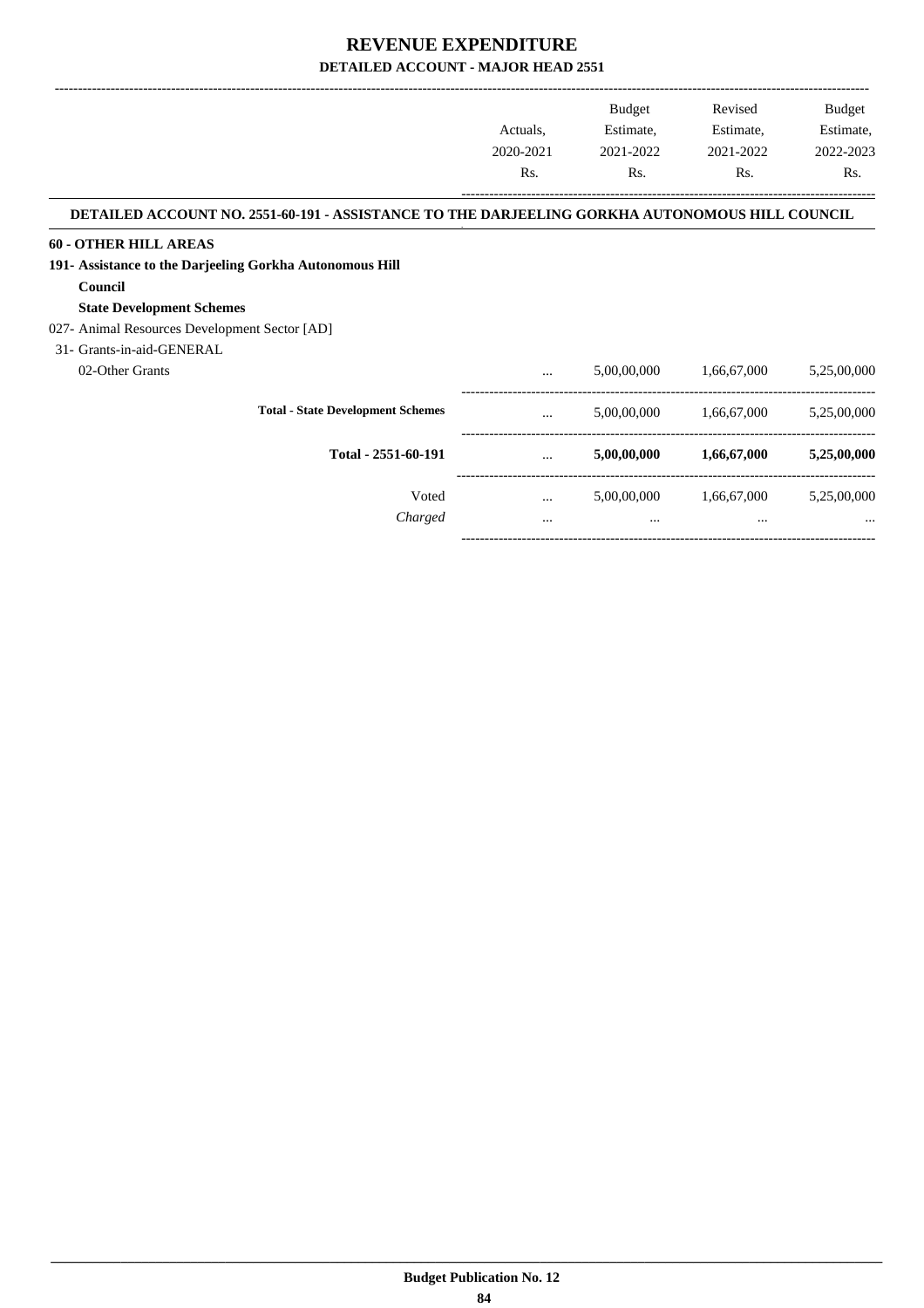# REVENUE EXPENDITURE

## DETAILED ACCOUNT - MAJOR HEAD 2551

| | Actuals, 2020-2021 Rs. | Budget Estimate, 2021-2022 Rs. | Revised Estimate, 2021-2022 Rs. | Budget Estimate, 2022-2023 Rs. |
|---|---|---|---|---|
| **DETAILED ACCOUNT NO. 2551-60-191 - ASSISTANCE TO THE DARJEELING GORKHA AUTONOMOUS HILL COUNCIL** | | | | |
| **60 - OTHER HILL AREAS** | | | | |
| **191- Assistance to the Darjeeling Gorkha Autonomous Hill Council** | | | | |
| **State Development Schemes** | | | | |
| 027- Animal Resources Development Sector [AD] | | | | |
| 31- Grants-in-aid-GENERAL | | | | |
| 02-Other Grants | ... | 5,00,00,000 | 1,66,67,000 | 5,25,00,000 |
| **Total - State Development Schemes** | ... | 5,00,00,000 | 1,66,67,000 | 5,25,00,000 |
| **Total - 2551-60-191** | ... | **5,00,00,000** | **1,66,67,000** | **5,25,00,000** |
| Voted | ... | 5,00,00,000 | 1,66,67,000 | 5,25,00,000 |
| *Charged* | ... | ... | ... | ... |

**Budget Publication No. 12**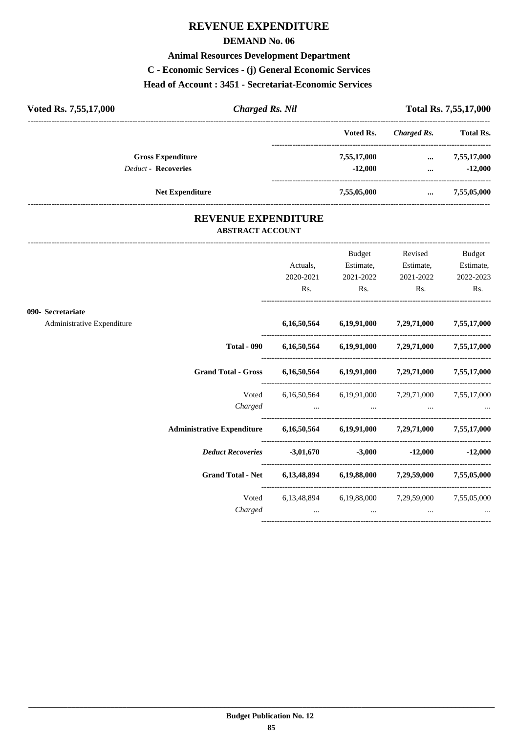# REVENUE EXPENDITURE

## DEMAND No. 06

### Animal Resources Development Department

### C - Economic Services - (j) General Economic Services

### Head of Account : 3451 - Secretariat-Economic Services

| Voted Rs. 7,55,17,000 | *Charged Rs. Nil* | Total Rs. 7,55,17,000 |
|---|---|---|

| | Voted Rs. | *Charged Rs.* | Total Rs. |
|---|---|---|---|
| **Gross Expenditure** | 7,55,17,000 | ... | 7,55,17,000 |
| *Deduct* - **Recoveries** | -12,000 | ... | -12,000 |
| **Net Expenditure** | 7,55,05,000 | ... | 7,55,05,000 |

## REVENUE EXPENDITURE

### ABSTRACT ACCOUNT

| | Actuals, 2020-2021 Rs. | Budget Estimate, 2021-2022 Rs. | Revised Estimate, 2021-2022 Rs. | Budget Estimate, 2022-2023 Rs. |
|---|---|---|---|---|
| **090- Secretariat** | | | | |
| Administrative Expenditure | **6,16,50,564** | **6,19,91,000** | **7,29,71,000** | **7,55,17,000** |
| **Total - 090** | **6,16,50,564** | **6,19,91,000** | **7,29,71,000** | **7,55,17,000** |
| **Grand Total - Gross** | **6,16,50,564** | **6,19,91,000** | **7,29,71,000** | **7,55,17,000** |
| Voted | 6,16,50,564 | 6,19,91,000 | 7,29,71,000 | 7,55,17,000 |
| *Charged* | ... | ... | ... | ... |
| **Administrative Expenditure** | **6,16,50,564** | **6,19,91,000** | **7,29,71,000** | **7,55,17,000** |
| ***Deduct Recoveries*** | **-3,01,670** | **-3,000** | **-12,000** | **-12,000** |
| **Grand Total - Net** | **6,13,48,894** | **6,19,88,000** | **7,29,59,000** | **7,55,05,000** |
| Voted | 6,13,48,894 | 6,19,88,000 | 7,29,59,000 | 7,55,05,000 |
| *Charged* | ... | ... | ... | ... |

**Budget Publication No. 12**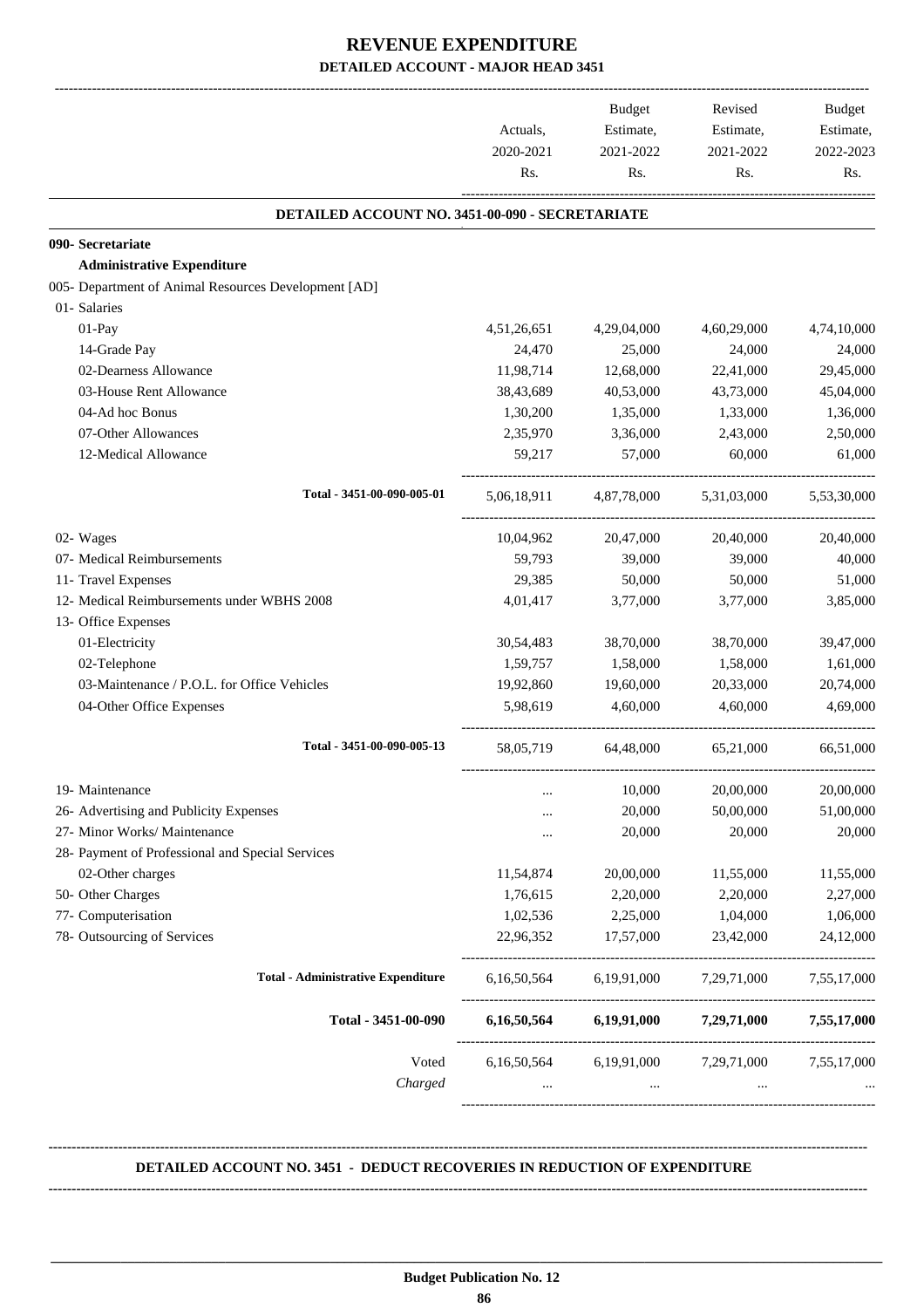# REVENUE EXPENDITURE

## DETAILED ACCOUNT - MAJOR HEAD 3451

| | Actuals, 2020-2021 Rs. | Budget Estimate, 2021-2022 Rs. | Revised Estimate, 2021-2022 Rs. | Budget Estimate, 2022-2023 Rs. |
|---|---|---|---|---|
| **DETAILED ACCOUNT NO. 3451-00-090 - SECRETARIATE** | | | | |
| **090- Secretariate** | | | | |
| **Administrative Expenditure** | | | | |
| 005- Department of Animal Resources Development [AD] | | | | |
| 01- Salaries | | | | |
| 01-Pay | 4,51,26,651 | 4,29,04,000 | 4,60,29,000 | 4,74,10,000 |
| 14-Grade Pay | 24,470 | 25,000 | 24,000 | 24,000 |
| 02-Dearness Allowance | 11,98,714 | 12,68,000 | 22,41,000 | 29,45,000 |
| 03-House Rent Allowance | 38,43,689 | 40,53,000 | 43,73,000 | 45,04,000 |
| 04-Ad hoc Bonus | 1,30,200 | 1,35,000 | 1,33,000 | 1,36,000 |
| 07-Other Allowances | 2,35,970 | 3,36,000 | 2,43,000 | 2,50,000 |
| 12-Medical Allowance | 59,217 | 57,000 | 60,000 | 61,000 |
| Total - 3451-00-090-005-01 | 5,06,18,911 | 4,87,78,000 | 5,31,03,000 | 5,53,30,000 |
| 02- Wages | 10,04,962 | 20,47,000 | 20,40,000 | 20,40,000 |
| 07- Medical Reimbursements | 59,793 | 39,000 | 39,000 | 40,000 |
| 11- Travel Expenses | 29,385 | 50,000 | 50,000 | 51,000 |
| 12- Medical Reimbursements under WBHS 2008 | 4,01,417 | 3,77,000 | 3,77,000 | 3,85,000 |
| 13- Office Expenses | | | | |
| 01-Electricity | 30,54,483 | 38,70,000 | 38,70,000 | 39,47,000 |
| 02-Telephone | 1,59,757 | 1,58,000 | 1,58,000 | 1,61,000 |
| 03-Maintenance / P.O.L. for Office Vehicles | 19,92,860 | 19,60,000 | 20,33,000 | 20,74,000 |
| 04-Other Office Expenses | 5,98,619 | 4,60,000 | 4,60,000 | 4,69,000 |
| Total - 3451-00-090-005-13 | 58,05,719 | 64,48,000 | 65,21,000 | 66,51,000 |
| 19- Maintenance | ... | 10,000 | 20,00,000 | 20,00,000 |
| 26- Advertising and Publicity Expenses | ... | 20,000 | 50,00,000 | 51,00,000 |
| 27- Minor Works/ Maintenance | ... | 20,000 | 20,000 | 20,000 |
| 28- Payment of Professional and Special Services | | | | |
| 02-Other charges | 11,54,874 | 20,00,000 | 11,55,000 | 11,55,000 |
| 50- Other Charges | 1,76,615 | 2,20,000 | 2,20,000 | 2,27,000 |
| 77- Computerisation | 1,02,536 | 2,25,000 | 1,04,000 | 1,06,000 |
| 78- Outsourcing of Services | 22,96,352 | 17,57,000 | 23,42,000 | 24,12,000 |
| **Total - Administrative Expenditure** | 6,16,50,564 | 6,19,91,000 | 7,29,71,000 | 7,55,17,000 |
| **Total - 3451-00-090** | **6,16,50,564** | **6,19,91,000** | **7,29,71,000** | **7,55,17,000** |
| Voted | 6,16,50,564 | 6,19,91,000 | 7,29,71,000 | 7,55,17,000 |
| *Charged* | ... | ... | ... | ... |

**DETAILED ACCOUNT NO. 3451 - DEDUCT RECOVERIES IN REDUCTION OF EXPENDITURE**

**Budget Publication No. 12**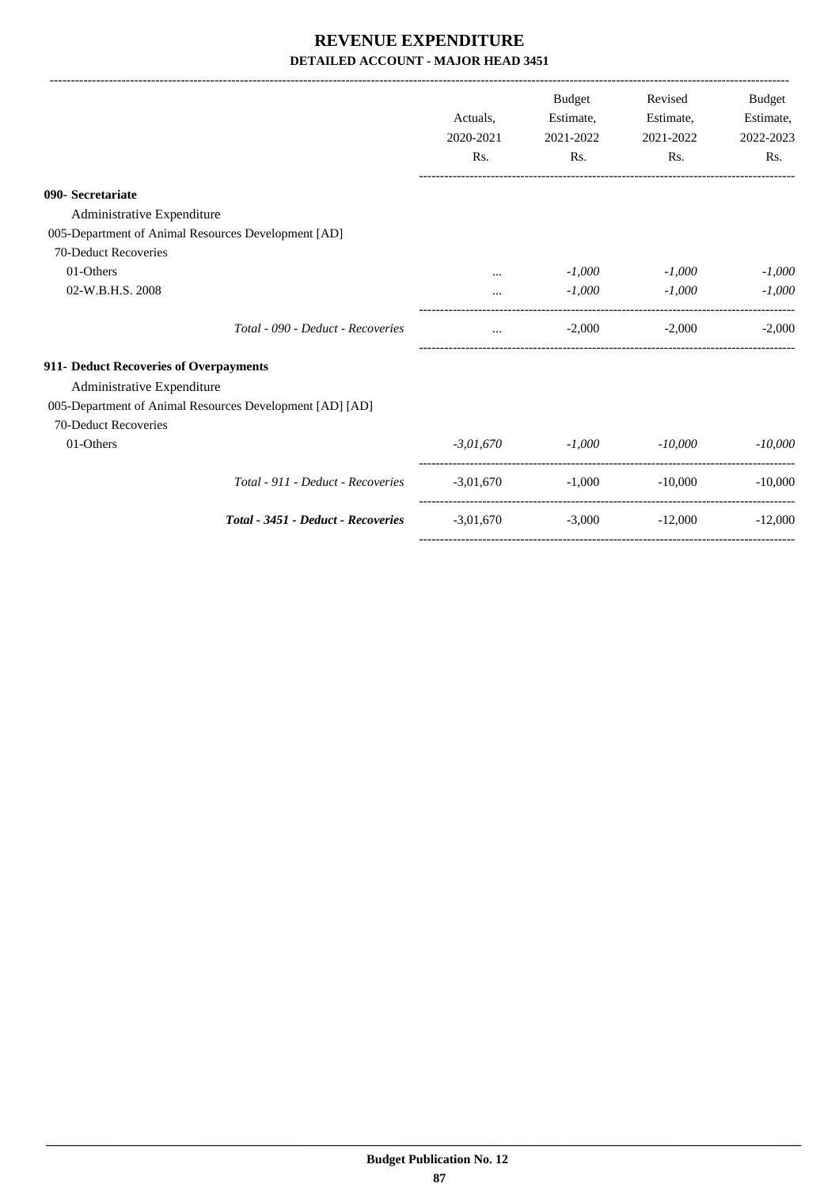# REVENUE EXPENDITURE

## DETAILED ACCOUNT - MAJOR HEAD 3451

| | Actuals, 2020-2021 Rs. | Budget Estimate, 2021-2022 Rs. | Revised Estimate, 2021-2022 Rs. | Budget Estimate, 2022-2023 Rs. |
|---|---|---|---|---|
| **090- Secretariate** | | | | |
| Administrative Expenditure | | | | |
| 005-Department of Animal Resources Development [AD] | | | | |
| 70-Deduct Recoveries | | | | |
| 01-Others | ... | *-1,000* | *-1,000* | *-1,000* |
| 02-W.B.H.S. 2008 | ... | *-1,000* | *-1,000* | *-1,000* |
| *Total - 090 - Deduct - Recoveries* | ... | -2,000 | -2,000 | -2,000 |
| **911- Deduct Recoveries of Overpayments** | | | | |
| Administrative Expenditure | | | | |
| 005-Department of Animal Resources Development [AD] [AD] | | | | |
| 70-Deduct Recoveries | | | | |
| 01-Others | *-3,01,670* | *-1,000* | *-10,000* | *-10,000* |
| *Total - 911 - Deduct - Recoveries* | -3,01,670 | -1,000 | -10,000 | -10,000 |
| ***Total - 3451 - Deduct - Recoveries*** | -3,01,670 | -3,000 | -12,000 | -12,000 |

**Budget Publication No. 12**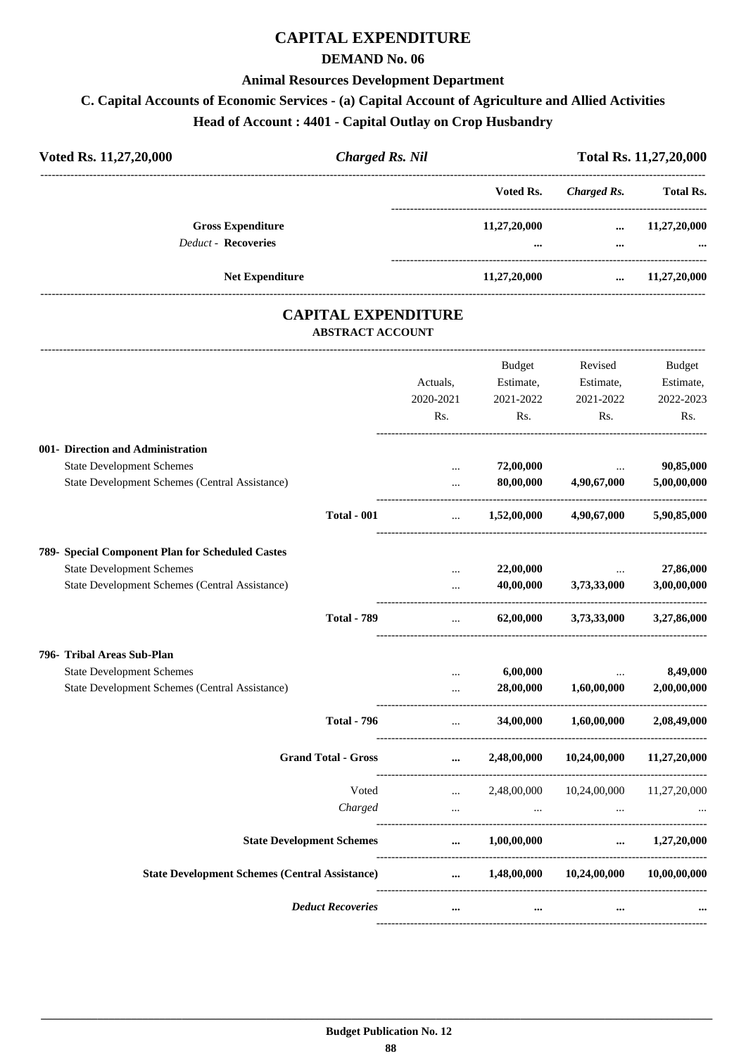# CAPITAL EXPENDITURE

## DEMAND No. 06

### Animal Resources Development Department

### C. Capital Accounts of Economic Services - (a) Capital Account of Agriculture and Allied Activities

### Head of Account : 4401 - Capital Outlay on Crop Husbandry

**Voted Rs. 11,27,20,000** | ***Charged Rs. Nil*** | **Total Rs. 11,27,20,000**

| | Voted Rs. | *Charged Rs.* | Total Rs. |
|---|---|---|---|
| **Gross Expenditure** | **11,27,20,000** | **...** | **11,27,20,000** |
| *Deduct* - **Recoveries** | **...** | **...** | **...** |
| **Net Expenditure** | **11,27,20,000** | **...** | **11,27,20,000** |

## CAPITAL EXPENDITURE

### ABSTRACT ACCOUNT

| | Actuals, 2020-2021 Rs. | Budget Estimate, 2021-2022 Rs. | Revised Estimate, 2021-2022 Rs. | Budget Estimate, 2022-2023 Rs. |
|---|---|---|---|---|
| **001- Direction and Administration** | | | | |
| State Development Schemes | ... | **72,00,000** | ... | **90,85,000** |
| State Development Schemes (Central Assistance) | ... | **80,00,000** | **4,90,67,000** | **5,00,00,000** |
| **Total - 001** | ... | **1,52,00,000** | **4,90,67,000** | **5,90,85,000** |
| **789- Special Component Plan for Scheduled Castes** | | | | |
| State Development Schemes | ... | **22,00,000** | ... | **27,86,000** |
| State Development Schemes (Central Assistance) | ... | **40,00,000** | **3,73,33,000** | **3,00,00,000** |
| **Total - 789** | ... | **62,00,000** | **3,73,33,000** | **3,27,86,000** |
| **796- Tribal Areas Sub-Plan** | | | | |
| State Development Schemes | ... | **6,00,000** | ... | **8,49,000** |
| State Development Schemes (Central Assistance) | ... | **28,00,000** | **1,60,00,000** | **2,00,00,000** |
| **Total - 796** | ... | **34,00,000** | **1,60,00,000** | **2,08,49,000** |
| **Grand Total - Gross** | **...** | **2,48,00,000** | **10,24,00,000** | **11,27,20,000** |
| Voted | ... | 2,48,00,000 | 10,24,00,000 | 11,27,20,000 |
| *Charged* | ... | ... | ... | ... |
| **State Development Schemes** | **...** | **1,00,00,000** | **...** | **1,27,20,000** |
| **State Development Schemes (Central Assistance)** | **...** | **1,48,00,000** | **10,24,00,000** | **10,00,00,000** |
| ***Deduct Recoveries*** | **...** | **...** | **...** | **...** |

**Budget Publication No. 12**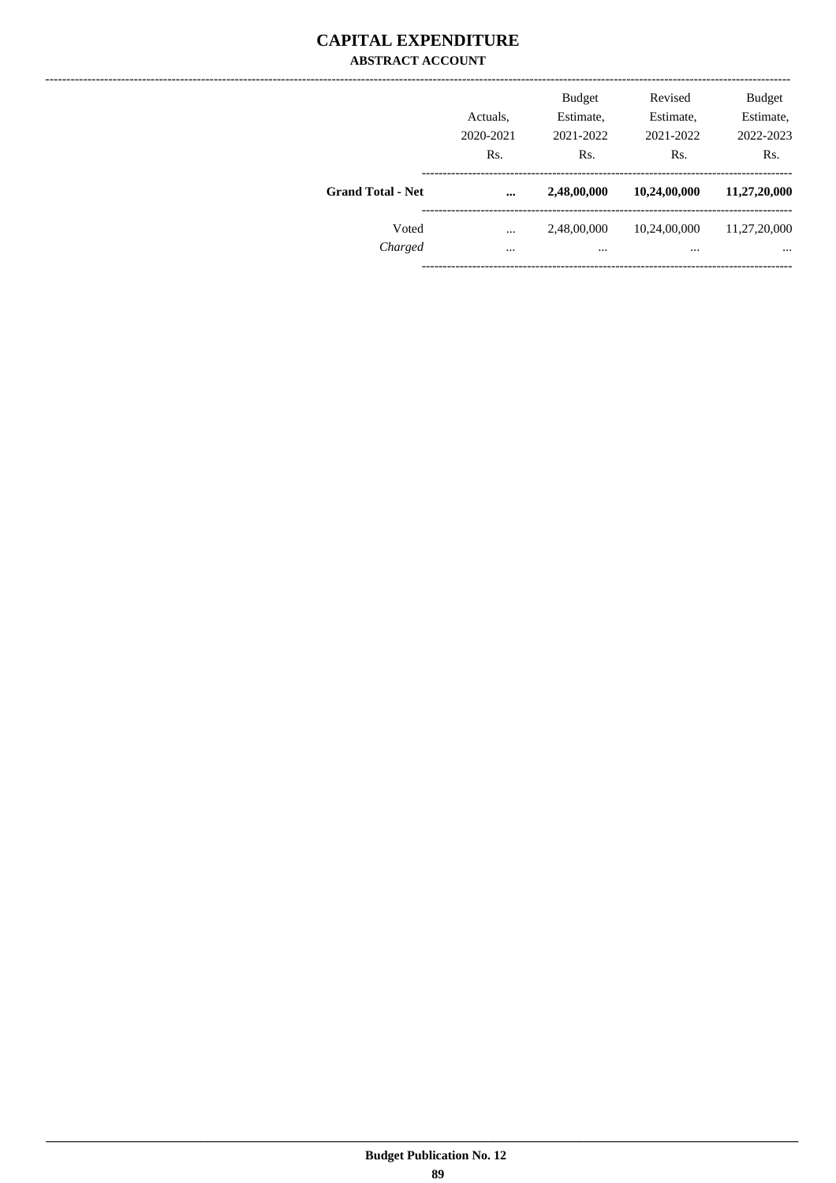# CAPITAL EXPENDITURE

## ABSTRACT ACCOUNT

| | Actuals, 2020-2021 Rs. | Budget Estimate, 2021-2022 Rs. | Revised Estimate, 2021-2022 Rs. | Budget Estimate, 2022-2023 Rs. |
|---|---|---|---|---|
| **Grand Total - Net** | **...** | **2,48,00,000** | **10,24,00,000** | **11,27,20,000** |
| Voted | ... | 2,48,00,000 | 10,24,00,000 | 11,27,20,000 |
| *Charged* | ... | ... | ... | ... |

**Budget Publication No. 12**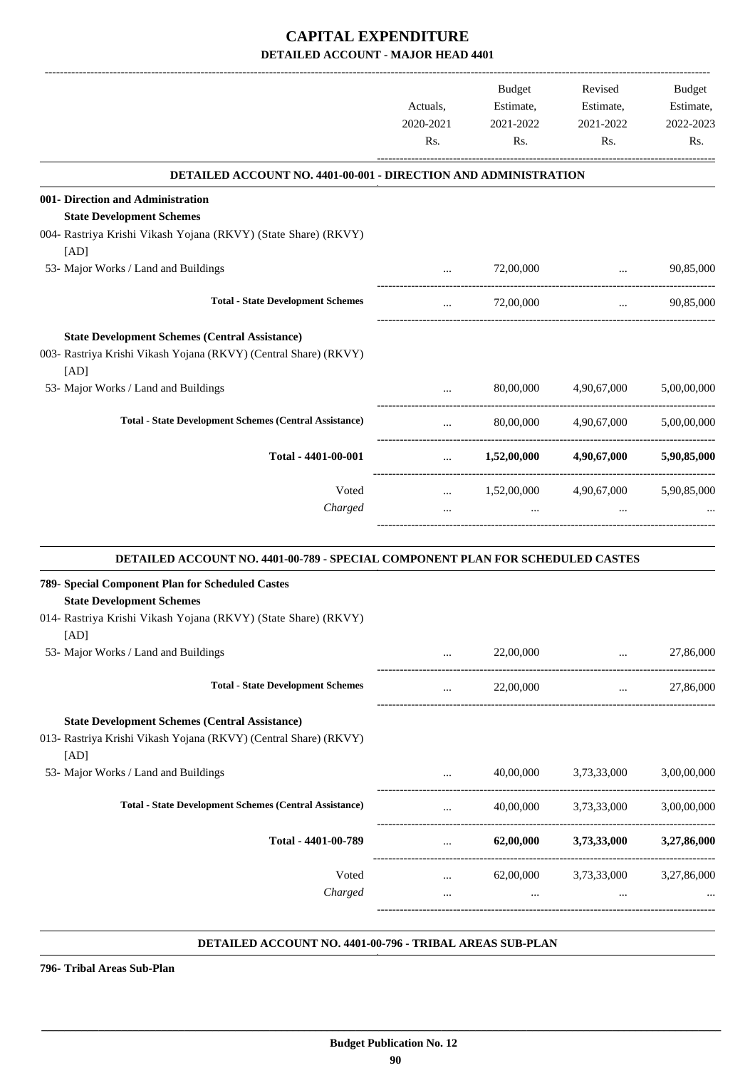# CAPITAL EXPENDITURE

## DETAILED ACCOUNT - MAJOR HEAD 4401

| | Actuals, 2020-2021 Rs. | Budget Estimate, 2021-2022 Rs. | Revised Estimate, 2021-2022 Rs. | Budget Estimate, 2022-2023 Rs. |
|---|---|---|---|---|
| **DETAILED ACCOUNT NO. 4401-00-001 - DIRECTION AND ADMINISTRATION** | | | | |
| **001- Direction and Administration** | | | | |
| **State Development Schemes** | | | | |
| 004- Rastriya Krishi Vikash Yojana (RKVY) (State Share) (RKVY) [AD] | | | | |
| 53- Major Works / Land and Buildings | ... | 72,00,000 | ... | 90,85,000 |
| **Total - State Development Schemes** | ... | 72,00,000 | ... | 90,85,000 |
| **State Development Schemes (Central Assistance)** | | | | |
| 003- Rastriya Krishi Vikash Yojana (RKVY) (Central Share) (RKVY) [AD] | | | | |
| 53- Major Works / Land and Buildings | ... | 80,00,000 | 4,90,67,000 | 5,00,00,000 |
| **Total - State Development Schemes (Central Assistance)** | ... | 80,00,000 | 4,90,67,000 | 5,00,00,000 |
| **Total - 4401-00-001** | ... | **1,52,00,000** | **4,90,67,000** | **5,90,85,000** |
| Voted | ... | 1,52,00,000 | 4,90,67,000 | 5,90,85,000 |
| *Charged* | ... | ... | ... | ... |
| **DETAILED ACCOUNT NO. 4401-00-789 - SPECIAL COMPONENT PLAN FOR SCHEDULED CASTES** | | | | |
| **789- Special Component Plan for Scheduled Castes** | | | | |
| **State Development Schemes** | | | | |
| 014- Rastriya Krishi Vikash Yojana (RKVY) (State Share) (RKVY) [AD] | | | | |
| 53- Major Works / Land and Buildings | ... | 22,00,000 | ... | 27,86,000 |
| **Total - State Development Schemes** | ... | 22,00,000 | ... | 27,86,000 |
| **State Development Schemes (Central Assistance)** | | | | |
| 013- Rastriya Krishi Vikash Yojana (RKVY) (Central Share) (RKVY) [AD] | | | | |
| 53- Major Works / Land and Buildings | ... | 40,00,000 | 3,73,33,000 | 3,00,00,000 |
| **Total - State Development Schemes (Central Assistance)** | ... | 40,00,000 | 3,73,33,000 | 3,00,00,000 |
| **Total - 4401-00-789** | ... | **62,00,000** | **3,73,33,000** | **3,27,86,000** |
| Voted | ... | 62,00,000 | 3,73,33,000 | 3,27,86,000 |
| *Charged* | ... | ... | ... | ... |

**DETAILED ACCOUNT NO. 4401-00-796 - TRIBAL AREAS SUB-PLAN**

**796- Tribal Areas Sub-Plan**

**Budget Publication No. 12**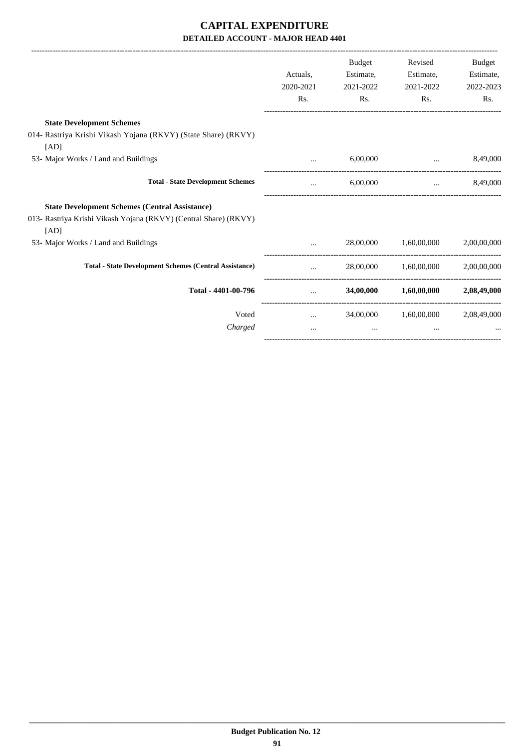# CAPITAL EXPENDITURE

## DETAILED ACCOUNT - MAJOR HEAD 4401

| | Actuals, 2020-2021 Rs. | Budget Estimate, 2021-2022 Rs. | Revised Estimate, 2021-2022 Rs. | Budget Estimate, 2022-2023 Rs. |
|---|---|---|---|---|
| **State Development Schemes** | | | | |
| 014- Rastriya Krishi Vikash Yojana (RKVY) (State Share) (RKVY) [AD] | | | | |
| 53- Major Works / Land and Buildings | ... | 6,00,000 | ... | 8,49,000 |
| **Total - State Development Schemes** | ... | 6,00,000 | ... | 8,49,000 |
| **State Development Schemes (Central Assistance)** | | | | |
| 013- Rastriya Krishi Vikash Yojana (RKVY) (Central Share) (RKVY) [AD] | | | | |
| 53- Major Works / Land and Buildings | ... | 28,00,000 | 1,60,00,000 | 2,00,00,000 |
| **Total - State Development Schemes (Central Assistance)** | ... | 28,00,000 | 1,60,00,000 | 2,00,00,000 |
| **Total - 4401-00-796** | ... | **34,00,000** | **1,60,00,000** | **2,08,49,000** |
| Voted | ... | 34,00,000 | 1,60,00,000 | 2,08,49,000 |
| *Charged* | ... | ... | ... | ... |

Budget Publication No. 12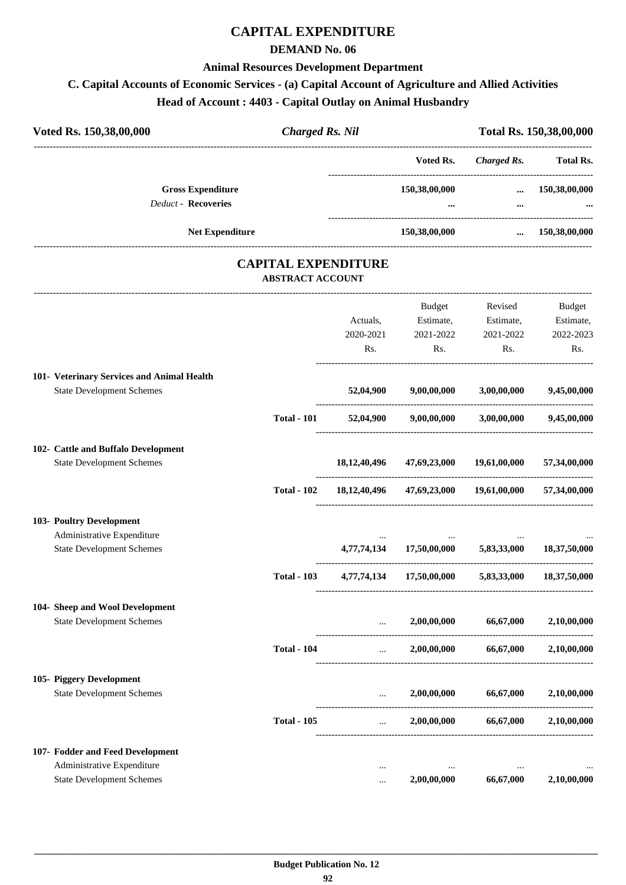# CAPITAL EXPENDITURE

## DEMAND No. 06

### Animal Resources Development Department

### C. Capital Accounts of Economic Services - (a) Capital Account of Agriculture and Allied Activities

### Head of Account : 4403 - Capital Outlay on Animal Husbandry

| Voted Rs. 150,38,00,000 | *Charged Rs. Nil* | Total Rs. 150,38,00,000 |
|---|---|---|

| | Voted Rs. | *Charged Rs.* | Total Rs. |
|---|---|---|---|
| **Gross Expenditure** | **150,38,00,000** | **...** | **150,38,00,000** |
| *Deduct* - **Recoveries** | **...** | **...** | **...** |
| **Net Expenditure** | **150,38,00,000** | **...** | **150,38,00,000** |

## CAPITAL EXPENDITURE

### ABSTRACT ACCOUNT

| | | Actuals, 2020-2021 Rs. | Budget Estimate, 2021-2022 Rs. | Revised Estimate, 2021-2022 Rs. | Budget Estimate, 2022-2023 Rs. |
|---|---|---|---|---|---|
| **101- Veterinary Services and Animal Health** | | | | | |
| State Development Schemes | | **52,04,900** | **9,00,00,000** | **3,00,00,000** | **9,45,00,000** |
| | **Total - 101** | **52,04,900** | **9,00,00,000** | **3,00,00,000** | **9,45,00,000** |
| **102- Cattle and Buffalo Development** | | | | | |
| State Development Schemes | | **18,12,40,496** | **47,69,23,000** | **19,61,00,000** | **57,34,00,000** |
| | **Total - 102** | **18,12,40,496** | **47,69,23,000** | **19,61,00,000** | **57,34,00,000** |
| **103- Poultry Development** | | | | | |
| Administrative Expenditure | | ... | ... | ... | ... |
| State Development Schemes | | **4,77,74,134** | **17,50,00,000** | **5,83,33,000** | **18,37,50,000** |
| | **Total - 103** | **4,77,74,134** | **17,50,00,000** | **5,83,33,000** | **18,37,50,000** |
| **104- Sheep and Wool Development** | | | | | |
| State Development Schemes | | ... | **2,00,00,000** | **66,67,000** | **2,10,00,000** |
| | **Total - 104** | ... | **2,00,00,000** | **66,67,000** | **2,10,00,000** |
| **105- Piggery Development** | | | | | |
| State Development Schemes | | ... | **2,00,00,000** | **66,67,000** | **2,10,00,000** |
| | **Total - 105** | ... | **2,00,00,000** | **66,67,000** | **2,10,00,000** |
| **107- Fodder and Feed Development** | | | | | |
| Administrative Expenditure | | ... | ... | ... | ... |
| State Development Schemes | | ... | **2,00,00,000** | **66,67,000** | **2,10,00,000** |

**Budget Publication No. 12**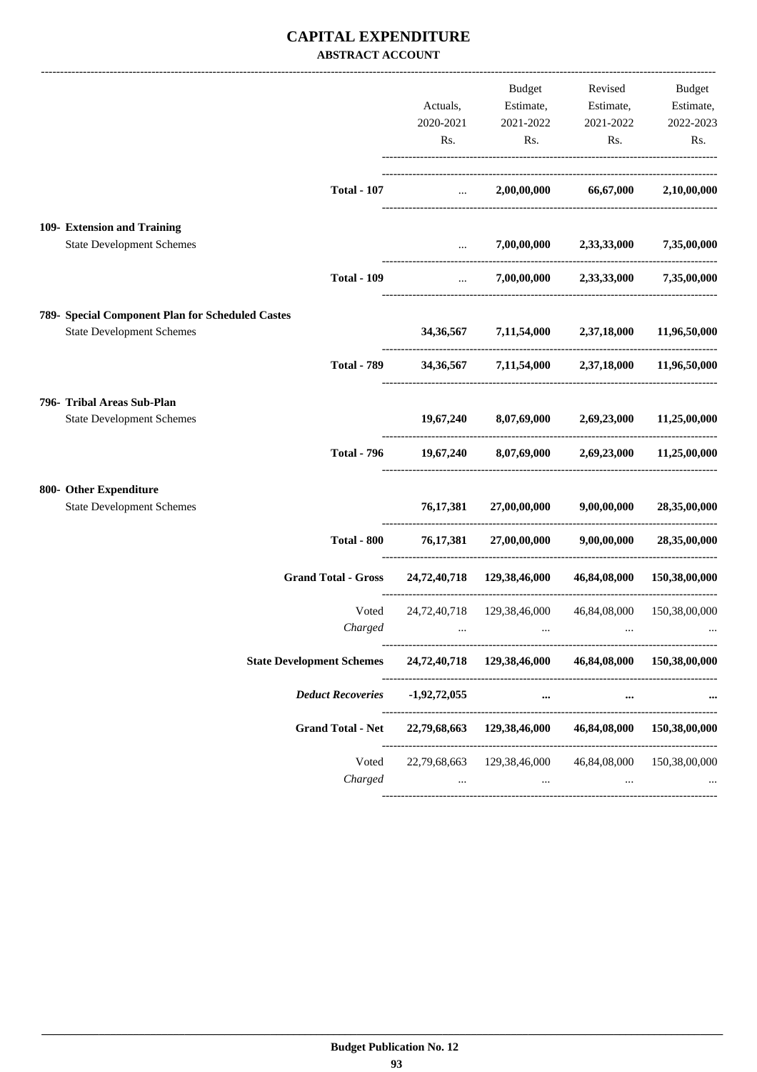# CAPITAL EXPENDITURE

**ABSTRACT ACCOUNT**

| | Actuals, 2020-2021 Rs. | Budget Estimate, 2021-2022 Rs. | Revised Estimate, 2021-2022 Rs. | Budget Estimate, 2022-2023 Rs. |
|---|---|---|---|---|
| **Total - 107** | ... | **2,00,00,000** | **66,67,000** | **2,10,00,000** |
| **109- Extension and Training** | | | | |
| State Development Schemes | ... | **7,00,00,000** | **2,33,33,000** | **7,35,00,000** |
| **Total - 109** | ... | **7,00,00,000** | **2,33,33,000** | **7,35,00,000** |
| **789- Special Component Plan for Scheduled Castes** | | | | |
| State Development Schemes | **34,36,567** | **7,11,54,000** | **2,37,18,000** | **11,96,50,000** |
| **Total - 789** | **34,36,567** | **7,11,54,000** | **2,37,18,000** | **11,96,50,000** |
| **796- Tribal Areas Sub-Plan** | | | | |
| State Development Schemes | **19,67,240** | **8,07,69,000** | **2,69,23,000** | **11,25,00,000** |
| **Total - 796** | **19,67,240** | **8,07,69,000** | **2,69,23,000** | **11,25,00,000** |
| **800- Other Expenditure** | | | | |
| State Development Schemes | **76,17,381** | **27,00,00,000** | **9,00,00,000** | **28,35,00,000** |
| **Total - 800** | **76,17,381** | **27,00,00,000** | **9,00,00,000** | **28,35,00,000** |
| **Grand Total - Gross** | **24,72,40,718** | **129,38,46,000** | **46,84,08,000** | **150,38,00,000** |
| Voted | 24,72,40,718 | 129,38,46,000 | 46,84,08,000 | 150,38,00,000 |
| *Charged* | ... | ... | ... | ... |
| **State Development Schemes** | **24,72,40,718** | **129,38,46,000** | **46,84,08,000** | **150,38,00,000** |
| ***Deduct Recoveries*** | **-1,92,72,055** | **...** | **...** | **...** |
| **Grand Total - Net** | **22,79,68,663** | **129,38,46,000** | **46,84,08,000** | **150,38,00,000** |
| Voted | 22,79,68,663 | 129,38,46,000 | 46,84,08,000 | 150,38,00,000 |
| *Charged* | ... | ... | ... | ... |

**Budget Publication No. 12**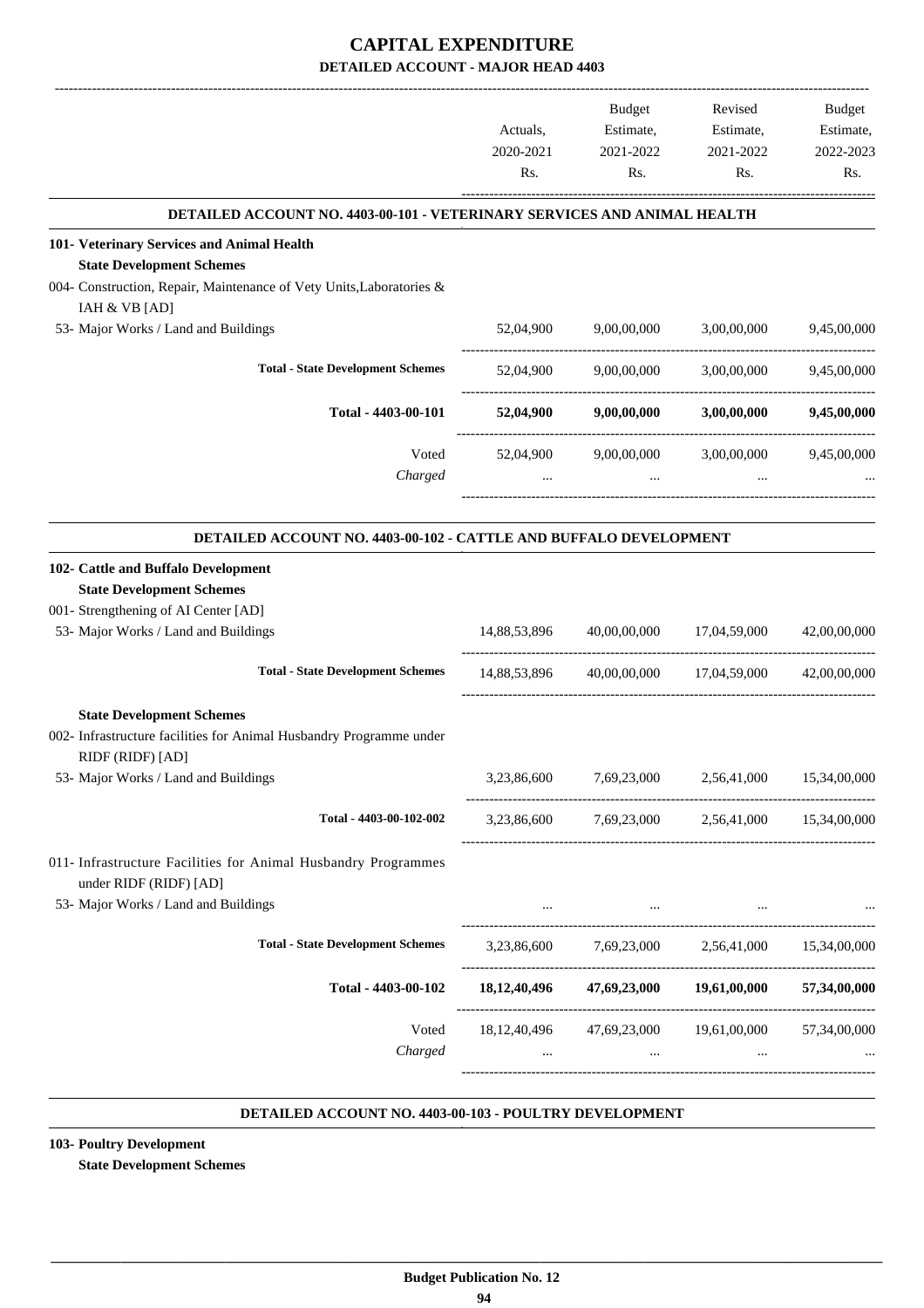# CAPITAL EXPENDITURE

## DETAILED ACCOUNT - MAJOR HEAD 4403

| | Actuals, 2020-2021 Rs. | Budget Estimate, 2021-2022 Rs. | Revised Estimate, 2021-2022 Rs. | Budget Estimate, 2022-2023 Rs. |
|---|---|---|---|---|
| **DETAILED ACCOUNT NO. 4403-00-101 - VETERINARY SERVICES AND ANIMAL HEALTH** | | | | |
| **101- Veterinary Services and Animal Health** | | | | |
| **State Development Schemes** | | | | |
| 004- Construction, Repair, Maintenance of Vety Units,Laboratories & IAH & VB [AD] | | | | |
| 53- Major Works / Land and Buildings | 52,04,900 | 9,00,00,000 | 3,00,00,000 | 9,45,00,000 |
| **Total - State Development Schemes** | 52,04,900 | 9,00,00,000 | 3,00,00,000 | 9,45,00,000 |
| **Total - 4403-00-101** | **52,04,900** | **9,00,00,000** | **3,00,00,000** | **9,45,00,000** |
| Voted | 52,04,900 | 9,00,00,000 | 3,00,00,000 | 9,45,00,000 |
| *Charged* | ... | ... | ... | ... |
| **DETAILED ACCOUNT NO. 4403-00-102 - CATTLE AND BUFFALO DEVELOPMENT** | | | | |
| **102- Cattle and Buffalo Development** | | | | |
| **State Development Schemes** | | | | |
| 001- Strengthening of AI Center [AD] | | | | |
| 53- Major Works / Land and Buildings | 14,88,53,896 | 40,00,00,000 | 17,04,59,000 | 42,00,00,000 |
| **Total - State Development Schemes** | 14,88,53,896 | 40,00,00,000 | 17,04,59,000 | 42,00,00,000 |
| **State Development Schemes** | | | | |
| 002- Infrastructure facilities for Animal Husbandry Programme under RIDF (RIDF) [AD] | | | | |
| 53- Major Works / Land and Buildings | 3,23,86,600 | 7,69,23,000 | 2,56,41,000 | 15,34,00,000 |
| **Total - 4403-00-102-002** | 3,23,86,600 | 7,69,23,000 | 2,56,41,000 | 15,34,00,000 |
| 011- Infrastructure Facilities for Animal Husbandry Programmes under RIDF (RIDF) [AD] | | | | |
| 53- Major Works / Land and Buildings | ... | ... | ... | ... |
| **Total - State Development Schemes** | 3,23,86,600 | 7,69,23,000 | 2,56,41,000 | 15,34,00,000 |
| **Total - 4403-00-102** | **18,12,40,496** | **47,69,23,000** | **19,61,00,000** | **57,34,00,000** |
| Voted | 18,12,40,496 | 47,69,23,000 | 19,61,00,000 | 57,34,00,000 |
| *Charged* | ... | ... | ... | ... |

**DETAILED ACCOUNT NO. 4403-00-103 - POULTRY DEVELOPMENT**

**103- Poultry Development**

**State Development Schemes**

**Budget Publication No. 12**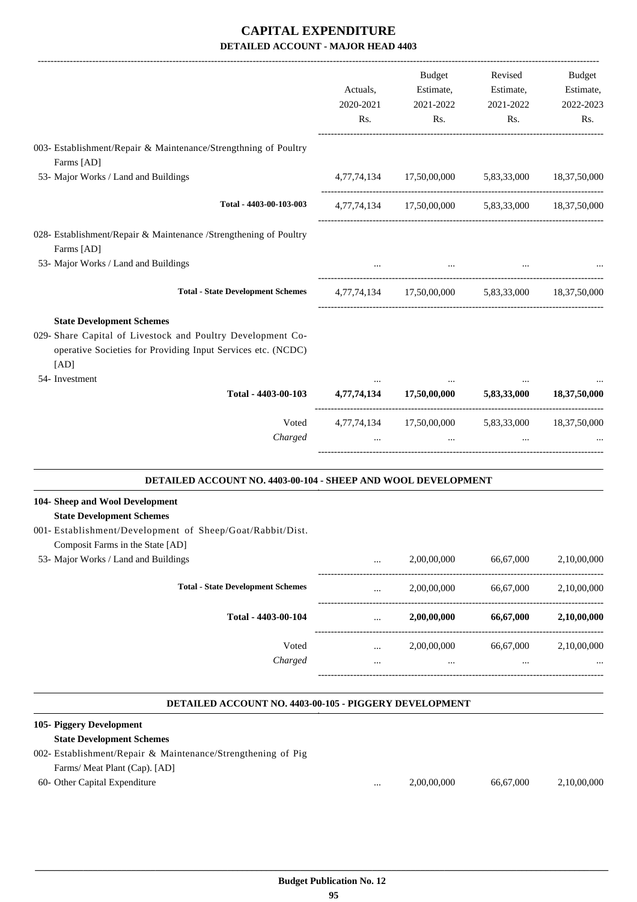# CAPITAL EXPENDITURE

## DETAILED ACCOUNT - MAJOR HEAD 4403

| | Actuals, 2020-2021 Rs. | Budget Estimate, 2021-2022 Rs. | Revised Estimate, 2021-2022 Rs. | Budget Estimate, 2022-2023 Rs. |
|---|---|---|---|---|
| 003- Establishment/Repair & Maintenance/Strengthning of Poultry Farms [AD] | | | | |
| 53- Major Works / Land and Buildings | 4,77,74,134 | 17,50,00,000 | 5,83,33,000 | 18,37,50,000 |
| Total - 4403-00-103-003 | 4,77,74,134 | 17,50,00,000 | 5,83,33,000 | 18,37,50,000 |
| 028- Establishment/Repair & Maintenance /Strengthening of Poultry Farms [AD] | | | | |
| 53- Major Works / Land and Buildings | ... | ... | ... | ... |
| **Total - State Development Schemes** | 4,77,74,134 | 17,50,00,000 | 5,83,33,000 | 18,37,50,000 |
| **State Development Schemes** | | | | |
| 029- Share Capital of Livestock and Poultry Development Co-operative Societies for Providing Input Services etc. (NCDC) [AD] | | | | |
| 54- Investment | ... | ... | ... | ... |
| **Total - 4403-00-103** | **4,77,74,134** | **17,50,00,000** | **5,83,33,000** | **18,37,50,000** |
| Voted | 4,77,74,134 | 17,50,00,000 | 5,83,33,000 | 18,37,50,000 |
| *Charged* | ... | ... | ... | ... |

### DETAILED ACCOUNT NO. 4403-00-104 - SHEEP AND WOOL DEVELOPMENT

| | Actuals, 2020-2021 Rs. | Budget Estimate, 2021-2022 Rs. | Revised Estimate, 2021-2022 Rs. | Budget Estimate, 2022-2023 Rs. |
|---|---|---|---|---|
| **104- Sheep and Wool Development** | | | | |
| **State Development Schemes** | | | | |
| 001- Establishment/Development of Sheep/Goat/Rabbit/Dist. Composit Farms in the State [AD] | | | | |
| 53- Major Works / Land and Buildings | ... | 2,00,00,000 | 66,67,000 | 2,10,00,000 |
| **Total - State Development Schemes** | ... | 2,00,00,000 | 66,67,000 | 2,10,00,000 |
| **Total - 4403-00-104** | ... | **2,00,00,000** | **66,67,000** | **2,10,00,000** |
| Voted | ... | 2,00,00,000 | 66,67,000 | 2,10,00,000 |
| *Charged* | ... | ... | ... | ... |

### DETAILED ACCOUNT NO. 4403-00-105 - PIGGERY DEVELOPMENT

| | Actuals, 2020-2021 Rs. | Budget Estimate, 2021-2022 Rs. | Revised Estimate, 2021-2022 Rs. | Budget Estimate, 2022-2023 Rs. |
|---|---|---|---|---|
| **105- Piggery Development** | | | | |
| **State Development Schemes** | | | | |
| 002- Establishment/Repair & Maintenance/Strengthening of Pig Farms/ Meat Plant (Cap). [AD] | | | | |
| 60- Other Capital Expenditure | ... | 2,00,00,000 | 66,67,000 | 2,10,00,000 |

Budget Publication No. 12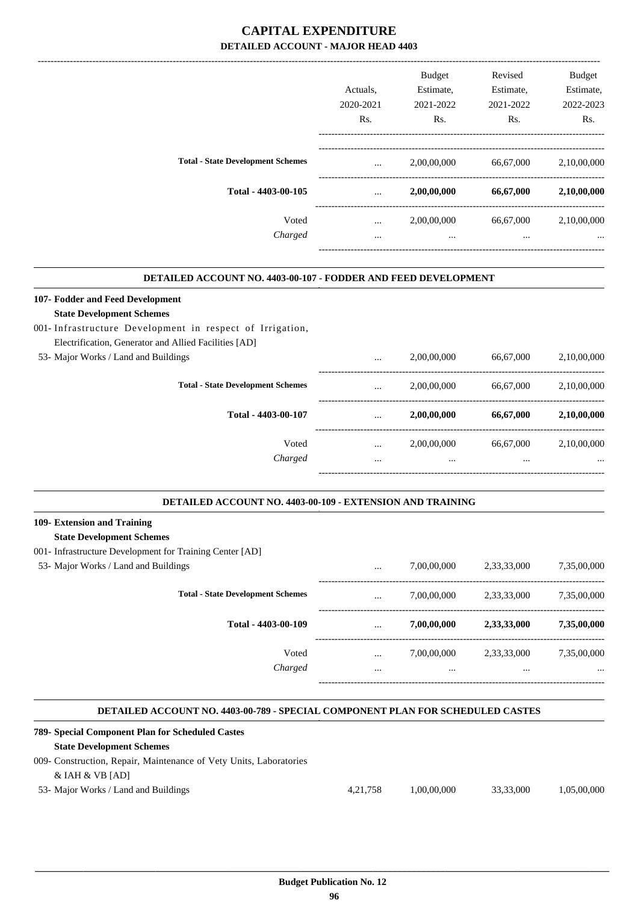# CAPITAL EXPENDITURE

## DETAILED ACCOUNT - MAJOR HEAD 4403

| | Actuals, 2020-2021 Rs. | Budget Estimate, 2021-2022 Rs. | Revised Estimate, 2021-2022 Rs. | Budget Estimate, 2022-2023 Rs. |
|---|---|---|---|---|
| **Total - State Development Schemes** | ... | 2,00,00,000 | 66,67,000 | 2,10,00,000 |
| **Total - 4403-00-105** | ... | **2,00,00,000** | **66,67,000** | **2,10,00,000** |
| Voted | ... | 2,00,00,000 | 66,67,000 | 2,10,00,000 |
| *Charged* | ... | ... | ... | ... |

### DETAILED ACCOUNT NO. 4403-00-107 - FODDER AND FEED DEVELOPMENT

| | Actuals, 2020-2021 Rs. | Budget Estimate, 2021-2022 Rs. | Revised Estimate, 2021-2022 Rs. | Budget Estimate, 2022-2023 Rs. |
|---|---|---|---|---|
| **107- Fodder and Feed Development** | | | | |
| **State Development Schemes** | | | | |
| 001- Infrastructure Development in respect of Irrigation, Electrification, Generator and Allied Facilities [AD] | | | | |
| 53- Major Works / Land and Buildings | ... | 2,00,00,000 | 66,67,000 | 2,10,00,000 |
| **Total - State Development Schemes** | ... | 2,00,00,000 | 66,67,000 | 2,10,00,000 |
| **Total - 4403-00-107** | ... | **2,00,00,000** | **66,67,000** | **2,10,00,000** |
| Voted | ... | 2,00,00,000 | 66,67,000 | 2,10,00,000 |
| *Charged* | ... | ... | ... | ... |

### DETAILED ACCOUNT NO. 4403-00-109 - EXTENSION AND TRAINING

| | Actuals, 2020-2021 Rs. | Budget Estimate, 2021-2022 Rs. | Revised Estimate, 2021-2022 Rs. | Budget Estimate, 2022-2023 Rs. |
|---|---|---|---|---|
| **109- Extension and Training** | | | | |
| **State Development Schemes** | | | | |
| 001- Infrastructure Development for Training Center [AD] | | | | |
| 53- Major Works / Land and Buildings | ... | 7,00,00,000 | 2,33,33,000 | 7,35,00,000 |
| **Total - State Development Schemes** | ... | 7,00,00,000 | 2,33,33,000 | 7,35,00,000 |
| **Total - 4403-00-109** | ... | **7,00,00,000** | **2,33,33,000** | **7,35,00,000** |
| Voted | ... | 7,00,00,000 | 2,33,33,000 | 7,35,00,000 |
| *Charged* | ... | ... | ... | ... |

### DETAILED ACCOUNT NO. 4403-00-789 - SPECIAL COMPONENT PLAN FOR SCHEDULED CASTES

| | Actuals, 2020-2021 Rs. | Budget Estimate, 2021-2022 Rs. | Revised Estimate, 2021-2022 Rs. | Budget Estimate, 2022-2023 Rs. |
|---|---|---|---|---|
| **789- Special Component Plan for Scheduled Castes** | | | | |
| **State Development Schemes** | | | | |
| 009- Construction, Repair, Maintenance of Vety Units, Laboratories & IAH & VB [AD] | | | | |
| 53- Major Works / Land and Buildings | 4,21,758 | 1,00,00,000 | 33,33,000 | 1,05,00,000 |

Budget Publication No. 12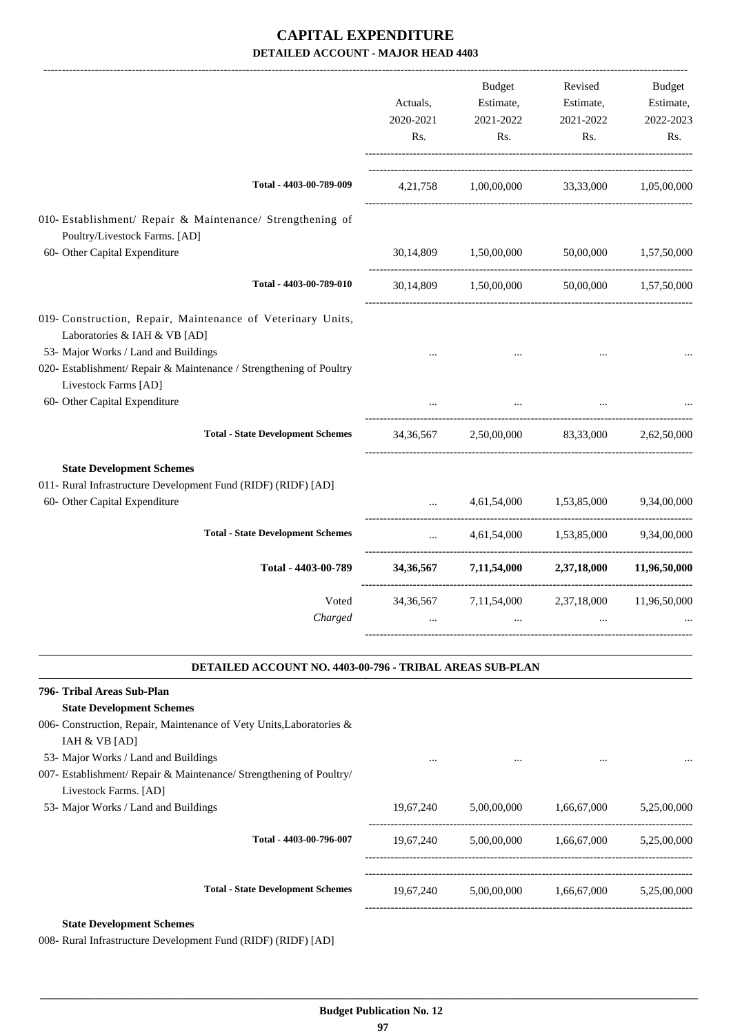# CAPITAL EXPENDITURE
## DETAILED ACCOUNT - MAJOR HEAD 4403

| | Actuals, 2020-2021 Rs. | Budget Estimate, 2021-2022 Rs. | Revised Estimate, 2021-2022 Rs. | Budget Estimate, 2022-2023 Rs. |
|---|---|---|---|---|
| **Total - 4403-00-789-009** | 4,21,758 | 1,00,00,000 | 33,33,000 | 1,05,00,000 |
| 010- Establishment/ Repair & Maintenance/ Strengthening of Poultry/Livestock Farms. [AD] | | | | |
| 60- Other Capital Expenditure | 30,14,809 | 1,50,00,000 | 50,00,000 | 1,57,50,000 |
| **Total - 4403-00-789-010** | 30,14,809 | 1,50,00,000 | 50,00,000 | 1,57,50,000 |
| 019- Construction, Repair, Maintenance of Veterinary Units, Laboratories & IAH & VB [AD] | | | | |
| 53- Major Works / Land and Buildings | ... | ... | ... | ... |
| 020- Establishment/ Repair & Maintenance / Strengthening of Poultry Livestock Farms [AD] | | | | |
| 60- Other Capital Expenditure | ... | ... | ... | ... |
| **Total - State Development Schemes** | 34,36,567 | 2,50,00,000 | 83,33,000 | 2,62,50,000 |
| **State Development Schemes** | | | | |
| 011- Rural Infrastructure Development Fund (RIDF) (RIDF) [AD] | | | | |
| 60- Other Capital Expenditure | ... | 4,61,54,000 | 1,53,85,000 | 9,34,00,000 |
| **Total - State Development Schemes** | ... | 4,61,54,000 | 1,53,85,000 | 9,34,00,000 |
| **Total - 4403-00-789** | **34,36,567** | **7,11,54,000** | **2,37,18,000** | **11,96,50,000** |
| Voted | 34,36,567 | 7,11,54,000 | 2,37,18,000 | 11,96,50,000 |
| *Charged* | ... | ... | ... | ... |

### DETAILED ACCOUNT NO. 4403-00-796 - TRIBAL AREAS SUB-PLAN

| | Actuals, 2020-2021 Rs. | Budget Estimate, 2021-2022 Rs. | Revised Estimate, 2021-2022 Rs. | Budget Estimate, 2022-2023 Rs. |
|---|---|---|---|---|
| **796- Tribal Areas Sub-Plan** | | | | |
| **State Development Schemes** | | | | |
| 006- Construction, Repair, Maintenance of Vety Units,Laboratories & IAH & VB [AD] | | | | |
| 53- Major Works / Land and Buildings | ... | ... | ... | ... |
| 007- Establishment/ Repair & Maintenance/ Strengthening of Poultry/ Livestock Farms. [AD] | | | | |
| 53- Major Works / Land and Buildings | 19,67,240 | 5,00,00,000 | 1,66,67,000 | 5,25,00,000 |
| **Total - 4403-00-796-007** | 19,67,240 | 5,00,00,000 | 1,66,67,000 | 5,25,00,000 |
| **Total - State Development Schemes** | 19,67,240 | 5,00,00,000 | 1,66,67,000 | 5,25,00,000 |
| **State Development Schemes** | | | | |
| 008- Rural Infrastructure Development Fund (RIDF) (RIDF) [AD] | | | | |

**Budget Publication No. 12**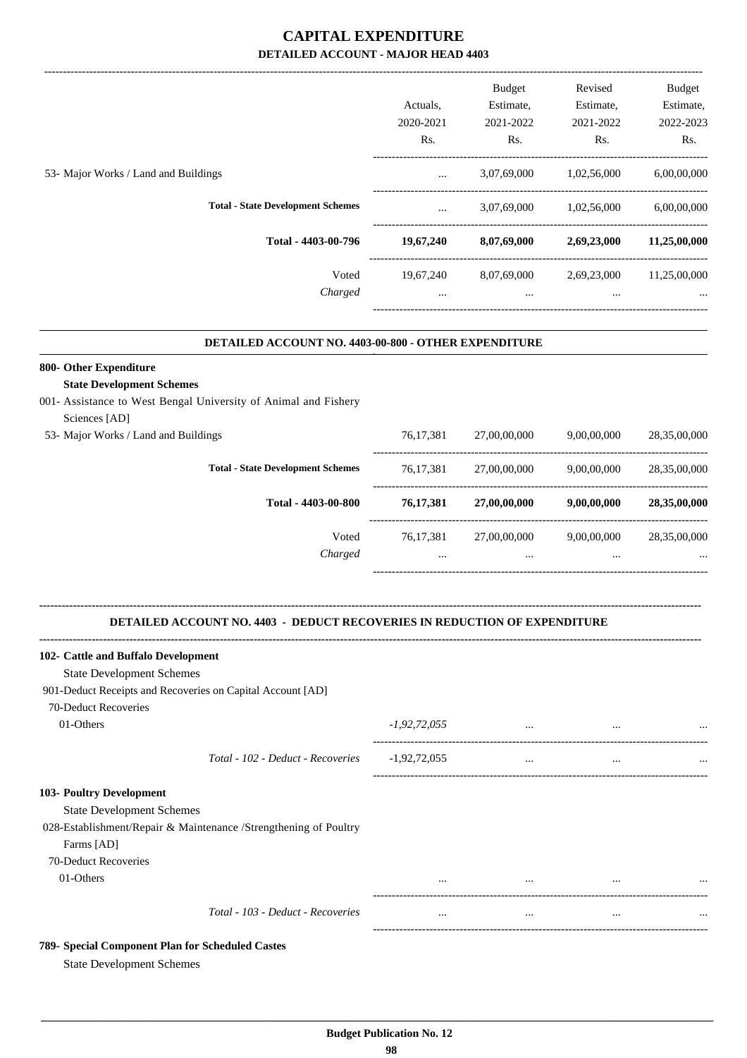# CAPITAL EXPENDITURE

## DETAILED ACCOUNT - MAJOR HEAD 4403

| | Actuals, 2020-2021 Rs. | Budget Estimate, 2021-2022 Rs. | Revised Estimate, 2021-2022 Rs. | Budget Estimate, 2022-2023 Rs. |
|---|---|---|---|---|
| 53- Major Works / Land and Buildings | ... | 3,07,69,000 | 1,02,56,000 | 6,00,00,000 |
| **Total - State Development Schemes** | ... | 3,07,69,000 | 1,02,56,000 | 6,00,00,000 |
| **Total - 4403-00-796** | **19,67,240** | **8,07,69,000** | **2,69,23,000** | **11,25,00,000** |
| Voted | 19,67,240 | 8,07,69,000 | 2,69,23,000 | 11,25,00,000 |
| *Charged* | ... | ... | ... | ... |

### DETAILED ACCOUNT NO. 4403-00-800 - OTHER EXPENDITURE

| | Actuals, 2020-2021 Rs. | Budget Estimate, 2021-2022 Rs. | Revised Estimate, 2021-2022 Rs. | Budget Estimate, 2022-2023 Rs. |
|---|---|---|---|---|
| **800- Other Expenditure** | | | | |
| **State Development Schemes** | | | | |
| 001- Assistance to West Bengal University of Animal and Fishery Sciences [AD] | | | | |
| 53- Major Works / Land and Buildings | 76,17,381 | 27,00,00,000 | 9,00,00,000 | 28,35,00,000 |
| **Total - State Development Schemes** | 76,17,381 | 27,00,00,000 | 9,00,00,000 | 28,35,00,000 |
| **Total - 4403-00-800** | **76,17,381** | **27,00,00,000** | **9,00,00,000** | **28,35,00,000** |
| Voted | 76,17,381 | 27,00,00,000 | 9,00,00,000 | 28,35,00,000 |
| *Charged* | ... | ... | ... | ... |

### DETAILED ACCOUNT NO. 4403 - DEDUCT RECOVERIES IN REDUCTION OF EXPENDITURE

| | Actuals, 2020-2021 Rs. | Budget Estimate, 2021-2022 Rs. | Revised Estimate, 2021-2022 Rs. | Budget Estimate, 2022-2023 Rs. |
|---|---|---|---|---|
| **102- Cattle and Buffalo Development** | | | | |
| State Development Schemes | | | | |
| 901-Deduct Receipts and Recoveries on Capital Account [AD] | | | | |
| 70-Deduct Recoveries | | | | |
| 01-Others | *-1,92,72,055* | ... | ... | ... |
| *Total - 102 - Deduct - Recoveries* | -1,92,72,055 | ... | ... | ... |
| **103- Poultry Development** | | | | |
| State Development Schemes | | | | |
| 028-Establishment/Repair & Maintenance /Strengthening of Poultry Farms [AD] | | | | |
| 70-Deduct Recoveries | | | | |
| 01-Others | ... | ... | ... | ... |
| *Total - 103 - Deduct - Recoveries* | ... | ... | ... | ... |
| **789- Special Component Plan for Scheduled Castes** | | | | |
| State Development Schemes | | | | |

Budget Publication No. 12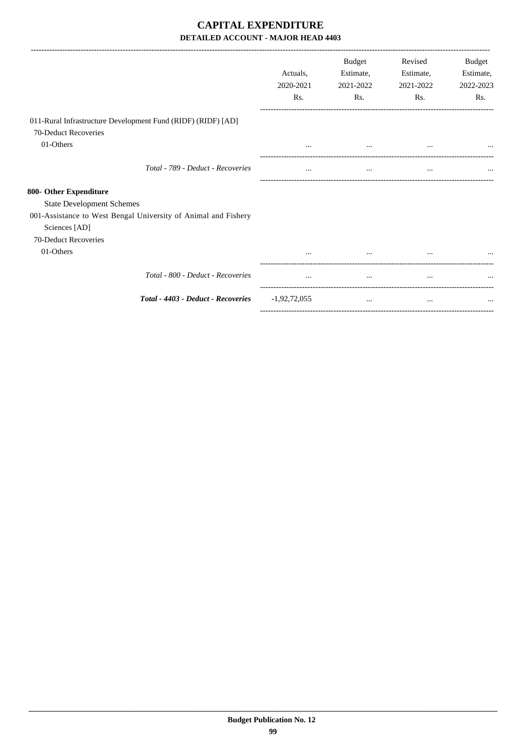# CAPITAL EXPENDITURE

## DETAILED ACCOUNT - MAJOR HEAD 4403

| | Actuals, 2020-2021 Rs. | Budget Estimate, 2021-2022 Rs. | Revised Estimate, 2021-2022 Rs. | Budget Estimate, 2022-2023 Rs. |
|---|---|---|---|---|
| 011-Rural Infrastructure Development Fund (RIDF) (RIDF) [AD] | | | | |
| 70-Deduct Recoveries | | | | |
| 01-Others | ... | ... | ... | ... |
| *Total - 789 - Deduct - Recoveries* | ... | ... | ... | ... |
| **800- Other Expenditure** | | | | |
| State Development Schemes | | | | |
| 001-Assistance to West Bengal University of Animal and Fishery Sciences [AD] | | | | |
| 70-Deduct Recoveries | | | | |
| 01-Others | ... | ... | ... | ... |
| *Total - 800 - Deduct - Recoveries* | ... | ... | ... | ... |
| ***Total - 4403 - Deduct - Recoveries*** | -1,92,72,055 | ... | ... | ... |

**Budget Publication No. 12**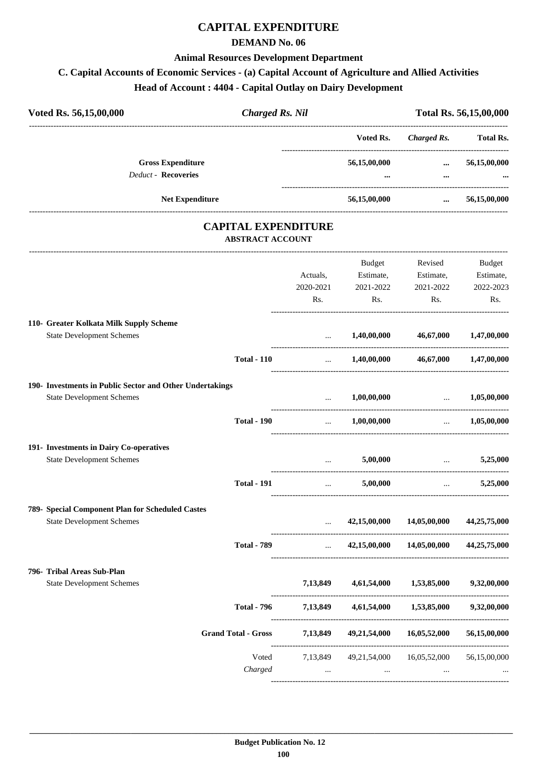# CAPITAL EXPENDITURE

## DEMAND No. 06

### Animal Resources Development Department

### C. Capital Accounts of Economic Services - (a) Capital Account of Agriculture and Allied Activities

### Head of Account : 4404 - Capital Outlay on Dairy Development

| Voted Rs. 56,15,00,000 | *Charged Rs. Nil* | Total Rs. 56,15,00,000 |
|---|---|---|

| | Voted Rs. | *Charged Rs.* | Total Rs. |
|---|---|---|---|
| **Gross Expenditure** | 56,15,00,000 | ... | 56,15,00,000 |
| *Deduct* - **Recoveries** | ... | ... | ... |
| **Net Expenditure** | 56,15,00,000 | ... | 56,15,00,000 |

## CAPITAL EXPENDITURE

### ABSTRACT ACCOUNT

| | Actuals, 2020-2021 Rs. | Budget Estimate, 2021-2022 Rs. | Revised Estimate, 2021-2022 Rs. | Budget Estimate, 2022-2023 Rs. |
|---|---|---|---|---|
| **110- Greater Kolkata Milk Supply Scheme** | | | | |
| State Development Schemes | ... | 1,40,00,000 | 46,67,000 | 1,47,00,000 |
| **Total - 110** | ... | 1,40,00,000 | 46,67,000 | 1,47,00,000 |
| **190- Investments in Public Sector and Other Undertakings** | | | | |
| State Development Schemes | ... | 1,00,00,000 | ... | 1,05,00,000 |
| **Total - 190** | ... | 1,00,00,000 | ... | 1,05,00,000 |
| **191- Investments in Dairy Co-operatives** | | | | |
| State Development Schemes | ... | 5,00,000 | ... | 5,25,000 |
| **Total - 191** | ... | 5,00,000 | ... | 5,25,000 |
| **789- Special Component Plan for Scheduled Castes** | | | | |
| State Development Schemes | ... | 42,15,00,000 | 14,05,00,000 | 44,25,75,000 |
| **Total - 789** | ... | 42,15,00,000 | 14,05,00,000 | 44,25,75,000 |
| **796- Tribal Areas Sub-Plan** | | | | |
| State Development Schemes | 7,13,849 | 4,61,54,000 | 1,53,85,000 | 9,32,00,000 |
| **Total - 796** | 7,13,849 | 4,61,54,000 | 1,53,85,000 | 9,32,00,000 |
| **Grand Total - Gross** | 7,13,849 | 49,21,54,000 | 16,05,52,000 | 56,15,00,000 |
| Voted | 7,13,849 | 49,21,54,000 | 16,05,52,000 | 56,15,00,000 |
| *Charged* | ... | ... | ... | ... |

**Budget Publication No. 12**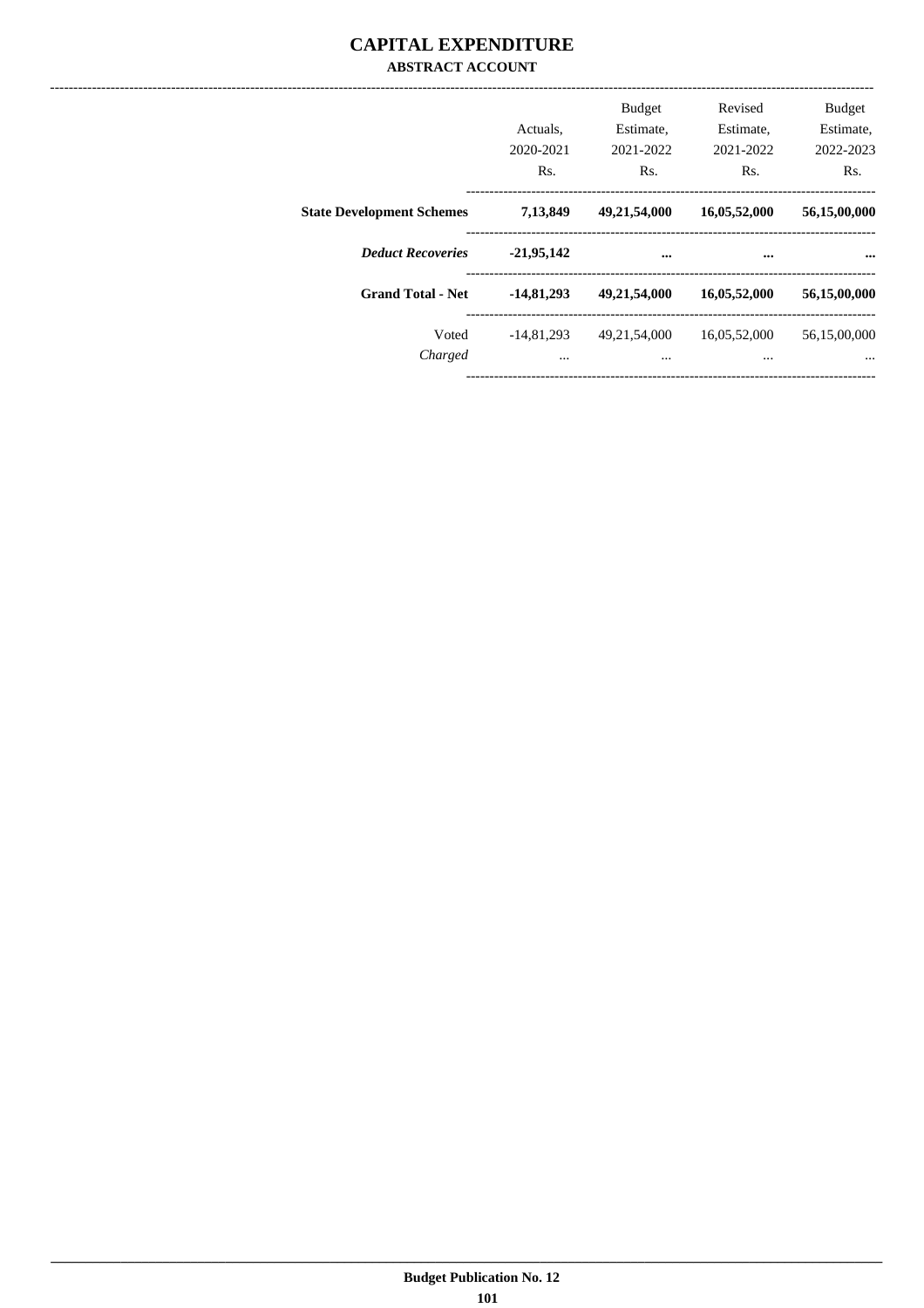# CAPITAL EXPENDITURE

## ABSTRACT ACCOUNT

| | Actuals, 2020-2021 Rs. | Budget Estimate, 2021-2022 Rs. | Revised Estimate, 2021-2022 Rs. | Budget Estimate, 2022-2023 Rs. |
|---|---|---|---|---|
| **State Development Schemes** | **7,13,849** | **49,21,54,000** | **16,05,52,000** | **56,15,00,000** |
| ***Deduct Recoveries*** | **-21,95,142** | **...** | **...** | **...** |
| **Grand Total - Net** | **-14,81,293** | **49,21,54,000** | **16,05,52,000** | **56,15,00,000** |
| Voted | -14,81,293 | 49,21,54,000 | 16,05,52,000 | 56,15,00,000 |
| *Charged* | ... | ... | ... | ... |

**Budget Publication No. 12**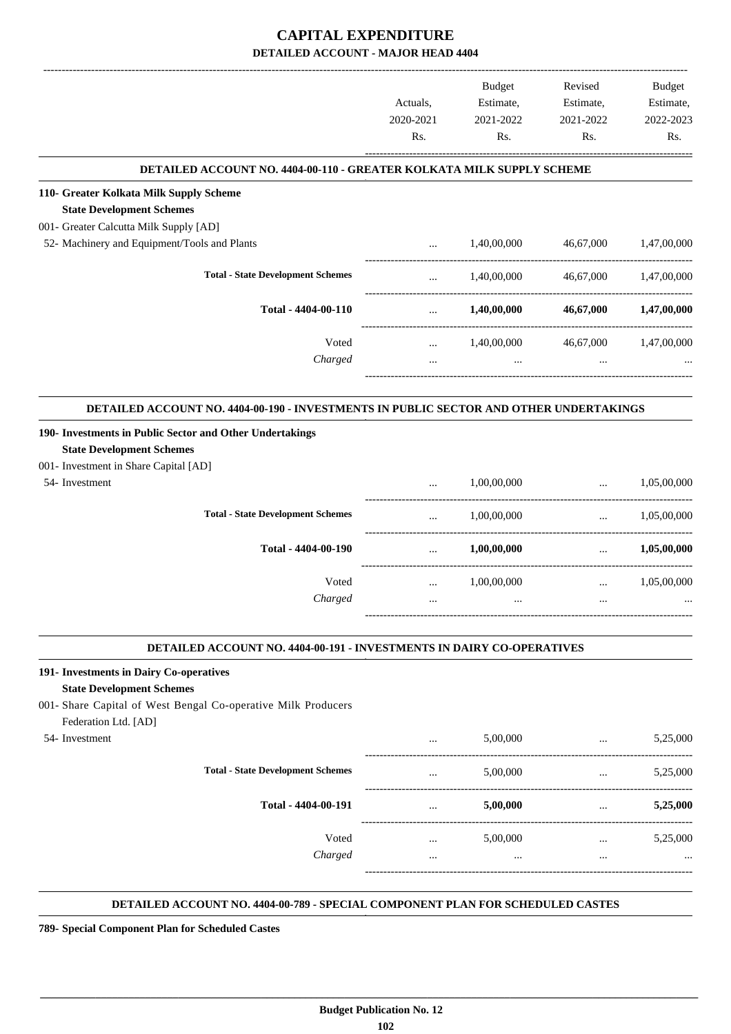# CAPITAL EXPENDITURE

## DETAILED ACCOUNT - MAJOR HEAD 4404

| | Actuals, 2020-2021 Rs. | Budget Estimate, 2021-2022 Rs. | Revised Estimate, 2021-2022 Rs. | Budget Estimate, 2022-2023 Rs. |
|---|---|---|---|---|

### DETAILED ACCOUNT NO. 4404-00-110 - GREATER KOLKATA MILK SUPPLY SCHEME

| | Actuals, 2020-2021 Rs. | Budget Estimate, 2021-2022 Rs. | Revised Estimate, 2021-2022 Rs. | Budget Estimate, 2022-2023 Rs. |
|---|---|---|---|---|
| **110- Greater Kolkata Milk Supply Scheme** | | | | |
| **State Development Schemes** | | | | |
| 001- Greater Calcutta Milk Supply [AD] | | | | |
| 52- Machinery and Equipment/Tools and Plants | ... | 1,40,00,000 | 46,67,000 | 1,47,00,000 |
| **Total - State Development Schemes** | ... | 1,40,00,000 | 46,67,000 | 1,47,00,000 |
| **Total - 4404-00-110** | ... | **1,40,00,000** | **46,67,000** | **1,47,00,000** |
| Voted | ... | 1,40,00,000 | 46,67,000 | 1,47,00,000 |
| *Charged* | ... | ... | ... | ... |

### DETAILED ACCOUNT NO. 4404-00-190 - INVESTMENTS IN PUBLIC SECTOR AND OTHER UNDERTAKINGS

| | Actuals, 2020-2021 Rs. | Budget Estimate, 2021-2022 Rs. | Revised Estimate, 2021-2022 Rs. | Budget Estimate, 2022-2023 Rs. |
|---|---|---|---|---|
| **190- Investments in Public Sector and Other Undertakings** | | | | |
| **State Development Schemes** | | | | |
| 001- Investment in Share Capital [AD] | | | | |
| 54- Investment | ... | 1,00,00,000 | ... | 1,05,00,000 |
| **Total - State Development Schemes** | ... | 1,00,00,000 | ... | 1,05,00,000 |
| **Total - 4404-00-190** | ... | **1,00,00,000** | ... | **1,05,00,000** |
| Voted | ... | 1,00,00,000 | ... | 1,05,00,000 |
| *Charged* | ... | ... | ... | ... |

### DETAILED ACCOUNT NO. 4404-00-191 - INVESTMENTS IN DAIRY CO-OPERATIVES

| | Actuals, 2020-2021 Rs. | Budget Estimate, 2021-2022 Rs. | Revised Estimate, 2021-2022 Rs. | Budget Estimate, 2022-2023 Rs. |
|---|---|---|---|---|
| **191- Investments in Dairy Co-operatives** | | | | |
| **State Development Schemes** | | | | |
| 001- Share Capital of West Bengal Co-operative Milk Producers Federation Ltd. [AD] | | | | |
| 54- Investment | ... | 5,00,000 | ... | 5,25,000 |
| **Total - State Development Schemes** | ... | 5,00,000 | ... | 5,25,000 |
| **Total - 4404-00-191** | ... | **5,00,000** | ... | **5,25,000** |
| Voted | ... | 5,00,000 | ... | 5,25,000 |
| *Charged* | ... | ... | ... | ... |

### DETAILED ACCOUNT NO. 4404-00-789 - SPECIAL COMPONENT PLAN FOR SCHEDULED CASTES

**789- Special Component Plan for Scheduled Castes**

Budget Publication No. 12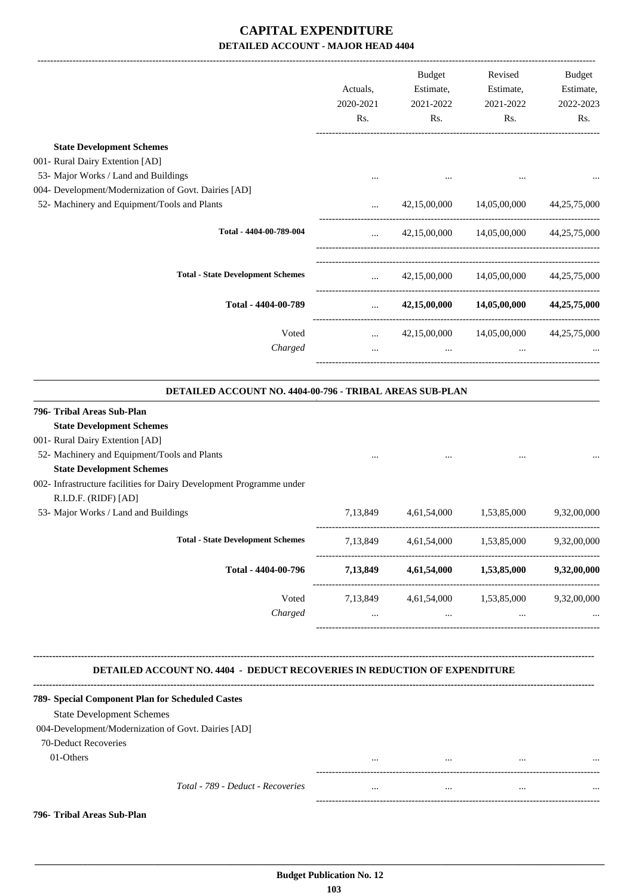# CAPITAL EXPENDITURE

## DETAILED ACCOUNT - MAJOR HEAD 4404

| | Actuals, 2020-2021 Rs. | Budget Estimate, 2021-2022 Rs. | Revised Estimate, 2021-2022 Rs. | Budget Estimate, 2022-2023 Rs. |
|---|---|---|---|---|
| **State Development Schemes** | | | | |
| 001- Rural Dairy Extention [AD] | | | | |
| 53- Major Works / Land and Buildings | ... | ... | ... | ... |
| 004- Development/Modernization of Govt. Dairies [AD] | | | | |
| 52- Machinery and Equipment/Tools and Plants | ... | 42,15,00,000 | 14,05,00,000 | 44,25,75,000 |
| **Total - 4404-00-789-004** | ... | 42,15,00,000 | 14,05,00,000 | 44,25,75,000 |
| **Total - State Development Schemes** | ... | 42,15,00,000 | 14,05,00,000 | 44,25,75,000 |
| **Total - 4404-00-789** | ... | **42,15,00,000** | **14,05,00,000** | **44,25,75,000** |
| Voted | ... | 42,15,00,000 | 14,05,00,000 | 44,25,75,000 |
| *Charged* | ... | ... | ... | ... |

### DETAILED ACCOUNT NO. 4404-00-796 - TRIBAL AREAS SUB-PLAN

| | Actuals, 2020-2021 Rs. | Budget Estimate, 2021-2022 Rs. | Revised Estimate, 2021-2022 Rs. | Budget Estimate, 2022-2023 Rs. |
|---|---|---|---|---|
| **796- Tribal Areas Sub-Plan** | | | | |
| **State Development Schemes** | | | | |
| 001- Rural Dairy Extention [AD] | | | | |
| 52- Machinery and Equipment/Tools and Plants | ... | ... | ... | ... |
| **State Development Schemes** | | | | |
| 002- Infrastructure facilities for Dairy Development Programme under R.I.D.F. (RIDF) [AD] | | | | |
| 53- Major Works / Land and Buildings | 7,13,849 | 4,61,54,000 | 1,53,85,000 | 9,32,00,000 |
| **Total - State Development Schemes** | 7,13,849 | 4,61,54,000 | 1,53,85,000 | 9,32,00,000 |
| **Total - 4404-00-796** | **7,13,849** | **4,61,54,000** | **1,53,85,000** | **9,32,00,000** |
| Voted | 7,13,849 | 4,61,54,000 | 1,53,85,000 | 9,32,00,000 |
| *Charged* | ... | ... | ... | ... |

### DETAILED ACCOUNT NO. 4404 - DEDUCT RECOVERIES IN REDUCTION OF EXPENDITURE

| | Actuals, 2020-2021 Rs. | Budget Estimate, 2021-2022 Rs. | Revised Estimate, 2021-2022 Rs. | Budget Estimate, 2022-2023 Rs. |
|---|---|---|---|---|
| **789- Special Component Plan for Scheduled Castes** | | | | |
| State Development Schemes | | | | |
| 004-Development/Modernization of Govt. Dairies [AD] | | | | |
| 70-Deduct Recoveries | | | | |
| 01-Others | ... | ... | ... | ... |
| *Total - 789 - Deduct - Recoveries* | ... | ... | ... | ... |
| **796- Tribal Areas Sub-Plan** | | | | |

**Budget Publication No. 12**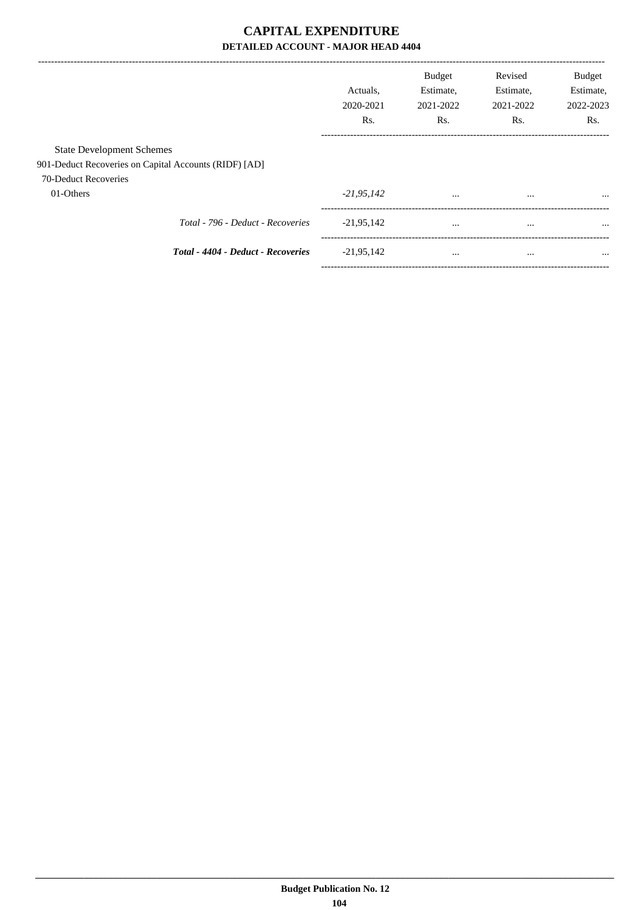# CAPITAL EXPENDITURE

## DETAILED ACCOUNT - MAJOR HEAD 4404

| | Actuals, 2020-2021 Rs. | Budget Estimate, 2021-2022 Rs. | Revised Estimate, 2021-2022 Rs. | Budget Estimate, 2022-2023 Rs. |
|---|---|---|---|---|
| State Development Schemes | | | | |
| 901-Deduct Recoveries on Capital Accounts (RIDF) [AD] | | | | |
| 70-Deduct Recoveries | | | | |
| 01-Others | *-21,95,142* | ... | ... | ... |
| *Total - 796 - Deduct - Recoveries* | -21,95,142 | ... | ... | ... |
| ***Total - 4404 - Deduct - Recoveries*** | -21,95,142 | ... | ... | ... |

**Budget Publication No. 12**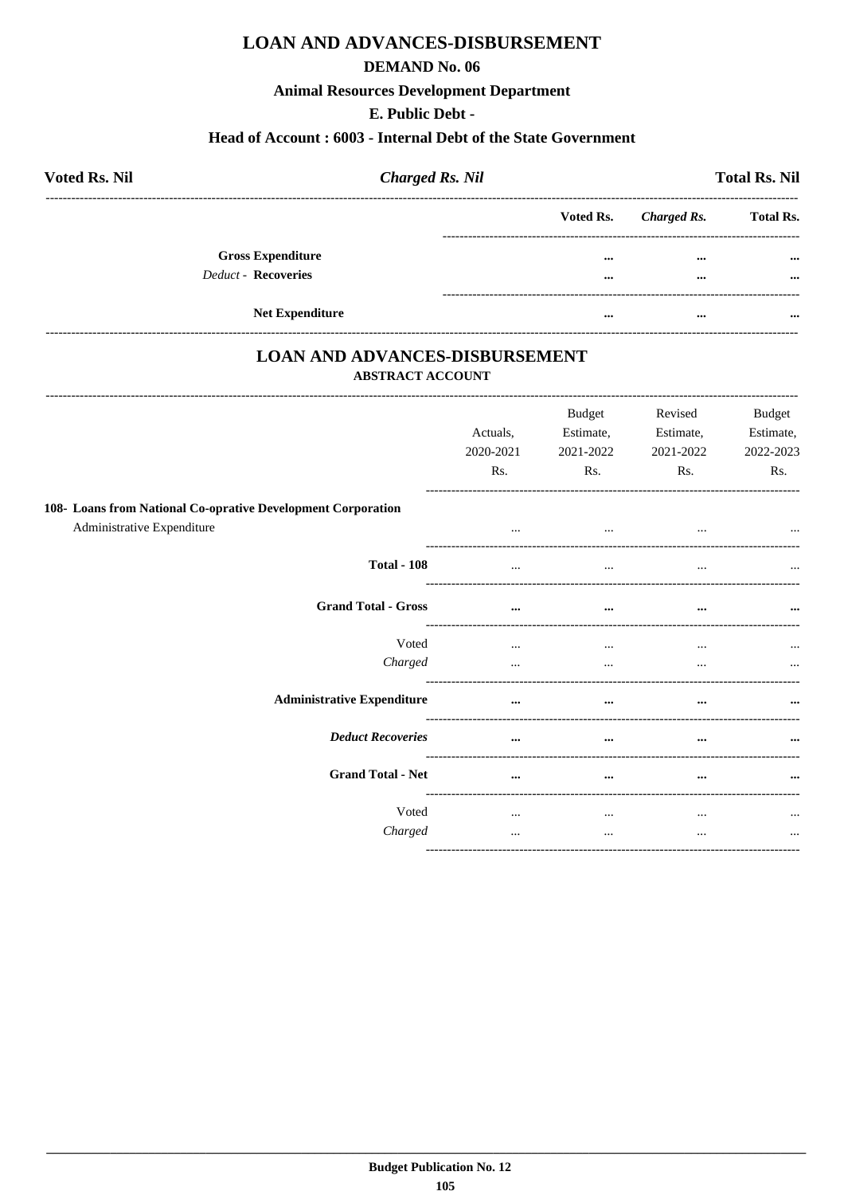# LOAN AND ADVANCES-DISBURSEMENT

## DEMAND No. 06

### Animal Resources Development Department

### E. Public Debt -

### Head of Account : 6003 - Internal Debt of the State Government

**Voted Rs. Nil** | ***Charged Rs. Nil*** | **Total Rs. Nil**

| | Voted Rs. | *Charged Rs.* | Total Rs. |
|---|---|---|---|
| **Gross Expenditure** | ... | ... | ... |
| *Deduct* - **Recoveries** | ... | ... | ... |
| **Net Expenditure** | ... | ... | ... |

## LOAN AND ADVANCES-DISBURSEMENT

**ABSTRACT ACCOUNT**

| | Actuals, 2020-2021 Rs. | Budget Estimate, 2021-2022 Rs. | Revised Estimate, 2021-2022 Rs. | Budget Estimate, 2022-2023 Rs. |
|---|---|---|---|---|
| **108- Loans from National Co-oprative Development Corporation** | | | | |
| Administrative Expenditure | ... | ... | ... | ... |
| **Total - 108** | ... | ... | ... | ... |
| **Grand Total - Gross** | ... | ... | ... | ... |
| Voted | ... | ... | ... | ... |
| *Charged* | ... | ... | ... | ... |
| **Administrative Expenditure** | ... | ... | ... | ... |
| ***Deduct Recoveries*** | ... | ... | ... | ... |
| **Grand Total - Net** | ... | ... | ... | ... |
| Voted | ... | ... | ... | ... |
| *Charged* | ... | ... | ... | ... |

**Budget Publication No. 12**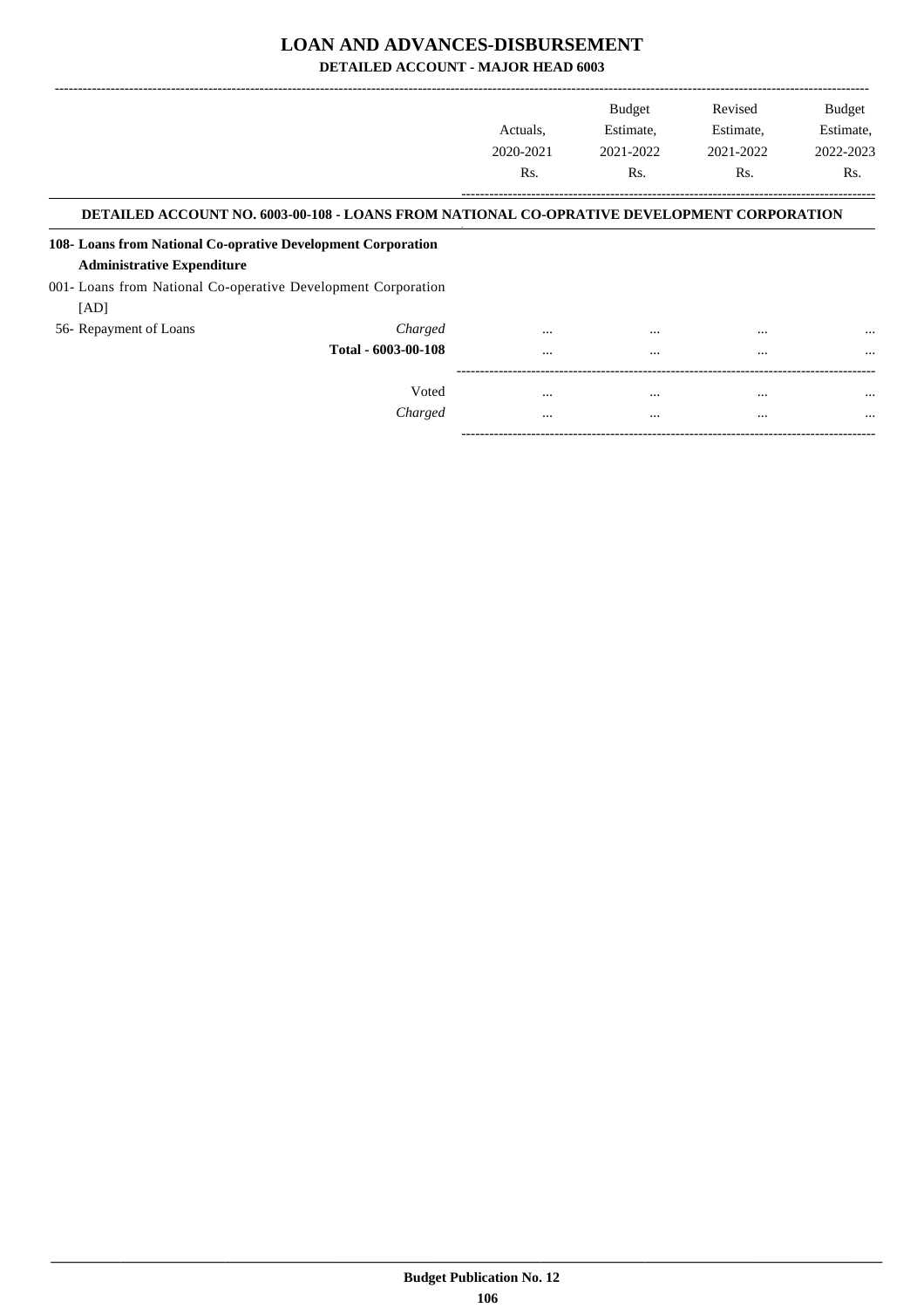# LOAN AND ADVANCES-DISBURSEMENT

## DETAILED ACCOUNT - MAJOR HEAD 6003

| | | Actuals, 2020-2021 Rs. | Budget Estimate, 2021-2022 Rs. | Revised Estimate, 2021-2022 Rs. | Budget Estimate, 2022-2023 Rs. |
|---|---|---|---|---|---|

### DETAILED ACCOUNT NO. 6003-00-108 - LOANS FROM NATIONAL CO-OPRATIVE DEVELOPMENT CORPORATION

| | | Actuals, 2020-2021 Rs. | Budget Estimate, 2021-2022 Rs. | Revised Estimate, 2021-2022 Rs. | Budget Estimate, 2022-2023 Rs. |
|---|---|---|---|---|---|
| **108- Loans from National Co-oprative Development Corporation** | | | | | |
| **Administrative Expenditure** | | | | | |
| 001- Loans from National Co-operative Development Corporation [AD] | | | | | |
| 56- Repayment of Loans | *Charged* | ... | ... | ... | ... |
| | **Total - 6003-00-108** | ... | ... | ... | ... |
| | Voted | ... | ... | ... | ... |
| | *Charged* | ... | ... | ... | ... |

**Budget Publication No. 12**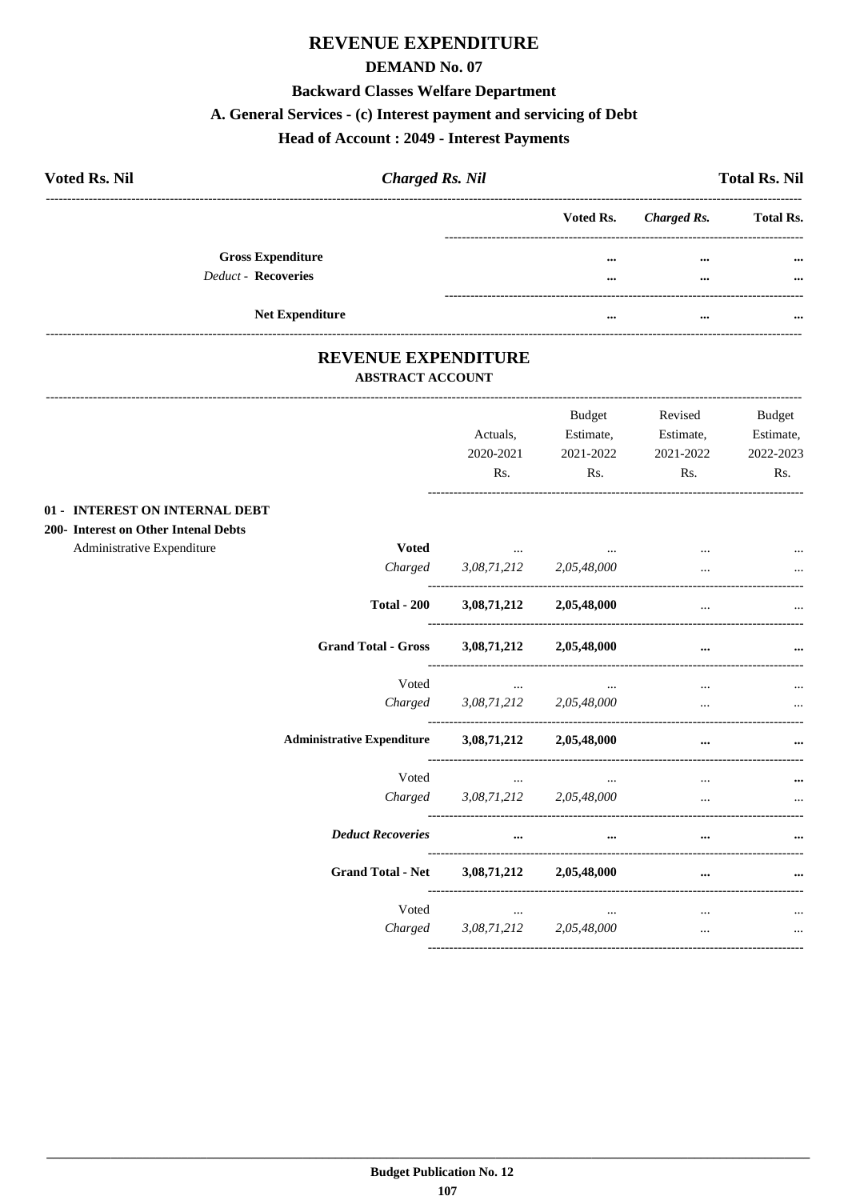# REVENUE EXPENDITURE

## DEMAND No. 07

### Backward Classes Welfare Department

### A. General Services - (c) Interest payment and servicing of Debt

### Head of Account : 2049 - Interest Payments

**Voted Rs. Nil** — ***Charged Rs. Nil*** — **Total Rs. Nil**

| | Voted Rs. | *Charged Rs.* | Total Rs. |
|---|---|---|---|
| **Gross Expenditure** | ... | ... | ... |
| *Deduct* - **Recoveries** | ... | ... | ... |
| **Net Expenditure** | ... | ... | ... |

## REVENUE EXPENDITURE

### ABSTRACT ACCOUNT

| | | Actuals, 2020-2021 Rs. | Budget Estimate, 2021-2022 Rs. | Revised Estimate, 2021-2022 Rs. | Budget Estimate, 2022-2023 Rs. |
|---|---|---|---|---|---|
| **01 - INTEREST ON INTERNAL DEBT** | | | | | |
| **200- Interest on Other Intenal Debts** | | | | | |
| Administrative Expenditure | **Voted** | ... | ... | ... | ... |
| | *Charged* | *3,08,71,212* | *2,05,48,000* | ... | ... |
| | **Total - 200** | **3,08,71,212** | **2,05,48,000** | ... | ... |
| | **Grand Total - Gross** | **3,08,71,212** | **2,05,48,000** | ... | ... |
| | Voted | ... | ... | ... | ... |
| | *Charged* | *3,08,71,212* | *2,05,48,000* | ... | ... |
| | **Administrative Expenditure** | **3,08,71,212** | **2,05,48,000** | ... | ... |
| | Voted | ... | ... | ... | ... |
| | *Charged* | *3,08,71,212* | *2,05,48,000* | ... | ... |
| | ***Deduct Recoveries*** | ... | ... | ... | ... |
| | **Grand Total - Net** | **3,08,71,212** | **2,05,48,000** | ... | ... |
| | Voted | ... | ... | ... | ... |
| | *Charged* | *3,08,71,212* | *2,05,48,000* | ... | ... |

**Budget Publication No. 12**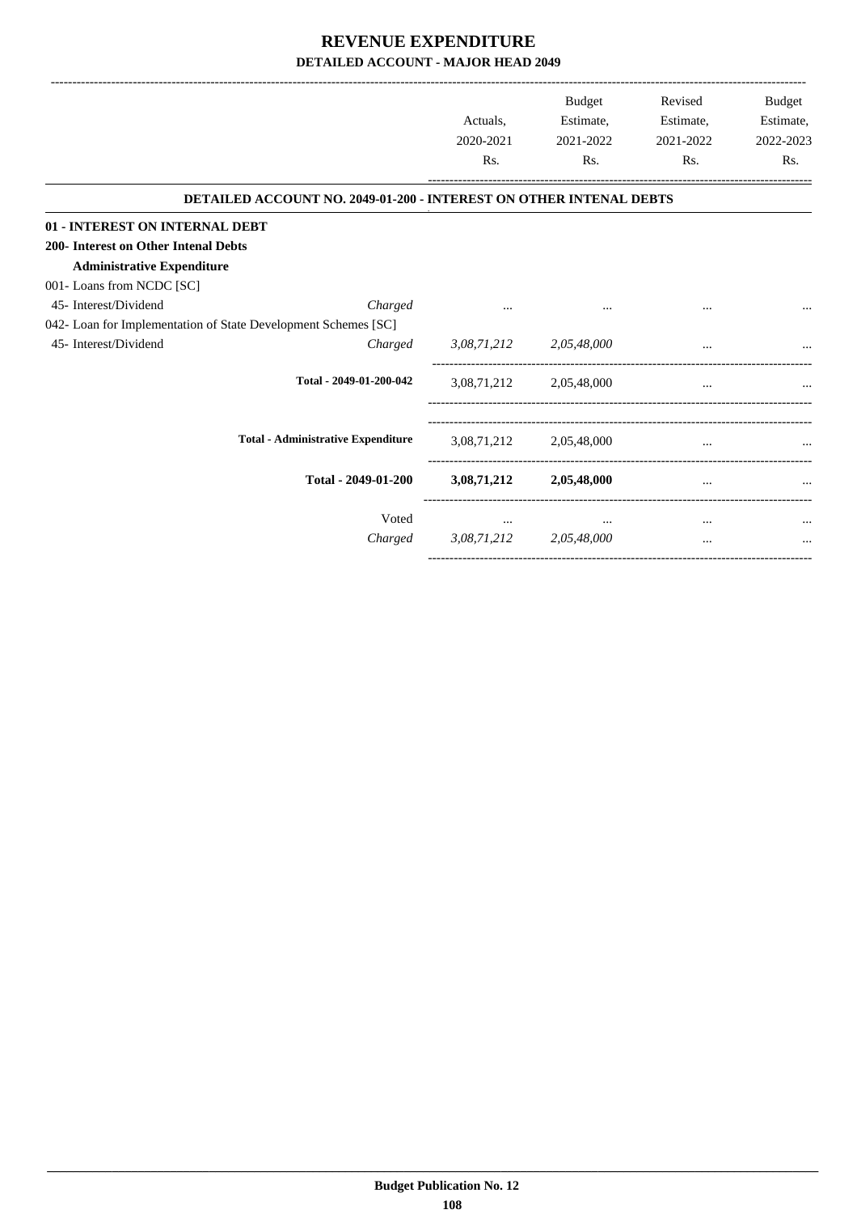# REVENUE EXPENDITURE

## DETAILED ACCOUNT - MAJOR HEAD 2049

| | | Actuals, 2020-2021 Rs. | Budget Estimate, 2021-2022 Rs. | Revised Estimate, 2021-2022 Rs. | Budget Estimate, 2022-2023 Rs. |
|---|---|---|---|---|---|
| **DETAILED ACCOUNT NO. 2049-01-200 - INTEREST ON OTHER INTENAL DEBTS** | | | | | |
| **01 - INTEREST ON INTERNAL DEBT** | | | | | |
| **200- Interest on Other Intenal Debts** | | | | | |
| **Administrative Expenditure** | | | | | |
| 001- Loans from NCDC [SC] | | | | | |
| 45- Interest/Dividend | *Charged* | ... | ... | ... | ... |
| 042- Loan for Implementation of State Development Schemes [SC] | | | | | |
| 45- Interest/Dividend | *Charged* | *3,08,71,212* | *2,05,48,000* | ... | ... |
| **Total - 2049-01-200-042** | | 3,08,71,212 | 2,05,48,000 | ... | ... |
| **Total - Administrative Expenditure** | | 3,08,71,212 | 2,05,48,000 | ... | ... |
| **Total - 2049-01-200** | | **3,08,71,212** | **2,05,48,000** | ... | ... |
| | Voted | ... | ... | ... | ... |
| | *Charged* | *3,08,71,212* | *2,05,48,000* | ... | ... |

Budget Publication No. 12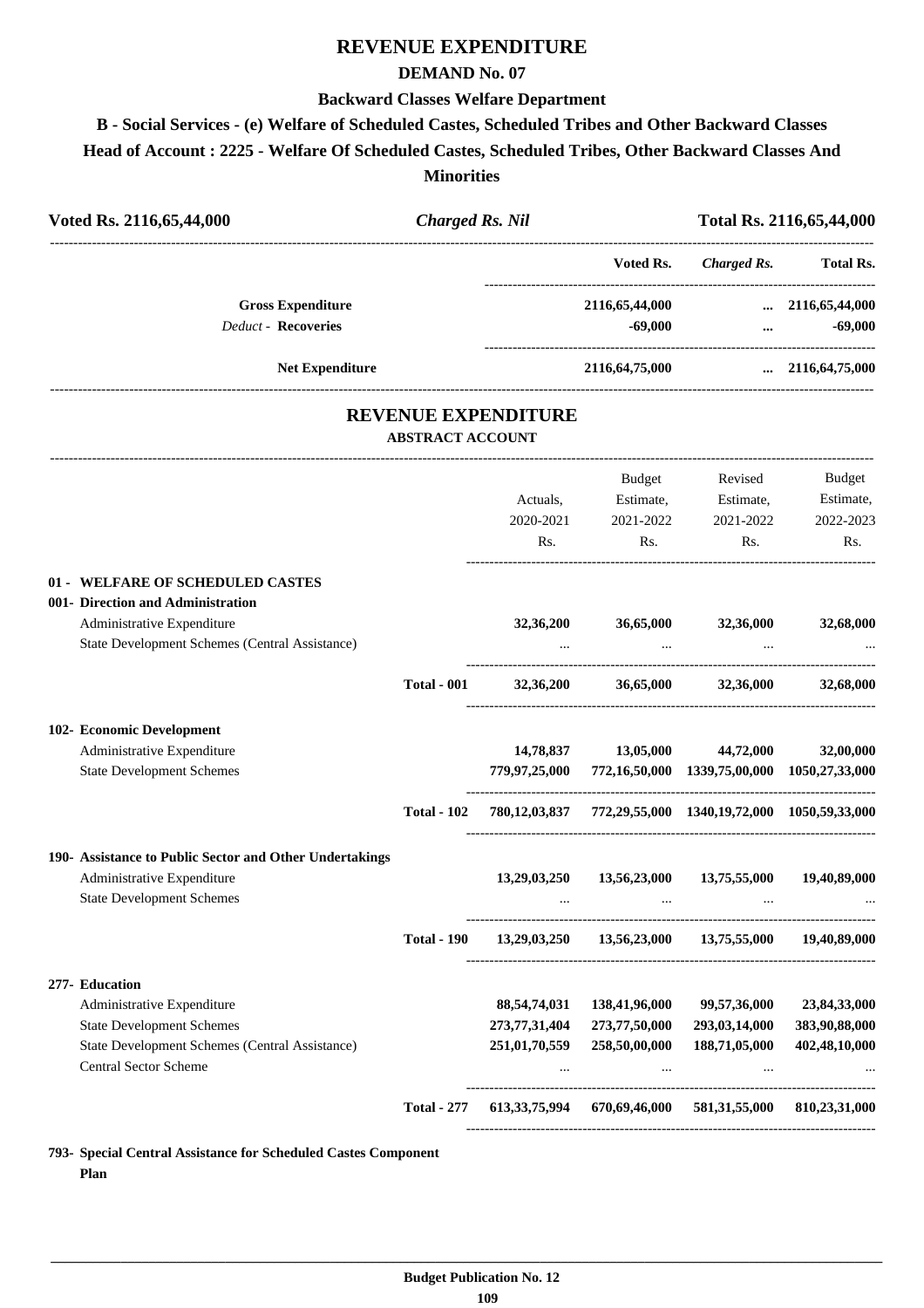# REVENUE EXPENDITURE

## DEMAND No. 07

### Backward Classes Welfare Department

### B - Social Services - (e) Welfare of Scheduled Castes, Scheduled Tribes and Other Backward Classes

### Head of Account : 2225 - Welfare Of Scheduled Castes, Scheduled Tribes, Other Backward Classes And Minorities

| Voted Rs. 2116,65,44,000 | *Charged Rs. Nil* | Total Rs. 2116,65,44,000 |
|---|---|---|

| | Voted Rs. | *Charged Rs.* | Total Rs. |
|---|---|---|---|
| **Gross Expenditure** | 2116,65,44,000 | ... | 2116,65,44,000 |
| *Deduct* - **Recoveries** | -69,000 | ... | -69,000 |
| **Net Expenditure** | 2116,64,75,000 | ... | 2116,64,75,000 |

## REVENUE EXPENDITURE

### ABSTRACT ACCOUNT

| | | Actuals, 2020-2021 Rs. | Budget Estimate, 2021-2022 Rs. | Revised Estimate, 2021-2022 Rs. | Budget Estimate, 2022-2023 Rs. |
|---|---|---|---|---|---|
| **01 - WELFARE OF SCHEDULED CASTES** | | | | | |
| **001- Direction and Administration** | | | | | |
| Administrative Expenditure | | 32,36,200 | 36,65,000 | 32,36,000 | 32,68,000 |
| State Development Schemes (Central Assistance) | | ... | ... | ... | ... |
| | **Total - 001** | 32,36,200 | 36,65,000 | 32,36,000 | 32,68,000 |
| **102- Economic Development** | | | | | |
| Administrative Expenditure | | 14,78,837 | 13,05,000 | 44,72,000 | 32,00,000 |
| State Development Schemes | | 779,97,25,000 | 772,16,50,000 | 1339,75,00,000 | 1050,27,33,000 |
| | **Total - 102** | 780,12,03,837 | 772,29,55,000 | 1340,19,72,000 | 1050,59,33,000 |
| **190- Assistance to Public Sector and Other Undertakings** | | | | | |
| Administrative Expenditure | | 13,29,03,250 | 13,56,23,000 | 13,75,55,000 | 19,40,89,000 |
| State Development Schemes | | ... | ... | ... | ... |
| | **Total - 190** | 13,29,03,250 | 13,56,23,000 | 13,75,55,000 | 19,40,89,000 |
| **277- Education** | | | | | |
| Administrative Expenditure | | 88,54,74,031 | 138,41,96,000 | 99,57,36,000 | 23,84,33,000 |
| State Development Schemes | | 273,77,31,404 | 273,77,50,000 | 293,03,14,000 | 383,90,88,000 |
| State Development Schemes (Central Assistance) | | 251,01,70,559 | 258,50,00,000 | 188,71,05,000 | 402,48,10,000 |
| Central Sector Scheme | | ... | ... | ... | ... |
| | **Total - 277** | 613,33,75,994 | 670,69,46,000 | 581,31,55,000 | 810,23,31,000 |
| **793- Special Central Assistance for Scheduled Castes Component Plan** | | | | | |

Budget Publication No. 12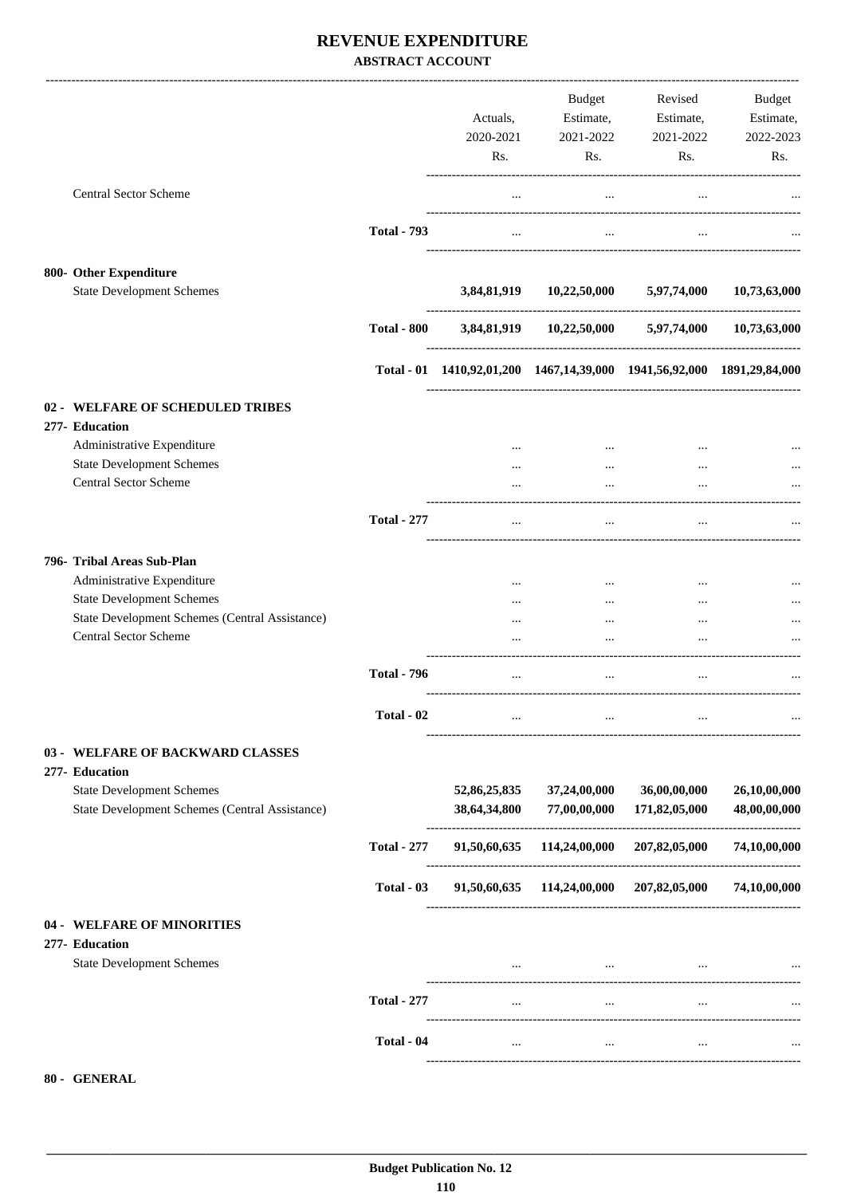# REVENUE EXPENDITURE

## ABSTRACT ACCOUNT

| | | Actuals, 2020-2021 Rs. | Budget Estimate, 2021-2022 Rs. | Revised Estimate, 2021-2022 Rs. | Budget Estimate, 2022-2023 Rs. |
|---|---|---|---|---|---|
| Central Sector Scheme | | ... | ... | ... | ... |
| | **Total - 793** | ... | ... | ... | ... |
| **800- Other Expenditure** | | | | | |
| State Development Schemes | | **3,84,81,919** | **10,22,50,000** | **5,97,74,000** | **10,73,63,000** |
| | **Total - 800** | **3,84,81,919** | **10,22,50,000** | **5,97,74,000** | **10,73,63,000** |
| | **Total - 01** | **1410,92,01,200** | **1467,14,39,000** | **1941,56,92,000** | **1891,29,84,000** |
| **02 - WELFARE OF SCHEDULED TRIBES** | | | | | |
| **277- Education** | | | | | |
| Administrative Expenditure | | ... | ... | ... | ... |
| State Development Schemes | | ... | ... | ... | ... |
| Central Sector Scheme | | ... | ... | ... | ... |
| | **Total - 277** | ... | ... | ... | ... |
| **796- Tribal Areas Sub-Plan** | | | | | |
| Administrative Expenditure | | ... | ... | ... | ... |
| State Development Schemes | | ... | ... | ... | ... |
| State Development Schemes (Central Assistance) | | ... | ... | ... | ... |
| Central Sector Scheme | | ... | ... | ... | ... |
| | **Total - 796** | ... | ... | ... | ... |
| | **Total - 02** | ... | ... | ... | ... |
| **03 - WELFARE OF BACKWARD CLASSES** | | | | | |
| **277- Education** | | | | | |
| State Development Schemes | | **52,86,25,835** | **37,24,00,000** | **36,00,00,000** | **26,10,00,000** |
| State Development Schemes (Central Assistance) | | **38,64,34,800** | **77,00,00,000** | **171,82,05,000** | **48,00,00,000** |
| | **Total - 277** | **91,50,60,635** | **114,24,00,000** | **207,82,05,000** | **74,10,00,000** |
| | **Total - 03** | **91,50,60,635** | **114,24,00,000** | **207,82,05,000** | **74,10,00,000** |
| **04 - WELFARE OF MINORITIES** | | | | | |
| **277- Education** | | | | | |
| State Development Schemes | | ... | ... | ... | ... |
| | **Total - 277** | ... | ... | ... | ... |
| | **Total - 04** | ... | ... | ... | ... |

**80 - GENERAL**

**Budget Publication No. 12**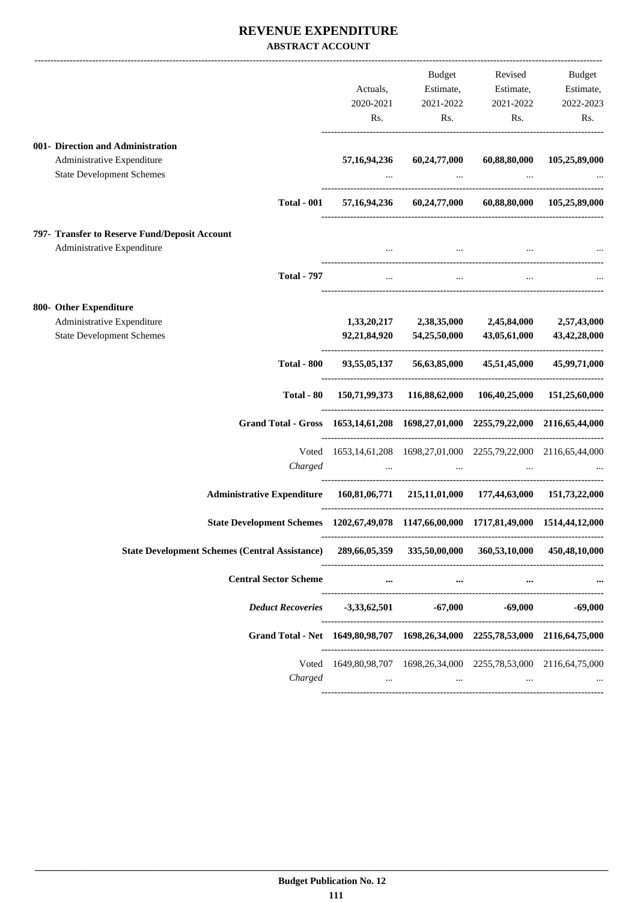# REVENUE EXPENDITURE

**ABSTRACT ACCOUNT**

| | Actuals, 2020-2021 Rs. | Budget Estimate, 2021-2022 Rs. | Revised Estimate, 2021-2022 Rs. | Budget Estimate, 2022-2023 Rs. |
|---|---|---|---|---|
| **001- Direction and Administration** | | | | |
| Administrative Expenditure | **57,16,94,236** | **60,24,77,000** | **60,88,80,000** | **105,25,89,000** |
| State Development Schemes | ... | ... | ... | ... |
| **Total - 001** | **57,16,94,236** | **60,24,77,000** | **60,88,80,000** | **105,25,89,000** |
| **797- Transfer to Reserve Fund/Deposit Account** | | | | |
| Administrative Expenditure | ... | ... | ... | ... |
| **Total - 797** | ... | ... | ... | ... |
| **800- Other Expenditure** | | | | |
| Administrative Expenditure | **1,33,20,217** | **2,38,35,000** | **2,45,84,000** | **2,57,43,000** |
| State Development Schemes | **92,21,84,920** | **54,25,50,000** | **43,05,61,000** | **43,42,28,000** |
| **Total - 800** | **93,55,05,137** | **56,63,85,000** | **45,51,45,000** | **45,99,71,000** |
| **Total - 80** | **150,71,99,373** | **116,88,62,000** | **106,40,25,000** | **151,25,60,000** |
| **Grand Total - Gross** | **1653,14,61,208** | **1698,27,01,000** | **2255,79,22,000** | **2116,65,44,000** |
| Voted | 1653,14,61,208 | 1698,27,01,000 | 2255,79,22,000 | 2116,65,44,000 |
| *Charged* | ... | ... | ... | ... |
| **Administrative Expenditure** | **160,81,06,771** | **215,11,01,000** | **177,44,63,000** | **151,73,22,000** |
| **State Development Schemes** | **1202,67,49,078** | **1147,66,00,000** | **1717,81,49,000** | **1514,44,12,000** |
| **State Development Schemes (Central Assistance)** | **289,66,05,359** | **335,50,00,000** | **360,53,10,000** | **450,48,10,000** |
| **Central Sector Scheme** | **...** | **...** | **...** | **...** |
| ***Deduct Recoveries*** | **-3,33,62,501** | **-67,000** | **-69,000** | **-69,000** |
| **Grand Total - Net** | **1649,80,98,707** | **1698,26,34,000** | **2255,78,53,000** | **2116,64,75,000** |
| Voted | 1649,80,98,707 | 1698,26,34,000 | 2255,78,53,000 | 2116,64,75,000 |
| *Charged* | ... | ... | ... | ... |

**Budget Publication No. 12**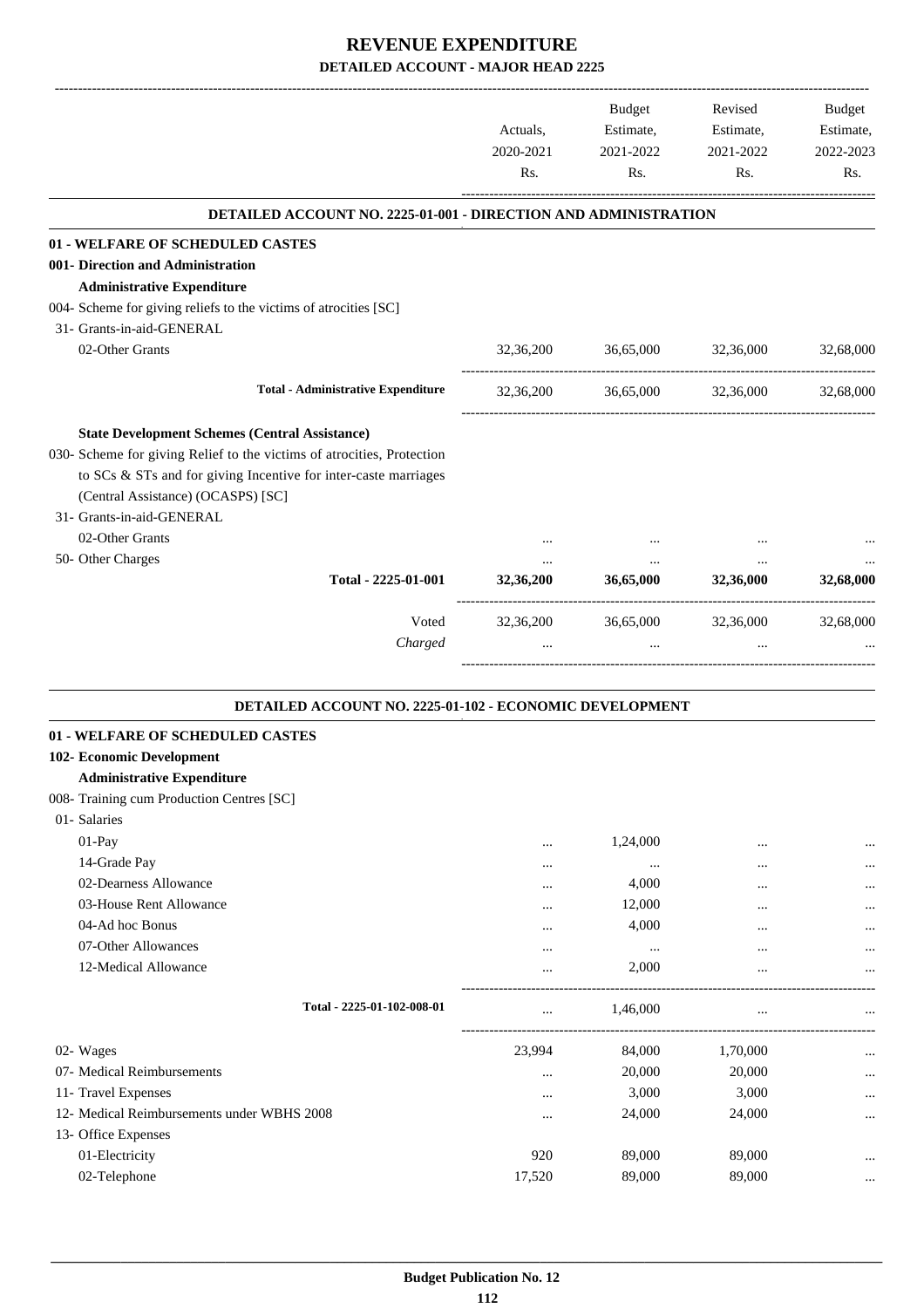# REVENUE EXPENDITURE

## DETAILED ACCOUNT - MAJOR HEAD 2225

| | Actuals, 2020-2021 Rs. | Budget Estimate, 2021-2022 Rs. | Revised Estimate, 2021-2022 Rs. | Budget Estimate, 2022-2023 Rs. |
|---|---|---|---|---|
| **DETAILED ACCOUNT NO. 2225-01-001 - DIRECTION AND ADMINISTRATION** | | | | |
| **01 - WELFARE OF SCHEDULED CASTES** | | | | |
| **001- Direction and Administration** | | | | |
| **Administrative Expenditure** | | | | |
| 004- Scheme for giving reliefs to the victims of atrocities [SC] | | | | |
| 31- Grants-in-aid-GENERAL | | | | |
| 02-Other Grants | 32,36,200 | 36,65,000 | 32,36,000 | 32,68,000 |
| **Total - Administrative Expenditure** | 32,36,200 | 36,65,000 | 32,36,000 | 32,68,000 |
| **State Development Schemes (Central Assistance)** | | | | |
| 030- Scheme for giving Relief to the victims of atrocities, Protection to SCs & STs and for giving Incentive for inter-caste marriages (Central Assistance) (OCASPS) [SC] | | | | |
| 31- Grants-in-aid-GENERAL | | | | |
| 02-Other Grants | ... | ... | ... | ... |
| 50- Other Charges | ... | ... | ... | ... |
| **Total - 2225-01-001** | **32,36,200** | **36,65,000** | **32,36,000** | **32,68,000** |
| Voted | 32,36,200 | 36,65,000 | 32,36,000 | 32,68,000 |
| *Charged* | ... | ... | ... | ... |
| **DETAILED ACCOUNT NO. 2225-01-102 - ECONOMIC DEVELOPMENT** | | | | |
| **01 - WELFARE OF SCHEDULED CASTES** | | | | |
| **102- Economic Development** | | | | |
| **Administrative Expenditure** | | | | |
| 008- Training cum Production Centres [SC] | | | | |
| 01- Salaries | | | | |
| 01-Pay | ... | 1,24,000 | ... | ... |
| 14-Grade Pay | ... | ... | ... | ... |
| 02-Dearness Allowance | ... | 4,000 | ... | ... |
| 03-House Rent Allowance | ... | 12,000 | ... | ... |
| 04-Ad hoc Bonus | ... | 4,000 | ... | ... |
| 07-Other Allowances | ... | ... | ... | ... |
| 12-Medical Allowance | ... | 2,000 | ... | ... |
| **Total - 2225-01-102-008-01** | ... | 1,46,000 | ... | ... |
| 02- Wages | 23,994 | 84,000 | 1,70,000 | ... |
| 07- Medical Reimbursements | ... | 20,000 | 20,000 | ... |
| 11- Travel Expenses | ... | 3,000 | 3,000 | ... |
| 12- Medical Reimbursements under WBHS 2008 | ... | 24,000 | 24,000 | ... |
| 13- Office Expenses | | | | |
| 01-Electricity | 920 | 89,000 | 89,000 | ... |
| 02-Telephone | 17,520 | 89,000 | 89,000 | ... |

Budget Publication No. 12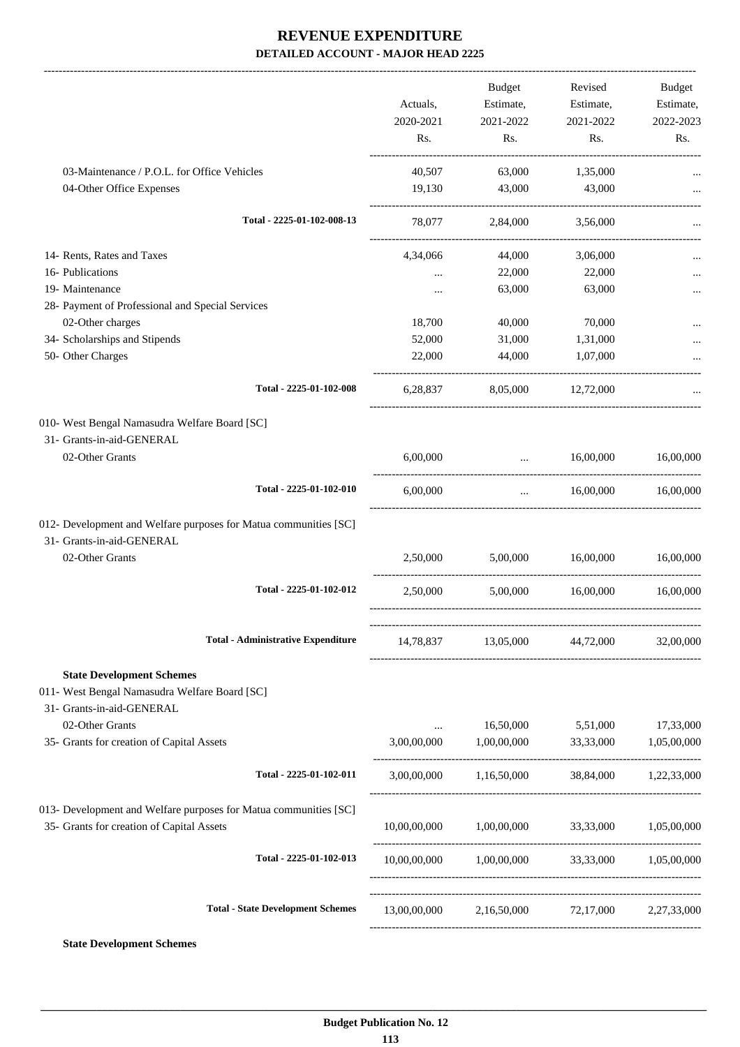# REVENUE EXPENDITURE

## DETAILED ACCOUNT - MAJOR HEAD 2225

| | Actuals, 2020-2021 Rs. | Budget Estimate, 2021-2022 Rs. | Revised Estimate, 2021-2022 Rs. | Budget Estimate, 2022-2023 Rs. |
|---|---|---|---|---|
| 03-Maintenance / P.O.L. for Office Vehicles | 40,507 | 63,000 | 1,35,000 | ... |
| 04-Other Office Expenses | 19,130 | 43,000 | 43,000 | ... |
| Total - 2225-01-102-008-13 | 78,077 | 2,84,000 | 3,56,000 | ... |
| 14- Rents, Rates and Taxes | 4,34,066 | 44,000 | 3,06,000 | ... |
| 16- Publications | ... | 22,000 | 22,000 | ... |
| 19- Maintenance | ... | 63,000 | 63,000 | ... |
| 28- Payment of Professional and Special Services | | | | |
| 02-Other charges | 18,700 | 40,000 | 70,000 | ... |
| 34- Scholarships and Stipends | 52,000 | 31,000 | 1,31,000 | ... |
| 50- Other Charges | 22,000 | 44,000 | 1,07,000 | ... |
| Total - 2225-01-102-008 | 6,28,837 | 8,05,000 | 12,72,000 | ... |
| 010- West Bengal Namasudra Welfare Board [SC] | | | | |
| 31- Grants-in-aid-GENERAL | | | | |
| 02-Other Grants | 6,00,000 | ... | 16,00,000 | 16,00,000 |
| Total - 2225-01-102-010 | 6,00,000 | ... | 16,00,000 | 16,00,000 |
| 012- Development and Welfare purposes for Matua communities [SC] | | | | |
| 31- Grants-in-aid-GENERAL | | | | |
| 02-Other Grants | 2,50,000 | 5,00,000 | 16,00,000 | 16,00,000 |
| Total - 2225-01-102-012 | 2,50,000 | 5,00,000 | 16,00,000 | 16,00,000 |
| Total - Administrative Expenditure | 14,78,837 | 13,05,000 | 44,72,000 | 32,00,000 |
| **State Development Schemes** | | | | |
| 011- West Bengal Namasudra Welfare Board [SC] | | | | |
| 31- Grants-in-aid-GENERAL | | | | |
| 02-Other Grants | ... | 16,50,000 | 5,51,000 | 17,33,000 |
| 35- Grants for creation of Capital Assets | 3,00,00,000 | 1,00,00,000 | 33,33,000 | 1,05,00,000 |
| Total - 2225-01-102-011 | 3,00,00,000 | 1,16,50,000 | 38,84,000 | 1,22,33,000 |
| 013- Development and Welfare purposes for Matua communities [SC] | | | | |
| 35- Grants for creation of Capital Assets | 10,00,00,000 | 1,00,00,000 | 33,33,000 | 1,05,00,000 |
| Total - 2225-01-102-013 | 10,00,00,000 | 1,00,00,000 | 33,33,000 | 1,05,00,000 |
| Total - State Development Schemes | 13,00,00,000 | 2,16,50,000 | 72,17,000 | 2,27,33,000 |

**State Development Schemes**

Budget Publication No. 12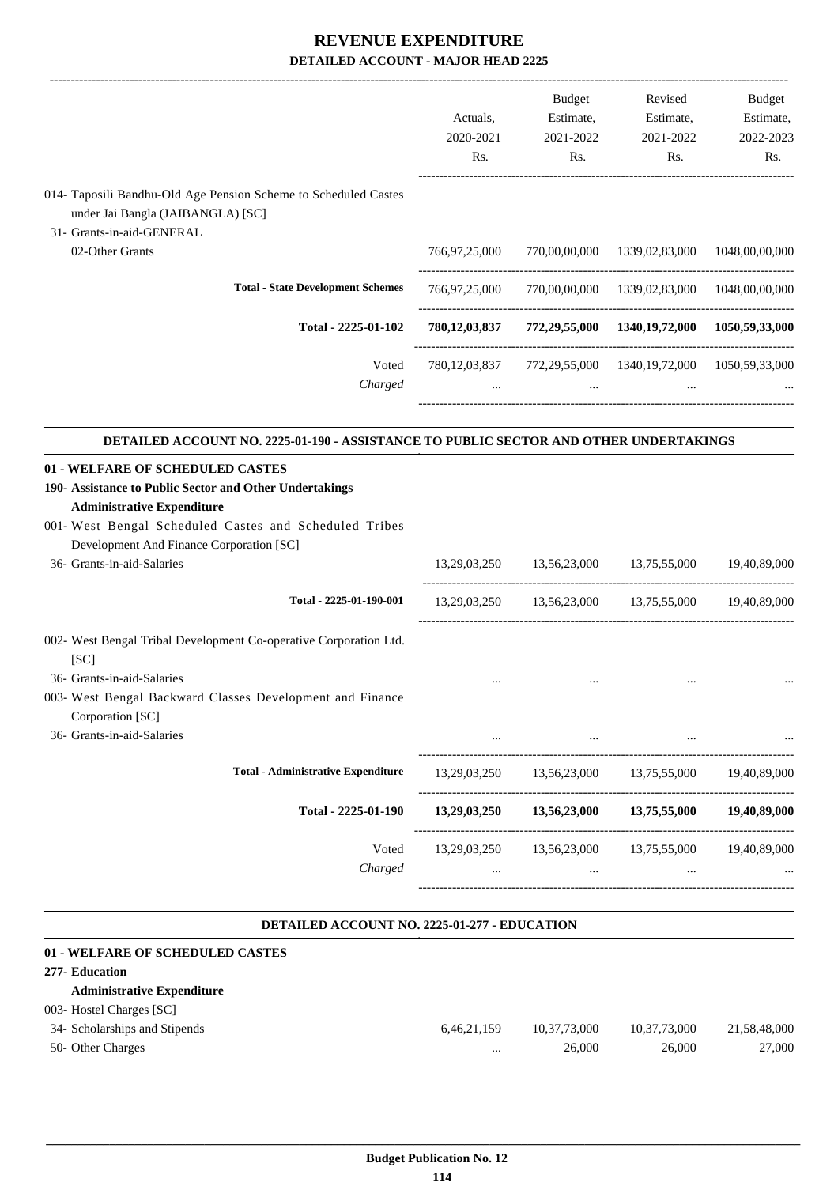# REVENUE EXPENDITURE

## DETAILED ACCOUNT - MAJOR HEAD 2225

| | Actuals, 2020-2021 Rs. | Budget Estimate, 2021-2022 Rs. | Revised Estimate, 2021-2022 Rs. | Budget Estimate, 2022-2023 Rs. |
|---|---|---|---|---|
| 014- Taposili Bandhu-Old Age Pension Scheme to Scheduled Castes under Jai Bangla (JAIBANGLA) [SC] | | | | |
| 31- Grants-in-aid-GENERAL | | | | |
| 02-Other Grants | 766,97,25,000 | 770,00,00,000 | 1339,02,83,000 | 1048,00,00,000 |
| **Total - State Development Schemes** | 766,97,25,000 | 770,00,00,000 | 1339,02,83,000 | 1048,00,00,000 |
| **Total - 2225-01-102** | **780,12,03,837** | **772,29,55,000** | **1340,19,72,000** | **1050,59,33,000** |
| Voted | 780,12,03,837 | 772,29,55,000 | 1340,19,72,000 | 1050,59,33,000 |
| *Charged* | ... | ... | ... | ... |

### DETAILED ACCOUNT NO. 2225-01-190 - ASSISTANCE TO PUBLIC SECTOR AND OTHER UNDERTAKINGS

**01 - WELFARE OF SCHEDULED CASTES**

**190- Assistance to Public Sector and Other Undertakings**

**Administrative Expenditure**

| | Actuals, 2020-2021 Rs. | Budget Estimate, 2021-2022 Rs. | Revised Estimate, 2021-2022 Rs. | Budget Estimate, 2022-2023 Rs. |
|---|---|---|---|---|
| 001- West Bengal Scheduled Castes and Scheduled Tribes Development And Finance Corporation [SC] | | | | |
| 36- Grants-in-aid-Salaries | 13,29,03,250 | 13,56,23,000 | 13,75,55,000 | 19,40,89,000 |
| Total - 2225-01-190-001 | 13,29,03,250 | 13,56,23,000 | 13,75,55,000 | 19,40,89,000 |
| 002- West Bengal Tribal Development Co-operative Corporation Ltd. [SC] | | | | |
| 36- Grants-in-aid-Salaries | ... | ... | ... | ... |
| 003- West Bengal Backward Classes Development and Finance Corporation [SC] | | | | |
| 36- Grants-in-aid-Salaries | ... | ... | ... | ... |
| **Total - Administrative Expenditure** | 13,29,03,250 | 13,56,23,000 | 13,75,55,000 | 19,40,89,000 |
| **Total - 2225-01-190** | **13,29,03,250** | **13,56,23,000** | **13,75,55,000** | **19,40,89,000** |
| Voted | 13,29,03,250 | 13,56,23,000 | 13,75,55,000 | 19,40,89,000 |
| *Charged* | ... | ... | ... | ... |

### DETAILED ACCOUNT NO. 2225-01-277 - EDUCATION

**01 - WELFARE OF SCHEDULED CASTES**

**277- Education**

**Administrative Expenditure**

| | Actuals, 2020-2021 Rs. | Budget Estimate, 2021-2022 Rs. | Revised Estimate, 2021-2022 Rs. | Budget Estimate, 2022-2023 Rs. |
|---|---|---|---|---|
| 003- Hostel Charges [SC] | | | | |
| 34- Scholarships and Stipends | 6,46,21,159 | 10,37,73,000 | 10,37,73,000 | 21,58,48,000 |
| 50- Other Charges | ... | 26,000 | 26,000 | 27,000 |

**Budget Publication No. 12**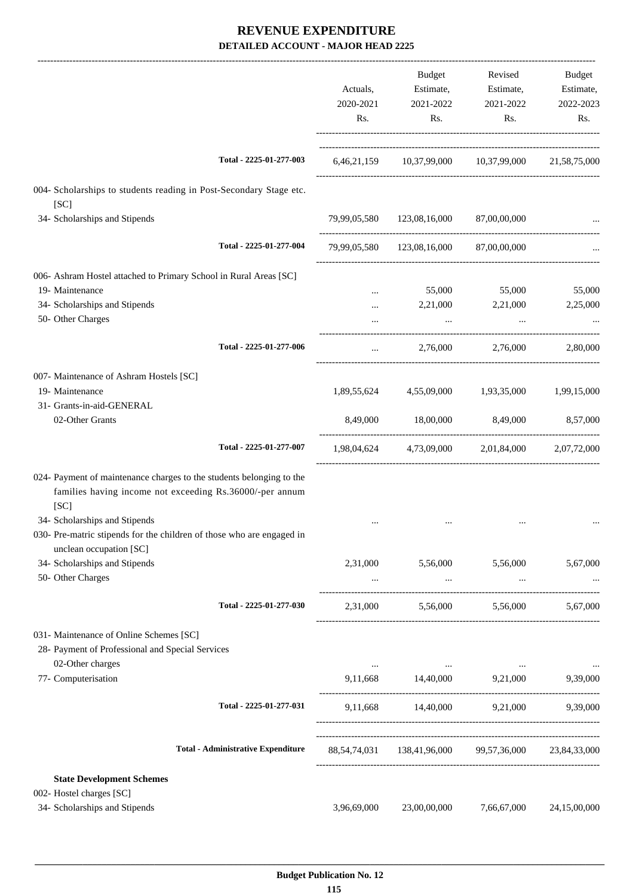# REVENUE EXPENDITURE

## DETAILED ACCOUNT - MAJOR HEAD 2225

| | Actuals, 2020-2021 Rs. | Budget Estimate, 2021-2022 Rs. | Revised Estimate, 2021-2022 Rs. | Budget Estimate, 2022-2023 Rs. |
|---|---|---|---|---|
| Total - 2225-01-277-003 | 6,46,21,159 | 10,37,99,000 | 10,37,99,000 | 21,58,75,000 |
| 004- Scholarships to students reading in Post-Secondary Stage etc. [SC] | | | | |
| 34- Scholarships and Stipends | 79,99,05,580 | 123,08,16,000 | 87,00,00,000 | ... |
| Total - 2225-01-277-004 | 79,99,05,580 | 123,08,16,000 | 87,00,00,000 | ... |
| 006- Ashram Hostel attached to Primary School in Rural Areas [SC] | | | | |
| 19- Maintenance | ... | 55,000 | 55,000 | 55,000 |
| 34- Scholarships and Stipends | ... | 2,21,000 | 2,21,000 | 2,25,000 |
| 50- Other Charges | ... | ... | ... | ... |
| Total - 2225-01-277-006 | ... | 2,76,000 | 2,76,000 | 2,80,000 |
| 007- Maintenance of Ashram Hostels [SC] | | | | |
| 19- Maintenance | 1,89,55,624 | 4,55,09,000 | 1,93,35,000 | 1,99,15,000 |
| 31- Grants-in-aid-GENERAL | | | | |
| 02-Other Grants | 8,49,000 | 18,00,000 | 8,49,000 | 8,57,000 |
| Total - 2225-01-277-007 | 1,98,04,624 | 4,73,09,000 | 2,01,84,000 | 2,07,72,000 |
| 024- Payment of maintenance charges to the students belonging to the families having income not exceeding Rs.36000/-per annum [SC] | | | | |
| 34- Scholarships and Stipends | ... | ... | ... | ... |
| 030- Pre-matric stipends for the children of those who are engaged in unclean occupation [SC] | | | | |
| 34- Scholarships and Stipends | 2,31,000 | 5,56,000 | 5,56,000 | 5,67,000 |
| 50- Other Charges | ... | ... | ... | ... |
| Total - 2225-01-277-030 | 2,31,000 | 5,56,000 | 5,56,000 | 5,67,000 |
| 031- Maintenance of Online Schemes [SC] | | | | |
| 28- Payment of Professional and Special Services | | | | |
| 02-Other charges | ... | ... | ... | ... |
| 77- Computerisation | 9,11,668 | 14,40,000 | 9,21,000 | 9,39,000 |
| Total - 2225-01-277-031 | 9,11,668 | 14,40,000 | 9,21,000 | 9,39,000 |
| Total - Administrative Expenditure | 88,54,74,031 | 138,41,96,000 | 99,57,36,000 | 23,84,33,000 |
| **State Development Schemes** | | | | |
| 002- Hostel charges [SC] | | | | |
| 34- Scholarships and Stipends | 3,96,69,000 | 23,00,00,000 | 7,66,67,000 | 24,15,00,000 |

Budget Publication No. 12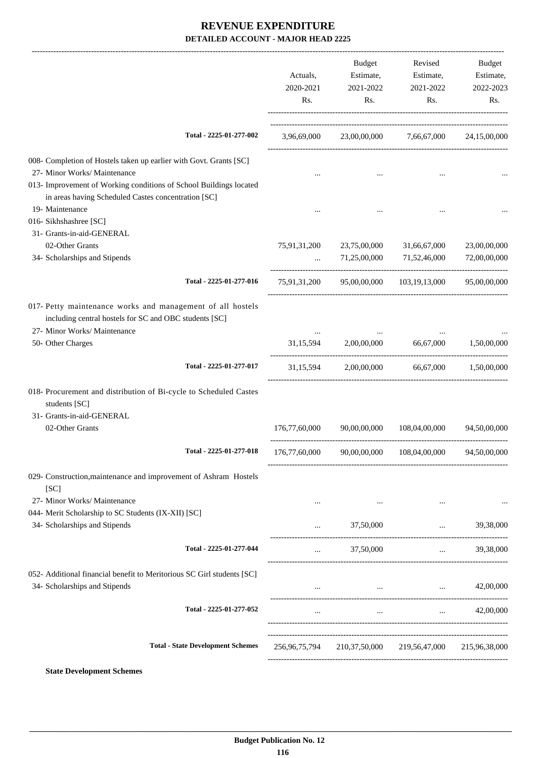# REVENUE EXPENDITURE

## DETAILED ACCOUNT - MAJOR HEAD 2225

| | Actuals, 2020-2021 Rs. | Budget Estimate, 2021-2022 Rs. | Revised Estimate, 2021-2022 Rs. | Budget Estimate, 2022-2023 Rs. |
|---|---|---|---|---|
| **Total - 2225-01-277-002** | 3,96,69,000 | 23,00,00,000 | 7,66,67,000 | 24,15,00,000 |
| 008- Completion of Hostels taken up earlier with Govt. Grants [SC] | | | | |
| 27- Minor Works/ Maintenance | ... | ... | ... | ... |
| 013- Improvement of Working conditions of School Buildings located in areas having Scheduled Castes concentration [SC] | | | | |
| 19- Maintenance | ... | ... | ... | ... |
| 016- Sikhshashree [SC] | | | | |
| 31- Grants-in-aid-GENERAL | | | | |
| 02-Other Grants | 75,91,31,200 | 23,75,00,000 | 31,66,67,000 | 23,00,00,000 |
| 34- Scholarships and Stipends | ... | 71,25,00,000 | 71,52,46,000 | 72,00,00,000 |
| **Total - 2225-01-277-016** | 75,91,31,200 | 95,00,00,000 | 103,19,13,000 | 95,00,00,000 |
| 017- Petty maintenance works and management of all hostels including central hostels for SC and OBC students [SC] | | | | |
| 27- Minor Works/ Maintenance | ... | ... | ... | ... |
| 50- Other Charges | 31,15,594 | 2,00,00,000 | 66,67,000 | 1,50,00,000 |
| **Total - 2225-01-277-017** | 31,15,594 | 2,00,00,000 | 66,67,000 | 1,50,00,000 |
| 018- Procurement and distribution of Bi-cycle to Scheduled Castes students [SC] | | | | |
| 31- Grants-in-aid-GENERAL | | | | |
| 02-Other Grants | 176,77,60,000 | 90,00,00,000 | 108,04,00,000 | 94,50,00,000 |
| **Total - 2225-01-277-018** | 176,77,60,000 | 90,00,00,000 | 108,04,00,000 | 94,50,00,000 |
| 029- Construction,maintenance and improvement of Ashram Hostels [SC] | | | | |
| 27- Minor Works/ Maintenance | ... | ... | ... | ... |
| 044- Merit Scholarship to SC Students (IX-XII) [SC] | | | | |
| 34- Scholarships and Stipends | ... | 37,50,000 | ... | 39,38,000 |
| **Total - 2225-01-277-044** | ... | 37,50,000 | ... | 39,38,000 |
| 052- Additional financial benefit to Meritorious SC Girl students [SC] | | | | |
| 34- Scholarships and Stipends | ... | ... | ... | 42,00,000 |
| **Total - 2225-01-277-052** | ... | ... | ... | 42,00,000 |
| **Total - State Development Schemes** | 256,96,75,794 | 210,37,50,000 | 219,56,47,000 | 215,96,38,000 |

**State Development Schemes**

Budget Publication No. 12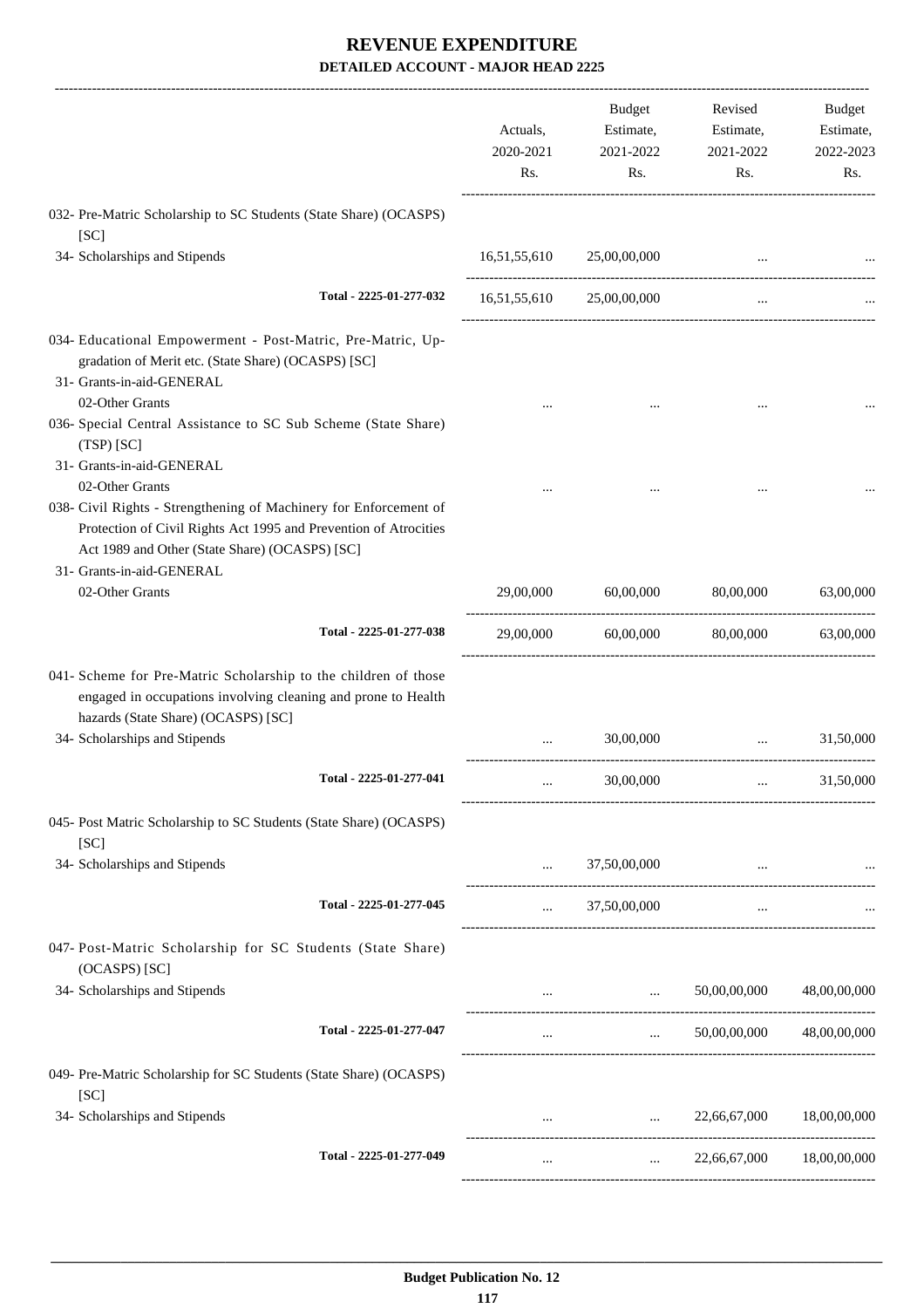# REVENUE EXPENDITURE

## DETAILED ACCOUNT - MAJOR HEAD 2225

| | Actuals, 2020-2021 Rs. | Budget Estimate, 2021-2022 Rs. | Revised Estimate, 2021-2022 Rs. | Budget Estimate, 2022-2023 Rs. |
|---|---|---|---|---|
| 032- Pre-Matric Scholarship to SC Students (State Share) (OCASPS) [SC] | | | | |
| 34- Scholarships and Stipends | 16,51,55,610 | 25,00,00,000 | ... | ... |
| Total - 2225-01-277-032 | 16,51,55,610 | 25,00,00,000 | ... | ... |
| 034- Educational Empowerment - Post-Matric, Pre-Matric, Up-gradation of Merit etc. (State Share) (OCASPS) [SC] | | | | |
| 31- Grants-in-aid-GENERAL | | | | |
| 02-Other Grants | ... | ... | ... | ... |
| 036- Special Central Assistance to SC Sub Scheme (State Share) (TSP) [SC] | | | | |
| 31- Grants-in-aid-GENERAL | | | | |
| 02-Other Grants | ... | ... | ... | ... |
| 038- Civil Rights - Strengthening of Machinery for Enforcement of Protection of Civil Rights Act 1995 and Prevention of Atrocities Act 1989 and Other (State Share) (OCASPS) [SC] | | | | |
| 31- Grants-in-aid-GENERAL | | | | |
| 02-Other Grants | 29,00,000 | 60,00,000 | 80,00,000 | 63,00,000 |
| Total - 2225-01-277-038 | 29,00,000 | 60,00,000 | 80,00,000 | 63,00,000 |
| 041- Scheme for Pre-Matric Scholarship to the children of those engaged in occupations involving cleaning and prone to Health hazards (State Share) (OCASPS) [SC] | | | | |
| 34- Scholarships and Stipends | ... | 30,00,000 | ... | 31,50,000 |
| Total - 2225-01-277-041 | ... | 30,00,000 | ... | 31,50,000 |
| 045- Post Matric Scholarship to SC Students (State Share) (OCASPS) [SC] | | | | |
| 34- Scholarships and Stipends | ... | 37,50,00,000 | ... | ... |
| Total - 2225-01-277-045 | ... | 37,50,00,000 | ... | ... |
| 047- Post-Matric Scholarship for SC Students (State Share) (OCASPS) [SC] | | | | |
| 34- Scholarships and Stipends | ... | ... | 50,00,00,000 | 48,00,00,000 |
| Total - 2225-01-277-047 | ... | ... | 50,00,00,000 | 48,00,00,000 |
| 049- Pre-Matric Scholarship for SC Students (State Share) (OCASPS) [SC] | | | | |
| 34- Scholarships and Stipends | ... | ... | 22,66,67,000 | 18,00,00,000 |
| Total - 2225-01-277-049 | ... | ... | 22,66,67,000 | 18,00,00,000 |

Budget Publication No. 12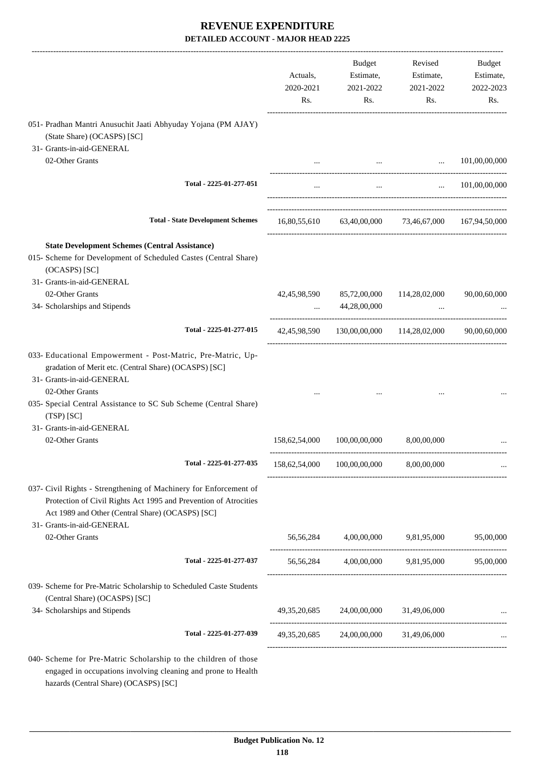# REVENUE EXPENDITURE

## DETAILED ACCOUNT - MAJOR HEAD 2225

| | Actuals, 2020-2021 Rs. | Budget Estimate, 2021-2022 Rs. | Revised Estimate, 2021-2022 Rs. | Budget Estimate, 2022-2023 Rs. |
|---|---|---|---|---|
| 051- Pradhan Mantri Anusuchit Jaati Abhyuday Yojana (PM AJAY) (State Share) (OCASPS) [SC] | | | | |
| 31- Grants-in-aid-GENERAL | | | | |
| 02-Other Grants | ... | ... | ... | 101,00,00,000 |
| **Total - 2225-01-277-051** | ... | ... | ... | 101,00,00,000 |
| **Total - State Development Schemes** | 16,80,55,610 | 63,40,00,000 | 73,46,67,000 | 167,94,50,000 |
| **State Development Schemes (Central Assistance)** | | | | |
| 015- Scheme for Development of Scheduled Castes (Central Share) (OCASPS) [SC] | | | | |
| 31- Grants-in-aid-GENERAL | | | | |
| 02-Other Grants | 42,45,98,590 | 85,72,00,000 | 114,28,02,000 | 90,00,60,000 |
| 34- Scholarships and Stipends | ... | 44,28,00,000 | ... | ... |
| **Total - 2225-01-277-015** | 42,45,98,590 | 130,00,00,000 | 114,28,02,000 | 90,00,60,000 |
| 033- Educational Empowerment - Post-Matric, Pre-Matric, Up-gradation of Merit etc. (Central Share) (OCASPS) [SC] | | | | |
| 31- Grants-in-aid-GENERAL | | | | |
| 02-Other Grants | ... | ... | ... | ... |
| 035- Special Central Assistance to SC Sub Scheme (Central Share) (TSP) [SC] | | | | |
| 31- Grants-in-aid-GENERAL | | | | |
| 02-Other Grants | 158,62,54,000 | 100,00,00,000 | 8,00,00,000 | ... |
| **Total - 2225-01-277-035** | 158,62,54,000 | 100,00,00,000 | 8,00,00,000 | ... |
| 037- Civil Rights - Strengthening of Machinery for Enforcement of Protection of Civil Rights Act 1995 and Prevention of Atrocities Act 1989 and Other (Central Share) (OCASPS) [SC] | | | | |
| 31- Grants-in-aid-GENERAL | | | | |
| 02-Other Grants | 56,56,284 | 4,00,00,000 | 9,81,95,000 | 95,00,000 |
| **Total - 2225-01-277-037** | 56,56,284 | 4,00,00,000 | 9,81,95,000 | 95,00,000 |
| 039- Scheme for Pre-Matric Scholarship to Scheduled Caste Students (Central Share) (OCASPS) [SC] | | | | |
| 34- Scholarships and Stipends | 49,35,20,685 | 24,00,00,000 | 31,49,06,000 | ... |
| **Total - 2225-01-277-039** | 49,35,20,685 | 24,00,00,000 | 31,49,06,000 | ... |
| 040- Scheme for Pre-Matric Scholarship to the children of those engaged in occupations involving cleaning and prone to Health hazards (Central Share) (OCASPS) [SC] | | | | |

Budget Publication No. 12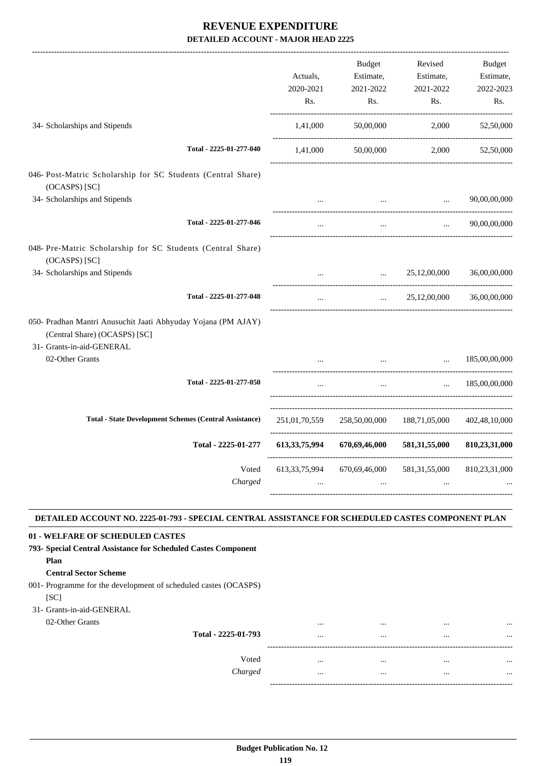# REVENUE EXPENDITURE

## DETAILED ACCOUNT - MAJOR HEAD 2225

| | Actuals, 2020-2021 Rs. | Budget Estimate, 2021-2022 Rs. | Revised Estimate, 2021-2022 Rs. | Budget Estimate, 2022-2023 Rs. |
|---|---|---|---|---|
| 34- Scholarships and Stipends | 1,41,000 | 50,00,000 | 2,000 | 52,50,000 |
| Total - 2225-01-277-040 | 1,41,000 | 50,00,000 | 2,000 | 52,50,000 |
| 046- Post-Matric Scholarship for SC Students (Central Share) (OCASPS) [SC] | | | | |
| 34- Scholarships and Stipends | ... | ... | ... | 90,00,00,000 |
| Total - 2225-01-277-046 | ... | ... | ... | 90,00,00,000 |
| 048- Pre-Matric Scholarship for SC Students (Central Share) (OCASPS) [SC] | | | | |
| 34- Scholarships and Stipends | ... | ... | 25,12,00,000 | 36,00,00,000 |
| Total - 2225-01-277-048 | ... | ... | 25,12,00,000 | 36,00,00,000 |
| 050- Pradhan Mantri Anusuchit Jaati Abhyuday Yojana (PM AJAY) (Central Share) (OCASPS) [SC] | | | | |
| 31- Grants-in-aid-GENERAL | | | | |
| 02-Other Grants | ... | ... | ... | 185,00,00,000 |
| Total - 2225-01-277-050 | ... | ... | ... | 185,00,00,000 |
| Total - State Development Schemes (Central Assistance) | 251,01,70,559 | 258,50,00,000 | 188,71,05,000 | 402,48,10,000 |
| **Total - 2225-01-277** | **613,33,75,994** | **670,69,46,000** | **581,31,55,000** | **810,23,31,000** |
| Voted | 613,33,75,994 | 670,69,46,000 | 581,31,55,000 | 810,23,31,000 |
| *Charged* | ... | ... | ... | ... |

### DETAILED ACCOUNT NO. 2225-01-793 - SPECIAL CENTRAL ASSISTANCE FOR SCHEDULED CASTES COMPONENT PLAN

| | Actuals, 2020-2021 Rs. | Budget Estimate, 2021-2022 Rs. | Revised Estimate, 2021-2022 Rs. | Budget Estimate, 2022-2023 Rs. |
|---|---|---|---|---|
| **01 - WELFARE OF SCHEDULED CASTES** | | | | |
| **793- Special Central Assistance for Scheduled Castes Component Plan** | | | | |
| **Central Sector Scheme** | | | | |
| 001- Programme for the development of scheduled castes (OCASPS) [SC] | | | | |
| 31- Grants-in-aid-GENERAL | | | | |
| 02-Other Grants | ... | ... | ... | ... |
| Total - 2225-01-793 | ... | ... | ... | ... |
| Voted | ... | ... | ... | ... |
| *Charged* | ... | ... | ... | ... |

**Budget Publication No. 12**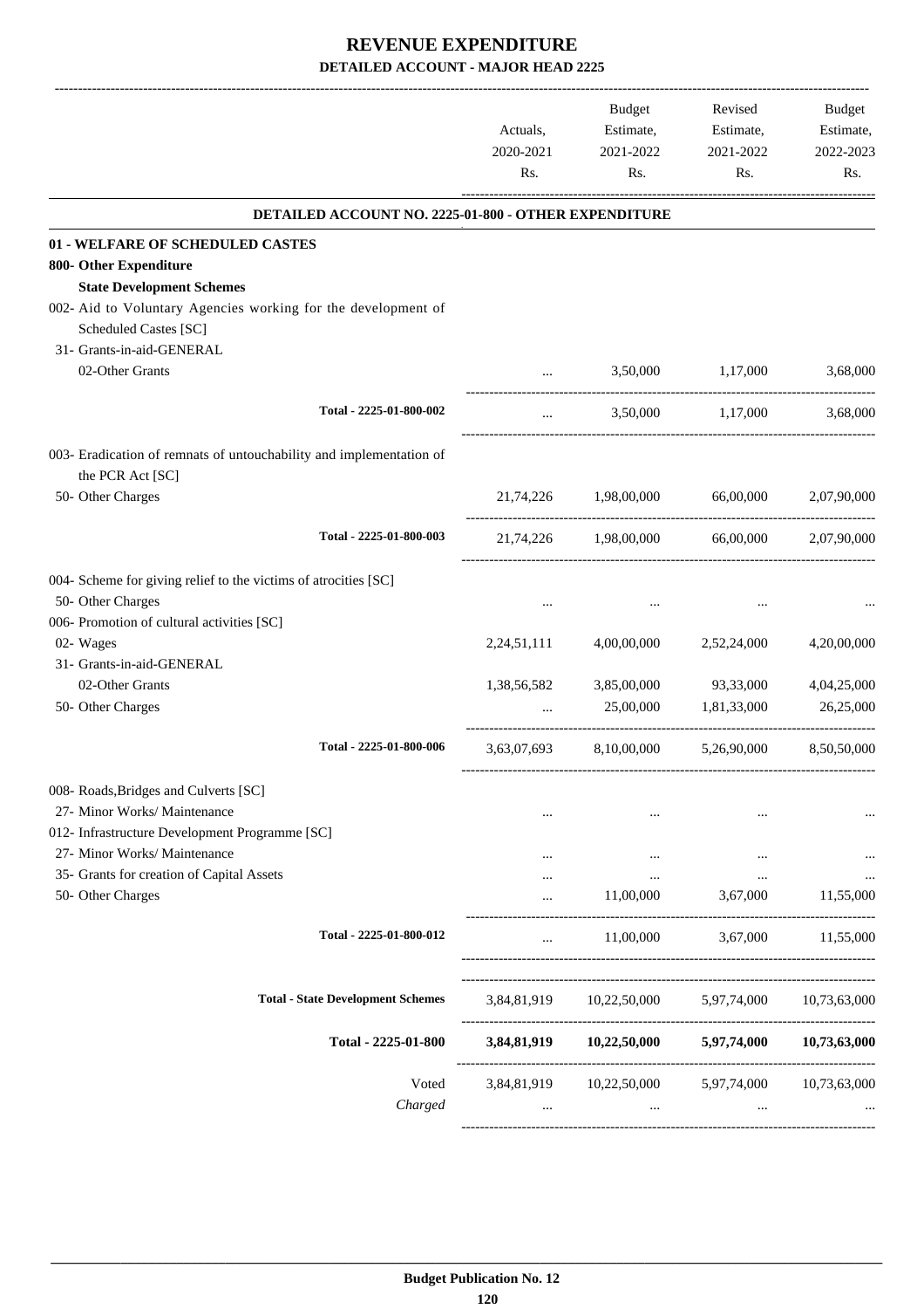# REVENUE EXPENDITURE

## DETAILED ACCOUNT - MAJOR HEAD 2225

| | Actuals, 2020-2021 Rs. | Budget Estimate, 2021-2022 Rs. | Revised Estimate, 2021-2022 Rs. | Budget Estimate, 2022-2023 Rs. |
|---|---|---|---|---|
| **DETAILED ACCOUNT NO. 2225-01-800 - OTHER EXPENDITURE** | | | | |
| **01 - WELFARE OF SCHEDULED CASTES** | | | | |
| **800- Other Expenditure** | | | | |
| **State Development Schemes** | | | | |
| 002- Aid to Voluntary Agencies working for the development of Scheduled Castes [SC] | | | | |
| 31- Grants-in-aid-GENERAL | | | | |
| 02-Other Grants | ... | 3,50,000 | 1,17,000 | 3,68,000 |
| Total - 2225-01-800-002 | ... | 3,50,000 | 1,17,000 | 3,68,000 |
| 003- Eradication of remnats of untouchability and implementation of the PCR Act [SC] | | | | |
| 50- Other Charges | 21,74,226 | 1,98,00,000 | 66,00,000 | 2,07,90,000 |
| Total - 2225-01-800-003 | 21,74,226 | 1,98,00,000 | 66,00,000 | 2,07,90,000 |
| 004- Scheme for giving relief to the victims of atrocities [SC] | | | | |
| 50- Other Charges | ... | ... | ... | ... |
| 006- Promotion of cultural activities [SC] | | | | |
| 02- Wages | 2,24,51,111 | 4,00,00,000 | 2,52,24,000 | 4,20,00,000 |
| 31- Grants-in-aid-GENERAL | | | | |
| 02-Other Grants | 1,38,56,582 | 3,85,00,000 | 93,33,000 | 4,04,25,000 |
| 50- Other Charges | ... | 25,00,000 | 1,81,33,000 | 26,25,000 |
| Total - 2225-01-800-006 | 3,63,07,693 | 8,10,00,000 | 5,26,90,000 | 8,50,50,000 |
| 008- Roads,Bridges and Culverts [SC] | | | | |
| 27- Minor Works/ Maintenance | ... | ... | ... | ... |
| 012- Infrastructure Development Programme [SC] | | | | |
| 27- Minor Works/ Maintenance | ... | ... | ... | ... |
| 35- Grants for creation of Capital Assets | ... | ... | ... | ... |
| 50- Other Charges | ... | 11,00,000 | 3,67,000 | 11,55,000 |
| Total - 2225-01-800-012 | ... | 11,00,000 | 3,67,000 | 11,55,000 |
| Total - State Development Schemes | 3,84,81,919 | 10,22,50,000 | 5,97,74,000 | 10,73,63,000 |
| **Total - 2225-01-800** | **3,84,81,919** | **10,22,50,000** | **5,97,74,000** | **10,73,63,000** |
| Voted | 3,84,81,919 | 10,22,50,000 | 5,97,74,000 | 10,73,63,000 |
| *Charged* | ... | ... | ... | ... |

**Budget Publication No. 12**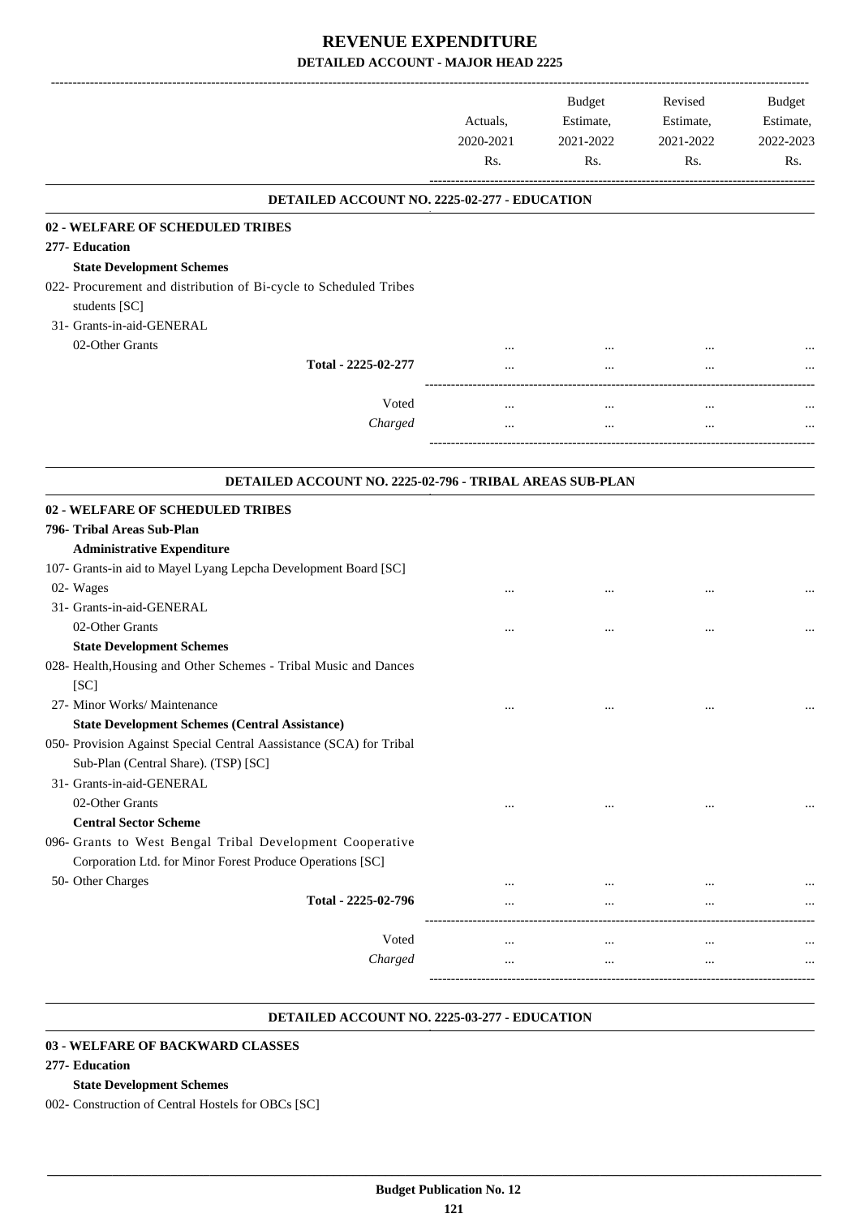# REVENUE EXPENDITURE

## DETAILED ACCOUNT - MAJOR HEAD 2225

| | Actuals, 2020-2021 Rs. | Budget Estimate, 2021-2022 Rs. | Revised Estimate, 2021-2022 Rs. | Budget Estimate, 2022-2023 Rs. |
|---|---|---|---|---|
| **DETAILED ACCOUNT NO. 2225-02-277 - EDUCATION** | | | | |
| **02 - WELFARE OF SCHEDULED TRIBES** | | | | |
| **277- Education** | | | | |
| **State Development Schemes** | | | | |
| 022- Procurement and distribution of Bi-cycle to Scheduled Tribes students [SC] | | | | |
| 31- Grants-in-aid-GENERAL | | | | |
| 02-Other Grants | ... | ... | ... | ... |
| Total - 2225-02-277 | ... | ... | ... | ... |
| Voted | ... | ... | ... | ... |
| *Charged* | ... | ... | ... | ... |
| **DETAILED ACCOUNT NO. 2225-02-796 - TRIBAL AREAS SUB-PLAN** | | | | |
| **02 - WELFARE OF SCHEDULED TRIBES** | | | | |
| **796- Tribal Areas Sub-Plan** | | | | |
| **Administrative Expenditure** | | | | |
| 107- Grants-in aid to Mayel Lyang Lepcha Development Board [SC] | | | | |
| 02- Wages | ... | ... | ... | ... |
| 31- Grants-in-aid-GENERAL | | | | |
| 02-Other Grants | ... | ... | ... | ... |
| **State Development Schemes** | | | | |
| 028- Health,Housing and Other Schemes - Tribal Music and Dances [SC] | | | | |
| 27- Minor Works/ Maintenance | ... | ... | ... | ... |
| **State Development Schemes (Central Assistance)** | | | | |
| 050- Provision Against Special Central Aassistance (SCA) for Tribal Sub-Plan (Central Share). (TSP) [SC] | | | | |
| 31- Grants-in-aid-GENERAL | | | | |
| 02-Other Grants | ... | ... | ... | ... |
| **Central Sector Scheme** | | | | |
| 096- Grants to West Bengal Tribal Development Cooperative Corporation Ltd. for Minor Forest Produce Operations [SC] | | | | |
| 50- Other Charges | ... | ... | ... | ... |
| Total - 2225-02-796 | ... | ... | ... | ... |
| Voted | ... | ... | ... | ... |
| *Charged* | ... | ... | ... | ... |

**DETAILED ACCOUNT NO. 2225-03-277 - EDUCATION**

**03 - WELFARE OF BACKWARD CLASSES**

**277- Education**

**State Development Schemes**

002- Construction of Central Hostels for OBCs [SC]

**Budget Publication No. 12**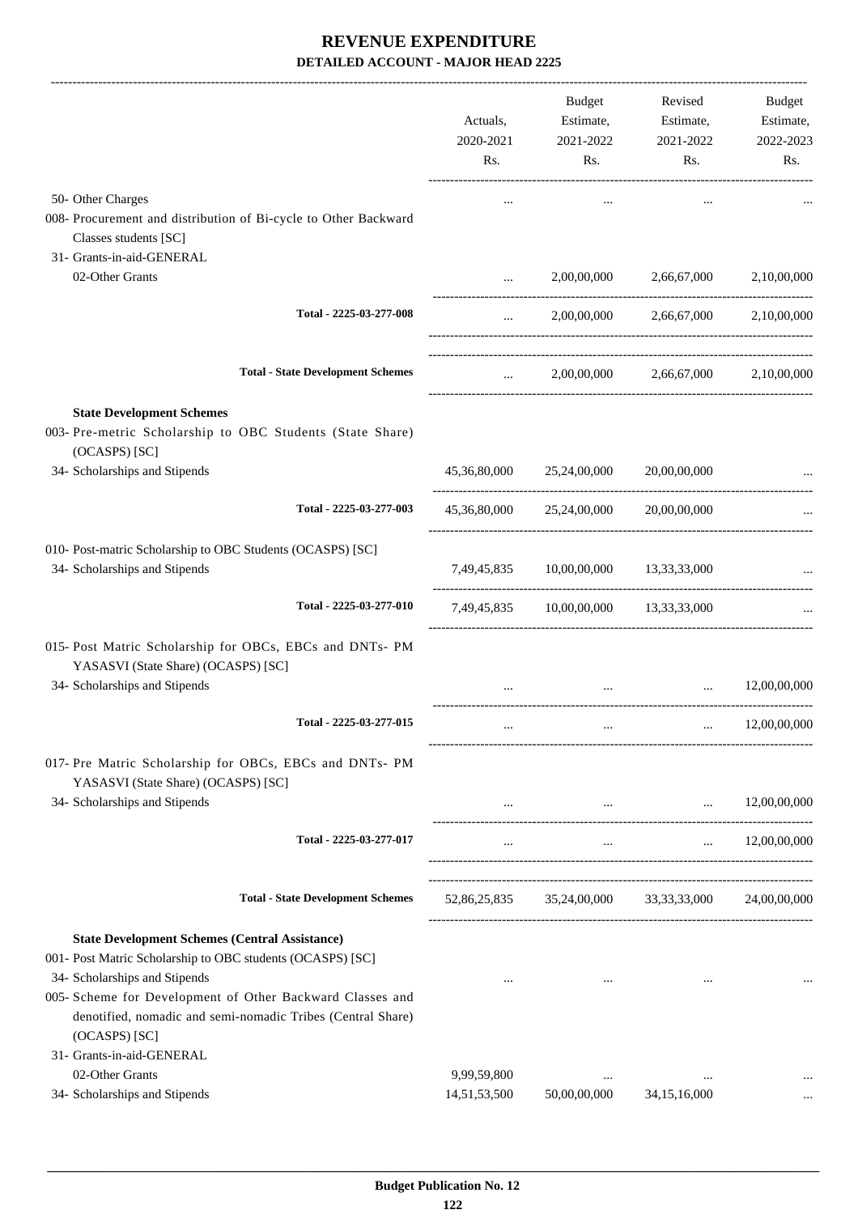# REVENUE EXPENDITURE

## DETAILED ACCOUNT - MAJOR HEAD 2225

| | Actuals, 2020-2021 Rs. | Budget Estimate, 2021-2022 Rs. | Revised Estimate, 2021-2022 Rs. | Budget Estimate, 2022-2023 Rs. |
|---|---|---|---|---|
| 50- Other Charges | ... | ... | ... | ... |
| 008- Procurement and distribution of Bi-cycle to Other Backward Classes students [SC] | | | | |
| 31- Grants-in-aid-GENERAL | | | | |
| 02-Other Grants | ... | 2,00,00,000 | 2,66,67,000 | 2,10,00,000 |
| **Total - 2225-03-277-008** | ... | 2,00,00,000 | 2,66,67,000 | 2,10,00,000 |
| **Total - State Development Schemes** | ... | 2,00,00,000 | 2,66,67,000 | 2,10,00,000 |
| **State Development Schemes** | | | | |
| 003- Pre-metric Scholarship to OBC Students (State Share) (OCASPS) [SC] | | | | |
| 34- Scholarships and Stipends | 45,36,80,000 | 25,24,00,000 | 20,00,00,000 | ... |
| **Total - 2225-03-277-003** | 45,36,80,000 | 25,24,00,000 | 20,00,00,000 | ... |
| 010- Post-matric Scholarship to OBC Students (OCASPS) [SC] | | | | |
| 34- Scholarships and Stipends | 7,49,45,835 | 10,00,00,000 | 13,33,33,000 | ... |
| **Total - 2225-03-277-010** | 7,49,45,835 | 10,00,00,000 | 13,33,33,000 | ... |
| 015- Post Matric Scholarship for OBCs, EBCs and DNTs- PM YASASVI (State Share) (OCASPS) [SC] | | | | |
| 34- Scholarships and Stipends | ... | ... | ... | 12,00,00,000 |
| **Total - 2225-03-277-015** | ... | ... | ... | 12,00,00,000 |
| 017- Pre Matric Scholarship for OBCs, EBCs and DNTs- PM YASASVI (State Share) (OCASPS) [SC] | | | | |
| 34- Scholarships and Stipends | ... | ... | ... | 12,00,00,000 |
| **Total - 2225-03-277-017** | ... | ... | ... | 12,00,00,000 |
| **Total - State Development Schemes** | 52,86,25,835 | 35,24,00,000 | 33,33,33,000 | 24,00,00,000 |
| **State Development Schemes (Central Assistance)** | | | | |
| 001- Post Matric Scholarship to OBC students (OCASPS) [SC] | | | | |
| 34- Scholarships and Stipends | ... | ... | ... | ... |
| 005- Scheme for Development of Other Backward Classes and denotified, nomadic and semi-nomadic Tribes (Central Share) (OCASPS) [SC] | | | | |
| 31- Grants-in-aid-GENERAL | | | | |
| 02-Other Grants | 9,99,59,800 | ... | ... | ... |
| 34- Scholarships and Stipends | 14,51,53,500 | 50,00,00,000 | 34,15,16,000 | ... |

Budget Publication No. 12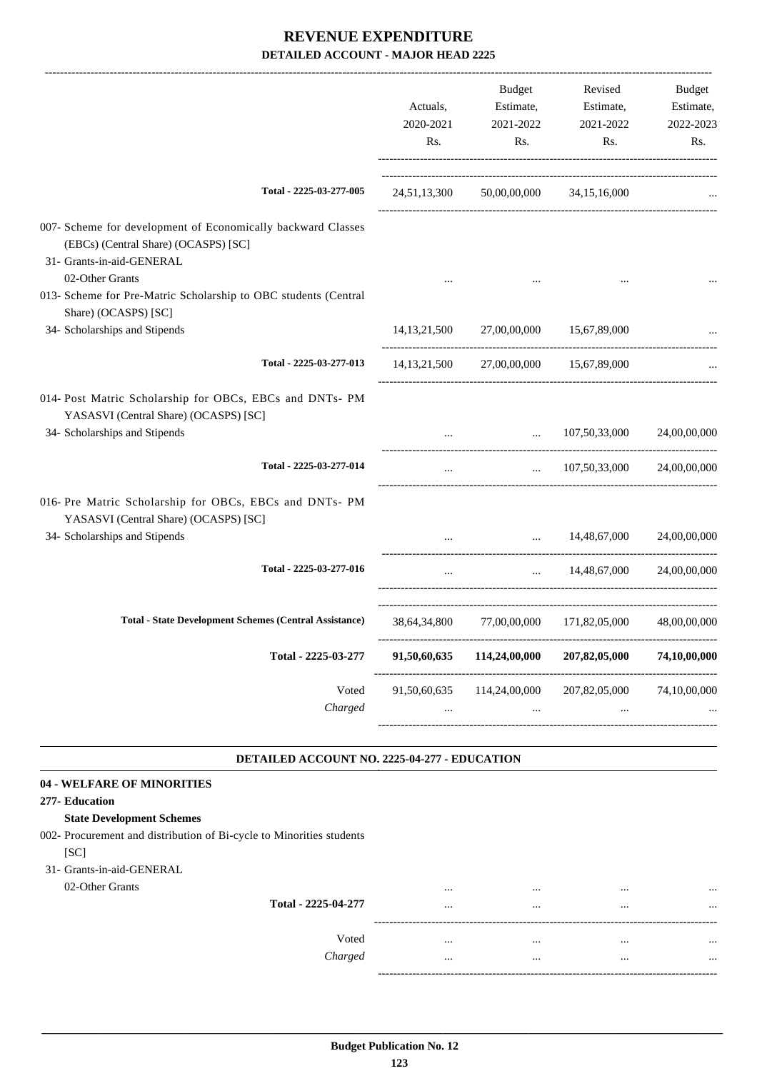# REVENUE EXPENDITURE

## DETAILED ACCOUNT - MAJOR HEAD 2225

| | Actuals, 2020-2021 Rs. | Budget Estimate, 2021-2022 Rs. | Revised Estimate, 2021-2022 Rs. | Budget Estimate, 2022-2023 Rs. |
|---|---|---|---|---|
| Total - 2225-03-277-005 | 24,51,13,300 | 50,00,00,000 | 34,15,16,000 | ... |
| 007- Scheme for development of Economically backward Classes (EBCs) (Central Share) (OCASPS) [SC] | | | | |
| 31- Grants-in-aid-GENERAL | | | | |
| 02-Other Grants | ... | ... | ... | ... |
| 013- Scheme for Pre-Matric Scholarship to OBC students (Central Share) (OCASPS) [SC] | | | | |
| 34- Scholarships and Stipends | 14,13,21,500 | 27,00,00,000 | 15,67,89,000 | ... |
| Total - 2225-03-277-013 | 14,13,21,500 | 27,00,00,000 | 15,67,89,000 | ... |
| 014- Post Matric Scholarship for OBCs, EBCs and DNTs- PM YASASVI (Central Share) (OCASPS) [SC] | | | | |
| 34- Scholarships and Stipends | ... | ... | 107,50,33,000 | 24,00,00,000 |
| Total - 2225-03-277-014 | ... | ... | 107,50,33,000 | 24,00,00,000 |
| 016- Pre Matric Scholarship for OBCs, EBCs and DNTs- PM YASASVI (Central Share) (OCASPS) [SC] | | | | |
| 34- Scholarships and Stipends | ... | ... | 14,48,67,000 | 24,00,00,000 |
| Total - 2225-03-277-016 | ... | ... | 14,48,67,000 | 24,00,00,000 |
| **Total - State Development Schemes (Central Assistance)** | 38,64,34,800 | 77,00,00,000 | 171,82,05,000 | 48,00,00,000 |
| **Total - 2225-03-277** | **91,50,60,635** | **114,24,00,000** | **207,82,05,000** | **74,10,00,000** |
| Voted | 91,50,60,635 | 114,24,00,000 | 207,82,05,000 | 74,10,00,000 |
| *Charged* | ... | ... | ... | ... |

### DETAILED ACCOUNT NO. 2225-04-277 - EDUCATION

**04 - WELFARE OF MINORITIES**

**277- Education**

**State Development Schemes**

| | Actuals, 2020-2021 Rs. | Budget Estimate, 2021-2022 Rs. | Revised Estimate, 2021-2022 Rs. | Budget Estimate, 2022-2023 Rs. |
|---|---|---|---|---|
| 002- Procurement and distribution of Bi-cycle to Minorities students [SC] | | | | |
| 31- Grants-in-aid-GENERAL | | | | |
| 02-Other Grants | ... | ... | ... | ... |
| Total - 2225-04-277 | ... | ... | ... | ... |
| Voted | ... | ... | ... | ... |
| *Charged* | ... | ... | ... | ... |

**Budget Publication No. 12**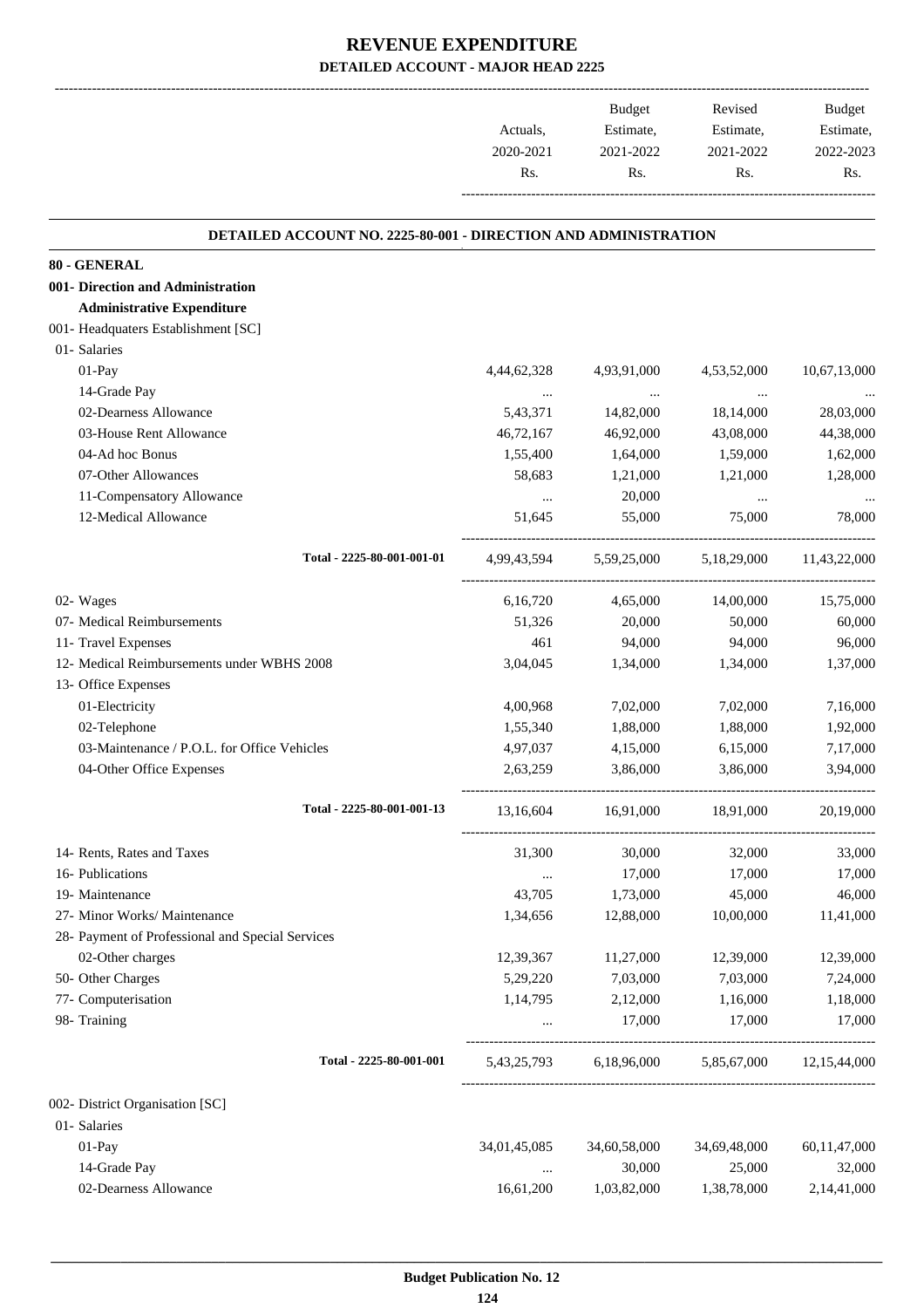# REVENUE EXPENDITURE

## DETAILED ACCOUNT - MAJOR HEAD 2225

| | Actuals, 2020-2021 Rs. | Budget Estimate, 2021-2022 Rs. | Revised Estimate, 2021-2022 Rs. | Budget Estimate, 2022-2023 Rs. |
|---|---|---|---|---|
| **DETAILED ACCOUNT NO. 2225-80-001 - DIRECTION AND ADMINISTRATION** | | | | |
| **80 - GENERAL** | | | | |
| **001- Direction and Administration** | | | | |
| **Administrative Expenditure** | | | | |
| 001- Headquaters Establishment [SC] | | | | |
| 01- Salaries | | | | |
| 01-Pay | 4,44,62,328 | 4,93,91,000 | 4,53,52,000 | 10,67,13,000 |
| 14-Grade Pay | ... | ... | ... | ... |
| 02-Dearness Allowance | 5,43,371 | 14,82,000 | 18,14,000 | 28,03,000 |
| 03-House Rent Allowance | 46,72,167 | 46,92,000 | 43,08,000 | 44,38,000 |
| 04-Ad hoc Bonus | 1,55,400 | 1,64,000 | 1,59,000 | 1,62,000 |
| 07-Other Allowances | 58,683 | 1,21,000 | 1,21,000 | 1,28,000 |
| 11-Compensatory Allowance | ... | 20,000 | ... | ... |
| 12-Medical Allowance | 51,645 | 55,000 | 75,000 | 78,000 |
| Total - 2225-80-001-001-01 | 4,99,43,594 | 5,59,25,000 | 5,18,29,000 | 11,43,22,000 |
| 02- Wages | 6,16,720 | 4,65,000 | 14,00,000 | 15,75,000 |
| 07- Medical Reimbursements | 51,326 | 20,000 | 50,000 | 60,000 |
| 11- Travel Expenses | 461 | 94,000 | 94,000 | 96,000 |
| 12- Medical Reimbursements under WBHS 2008 | 3,04,045 | 1,34,000 | 1,34,000 | 1,37,000 |
| 13- Office Expenses | | | | |
| 01-Electricity | 4,00,968 | 7,02,000 | 7,02,000 | 7,16,000 |
| 02-Telephone | 1,55,340 | 1,88,000 | 1,88,000 | 1,92,000 |
| 03-Maintenance / P.O.L. for Office Vehicles | 4,97,037 | 4,15,000 | 6,15,000 | 7,17,000 |
| 04-Other Office Expenses | 2,63,259 | 3,86,000 | 3,86,000 | 3,94,000 |
| Total - 2225-80-001-001-13 | 13,16,604 | 16,91,000 | 18,91,000 | 20,19,000 |
| 14- Rents, Rates and Taxes | 31,300 | 30,000 | 32,000 | 33,000 |
| 16- Publications | ... | 17,000 | 17,000 | 17,000 |
| 19- Maintenance | 43,705 | 1,73,000 | 45,000 | 46,000 |
| 27- Minor Works/ Maintenance | 1,34,656 | 12,88,000 | 10,00,000 | 11,41,000 |
| 28- Payment of Professional and Special Services | | | | |
| 02-Other charges | 12,39,367 | 11,27,000 | 12,39,000 | 12,39,000 |
| 50- Other Charges | 5,29,220 | 7,03,000 | 7,03,000 | 7,24,000 |
| 77- Computerisation | 1,14,795 | 2,12,000 | 1,16,000 | 1,18,000 |
| 98- Training | ... | 17,000 | 17,000 | 17,000 |
| Total - 2225-80-001-001 | 5,43,25,793 | 6,18,96,000 | 5,85,67,000 | 12,15,44,000 |
| 002- District Organisation [SC] | | | | |
| 01- Salaries | | | | |
| 01-Pay | 34,01,45,085 | 34,60,58,000 | 34,69,48,000 | 60,11,47,000 |
| 14-Grade Pay | ... | 30,000 | 25,000 | 32,000 |
| 02-Dearness Allowance | 16,61,200 | 1,03,82,000 | 1,38,78,000 | 2,14,41,000 |

Budget Publication No. 12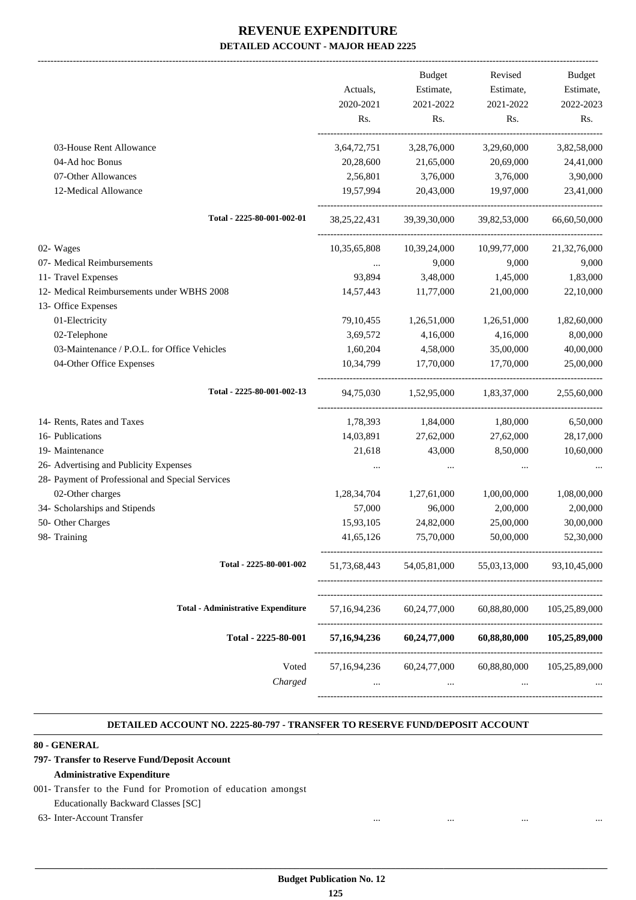# REVENUE EXPENDITURE

## DETAILED ACCOUNT - MAJOR HEAD 2225

| | Actuals, 2020-2021 Rs. | Budget Estimate, 2021-2022 Rs. | Revised Estimate, 2021-2022 Rs. | Budget Estimate, 2022-2023 Rs. |
|---|---|---|---|---|
| 03-House Rent Allowance | 3,64,72,751 | 3,28,76,000 | 3,29,60,000 | 3,82,58,000 |
| 04-Ad hoc Bonus | 20,28,600 | 21,65,000 | 20,69,000 | 24,41,000 |
| 07-Other Allowances | 2,56,801 | 3,76,000 | 3,76,000 | 3,90,000 |
| 12-Medical Allowance | 19,57,994 | 20,43,000 | 19,97,000 | 23,41,000 |
| Total - 2225-80-001-002-01 | 38,25,22,431 | 39,39,30,000 | 39,82,53,000 | 66,60,50,000 |
| 02- Wages | 10,35,65,808 | 10,39,24,000 | 10,99,77,000 | 21,32,76,000 |
| 07- Medical Reimbursements | ... | 9,000 | 9,000 | 9,000 |
| 11- Travel Expenses | 93,894 | 3,48,000 | 1,45,000 | 1,83,000 |
| 12- Medical Reimbursements under WBHS 2008 | 14,57,443 | 11,77,000 | 21,00,000 | 22,10,000 |
| 13- Office Expenses | | | | |
| 01-Electricity | 79,10,455 | 1,26,51,000 | 1,26,51,000 | 1,82,60,000 |
| 02-Telephone | 3,69,572 | 4,16,000 | 4,16,000 | 8,00,000 |
| 03-Maintenance / P.O.L. for Office Vehicles | 1,60,204 | 4,58,000 | 35,00,000 | 40,00,000 |
| 04-Other Office Expenses | 10,34,799 | 17,70,000 | 17,70,000 | 25,00,000 |
| Total - 2225-80-001-002-13 | 94,75,030 | 1,52,95,000 | 1,83,37,000 | 2,55,60,000 |
| 14- Rents, Rates and Taxes | 1,78,393 | 1,84,000 | 1,80,000 | 6,50,000 |
| 16- Publications | 14,03,891 | 27,62,000 | 27,62,000 | 28,17,000 |
| 19- Maintenance | 21,618 | 43,000 | 8,50,000 | 10,60,000 |
| 26- Advertising and Publicity Expenses | ... | ... | ... | ... |
| 28- Payment of Professional and Special Services | | | | |
| 02-Other charges | 1,28,34,704 | 1,27,61,000 | 1,00,00,000 | 1,08,00,000 |
| 34- Scholarships and Stipends | 57,000 | 96,000 | 2,00,000 | 2,00,000 |
| 50- Other Charges | 15,93,105 | 24,82,000 | 25,00,000 | 30,00,000 |
| 98- Training | 41,65,126 | 75,70,000 | 50,00,000 | 52,30,000 |
| Total - 2225-80-001-002 | 51,73,68,443 | 54,05,81,000 | 55,03,13,000 | 93,10,45,000 |
| Total - Administrative Expenditure | 57,16,94,236 | 60,24,77,000 | 60,88,80,000 | 105,25,89,000 |
| **Total - 2225-80-001** | **57,16,94,236** | **60,24,77,000** | **60,88,80,000** | **105,25,89,000** |
| Voted | 57,16,94,236 | 60,24,77,000 | 60,88,80,000 | 105,25,89,000 |
| *Charged* | ... | ... | ... | ... |

### DETAILED ACCOUNT NO. 2225-80-797 - TRANSFER TO RESERVE FUND/DEPOSIT ACCOUNT

**80 - GENERAL**

**797- Transfer to Reserve Fund/Deposit Account**

**Administrative Expenditure**

001- Transfer to the Fund for Promotion of education amongst Educationally Backward Classes [SC]

| | | | | |
|---|---|---|---|---|
| 63- Inter-Account Transfer | ... | ... | ... | ... |

Budget Publication No. 12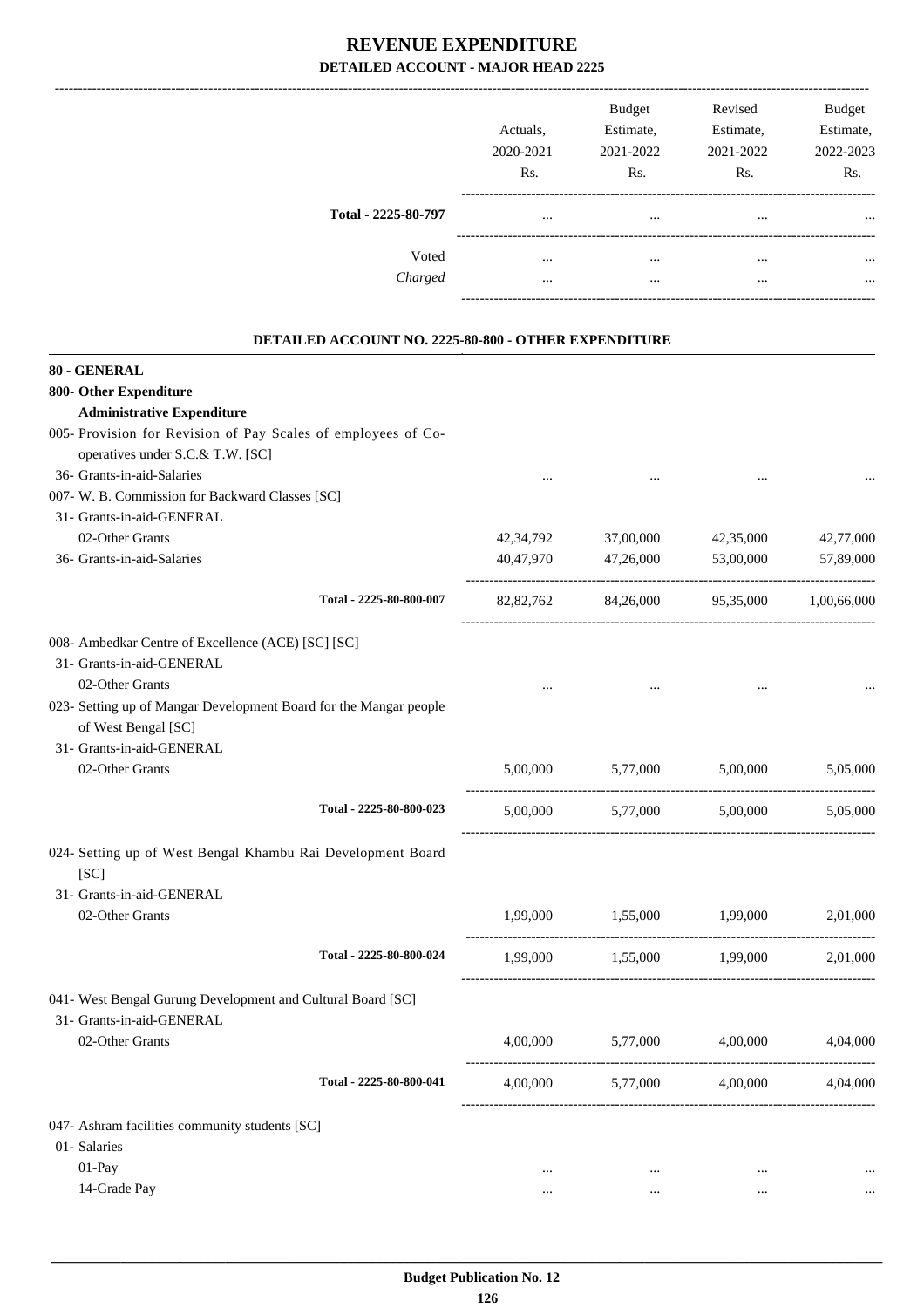# REVENUE EXPENDITURE

## DETAILED ACCOUNT - MAJOR HEAD 2225

| | Actuals, 2020-2021 Rs. | Budget Estimate, 2021-2022 Rs. | Revised Estimate, 2021-2022 Rs. | Budget Estimate, 2022-2023 Rs. |
|---|---|---|---|---|
| **Total - 2225-80-797** | ... | ... | ... | ... |
| Voted | ... | ... | ... | ... |
| *Charged* | ... | ... | ... | ... |

### DETAILED ACCOUNT NO. 2225-80-800 - OTHER EXPENDITURE

| | Actuals, 2020-2021 Rs. | Budget Estimate, 2021-2022 Rs. | Revised Estimate, 2021-2022 Rs. | Budget Estimate, 2022-2023 Rs. |
|---|---|---|---|---|
| **80 - GENERAL** | | | | |
| **800- Other Expenditure** | | | | |
| **Administrative Expenditure** | | | | |
| 005- Provision for Revision of Pay Scales of employees of Co-operatives under S.C.& T.W. [SC] | | | | |
| 36- Grants-in-aid-Salaries | ... | ... | ... | ... |
| 007- W. B. Commission for Backward Classes [SC] | | | | |
| 31- Grants-in-aid-GENERAL | | | | |
| 02-Other Grants | 42,34,792 | 37,00,000 | 42,35,000 | 42,77,000 |
| 36- Grants-in-aid-Salaries | 40,47,970 | 47,26,000 | 53,00,000 | 57,89,000 |
| **Total - 2225-80-800-007** | 82,82,762 | 84,26,000 | 95,35,000 | 1,00,66,000 |
| 008- Ambedkar Centre of Excellence (ACE) [SC] [SC] | | | | |
| 31- Grants-in-aid-GENERAL | | | | |
| 02-Other Grants | ... | ... | ... | ... |
| 023- Setting up of Mangar Development Board for the Mangar people of West Bengal [SC] | | | | |
| 31- Grants-in-aid-GENERAL | | | | |
| 02-Other Grants | 5,00,000 | 5,77,000 | 5,00,000 | 5,05,000 |
| **Total - 2225-80-800-023** | 5,00,000 | 5,77,000 | 5,00,000 | 5,05,000 |
| 024- Setting up of West Bengal Khambu Rai Development Board [SC] | | | | |
| 31- Grants-in-aid-GENERAL | | | | |
| 02-Other Grants | 1,99,000 | 1,55,000 | 1,99,000 | 2,01,000 |
| **Total - 2225-80-800-024** | 1,99,000 | 1,55,000 | 1,99,000 | 2,01,000 |
| 041- West Bengal Gurung Development and Cultural Board [SC] | | | | |
| 31- Grants-in-aid-GENERAL | | | | |
| 02-Other Grants | 4,00,000 | 5,77,000 | 4,00,000 | 4,04,000 |
| **Total - 2225-80-800-041** | 4,00,000 | 5,77,000 | 4,00,000 | 4,04,000 |
| 047- Ashram facilities community students [SC] | | | | |
| 01- Salaries | | | | |
| 01-Pay | ... | ... | ... | ... |
| 14-Grade Pay | ... | ... | ... | ... |

**Budget Publication No. 12**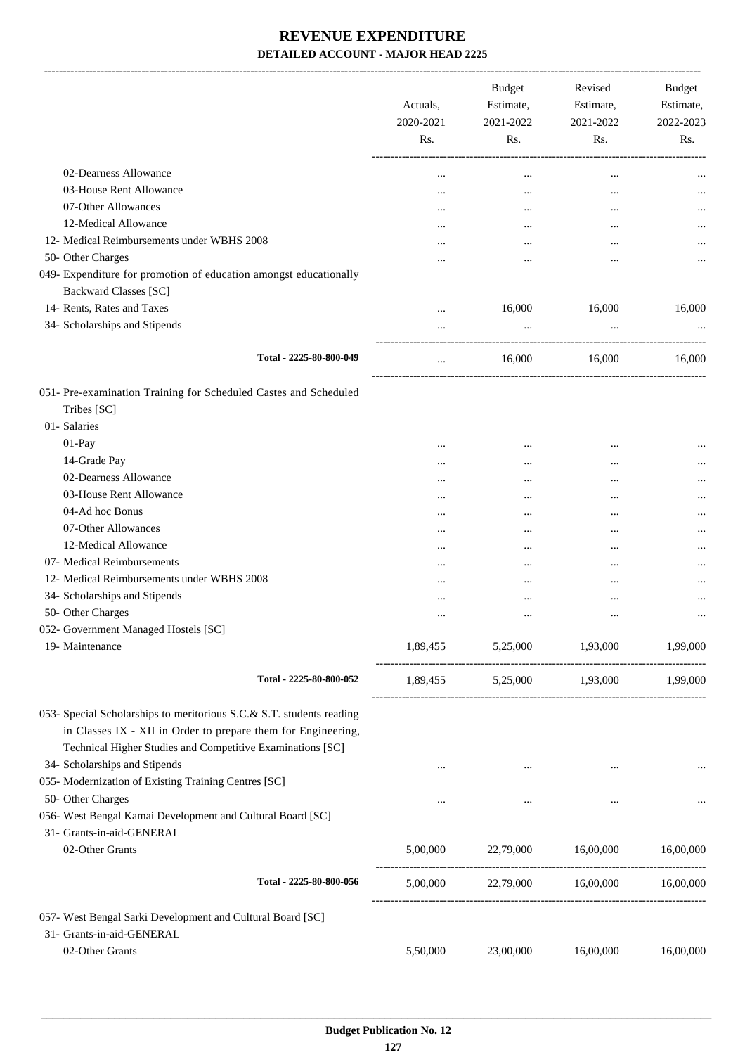# REVENUE EXPENDITURE

**DETAILED ACCOUNT - MAJOR HEAD 2225**

| | Actuals, 2020-2021 Rs. | Budget Estimate, 2021-2022 Rs. | Revised Estimate, 2021-2022 Rs. | Budget Estimate, 2022-2023 Rs. |
|---|---|---|---|---|
| 02-Dearness Allowance | ... | ... | ... | ... |
| 03-House Rent Allowance | ... | ... | ... | ... |
| 07-Other Allowances | ... | ... | ... | ... |
| 12-Medical Allowance | ... | ... | ... | ... |
| 12- Medical Reimbursements under WBHS 2008 | ... | ... | ... | ... |
| 50- Other Charges | ... | ... | ... | ... |
| 049- Expenditure for promotion of education amongst educationally Backward Classes [SC] | | | | |
| 14- Rents, Rates and Taxes | ... | 16,000 | 16,000 | 16,000 |
| 34- Scholarships and Stipends | ... | ... | ... | ... |
| Total - 2225-80-800-049 | ... | 16,000 | 16,000 | 16,000 |
| 051- Pre-examination Training for Scheduled Castes and Scheduled Tribes [SC] | | | | |
| 01- Salaries | | | | |
| 01-Pay | ... | ... | ... | ... |
| 14-Grade Pay | ... | ... | ... | ... |
| 02-Dearness Allowance | ... | ... | ... | ... |
| 03-House Rent Allowance | ... | ... | ... | ... |
| 04-Ad hoc Bonus | ... | ... | ... | ... |
| 07-Other Allowances | ... | ... | ... | ... |
| 12-Medical Allowance | ... | ... | ... | ... |
| 07- Medical Reimbursements | ... | ... | ... | ... |
| 12- Medical Reimbursements under WBHS 2008 | ... | ... | ... | ... |
| 34- Scholarships and Stipends | ... | ... | ... | ... |
| 50- Other Charges | ... | ... | ... | ... |
| 052- Government Managed Hostels [SC] | | | | |
| 19- Maintenance | 1,89,455 | 5,25,000 | 1,93,000 | 1,99,000 |
| Total - 2225-80-800-052 | 1,89,455 | 5,25,000 | 1,93,000 | 1,99,000 |
| 053- Special Scholarships to meritorious S.C.& S.T. students reading in Classes IX - XII in Order to prepare them for Engineering, Technical Higher Studies and Competitive Examinations [SC] | | | | |
| 34- Scholarships and Stipends | ... | ... | ... | ... |
| 055- Modernization of Existing Training Centres [SC] | | | | |
| 50- Other Charges | ... | ... | ... | ... |
| 056- West Bengal Kamai Development and Cultural Board [SC] | | | | |
| 31- Grants-in-aid-GENERAL | | | | |
| 02-Other Grants | 5,00,000 | 22,79,000 | 16,00,000 | 16,00,000 |
| Total - 2225-80-800-056 | 5,00,000 | 22,79,000 | 16,00,000 | 16,00,000 |
| 057- West Bengal Sarki Development and Cultural Board [SC] | | | | |
| 31- Grants-in-aid-GENERAL | | | | |
| 02-Other Grants | 5,50,000 | 23,00,000 | 16,00,000 | 16,00,000 |

Budget Publication No. 12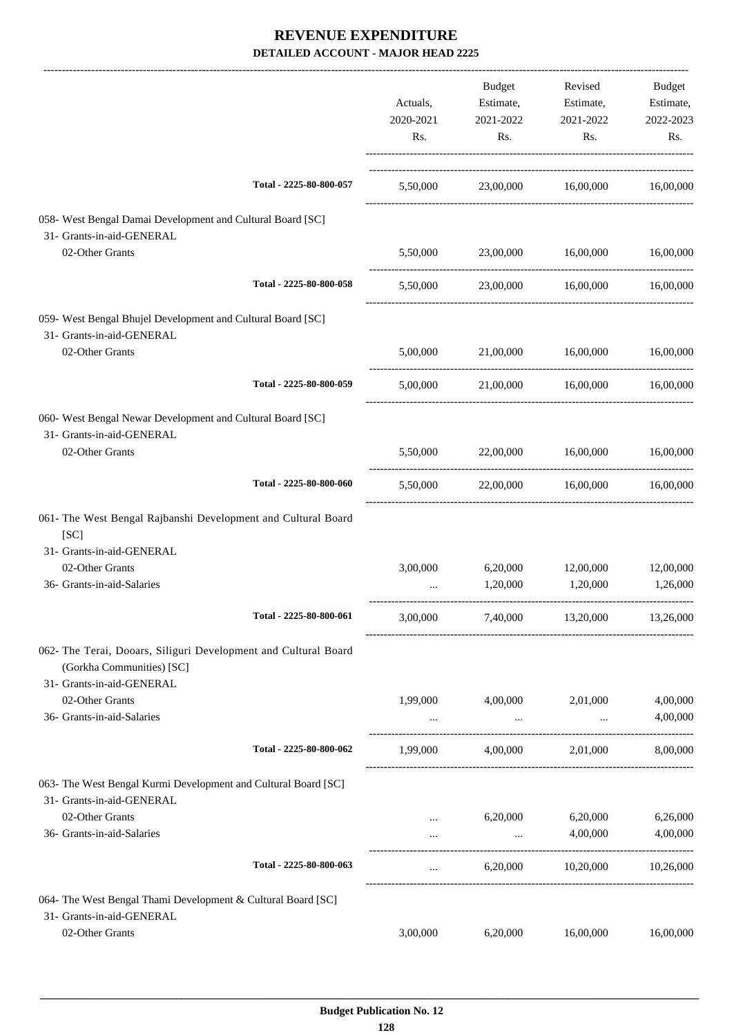# REVENUE EXPENDITURE

## DETAILED ACCOUNT - MAJOR HEAD 2225

| | Actuals, 2020-2021 Rs. | Budget Estimate, 2021-2022 Rs. | Revised Estimate, 2021-2022 Rs. | Budget Estimate, 2022-2023 Rs. |
|---|---|---|---|---|
| Total - 2225-80-800-057 | 5,50,000 | 23,00,000 | 16,00,000 | 16,00,000 |
| 058- West Bengal Damai Development and Cultural Board [SC] | | | | |
| 31- Grants-in-aid-GENERAL | | | | |
| 02-Other Grants | 5,50,000 | 23,00,000 | 16,00,000 | 16,00,000 |
| Total - 2225-80-800-058 | 5,50,000 | 23,00,000 | 16,00,000 | 16,00,000 |
| 059- West Bengal Bhujel Development and Cultural Board [SC] | | | | |
| 31- Grants-in-aid-GENERAL | | | | |
| 02-Other Grants | 5,00,000 | 21,00,000 | 16,00,000 | 16,00,000 |
| Total - 2225-80-800-059 | 5,00,000 | 21,00,000 | 16,00,000 | 16,00,000 |
| 060- West Bengal Newar Development and Cultural Board [SC] | | | | |
| 31- Grants-in-aid-GENERAL | | | | |
| 02-Other Grants | 5,50,000 | 22,00,000 | 16,00,000 | 16,00,000 |
| Total - 2225-80-800-060 | 5,50,000 | 22,00,000 | 16,00,000 | 16,00,000 |
| 061- The West Bengal Rajbanshi Development and Cultural Board [SC] | | | | |
| 31- Grants-in-aid-GENERAL | | | | |
| 02-Other Grants | 3,00,000 | 6,20,000 | 12,00,000 | 12,00,000 |
| 36- Grants-in-aid-Salaries | ... | 1,20,000 | 1,20,000 | 1,26,000 |
| Total - 2225-80-800-061 | 3,00,000 | 7,40,000 | 13,20,000 | 13,26,000 |
| 062- The Terai, Dooars, Siliguri Development and Cultural Board (Gorkha Communities) [SC] | | | | |
| 31- Grants-in-aid-GENERAL | | | | |
| 02-Other Grants | 1,99,000 | 4,00,000 | 2,01,000 | 4,00,000 |
| 36- Grants-in-aid-Salaries | ... | ... | ... | 4,00,000 |
| Total - 2225-80-800-062 | 1,99,000 | 4,00,000 | 2,01,000 | 8,00,000 |
| 063- The West Bengal Kurmi Development and Cultural Board [SC] | | | | |
| 31- Grants-in-aid-GENERAL | | | | |
| 02-Other Grants | ... | 6,20,000 | 6,20,000 | 6,26,000 |
| 36- Grants-in-aid-Salaries | ... | ... | 4,00,000 | 4,00,000 |
| Total - 2225-80-800-063 | ... | 6,20,000 | 10,20,000 | 10,26,000 |
| 064- The West Bengal Thami Development & Cultural Board [SC] | | | | |
| 31- Grants-in-aid-GENERAL | | | | |
| 02-Other Grants | 3,00,000 | 6,20,000 | 16,00,000 | 16,00,000 |

Budget Publication No. 12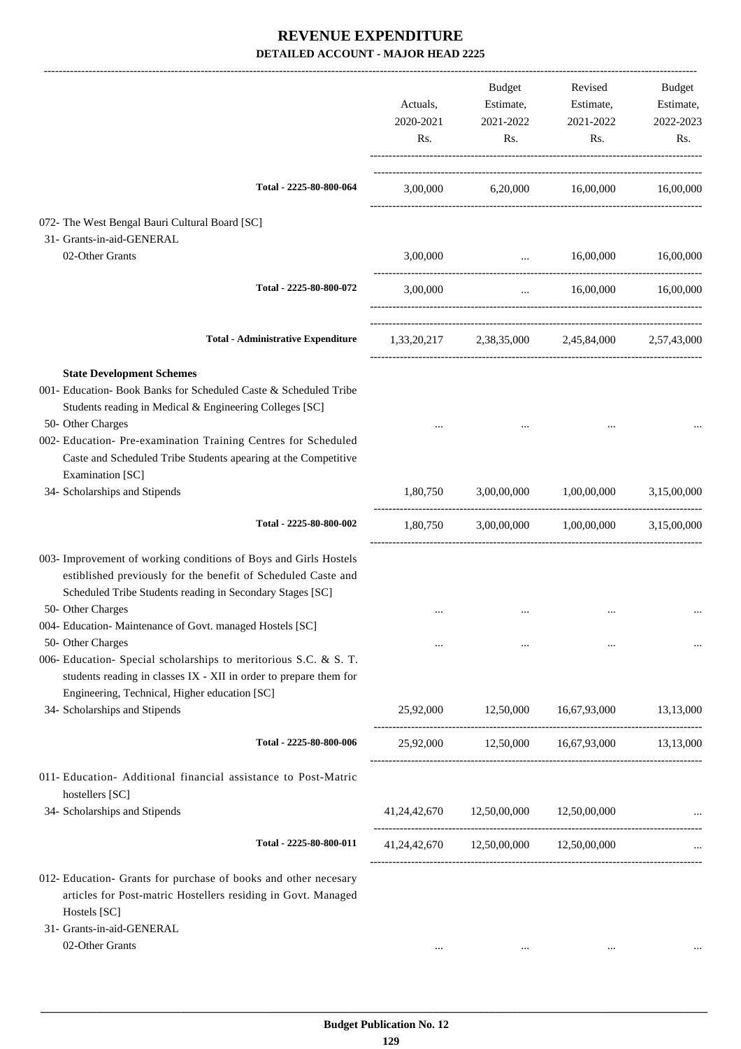# REVENUE EXPENDITURE

**DETAILED ACCOUNT - MAJOR HEAD 2225**

| | Actuals, 2020-2021 Rs. | Budget Estimate, 2021-2022 Rs. | Revised Estimate, 2021-2022 Rs. | Budget Estimate, 2022-2023 Rs. |
|---|---|---|---|---|
| Total - 2225-80-800-064 | 3,00,000 | 6,20,000 | 16,00,000 | 16,00,000 |
| 072- The West Bengal Bauri Cultural Board [SC] | | | | |
| 31- Grants-in-aid-GENERAL | | | | |
| 02-Other Grants | 3,00,000 | ... | 16,00,000 | 16,00,000 |
| Total - 2225-80-800-072 | 3,00,000 | ... | 16,00,000 | 16,00,000 |
| **Total - Administrative Expenditure** | 1,33,20,217 | 2,38,35,000 | 2,45,84,000 | 2,57,43,000 |
| **State Development Schemes** | | | | |
| 001- Education- Book Banks for Scheduled Caste & Scheduled Tribe Students reading in Medical & Engineering Colleges [SC] | | | | |
| 50- Other Charges | ... | ... | ... | ... |
| 002- Education- Pre-examination Training Centres for Scheduled Caste and Scheduled Tribe Students apearing at the Competitive Examination [SC] | | | | |
| 34- Scholarships and Stipends | 1,80,750 | 3,00,00,000 | 1,00,00,000 | 3,15,00,000 |
| Total - 2225-80-800-002 | 1,80,750 | 3,00,00,000 | 1,00,00,000 | 3,15,00,000 |
| 003- Improvement of working conditions of Boys and Girls Hostels estiblished previously for the benefit of Scheduled Caste and Scheduled Tribe Students reading in Secondary Stages [SC] | | | | |
| 50- Other Charges | ... | ... | ... | ... |
| 004- Education- Maintenance of Govt. managed Hostels [SC] | | | | |
| 50- Other Charges | ... | ... | ... | ... |
| 006- Education- Special scholarships to meritorious S.C. & S. T. students reading in classes IX - XII in order to prepare them for Engineering, Technical, Higher education [SC] | | | | |
| 34- Scholarships and Stipends | 25,92,000 | 12,50,000 | 16,67,93,000 | 13,13,000 |
| Total - 2225-80-800-006 | 25,92,000 | 12,50,000 | 16,67,93,000 | 13,13,000 |
| 011- Education- Additional financial assistance to Post-Matric hostellers [SC] | | | | |
| 34- Scholarships and Stipends | 41,24,42,670 | 12,50,00,000 | 12,50,00,000 | ... |
| Total - 2225-80-800-011 | 41,24,42,670 | 12,50,00,000 | 12,50,00,000 | ... |
| 012- Education- Grants for purchase of books and other necesary articles for Post-matric Hostellers residing in Govt. Managed Hostels [SC] | | | | |
| 31- Grants-in-aid-GENERAL | | | | |
| 02-Other Grants | ... | ... | ... | ... |

Budget Publication No. 12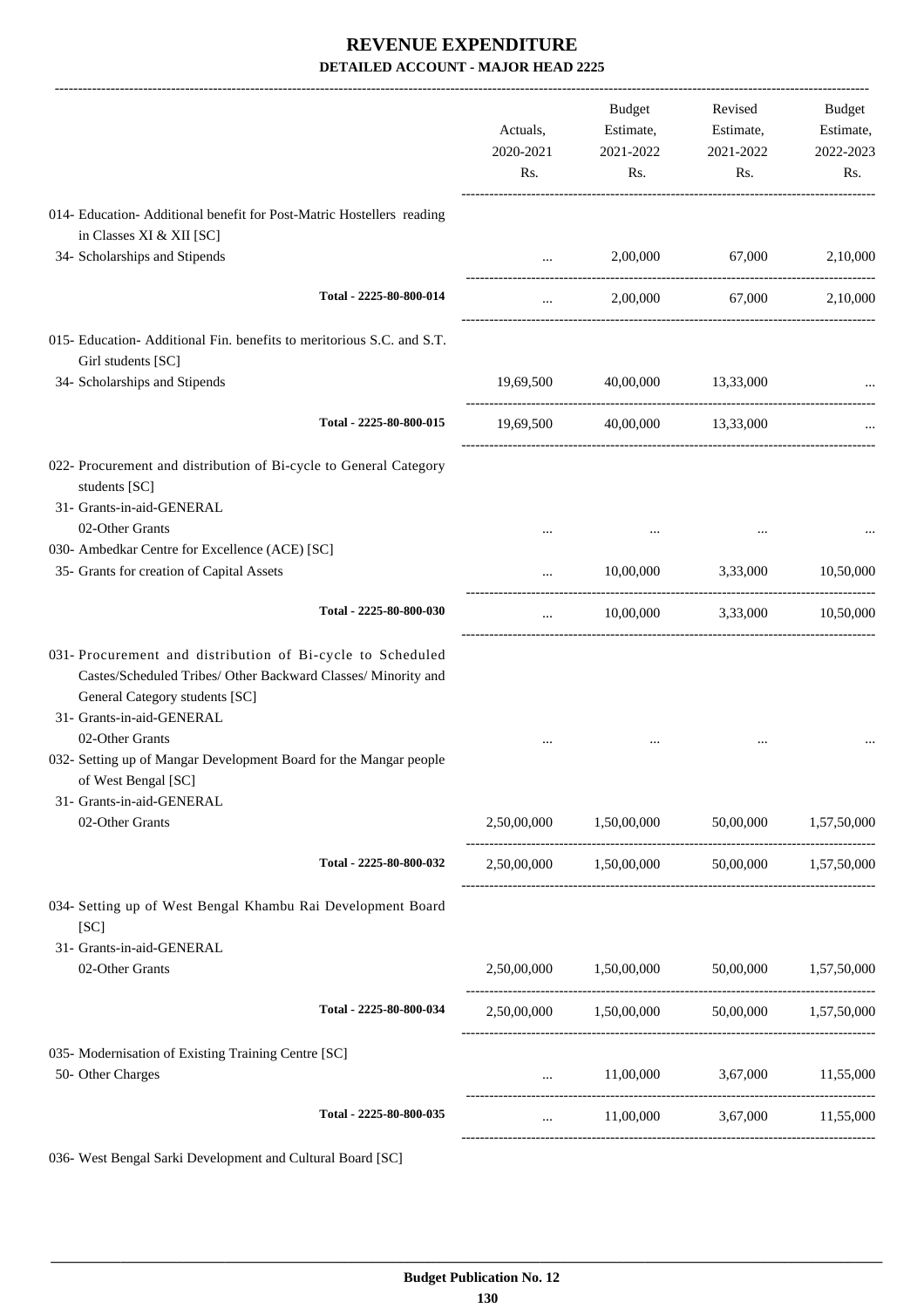# REVENUE EXPENDITURE

**DETAILED ACCOUNT - MAJOR HEAD 2225**

| | Actuals, 2020-2021 Rs. | Budget Estimate, 2021-2022 Rs. | Revised Estimate, 2021-2022 Rs. | Budget Estimate, 2022-2023 Rs. |
|---|---|---|---|---|
| 014- Education- Additional benefit for Post-Matric Hostellers reading in Classes XI & XII [SC] | | | | |
| 34- Scholarships and Stipends | ... | 2,00,000 | 67,000 | 2,10,000 |
| Total - 2225-80-800-014 | ... | 2,00,000 | 67,000 | 2,10,000 |
| 015- Education- Additional Fin. benefits to meritorious S.C. and S.T. Girl students [SC] | | | | |
| 34- Scholarships and Stipends | 19,69,500 | 40,00,000 | 13,33,000 | ... |
| Total - 2225-80-800-015 | 19,69,500 | 40,00,000 | 13,33,000 | ... |
| 022- Procurement and distribution of Bi-cycle to General Category students [SC] | | | | |
| 31- Grants-in-aid-GENERAL | | | | |
| 02-Other Grants | ... | ... | ... | ... |
| 030- Ambedkar Centre for Excellence (ACE) [SC] | | | | |
| 35- Grants for creation of Capital Assets | ... | 10,00,000 | 3,33,000 | 10,50,000 |
| Total - 2225-80-800-030 | ... | 10,00,000 | 3,33,000 | 10,50,000 |
| 031- Procurement and distribution of Bi-cycle to Scheduled Castes/Scheduled Tribes/ Other Backward Classes/ Minority and General Category students [SC] | | | | |
| 31- Grants-in-aid-GENERAL | | | | |
| 02-Other Grants | ... | ... | ... | ... |
| 032- Setting up of Mangar Development Board for the Mangar people of West Bengal [SC] | | | | |
| 31- Grants-in-aid-GENERAL | | | | |
| 02-Other Grants | 2,50,00,000 | 1,50,00,000 | 50,00,000 | 1,57,50,000 |
| Total - 2225-80-800-032 | 2,50,00,000 | 1,50,00,000 | 50,00,000 | 1,57,50,000 |
| 034- Setting up of West Bengal Khambu Rai Development Board [SC] | | | | |
| 31- Grants-in-aid-GENERAL | | | | |
| 02-Other Grants | 2,50,00,000 | 1,50,00,000 | 50,00,000 | 1,57,50,000 |
| Total - 2225-80-800-034 | 2,50,00,000 | 1,50,00,000 | 50,00,000 | 1,57,50,000 |
| 035- Modernisation of Existing Training Centre [SC] | | | | |
| 50- Other Charges | ... | 11,00,000 | 3,67,000 | 11,55,000 |
| Total - 2225-80-800-035 | ... | 11,00,000 | 3,67,000 | 11,55,000 |

036- West Bengal Sarki Development and Cultural Board [SC]

Budget Publication No. 12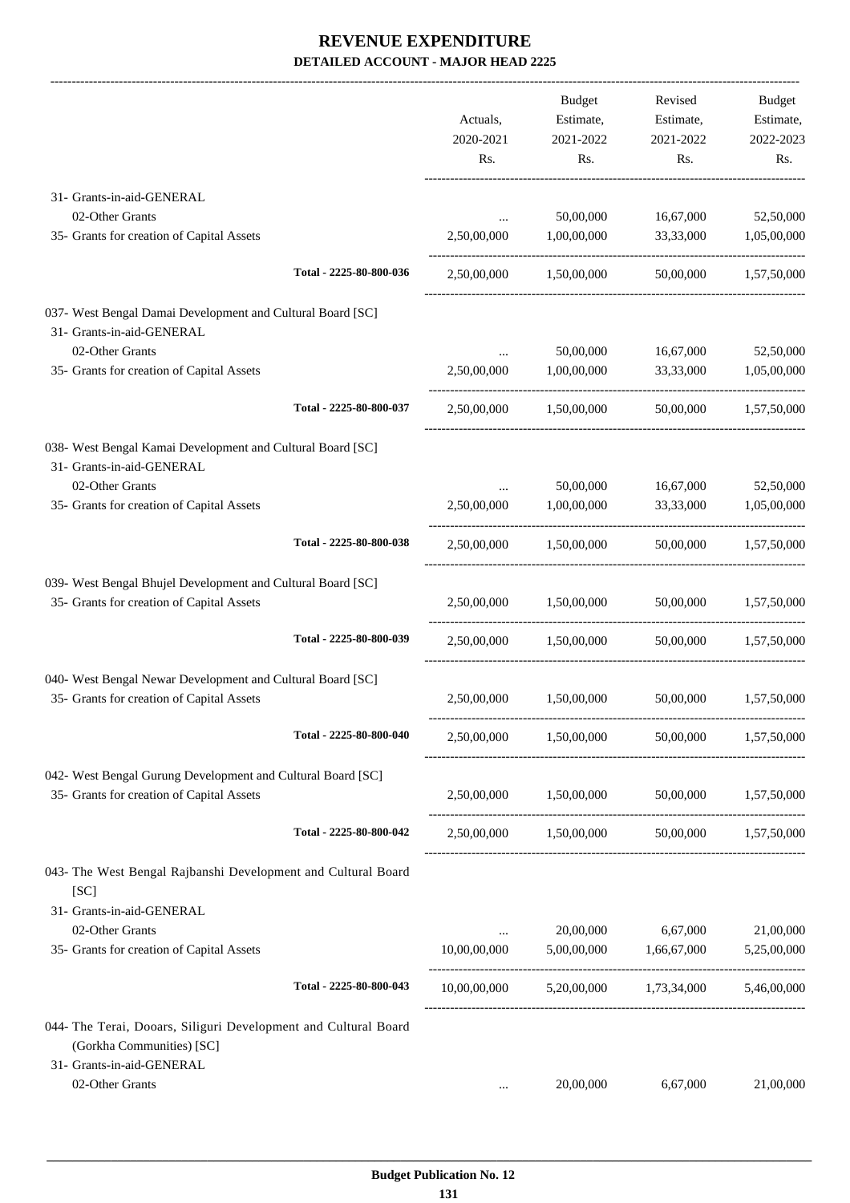# REVENUE EXPENDITURE

## DETAILED ACCOUNT - MAJOR HEAD 2225

| | Actuals, 2020-2021 Rs. | Budget Estimate, 2021-2022 Rs. | Revised Estimate, 2021-2022 Rs. | Budget Estimate, 2022-2023 Rs. |
|---|---|---|---|---|
| 31- Grants-in-aid-GENERAL | | | | |
| 02-Other Grants | ... | 50,00,000 | 16,67,000 | 52,50,000 |
| 35- Grants for creation of Capital Assets | 2,50,00,000 | 1,00,00,000 | 33,33,000 | 1,05,00,000 |
| Total - 2225-80-800-036 | 2,50,00,000 | 1,50,00,000 | 50,00,000 | 1,57,50,000 |
| 037- West Bengal Damai Development and Cultural Board [SC] | | | | |
| 31- Grants-in-aid-GENERAL | | | | |
| 02-Other Grants | ... | 50,00,000 | 16,67,000 | 52,50,000 |
| 35- Grants for creation of Capital Assets | 2,50,00,000 | 1,00,00,000 | 33,33,000 | 1,05,00,000 |
| Total - 2225-80-800-037 | 2,50,00,000 | 1,50,00,000 | 50,00,000 | 1,57,50,000 |
| 038- West Bengal Kamai Development and Cultural Board [SC] | | | | |
| 31- Grants-in-aid-GENERAL | | | | |
| 02-Other Grants | ... | 50,00,000 | 16,67,000 | 52,50,000 |
| 35- Grants for creation of Capital Assets | 2,50,00,000 | 1,00,00,000 | 33,33,000 | 1,05,00,000 |
| Total - 2225-80-800-038 | 2,50,00,000 | 1,50,00,000 | 50,00,000 | 1,57,50,000 |
| 039- West Bengal Bhujel Development and Cultural Board [SC] | | | | |
| 35- Grants for creation of Capital Assets | 2,50,00,000 | 1,50,00,000 | 50,00,000 | 1,57,50,000 |
| Total - 2225-80-800-039 | 2,50,00,000 | 1,50,00,000 | 50,00,000 | 1,57,50,000 |
| 040- West Bengal Newar Development and Cultural Board [SC] | | | | |
| 35- Grants for creation of Capital Assets | 2,50,00,000 | 1,50,00,000 | 50,00,000 | 1,57,50,000 |
| Total - 2225-80-800-040 | 2,50,00,000 | 1,50,00,000 | 50,00,000 | 1,57,50,000 |
| 042- West Bengal Gurung Development and Cultural Board [SC] | | | | |
| 35- Grants for creation of Capital Assets | 2,50,00,000 | 1,50,00,000 | 50,00,000 | 1,57,50,000 |
| Total - 2225-80-800-042 | 2,50,00,000 | 1,50,00,000 | 50,00,000 | 1,57,50,000 |
| 043- The West Bengal Rajbanshi Development and Cultural Board [SC] | | | | |
| 31- Grants-in-aid-GENERAL | | | | |
| 02-Other Grants | ... | 20,00,000 | 6,67,000 | 21,00,000 |
| 35- Grants for creation of Capital Assets | 10,00,00,000 | 5,00,00,000 | 1,66,67,000 | 5,25,00,000 |
| Total - 2225-80-800-043 | 10,00,00,000 | 5,20,00,000 | 1,73,34,000 | 5,46,00,000 |
| 044- The Terai, Dooars, Siliguri Development and Cultural Board (Gorkha Communities) [SC] | | | | |
| 31- Grants-in-aid-GENERAL | | | | |
| 02-Other Grants | ... | 20,00,000 | 6,67,000 | 21,00,000 |

Budget Publication No. 12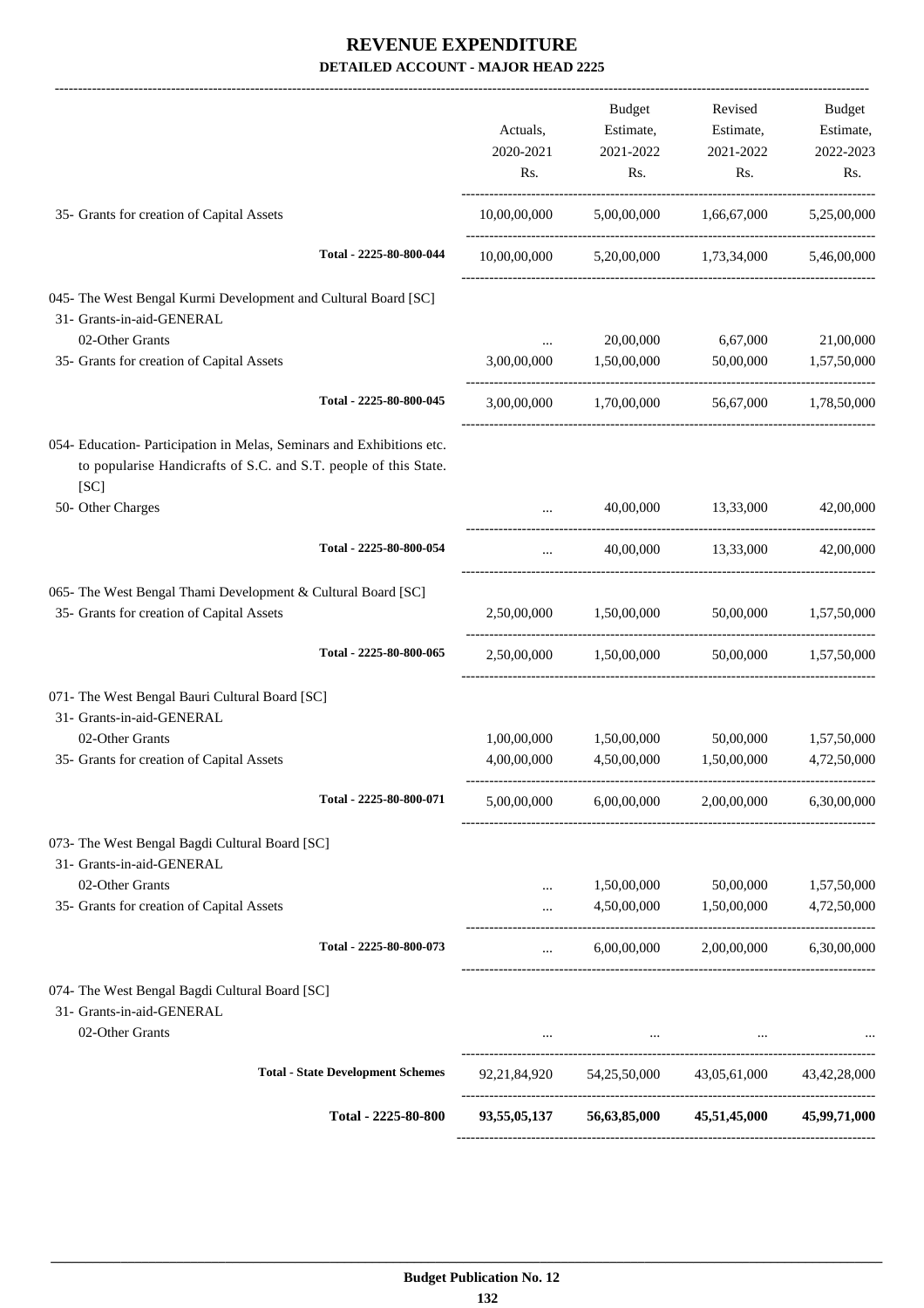# REVENUE EXPENDITURE

### DETAILED ACCOUNT - MAJOR HEAD 2225

| | Actuals, 2020-2021 Rs. | Budget Estimate, 2021-2022 Rs. | Revised Estimate, 2021-2022 Rs. | Budget Estimate, 2022-2023 Rs. |
|---|---|---|---|---|
| 35- Grants for creation of Capital Assets | 10,00,00,000 | 5,00,00,000 | 1,66,67,000 | 5,25,00,000 |
| Total - 2225-80-800-044 | 10,00,00,000 | 5,20,00,000 | 1,73,34,000 | 5,46,00,000 |
| 045- The West Bengal Kurmi Development and Cultural Board [SC] | | | | |
| 31- Grants-in-aid-GENERAL | | | | |
| 02-Other Grants | ... | 20,00,000 | 6,67,000 | 21,00,000 |
| 35- Grants for creation of Capital Assets | 3,00,00,000 | 1,50,00,000 | 50,00,000 | 1,57,50,000 |
| Total - 2225-80-800-045 | 3,00,00,000 | 1,70,00,000 | 56,67,000 | 1,78,50,000 |
| 054- Education- Participation in Melas, Seminars and Exhibitions etc. to popularise Handicrafts of S.C. and S.T. people of this State. [SC] | | | | |
| 50- Other Charges | ... | 40,00,000 | 13,33,000 | 42,00,000 |
| Total - 2225-80-800-054 | ... | 40,00,000 | 13,33,000 | 42,00,000 |
| 065- The West Bengal Thami Development & Cultural Board [SC] | | | | |
| 35- Grants for creation of Capital Assets | 2,50,00,000 | 1,50,00,000 | 50,00,000 | 1,57,50,000 |
| Total - 2225-80-800-065 | 2,50,00,000 | 1,50,00,000 | 50,00,000 | 1,57,50,000 |
| 071- The West Bengal Bauri Cultural Board [SC] | | | | |
| 31- Grants-in-aid-GENERAL | | | | |
| 02-Other Grants | 1,00,00,000 | 1,50,00,000 | 50,00,000 | 1,57,50,000 |
| 35- Grants for creation of Capital Assets | 4,00,00,000 | 4,50,00,000 | 1,50,00,000 | 4,72,50,000 |
| Total - 2225-80-800-071 | 5,00,00,000 | 6,00,00,000 | 2,00,00,000 | 6,30,00,000 |
| 073- The West Bengal Bagdi Cultural Board [SC] | | | | |
| 31- Grants-in-aid-GENERAL | | | | |
| 02-Other Grants | ... | 1,50,00,000 | 50,00,000 | 1,57,50,000 |
| 35- Grants for creation of Capital Assets | ... | 4,50,00,000 | 1,50,00,000 | 4,72,50,000 |
| Total - 2225-80-800-073 | ... | 6,00,00,000 | 2,00,00,000 | 6,30,00,000 |
| 074- The West Bengal Bagdi Cultural Board [SC] | | | | |
| 31- Grants-in-aid-GENERAL | | | | |
| 02-Other Grants | ... | ... | ... | ... |
| Total - State Development Schemes | 92,21,84,920 | 54,25,50,000 | 43,05,61,000 | 43,42,28,000 |
| Total - 2225-80-800 | 93,55,05,137 | 56,63,85,000 | 45,51,45,000 | 45,99,71,000 |

Budget Publication No. 12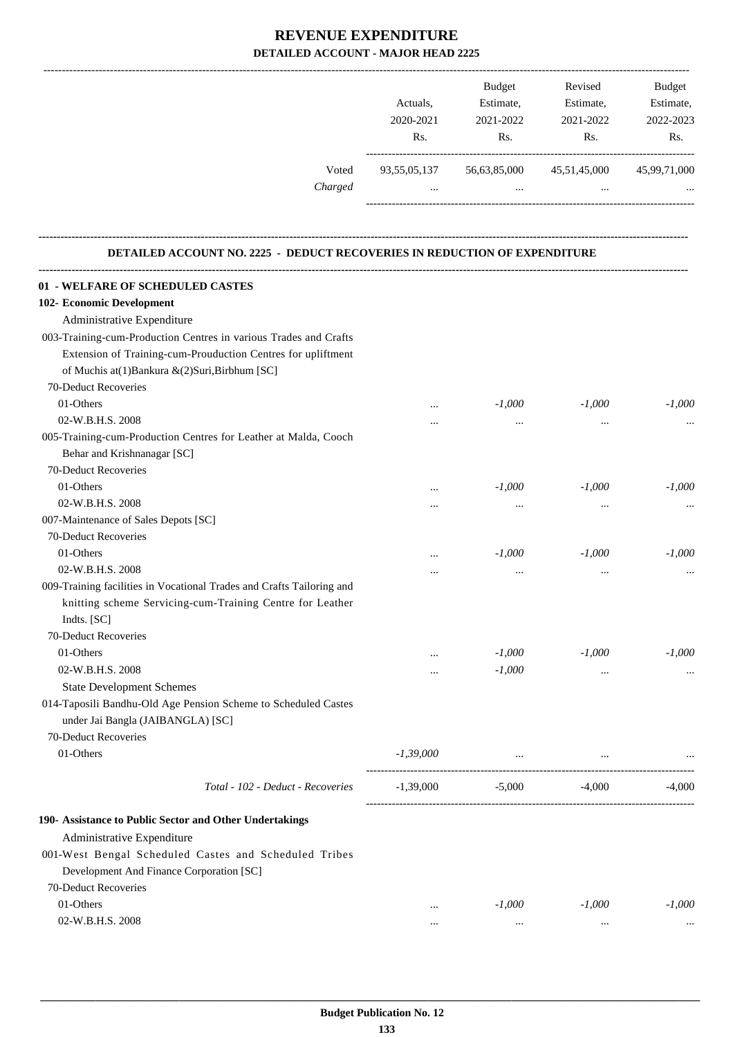# REVENUE EXPENDITURE

## DETAILED ACCOUNT - MAJOR HEAD 2225

| | Actuals, 2020-2021 Rs. | Budget Estimate, 2021-2022 Rs. | Revised Estimate, 2021-2022 Rs. | Budget Estimate, 2022-2023 Rs. |
|---|---|---|---|---|
| Voted | 93,55,05,137 | 56,63,85,000 | 45,51,45,000 | 45,99,71,000 |
| *Charged* | ... | ... | ... | ... |

### DETAILED ACCOUNT NO. 2225 - DEDUCT RECOVERIES IN REDUCTION OF EXPENDITURE

| | Actuals, 2020-2021 Rs. | Budget Estimate, 2021-2022 Rs. | Revised Estimate, 2021-2022 Rs. | Budget Estimate, 2022-2023 Rs. |
|---|---|---|---|---|
| **01 - WELFARE OF SCHEDULED CASTES** | | | | |
| **102- Economic Development** | | | | |
| Administrative Expenditure | | | | |
| 003-Training-cum-Production Centres in various Trades and Crafts Extension of Training-cum-Prouduction Centres for upliftment of Muchis at(1)Bankura &(2)Suri,Birbhum [SC] | | | | |
| 70-Deduct Recoveries | | | | |
| 01-Others | ... | *-1,000* | *-1,000* | *-1,000* |
| 02-W.B.H.S. 2008 | ... | ... | ... | ... |
| 005-Training-cum-Production Centres for Leather at Malda, Cooch Behar and Krishnanagar [SC] | | | | |
| 70-Deduct Recoveries | | | | |
| 01-Others | ... | *-1,000* | *-1,000* | *-1,000* |
| 02-W.B.H.S. 2008 | ... | ... | ... | ... |
| 007-Maintenance of Sales Depots [SC] | | | | |
| 70-Deduct Recoveries | | | | |
| 01-Others | ... | *-1,000* | *-1,000* | *-1,000* |
| 02-W.B.H.S. 2008 | ... | ... | ... | ... |
| 009-Training facilities in Vocational Trades and Crafts Tailoring and knitting scheme Servicing-cum-Training Centre for Leather Indts. [SC] | | | | |
| 70-Deduct Recoveries | | | | |
| 01-Others | ... | *-1,000* | *-1,000* | *-1,000* |
| 02-W.B.H.S. 2008 | ... | *-1,000* | ... | ... |
| State Development Schemes | | | | |
| 014-Taposili Bandhu-Old Age Pension Scheme to Scheduled Castes under Jai Bangla (JAIBANGLA) [SC] | | | | |
| 70-Deduct Recoveries | | | | |
| 01-Others | *-1,39,000* | ... | ... | ... |
| *Total - 102 - Deduct - Recoveries* | -1,39,000 | -5,000 | -4,000 | -4,000 |
| **190- Assistance to Public Sector and Other Undertakings** | | | | |
| Administrative Expenditure | | | | |
| 001-West Bengal Scheduled Castes and Scheduled Tribes Development And Finance Corporation [SC] | | | | |
| 70-Deduct Recoveries | | | | |
| 01-Others | ... | *-1,000* | *-1,000* | *-1,000* |
| 02-W.B.H.S. 2008 | ... | ... | ... | ... |

**Budget Publication No. 12**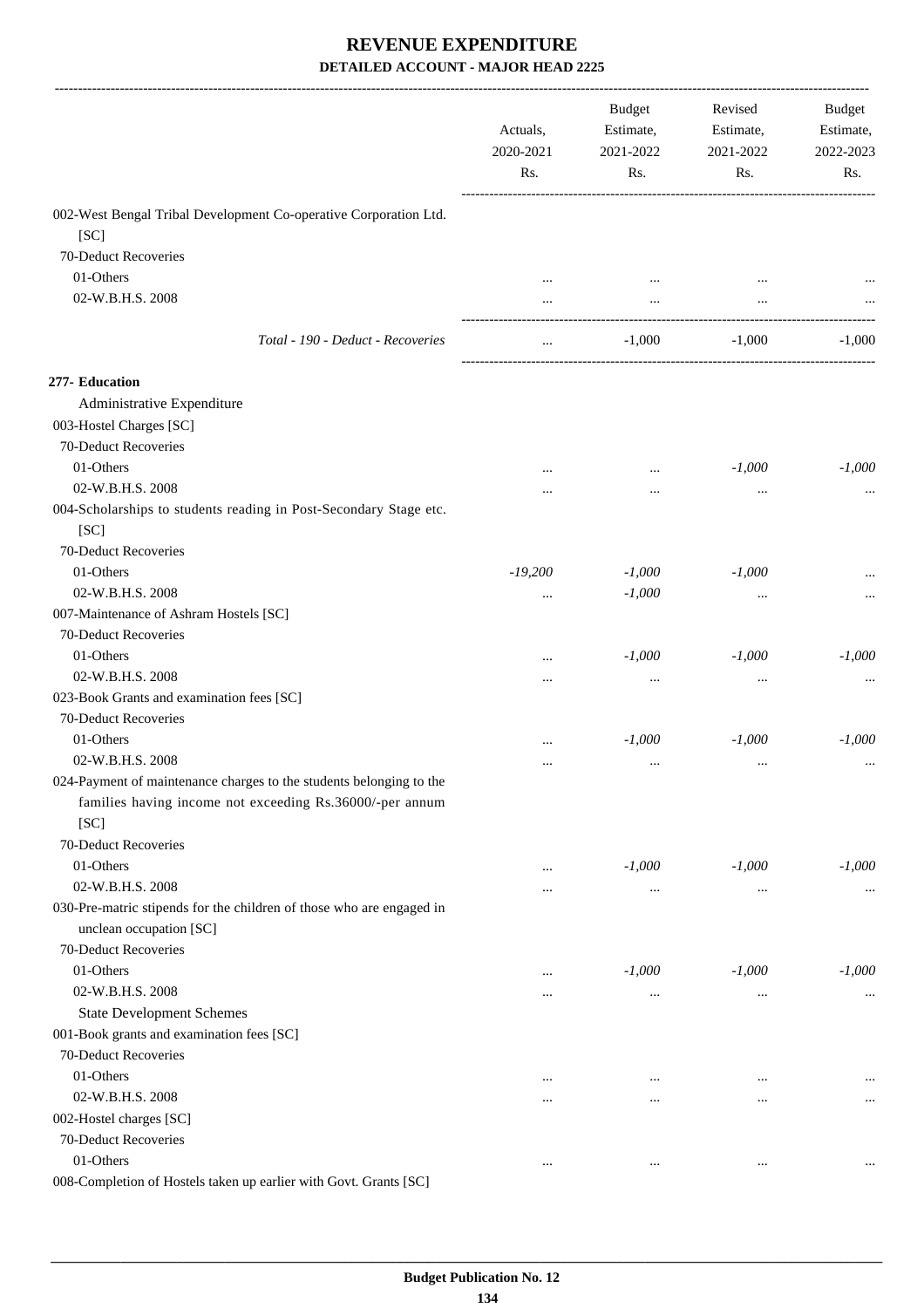# REVENUE EXPENDITURE

### DETAILED ACCOUNT - MAJOR HEAD 2225

| | Actuals, 2020-2021 Rs. | Budget Estimate, 2021-2022 Rs. | Revised Estimate, 2021-2022 Rs. | Budget Estimate, 2022-2023 Rs. |
|---|---|---|---|---|
| 002-West Bengal Tribal Development Co-operative Corporation Ltd. [SC] | | | | |
| 70-Deduct Recoveries | | | | |
| 01-Others | ... | ... | ... | ... |
| 02-W.B.H.S. 2008 | ... | ... | ... | ... |
| *Total - 190 - Deduct - Recoveries* | ... | -1,000 | -1,000 | -1,000 |
| **277- Education** | | | | |
| Administrative Expenditure | | | | |
| 003-Hostel Charges [SC] | | | | |
| 70-Deduct Recoveries | | | | |
| 01-Others | ... | ... | *-1,000* | *-1,000* |
| 02-W.B.H.S. 2008 | ... | ... | ... | ... |
| 004-Scholarships to students reading in Post-Secondary Stage etc. [SC] | | | | |
| 70-Deduct Recoveries | | | | |
| 01-Others | *-19,200* | *-1,000* | *-1,000* | ... |
| 02-W.B.H.S. 2008 | ... | *-1,000* | ... | ... |
| 007-Maintenance of Ashram Hostels [SC] | | | | |
| 70-Deduct Recoveries | | | | |
| 01-Others | ... | *-1,000* | *-1,000* | *-1,000* |
| 02-W.B.H.S. 2008 | ... | ... | ... | ... |
| 023-Book Grants and examination fees [SC] | | | | |
| 70-Deduct Recoveries | | | | |
| 01-Others | ... | *-1,000* | *-1,000* | *-1,000* |
| 02-W.B.H.S. 2008 | ... | ... | ... | ... |
| 024-Payment of maintenance charges to the students belonging to the families having income not exceeding Rs.36000/-per annum [SC] | | | | |
| 70-Deduct Recoveries | | | | |
| 01-Others | ... | *-1,000* | *-1,000* | *-1,000* |
| 02-W.B.H.S. 2008 | ... | ... | ... | ... |
| 030-Pre-matric stipends for the children of those who are engaged in unclean occupation [SC] | | | | |
| 70-Deduct Recoveries | | | | |
| 01-Others | ... | *-1,000* | *-1,000* | *-1,000* |
| 02-W.B.H.S. 2008 | ... | ... | ... | ... |
| State Development Schemes | | | | |
| 001-Book grants and examination fees [SC] | | | | |
| 70-Deduct Recoveries | | | | |
| 01-Others | ... | ... | ... | ... |
| 02-W.B.H.S. 2008 | ... | ... | ... | ... |
| 002-Hostel charges [SC] | | | | |
| 70-Deduct Recoveries | | | | |
| 01-Others | ... | ... | ... | ... |
| 008-Completion of Hostels taken up earlier with Govt. Grants [SC] | | | | |

Budget Publication No. 12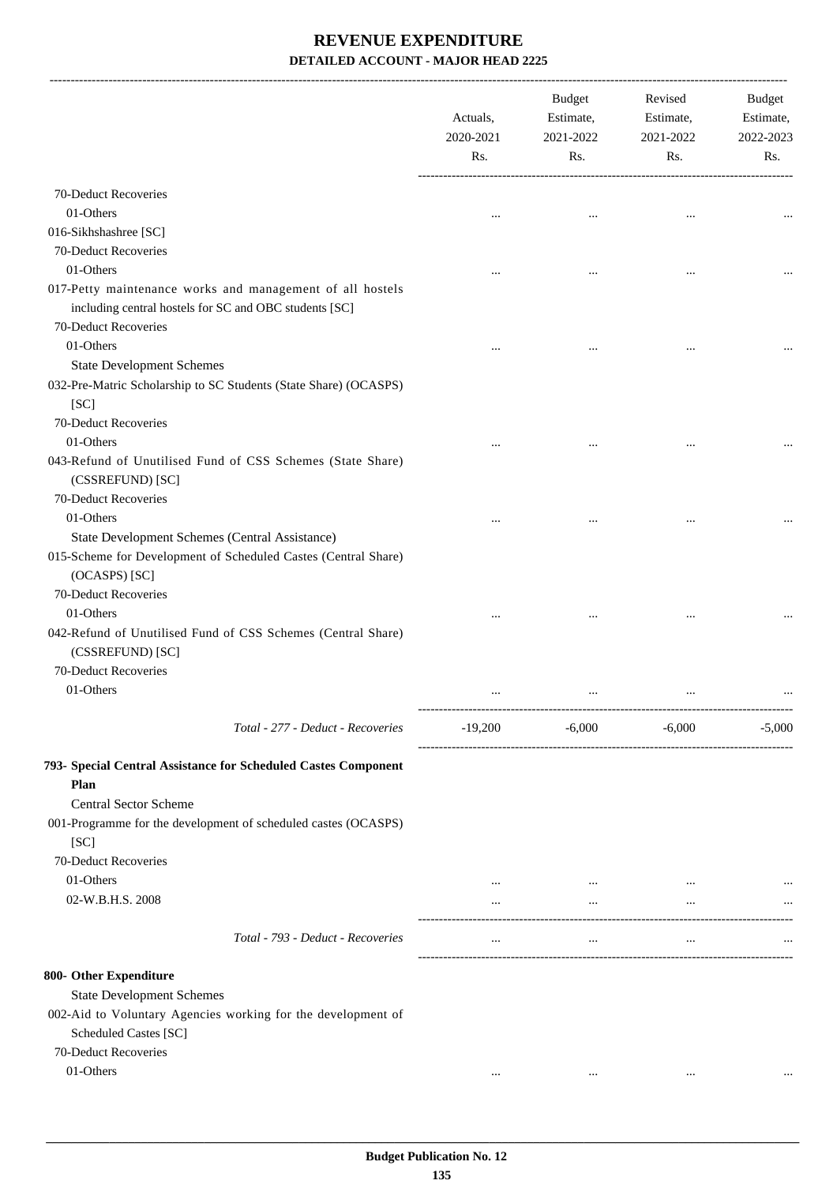# REVENUE EXPENDITURE

## DETAILED ACCOUNT - MAJOR HEAD 2225

| | Actuals, 2020-2021 Rs. | Budget Estimate, 2021-2022 Rs. | Revised Estimate, 2021-2022 Rs. | Budget Estimate, 2022-2023 Rs. |
|---|---|---|---|---|
| 70-Deduct Recoveries | | | | |
| 01-Others | ... | ... | ... | ... |
| 016-Sikhshashree [SC] | | | | |
| 70-Deduct Recoveries | | | | |
| 01-Others | ... | ... | ... | ... |
| 017-Petty maintenance works and management of all hostels including central hostels for SC and OBC students [SC] | | | | |
| 70-Deduct Recoveries | | | | |
| 01-Others | ... | ... | ... | ... |
| State Development Schemes | | | | |
| 032-Pre-Matric Scholarship to SC Students (State Share) (OCASPS) [SC] | | | | |
| 70-Deduct Recoveries | | | | |
| 01-Others | ... | ... | ... | ... |
| 043-Refund of Unutilised Fund of CSS Schemes (State Share) (CSSREFUND) [SC] | | | | |
| 70-Deduct Recoveries | | | | |
| 01-Others | ... | ... | ... | ... |
| State Development Schemes (Central Assistance) | | | | |
| 015-Scheme for Development of Scheduled Castes (Central Share) (OCASPS) [SC] | | | | |
| 70-Deduct Recoveries | | | | |
| 01-Others | ... | ... | ... | ... |
| 042-Refund of Unutilised Fund of CSS Schemes (Central Share) (CSSREFUND) [SC] | | | | |
| 70-Deduct Recoveries | | | | |
| 01-Others | ... | ... | ... | ... |
| *Total - 277 - Deduct - Recoveries* | -19,200 | -6,000 | -6,000 | -5,000 |
| **793- Special Central Assistance for Scheduled Castes Component Plan** | | | | |
| Central Sector Scheme | | | | |
| 001-Programme for the development of scheduled castes (OCASPS) [SC] | | | | |
| 70-Deduct Recoveries | | | | |
| 01-Others | ... | ... | ... | ... |
| 02-W.B.H.S. 2008 | ... | ... | ... | ... |
| *Total - 793 - Deduct - Recoveries* | ... | ... | ... | ... |
| **800- Other Expenditure** | | | | |
| State Development Schemes | | | | |
| 002-Aid to Voluntary Agencies working for the development of Scheduled Castes [SC] | | | | |
| 70-Deduct Recoveries | | | | |
| 01-Others | ... | ... | ... | ... |

**Budget Publication No. 12**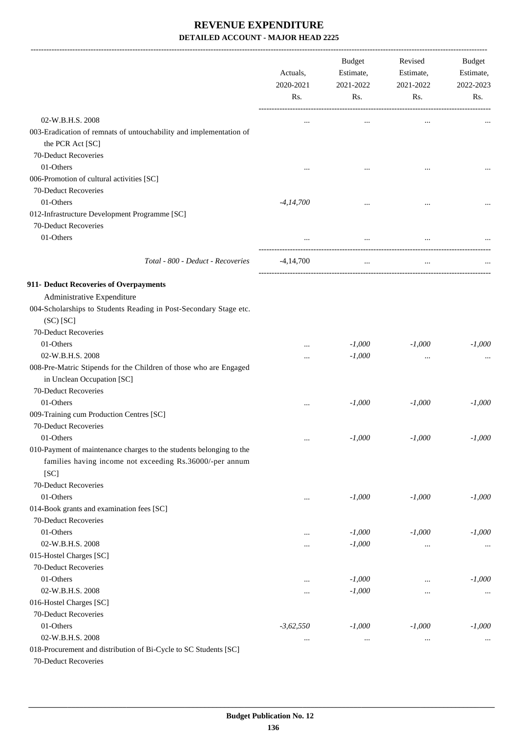# REVENUE EXPENDITURE

### DETAILED ACCOUNT - MAJOR HEAD 2225

| | Actuals, 2020-2021 Rs. | Budget Estimate, 2021-2022 Rs. | Revised Estimate, 2021-2022 Rs. | Budget Estimate, 2022-2023 Rs. |
|---|---|---|---|---|
| 02-W.B.H.S. 2008 | ... | ... | ... | ... |
| 003-Eradication of remnats of untouchability and implementation of the PCR Act [SC] | | | | |
| 70-Deduct Recoveries | | | | |
| 01-Others | ... | ... | ... | ... |
| 006-Promotion of cultural activities [SC] | | | | |
| 70-Deduct Recoveries | | | | |
| 01-Others | *-4,14,700* | ... | ... | ... |
| 012-Infrastructure Development Programme [SC] | | | | |
| 70-Deduct Recoveries | | | | |
| 01-Others | ... | ... | ... | ... |
| *Total - 800 - Deduct - Recoveries* | -4,14,700 | ... | ... | ... |
| **911- Deduct Recoveries of Overpayments** | | | | |
| Administrative Expenditure | | | | |
| 004-Scholarships to Students Reading in Post-Secondary Stage etc. (SC) [SC] | | | | |
| 70-Deduct Recoveries | | | | |
| 01-Others | ... | *-1,000* | *-1,000* | *-1,000* |
| 02-W.B.H.S. 2008 | ... | *-1,000* | ... | ... |
| 008-Pre-Matric Stipends for the Children of those who are Engaged in Unclean Occupation [SC] | | | | |
| 70-Deduct Recoveries | | | | |
| 01-Others | ... | *-1,000* | *-1,000* | *-1,000* |
| 009-Training cum Production Centres [SC] | | | | |
| 70-Deduct Recoveries | | | | |
| 01-Others | ... | *-1,000* | *-1,000* | *-1,000* |
| 010-Payment of maintenance charges to the students belonging to the families having income not exceeding Rs.36000/-per annum [SC] | | | | |
| 70-Deduct Recoveries | | | | |
| 01-Others | ... | *-1,000* | *-1,000* | *-1,000* |
| 014-Book grants and examination fees [SC] | | | | |
| 70-Deduct Recoveries | | | | |
| 01-Others | ... | *-1,000* | *-1,000* | *-1,000* |
| 02-W.B.H.S. 2008 | ... | *-1,000* | ... | ... |
| 015-Hostel Charges [SC] | | | | |
| 70-Deduct Recoveries | | | | |
| 01-Others | ... | *-1,000* | ... | *-1,000* |
| 02-W.B.H.S. 2008 | ... | *-1,000* | ... | ... |
| 016-Hostel Charges [SC] | | | | |
| 70-Deduct Recoveries | | | | |
| 01-Others | *-3,62,550* | *-1,000* | *-1,000* | *-1,000* |
| 02-W.B.H.S. 2008 | ... | ... | ... | ... |
| 018-Procurement and distribution of Bi-Cycle to SC Students [SC] | | | | |
| 70-Deduct Recoveries | | | | |

**Budget Publication No. 12**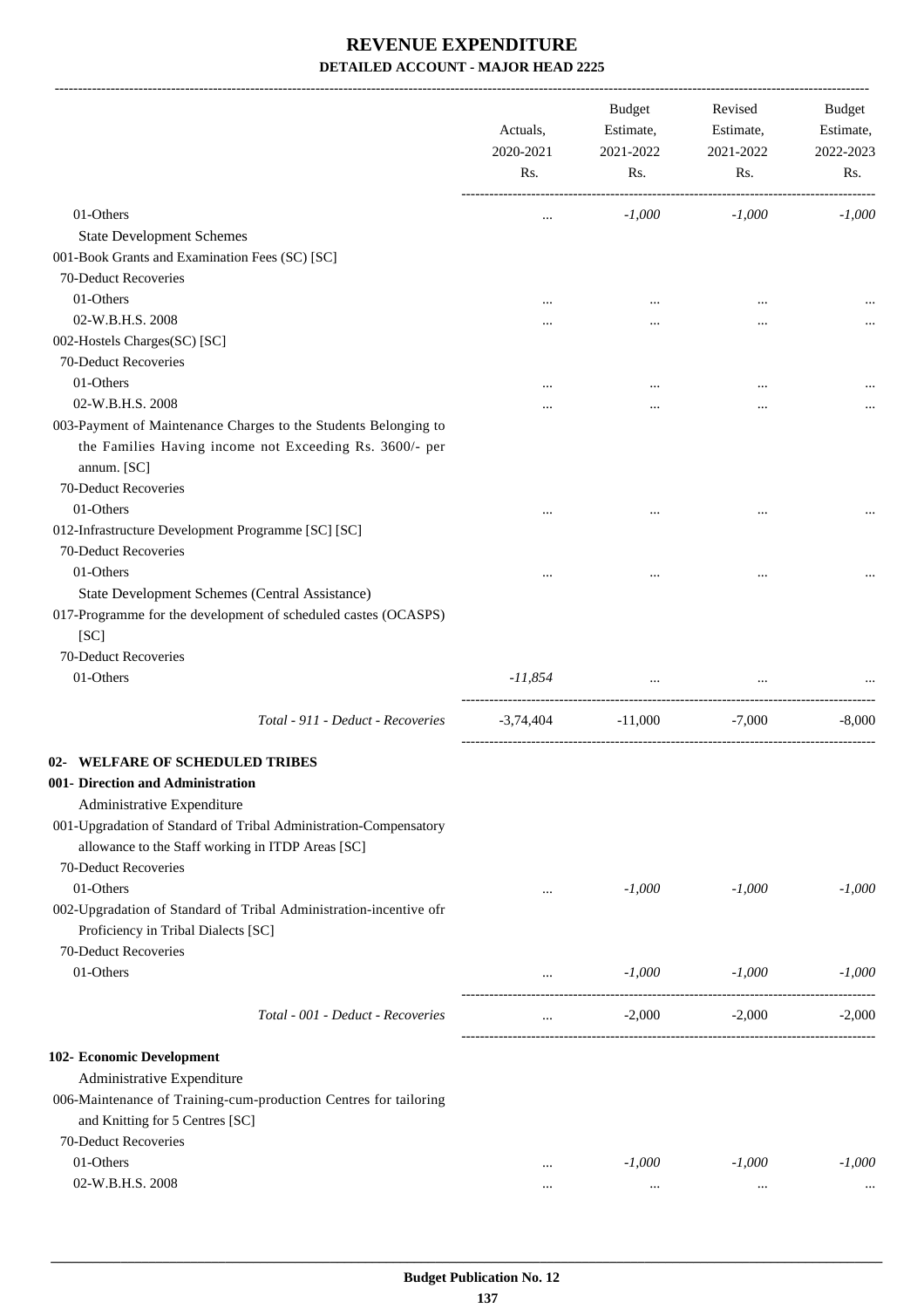# REVENUE EXPENDITURE

## DETAILED ACCOUNT - MAJOR HEAD 2225

| | Actuals, 2020-2021 Rs. | Budget Estimate, 2021-2022 Rs. | Revised Estimate, 2021-2022 Rs. | Budget Estimate, 2022-2023 Rs. |
|---|---|---|---|---|
| 01-Others | ... | *-1,000* | *-1,000* | *-1,000* |
| State Development Schemes | | | | |
| 001-Book Grants and Examination Fees (SC) [SC] | | | | |
| 70-Deduct Recoveries | | | | |
| 01-Others | ... | ... | ... | ... |
| 02-W.B.H.S. 2008 | ... | ... | ... | ... |
| 002-Hostels Charges(SC) [SC] | | | | |
| 70-Deduct Recoveries | | | | |
| 01-Others | ... | ... | ... | ... |
| 02-W.B.H.S. 2008 | ... | ... | ... | ... |
| 003-Payment of Maintenance Charges to the Students Belonging to the Families Having income not Exceeding Rs. 3600/- per annum. [SC] | | | | |
| 70-Deduct Recoveries | | | | |
| 01-Others | ... | ... | ... | ... |
| 012-Infrastructure Development Programme [SC] [SC] | | | | |
| 70-Deduct Recoveries | | | | |
| 01-Others | ... | ... | ... | ... |
| State Development Schemes (Central Assistance) | | | | |
| 017-Programme for the development of scheduled castes (OCASPS) [SC] | | | | |
| 70-Deduct Recoveries | | | | |
| 01-Others | *-11,854* | ... | ... | ... |
| *Total - 911 - Deduct - Recoveries* | -3,74,404 | -11,000 | -7,000 | -8,000 |
| **02- WELFARE OF SCHEDULED TRIBES** | | | | |
| **001- Direction and Administration** | | | | |
| Administrative Expenditure | | | | |
| 001-Upgradation of Standard of Tribal Administration-Compensatory allowance to the Staff working in ITDP Areas [SC] | | | | |
| 70-Deduct Recoveries | | | | |
| 01-Others | ... | *-1,000* | *-1,000* | *-1,000* |
| 002-Upgradation of Standard of Tribal Administration-incentive ofr Proficiency in Tribal Dialects [SC] | | | | |
| 70-Deduct Recoveries | | | | |
| 01-Others | ... | *-1,000* | *-1,000* | *-1,000* |
| *Total - 001 - Deduct - Recoveries* | ... | -2,000 | -2,000 | -2,000 |
| **102- Economic Development** | | | | |
| Administrative Expenditure | | | | |
| 006-Maintenance of Training-cum-production Centres for tailoring and Knitting for 5 Centres [SC] | | | | |
| 70-Deduct Recoveries | | | | |
| 01-Others | ... | *-1,000* | *-1,000* | *-1,000* |
| 02-W.B.H.S. 2008 | ... | ... | ... | ... |

Budget Publication No. 12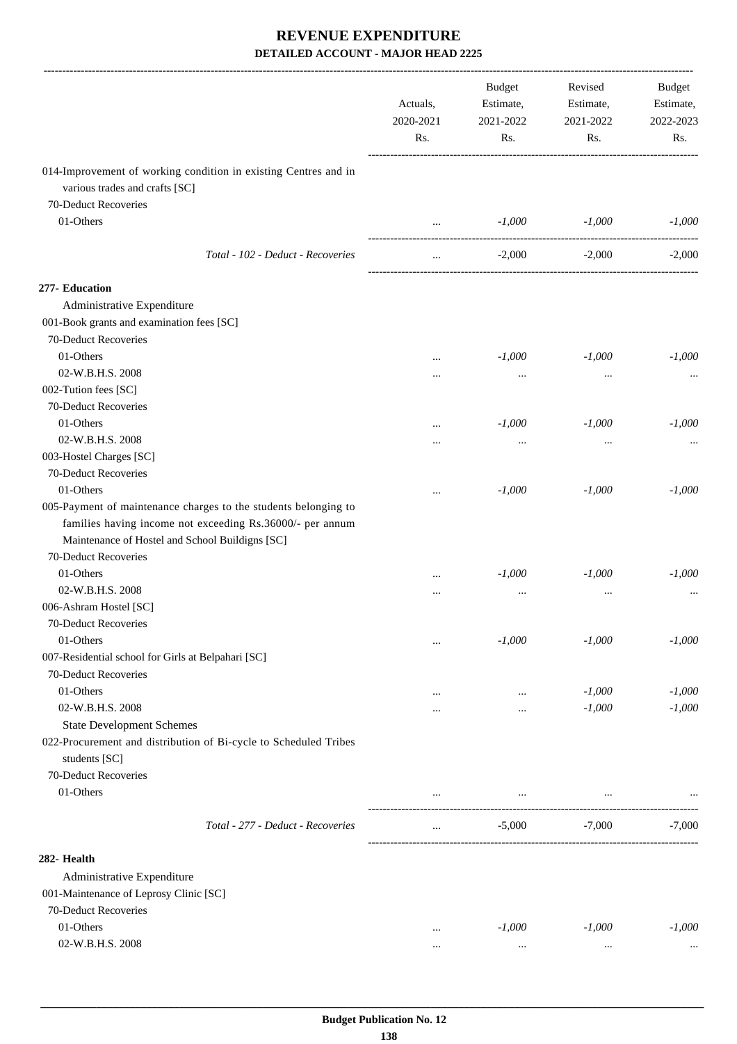# REVENUE EXPENDITURE

## DETAILED ACCOUNT - MAJOR HEAD 2225

| | Actuals, 2020-2021 Rs. | Budget Estimate, 2021-2022 Rs. | Revised Estimate, 2021-2022 Rs. | Budget Estimate, 2022-2023 Rs. |
|---|---|---|---|---|
| 014-Improvement of working condition in existing Centres and in various trades and crafts [SC] | | | | |
| 70-Deduct Recoveries | | | | |
| 01-Others | ... | -1,000 | -1,000 | -1,000 |
| Total - 102 - Deduct - Recoveries | ... | -2,000 | -2,000 | -2,000 |
| **277- Education** | | | | |
| Administrative Expenditure | | | | |
| 001-Book grants and examination fees [SC] | | | | |
| 70-Deduct Recoveries | | | | |
| 01-Others | ... | -1,000 | -1,000 | -1,000 |
| 02-W.B.H.S. 2008 | ... | ... | ... | ... |
| 002-Tution fees [SC] | | | | |
| 70-Deduct Recoveries | | | | |
| 01-Others | ... | -1,000 | -1,000 | -1,000 |
| 02-W.B.H.S. 2008 | ... | ... | ... | ... |
| 003-Hostel Charges [SC] | | | | |
| 70-Deduct Recoveries | | | | |
| 01-Others | ... | -1,000 | -1,000 | -1,000 |
| 005-Payment of maintenance charges to the students belonging to families having income not exceeding Rs.36000/- per annum Maintenance of Hostel and School Buildigns [SC] | | | | |
| 70-Deduct Recoveries | | | | |
| 01-Others | ... | -1,000 | -1,000 | -1,000 |
| 02-W.B.H.S. 2008 | ... | ... | ... | ... |
| 006-Ashram Hostel [SC] | | | | |
| 70-Deduct Recoveries | | | | |
| 01-Others | ... | -1,000 | -1,000 | -1,000 |
| 007-Residential school for Girls at Belpahari [SC] | | | | |
| 70-Deduct Recoveries | | | | |
| 01-Others | ... | ... | -1,000 | -1,000 |
| 02-W.B.H.S. 2008 | ... | ... | -1,000 | -1,000 |
| State Development Schemes | | | | |
| 022-Procurement and distribution of Bi-cycle to Scheduled Tribes students [SC] | | | | |
| 70-Deduct Recoveries | | | | |
| 01-Others | ... | ... | ... | ... |
| Total - 277 - Deduct - Recoveries | ... | -5,000 | -7,000 | -7,000 |
| **282- Health** | | | | |
| Administrative Expenditure | | | | |
| 001-Maintenance of Leprosy Clinic [SC] | | | | |
| 70-Deduct Recoveries | | | | |
| 01-Others | ... | -1,000 | -1,000 | -1,000 |
| 02-W.B.H.S. 2008 | ... | ... | ... | ... |

Budget Publication No. 12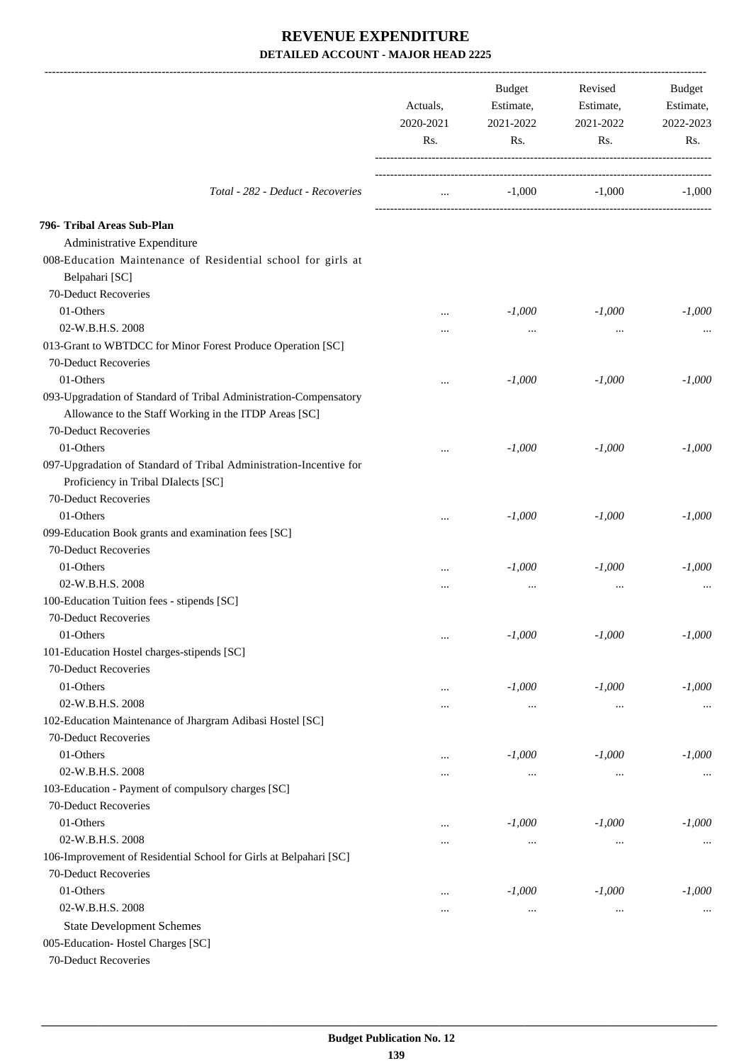# REVENUE EXPENDITURE

## DETAILED ACCOUNT - MAJOR HEAD 2225

| | Actuals, 2020-2021 Rs. | Budget Estimate, 2021-2022 Rs. | Revised Estimate, 2021-2022 Rs. | Budget Estimate, 2022-2023 Rs. |
|---|---|---|---|---|
| *Total - 282 - Deduct - Recoveries* | ... | -1,000 | -1,000 | -1,000 |
| **796- Tribal Areas Sub-Plan** | | | | |
| Administrative Expenditure | | | | |
| 008-Education Maintenance of Residential school for girls at Belpahari [SC] | | | | |
| 70-Deduct Recoveries | | | | |
| 01-Others | ... | *-1,000* | *-1,000* | *-1,000* |
| 02-W.B.H.S. 2008 | ... | ... | ... | ... |
| 013-Grant to WBTDCC for Minor Forest Produce Operation [SC] | | | | |
| 70-Deduct Recoveries | | | | |
| 01-Others | ... | *-1,000* | *-1,000* | *-1,000* |
| 093-Upgradation of Standard of Tribal Administration-Compensatory Allowance to the Staff Working in the ITDP Areas [SC] | | | | |
| 70-Deduct Recoveries | | | | |
| 01-Others | ... | *-1,000* | *-1,000* | *-1,000* |
| 097-Upgradation of Standard of Tribal Administration-Incentive for Proficiency in Tribal DIalects [SC] | | | | |
| 70-Deduct Recoveries | | | | |
| 01-Others | ... | *-1,000* | *-1,000* | *-1,000* |
| 099-Education Book grants and examination fees [SC] | | | | |
| 70-Deduct Recoveries | | | | |
| 01-Others | ... | *-1,000* | *-1,000* | *-1,000* |
| 02-W.B.H.S. 2008 | ... | ... | ... | ... |
| 100-Education Tuition fees - stipends [SC] | | | | |
| 70-Deduct Recoveries | | | | |
| 01-Others | ... | *-1,000* | *-1,000* | *-1,000* |
| 101-Education Hostel charges-stipends [SC] | | | | |
| 70-Deduct Recoveries | | | | |
| 01-Others | ... | *-1,000* | *-1,000* | *-1,000* |
| 02-W.B.H.S. 2008 | ... | ... | ... | ... |
| 102-Education Maintenance of Jhargram Adibasi Hostel [SC] | | | | |
| 70-Deduct Recoveries | | | | |
| 01-Others | ... | *-1,000* | *-1,000* | *-1,000* |
| 02-W.B.H.S. 2008 | ... | ... | ... | ... |
| 103-Education - Payment of compulsory charges [SC] | | | | |
| 70-Deduct Recoveries | | | | |
| 01-Others | ... | *-1,000* | *-1,000* | *-1,000* |
| 02-W.B.H.S. 2008 | ... | ... | ... | ... |
| 106-Improvement of Residential School for Girls at Belpahari [SC] | | | | |
| 70-Deduct Recoveries | | | | |
| 01-Others | ... | *-1,000* | *-1,000* | *-1,000* |
| 02-W.B.H.S. 2008 | ... | ... | ... | ... |
| State Development Schemes | | | | |
| 005-Education- Hostel Charges [SC] | | | | |
| 70-Deduct Recoveries | | | | |

**Budget Publication No. 12**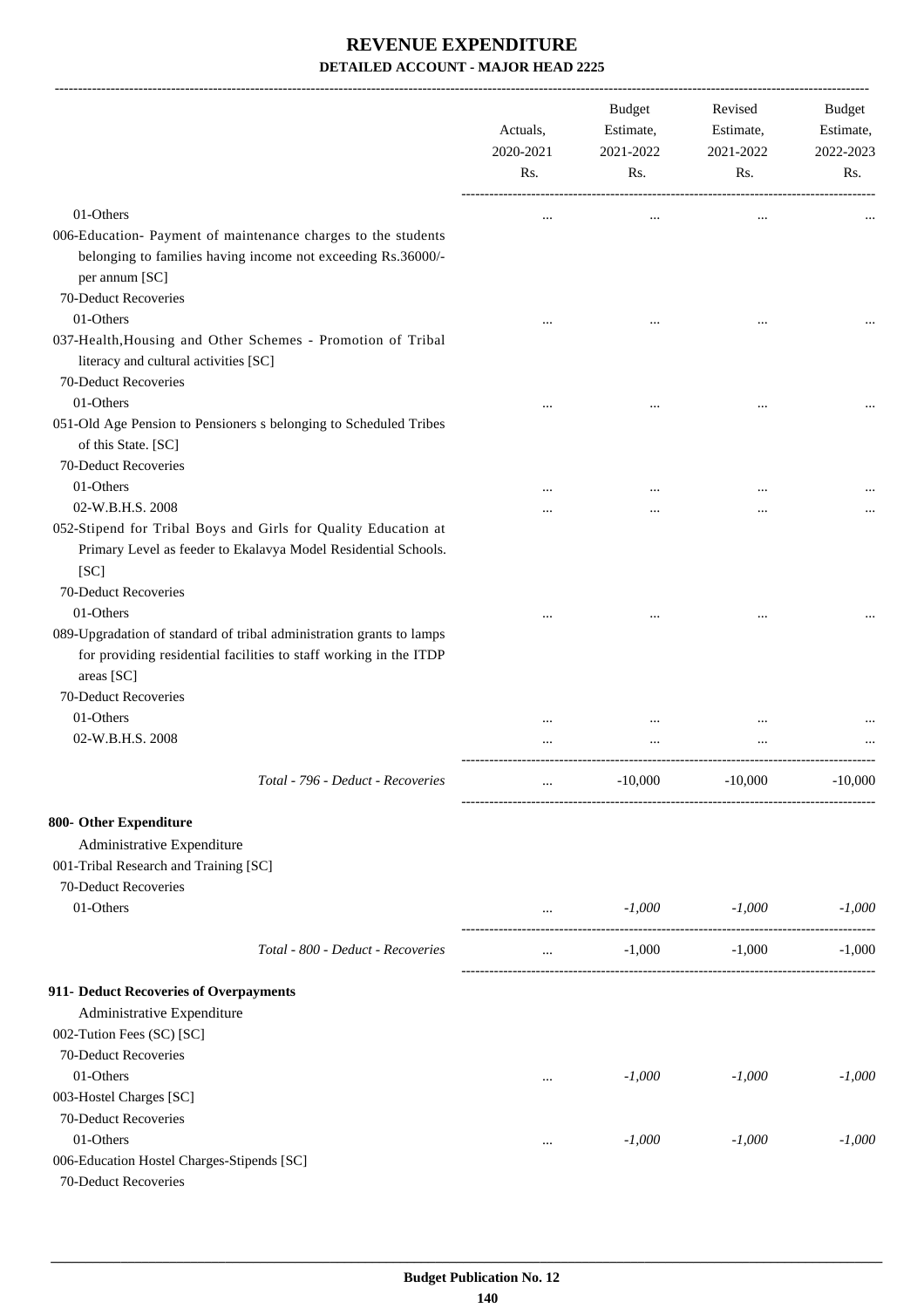# REVENUE EXPENDITURE

## DETAILED ACCOUNT - MAJOR HEAD 2225

| | Actuals, 2020-2021 Rs. | Budget Estimate, 2021-2022 Rs. | Revised Estimate, 2021-2022 Rs. | Budget Estimate, 2022-2023 Rs. |
|---|---|---|---|---|
| 01-Others | ... | ... | ... | ... |
| 006-Education- Payment of maintenance charges to the students belonging to families having income not exceeding Rs.36000/- per annum [SC] | | | | |
| 70-Deduct Recoveries | | | | |
| 01-Others | ... | ... | ... | ... |
| 037-Health,Housing and Other Schemes - Promotion of Tribal literacy and cultural activities [SC] | | | | |
| 70-Deduct Recoveries | | | | |
| 01-Others | ... | ... | ... | ... |
| 051-Old Age Pension to Pensioners s belonging to Scheduled Tribes of this State. [SC] | | | | |
| 70-Deduct Recoveries | | | | |
| 01-Others | ... | ... | ... | ... |
| 02-W.B.H.S. 2008 | ... | ... | ... | ... |
| 052-Stipend for Tribal Boys and Girls for Quality Education at Primary Level as feeder to Ekalavya Model Residential Schools. [SC] | | | | |
| 70-Deduct Recoveries | | | | |
| 01-Others | ... | ... | ... | ... |
| 089-Upgradation of standard of tribal administration grants to lamps for providing residential facilities to staff working in the ITDP areas [SC] | | | | |
| 70-Deduct Recoveries | | | | |
| 01-Others | ... | ... | ... | ... |
| 02-W.B.H.S. 2008 | ... | ... | ... | ... |
| *Total - 796 - Deduct - Recoveries* | ... | -10,000 | -10,000 | -10,000 |
| **800- Other Expenditure** | | | | |
| Administrative Expenditure | | | | |
| 001-Tribal Research and Training [SC] | | | | |
| 70-Deduct Recoveries | | | | |
| 01-Others | ... | *-1,000* | *-1,000* | *-1,000* |
| *Total - 800 - Deduct - Recoveries* | ... | -1,000 | -1,000 | -1,000 |
| **911- Deduct Recoveries of Overpayments** | | | | |
| Administrative Expenditure | | | | |
| 002-Tution Fees (SC) [SC] | | | | |
| 70-Deduct Recoveries | | | | |
| 01-Others | ... | *-1,000* | *-1,000* | *-1,000* |
| 003-Hostel Charges [SC] | | | | |
| 70-Deduct Recoveries | | | | |
| 01-Others | ... | *-1,000* | *-1,000* | *-1,000* |
| 006-Education Hostel Charges-Stipends [SC] | | | | |
| 70-Deduct Recoveries | | | | |

Budget Publication No. 12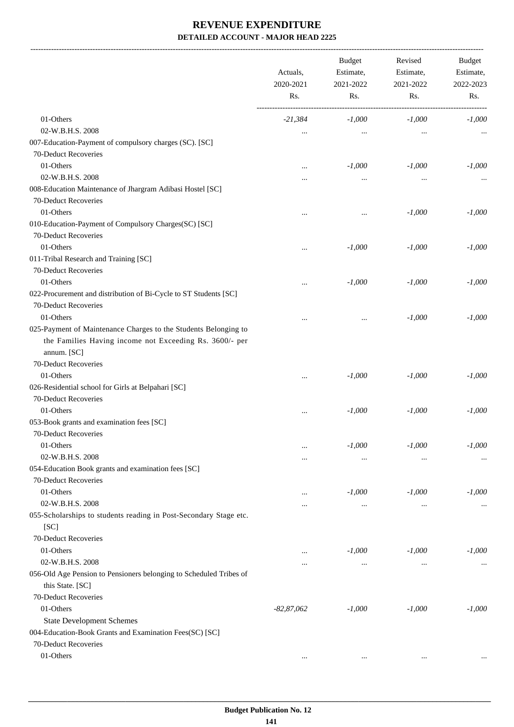# REVENUE EXPENDITURE

## DETAILED ACCOUNT - MAJOR HEAD 2225

| | Actuals, 2020-2021 Rs. | Budget Estimate, 2021-2022 Rs. | Revised Estimate, 2021-2022 Rs. | Budget Estimate, 2022-2023 Rs. |
|---|---|---|---|---|
| 01-Others | -21,384 | -1,000 | -1,000 | -1,000 |
| 02-W.B.H.S. 2008 | ... | ... | ... | ... |
| 007-Education-Payment of compulsory charges (SC). [SC] | | | | |
| 70-Deduct Recoveries | | | | |
| 01-Others | ... | -1,000 | -1,000 | -1,000 |
| 02-W.B.H.S. 2008 | ... | ... | ... | ... |
| 008-Education Maintenance of Jhargram Adibasi Hostel [SC] | | | | |
| 70-Deduct Recoveries | | | | |
| 01-Others | ... | ... | -1,000 | -1,000 |
| 010-Education-Payment of Compulsory Charges(SC) [SC] | | | | |
| 70-Deduct Recoveries | | | | |
| 01-Others | ... | -1,000 | -1,000 | -1,000 |
| 011-Tribal Research and Training [SC] | | | | |
| 70-Deduct Recoveries | | | | |
| 01-Others | ... | -1,000 | -1,000 | -1,000 |
| 022-Procurement and distribution of Bi-Cycle to ST Students [SC] | | | | |
| 70-Deduct Recoveries | | | | |
| 01-Others | ... | ... | -1,000 | -1,000 |
| 025-Payment of Maintenance Charges to the Students Belonging to the Families Having income not Exceeding Rs. 3600/- per annum. [SC] | | | | |
| 70-Deduct Recoveries | | | | |
| 01-Others | ... | -1,000 | -1,000 | -1,000 |
| 026-Residential school for Girls at Belpahari [SC] | | | | |
| 70-Deduct Recoveries | | | | |
| 01-Others | ... | -1,000 | -1,000 | -1,000 |
| 053-Book grants and examination fees [SC] | | | | |
| 70-Deduct Recoveries | | | | |
| 01-Others | ... | -1,000 | -1,000 | -1,000 |
| 02-W.B.H.S. 2008 | ... | ... | ... | ... |
| 054-Education Book grants and examination fees [SC] | | | | |
| 70-Deduct Recoveries | | | | |
| 01-Others | ... | -1,000 | -1,000 | -1,000 |
| 02-W.B.H.S. 2008 | ... | ... | ... | ... |
| 055-Scholarships to students reading in Post-Secondary Stage etc. [SC] | | | | |
| 70-Deduct Recoveries | | | | |
| 01-Others | ... | -1,000 | -1,000 | -1,000 |
| 02-W.B.H.S. 2008 | ... | ... | ... | ... |
| 056-Old Age Pension to Pensioners belonging to Scheduled Tribes of this State. [SC] | | | | |
| 70-Deduct Recoveries | | | | |
| 01-Others | -82,87,062 | -1,000 | -1,000 | -1,000 |
| State Development Schemes | | | | |
| 004-Education-Book Grants and Examination Fees(SC) [SC] | | | | |
| 70-Deduct Recoveries | | | | |
| 01-Others | ... | ... | ... | ... |

Budget Publication No. 12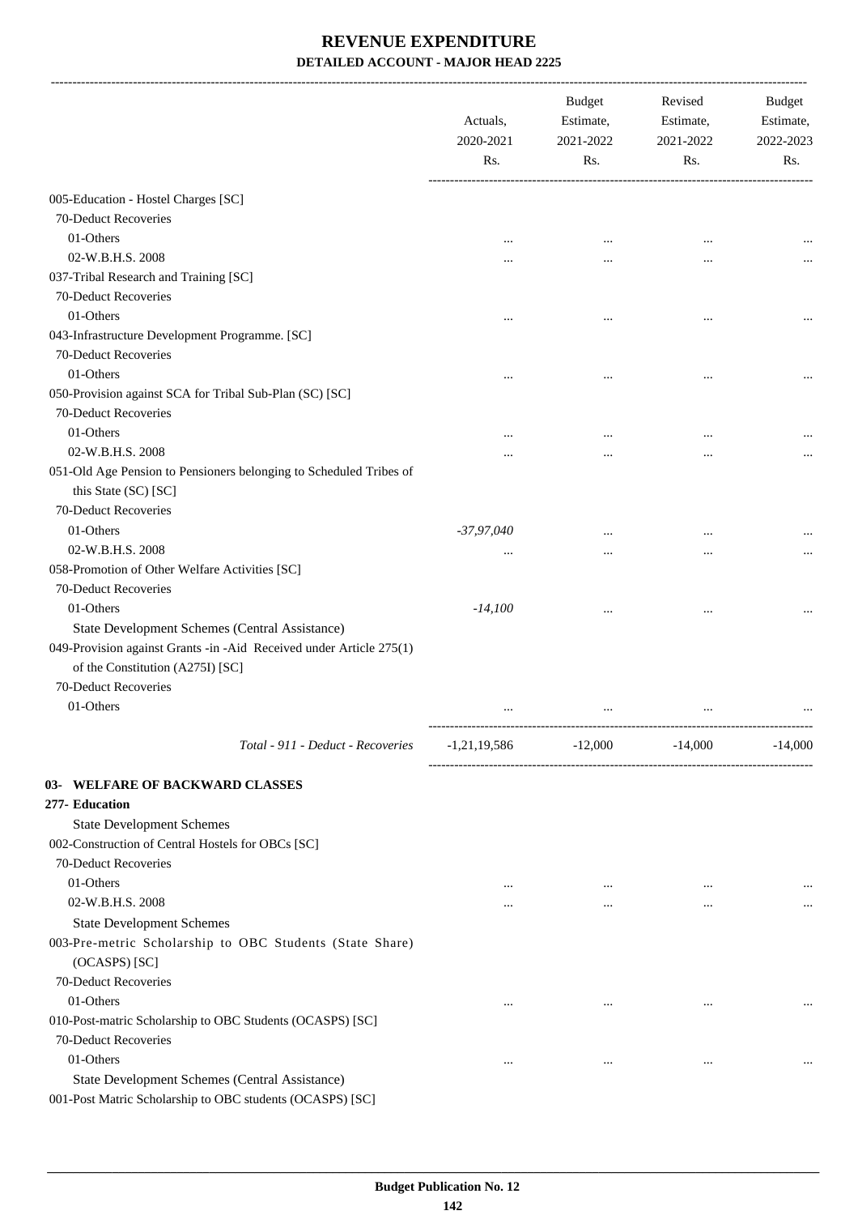# REVENUE EXPENDITURE

## DETAILED ACCOUNT - MAJOR HEAD 2225

| | Actuals, 2020-2021 Rs. | Budget Estimate, 2021-2022 Rs. | Revised Estimate, 2021-2022 Rs. | Budget Estimate, 2022-2023 Rs. |
|---|---|---|---|---|
| 005-Education - Hostel Charges [SC] | | | | |
| 70-Deduct Recoveries | | | | |
| 01-Others | ... | ... | ... | ... |
| 02-W.B.H.S. 2008 | ... | ... | ... | ... |
| 037-Tribal Research and Training [SC] | | | | |
| 70-Deduct Recoveries | | | | |
| 01-Others | ... | ... | ... | ... |
| 043-Infrastructure Development Programme. [SC] | | | | |
| 70-Deduct Recoveries | | | | |
| 01-Others | ... | ... | ... | ... |
| 050-Provision against SCA for Tribal Sub-Plan (SC) [SC] | | | | |
| 70-Deduct Recoveries | | | | |
| 01-Others | ... | ... | ... | ... |
| 02-W.B.H.S. 2008 | ... | ... | ... | ... |
| 051-Old Age Pension to Pensioners belonging to Scheduled Tribes of this State (SC) [SC] | | | | |
| 70-Deduct Recoveries | | | | |
| 01-Others | *-37,97,040* | ... | ... | ... |
| 02-W.B.H.S. 2008 | ... | ... | ... | ... |
| 058-Promotion of Other Welfare Activities [SC] | | | | |
| 70-Deduct Recoveries | | | | |
| 01-Others | *-14,100* | ... | ... | ... |
| State Development Schemes (Central Assistance) | | | | |
| 049-Provision against Grants -in -Aid Received under Article 275(1) of the Constitution (A275I) [SC] | | | | |
| 70-Deduct Recoveries | | | | |
| 01-Others | ... | ... | ... | ... |
| *Total - 911 - Deduct - Recoveries* | -1,21,19,586 | -12,000 | -14,000 | -14,000 |

**03- WELFARE OF BACKWARD CLASSES**

**277- Education**

| | Actuals, 2020-2021 Rs. | Budget Estimate, 2021-2022 Rs. | Revised Estimate, 2021-2022 Rs. | Budget Estimate, 2022-2023 Rs. |
|---|---|---|---|---|
| State Development Schemes | | | | |
| 002-Construction of Central Hostels for OBCs [SC] | | | | |
| 70-Deduct Recoveries | | | | |
| 01-Others | ... | ... | ... | ... |
| 02-W.B.H.S. 2008 | ... | ... | ... | ... |
| State Development Schemes | | | | |
| 003-Pre-metric Scholarship to OBC Students (State Share) (OCASPS) [SC] | | | | |
| 70-Deduct Recoveries | | | | |
| 01-Others | ... | ... | ... | ... |
| 010-Post-matric Scholarship to OBC Students (OCASPS) [SC] | | | | |
| 70-Deduct Recoveries | | | | |
| 01-Others | ... | ... | ... | ... |
| State Development Schemes (Central Assistance) | | | | |
| 001-Post Matric Scholarship to OBC students (OCASPS) [SC] | | | | |

Budget Publication No. 12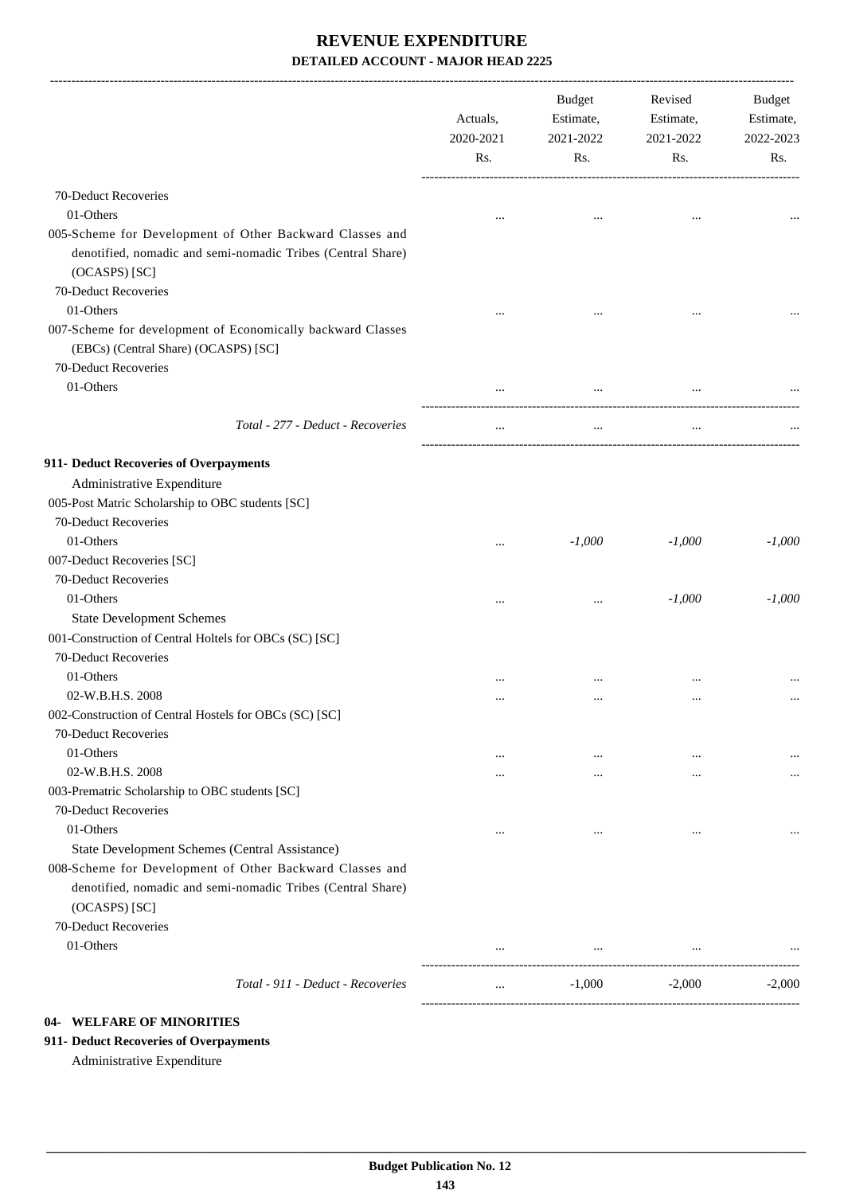# REVENUE EXPENDITURE

**DETAILED ACCOUNT - MAJOR HEAD 2225**

| | Actuals, 2020-2021 Rs. | Budget Estimate, 2021-2022 Rs. | Revised Estimate, 2021-2022 Rs. | Budget Estimate, 2022-2023 Rs. |
|---|---|---|---|---|
| 70-Deduct Recoveries | | | | |
| 01-Others | ... | ... | ... | ... |
| 005-Scheme for Development of Other Backward Classes and denotified, nomadic and semi-nomadic Tribes (Central Share) (OCASPS) [SC] | | | | |
| 70-Deduct Recoveries | | | | |
| 01-Others | ... | ... | ... | ... |
| 007-Scheme for development of Economically backward Classes (EBCs) (Central Share) (OCASPS) [SC] | | | | |
| 70-Deduct Recoveries | | | | |
| 01-Others | ... | ... | ... | ... |
| *Total - 277 - Deduct - Recoveries* | ... | ... | ... | ... |
| **911- Deduct Recoveries of Overpayments** | | | | |
| Administrative Expenditure | | | | |
| 005-Post Matric Scholarship to OBC students [SC] | | | | |
| 70-Deduct Recoveries | | | | |
| 01-Others | ... | *-1,000* | *-1,000* | *-1,000* |
| 007-Deduct Recoveries [SC] | | | | |
| 70-Deduct Recoveries | | | | |
| 01-Others | ... | ... | *-1,000* | *-1,000* |
| State Development Schemes | | | | |
| 001-Construction of Central Holtels for OBCs (SC) [SC] | | | | |
| 70-Deduct Recoveries | | | | |
| 01-Others | ... | ... | ... | ... |
| 02-W.B.H.S. 2008 | ... | ... | ... | ... |
| 002-Construction of Central Hostels for OBCs (SC) [SC] | | | | |
| 70-Deduct Recoveries | | | | |
| 01-Others | ... | ... | ... | ... |
| 02-W.B.H.S. 2008 | ... | ... | ... | ... |
| 003-Prematric Scholarship to OBC students [SC] | | | | |
| 70-Deduct Recoveries | | | | |
| 01-Others | ... | ... | ... | ... |
| State Development Schemes (Central Assistance) | | | | |
| 008-Scheme for Development of Other Backward Classes and denotified, nomadic and semi-nomadic Tribes (Central Share) (OCASPS) [SC] | | | | |
| 70-Deduct Recoveries | | | | |
| 01-Others | ... | ... | ... | ... |
| *Total - 911 - Deduct - Recoveries* | ... | -1,000 | -2,000 | -2,000 |

**04- WELFARE OF MINORITIES**

**911- Deduct Recoveries of Overpayments**

Administrative Expenditure

Budget Publication No. 12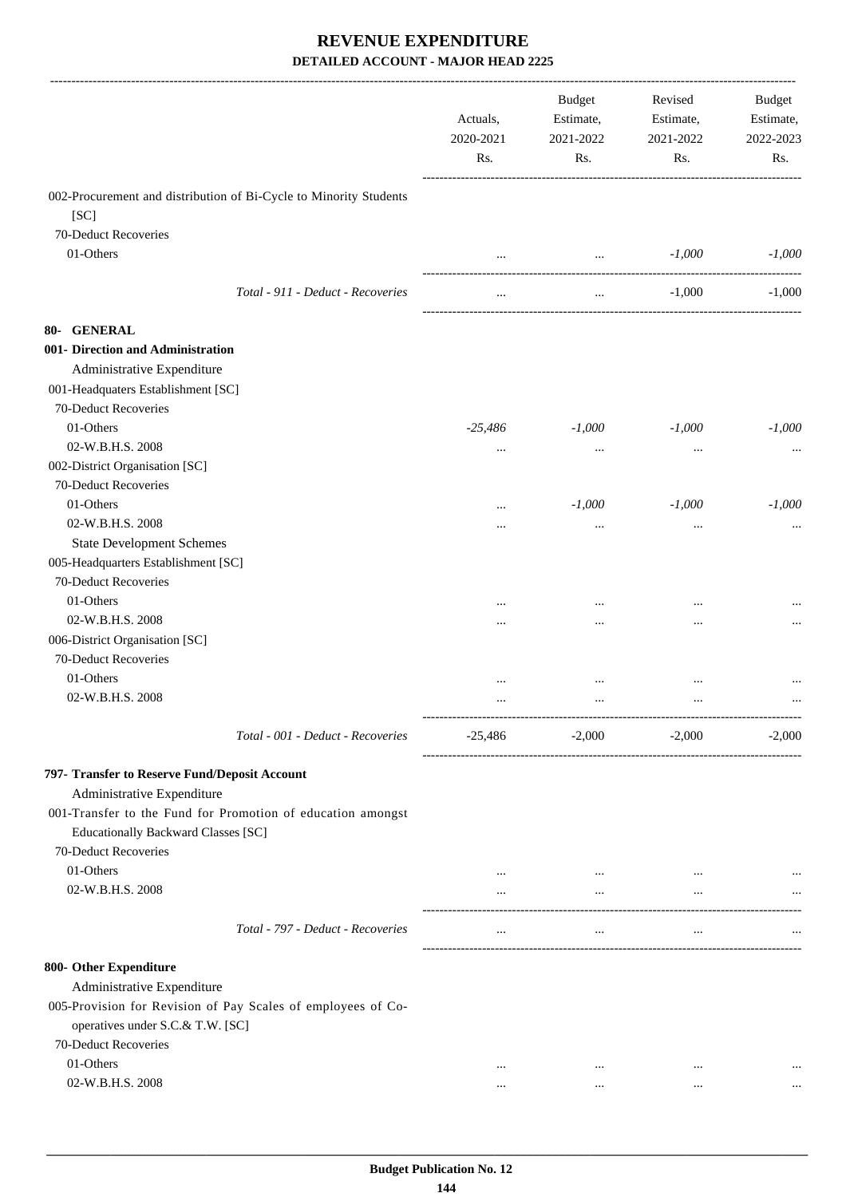# REVENUE EXPENDITURE

## DETAILED ACCOUNT - MAJOR HEAD 2225

| | Actuals, 2020-2021 Rs. | Budget Estimate, 2021-2022 Rs. | Revised Estimate, 2021-2022 Rs. | Budget Estimate, 2022-2023 Rs. |
|---|---|---|---|---|
| 002-Procurement and distribution of Bi-Cycle to Minority Students [SC] | | | | |
| 70-Deduct Recoveries | | | | |
| 01-Others | ... | ... | *-1,000* | *-1,000* |
| *Total - 911 - Deduct - Recoveries* | ... | ... | -1,000 | -1,000 |
| **80- GENERAL** | | | | |
| **001- Direction and Administration** | | | | |
| Administrative Expenditure | | | | |
| 001-Headquaters Establishment [SC] | | | | |
| 70-Deduct Recoveries | | | | |
| 01-Others | *-25,486* | *-1,000* | *-1,000* | *-1,000* |
| 02-W.B.H.S. 2008 | ... | ... | ... | ... |
| 002-District Organisation [SC] | | | | |
| 70-Deduct Recoveries | | | | |
| 01-Others | ... | *-1,000* | *-1,000* | *-1,000* |
| 02-W.B.H.S. 2008 | ... | ... | ... | ... |
| State Development Schemes | | | | |
| 005-Headquarters Establishment [SC] | | | | |
| 70-Deduct Recoveries | | | | |
| 01-Others | ... | ... | ... | ... |
| 02-W.B.H.S. 2008 | ... | ... | ... | ... |
| 006-District Organisation [SC] | | | | |
| 70-Deduct Recoveries | | | | |
| 01-Others | ... | ... | ... | ... |
| 02-W.B.H.S. 2008 | ... | ... | ... | ... |
| *Total - 001 - Deduct - Recoveries* | -25,486 | -2,000 | -2,000 | -2,000 |
| **797- Transfer to Reserve Fund/Deposit Account** | | | | |
| Administrative Expenditure | | | | |
| 001-Transfer to the Fund for Promotion of education amongst Educationally Backward Classes [SC] | | | | |
| 70-Deduct Recoveries | | | | |
| 01-Others | ... | ... | ... | ... |
| 02-W.B.H.S. 2008 | ... | ... | ... | ... |
| *Total - 797 - Deduct - Recoveries* | ... | ... | ... | ... |
| **800- Other Expenditure** | | | | |
| Administrative Expenditure | | | | |
| 005-Provision for Revision of Pay Scales of employees of Co-operatives under S.C.& T.W. [SC] | | | | |
| 70-Deduct Recoveries | | | | |
| 01-Others | ... | ... | ... | ... |
| 02-W.B.H.S. 2008 | ... | ... | ... | ... |

**Budget Publication No. 12**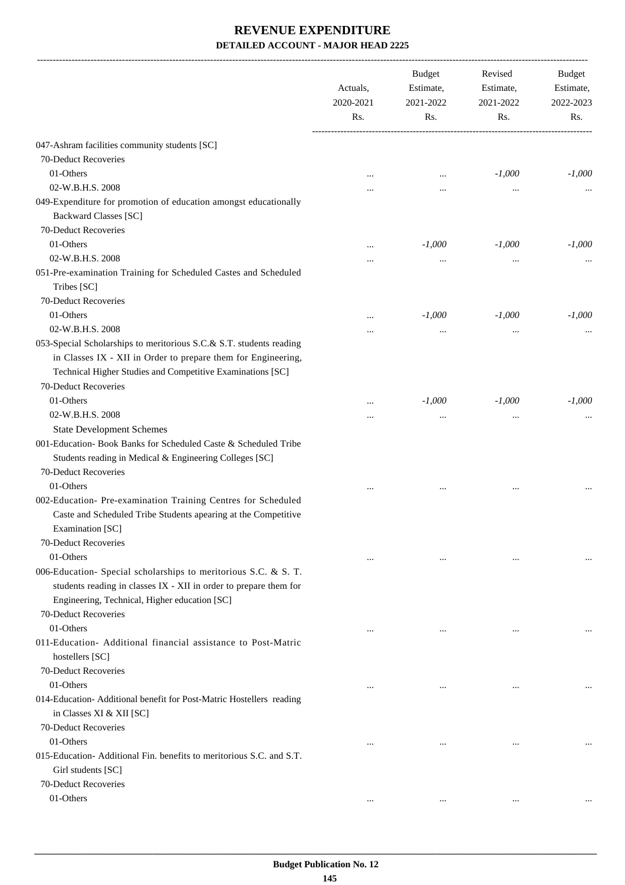# REVENUE EXPENDITURE

### DETAILED ACCOUNT - MAJOR HEAD 2225

| | Actuals, 2020-2021 Rs. | Budget Estimate, 2021-2022 Rs. | Revised Estimate, 2021-2022 Rs. | Budget Estimate, 2022-2023 Rs. |
|---|---|---|---|---|
| 047-Ashram facilities community students [SC] | | | | |
| 70-Deduct Recoveries | | | | |
| 01-Others | ... | ... | -1,000 | -1,000 |
| 02-W.B.H.S. 2008 | ... | ... | ... | ... |
| 049-Expenditure for promotion of education amongst educationally Backward Classes [SC] | | | | |
| 70-Deduct Recoveries | | | | |
| 01-Others | ... | -1,000 | -1,000 | -1,000 |
| 02-W.B.H.S. 2008 | ... | ... | ... | ... |
| 051-Pre-examination Training for Scheduled Castes and Scheduled Tribes [SC] | | | | |
| 70-Deduct Recoveries | | | | |
| 01-Others | ... | -1,000 | -1,000 | -1,000 |
| 02-W.B.H.S. 2008 | ... | ... | ... | ... |
| 053-Special Scholarships to meritorious S.C.& S.T. students reading in Classes IX - XII in Order to prepare them for Engineering, Technical Higher Studies and Competitive Examinations [SC] | | | | |
| 70-Deduct Recoveries | | | | |
| 01-Others | ... | -1,000 | -1,000 | -1,000 |
| 02-W.B.H.S. 2008 | ... | ... | ... | ... |
| State Development Schemes | | | | |
| 001-Education- Book Banks for Scheduled Caste & Scheduled Tribe Students reading in Medical & Engineering Colleges [SC] | | | | |
| 70-Deduct Recoveries | | | | |
| 01-Others | ... | ... | ... | ... |
| 002-Education- Pre-examination Training Centres for Scheduled Caste and Scheduled Tribe Students apearing at the Competitive Examination [SC] | | | | |
| 70-Deduct Recoveries | | | | |
| 01-Others | ... | ... | ... | ... |
| 006-Education- Special scholarships to meritorious S.C. & S. T. students reading in classes IX - XII in order to prepare them for Engineering, Technical, Higher education [SC] | | | | |
| 70-Deduct Recoveries | | | | |
| 01-Others | ... | ... | ... | ... |
| 011-Education- Additional financial assistance to Post-Matric hostellers [SC] | | | | |
| 70-Deduct Recoveries | | | | |
| 01-Others | ... | ... | ... | ... |
| 014-Education- Additional benefit for Post-Matric Hostellers reading in Classes XI & XII [SC] | | | | |
| 70-Deduct Recoveries | | | | |
| 01-Others | ... | ... | ... | ... |
| 015-Education- Additional Fin. benefits to meritorious S.C. and S.T. Girl students [SC] | | | | |
| 70-Deduct Recoveries | | | | |
| 01-Others | ... | ... | ... | ... |

Budget Publication No. 12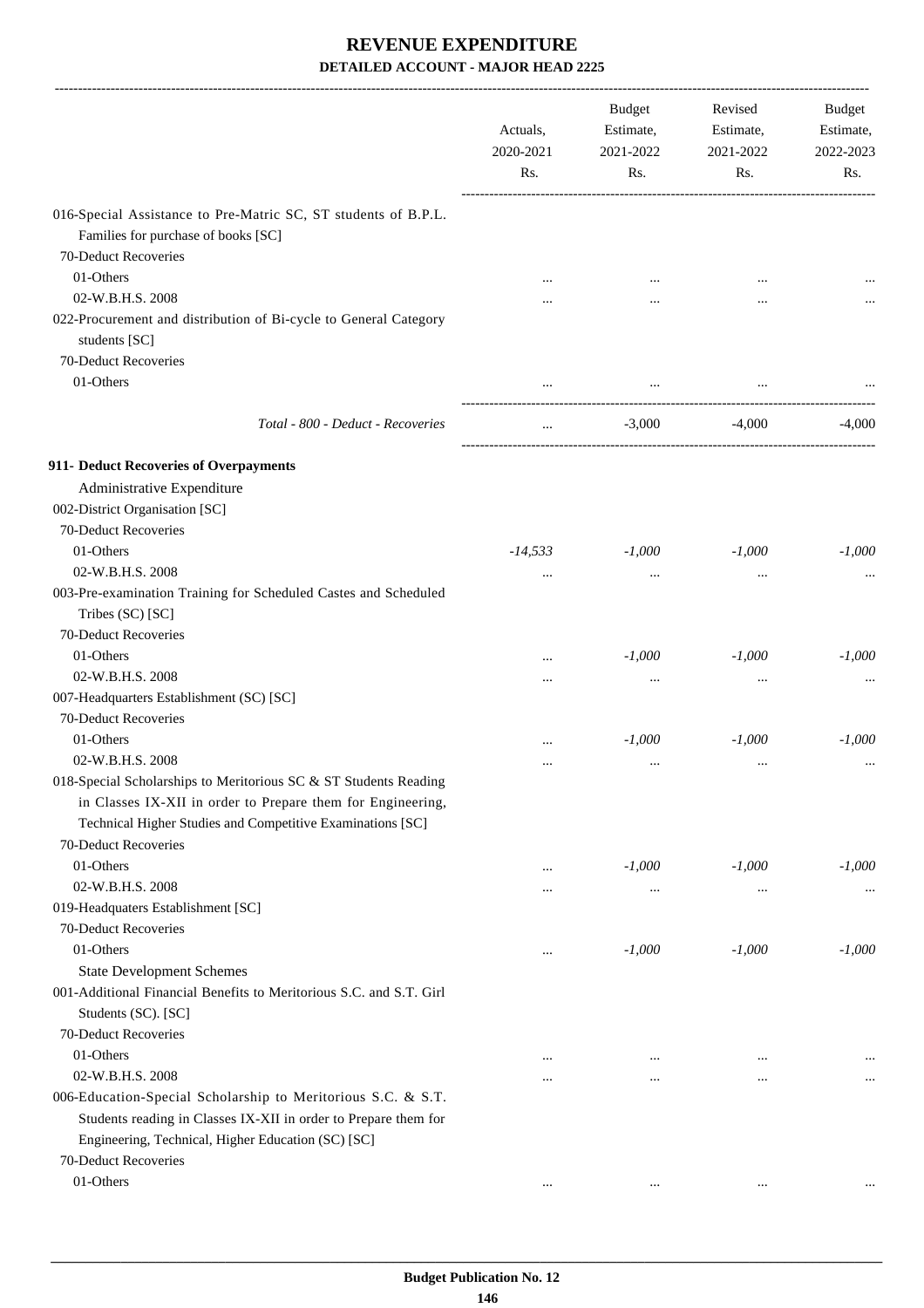# REVENUE EXPENDITURE
## DETAILED ACCOUNT - MAJOR HEAD 2225

| | Actuals, 2020-2021 Rs. | Budget Estimate, 2021-2022 Rs. | Revised Estimate, 2021-2022 Rs. | Budget Estimate, 2022-2023 Rs. |
|---|---|---|---|---|
| 016-Special Assistance to Pre-Matric SC, ST students of B.P.L. Families for purchase of books [SC] | | | | |
| 70-Deduct Recoveries | | | | |
| 01-Others | ... | ... | ... | ... |
| 02-W.B.H.S. 2008 | ... | ... | ... | ... |
| 022-Procurement and distribution of Bi-cycle to General Category students [SC] | | | | |
| 70-Deduct Recoveries | | | | |
| 01-Others | ... | ... | ... | ... |
| *Total - 800 - Deduct - Recoveries* | ... | -3,000 | -4,000 | -4,000 |
| **911- Deduct Recoveries of Overpayments** | | | | |
| Administrative Expenditure | | | | |
| 002-District Organisation [SC] | | | | |
| 70-Deduct Recoveries | | | | |
| 01-Others | *-14,533* | *-1,000* | *-1,000* | *-1,000* |
| 02-W.B.H.S. 2008 | ... | ... | ... | ... |
| 003-Pre-examination Training for Scheduled Castes and Scheduled Tribes (SC) [SC] | | | | |
| 70-Deduct Recoveries | | | | |
| 01-Others | ... | *-1,000* | *-1,000* | *-1,000* |
| 02-W.B.H.S. 2008 | ... | ... | ... | ... |
| 007-Headquarters Establishment (SC) [SC] | | | | |
| 70-Deduct Recoveries | | | | |
| 01-Others | ... | *-1,000* | *-1,000* | *-1,000* |
| 02-W.B.H.S. 2008 | ... | ... | ... | ... |
| 018-Special Scholarships to Meritorious SC & ST Students Reading in Classes IX-XII in order to Prepare them for Engineering, Technical Higher Studies and Competitive Examinations [SC] | | | | |
| 70-Deduct Recoveries | | | | |
| 01-Others | ... | *-1,000* | *-1,000* | *-1,000* |
| 02-W.B.H.S. 2008 | ... | ... | ... | ... |
| 019-Headquaters Establishment [SC] | | | | |
| 70-Deduct Recoveries | | | | |
| 01-Others | ... | *-1,000* | *-1,000* | *-1,000* |
| State Development Schemes | | | | |
| 001-Additional Financial Benefits to Meritorious S.C. and S.T. Girl Students (SC). [SC] | | | | |
| 70-Deduct Recoveries | | | | |
| 01-Others | ... | ... | ... | ... |
| 02-W.B.H.S. 2008 | ... | ... | ... | ... |
| 006-Education-Special Scholarship to Meritorious S.C. & S.T. Students reading in Classes IX-XII in order to Prepare them for Engineering, Technical, Higher Education (SC) [SC] | | | | |
| 70-Deduct Recoveries | | | | |
| 01-Others | ... | ... | ... | ... |

**Budget Publication No. 12**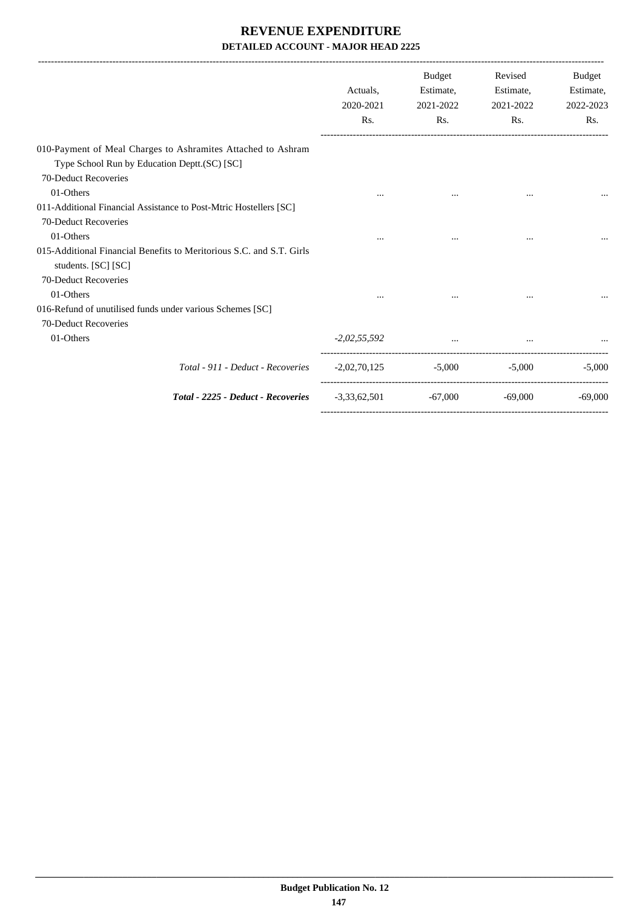# REVENUE EXPENDITURE

**DETAILED ACCOUNT - MAJOR HEAD 2225**

| | Actuals, 2020-2021 Rs. | Budget Estimate, 2021-2022 Rs. | Revised Estimate, 2021-2022 Rs. | Budget Estimate, 2022-2023 Rs. |
|---|---|---|---|---|
| 010-Payment of Meal Charges to Ashramites Attached to Ashram Type School Run by Education Deptt.(SC) [SC] | | | | |
| 70-Deduct Recoveries | | | | |
| 01-Others | ... | ... | ... | ... |
| 011-Additional Financial Assistance to Post-Mtric Hostellers [SC] | | | | |
| 70-Deduct Recoveries | | | | |
| 01-Others | ... | ... | ... | ... |
| 015-Additional Financial Benefits to Meritorious S.C. and S.T. Girls students. [SC] [SC] | | | | |
| 70-Deduct Recoveries | | | | |
| 01-Others | ... | ... | ... | ... |
| 016-Refund of unutilised funds under various Schemes [SC] | | | | |
| 70-Deduct Recoveries | | | | |
| 01-Others | *-2,02,55,592* | ... | ... | ... |
| *Total - 911 - Deduct - Recoveries* | -2,02,70,125 | -5,000 | -5,000 | -5,000 |
| ***Total - 2225 - Deduct - Recoveries*** | -3,33,62,501 | -67,000 | -69,000 | -69,000 |

**Budget Publication No. 12**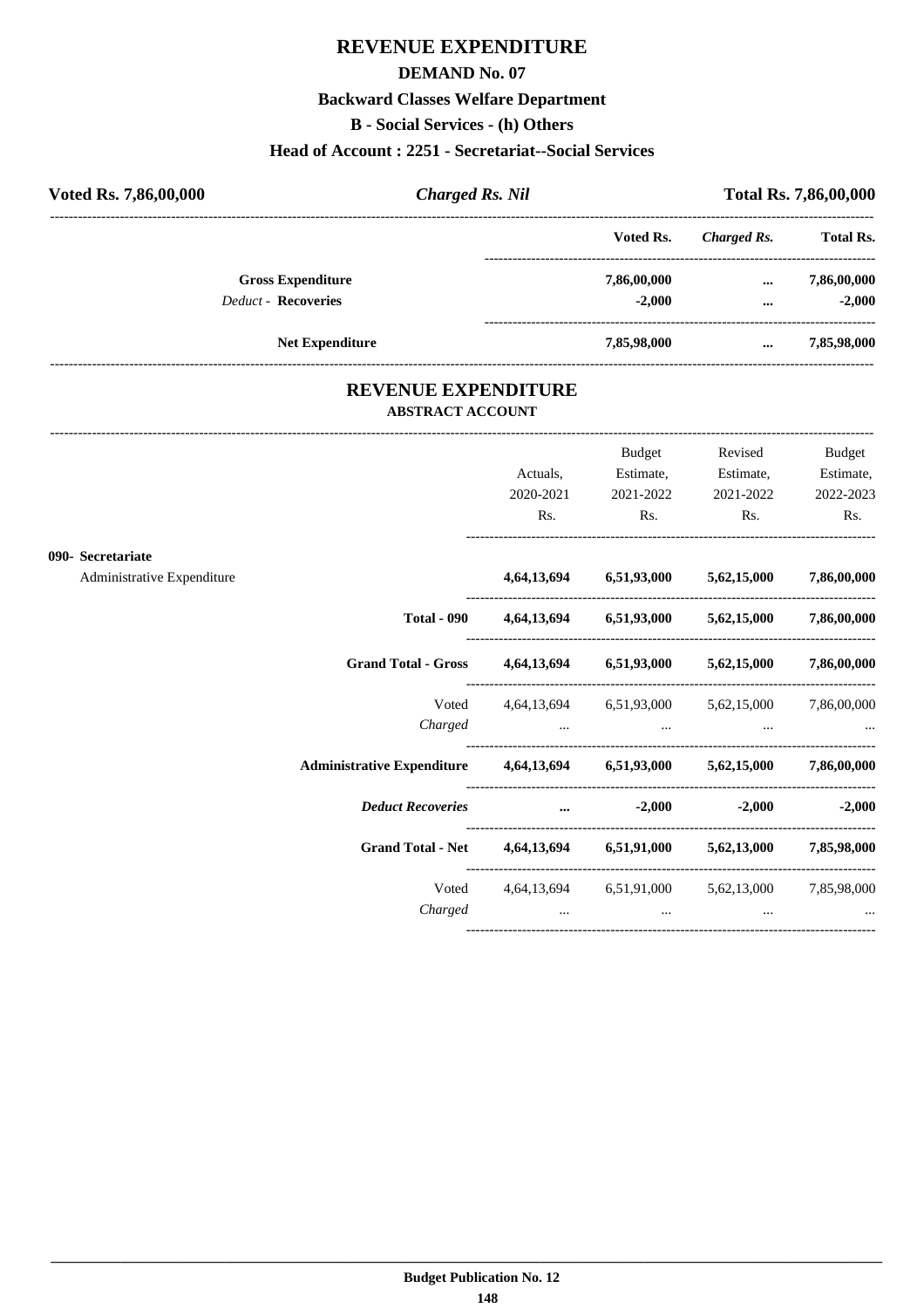# REVENUE EXPENDITURE

## DEMAND No. 07

### Backward Classes Welfare Department

### B - Social Services - (h) Others

### Head of Account : 2251 - Secretariat--Social Services

**Voted Rs. 7,86,00,000** | ***Charged Rs. Nil*** | **Total Rs. 7,86,00,000**

| | Voted Rs. | *Charged Rs.* | Total Rs. |
|---|---|---|---|
| **Gross Expenditure** | **7,86,00,000** | **...** | **7,86,00,000** |
| *Deduct* - **Recoveries** | **-2,000** | **...** | **-2,000** |
| **Net Expenditure** | **7,85,98,000** | **...** | **7,85,98,000** |

## REVENUE EXPENDITURE

### ABSTRACT ACCOUNT

| | Actuals, 2020-2021 Rs. | Budget Estimate, 2021-2022 Rs. | Revised Estimate, 2021-2022 Rs. | Budget Estimate, 2022-2023 Rs. |
|---|---|---|---|---|
| **090- Secretariat** | | | | |
| Administrative Expenditure | **4,64,13,694** | **6,51,93,000** | **5,62,15,000** | **7,86,00,000** |
| **Total - 090** | **4,64,13,694** | **6,51,93,000** | **5,62,15,000** | **7,86,00,000** |
| **Grand Total - Gross** | **4,64,13,694** | **6,51,93,000** | **5,62,15,000** | **7,86,00,000** |
| Voted | 4,64,13,694 | 6,51,93,000 | 5,62,15,000 | 7,86,00,000 |
| *Charged* | ... | ... | ... | ... |
| **Administrative Expenditure** | **4,64,13,694** | **6,51,93,000** | **5,62,15,000** | **7,86,00,000** |
| ***Deduct Recoveries*** | **...** | **-2,000** | **-2,000** | **-2,000** |
| **Grand Total - Net** | **4,64,13,694** | **6,51,91,000** | **5,62,13,000** | **7,85,98,000** |
| Voted | 4,64,13,694 | 6,51,91,000 | 5,62,13,000 | 7,85,98,000 |
| *Charged* | ... | ... | ... | ... |

**Budget Publication No. 12**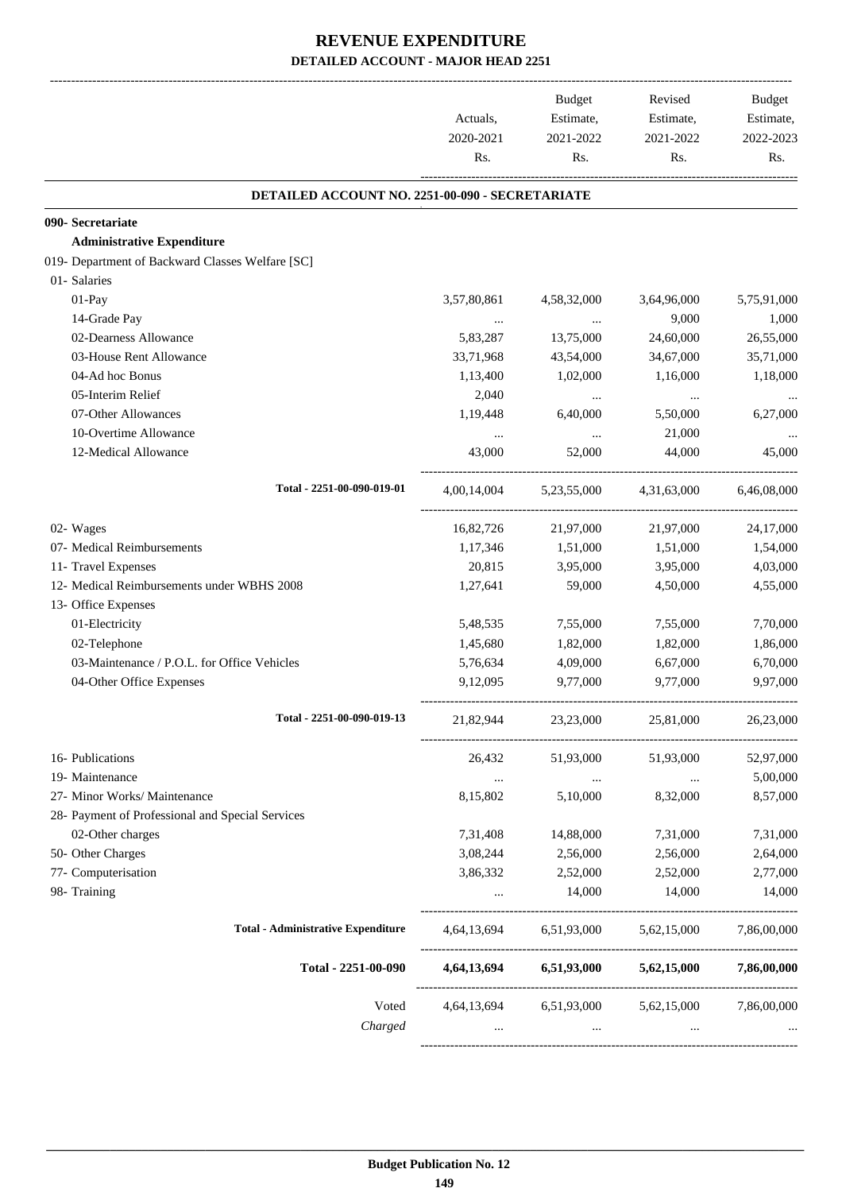# REVENUE EXPENDITURE
## DETAILED ACCOUNT - MAJOR HEAD 2251

| | Actuals, 2020-2021 Rs. | Budget Estimate, 2021-2022 Rs. | Revised Estimate, 2021-2022 Rs. | Budget Estimate, 2022-2023 Rs. |
|---|---|---|---|---|
| **DETAILED ACCOUNT NO. 2251-00-090 - SECRETARIATE** | | | | |
| **090- Secretariate** | | | | |
| **Administrative Expenditure** | | | | |
| 019- Department of Backward Classes Welfare [SC] | | | | |
| 01- Salaries | | | | |
| 01-Pay | 3,57,80,861 | 4,58,32,000 | 3,64,96,000 | 5,75,91,000 |
| 14-Grade Pay | ... | ... | 9,000 | 1,000 |
| 02-Dearness Allowance | 5,83,287 | 13,75,000 | 24,60,000 | 26,55,000 |
| 03-House Rent Allowance | 33,71,968 | 43,54,000 | 34,67,000 | 35,71,000 |
| 04-Ad hoc Bonus | 1,13,400 | 1,02,000 | 1,16,000 | 1,18,000 |
| 05-Interim Relief | 2,040 | ... | ... | ... |
| 07-Other Allowances | 1,19,448 | 6,40,000 | 5,50,000 | 6,27,000 |
| 10-Overtime Allowance | ... | ... | 21,000 | ... |
| 12-Medical Allowance | 43,000 | 52,000 | 44,000 | 45,000 |
| Total - 2251-00-090-019-01 | 4,00,14,004 | 5,23,55,000 | 4,31,63,000 | 6,46,08,000 |
| 02- Wages | 16,82,726 | 21,97,000 | 21,97,000 | 24,17,000 |
| 07- Medical Reimbursements | 1,17,346 | 1,51,000 | 1,51,000 | 1,54,000 |
| 11- Travel Expenses | 20,815 | 3,95,000 | 3,95,000 | 4,03,000 |
| 12- Medical Reimbursements under WBHS 2008 | 1,27,641 | 59,000 | 4,50,000 | 4,55,000 |
| 13- Office Expenses | | | | |
| 01-Electricity | 5,48,535 | 7,55,000 | 7,55,000 | 7,70,000 |
| 02-Telephone | 1,45,680 | 1,82,000 | 1,82,000 | 1,86,000 |
| 03-Maintenance / P.O.L. for Office Vehicles | 5,76,634 | 4,09,000 | 6,67,000 | 6,70,000 |
| 04-Other Office Expenses | 9,12,095 | 9,77,000 | 9,77,000 | 9,97,000 |
| Total - 2251-00-090-019-13 | 21,82,944 | 23,23,000 | 25,81,000 | 26,23,000 |
| 16- Publications | 26,432 | 51,93,000 | 51,93,000 | 52,97,000 |
| 19- Maintenance | ... | ... | ... | 5,00,000 |
| 27- Minor Works/ Maintenance | 8,15,802 | 5,10,000 | 8,32,000 | 8,57,000 |
| 28- Payment of Professional and Special Services | | | | |
| 02-Other charges | 7,31,408 | 14,88,000 | 7,31,000 | 7,31,000 |
| 50- Other Charges | 3,08,244 | 2,56,000 | 2,56,000 | 2,64,000 |
| 77- Computerisation | 3,86,332 | 2,52,000 | 2,52,000 | 2,77,000 |
| 98- Training | ... | 14,000 | 14,000 | 14,000 |
| **Total - Administrative Expenditure** | 4,64,13,694 | 6,51,93,000 | 5,62,15,000 | 7,86,00,000 |
| **Total - 2251-00-090** | **4,64,13,694** | **6,51,93,000** | **5,62,15,000** | **7,86,00,000** |
| Voted | 4,64,13,694 | 6,51,93,000 | 5,62,15,000 | 7,86,00,000 |
| *Charged* | ... | ... | ... | ... |

**Budget Publication No. 12**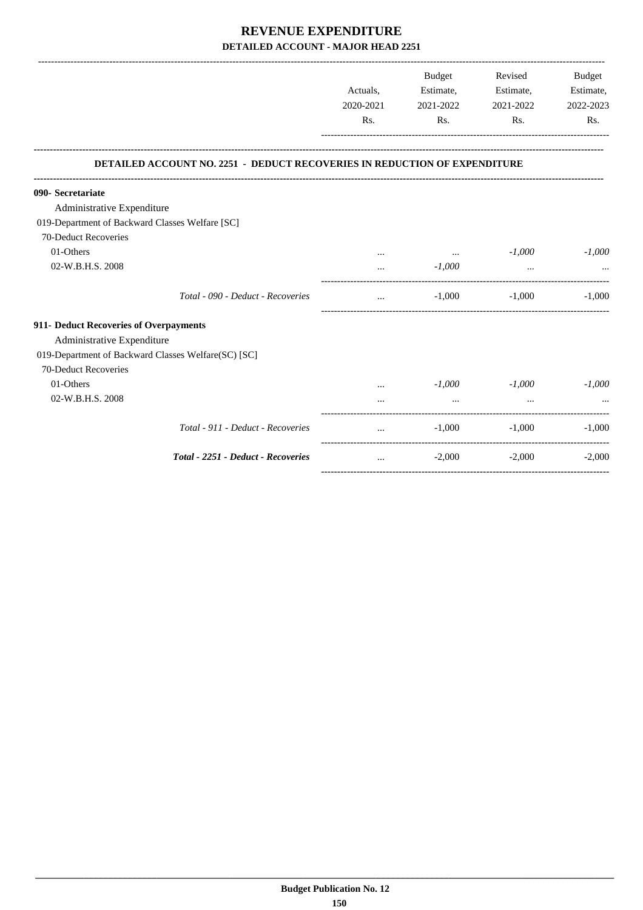# REVENUE EXPENDITURE

## DETAILED ACCOUNT - MAJOR HEAD 2251

| | Actuals, 2020-2021 Rs. | Budget Estimate, 2021-2022 Rs. | Revised Estimate, 2021-2022 Rs. | Budget Estimate, 2022-2023 Rs. |
|---|---|---|---|---|
| **DETAILED ACCOUNT NO. 2251 - DEDUCT RECOVERIES IN REDUCTION OF EXPENDITURE** | | | | |
| **090- Secretariate** | | | | |
| Administrative Expenditure | | | | |
| 019-Department of Backward Classes Welfare [SC] | | | | |
| 70-Deduct Recoveries | | | | |
| 01-Others | ... | ... | *-1,000* | *-1,000* |
| 02-W.B.H.S. 2008 | ... | *-1,000* | ... | ... |
| *Total - 090 - Deduct - Recoveries* | ... | -1,000 | -1,000 | -1,000 |
| **911- Deduct Recoveries of Overpayments** | | | | |
| Administrative Expenditure | | | | |
| 019-Department of Backward Classes Welfare(SC) [SC] | | | | |
| 70-Deduct Recoveries | | | | |
| 01-Others | ... | *-1,000* | *-1,000* | *-1,000* |
| 02-W.B.H.S. 2008 | ... | ... | ... | ... |
| *Total - 911 - Deduct - Recoveries* | ... | -1,000 | -1,000 | -1,000 |
| ***Total - 2251 - Deduct - Recoveries*** | ... | -2,000 | -2,000 | -2,000 |

**Budget Publication No. 12**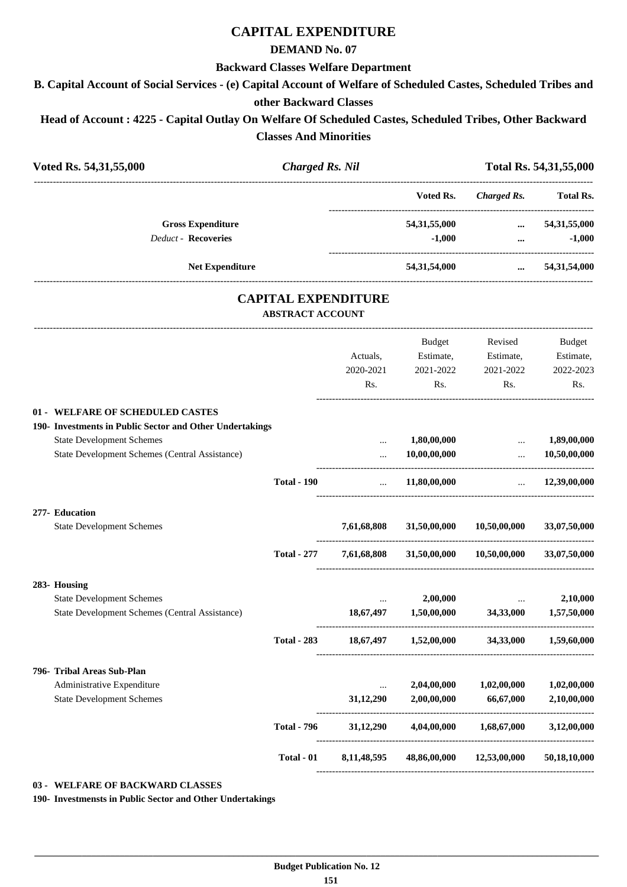# CAPITAL EXPENDITURE

## DEMAND No. 07

### Backward Classes Welfare Department

### B. Capital Account of Social Services - (e) Capital Account of Welfare of Scheduled Castes, Scheduled Tribes and other Backward Classes

### Head of Account : 4225 - Capital Outlay On Welfare Of Scheduled Castes, Scheduled Tribes, Other Backward Classes And Minorities

| Voted Rs. 54,31,55,000 | *Charged Rs. Nil* | Total Rs. 54,31,55,000 |
|---|---|---|

| | Voted Rs. | *Charged Rs.* | Total Rs. |
|---|---|---|---|
| **Gross Expenditure** | **54,31,55,000** | **...** | **54,31,55,000** |
| *Deduct* - **Recoveries** | **-1,000** | **...** | **-1,000** |
| **Net Expenditure** | **54,31,54,000** | **...** | **54,31,54,000** |

## CAPITAL EXPENDITURE

### ABSTRACT ACCOUNT

| | | Actuals, 2020-2021 Rs. | Budget Estimate, 2021-2022 Rs. | Revised Estimate, 2021-2022 Rs. | Budget Estimate, 2022-2023 Rs. |
|---|---|---|---|---|---|
| **01 - WELFARE OF SCHEDULED CASTES** | | | | | |
| **190- Investments in Public Sector and Other Undertakings** | | | | | |
| State Development Schemes | | ... | 1,80,00,000 | ... | 1,89,00,000 |
| State Development Schemes (Central Assistance) | | ... | 10,00,00,000 | ... | 10,50,00,000 |
| | **Total - 190** | ... | 11,80,00,000 | ... | 12,39,00,000 |
| **277- Education** | | | | | |
| State Development Schemes | | 7,61,68,808 | 31,50,00,000 | 10,50,00,000 | 33,07,50,000 |
| | **Total - 277** | 7,61,68,808 | 31,50,00,000 | 10,50,00,000 | 33,07,50,000 |
| **283- Housing** | | | | | |
| State Development Schemes | | ... | 2,00,000 | ... | 2,10,000 |
| State Development Schemes (Central Assistance) | | 18,67,497 | 1,50,00,000 | 34,33,000 | 1,57,50,000 |
| | **Total - 283** | 18,67,497 | 1,52,00,000 | 34,33,000 | 1,59,60,000 |
| **796- Tribal Areas Sub-Plan** | | | | | |
| Administrative Expenditure | | ... | 2,04,00,000 | 1,02,00,000 | 1,02,00,000 |
| State Development Schemes | | 31,12,290 | 2,00,00,000 | 66,67,000 | 2,10,00,000 |
| | **Total - 796** | 31,12,290 | 4,04,00,000 | 1,68,67,000 | 3,12,00,000 |
| | **Total - 01** | 8,11,48,595 | 48,86,00,000 | 12,53,00,000 | 50,18,10,000 |

**03 - WELFARE OF BACKWARD CLASSES**

**190- Investmensts in Public Sector and Other Undertakings**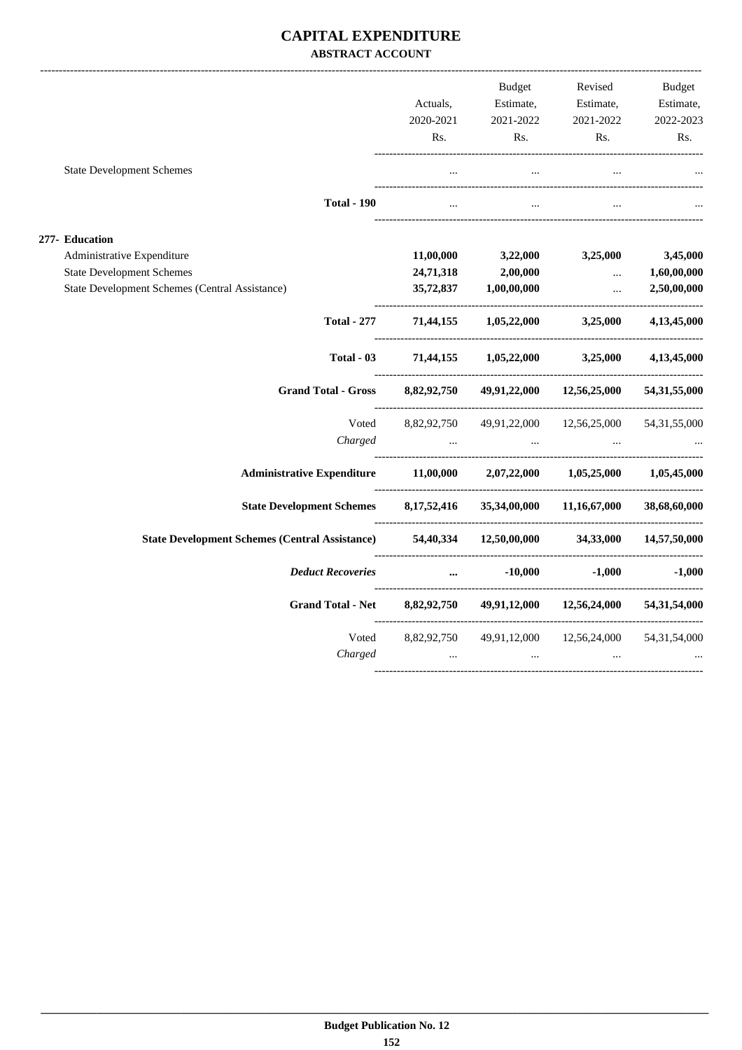# CAPITAL EXPENDITURE

**ABSTRACT ACCOUNT**

| | Actuals, 2020-2021 Rs. | Budget Estimate, 2021-2022 Rs. | Revised Estimate, 2021-2022 Rs. | Budget Estimate, 2022-2023 Rs. |
|---|---|---|---|---|
| State Development Schemes | ... | ... | ... | ... |
| **Total - 190** | ... | ... | ... | ... |
| **277- Education** | | | | |
| Administrative Expenditure | **11,00,000** | **3,22,000** | **3,25,000** | **3,45,000** |
| State Development Schemes | **24,71,318** | **2,00,000** | ... | **1,60,00,000** |
| State Development Schemes (Central Assistance) | **35,72,837** | **1,00,00,000** | ... | **2,50,00,000** |
| **Total - 277** | **71,44,155** | **1,05,22,000** | **3,25,000** | **4,13,45,000** |
| **Total - 03** | **71,44,155** | **1,05,22,000** | **3,25,000** | **4,13,45,000** |
| **Grand Total - Gross** | **8,82,92,750** | **49,91,22,000** | **12,56,25,000** | **54,31,55,000** |
| Voted | 8,82,92,750 | 49,91,22,000 | 12,56,25,000 | 54,31,55,000 |
| *Charged* | ... | ... | ... | ... |
| **Administrative Expenditure** | **11,00,000** | **2,07,22,000** | **1,05,25,000** | **1,05,45,000** |
| **State Development Schemes** | **8,17,52,416** | **35,34,00,000** | **11,16,67,000** | **38,68,60,000** |
| **State Development Schemes (Central Assistance)** | **54,40,334** | **12,50,00,000** | **34,33,000** | **14,57,50,000** |
| ***Deduct Recoveries*** | **...** | **-10,000** | **-1,000** | **-1,000** |
| **Grand Total - Net** | **8,82,92,750** | **49,91,12,000** | **12,56,24,000** | **54,31,54,000** |
| Voted | 8,82,92,750 | 49,91,12,000 | 12,56,24,000 | 54,31,54,000 |
| *Charged* | ... | ... | ... | ... |

**Budget Publication No. 12**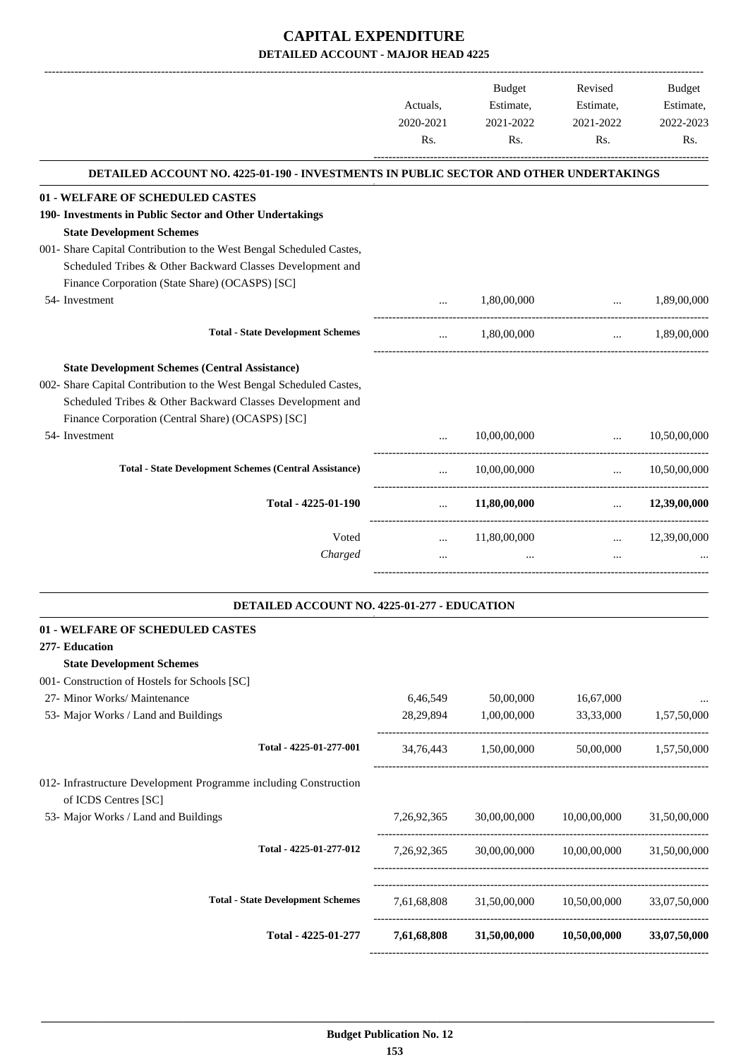# CAPITAL EXPENDITURE

## DETAILED ACCOUNT - MAJOR HEAD 4225

| | Actuals, 2020-2021 Rs. | Budget Estimate, 2021-2022 Rs. | Revised Estimate, 2021-2022 Rs. | Budget Estimate, 2022-2023 Rs. |
|---|---|---|---|---|
| **DETAILED ACCOUNT NO. 4225-01-190 - INVESTMENTS IN PUBLIC SECTOR AND OTHER UNDERTAKINGS** | | | | |
| **01 - WELFARE OF SCHEDULED CASTES** | | | | |
| **190- Investments in Public Sector and Other Undertakings** | | | | |
| **State Development Schemes** | | | | |
| 001- Share Capital Contribution to the West Bengal Scheduled Castes, Scheduled Tribes & Other Backward Classes Development and Finance Corporation (State Share) (OCASPS) [SC] | | | | |
| 54- Investment | ... | 1,80,00,000 | ... | 1,89,00,000 |
| **Total - State Development Schemes** | ... | 1,80,00,000 | ... | 1,89,00,000 |
| **State Development Schemes (Central Assistance)** | | | | |
| 002- Share Capital Contribution to the West Bengal Scheduled Castes, Scheduled Tribes & Other Backward Classes Development and Finance Corporation (Central Share) (OCASPS) [SC] | | | | |
| 54- Investment | ... | 10,00,00,000 | ... | 10,50,00,000 |
| **Total - State Development Schemes (Central Assistance)** | ... | 10,00,00,000 | ... | 10,50,00,000 |
| **Total - 4225-01-190** | ... | **11,80,00,000** | ... | **12,39,00,000** |
| Voted | ... | 11,80,00,000 | ... | 12,39,00,000 |
| *Charged* | ... | ... | ... | ... |

| | Actuals, 2020-2021 Rs. | Budget Estimate, 2021-2022 Rs. | Revised Estimate, 2021-2022 Rs. | Budget Estimate, 2022-2023 Rs. |
|---|---|---|---|---|
| **DETAILED ACCOUNT NO. 4225-01-277 - EDUCATION** | | | | |
| **01 - WELFARE OF SCHEDULED CASTES** | | | | |
| **277- Education** | | | | |
| **State Development Schemes** | | | | |
| 001- Construction of Hostels for Schools [SC] | | | | |
| 27- Minor Works/ Maintenance | 6,46,549 | 50,00,000 | 16,67,000 | ... |
| 53- Major Works / Land and Buildings | 28,29,894 | 1,00,00,000 | 33,33,000 | 1,57,50,000 |
| **Total - 4225-01-277-001** | 34,76,443 | 1,50,00,000 | 50,00,000 | 1,57,50,000 |
| 012- Infrastructure Development Programme including Construction of ICDS Centres [SC] | | | | |
| 53- Major Works / Land and Buildings | 7,26,92,365 | 30,00,00,000 | 10,00,00,000 | 31,50,00,000 |
| **Total - 4225-01-277-012** | 7,26,92,365 | 30,00,00,000 | 10,00,00,000 | 31,50,00,000 |
| **Total - State Development Schemes** | 7,61,68,808 | 31,50,00,000 | 10,50,00,000 | 33,07,50,000 |
| **Total - 4225-01-277** | **7,61,68,808** | **31,50,00,000** | **10,50,00,000** | **33,07,50,000** |

**Budget Publication No. 12**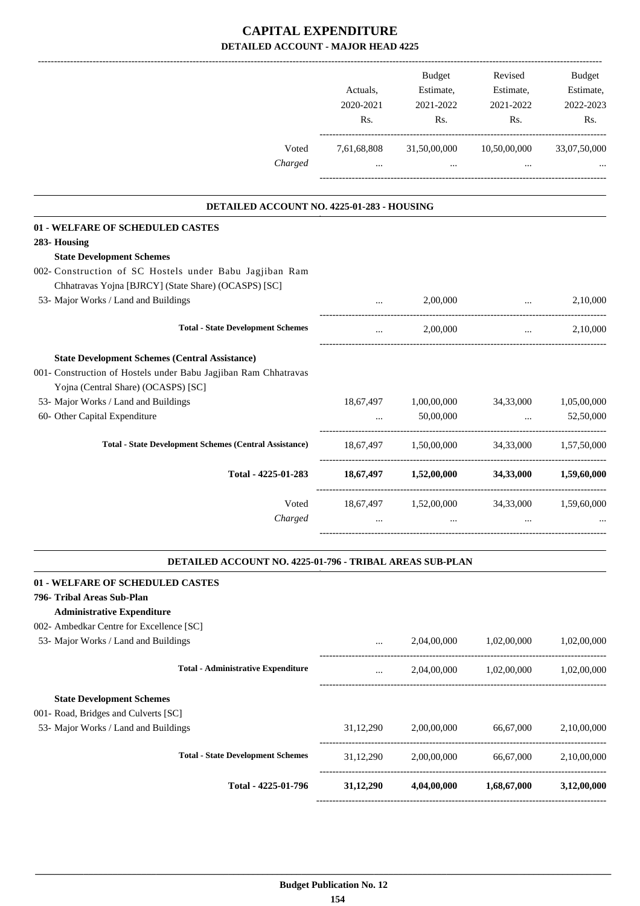# CAPITAL EXPENDITURE

## DETAILED ACCOUNT - MAJOR HEAD 4225

| | Actuals, 2020-2021 Rs. | Budget Estimate, 2021-2022 Rs. | Revised Estimate, 2021-2022 Rs. | Budget Estimate, 2022-2023 Rs. |
|---|---|---|---|---|
| Voted | 7,61,68,808 | 31,50,00,000 | 10,50,00,000 | 33,07,50,000 |
| *Charged* | ... | ... | ... | ... |

### DETAILED ACCOUNT NO. 4225-01-283 - HOUSING

| | Actuals, 2020-2021 Rs. | Budget Estimate, 2021-2022 Rs. | Revised Estimate, 2021-2022 Rs. | Budget Estimate, 2022-2023 Rs. |
|---|---|---|---|---|
| **01 - WELFARE OF SCHEDULED CASTES** | | | | |
| **283- Housing** | | | | |
| **State Development Schemes** | | | | |
| 002- Construction of SC Hostels under Babu Jagjiban Ram Chhatravas Yojna [BJRCY] (State Share) (OCASPS) [SC] | | | | |
| 53- Major Works / Land and Buildings | ... | 2,00,000 | ... | 2,10,000 |
| **Total - State Development Schemes** | ... | 2,00,000 | ... | 2,10,000 |
| **State Development Schemes (Central Assistance)** | | | | |
| 001- Construction of Hostels under Babu Jagjiban Ram Chhatravas Yojna (Central Share) (OCASPS) [SC] | | | | |
| 53- Major Works / Land and Buildings | 18,67,497 | 1,00,00,000 | 34,33,000 | 1,05,00,000 |
| 60- Other Capital Expenditure | ... | 50,00,000 | ... | 52,50,000 |
| **Total - State Development Schemes (Central Assistance)** | 18,67,497 | 1,50,00,000 | 34,33,000 | 1,57,50,000 |
| **Total - 4225-01-283** | **18,67,497** | **1,52,00,000** | **34,33,000** | **1,59,60,000** |
| Voted | 18,67,497 | 1,52,00,000 | 34,33,000 | 1,59,60,000 |
| *Charged* | ... | ... | ... | ... |

### DETAILED ACCOUNT NO. 4225-01-796 - TRIBAL AREAS SUB-PLAN

| | Actuals, 2020-2021 Rs. | Budget Estimate, 2021-2022 Rs. | Revised Estimate, 2021-2022 Rs. | Budget Estimate, 2022-2023 Rs. |
|---|---|---|---|---|
| **01 - WELFARE OF SCHEDULED CASTES** | | | | |
| **796- Tribal Areas Sub-Plan** | | | | |
| **Administrative Expenditure** | | | | |
| 002- Ambedkar Centre for Excellence [SC] | | | | |
| 53- Major Works / Land and Buildings | ... | 2,04,00,000 | 1,02,00,000 | 1,02,00,000 |
| **Total - Administrative Expenditure** | ... | 2,04,00,000 | 1,02,00,000 | 1,02,00,000 |
| **State Development Schemes** | | | | |
| 001- Road, Bridges and Culverts [SC] | | | | |
| 53- Major Works / Land and Buildings | 31,12,290 | 2,00,00,000 | 66,67,000 | 2,10,00,000 |
| **Total - State Development Schemes** | 31,12,290 | 2,00,00,000 | 66,67,000 | 2,10,00,000 |
| **Total - 4225-01-796** | **31,12,290** | **4,04,00,000** | **1,68,67,000** | **3,12,00,000** |

**Budget Publication No. 12**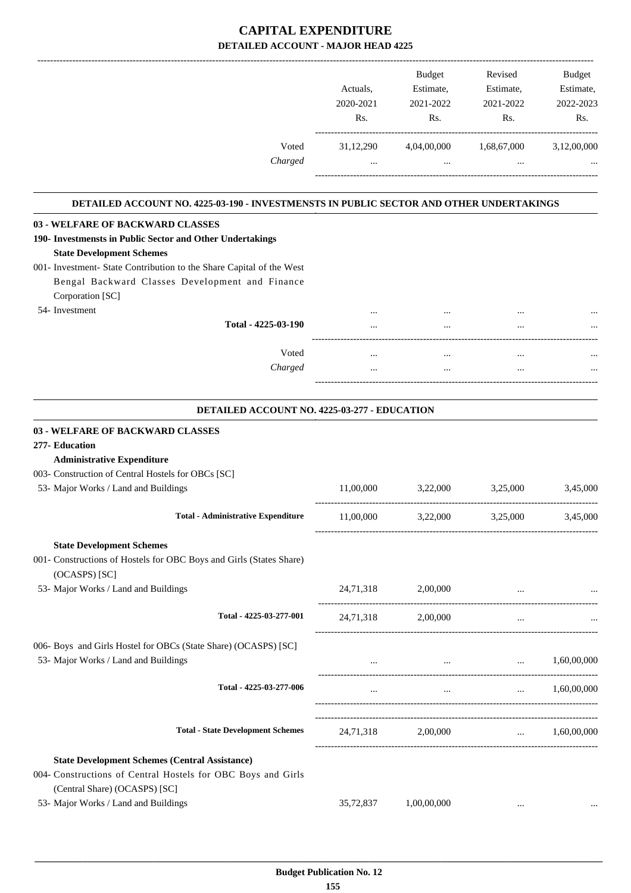# CAPITAL EXPENDITURE

## DETAILED ACCOUNT - MAJOR HEAD 4225

| | Actuals, 2020-2021 Rs. | Budget Estimate, 2021-2022 Rs. | Revised Estimate, 2021-2022 Rs. | Budget Estimate, 2022-2023 Rs. |
|---|---|---|---|---|
| Voted | 31,12,290 | 4,04,00,000 | 1,68,67,000 | 3,12,00,000 |
| *Charged* | ... | ... | ... | ... |

### DETAILED ACCOUNT NO. 4225-03-190 - INVESTMENSTS IN PUBLIC SECTOR AND OTHER UNDERTAKINGS

| | Actuals, 2020-2021 Rs. | Budget Estimate, 2021-2022 Rs. | Revised Estimate, 2021-2022 Rs. | Budget Estimate, 2022-2023 Rs. |
|---|---|---|---|---|
| **03 - WELFARE OF BACKWARD CLASSES** | | | | |
| **190- Investmensts in Public Sector and Other Undertakings** | | | | |
| **State Development Schemes** | | | | |
| 001- Investment- State Contribution to the Share Capital of the West Bengal Backward Classes Development and Finance Corporation [SC] | | | | |
| 54- Investment | ... | ... | ... | ... |
| **Total - 4225-03-190** | ... | ... | ... | ... |
| Voted | ... | ... | ... | ... |
| *Charged* | ... | ... | ... | ... |

### DETAILED ACCOUNT NO. 4225-03-277 - EDUCATION

| | Actuals, 2020-2021 Rs. | Budget Estimate, 2021-2022 Rs. | Revised Estimate, 2021-2022 Rs. | Budget Estimate, 2022-2023 Rs. |
|---|---|---|---|---|
| **03 - WELFARE OF BACKWARD CLASSES** | | | | |
| **277- Education** | | | | |
| **Administrative Expenditure** | | | | |
| 003- Construction of Central Hostels for OBCs [SC] | | | | |
| 53- Major Works / Land and Buildings | 11,00,000 | 3,22,000 | 3,25,000 | 3,45,000 |
| **Total - Administrative Expenditure** | 11,00,000 | 3,22,000 | 3,25,000 | 3,45,000 |
| **State Development Schemes** | | | | |
| 001- Constructions of Hostels for OBC Boys and Girls (States Share) (OCASPS) [SC] | | | | |
| 53- Major Works / Land and Buildings | 24,71,318 | 2,00,000 | ... | ... |
| **Total - 4225-03-277-001** | 24,71,318 | 2,00,000 | ... | ... |
| 006- Boys and Girls Hostel for OBCs (State Share) (OCASPS) [SC] | | | | |
| 53- Major Works / Land and Buildings | ... | ... | ... | 1,60,00,000 |
| **Total - 4225-03-277-006** | ... | ... | ... | 1,60,00,000 |
| **Total - State Development Schemes** | 24,71,318 | 2,00,000 | ... | 1,60,00,000 |
| **State Development Schemes (Central Assistance)** | | | | |
| 004- Constructions of Central Hostels for OBC Boys and Girls (Central Share) (OCASPS) [SC] | | | | |
| 53- Major Works / Land and Buildings | 35,72,837 | 1,00,00,000 | ... | ... |

**Budget Publication No. 12**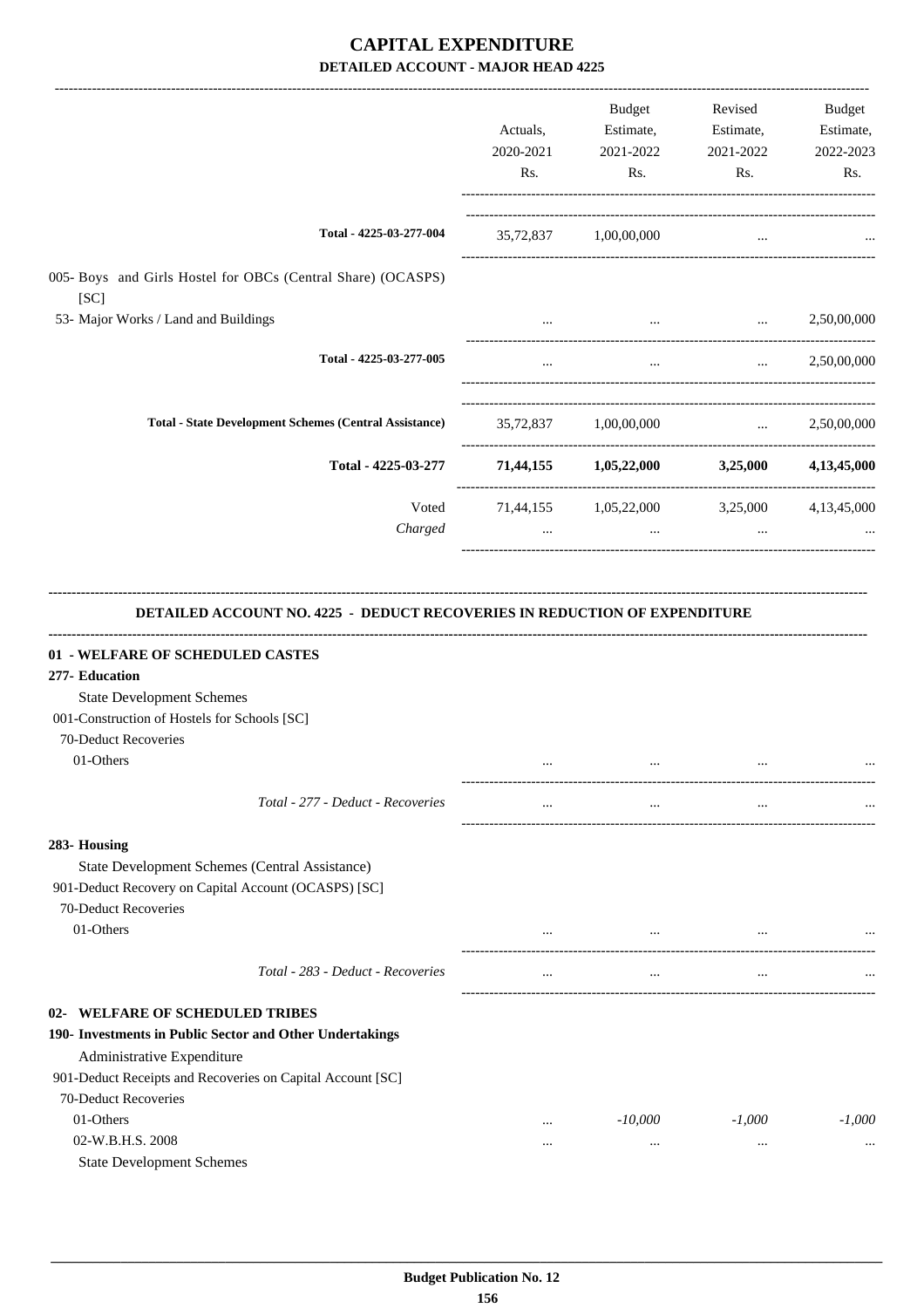# CAPITAL EXPENDITURE

## DETAILED ACCOUNT - MAJOR HEAD 4225

| | Actuals, 2020-2021 Rs. | Budget Estimate, 2021-2022 Rs. | Revised Estimate, 2021-2022 Rs. | Budget Estimate, 2022-2023 Rs. |
|---|---|---|---|---|
| **Total - 4225-03-277-004** | 35,72,837 | 1,00,00,000 | ... | ... |
| 005- Boys and Girls Hostel for OBCs (Central Share) (OCASPS) [SC] | | | | |
| 53- Major Works / Land and Buildings | ... | ... | ... | 2,50,00,000 |
| **Total - 4225-03-277-005** | ... | ... | ... | 2,50,00,000 |
| **Total - State Development Schemes (Central Assistance)** | 35,72,837 | 1,00,00,000 | ... | 2,50,00,000 |
| **Total - 4225-03-277** | **71,44,155** | **1,05,22,000** | **3,25,000** | **4,13,45,000** |
| Voted | 71,44,155 | 1,05,22,000 | 3,25,000 | 4,13,45,000 |
| *Charged* | ... | ... | ... | ... |

### DETAILED ACCOUNT NO. 4225 - DEDUCT RECOVERIES IN REDUCTION OF EXPENDITURE

| | Actuals, 2020-2021 Rs. | Budget Estimate, 2021-2022 Rs. | Revised Estimate, 2021-2022 Rs. | Budget Estimate, 2022-2023 Rs. |
|---|---|---|---|---|
| **01 - WELFARE OF SCHEDULED CASTES** | | | | |
| **277- Education** | | | | |
| State Development Schemes | | | | |
| 001-Construction of Hostels for Schools [SC] | | | | |
| 70-Deduct Recoveries | | | | |
| 01-Others | ... | ... | ... | ... |
| *Total - 277 - Deduct - Recoveries* | ... | ... | ... | ... |
| **283- Housing** | | | | |
| State Development Schemes (Central Assistance) | | | | |
| 901-Deduct Recovery on Capital Account (OCASPS) [SC] | | | | |
| 70-Deduct Recoveries | | | | |
| 01-Others | ... | ... | ... | ... |
| *Total - 283 - Deduct - Recoveries* | ... | ... | ... | ... |
| **02- WELFARE OF SCHEDULED TRIBES** | | | | |
| **190- Investments in Public Sector and Other Undertakings** | | | | |
| Administrative Expenditure | | | | |
| 901-Deduct Receipts and Recoveries on Capital Account [SC] | | | | |
| 70-Deduct Recoveries | | | | |
| 01-Others | ... | *-10,000* | *-1,000* | *-1,000* |
| 02-W.B.H.S. 2008 | ... | ... | ... | ... |
| State Development Schemes | | | | |

Budget Publication No. 12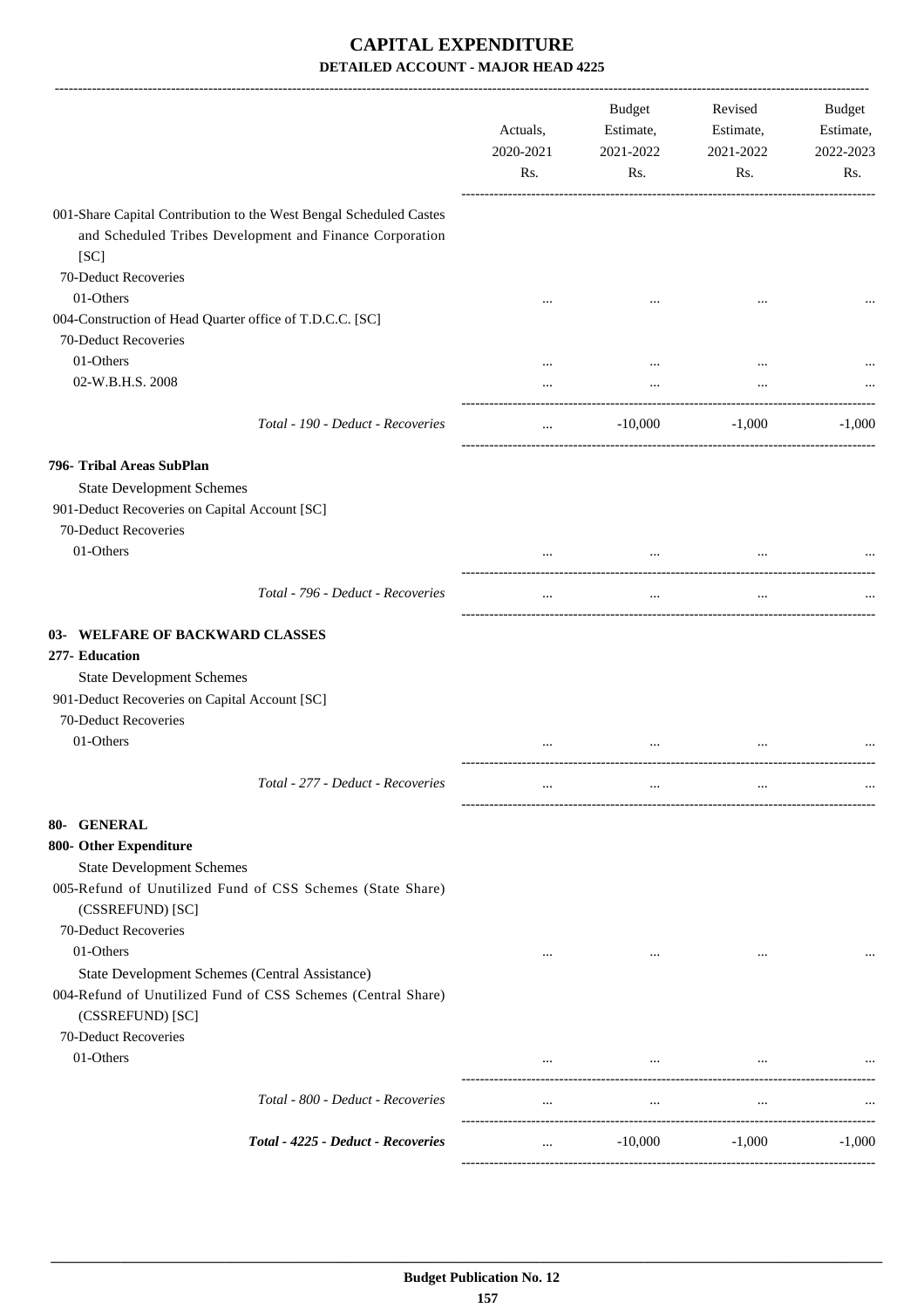# CAPITAL EXPENDITURE

## DETAILED ACCOUNT - MAJOR HEAD 4225

| | Actuals, 2020-2021 Rs. | Budget Estimate, 2021-2022 Rs. | Revised Estimate, 2021-2022 Rs. | Budget Estimate, 2022-2023 Rs. |
|---|---|---|---|---|
| 001-Share Capital Contribution to the West Bengal Scheduled Castes and Scheduled Tribes Development and Finance Corporation [SC] | | | | |
| 70-Deduct Recoveries | | | | |
| 01-Others | ... | ... | ... | ... |
| 004-Construction of Head Quarter office of T.D.C.C. [SC] | | | | |
| 70-Deduct Recoveries | | | | |
| 01-Others | ... | ... | ... | ... |
| 02-W.B.H.S. 2008 | ... | ... | ... | ... |
| *Total - 190 - Deduct - Recoveries* | ... | -10,000 | -1,000 | -1,000 |
| **796- Tribal Areas SubPlan** | | | | |
| State Development Schemes | | | | |
| 901-Deduct Recoveries on Capital Account [SC] | | | | |
| 70-Deduct Recoveries | | | | |
| 01-Others | ... | ... | ... | ... |
| *Total - 796 - Deduct - Recoveries* | ... | ... | ... | ... |
| **03- WELFARE OF BACKWARD CLASSES** | | | | |
| **277- Education** | | | | |
| State Development Schemes | | | | |
| 901-Deduct Recoveries on Capital Account [SC] | | | | |
| 70-Deduct Recoveries | | | | |
| 01-Others | ... | ... | ... | ... |
| *Total - 277 - Deduct - Recoveries* | ... | ... | ... | ... |
| **80- GENERAL** | | | | |
| **800- Other Expenditure** | | | | |
| State Development Schemes | | | | |
| 005-Refund of Unutilized Fund of CSS Schemes (State Share) (CSSREFUND) [SC] | | | | |
| 70-Deduct Recoveries | | | | |
| 01-Others | ... | ... | ... | ... |
| State Development Schemes (Central Assistance) | | | | |
| 004-Refund of Unutilized Fund of CSS Schemes (Central Share) (CSSREFUND) [SC] | | | | |
| 70-Deduct Recoveries | | | | |
| 01-Others | ... | ... | ... | ... |
| *Total - 800 - Deduct - Recoveries* | ... | ... | ... | ... |
| ***Total - 4225 - Deduct - Recoveries*** | ... | -10,000 | -1,000 | -1,000 |

Budget Publication No. 12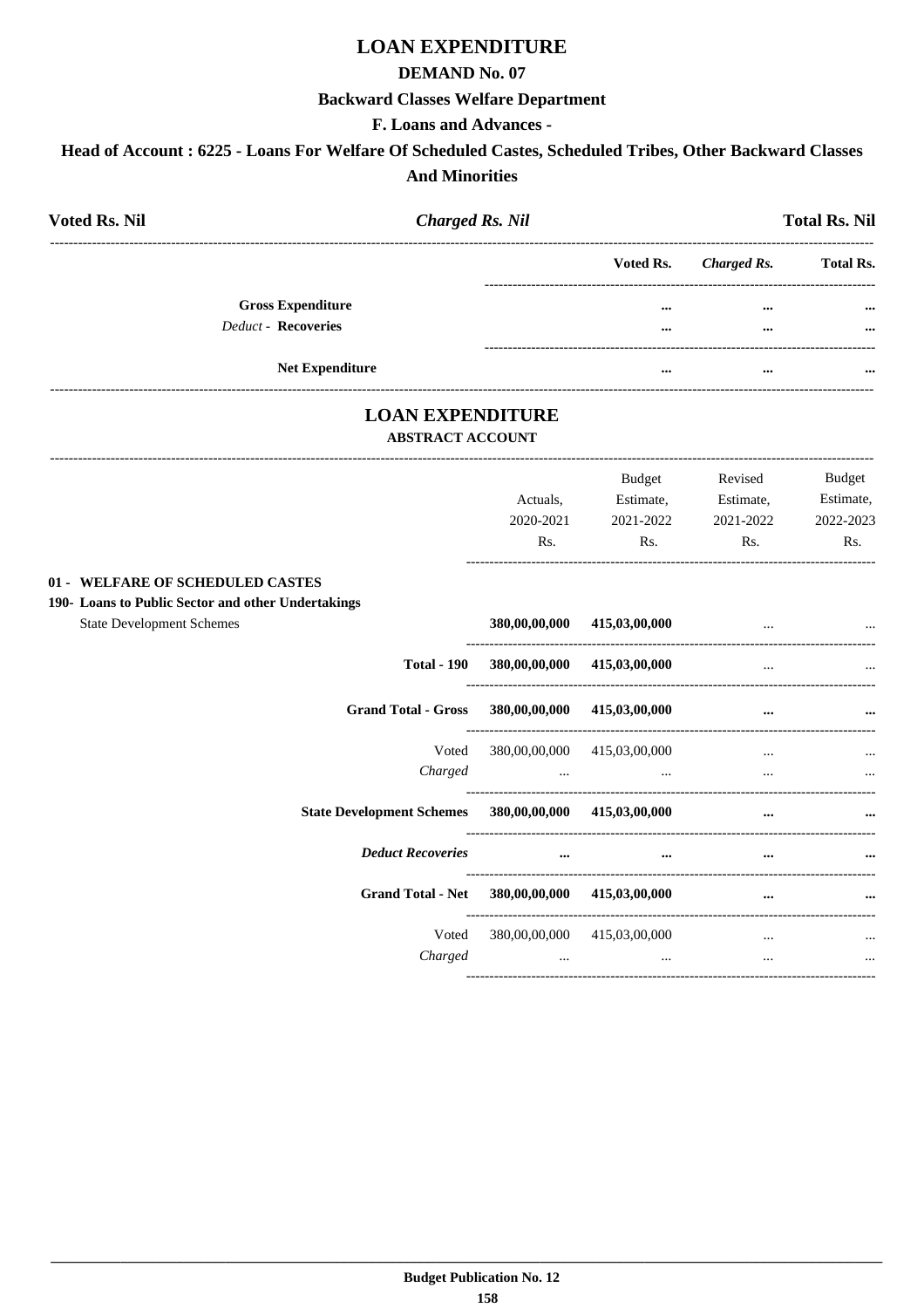# LOAN EXPENDITURE

## DEMAND No. 07

### Backward Classes Welfare Department

### F. Loans and Advances -

### Head of Account : 6225 - Loans For Welfare Of Scheduled Castes, Scheduled Tribes, Other Backward Classes And Minorities

**Voted Rs. Nil** *Charged Rs. Nil* **Total Rs. Nil**

| | Voted Rs. | *Charged Rs.* | Total Rs. |
|---|---|---|---|
| **Gross Expenditure** | ... | ... | ... |
| *Deduct* - **Recoveries** | ... | ... | ... |
| **Net Expenditure** | ... | ... | ... |

## LOAN EXPENDITURE

### ABSTRACT ACCOUNT

| | Actuals, 2020-2021 Rs. | Budget Estimate, 2021-2022 Rs. | Revised Estimate, 2021-2022 Rs. | Budget Estimate, 2022-2023 Rs. |
|---|---|---|---|---|
| **01 - WELFARE OF SCHEDULED CASTES** | | | | |
| **190- Loans to Public Sector and other Undertakings** | | | | |
| State Development Schemes | **380,00,00,000** | **415,03,00,000** | ... | ... |
| **Total - 190** | **380,00,00,000** | **415,03,00,000** | ... | ... |
| **Grand Total - Gross** | **380,00,00,000** | **415,03,00,000** | **...** | **...** |
| Voted | 380,00,00,000 | 415,03,00,000 | ... | ... |
| *Charged* | ... | ... | ... | ... |
| **State Development Schemes** | **380,00,00,000** | **415,03,00,000** | **...** | **...** |
| ***Deduct Recoveries*** | **...** | **...** | **...** | **...** |
| **Grand Total - Net** | **380,00,00,000** | **415,03,00,000** | **...** | **...** |
| Voted | 380,00,00,000 | 415,03,00,000 | ... | ... |
| *Charged* | ... | ... | ... | ... |

**Budget Publication No. 12**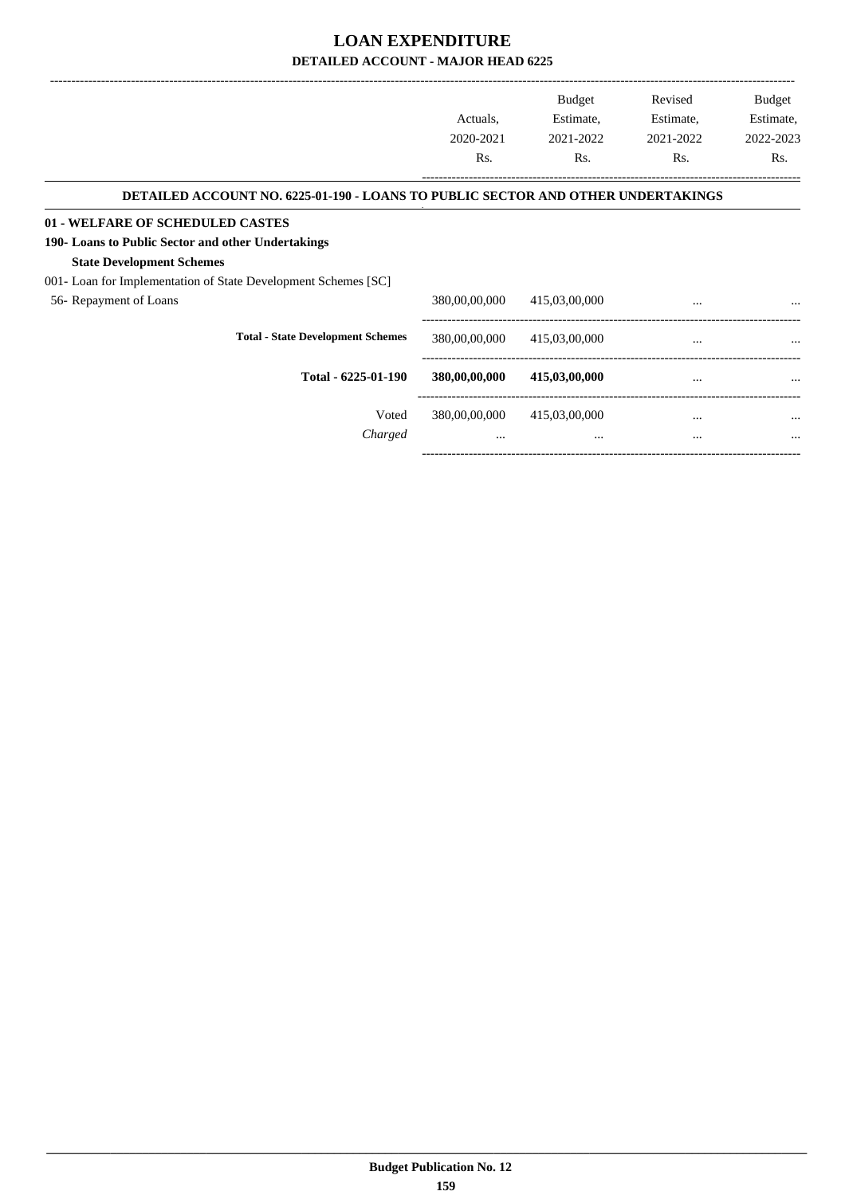# LOAN EXPENDITURE

## DETAILED ACCOUNT - MAJOR HEAD 6225

| | Actuals, 2020-2021 Rs. | Budget Estimate, 2021-2022 Rs. | Revised Estimate, 2021-2022 Rs. | Budget Estimate, 2022-2023 Rs. |
|---|---|---|---|---|
| **DETAILED ACCOUNT NO. 6225-01-190 - LOANS TO PUBLIC SECTOR AND OTHER UNDERTAKINGS** | | | | |
| **01 - WELFARE OF SCHEDULED CASTES** | | | | |
| **190- Loans to Public Sector and other Undertakings** | | | | |
| **State Development Schemes** | | | | |
| 001- Loan for Implementation of State Development Schemes [SC] | | | | |
| 56- Repayment of Loans | 380,00,00,000 | 415,03,00,000 | ... | ... |
| **Total - State Development Schemes** | 380,00,00,000 | 415,03,00,000 | ... | ... |
| **Total - 6225-01-190** | **380,00,00,000** | **415,03,00,000** | ... | ... |
| Voted | 380,00,00,000 | 415,03,00,000 | ... | ... |
| *Charged* | ... | ... | ... | ... |

**Budget Publication No. 12**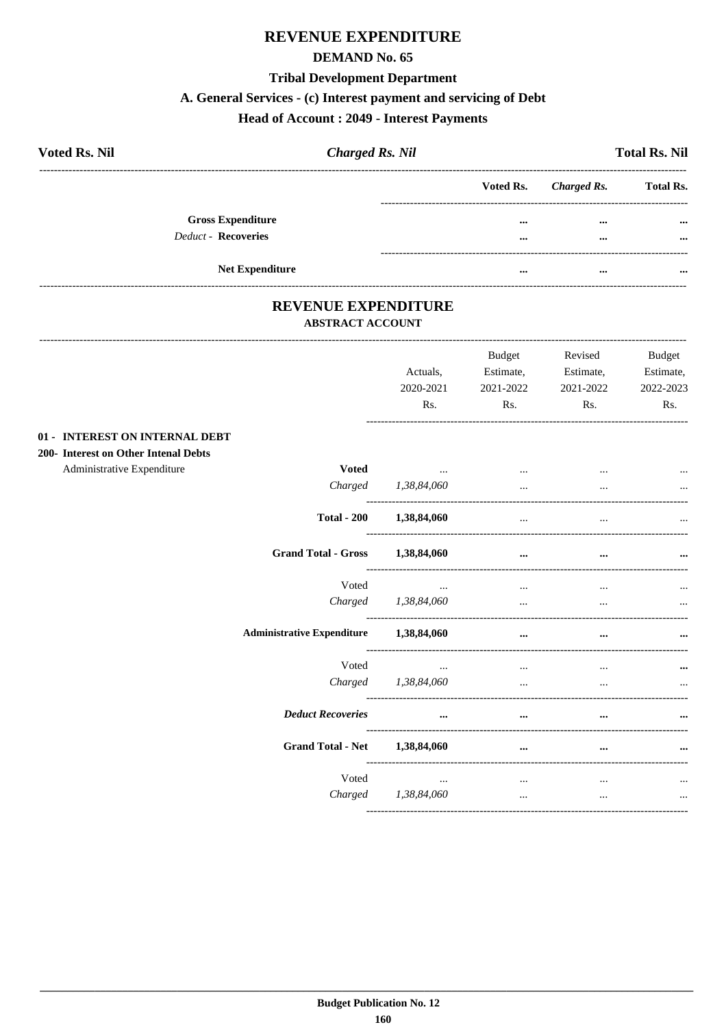# REVENUE EXPENDITURE

## DEMAND No. 65

### Tribal Development Department

### A. General Services - (c) Interest payment and servicing of Debt

### Head of Account : 2049 - Interest Payments

**Voted Rs. Nil** | ***Charged Rs. Nil*** | **Total Rs. Nil**

| | Voted Rs. | *Charged Rs.* | Total Rs. |
|---|---|---|---|
| **Gross Expenditure** | ... | ... | ... |
| *Deduct* - **Recoveries** | ... | ... | ... |
| **Net Expenditure** | ... | ... | ... |

## REVENUE EXPENDITURE

### ABSTRACT ACCOUNT

| | | Actuals, 2020-2021 Rs. | Budget Estimate, 2021-2022 Rs. | Revised Estimate, 2021-2022 Rs. | Budget Estimate, 2022-2023 Rs. |
|---|---|---|---|---|---|
| **01 - INTEREST ON INTERNAL DEBT** | | | | | |
| **200- Interest on Other Intenal Debts** | | | | | |
| Administrative Expenditure | **Voted** | ... | ... | ... | ... |
| | *Charged* | *1,38,84,060* | ... | ... | ... |
| | **Total - 200** | **1,38,84,060** | ... | ... | ... |
| | **Grand Total - Gross** | **1,38,84,060** | ... | ... | ... |
| | Voted | ... | ... | ... | ... |
| | *Charged* | *1,38,84,060* | ... | ... | ... |
| | **Administrative Expenditure** | **1,38,84,060** | ... | ... | ... |
| | Voted | ... | ... | ... | ... |
| | *Charged* | *1,38,84,060* | ... | ... | ... |
| | ***Deduct Recoveries*** | ... | ... | ... | ... |
| | **Grand Total - Net** | **1,38,84,060** | ... | ... | ... |
| | Voted | ... | ... | ... | ... |
| | *Charged* | *1,38,84,060* | ... | ... | ... |

**Budget Publication No. 12**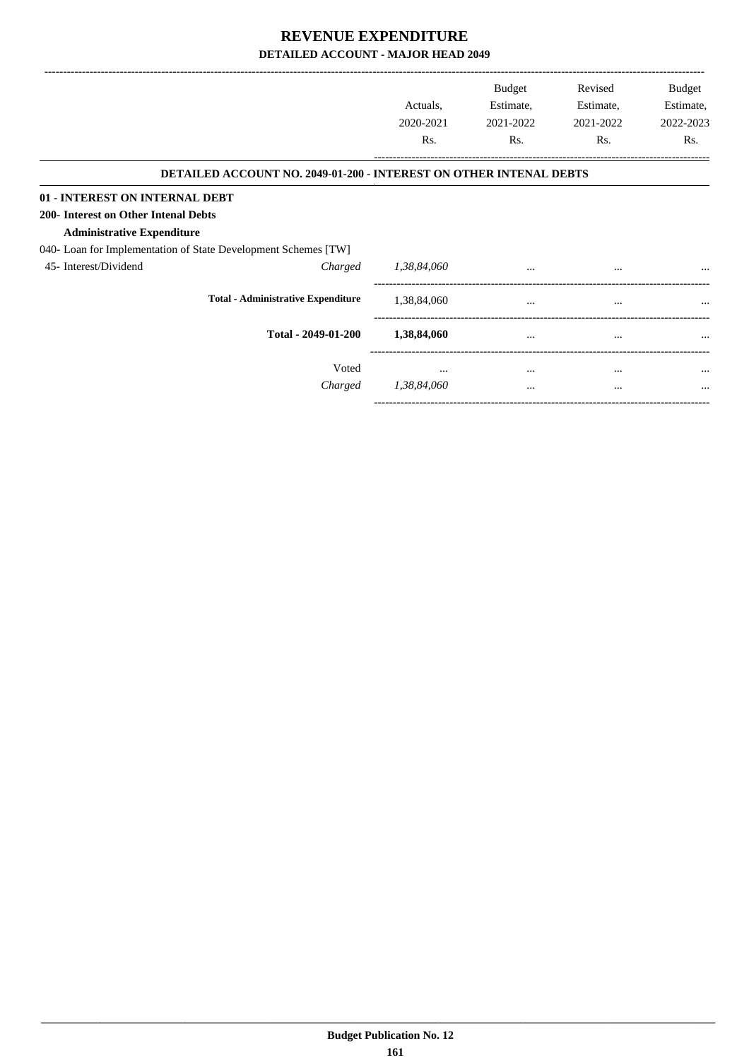# REVENUE EXPENDITURE

## DETAILED ACCOUNT - MAJOR HEAD 2049

| | | Actuals, 2020-2021 Rs. | Budget Estimate, 2021-2022 Rs. | Revised Estimate, 2021-2022 Rs. | Budget Estimate, 2022-2023 Rs. |
|---|---|---|---|---|---|
| **DETAILED ACCOUNT NO. 2049-01-200 - INTEREST ON OTHER INTENAL DEBTS** | | | | | |
| **01 - INTEREST ON INTERNAL DEBT** | | | | | |
| **200- Interest on Other Intenal Debts** | | | | | |
| **Administrative Expenditure** | | | | | |
| 040- Loan for Implementation of State Development Schemes [TW] | | | | | |
| 45- Interest/Dividend | *Charged* | *1,38,84,060* | ... | ... | ... |
| **Total - Administrative Expenditure** | | 1,38,84,060 | ... | ... | ... |
| **Total - 2049-01-200** | | **1,38,84,060** | ... | ... | ... |
| | Voted | ... | ... | ... | ... |
| | *Charged* | *1,38,84,060* | ... | ... | ... |

Budget Publication No. 12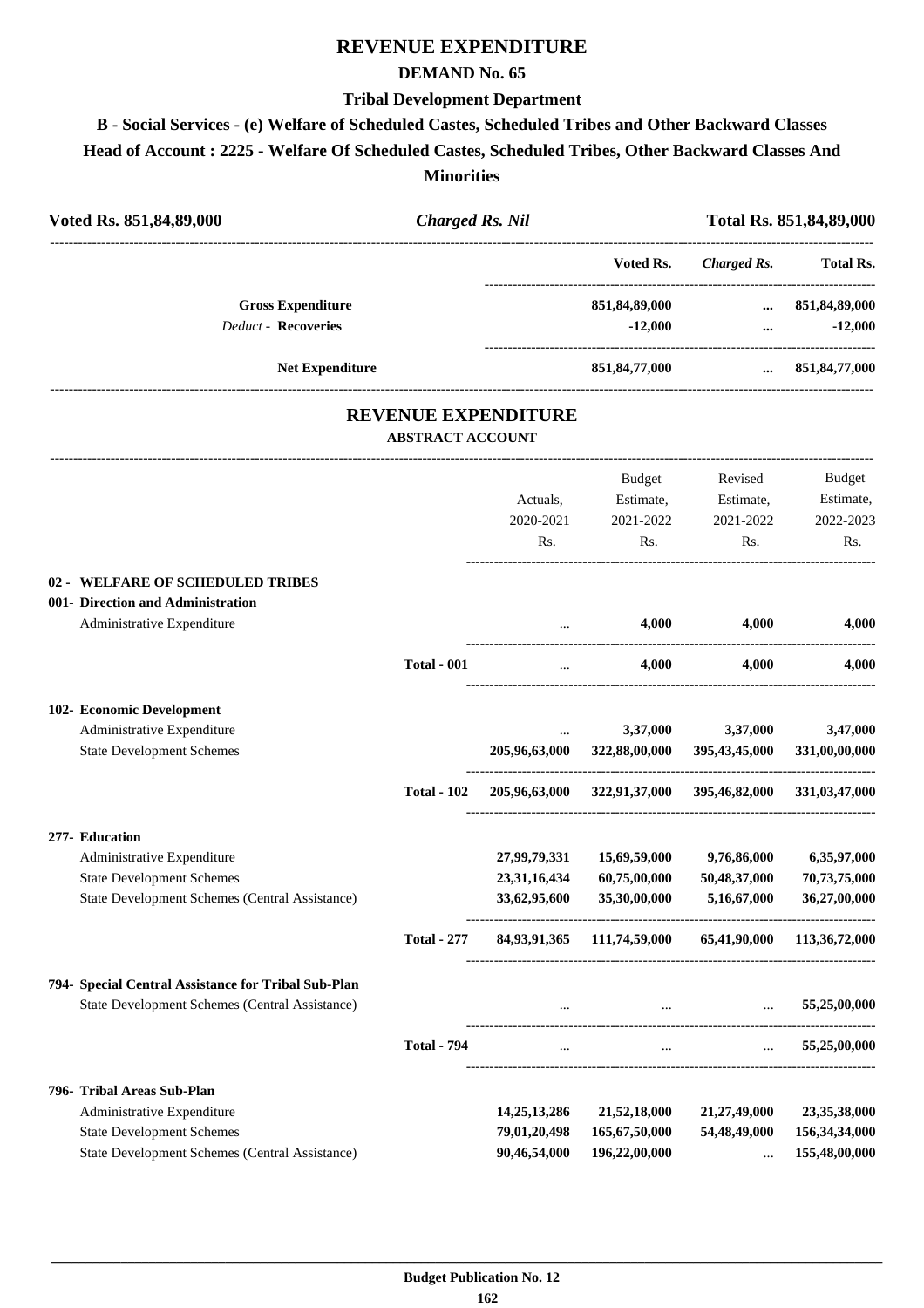# REVENUE EXPENDITURE

## DEMAND No. 65

### Tribal Development Department

### B - Social Services - (e) Welfare of Scheduled Castes, Scheduled Tribes and Other Backward Classes

### Head of Account : 2225 - Welfare Of Scheduled Castes, Scheduled Tribes, Other Backward Classes And Minorities

| Voted Rs. 851,84,89,000 | *Charged Rs. Nil* | Total Rs. 851,84,89,000 |
|---|---|---|

| | Voted Rs. | *Charged Rs.* | Total Rs. |
|---|---|---|---|
| **Gross Expenditure** | 851,84,89,000 | ... | 851,84,89,000 |
| *Deduct* - **Recoveries** | -12,000 | ... | -12,000 |
| **Net Expenditure** | 851,84,77,000 | ... | 851,84,77,000 |

## REVENUE EXPENDITURE

### ABSTRACT ACCOUNT

| | | Actuals, 2020-2021 Rs. | Budget Estimate, 2021-2022 Rs. | Revised Estimate, 2021-2022 Rs. | Budget Estimate, 2022-2023 Rs. |
|---|---|---|---|---|---|
| **02 - WELFARE OF SCHEDULED TRIBES** | | | | | |
| **001- Direction and Administration** | | | | | |
| Administrative Expenditure | | ... | 4,000 | 4,000 | 4,000 |
| | **Total - 001** | ... | 4,000 | 4,000 | 4,000 |
| **102- Economic Development** | | | | | |
| Administrative Expenditure | | ... | 3,37,000 | 3,37,000 | 3,47,000 |
| State Development Schemes | | 205,96,63,000 | 322,88,00,000 | 395,43,45,000 | 331,00,00,000 |
| | **Total - 102** | 205,96,63,000 | 322,91,37,000 | 395,46,82,000 | 331,03,47,000 |
| **277- Education** | | | | | |
| Administrative Expenditure | | 27,99,79,331 | 15,69,59,000 | 9,76,86,000 | 6,35,97,000 |
| State Development Schemes | | 23,31,16,434 | 60,75,00,000 | 50,48,37,000 | 70,73,75,000 |
| State Development Schemes (Central Assistance) | | 33,62,95,600 | 35,30,00,000 | 5,16,67,000 | 36,27,00,000 |
| | **Total - 277** | 84,93,91,365 | 111,74,59,000 | 65,41,90,000 | 113,36,72,000 |
| **794- Special Central Assistance for Tribal Sub-Plan** | | | | | |
| State Development Schemes (Central Assistance) | | ... | ... | ... | 55,25,00,000 |
| | **Total - 794** | ... | ... | ... | 55,25,00,000 |
| **796- Tribal Areas Sub-Plan** | | | | | |
| Administrative Expenditure | | 14,25,13,286 | 21,52,18,000 | 21,27,49,000 | 23,35,38,000 |
| State Development Schemes | | 79,01,20,498 | 165,67,50,000 | 54,48,49,000 | 156,34,34,000 |
| State Development Schemes (Central Assistance) | | 90,46,54,000 | 196,22,00,000 | ... | 155,48,00,000 |

Budget Publication No. 12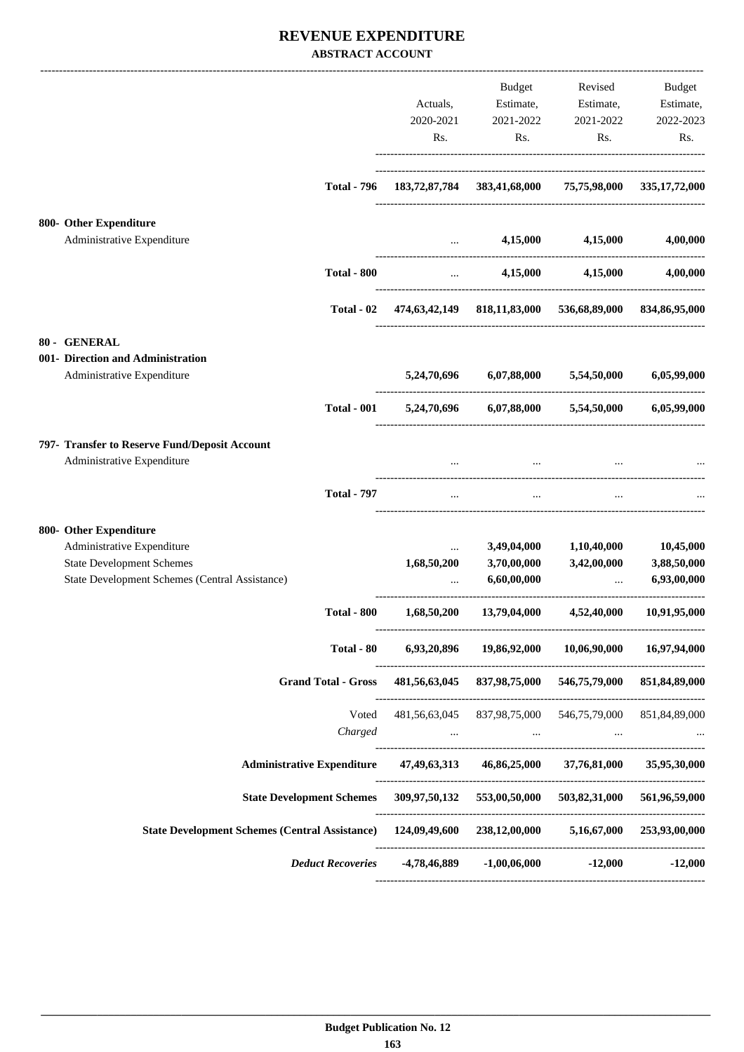# REVENUE EXPENDITURE

**ABSTRACT ACCOUNT**

| | Actuals, 2020-2021 Rs. | Budget Estimate, 2021-2022 Rs. | Revised Estimate, 2021-2022 Rs. | Budget Estimate, 2022-2023 Rs. |
|---|---|---|---|---|
| **Total - 796** | **183,72,87,784** | **383,41,68,000** | **75,75,98,000** | **335,17,72,000** |
| **800- Other Expenditure** | | | | |
| Administrative Expenditure | ... | **4,15,000** | **4,15,000** | **4,00,000** |
| **Total - 800** | ... | **4,15,000** | **4,15,000** | **4,00,000** |
| **Total - 02** | **474,63,42,149** | **818,11,83,000** | **536,68,89,000** | **834,86,95,000** |
| **80 - GENERAL** | | | | |
| **001- Direction and Administration** | | | | |
| Administrative Expenditure | **5,24,70,696** | **6,07,88,000** | **5,54,50,000** | **6,05,99,000** |
| **Total - 001** | **5,24,70,696** | **6,07,88,000** | **5,54,50,000** | **6,05,99,000** |
| **797- Transfer to Reserve Fund/Deposit Account** | | | | |
| Administrative Expenditure | ... | ... | ... | ... |
| **Total - 797** | ... | ... | ... | ... |
| **800- Other Expenditure** | | | | |
| Administrative Expenditure | ... | **3,49,04,000** | **1,10,40,000** | **10,45,000** |
| State Development Schemes | **1,68,50,200** | **3,70,00,000** | **3,42,00,000** | **3,88,50,000** |
| State Development Schemes (Central Assistance) | ... | **6,60,00,000** | ... | **6,93,00,000** |
| **Total - 800** | **1,68,50,200** | **13,79,04,000** | **4,52,40,000** | **10,91,95,000** |
| **Total - 80** | **6,93,20,896** | **19,86,92,000** | **10,06,90,000** | **16,97,94,000** |
| **Grand Total - Gross** | **481,56,63,045** | **837,98,75,000** | **546,75,79,000** | **851,84,89,000** |
| Voted | 481,56,63,045 | 837,98,75,000 | 546,75,79,000 | 851,84,89,000 |
| *Charged* | ... | ... | ... | ... |
| **Administrative Expenditure** | **47,49,63,313** | **46,86,25,000** | **37,76,81,000** | **35,95,30,000** |
| **State Development Schemes** | **309,97,50,132** | **553,00,50,000** | **503,82,31,000** | **561,96,59,000** |
| **State Development Schemes (Central Assistance)** | **124,09,49,600** | **238,12,00,000** | **5,16,67,000** | **253,93,00,000** |
| ***Deduct Recoveries*** | **-4,78,46,889** | **-1,00,06,000** | **-12,000** | **-12,000** |

**Budget Publication No. 12**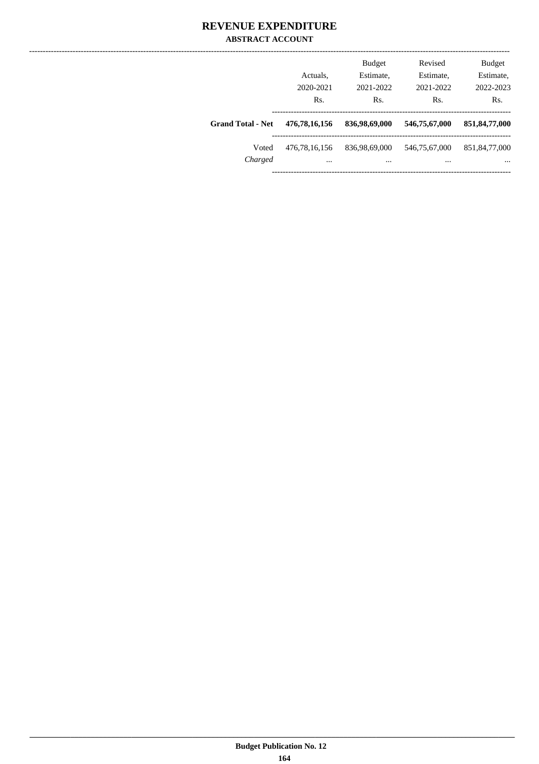# REVENUE EXPENDITURE

## ABSTRACT ACCOUNT

| | Actuals, 2020-2021 Rs. | Budget Estimate, 2021-2022 Rs. | Revised Estimate, 2021-2022 Rs. | Budget Estimate, 2022-2023 Rs. |
|---|---|---|---|---|
| **Grand Total - Net** | **476,78,16,156** | **836,98,69,000** | **546,75,67,000** | **851,84,77,000** |
| Voted | 476,78,16,156 | 836,98,69,000 | 546,75,67,000 | 851,84,77,000 |
| *Charged* | ... | ... | ... | ... |

**Budget Publication No. 12**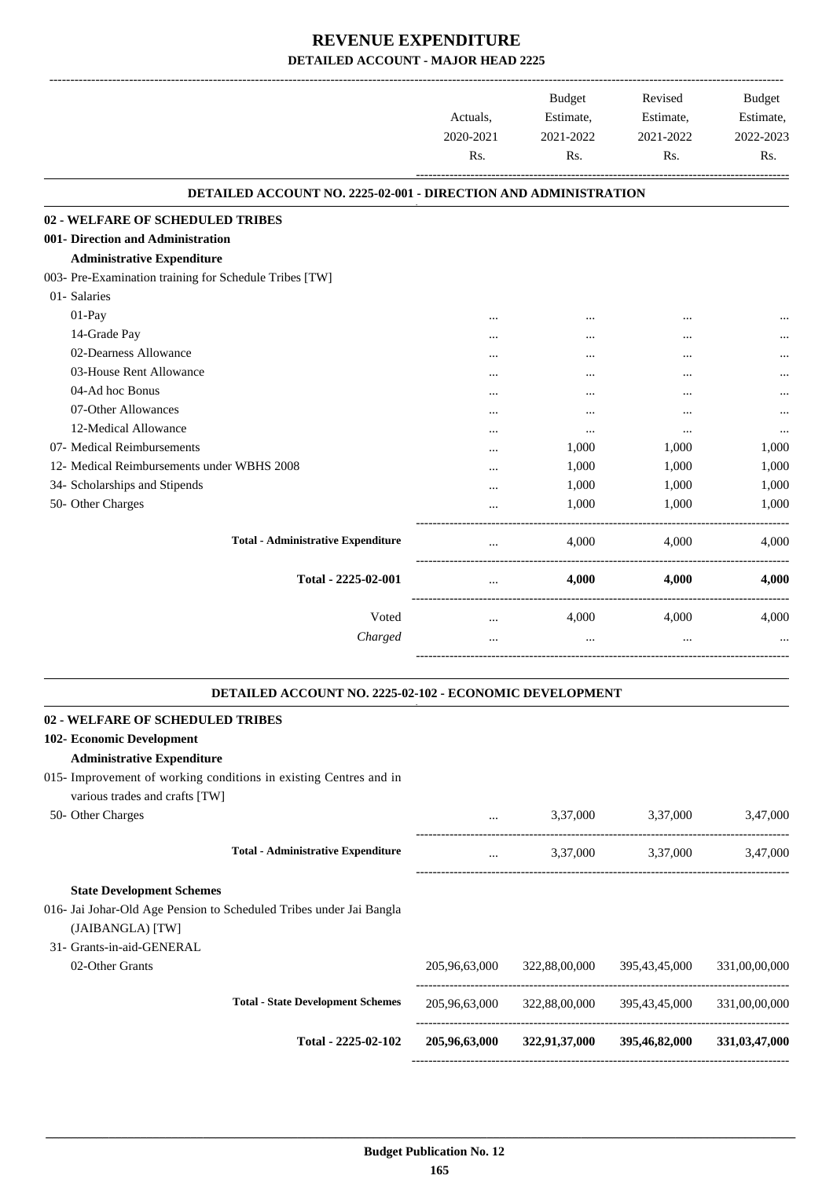# REVENUE EXPENDITURE

## DETAILED ACCOUNT - MAJOR HEAD 2225

| | Actuals, 2020-2021 Rs. | Budget Estimate, 2021-2022 Rs. | Revised Estimate, 2021-2022 Rs. | Budget Estimate, 2022-2023 Rs. |
|---|---|---|---|---|

### DETAILED ACCOUNT NO. 2225-02-001 - DIRECTION AND ADMINISTRATION

| | Actuals, 2020-2021 Rs. | Budget Estimate, 2021-2022 Rs. | Revised Estimate, 2021-2022 Rs. | Budget Estimate, 2022-2023 Rs. |
|---|---|---|---|---|
| **02 - WELFARE OF SCHEDULED TRIBES** | | | | |
| **001- Direction and Administration** | | | | |
| **Administrative Expenditure** | | | | |
| 003- Pre-Examination training for Schedule Tribes [TW] | | | | |
| 01- Salaries | | | | |
| 01-Pay | ... | ... | ... | ... |
| 14-Grade Pay | ... | ... | ... | ... |
| 02-Dearness Allowance | ... | ... | ... | ... |
| 03-House Rent Allowance | ... | ... | ... | ... |
| 04-Ad hoc Bonus | ... | ... | ... | ... |
| 07-Other Allowances | ... | ... | ... | ... |
| 12-Medical Allowance | ... | ... | ... | ... |
| 07- Medical Reimbursements | ... | 1,000 | 1,000 | 1,000 |
| 12- Medical Reimbursements under WBHS 2008 | ... | 1,000 | 1,000 | 1,000 |
| 34- Scholarships and Stipends | ... | 1,000 | 1,000 | 1,000 |
| 50- Other Charges | ... | 1,000 | 1,000 | 1,000 |
| **Total - Administrative Expenditure** | ... | 4,000 | 4,000 | 4,000 |
| **Total - 2225-02-001** | ... | **4,000** | **4,000** | **4,000** |
| Voted | ... | 4,000 | 4,000 | 4,000 |
| *Charged* | ... | ... | ... | ... |

### DETAILED ACCOUNT NO. 2225-02-102 - ECONOMIC DEVELOPMENT

| | Actuals, 2020-2021 Rs. | Budget Estimate, 2021-2022 Rs. | Revised Estimate, 2021-2022 Rs. | Budget Estimate, 2022-2023 Rs. |
|---|---|---|---|---|
| **02 - WELFARE OF SCHEDULED TRIBES** | | | | |
| **102- Economic Development** | | | | |
| **Administrative Expenditure** | | | | |
| 015- Improvement of working conditions in existing Centres and in various trades and crafts [TW] | | | | |
| 50- Other Charges | ... | 3,37,000 | 3,37,000 | 3,47,000 |
| **Total - Administrative Expenditure** | ... | 3,37,000 | 3,37,000 | 3,47,000 |
| **State Development Schemes** | | | | |
| 016- Jai Johar-Old Age Pension to Scheduled Tribes under Jai Bangla (JAIBANGLA) [TW] | | | | |
| 31- Grants-in-aid-GENERAL | | | | |
| 02-Other Grants | 205,96,63,000 | 322,88,00,000 | 395,43,45,000 | 331,00,00,000 |
| **Total - State Development Schemes** | 205,96,63,000 | 322,88,00,000 | 395,43,45,000 | 331,00,00,000 |
| **Total - 2225-02-102** | **205,96,63,000** | **322,91,37,000** | **395,46,82,000** | **331,03,47,000** |

**Budget Publication No. 12**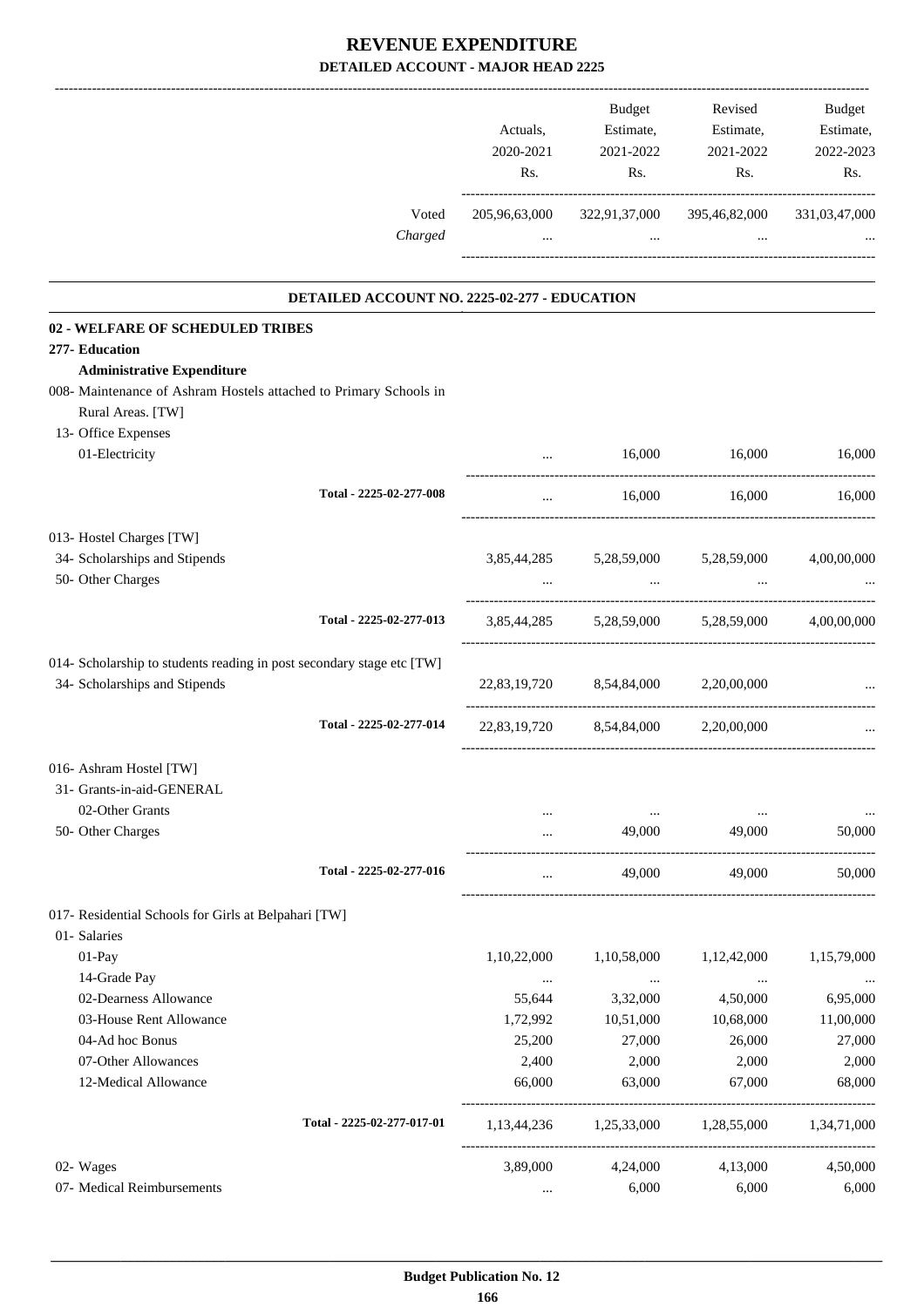# REVENUE EXPENDITURE

## DETAILED ACCOUNT - MAJOR HEAD 2225

| | Actuals, 2020-2021 Rs. | Budget Estimate, 2021-2022 Rs. | Revised Estimate, 2021-2022 Rs. | Budget Estimate, 2022-2023 Rs. |
|---|---|---|---|---|
| Voted | 205,96,63,000 | 322,91,37,000 | 395,46,82,000 | 331,03,47,000 |
| *Charged* | ... | ... | ... | ... |

### DETAILED ACCOUNT NO. 2225-02-277 - EDUCATION

| | Actuals, 2020-2021 Rs. | Budget Estimate, 2021-2022 Rs. | Revised Estimate, 2021-2022 Rs. | Budget Estimate, 2022-2023 Rs. |
|---|---|---|---|---|
| **02 - WELFARE OF SCHEDULED TRIBES** | | | | |
| **277- Education** | | | | |
| **Administrative Expenditure** | | | | |
| 008- Maintenance of Ashram Hostels attached to Primary Schools in Rural Areas. [TW] | | | | |
| 13- Office Expenses | | | | |
| 01-Electricity | ... | 16,000 | 16,000 | 16,000 |
| Total - 2225-02-277-008 | ... | 16,000 | 16,000 | 16,000 |
| 013- Hostel Charges [TW] | | | | |
| 34- Scholarships and Stipends | 3,85,44,285 | 5,28,59,000 | 5,28,59,000 | 4,00,00,000 |
| 50- Other Charges | ... | ... | ... | ... |
| Total - 2225-02-277-013 | 3,85,44,285 | 5,28,59,000 | 5,28,59,000 | 4,00,00,000 |
| 014- Scholarship to students reading in post secondary stage etc [TW] | | | | |
| 34- Scholarships and Stipends | 22,83,19,720 | 8,54,84,000 | 2,20,00,000 | ... |
| Total - 2225-02-277-014 | 22,83,19,720 | 8,54,84,000 | 2,20,00,000 | ... |
| 016- Ashram Hostel [TW] | | | | |
| 31- Grants-in-aid-GENERAL | | | | |
| 02-Other Grants | ... | ... | ... | ... |
| 50- Other Charges | ... | 49,000 | 49,000 | 50,000 |
| Total - 2225-02-277-016 | ... | 49,000 | 49,000 | 50,000 |
| 017- Residential Schools for Girls at Belpahari [TW] | | | | |
| 01- Salaries | | | | |
| 01-Pay | 1,10,22,000 | 1,10,58,000 | 1,12,42,000 | 1,15,79,000 |
| 14-Grade Pay | ... | ... | ... | ... |
| 02-Dearness Allowance | 55,644 | 3,32,000 | 4,50,000 | 6,95,000 |
| 03-House Rent Allowance | 1,72,992 | 10,51,000 | 10,68,000 | 11,00,000 |
| 04-Ad hoc Bonus | 25,200 | 27,000 | 26,000 | 27,000 |
| 07-Other Allowances | 2,400 | 2,000 | 2,000 | 2,000 |
| 12-Medical Allowance | 66,000 | 63,000 | 67,000 | 68,000 |
| Total - 2225-02-277-017-01 | 1,13,44,236 | 1,25,33,000 | 1,28,55,000 | 1,34,71,000 |
| 02- Wages | 3,89,000 | 4,24,000 | 4,13,000 | 4,50,000 |
| 07- Medical Reimbursements | ... | 6,000 | 6,000 | 6,000 |

Budget Publication No. 12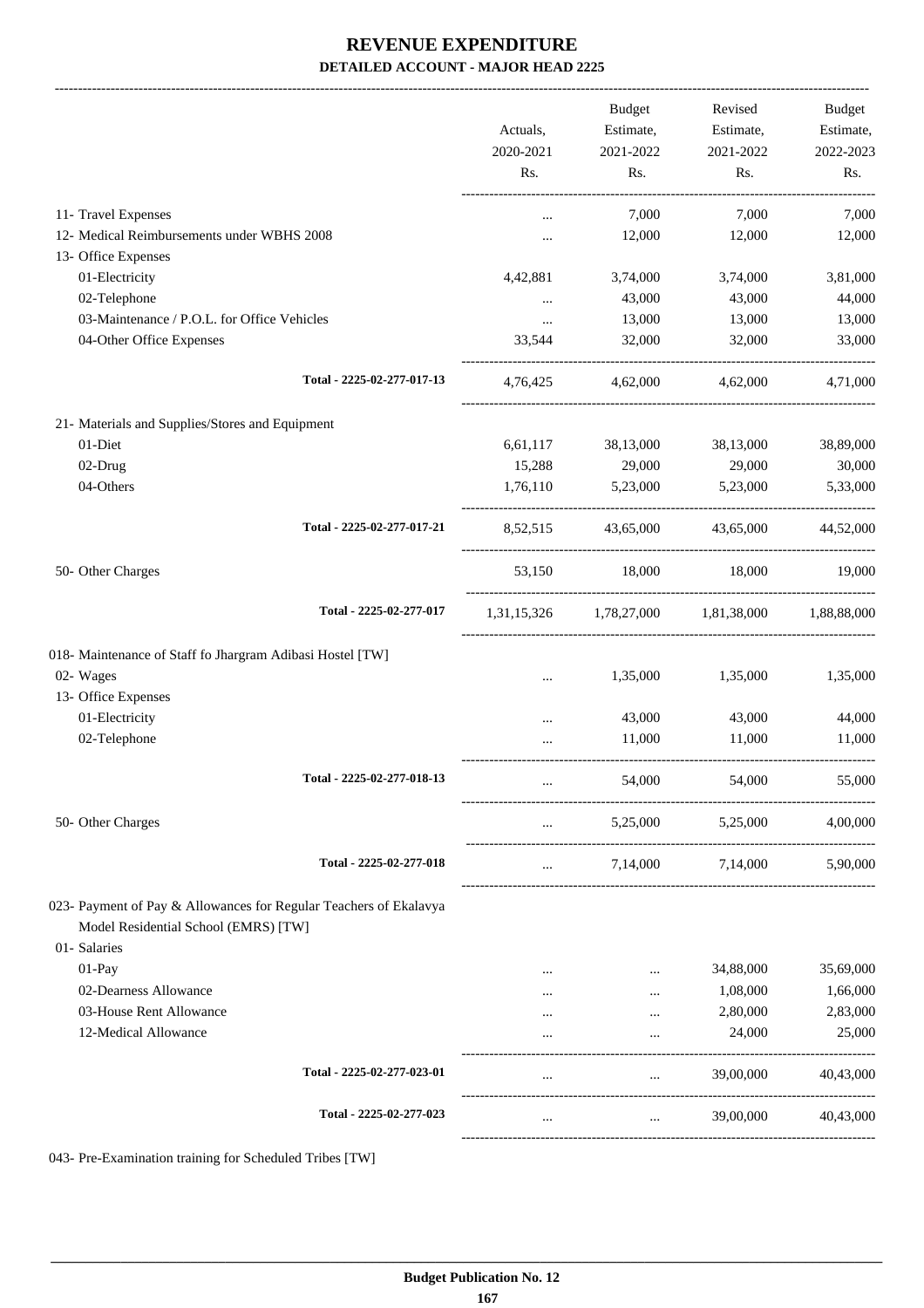# REVENUE EXPENDITURE

## DETAILED ACCOUNT - MAJOR HEAD 2225

| | Actuals, 2020-2021 Rs. | Budget Estimate, 2021-2022 Rs. | Revised Estimate, 2021-2022 Rs. | Budget Estimate, 2022-2023 Rs. |
|---|---|---|---|---|
| 11- Travel Expenses | ... | 7,000 | 7,000 | 7,000 |
| 12- Medical Reimbursements under WBHS 2008 | ... | 12,000 | 12,000 | 12,000 |
| 13- Office Expenses | | | | |
| 01-Electricity | 4,42,881 | 3,74,000 | 3,74,000 | 3,81,000 |
| 02-Telephone | ... | 43,000 | 43,000 | 44,000 |
| 03-Maintenance / P.O.L. for Office Vehicles | ... | 13,000 | 13,000 | 13,000 |
| 04-Other Office Expenses | 33,544 | 32,000 | 32,000 | 33,000 |
| Total - 2225-02-277-017-13 | 4,76,425 | 4,62,000 | 4,62,000 | 4,71,000 |
| 21- Materials and Supplies/Stores and Equipment | | | | |
| 01-Diet | 6,61,117 | 38,13,000 | 38,13,000 | 38,89,000 |
| 02-Drug | 15,288 | 29,000 | 29,000 | 30,000 |
| 04-Others | 1,76,110 | 5,23,000 | 5,23,000 | 5,33,000 |
| Total - 2225-02-277-017-21 | 8,52,515 | 43,65,000 | 43,65,000 | 44,52,000 |
| 50- Other Charges | 53,150 | 18,000 | 18,000 | 19,000 |
| Total - 2225-02-277-017 | 1,31,15,326 | 1,78,27,000 | 1,81,38,000 | 1,88,88,000 |
| 018- Maintenance of Staff fo Jhargram Adibasi Hostel [TW] | | | | |
| 02- Wages | ... | 1,35,000 | 1,35,000 | 1,35,000 |
| 13- Office Expenses | | | | |
| 01-Electricity | ... | 43,000 | 43,000 | 44,000 |
| 02-Telephone | ... | 11,000 | 11,000 | 11,000 |
| Total - 2225-02-277-018-13 | ... | 54,000 | 54,000 | 55,000 |
| 50- Other Charges | ... | 5,25,000 | 5,25,000 | 4,00,000 |
| Total - 2225-02-277-018 | ... | 7,14,000 | 7,14,000 | 5,90,000 |
| 023- Payment of Pay & Allowances for Regular Teachers of Ekalavya Model Residential School (EMRS) [TW] | | | | |
| 01- Salaries | | | | |
| 01-Pay | ... | ... | 34,88,000 | 35,69,000 |
| 02-Dearness Allowance | ... | ... | 1,08,000 | 1,66,000 |
| 03-House Rent Allowance | ... | ... | 2,80,000 | 2,83,000 |
| 12-Medical Allowance | ... | ... | 24,000 | 25,000 |
| Total - 2225-02-277-023-01 | ... | ... | 39,00,000 | 40,43,000 |
| Total - 2225-02-277-023 | ... | ... | 39,00,000 | 40,43,000 |

043- Pre-Examination training for Scheduled Tribes [TW]

Budget Publication No. 12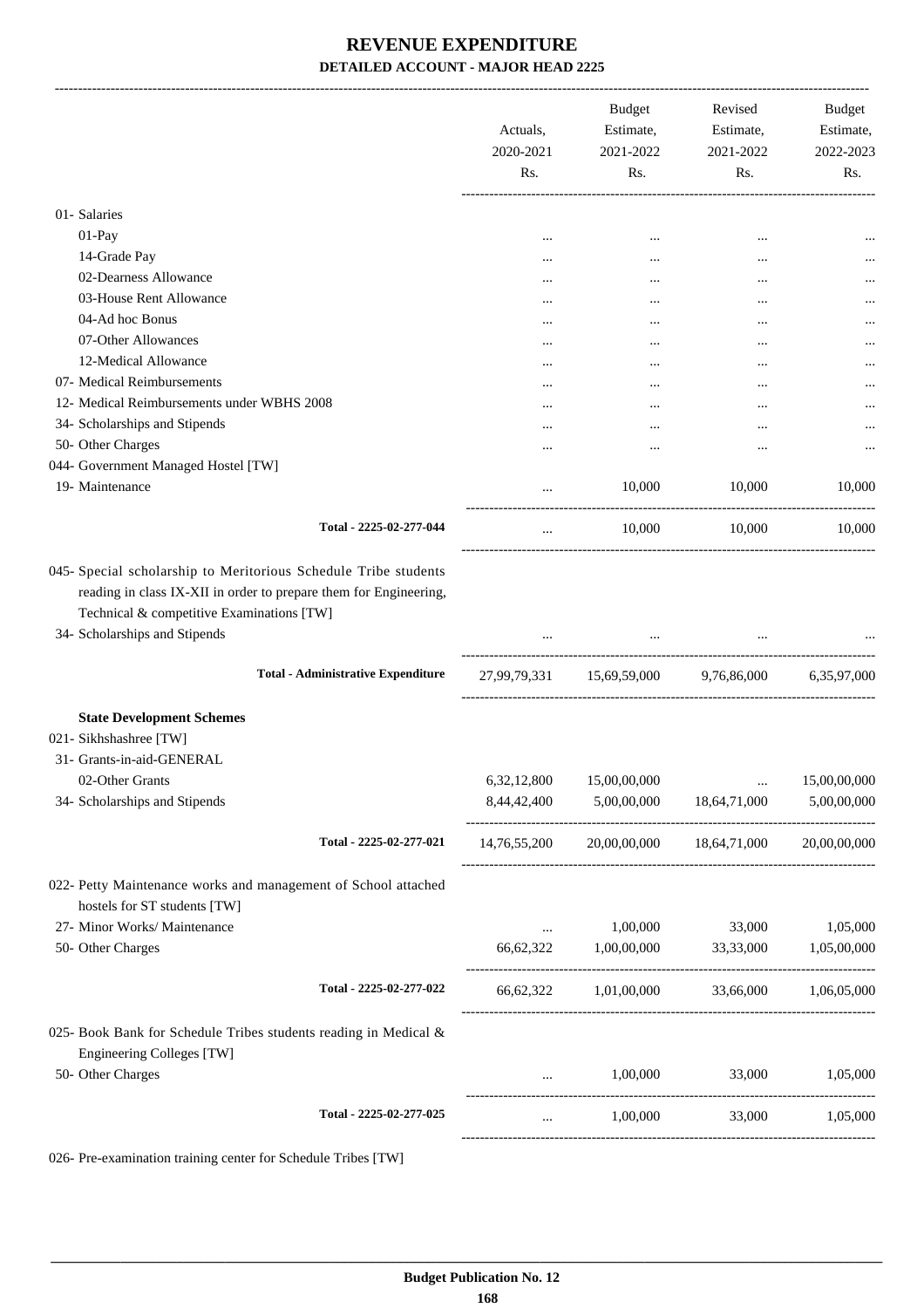# REVENUE EXPENDITURE

## DETAILED ACCOUNT - MAJOR HEAD 2225

| | Actuals, 2020-2021 Rs. | Budget Estimate, 2021-2022 Rs. | Revised Estimate, 2021-2022 Rs. | Budget Estimate, 2022-2023 Rs. |
|---|---|---|---|---|
| 01- Salaries | | | | |
| 01-Pay | ... | ... | ... | ... |
| 14-Grade Pay | ... | ... | ... | ... |
| 02-Dearness Allowance | ... | ... | ... | ... |
| 03-House Rent Allowance | ... | ... | ... | ... |
| 04-Ad hoc Bonus | ... | ... | ... | ... |
| 07-Other Allowances | ... | ... | ... | ... |
| 12-Medical Allowance | ... | ... | ... | ... |
| 07- Medical Reimbursements | ... | ... | ... | ... |
| 12- Medical Reimbursements under WBHS 2008 | ... | ... | ... | ... |
| 34- Scholarships and Stipends | ... | ... | ... | ... |
| 50- Other Charges | ... | ... | ... | ... |
| 044- Government Managed Hostel [TW] | | | | |
| 19- Maintenance | ... | 10,000 | 10,000 | 10,000 |
| **Total - 2225-02-277-044** | ... | 10,000 | 10,000 | 10,000 |
| 045- Special scholarship to Meritorious Schedule Tribe students reading in class IX-XII in order to prepare them for Engineering, Technical & competitive Examinations [TW] | | | | |
| 34- Scholarships and Stipends | ... | ... | ... | ... |
| **Total - Administrative Expenditure** | 27,99,79,331 | 15,69,59,000 | 9,76,86,000 | 6,35,97,000 |
| **State Development Schemes** | | | | |
| 021- Sikhshashree [TW] | | | | |
| 31- Grants-in-aid-GENERAL | | | | |
| 02-Other Grants | 6,32,12,800 | 15,00,00,000 | ... | 15,00,00,000 |
| 34- Scholarships and Stipends | 8,44,42,400 | 5,00,00,000 | 18,64,71,000 | 5,00,00,000 |
| **Total - 2225-02-277-021** | 14,76,55,200 | 20,00,00,000 | 18,64,71,000 | 20,00,00,000 |
| 022- Petty Maintenance works and management of School attached hostels for ST students [TW] | | | | |
| 27- Minor Works/ Maintenance | ... | 1,00,000 | 33,000 | 1,05,000 |
| 50- Other Charges | 66,62,322 | 1,00,00,000 | 33,33,000 | 1,05,00,000 |
| **Total - 2225-02-277-022** | 66,62,322 | 1,01,00,000 | 33,66,000 | 1,06,05,000 |
| 025- Book Bank for Schedule Tribes students reading in Medical & Engineering Colleges [TW] | | | | |
| 50- Other Charges | ... | 1,00,000 | 33,000 | 1,05,000 |
| **Total - 2225-02-277-025** | ... | 1,00,000 | 33,000 | 1,05,000 |

026- Pre-examination training center for Schedule Tribes [TW]

**Budget Publication No. 12**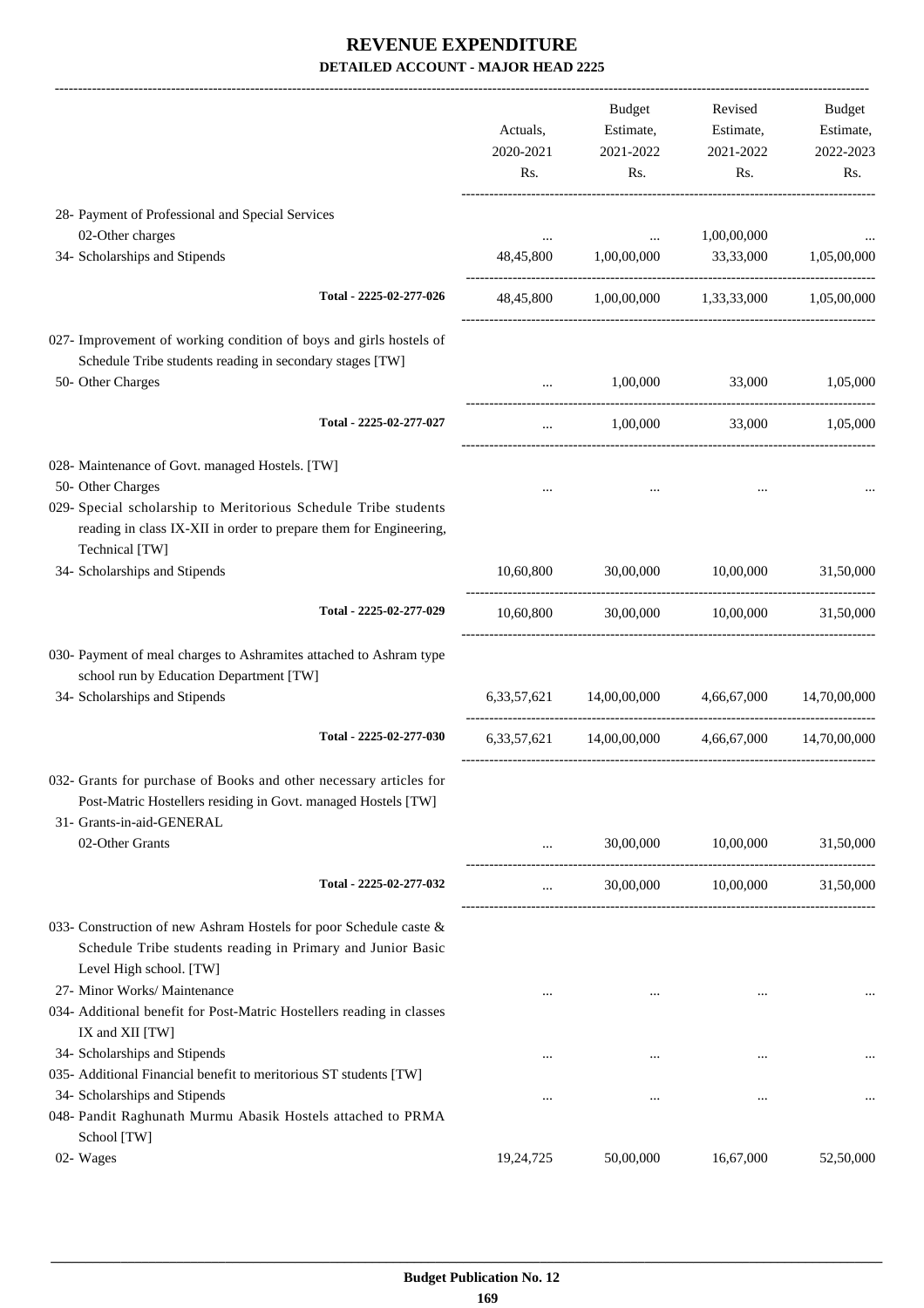# REVENUE EXPENDITURE

**DETAILED ACCOUNT - MAJOR HEAD 2225**

| | Actuals, 2020-2021 Rs. | Budget Estimate, 2021-2022 Rs. | Revised Estimate, 2021-2022 Rs. | Budget Estimate, 2022-2023 Rs. |
|---|---|---|---|---|
| 28- Payment of Professional and Special Services | | | | |
| 02-Other charges | ... | ... | 1,00,00,000 | ... |
| 34- Scholarships and Stipends | 48,45,800 | 1,00,00,000 | 33,33,000 | 1,05,00,000 |
| Total - 2225-02-277-026 | 48,45,800 | 1,00,00,000 | 1,33,33,000 | 1,05,00,000 |
| 027- Improvement of working condition of boys and girls hostels of Schedule Tribe students reading in secondary stages [TW] | | | | |
| 50- Other Charges | ... | 1,00,000 | 33,000 | 1,05,000 |
| Total - 2225-02-277-027 | ... | 1,00,000 | 33,000 | 1,05,000 |
| 028- Maintenance of Govt. managed Hostels. [TW] | | | | |
| 50- Other Charges | ... | ... | ... | ... |
| 029- Special scholarship to Meritorious Schedule Tribe students reading in class IX-XII in order to prepare them for Engineering, Technical [TW] | | | | |
| 34- Scholarships and Stipends | 10,60,800 | 30,00,000 | 10,00,000 | 31,50,000 |
| Total - 2225-02-277-029 | 10,60,800 | 30,00,000 | 10,00,000 | 31,50,000 |
| 030- Payment of meal charges to Ashramites attached to Ashram type school run by Education Department [TW] | | | | |
| 34- Scholarships and Stipends | 6,33,57,621 | 14,00,00,000 | 4,66,67,000 | 14,70,00,000 |
| Total - 2225-02-277-030 | 6,33,57,621 | 14,00,00,000 | 4,66,67,000 | 14,70,00,000 |
| 032- Grants for purchase of Books and other necessary articles for Post-Matric Hostellers residing in Govt. managed Hostels [TW] | | | | |
| 31- Grants-in-aid-GENERAL | | | | |
| 02-Other Grants | ... | 30,00,000 | 10,00,000 | 31,50,000 |
| Total - 2225-02-277-032 | ... | 30,00,000 | 10,00,000 | 31,50,000 |
| 033- Construction of new Ashram Hostels for poor Schedule caste & Schedule Tribe students reading in Primary and Junior Basic Level High school. [TW] | | | | |
| 27- Minor Works/ Maintenance | ... | ... | ... | ... |
| 034- Additional benefit for Post-Matric Hostellers reading in classes IX and XII [TW] | | | | |
| 34- Scholarships and Stipends | ... | ... | ... | ... |
| 035- Additional Financial benefit to meritorious ST students [TW] | | | | |
| 34- Scholarships and Stipends | ... | ... | ... | ... |
| 048- Pandit Raghunath Murmu Abasik Hostels attached to PRMA School [TW] | | | | |
| 02- Wages | 19,24,725 | 50,00,000 | 16,67,000 | 52,50,000 |

**Budget Publication No. 12**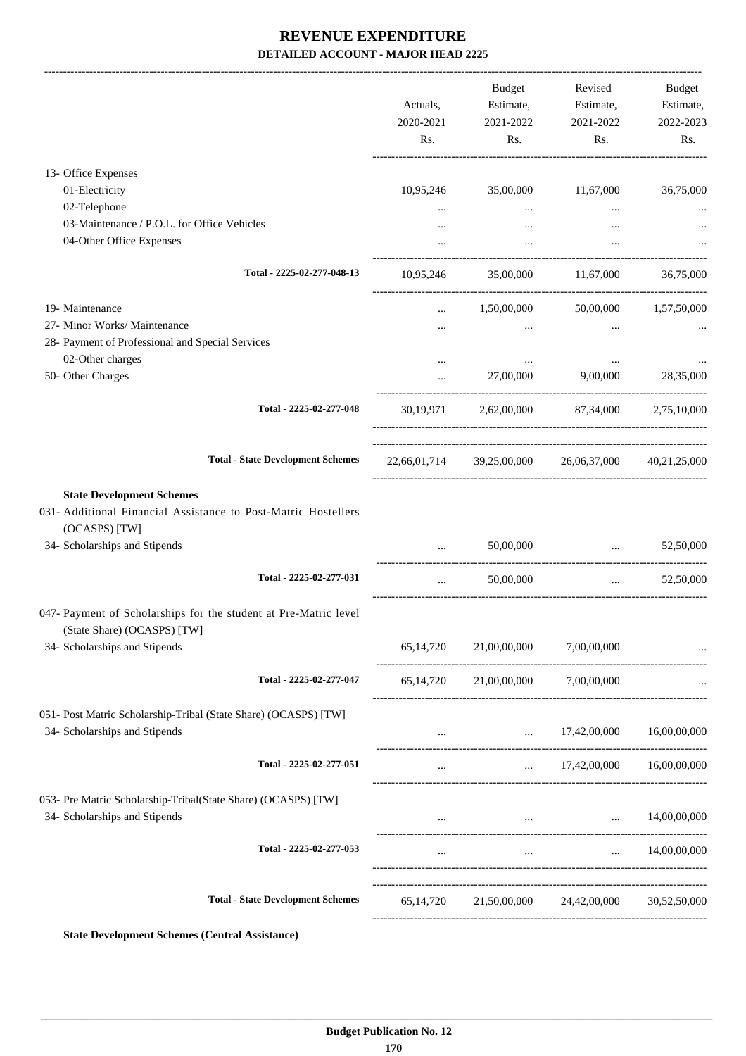# REVENUE EXPENDITURE

**DETAILED ACCOUNT - MAJOR HEAD 2225**

| | Actuals, 2020-2021 Rs. | Budget Estimate, 2021-2022 Rs. | Revised Estimate, 2021-2022 Rs. | Budget Estimate, 2022-2023 Rs. |
|---|---|---|---|---|
| 13- Office Expenses | | | | |
| 01-Electricity | 10,95,246 | 35,00,000 | 11,67,000 | 36,75,000 |
| 02-Telephone | ... | ... | ... | ... |
| 03-Maintenance / P.O.L. for Office Vehicles | ... | ... | ... | ... |
| 04-Other Office Expenses | ... | ... | ... | ... |
| **Total - 2225-02-277-048-13** | 10,95,246 | 35,00,000 | 11,67,000 | 36,75,000 |
| 19- Maintenance | ... | 1,50,00,000 | 50,00,000 | 1,57,50,000 |
| 27- Minor Works/ Maintenance | ... | ... | ... | ... |
| 28- Payment of Professional and Special Services | | | | |
| 02-Other charges | ... | ... | ... | ... |
| 50- Other Charges | ... | 27,00,000 | 9,00,000 | 28,35,000 |
| **Total - 2225-02-277-048** | 30,19,971 | 2,62,00,000 | 87,34,000 | 2,75,10,000 |
| **Total - State Development Schemes** | 22,66,01,714 | 39,25,00,000 | 26,06,37,000 | 40,21,25,000 |
| **State Development Schemes** | | | | |
| 031- Additional Financial Assistance to Post-Matric Hostellers (OCASPS) [TW] | | | | |
| 34- Scholarships and Stipends | ... | 50,00,000 | ... | 52,50,000 |
| **Total - 2225-02-277-031** | ... | 50,00,000 | ... | 52,50,000 |
| 047- Payment of Scholarships for the student at Pre-Matric level (State Share) (OCASPS) [TW] | | | | |
| 34- Scholarships and Stipends | 65,14,720 | 21,00,00,000 | 7,00,00,000 | ... |
| **Total - 2225-02-277-047** | 65,14,720 | 21,00,00,000 | 7,00,00,000 | ... |
| 051- Post Matric Scholarship-Tribal (State Share) (OCASPS) [TW] | | | | |
| 34- Scholarships and Stipends | ... | ... | 17,42,00,000 | 16,00,00,000 |
| **Total - 2225-02-277-051** | ... | ... | 17,42,00,000 | 16,00,00,000 |
| 053- Pre Matric Scholarship-Tribal(State Share) (OCASPS) [TW] | | | | |
| 34- Scholarships and Stipends | ... | ... | ... | 14,00,00,000 |
| **Total - 2225-02-277-053** | ... | ... | ... | 14,00,00,000 |
| **Total - State Development Schemes** | 65,14,720 | 21,50,00,000 | 24,42,00,000 | 30,52,50,000 |

**State Development Schemes (Central Assistance)**

**Budget Publication No. 12**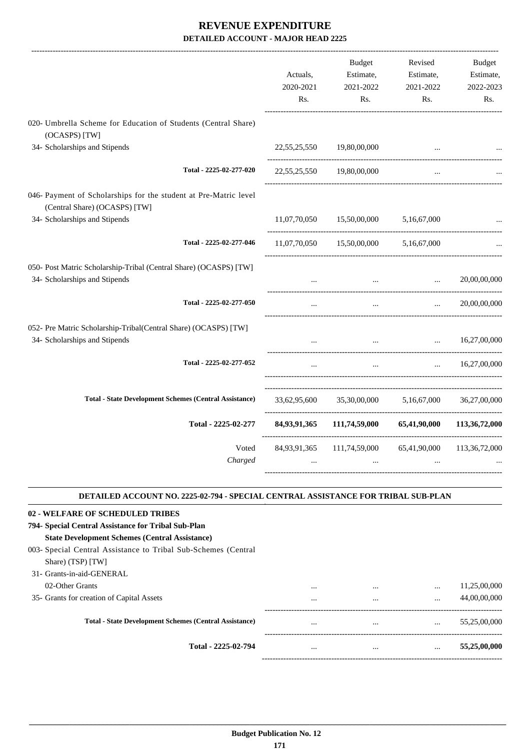# REVENUE EXPENDITURE

**DETAILED ACCOUNT - MAJOR HEAD 2225**

| | Actuals, 2020-2021 Rs. | Budget Estimate, 2021-2022 Rs. | Revised Estimate, 2021-2022 Rs. | Budget Estimate, 2022-2023 Rs. |
|---|---|---|---|---|
| 020- Umbrella Scheme for Education of Students (Central Share) (OCASPS) [TW] | | | | |
| 34- Scholarships and Stipends | 22,55,25,550 | 19,80,00,000 | ... | ... |
| Total - 2225-02-277-020 | 22,55,25,550 | 19,80,00,000 | ... | ... |
| 046- Payment of Scholarships for the student at Pre-Matric level (Central Share) (OCASPS) [TW] | | | | |
| 34- Scholarships and Stipends | 11,07,70,050 | 15,50,00,000 | 5,16,67,000 | ... |
| Total - 2225-02-277-046 | 11,07,70,050 | 15,50,00,000 | 5,16,67,000 | ... |
| 050- Post Matric Scholarship-Tribal (Central Share) (OCASPS) [TW] | | | | |
| 34- Scholarships and Stipends | ... | ... | ... | 20,00,00,000 |
| Total - 2225-02-277-050 | ... | ... | ... | 20,00,00,000 |
| 052- Pre Matric Scholarship-Tribal(Central Share) (OCASPS) [TW] | | | | |
| 34- Scholarships and Stipends | ... | ... | ... | 16,27,00,000 |
| Total - 2225-02-277-052 | ... | ... | ... | 16,27,00,000 |
| Total - State Development Schemes (Central Assistance) | 33,62,95,600 | 35,30,00,000 | 5,16,67,000 | 36,27,00,000 |
| **Total - 2225-02-277** | **84,93,91,365** | **111,74,59,000** | **65,41,90,000** | **113,36,72,000** |
| Voted | 84,93,91,365 | 111,74,59,000 | 65,41,90,000 | 113,36,72,000 |
| *Charged* | ... | ... | ... | ... |

**DETAILED ACCOUNT NO. 2225-02-794 - SPECIAL CENTRAL ASSISTANCE FOR TRIBAL SUB-PLAN**

**02 - WELFARE OF SCHEDULED TRIBES**

**794- Special Central Assistance for Tribal Sub-Plan**

**State Development Schemes (Central Assistance)**

| | Actuals, 2020-2021 Rs. | Budget Estimate, 2021-2022 Rs. | Revised Estimate, 2021-2022 Rs. | Budget Estimate, 2022-2023 Rs. |
|---|---|---|---|---|
| 003- Special Central Assistance to Tribal Sub-Schemes (Central Share) (TSP) [TW] | | | | |
| 31- Grants-in-aid-GENERAL | | | | |
| 02-Other Grants | ... | ... | ... | 11,25,00,000 |
| 35- Grants for creation of Capital Assets | ... | ... | ... | 44,00,00,000 |
| Total - State Development Schemes (Central Assistance) | ... | ... | ... | 55,25,00,000 |
| **Total - 2225-02-794** | ... | ... | ... | **55,25,00,000** |

**Budget Publication No. 12**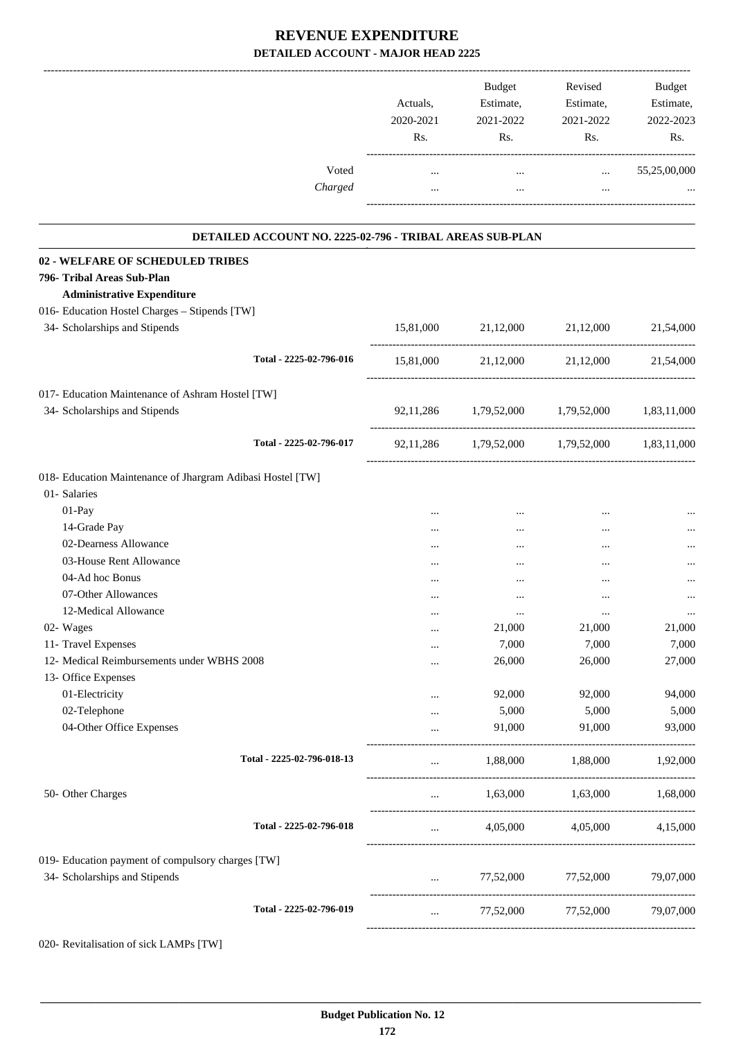# REVENUE EXPENDITURE
## DETAILED ACCOUNT - MAJOR HEAD 2225

| | Actuals, 2020-2021 Rs. | Budget Estimate, 2021-2022 Rs. | Revised Estimate, 2021-2022 Rs. | Budget Estimate, 2022-2023 Rs. |
|---|---|---|---|---|
| Voted | ... | ... | ... | 55,25,00,000 |
| *Charged* | ... | ... | ... | ... |

### DETAILED ACCOUNT NO. 2225-02-796 - TRIBAL AREAS SUB-PLAN

| | Actuals, 2020-2021 Rs. | Budget Estimate, 2021-2022 Rs. | Revised Estimate, 2021-2022 Rs. | Budget Estimate, 2022-2023 Rs. |
|---|---|---|---|---|
| **02 - WELFARE OF SCHEDULED TRIBES** | | | | |
| **796- Tribal Areas Sub-Plan** | | | | |
| **Administrative Expenditure** | | | | |
| 016- Education Hostel Charges – Stipends [TW] | | | | |
| 34- Scholarships and Stipends | 15,81,000 | 21,12,000 | 21,12,000 | 21,54,000 |
| **Total - 2225-02-796-016** | 15,81,000 | 21,12,000 | 21,12,000 | 21,54,000 |
| 017- Education Maintenance of Ashram Hostel [TW] | | | | |
| 34- Scholarships and Stipends | 92,11,286 | 1,79,52,000 | 1,79,52,000 | 1,83,11,000 |
| **Total - 2225-02-796-017** | 92,11,286 | 1,79,52,000 | 1,79,52,000 | 1,83,11,000 |
| 018- Education Maintenance of Jhargram Adibasi Hostel [TW] | | | | |
| 01- Salaries | | | | |
| 01-Pay | ... | ... | ... | ... |
| 14-Grade Pay | ... | ... | ... | ... |
| 02-Dearness Allowance | ... | ... | ... | ... |
| 03-House Rent Allowance | ... | ... | ... | ... |
| 04-Ad hoc Bonus | ... | ... | ... | ... |
| 07-Other Allowances | ... | ... | ... | ... |
| 12-Medical Allowance | ... | ... | ... | ... |
| 02- Wages | ... | 21,000 | 21,000 | 21,000 |
| 11- Travel Expenses | ... | 7,000 | 7,000 | 7,000 |
| 12- Medical Reimbursements under WBHS 2008 | ... | 26,000 | 26,000 | 27,000 |
| 13- Office Expenses | | | | |
| 01-Electricity | ... | 92,000 | 92,000 | 94,000 |
| 02-Telephone | ... | 5,000 | 5,000 | 5,000 |
| 04-Other Office Expenses | ... | 91,000 | 91,000 | 93,000 |
| **Total - 2225-02-796-018-13** | ... | 1,88,000 | 1,88,000 | 1,92,000 |
| 50- Other Charges | ... | 1,63,000 | 1,63,000 | 1,68,000 |
| **Total - 2225-02-796-018** | ... | 4,05,000 | 4,05,000 | 4,15,000 |
| 019- Education payment of compulsory charges [TW] | | | | |
| 34- Scholarships and Stipends | ... | 77,52,000 | 77,52,000 | 79,07,000 |
| **Total - 2225-02-796-019** | ... | 77,52,000 | 77,52,000 | 79,07,000 |
| 020- Revitalisation of sick LAMPs [TW] | | | | |

**Budget Publication No. 12**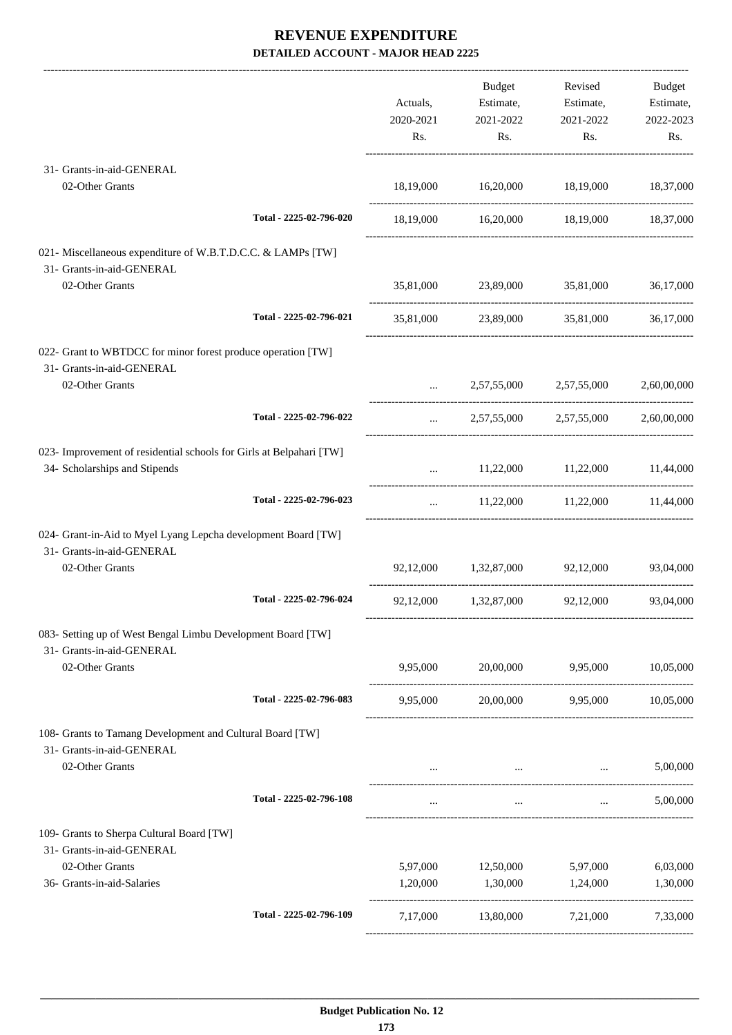# REVENUE EXPENDITURE

**DETAILED ACCOUNT - MAJOR HEAD 2225**

| | Actuals, 2020-2021 Rs. | Budget Estimate, 2021-2022 Rs. | Revised Estimate, 2021-2022 Rs. | Budget Estimate, 2022-2023 Rs. |
|---|---|---|---|---|
| 31- Grants-in-aid-GENERAL | | | | |
| 02-Other Grants | 18,19,000 | 16,20,000 | 18,19,000 | 18,37,000 |
| Total - 2225-02-796-020 | 18,19,000 | 16,20,000 | 18,19,000 | 18,37,000 |
| 021- Miscellaneous expenditure of W.B.T.D.C.C. & LAMPs [TW] | | | | |
| 31- Grants-in-aid-GENERAL | | | | |
| 02-Other Grants | 35,81,000 | 23,89,000 | 35,81,000 | 36,17,000 |
| Total - 2225-02-796-021 | 35,81,000 | 23,89,000 | 35,81,000 | 36,17,000 |
| 022- Grant to WBTDCC for minor forest produce operation [TW] | | | | |
| 31- Grants-in-aid-GENERAL | | | | |
| 02-Other Grants | ... | 2,57,55,000 | 2,57,55,000 | 2,60,00,000 |
| Total - 2225-02-796-022 | ... | 2,57,55,000 | 2,57,55,000 | 2,60,00,000 |
| 023- Improvement of residential schools for Girls at Belpahari [TW] | | | | |
| 34- Scholarships and Stipends | ... | 11,22,000 | 11,22,000 | 11,44,000 |
| Total - 2225-02-796-023 | ... | 11,22,000 | 11,22,000 | 11,44,000 |
| 024- Grant-in-Aid to Myel Lyang Lepcha development Board [TW] | | | | |
| 31- Grants-in-aid-GENERAL | | | | |
| 02-Other Grants | 92,12,000 | 1,32,87,000 | 92,12,000 | 93,04,000 |
| Total - 2225-02-796-024 | 92,12,000 | 1,32,87,000 | 92,12,000 | 93,04,000 |
| 083- Setting up of West Bengal Limbu Development Board [TW] | | | | |
| 31- Grants-in-aid-GENERAL | | | | |
| 02-Other Grants | 9,95,000 | 20,00,000 | 9,95,000 | 10,05,000 |
| Total - 2225-02-796-083 | 9,95,000 | 20,00,000 | 9,95,000 | 10,05,000 |
| 108- Grants to Tamang Development and Cultural Board [TW] | | | | |
| 31- Grants-in-aid-GENERAL | | | | |
| 02-Other Grants | ... | ... | ... | 5,00,000 |
| Total - 2225-02-796-108 | ... | ... | ... | 5,00,000 |
| 109- Grants to Sherpa Cultural Board [TW] | | | | |
| 31- Grants-in-aid-GENERAL | | | | |
| 02-Other Grants | 5,97,000 | 12,50,000 | 5,97,000 | 6,03,000 |
| 36- Grants-in-aid-Salaries | 1,20,000 | 1,30,000 | 1,24,000 | 1,30,000 |
| Total - 2225-02-796-109 | 7,17,000 | 13,80,000 | 7,21,000 | 7,33,000 |

**Budget Publication No. 12**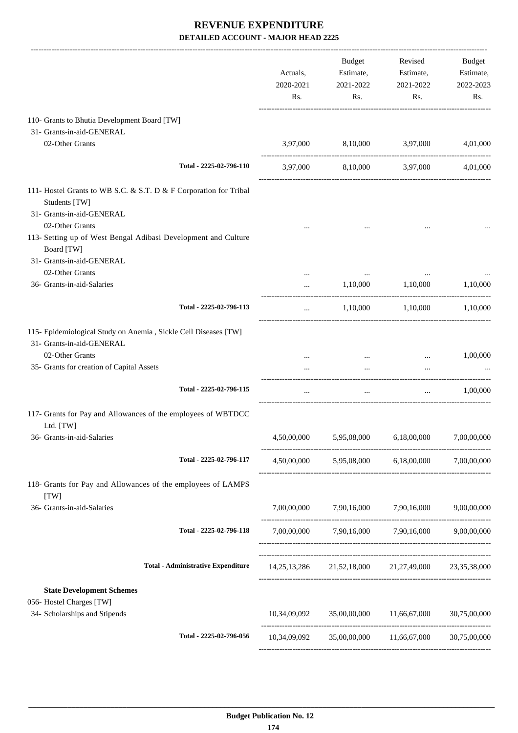# REVENUE EXPENDITURE

## DETAILED ACCOUNT - MAJOR HEAD 2225

| | Actuals, 2020-2021 Rs. | Budget Estimate, 2021-2022 Rs. | Revised Estimate, 2021-2022 Rs. | Budget Estimate, 2022-2023 Rs. |
|---|---|---|---|---|
| 110- Grants to Bhutia Development Board [TW] | | | | |
| 31- Grants-in-aid-GENERAL | | | | |
| 02-Other Grants | 3,97,000 | 8,10,000 | 3,97,000 | 4,01,000 |
| Total - 2225-02-796-110 | 3,97,000 | 8,10,000 | 3,97,000 | 4,01,000 |
| 111- Hostel Grants to WB S.C. & S.T. D & F Corporation for Tribal Students [TW] | | | | |
| 31- Grants-in-aid-GENERAL | | | | |
| 02-Other Grants | ... | ... | ... | ... |
| 113- Setting up of West Bengal Adibasi Development and Culture Board [TW] | | | | |
| 31- Grants-in-aid-GENERAL | | | | |
| 02-Other Grants | ... | ... | ... | ... |
| 36- Grants-in-aid-Salaries | ... | 1,10,000 | 1,10,000 | 1,10,000 |
| Total - 2225-02-796-113 | ... | 1,10,000 | 1,10,000 | 1,10,000 |
| 115- Epidemiological Study on Anemia , Sickle Cell Diseases [TW] | | | | |
| 31- Grants-in-aid-GENERAL | | | | |
| 02-Other Grants | ... | ... | ... | 1,00,000 |
| 35- Grants for creation of Capital Assets | ... | ... | ... | ... |
| Total - 2225-02-796-115 | ... | ... | ... | 1,00,000 |
| 117- Grants for Pay and Allowances of the employees of WBTDCC Ltd. [TW] | | | | |
| 36- Grants-in-aid-Salaries | 4,50,00,000 | 5,95,08,000 | 6,18,00,000 | 7,00,00,000 |
| Total - 2225-02-796-117 | 4,50,00,000 | 5,95,08,000 | 6,18,00,000 | 7,00,00,000 |
| 118- Grants for Pay and Allowances of the employees of LAMPS [TW] | | | | |
| 36- Grants-in-aid-Salaries | 7,00,00,000 | 7,90,16,000 | 7,90,16,000 | 9,00,00,000 |
| Total - 2225-02-796-118 | 7,00,00,000 | 7,90,16,000 | 7,90,16,000 | 9,00,00,000 |
| Total - Administrative Expenditure | 14,25,13,286 | 21,52,18,000 | 21,27,49,000 | 23,35,38,000 |
| **State Development Schemes** | | | | |
| 056- Hostel Charges [TW] | | | | |
| 34- Scholarships and Stipends | 10,34,09,092 | 35,00,00,000 | 11,66,67,000 | 30,75,00,000 |
| Total - 2225-02-796-056 | 10,34,09,092 | 35,00,00,000 | 11,66,67,000 | 30,75,00,000 |

Budget Publication No. 12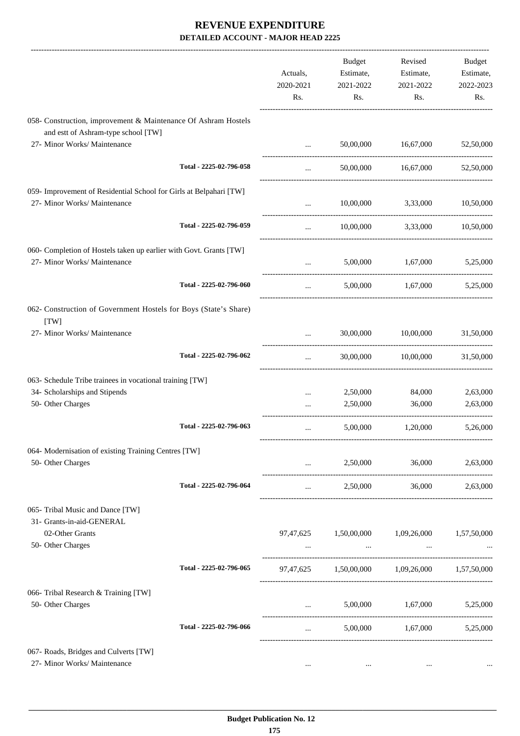# REVENUE EXPENDITURE

## DETAILED ACCOUNT - MAJOR HEAD 2225

| | Actuals, 2020-2021 Rs. | Budget Estimate, 2021-2022 Rs. | Revised Estimate, 2021-2022 Rs. | Budget Estimate, 2022-2023 Rs. |
|---|---|---|---|---|
| 058- Construction, improvement & Maintenance Of Ashram Hostels and estt of Ashram-type school [TW] | | | | |
| 27- Minor Works/ Maintenance | ... | 50,00,000 | 16,67,000 | 52,50,000 |
| Total - 2225-02-796-058 | ... | 50,00,000 | 16,67,000 | 52,50,000 |
| 059- Improvement of Residential School for Girls at Belpahari [TW] | | | | |
| 27- Minor Works/ Maintenance | ... | 10,00,000 | 3,33,000 | 10,50,000 |
| Total - 2225-02-796-059 | ... | 10,00,000 | 3,33,000 | 10,50,000 |
| 060- Completion of Hostels taken up earlier with Govt. Grants [TW] | | | | |
| 27- Minor Works/ Maintenance | ... | 5,00,000 | 1,67,000 | 5,25,000 |
| Total - 2225-02-796-060 | ... | 5,00,000 | 1,67,000 | 5,25,000 |
| 062- Construction of Government Hostels for Boys (State's Share) [TW] | | | | |
| 27- Minor Works/ Maintenance | ... | 30,00,000 | 10,00,000 | 31,50,000 |
| Total - 2225-02-796-062 | ... | 30,00,000 | 10,00,000 | 31,50,000 |
| 063- Schedule Tribe trainees in vocational training [TW] | | | | |
| 34- Scholarships and Stipends | ... | 2,50,000 | 84,000 | 2,63,000 |
| 50- Other Charges | ... | 2,50,000 | 36,000 | 2,63,000 |
| Total - 2225-02-796-063 | ... | 5,00,000 | 1,20,000 | 5,26,000 |
| 064- Modernisation of existing Training Centres [TW] | | | | |
| 50- Other Charges | ... | 2,50,000 | 36,000 | 2,63,000 |
| Total - 2225-02-796-064 | ... | 2,50,000 | 36,000 | 2,63,000 |
| 065- Tribal Music and Dance [TW] | | | | |
| 31- Grants-in-aid-GENERAL | | | | |
| 02-Other Grants | 97,47,625 | 1,50,00,000 | 1,09,26,000 | 1,57,50,000 |
| 50- Other Charges | ... | ... | ... | ... |
| Total - 2225-02-796-065 | 97,47,625 | 1,50,00,000 | 1,09,26,000 | 1,57,50,000 |
| 066- Tribal Research & Training [TW] | | | | |
| 50- Other Charges | ... | 5,00,000 | 1,67,000 | 5,25,000 |
| Total - 2225-02-796-066 | ... | 5,00,000 | 1,67,000 | 5,25,000 |
| 067- Roads, Bridges and Culverts [TW] | | | | |
| 27- Minor Works/ Maintenance | ... | ... | ... | ... |

Budget Publication No. 12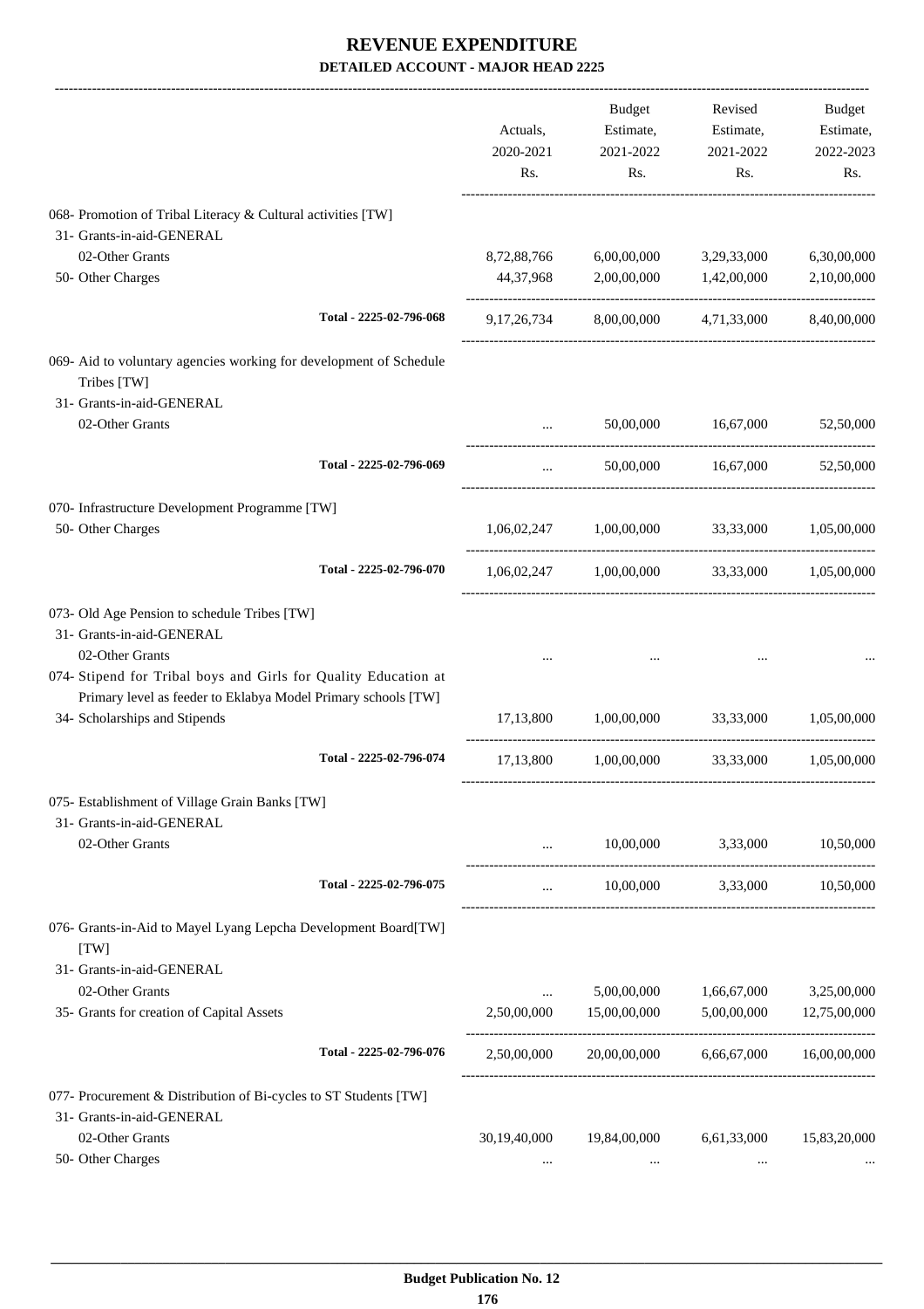# REVENUE EXPENDITURE

## DETAILED ACCOUNT - MAJOR HEAD 2225

| | Actuals, 2020-2021 Rs. | Budget Estimate, 2021-2022 Rs. | Revised Estimate, 2021-2022 Rs. | Budget Estimate, 2022-2023 Rs. |
|---|---|---|---|---|
| 068- Promotion of Tribal Literacy & Cultural activities [TW] | | | | |
| 31- Grants-in-aid-GENERAL | | | | |
| 02-Other Grants | 8,72,88,766 | 6,00,00,000 | 3,29,33,000 | 6,30,00,000 |
| 50- Other Charges | 44,37,968 | 2,00,00,000 | 1,42,00,000 | 2,10,00,000 |
| Total - 2225-02-796-068 | 9,17,26,734 | 8,00,00,000 | 4,71,33,000 | 8,40,00,000 |
| 069- Aid to voluntary agencies working for development of Schedule Tribes [TW] | | | | |
| 31- Grants-in-aid-GENERAL | | | | |
| 02-Other Grants | ... | 50,00,000 | 16,67,000 | 52,50,000 |
| Total - 2225-02-796-069 | ... | 50,00,000 | 16,67,000 | 52,50,000 |
| 070- Infrastructure Development Programme [TW] | | | | |
| 50- Other Charges | 1,06,02,247 | 1,00,00,000 | 33,33,000 | 1,05,00,000 |
| Total - 2225-02-796-070 | 1,06,02,247 | 1,00,00,000 | 33,33,000 | 1,05,00,000 |
| 073- Old Age Pension to schedule Tribes [TW] | | | | |
| 31- Grants-in-aid-GENERAL | | | | |
| 02-Other Grants | ... | ... | ... | ... |
| 074- Stipend for Tribal boys and Girls for Quality Education at Primary level as feeder to Eklabya Model Primary schools [TW] | | | | |
| 34- Scholarships and Stipends | 17,13,800 | 1,00,00,000 | 33,33,000 | 1,05,00,000 |
| Total - 2225-02-796-074 | 17,13,800 | 1,00,00,000 | 33,33,000 | 1,05,00,000 |
| 075- Establishment of Village Grain Banks [TW] | | | | |
| 31- Grants-in-aid-GENERAL | | | | |
| 02-Other Grants | ... | 10,00,000 | 3,33,000 | 10,50,000 |
| Total - 2225-02-796-075 | ... | 10,00,000 | 3,33,000 | 10,50,000 |
| 076- Grants-in-Aid to Mayel Lyang Lepcha Development Board[TW] [TW] | | | | |
| 31- Grants-in-aid-GENERAL | | | | |
| 02-Other Grants | ... | 5,00,00,000 | 1,66,67,000 | 3,25,00,000 |
| 35- Grants for creation of Capital Assets | 2,50,00,000 | 15,00,00,000 | 5,00,00,000 | 12,75,00,000 |
| Total - 2225-02-796-076 | 2,50,00,000 | 20,00,00,000 | 6,66,67,000 | 16,00,00,000 |
| 077- Procurement & Distribution of Bi-cycles to ST Students [TW] | | | | |
| 31- Grants-in-aid-GENERAL | | | | |
| 02-Other Grants | 30,19,40,000 | 19,84,00,000 | 6,61,33,000 | 15,83,20,000 |
| 50- Other Charges | ... | ... | ... | ... |

Budget Publication No. 12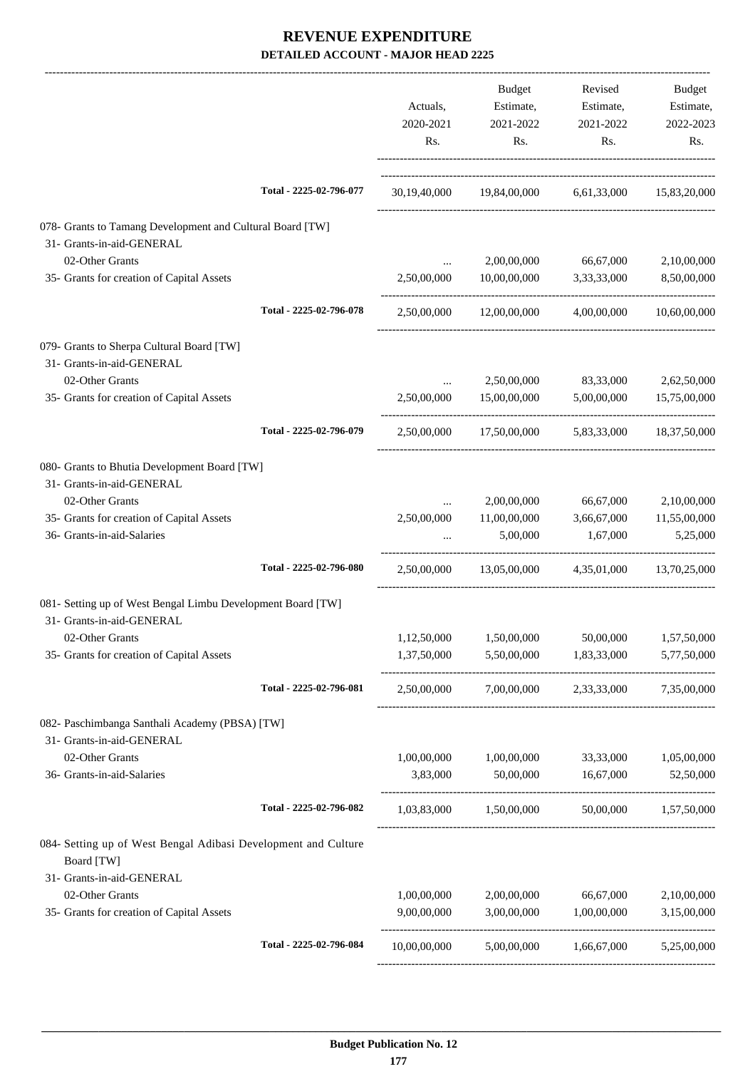# REVENUE EXPENDITURE

**DETAILED ACCOUNT - MAJOR HEAD 2225**

| | Actuals, 2020-2021 Rs. | Budget Estimate, 2021-2022 Rs. | Revised Estimate, 2021-2022 Rs. | Budget Estimate, 2022-2023 Rs. |
|---|---|---|---|---|
| Total - 2225-02-796-077 | 30,19,40,000 | 19,84,00,000 | 6,61,33,000 | 15,83,20,000 |
| 078- Grants to Tamang Development and Cultural Board [TW] | | | | |
| 31- Grants-in-aid-GENERAL | | | | |
| 02-Other Grants | ... | 2,00,00,000 | 66,67,000 | 2,10,00,000 |
| 35- Grants for creation of Capital Assets | 2,50,00,000 | 10,00,00,000 | 3,33,33,000 | 8,50,00,000 |
| Total - 2225-02-796-078 | 2,50,00,000 | 12,00,00,000 | 4,00,00,000 | 10,60,00,000 |
| 079- Grants to Sherpa Cultural Board [TW] | | | | |
| 31- Grants-in-aid-GENERAL | | | | |
| 02-Other Grants | ... | 2,50,00,000 | 83,33,000 | 2,62,50,000 |
| 35- Grants for creation of Capital Assets | 2,50,00,000 | 15,00,00,000 | 5,00,00,000 | 15,75,00,000 |
| Total - 2225-02-796-079 | 2,50,00,000 | 17,50,00,000 | 5,83,33,000 | 18,37,50,000 |
| 080- Grants to Bhutia Development Board [TW] | | | | |
| 31- Grants-in-aid-GENERAL | | | | |
| 02-Other Grants | ... | 2,00,00,000 | 66,67,000 | 2,10,00,000 |
| 35- Grants for creation of Capital Assets | 2,50,00,000 | 11,00,00,000 | 3,66,67,000 | 11,55,00,000 |
| 36- Grants-in-aid-Salaries | ... | 5,00,000 | 1,67,000 | 5,25,000 |
| Total - 2225-02-796-080 | 2,50,00,000 | 13,05,00,000 | 4,35,01,000 | 13,70,25,000 |
| 081- Setting up of West Bengal Limbu Development Board [TW] | | | | |
| 31- Grants-in-aid-GENERAL | | | | |
| 02-Other Grants | 1,12,50,000 | 1,50,00,000 | 50,00,000 | 1,57,50,000 |
| 35- Grants for creation of Capital Assets | 1,37,50,000 | 5,50,00,000 | 1,83,33,000 | 5,77,50,000 |
| Total - 2225-02-796-081 | 2,50,00,000 | 7,00,00,000 | 2,33,33,000 | 7,35,00,000 |
| 082- Paschimbanga Santhali Academy (PBSA) [TW] | | | | |
| 31- Grants-in-aid-GENERAL | | | | |
| 02-Other Grants | 1,00,00,000 | 1,00,00,000 | 33,33,000 | 1,05,00,000 |
| 36- Grants-in-aid-Salaries | 3,83,000 | 50,00,000 | 16,67,000 | 52,50,000 |
| Total - 2225-02-796-082 | 1,03,83,000 | 1,50,00,000 | 50,00,000 | 1,57,50,000 |
| 084- Setting up of West Bengal Adibasi Development and Culture Board [TW] | | | | |
| 31- Grants-in-aid-GENERAL | | | | |
| 02-Other Grants | 1,00,00,000 | 2,00,00,000 | 66,67,000 | 2,10,00,000 |
| 35- Grants for creation of Capital Assets | 9,00,00,000 | 3,00,00,000 | 1,00,00,000 | 3,15,00,000 |
| Total - 2225-02-796-084 | 10,00,00,000 | 5,00,00,000 | 1,66,67,000 | 5,25,00,000 |

**Budget Publication No. 12**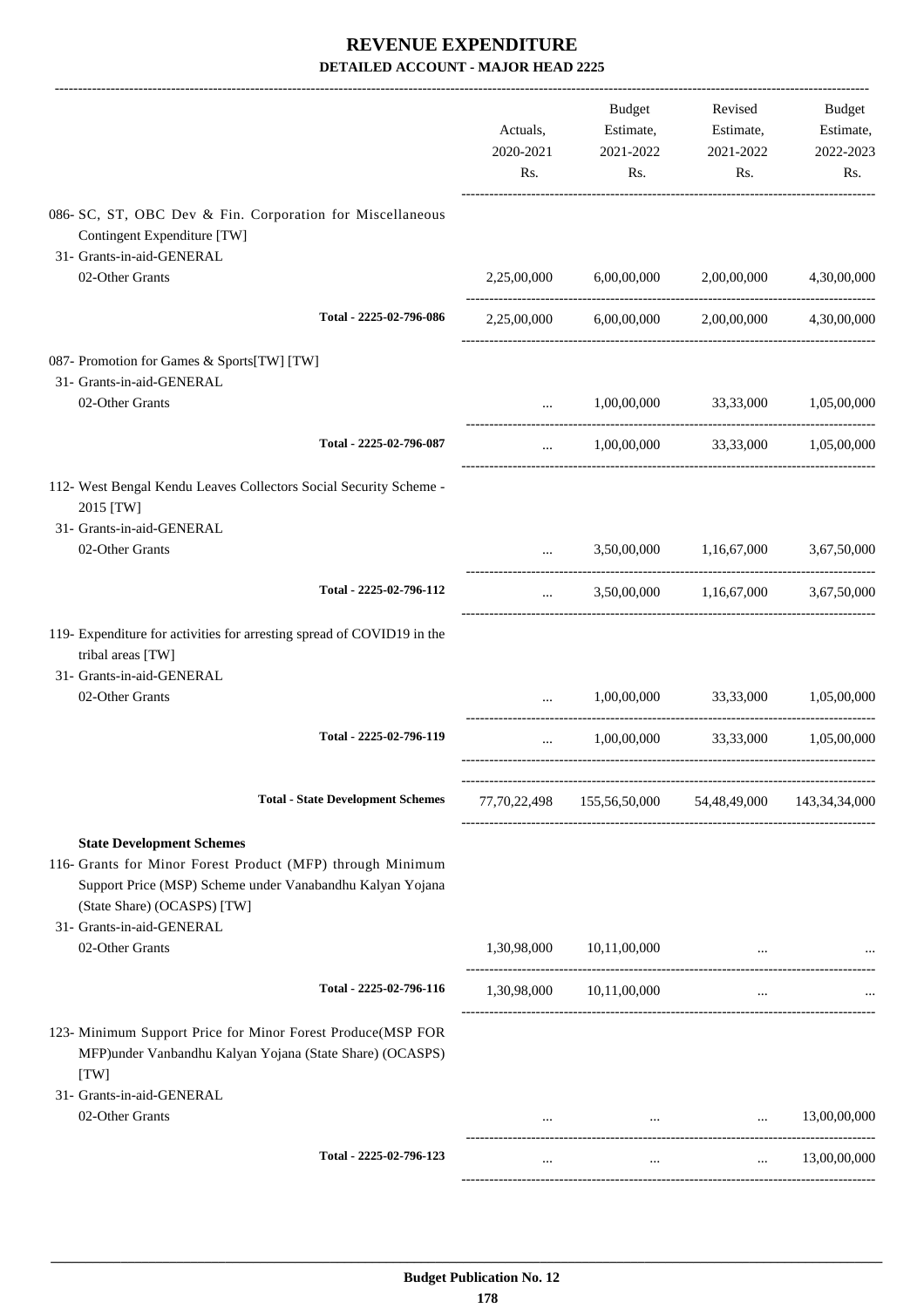# REVENUE EXPENDITURE

**DETAILED ACCOUNT - MAJOR HEAD 2225**

| | Actuals, 2020-2021 Rs. | Budget Estimate, 2021-2022 Rs. | Revised Estimate, 2021-2022 Rs. | Budget Estimate, 2022-2023 Rs. |
|---|---|---|---|---|
| 086- SC, ST, OBC Dev & Fin. Corporation for Miscellaneous Contingent Expenditure [TW] | | | | |
| 31- Grants-in-aid-GENERAL | | | | |
| 02-Other Grants | 2,25,00,000 | 6,00,00,000 | 2,00,00,000 | 4,30,00,000 |
| Total - 2225-02-796-086 | 2,25,00,000 | 6,00,00,000 | 2,00,00,000 | 4,30,00,000 |
| 087- Promotion for Games & Sports[TW] [TW] | | | | |
| 31- Grants-in-aid-GENERAL | | | | |
| 02-Other Grants | ... | 1,00,00,000 | 33,33,000 | 1,05,00,000 |
| Total - 2225-02-796-087 | ... | 1,00,00,000 | 33,33,000 | 1,05,00,000 |
| 112- West Bengal Kendu Leaves Collectors Social Security Scheme - 2015 [TW] | | | | |
| 31- Grants-in-aid-GENERAL | | | | |
| 02-Other Grants | ... | 3,50,00,000 | 1,16,67,000 | 3,67,50,000 |
| Total - 2225-02-796-112 | ... | 3,50,00,000 | 1,16,67,000 | 3,67,50,000 |
| 119- Expenditure for activities for arresting spread of COVID19 in the tribal areas [TW] | | | | |
| 31- Grants-in-aid-GENERAL | | | | |
| 02-Other Grants | ... | 1,00,00,000 | 33,33,000 | 1,05,00,000 |
| Total - 2225-02-796-119 | ... | 1,00,00,000 | 33,33,000 | 1,05,00,000 |
| **Total - State Development Schemes** | 77,70,22,498 | 155,56,50,000 | 54,48,49,000 | 143,34,34,000 |
| **State Development Schemes** | | | | |
| 116- Grants for Minor Forest Product (MFP) through Minimum Support Price (MSP) Scheme under Vanabandhu Kalyan Yojana (State Share) (OCASPS) [TW] | | | | |
| 31- Grants-in-aid-GENERAL | | | | |
| 02-Other Grants | 1,30,98,000 | 10,11,00,000 | ... | ... |
| Total - 2225-02-796-116 | 1,30,98,000 | 10,11,00,000 | ... | ... |
| 123- Minimum Support Price for Minor Forest Produce(MSP FOR MFP)under Vanbandhu Kalyan Yojana (State Share) (OCASPS) [TW] | | | | |
| 31- Grants-in-aid-GENERAL | | | | |
| 02-Other Grants | ... | ... | ... | 13,00,00,000 |
| Total - 2225-02-796-123 | ... | ... | ... | 13,00,00,000 |

Budget Publication No. 12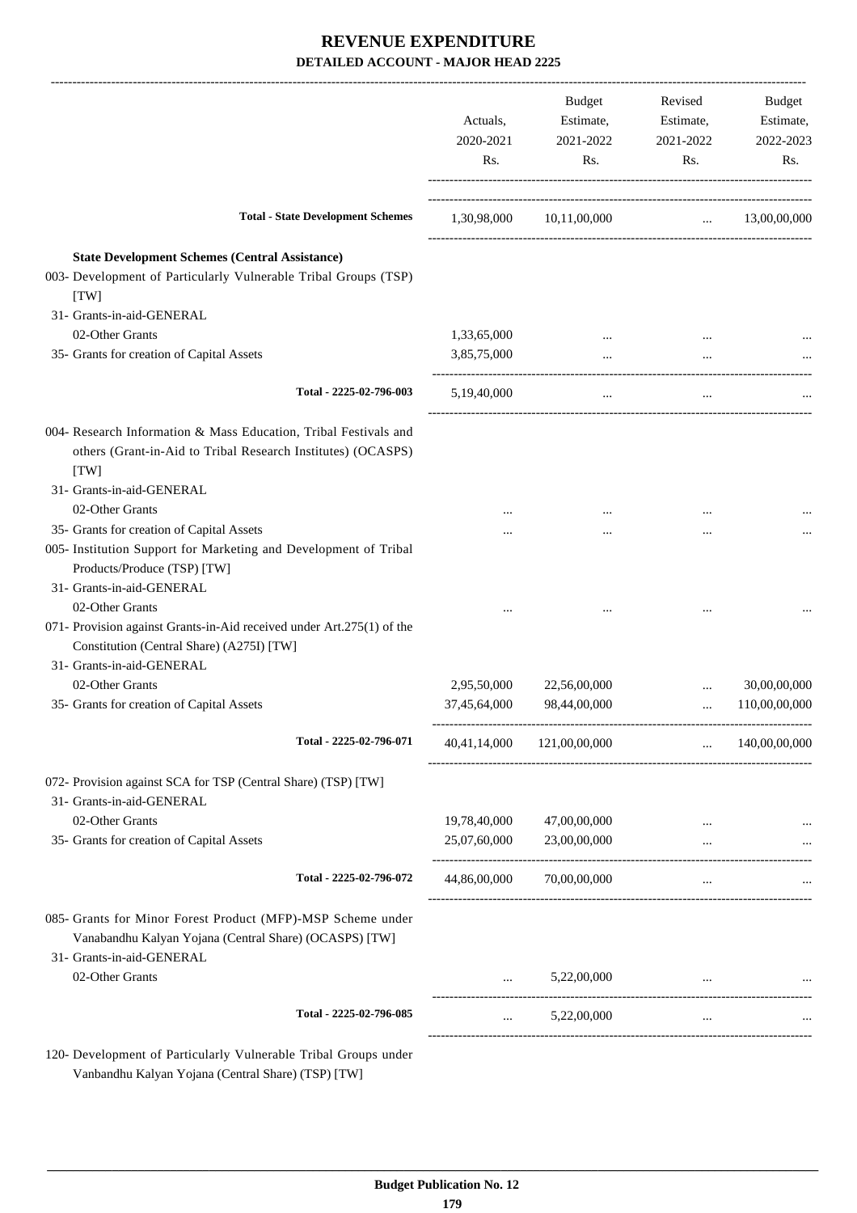# REVENUE EXPENDITURE

## DETAILED ACCOUNT - MAJOR HEAD 2225

| | Actuals, 2020-2021 Rs. | Budget Estimate, 2021-2022 Rs. | Revised Estimate, 2021-2022 Rs. | Budget Estimate, 2022-2023 Rs. |
|---|---|---|---|---|
| **Total - State Development Schemes** | 1,30,98,000 | 10,11,00,000 | ... | 13,00,00,000 |
| **State Development Schemes (Central Assistance)** | | | | |
| 003- Development of Particularly Vulnerable Tribal Groups (TSP) [TW] | | | | |
| 31- Grants-in-aid-GENERAL | | | | |
| 02-Other Grants | 1,33,65,000 | ... | ... | ... |
| 35- Grants for creation of Capital Assets | 3,85,75,000 | ... | ... | ... |
| Total - 2225-02-796-003 | 5,19,40,000 | ... | ... | ... |
| 004- Research Information & Mass Education, Tribal Festivals and others (Grant-in-Aid to Tribal Research Institutes) (OCASPS) [TW] | | | | |
| 31- Grants-in-aid-GENERAL | | | | |
| 02-Other Grants | ... | ... | ... | ... |
| 35- Grants for creation of Capital Assets | ... | ... | ... | ... |
| 005- Institution Support for Marketing and Development of Tribal Products/Produce (TSP) [TW] | | | | |
| 31- Grants-in-aid-GENERAL | | | | |
| 02-Other Grants | ... | ... | ... | ... |
| 071- Provision against Grants-in-Aid received under Art.275(1) of the Constitution (Central Share) (A275I) [TW] | | | | |
| 31- Grants-in-aid-GENERAL | | | | |
| 02-Other Grants | 2,95,50,000 | 22,56,00,000 | ... | 30,00,00,000 |
| 35- Grants for creation of Capital Assets | 37,45,64,000 | 98,44,00,000 | ... | 110,00,00,000 |
| Total - 2225-02-796-071 | 40,41,14,000 | 121,00,00,000 | ... | 140,00,00,000 |
| 072- Provision against SCA for TSP (Central Share) (TSP) [TW] | | | | |
| 31- Grants-in-aid-GENERAL | | | | |
| 02-Other Grants | 19,78,40,000 | 47,00,00,000 | ... | ... |
| 35- Grants for creation of Capital Assets | 25,07,60,000 | 23,00,00,000 | ... | ... |
| Total - 2225-02-796-072 | 44,86,00,000 | 70,00,00,000 | ... | ... |
| 085- Grants for Minor Forest Product (MFP)-MSP Scheme under Vanabandhu Kalyan Yojana (Central Share) (OCASPS) [TW] | | | | |
| 31- Grants-in-aid-GENERAL | | | | |
| 02-Other Grants | ... | 5,22,00,000 | ... | ... |
| Total - 2225-02-796-085 | ... | 5,22,00,000 | ... | ... |
| 120- Development of Particularly Vulnerable Tribal Groups under Vanbandhu Kalyan Yojana (Central Share) (TSP) [TW] | | | | |

Budget Publication No. 12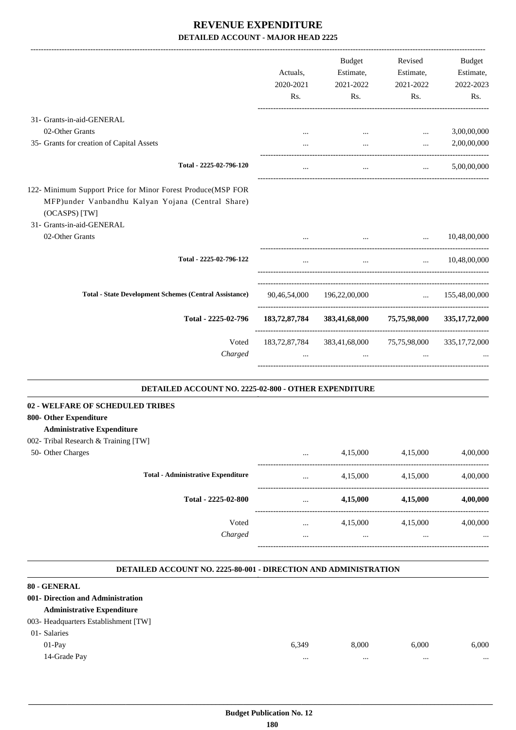# REVENUE EXPENDITURE

## DETAILED ACCOUNT - MAJOR HEAD 2225

| | Actuals, 2020-2021 Rs. | Budget Estimate, 2021-2022 Rs. | Revised Estimate, 2021-2022 Rs. | Budget Estimate, 2022-2023 Rs. |
|---|---|---|---|---|
| 31- Grants-in-aid-GENERAL | | | | |
| 02-Other Grants | ... | ... | ... | 3,00,00,000 |
| 35- Grants for creation of Capital Assets | ... | ... | ... | 2,00,00,000 |
| **Total - 2225-02-796-120** | ... | ... | ... | 5,00,00,000 |
| 122- Minimum Support Price for Minor Forest Produce(MSP FOR MFP)under Vanbandhu Kalyan Yojana (Central Share) (OCASPS) [TW] | | | | |
| 31- Grants-in-aid-GENERAL | | | | |
| 02-Other Grants | ... | ... | ... | 10,48,00,000 |
| **Total - 2225-02-796-122** | ... | ... | ... | 10,48,00,000 |
| **Total - State Development Schemes (Central Assistance)** | 90,46,54,000 | 196,22,00,000 | ... | 155,48,00,000 |
| **Total - 2225-02-796** | **183,72,87,784** | **383,41,68,000** | **75,75,98,000** | **335,17,72,000** |
| Voted | 183,72,87,784 | 383,41,68,000 | 75,75,98,000 | 335,17,72,000 |
| *Charged* | ... | ... | ... | ... |

### DETAILED ACCOUNT NO. 2225-02-800 - OTHER EXPENDITURE

**02 - WELFARE OF SCHEDULED TRIBES**

**800- Other Expenditure**

**Administrative Expenditure**

| | Actuals, 2020-2021 Rs. | Budget Estimate, 2021-2022 Rs. | Revised Estimate, 2021-2022 Rs. | Budget Estimate, 2022-2023 Rs. |
|---|---|---|---|---|
| 002- Tribal Research & Training [TW] | | | | |
| 50- Other Charges | ... | 4,15,000 | 4,15,000 | 4,00,000 |
| **Total - Administrative Expenditure** | ... | 4,15,000 | 4,15,000 | 4,00,000 |
| **Total - 2225-02-800** | ... | **4,15,000** | **4,15,000** | **4,00,000** |
| Voted | ... | 4,15,000 | 4,15,000 | 4,00,000 |
| *Charged* | ... | ... | ... | ... |

### DETAILED ACCOUNT NO. 2225-80-001 - DIRECTION AND ADMINISTRATION

**80 - GENERAL**

**001- Direction and Administration**

**Administrative Expenditure**

| | Actuals, 2020-2021 Rs. | Budget Estimate, 2021-2022 Rs. | Revised Estimate, 2021-2022 Rs. | Budget Estimate, 2022-2023 Rs. |
|---|---|---|---|---|
| 003- Headquarters Establishment [TW] | | | | |
| 01- Salaries | | | | |
| 01-Pay | 6,349 | 8,000 | 6,000 | 6,000 |
| 14-Grade Pay | ... | ... | ... | ... |

Budget Publication No. 12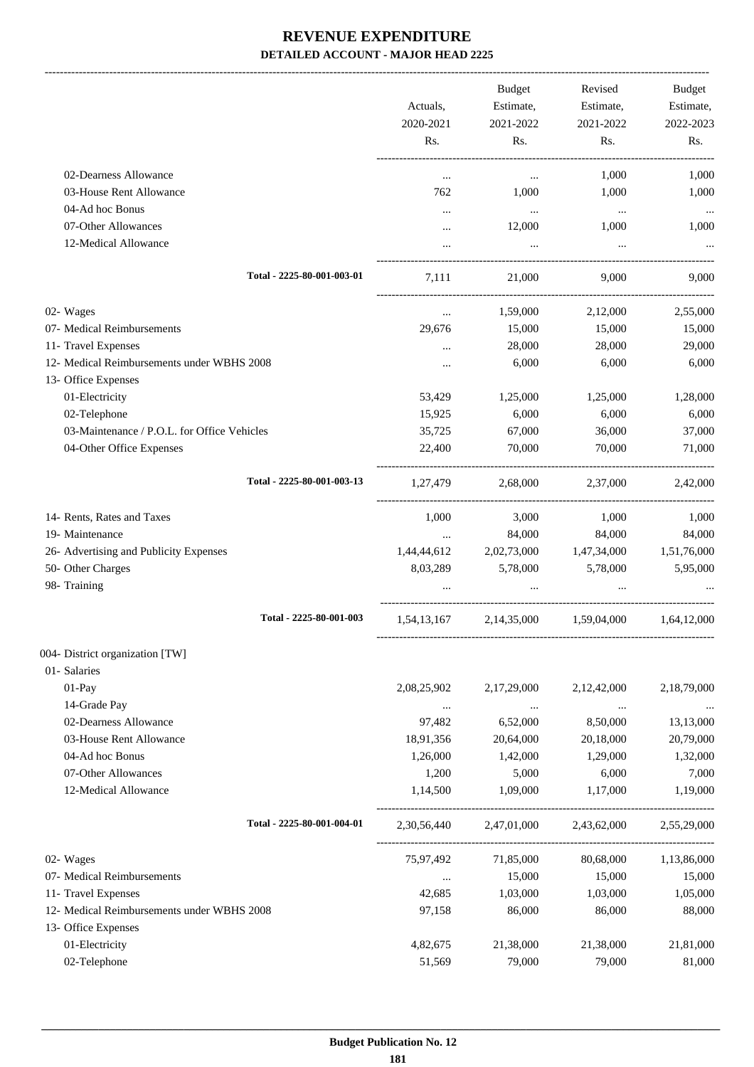# REVENUE EXPENDITURE

**DETAILED ACCOUNT - MAJOR HEAD 2225**

| | Actuals, 2020-2021 Rs. | Budget Estimate, 2021-2022 Rs. | Revised Estimate, 2021-2022 Rs. | Budget Estimate, 2022-2023 Rs. |
|---|---|---|---|---|
| 02-Dearness Allowance | ... | ... | 1,000 | 1,000 |
| 03-House Rent Allowance | 762 | 1,000 | 1,000 | 1,000 |
| 04-Ad hoc Bonus | ... | ... | ... | ... |
| 07-Other Allowances | ... | 12,000 | 1,000 | 1,000 |
| 12-Medical Allowance | ... | ... | ... | ... |
| Total - 2225-80-001-003-01 | 7,111 | 21,000 | 9,000 | 9,000 |
| 02- Wages | ... | 1,59,000 | 2,12,000 | 2,55,000 |
| 07- Medical Reimbursements | 29,676 | 15,000 | 15,000 | 15,000 |
| 11- Travel Expenses | ... | 28,000 | 28,000 | 29,000 |
| 12- Medical Reimbursements under WBHS 2008 | ... | 6,000 | 6,000 | 6,000 |
| 13- Office Expenses | | | | |
| 01-Electricity | 53,429 | 1,25,000 | 1,25,000 | 1,28,000 |
| 02-Telephone | 15,925 | 6,000 | 6,000 | 6,000 |
| 03-Maintenance / P.O.L. for Office Vehicles | 35,725 | 67,000 | 36,000 | 37,000 |
| 04-Other Office Expenses | 22,400 | 70,000 | 70,000 | 71,000 |
| Total - 2225-80-001-003-13 | 1,27,479 | 2,68,000 | 2,37,000 | 2,42,000 |
| 14- Rents, Rates and Taxes | 1,000 | 3,000 | 1,000 | 1,000 |
| 19- Maintenance | ... | 84,000 | 84,000 | 84,000 |
| 26- Advertising and Publicity Expenses | 1,44,44,612 | 2,02,73,000 | 1,47,34,000 | 1,51,76,000 |
| 50- Other Charges | 8,03,289 | 5,78,000 | 5,78,000 | 5,95,000 |
| 98- Training | ... | ... | ... | ... |
| Total - 2225-80-001-003 | 1,54,13,167 | 2,14,35,000 | 1,59,04,000 | 1,64,12,000 |
| 004- District organization [TW] | | | | |
| 01- Salaries | | | | |
| 01-Pay | 2,08,25,902 | 2,17,29,000 | 2,12,42,000 | 2,18,79,000 |
| 14-Grade Pay | ... | ... | ... | ... |
| 02-Dearness Allowance | 97,482 | 6,52,000 | 8,50,000 | 13,13,000 |
| 03-House Rent Allowance | 18,91,356 | 20,64,000 | 20,18,000 | 20,79,000 |
| 04-Ad hoc Bonus | 1,26,000 | 1,42,000 | 1,29,000 | 1,32,000 |
| 07-Other Allowances | 1,200 | 5,000 | 6,000 | 7,000 |
| 12-Medical Allowance | 1,14,500 | 1,09,000 | 1,17,000 | 1,19,000 |
| Total - 2225-80-001-004-01 | 2,30,56,440 | 2,47,01,000 | 2,43,62,000 | 2,55,29,000 |
| 02- Wages | 75,97,492 | 71,85,000 | 80,68,000 | 1,13,86,000 |
| 07- Medical Reimbursements | ... | 15,000 | 15,000 | 15,000 |
| 11- Travel Expenses | 42,685 | 1,03,000 | 1,03,000 | 1,05,000 |
| 12- Medical Reimbursements under WBHS 2008 | 97,158 | 86,000 | 86,000 | 88,000 |
| 13- Office Expenses | | | | |
| 01-Electricity | 4,82,675 | 21,38,000 | 21,38,000 | 21,81,000 |
| 02-Telephone | 51,569 | 79,000 | 79,000 | 81,000 |

Budget Publication No. 12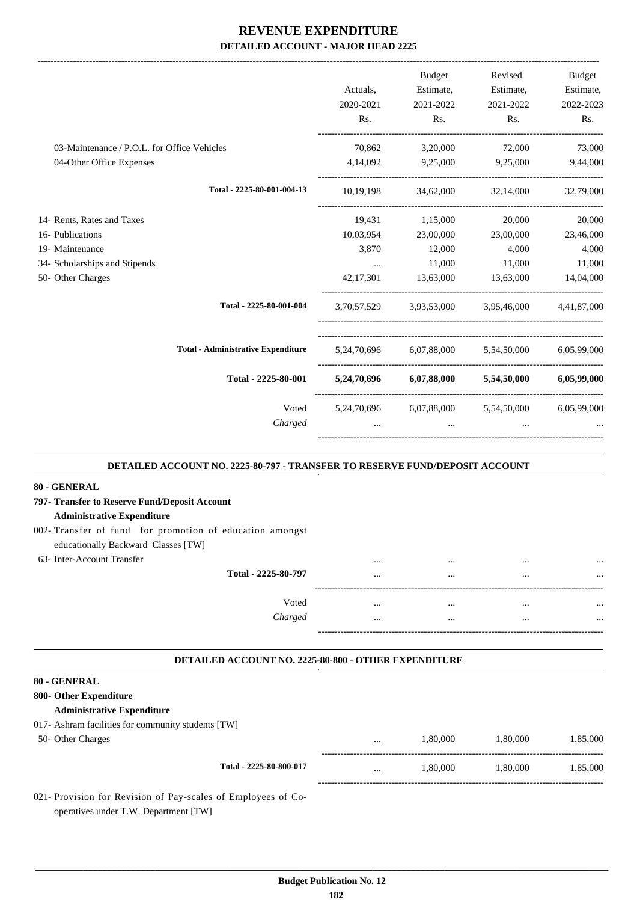# REVENUE EXPENDITURE

## DETAILED ACCOUNT - MAJOR HEAD 2225

| | Actuals, 2020-2021 Rs. | Budget Estimate, 2021-2022 Rs. | Revised Estimate, 2021-2022 Rs. | Budget Estimate, 2022-2023 Rs. |
|---|---|---|---|---|
| 03-Maintenance / P.O.L. for Office Vehicles | 70,862 | 3,20,000 | 72,000 | 73,000 |
| 04-Other Office Expenses | 4,14,092 | 9,25,000 | 9,25,000 | 9,44,000 |
| **Total - 2225-80-001-004-13** | 10,19,198 | 34,62,000 | 32,14,000 | 32,79,000 |
| 14- Rents, Rates and Taxes | 19,431 | 1,15,000 | 20,000 | 20,000 |
| 16- Publications | 10,03,954 | 23,00,000 | 23,00,000 | 23,46,000 |
| 19- Maintenance | 3,870 | 12,000 | 4,000 | 4,000 |
| 34- Scholarships and Stipends | ... | 11,000 | 11,000 | 11,000 |
| 50- Other Charges | 42,17,301 | 13,63,000 | 13,63,000 | 14,04,000 |
| **Total - 2225-80-001-004** | 3,70,57,529 | 3,93,53,000 | 3,95,46,000 | 4,41,87,000 |
| **Total - Administrative Expenditure** | 5,24,70,696 | 6,07,88,000 | 5,54,50,000 | 6,05,99,000 |
| **Total - 2225-80-001** | **5,24,70,696** | **6,07,88,000** | **5,54,50,000** | **6,05,99,000** |
| Voted | 5,24,70,696 | 6,07,88,000 | 5,54,50,000 | 6,05,99,000 |
| *Charged* | ... | ... | ... | ... |

### DETAILED ACCOUNT NO. 2225-80-797 - TRANSFER TO RESERVE FUND/DEPOSIT ACCOUNT

**80 - GENERAL**

**797- Transfer to Reserve Fund/Deposit Account**

**Administrative Expenditure**

002- Transfer of fund for promotion of education amongst educationally Backward Classes [TW]

| | | | | |
|---|---|---|---|---|
| 63- Inter-Account Transfer | ... | ... | ... | ... |
| **Total - 2225-80-797** | ... | ... | ... | ... |
| Voted | ... | ... | ... | ... |
| *Charged* | ... | ... | ... | ... |

### DETAILED ACCOUNT NO. 2225-80-800 - OTHER EXPENDITURE

**80 - GENERAL**

**800- Other Expenditure**

**Administrative Expenditure**

017- Ashram facilities for community students [TW]

| | | | | |
|---|---|---|---|---|
| 50- Other Charges | ... | 1,80,000 | 1,80,000 | 1,85,000 |
| **Total - 2225-80-800-017** | ... | 1,80,000 | 1,80,000 | 1,85,000 |

021- Provision for Revision of Pay-scales of Employees of Co-operatives under T.W. Department [TW]

Budget Publication No. 12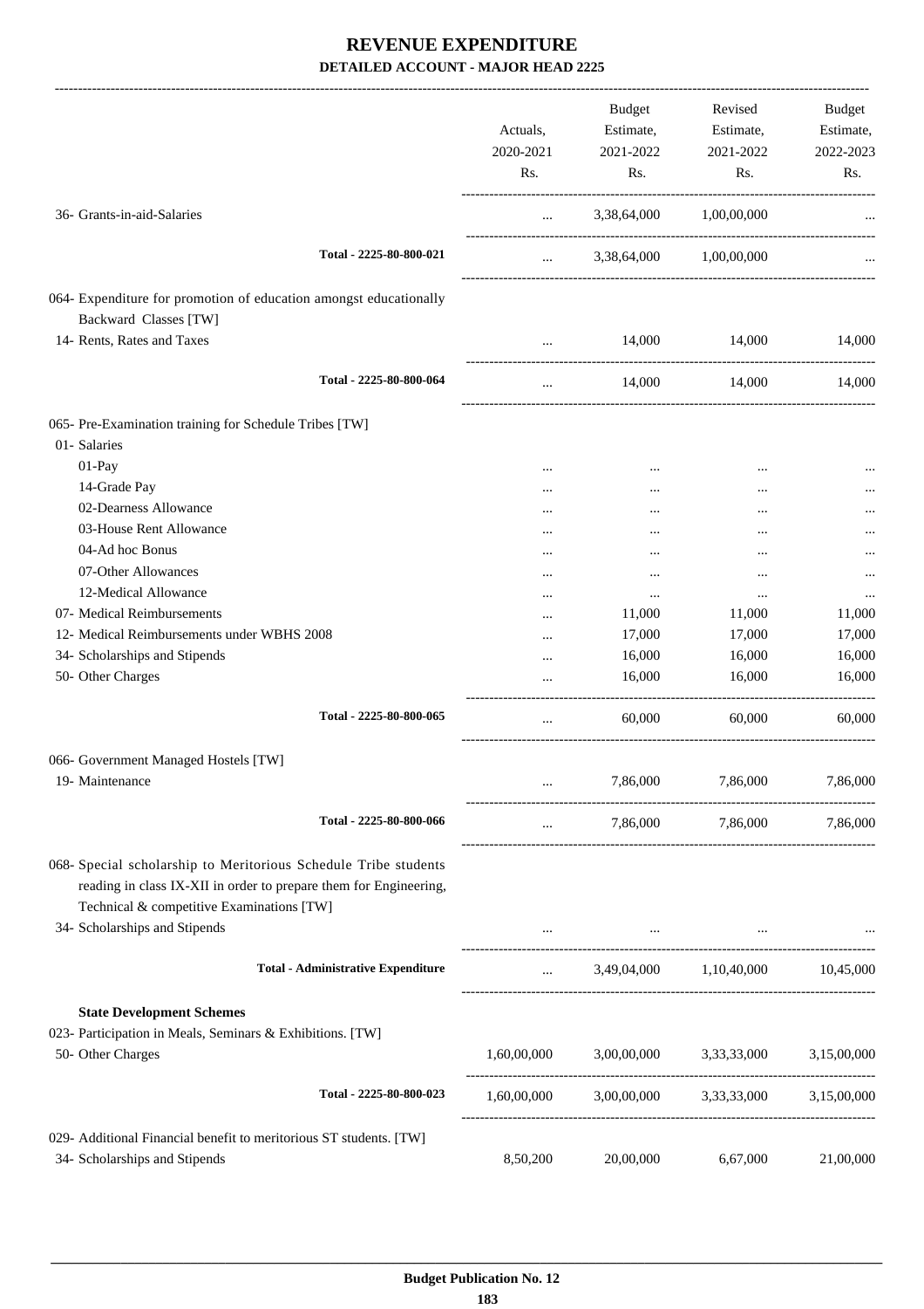# REVENUE EXPENDITURE

**DETAILED ACCOUNT - MAJOR HEAD 2225**

| | Actuals, 2020-2021 Rs. | Budget Estimate, 2021-2022 Rs. | Revised Estimate, 2021-2022 Rs. | Budget Estimate, 2022-2023 Rs. |
|---|---|---|---|---|
| 36- Grants-in-aid-Salaries | ... | 3,38,64,000 | 1,00,00,000 | ... |
| **Total - 2225-80-800-021** | ... | 3,38,64,000 | 1,00,00,000 | ... |
| 064- Expenditure for promotion of education amongst educationally Backward Classes [TW] | | | | |
| 14- Rents, Rates and Taxes | ... | 14,000 | 14,000 | 14,000 |
| **Total - 2225-80-800-064** | ... | 14,000 | 14,000 | 14,000 |
| 065- Pre-Examination training for Schedule Tribes [TW] | | | | |
| 01- Salaries | | | | |
| 01-Pay | ... | ... | ... | ... |
| 14-Grade Pay | ... | ... | ... | ... |
| 02-Dearness Allowance | ... | ... | ... | ... |
| 03-House Rent Allowance | ... | ... | ... | ... |
| 04-Ad hoc Bonus | ... | ... | ... | ... |
| 07-Other Allowances | ... | ... | ... | ... |
| 12-Medical Allowance | ... | ... | ... | ... |
| 07- Medical Reimbursements | ... | 11,000 | 11,000 | 11,000 |
| 12- Medical Reimbursements under WBHS 2008 | ... | 17,000 | 17,000 | 17,000 |
| 34- Scholarships and Stipends | ... | 16,000 | 16,000 | 16,000 |
| 50- Other Charges | ... | 16,000 | 16,000 | 16,000 |
| **Total - 2225-80-800-065** | ... | 60,000 | 60,000 | 60,000 |
| 066- Government Managed Hostels [TW] | | | | |
| 19- Maintenance | ... | 7,86,000 | 7,86,000 | 7,86,000 |
| **Total - 2225-80-800-066** | ... | 7,86,000 | 7,86,000 | 7,86,000 |
| 068- Special scholarship to Meritorious Schedule Tribe students reading in class IX-XII in order to prepare them for Engineering, Technical & competitive Examinations [TW] | | | | |
| 34- Scholarships and Stipends | ... | ... | ... | ... |
| **Total - Administrative Expenditure** | ... | 3,49,04,000 | 1,10,40,000 | 10,45,000 |
| **State Development Schemes** | | | | |
| 023- Participation in Meals, Seminars & Exhibitions. [TW] | | | | |
| 50- Other Charges | 1,60,00,000 | 3,00,00,000 | 3,33,33,000 | 3,15,00,000 |
| **Total - 2225-80-800-023** | 1,60,00,000 | 3,00,00,000 | 3,33,33,000 | 3,15,00,000 |
| 029- Additional Financial benefit to meritorious ST students. [TW] | | | | |
| 34- Scholarships and Stipends | 8,50,200 | 20,00,000 | 6,67,000 | 21,00,000 |

**Budget Publication No. 12**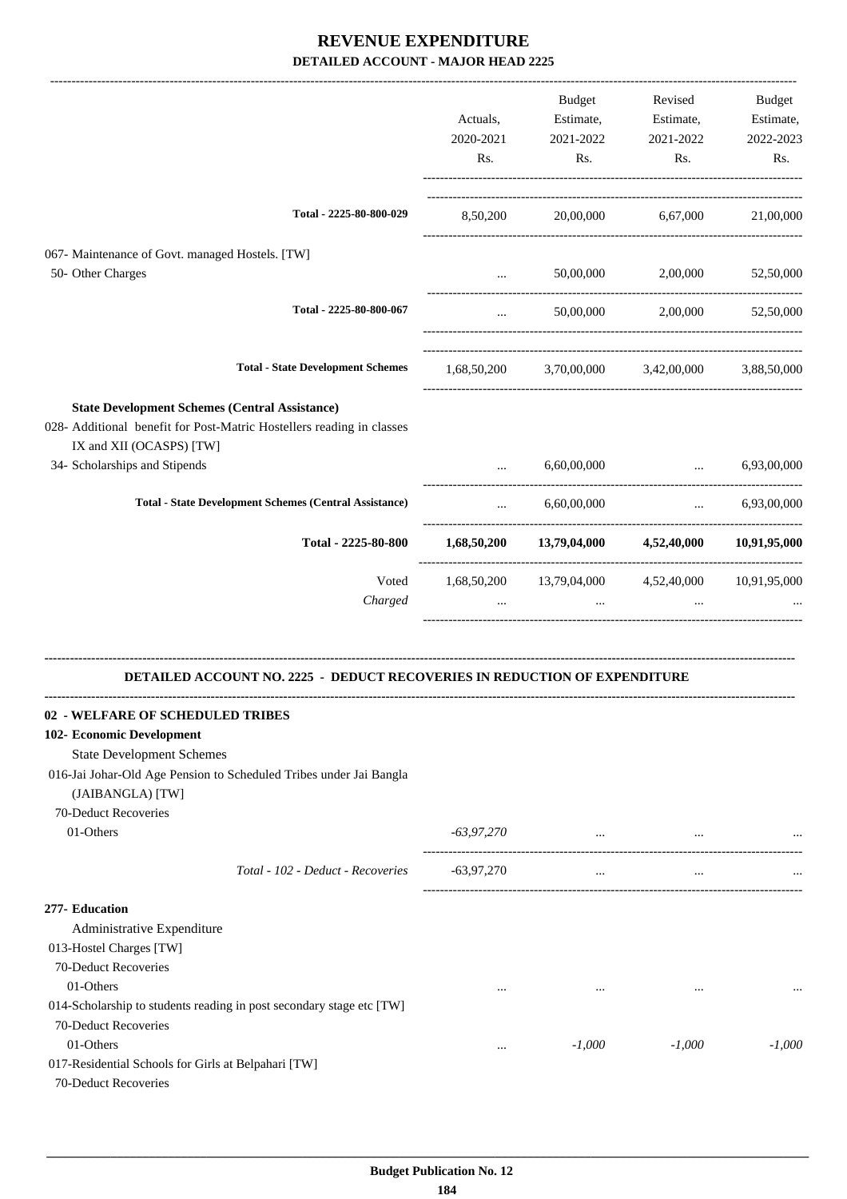# REVENUE EXPENDITURE

## DETAILED ACCOUNT - MAJOR HEAD 2225

| | Actuals, 2020-2021 Rs. | Budget Estimate, 2021-2022 Rs. | Revised Estimate, 2021-2022 Rs. | Budget Estimate, 2022-2023 Rs. |
|---|---|---|---|---|
| Total - 2225-80-800-029 | 8,50,200 | 20,00,000 | 6,67,000 | 21,00,000 |
| 067- Maintenance of Govt. managed Hostels. [TW] | | | | |
| 50- Other Charges | ... | 50,00,000 | 2,00,000 | 52,50,000 |
| Total - 2225-80-800-067 | ... | 50,00,000 | 2,00,000 | 52,50,000 |
| Total - State Development Schemes | 1,68,50,200 | 3,70,00,000 | 3,42,00,000 | 3,88,50,000 |
| **State Development Schemes (Central Assistance)** | | | | |
| 028- Additional benefit for Post-Matric Hostellers reading in classes IX and XII (OCASPS) [TW] | | | | |
| 34- Scholarships and Stipends | ... | 6,60,00,000 | ... | 6,93,00,000 |
| Total - State Development Schemes (Central Assistance) | ... | 6,60,00,000 | ... | 6,93,00,000 |
| **Total - 2225-80-800** | **1,68,50,200** | **13,79,04,000** | **4,52,40,000** | **10,91,95,000** |
| Voted | 1,68,50,200 | 13,79,04,000 | 4,52,40,000 | 10,91,95,000 |
| *Charged* | ... | ... | ... | ... |

### DETAILED ACCOUNT NO. 2225 - DEDUCT RECOVERIES IN REDUCTION OF EXPENDITURE

| | Actuals, 2020-2021 Rs. | Budget Estimate, 2021-2022 Rs. | Revised Estimate, 2021-2022 Rs. | Budget Estimate, 2022-2023 Rs. |
|---|---|---|---|---|
| **02 - WELFARE OF SCHEDULED TRIBES** | | | | |
| **102- Economic Development** | | | | |
| State Development Schemes | | | | |
| 016-Jai Johar-Old Age Pension to Scheduled Tribes under Jai Bangla (JAIBANGLA) [TW] | | | | |
| 70-Deduct Recoveries | | | | |
| 01-Others | *-63,97,270* | ... | ... | ... |
| *Total - 102 - Deduct - Recoveries* | *-63,97,270* | ... | ... | ... |
| **277- Education** | | | | |
| Administrative Expenditure | | | | |
| 013-Hostel Charges [TW] | | | | |
| 70-Deduct Recoveries | | | | |
| 01-Others | ... | ... | ... | ... |
| 014-Scholarship to students reading in post secondary stage etc [TW] | | | | |
| 70-Deduct Recoveries | | | | |
| 01-Others | ... | *-1,000* | *-1,000* | *-1,000* |
| 017-Residential Schools for Girls at Belpahari [TW] | | | | |
| 70-Deduct Recoveries | | | | |

Budget Publication No. 12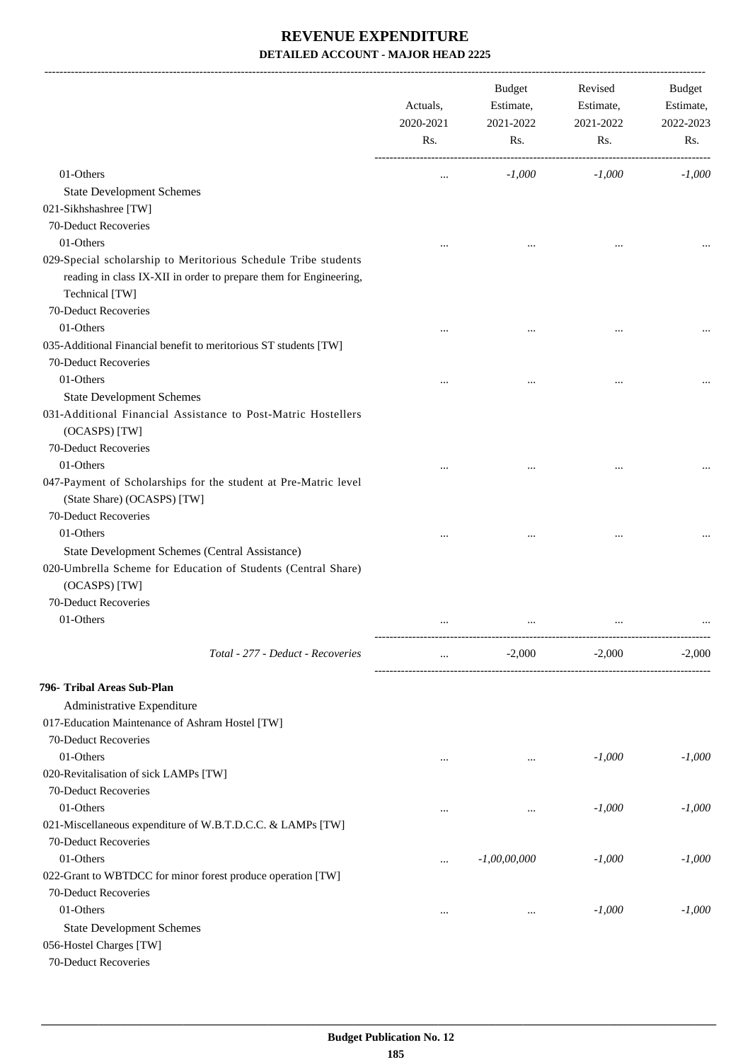# REVENUE EXPENDITURE

**DETAILED ACCOUNT - MAJOR HEAD 2225**

| | Actuals, 2020-2021 Rs. | Budget Estimate, 2021-2022 Rs. | Revised Estimate, 2021-2022 Rs. | Budget Estimate, 2022-2023 Rs. |
|---|---|---|---|---|
| 01-Others | ... | -1,000 | -1,000 | -1,000 |
| State Development Schemes | | | | |
| 021-Sikhshashree [TW] | | | | |
| 70-Deduct Recoveries | | | | |
| 01-Others | ... | ... | ... | ... |
| 029-Special scholarship to Meritorious Schedule Tribe students reading in class IX-XII in order to prepare them for Engineering, Technical [TW] | | | | |
| 70-Deduct Recoveries | | | | |
| 01-Others | ... | ... | ... | ... |
| 035-Additional Financial benefit to meritorious ST students [TW] | | | | |
| 70-Deduct Recoveries | | | | |
| 01-Others | ... | ... | ... | ... |
| State Development Schemes | | | | |
| 031-Additional Financial Assistance to Post-Matric Hostellers (OCASPS) [TW] | | | | |
| 70-Deduct Recoveries | | | | |
| 01-Others | ... | ... | ... | ... |
| 047-Payment of Scholarships for the student at Pre-Matric level (State Share) (OCASPS) [TW] | | | | |
| 70-Deduct Recoveries | | | | |
| 01-Others | ... | ... | ... | ... |
| State Development Schemes (Central Assistance) | | | | |
| 020-Umbrella Scheme for Education of Students (Central Share) (OCASPS) [TW] | | | | |
| 70-Deduct Recoveries | | | | |
| 01-Others | ... | ... | ... | ... |
| *Total - 277 - Deduct - Recoveries* | ... | -2,000 | -2,000 | -2,000 |
| **796- Tribal Areas Sub-Plan** | | | | |
| Administrative Expenditure | | | | |
| 017-Education Maintenance of Ashram Hostel [TW] | | | | |
| 70-Deduct Recoveries | | | | |
| 01-Others | ... | ... | -1,000 | -1,000 |
| 020-Revitalisation of sick LAMPs [TW] | | | | |
| 70-Deduct Recoveries | | | | |
| 01-Others | ... | ... | -1,000 | -1,000 |
| 021-Miscellaneous expenditure of W.B.T.D.C.C. & LAMPs [TW] | | | | |
| 70-Deduct Recoveries | | | | |
| 01-Others | ... | -1,00,00,000 | -1,000 | -1,000 |
| 022-Grant to WBTDCC for minor forest produce operation [TW] | | | | |
| 70-Deduct Recoveries | | | | |
| 01-Others | ... | ... | -1,000 | -1,000 |
| State Development Schemes | | | | |
| 056-Hostel Charges [TW] | | | | |
| 70-Deduct Recoveries | | | | |

Budget Publication No. 12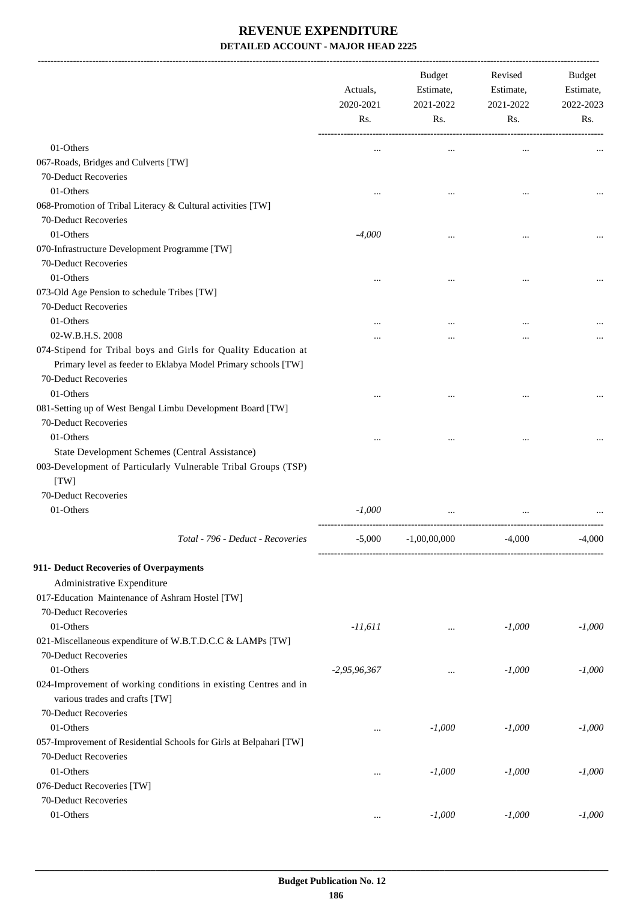# REVENUE EXPENDITURE

**DETAILED ACCOUNT - MAJOR HEAD 2225**

| | Actuals, 2020-2021 Rs. | Budget Estimate, 2021-2022 Rs. | Revised Estimate, 2021-2022 Rs. | Budget Estimate, 2022-2023 Rs. |
|---|---|---|---|---|
| 01-Others | ... | ... | ... | ... |
| 067-Roads, Bridges and Culverts [TW] | | | | |
| 70-Deduct Recoveries | | | | |
| 01-Others | ... | ... | ... | ... |
| 068-Promotion of Tribal Literacy & Cultural activities [TW] | | | | |
| 70-Deduct Recoveries | | | | |
| 01-Others | -4,000 | ... | ... | ... |
| 070-Infrastructure Development Programme [TW] | | | | |
| 70-Deduct Recoveries | | | | |
| 01-Others | ... | ... | ... | ... |
| 073-Old Age Pension to schedule Tribes [TW] | | | | |
| 70-Deduct Recoveries | | | | |
| 01-Others | ... | ... | ... | ... |
| 02-W.B.H.S. 2008 | ... | ... | ... | ... |
| 074-Stipend for Tribal boys and Girls for Quality Education at Primary level as feeder to Eklabya Model Primary schools [TW] | | | | |
| 70-Deduct Recoveries | | | | |
| 01-Others | ... | ... | ... | ... |
| 081-Setting up of West Bengal Limbu Development Board [TW] | | | | |
| 70-Deduct Recoveries | | | | |
| 01-Others | ... | ... | ... | ... |
| State Development Schemes (Central Assistance) | | | | |
| 003-Development of Particularly Vulnerable Tribal Groups (TSP) [TW] | | | | |
| 70-Deduct Recoveries | | | | |
| 01-Others | -1,000 | ... | ... | ... |
| *Total - 796 - Deduct - Recoveries* | -5,000 | -1,00,00,000 | -4,000 | -4,000 |
| **911- Deduct Recoveries of Overpayments** | | | | |
| Administrative Expenditure | | | | |
| 017-Education Maintenance of Ashram Hostel [TW] | | | | |
| 70-Deduct Recoveries | | | | |
| 01-Others | -11,611 | ... | -1,000 | -1,000 |
| 021-Miscellaneous expenditure of W.B.T.D.C.C & LAMPs [TW] | | | | |
| 70-Deduct Recoveries | | | | |
| 01-Others | -2,95,96,367 | ... | -1,000 | -1,000 |
| 024-Improvement of working conditions in existing Centres and in various trades and crafts [TW] | | | | |
| 70-Deduct Recoveries | | | | |
| 01-Others | ... | -1,000 | -1,000 | -1,000 |
| 057-Improvement of Residential Schools for Girls at Belpahari [TW] | | | | |
| 70-Deduct Recoveries | | | | |
| 01-Others | ... | -1,000 | -1,000 | -1,000 |
| 076-Deduct Recoveries [TW] | | | | |
| 70-Deduct Recoveries | | | | |
| 01-Others | ... | -1,000 | -1,000 | -1,000 |

**Budget Publication No. 12**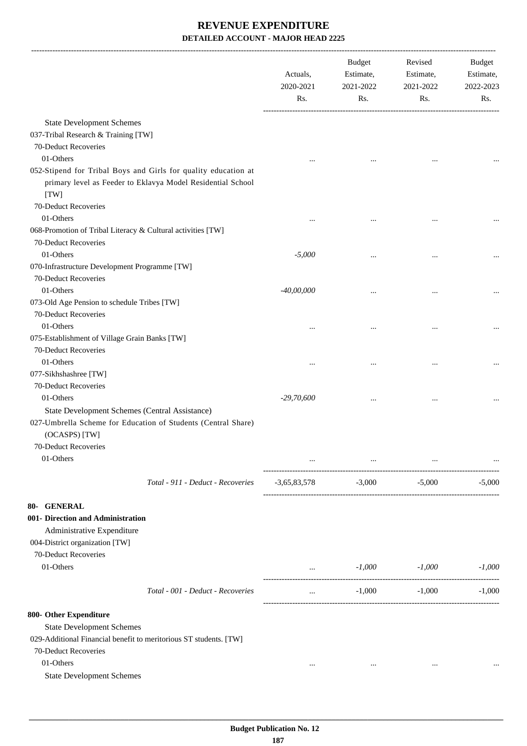# REVENUE EXPENDITURE

## DETAILED ACCOUNT - MAJOR HEAD 2225

| | Actuals, 2020-2021 Rs. | Budget Estimate, 2021-2022 Rs. | Revised Estimate, 2021-2022 Rs. | Budget Estimate, 2022-2023 Rs. |
|---|---|---|---|---|
| State Development Schemes | | | | |
| 037-Tribal Research & Training [TW] | | | | |
| 70-Deduct Recoveries | | | | |
| 01-Others | ... | ... | ... | ... |
| 052-Stipend for Tribal Boys and Girls for quality education at primary level as Feeder to Eklavya Model Residential School [TW] | | | | |
| 70-Deduct Recoveries | | | | |
| 01-Others | ... | ... | ... | ... |
| 068-Promotion of Tribal Literacy & Cultural activities [TW] | | | | |
| 70-Deduct Recoveries | | | | |
| 01-Others | *-5,000* | ... | ... | ... |
| 070-Infrastructure Development Programme [TW] | | | | |
| 70-Deduct Recoveries | | | | |
| 01-Others | *-40,00,000* | ... | ... | ... |
| 073-Old Age Pension to schedule Tribes [TW] | | | | |
| 70-Deduct Recoveries | | | | |
| 01-Others | ... | ... | ... | ... |
| 075-Establishment of Village Grain Banks [TW] | | | | |
| 70-Deduct Recoveries | | | | |
| 01-Others | ... | ... | ... | ... |
| 077-Sikhshashree [TW] | | | | |
| 70-Deduct Recoveries | | | | |
| 01-Others | *-29,70,600* | ... | ... | ... |
| State Development Schemes (Central Assistance) | | | | |
| 027-Umbrella Scheme for Education of Students (Central Share) (OCASPS) [TW] | | | | |
| 70-Deduct Recoveries | | | | |
| 01-Others | ... | ... | ... | ... |
| *Total - 911 - Deduct - Recoveries* | -3,65,83,578 | -3,000 | -5,000 | -5,000 |
| **80- GENERAL** | | | | |
| **001- Direction and Administration** | | | | |
| Administrative Expenditure | | | | |
| 004-District organization [TW] | | | | |
| 70-Deduct Recoveries | | | | |
| 01-Others | ... | *-1,000* | *-1,000* | *-1,000* |
| *Total - 001 - Deduct - Recoveries* | ... | -1,000 | -1,000 | -1,000 |
| **800- Other Expenditure** | | | | |
| State Development Schemes | | | | |
| 029-Additional Financial benefit to meritorious ST students. [TW] | | | | |
| 70-Deduct Recoveries | | | | |
| 01-Others | ... | ... | ... | ... |
| State Development Schemes | | | | |

**Budget Publication No. 12**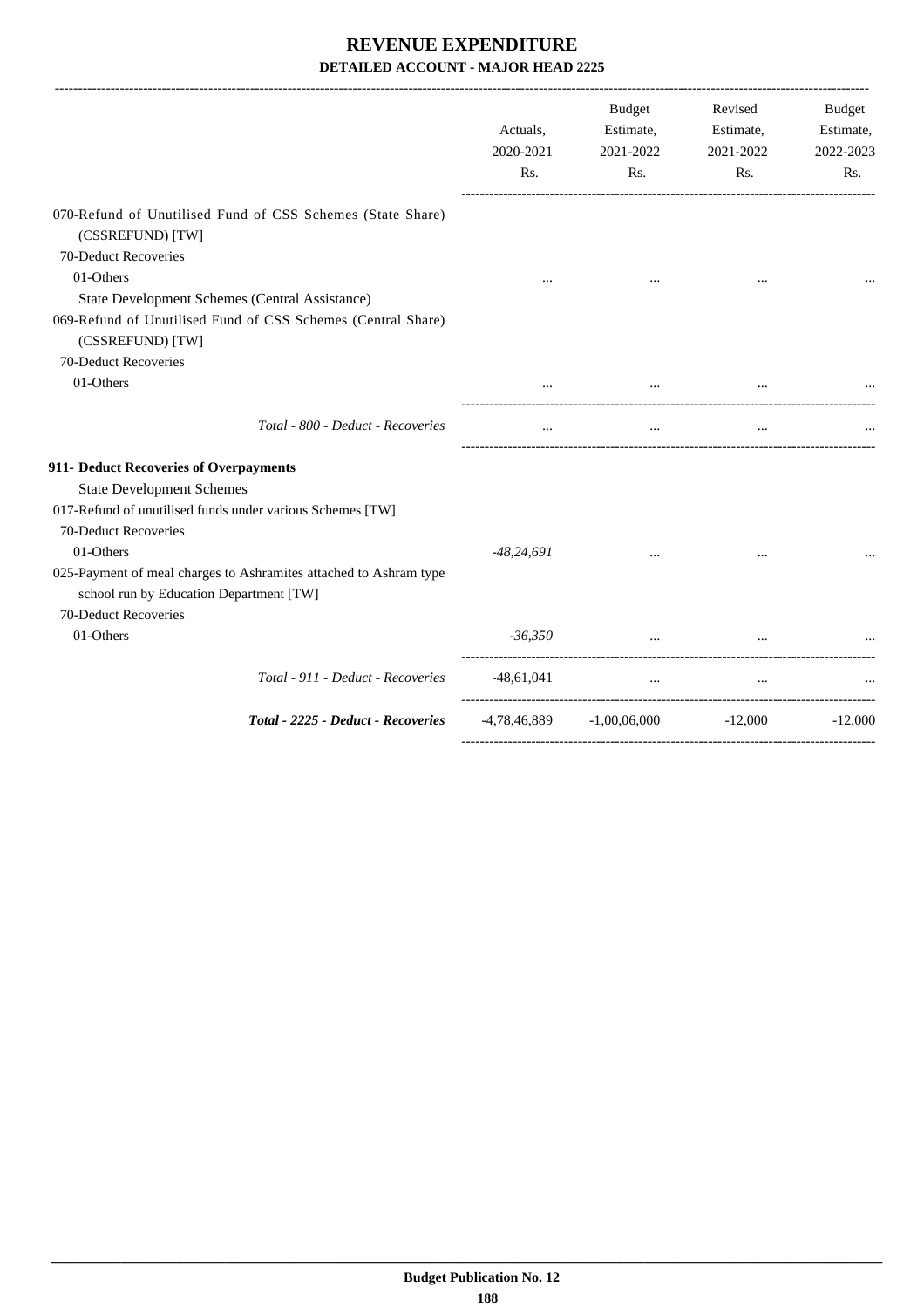# REVENUE EXPENDITURE

## DETAILED ACCOUNT - MAJOR HEAD 2225

| | Actuals, 2020-2021 Rs. | Budget Estimate, 2021-2022 Rs. | Revised Estimate, 2021-2022 Rs. | Budget Estimate, 2022-2023 Rs. |
|---|---|---|---|---|
| 070-Refund of Unutilised Fund of CSS Schemes (State Share) (CSSREFUND) [TW] | | | | |
| 70-Deduct Recoveries | | | | |
| 01-Others | ... | ... | ... | ... |
| State Development Schemes (Central Assistance) | | | | |
| 069-Refund of Unutilised Fund of CSS Schemes (Central Share) (CSSREFUND) [TW] | | | | |
| 70-Deduct Recoveries | | | | |
| 01-Others | ... | ... | ... | ... |
| *Total - 800 - Deduct - Recoveries* | ... | ... | ... | ... |
| **911- Deduct Recoveries of Overpayments** | | | | |
| State Development Schemes | | | | |
| 017-Refund of unutilised funds under various Schemes [TW] | | | | |
| 70-Deduct Recoveries | | | | |
| 01-Others | *-48,24,691* | ... | ... | ... |
| 025-Payment of meal charges to Ashramites attached to Ashram type school run by Education Department [TW] | | | | |
| 70-Deduct Recoveries | | | | |
| 01-Others | *-36,350* | ... | ... | ... |
| *Total - 911 - Deduct - Recoveries* | -48,61,041 | ... | ... | ... |
| ***Total - 2225 - Deduct - Recoveries*** | -4,78,46,889 | -1,00,06,000 | -12,000 | -12,000 |

**Budget Publication No. 12**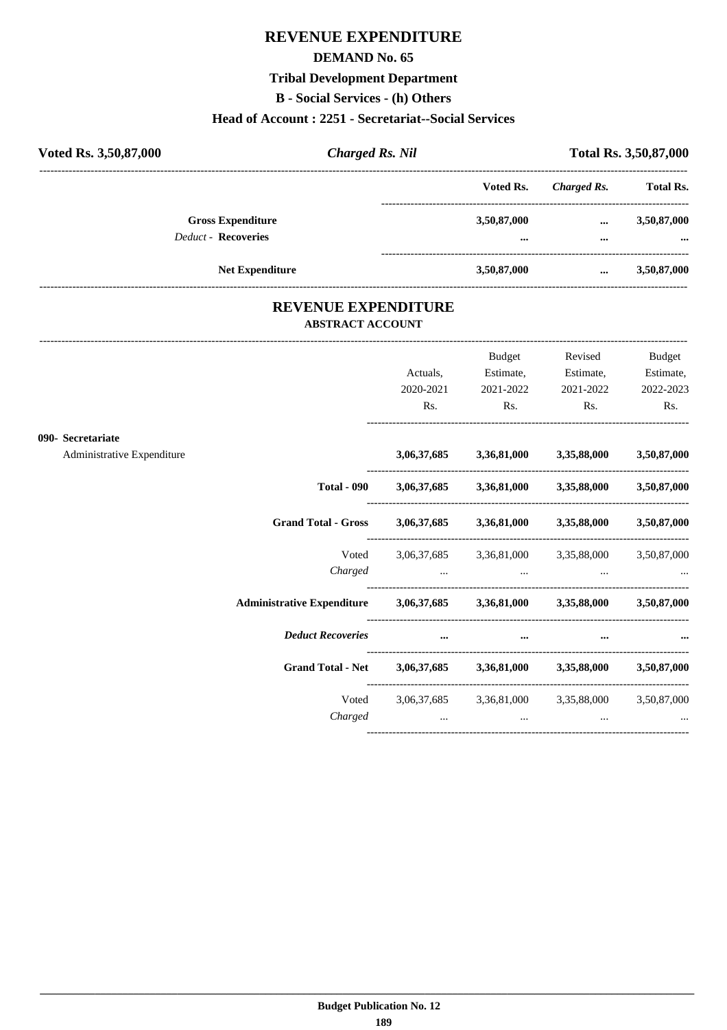# REVENUE EXPENDITURE

## DEMAND No. 65

### Tribal Development Department

### B - Social Services - (h) Others

### Head of Account : 2251 - Secretariat--Social Services

**Voted Rs. 3,50,87,000** | ***Charged Rs. Nil*** | **Total Rs. 3,50,87,000**

| | Voted Rs. | *Charged Rs.* | Total Rs. |
|---|---|---|---|
| **Gross Expenditure** | **3,50,87,000** | **...** | **3,50,87,000** |
| *Deduct* - **Recoveries** | **...** | **...** | **...** |
| **Net Expenditure** | **3,50,87,000** | **...** | **3,50,87,000** |

## REVENUE EXPENDITURE

### ABSTRACT ACCOUNT

| | Actuals, 2020-2021 Rs. | Budget Estimate, 2021-2022 Rs. | Revised Estimate, 2021-2022 Rs. | Budget Estimate, 2022-2023 Rs. |
|---|---|---|---|---|
| **090- Secretariat** | | | | |
| Administrative Expenditure | **3,06,37,685** | **3,36,81,000** | **3,35,88,000** | **3,50,87,000** |
| **Total - 090** | **3,06,37,685** | **3,36,81,000** | **3,35,88,000** | **3,50,87,000** |
| **Grand Total - Gross** | **3,06,37,685** | **3,36,81,000** | **3,35,88,000** | **3,50,87,000** |
| Voted | 3,06,37,685 | 3,36,81,000 | 3,35,88,000 | 3,50,87,000 |
| *Charged* | ... | ... | ... | ... |
| **Administrative Expenditure** | **3,06,37,685** | **3,36,81,000** | **3,35,88,000** | **3,50,87,000** |
| ***Deduct Recoveries*** | **...** | **...** | **...** | **...** |
| **Grand Total - Net** | **3,06,37,685** | **3,36,81,000** | **3,35,88,000** | **3,50,87,000** |
| Voted | 3,06,37,685 | 3,36,81,000 | 3,35,88,000 | 3,50,87,000 |
| *Charged* | ... | ... | ... | ... |

**Budget Publication No. 12**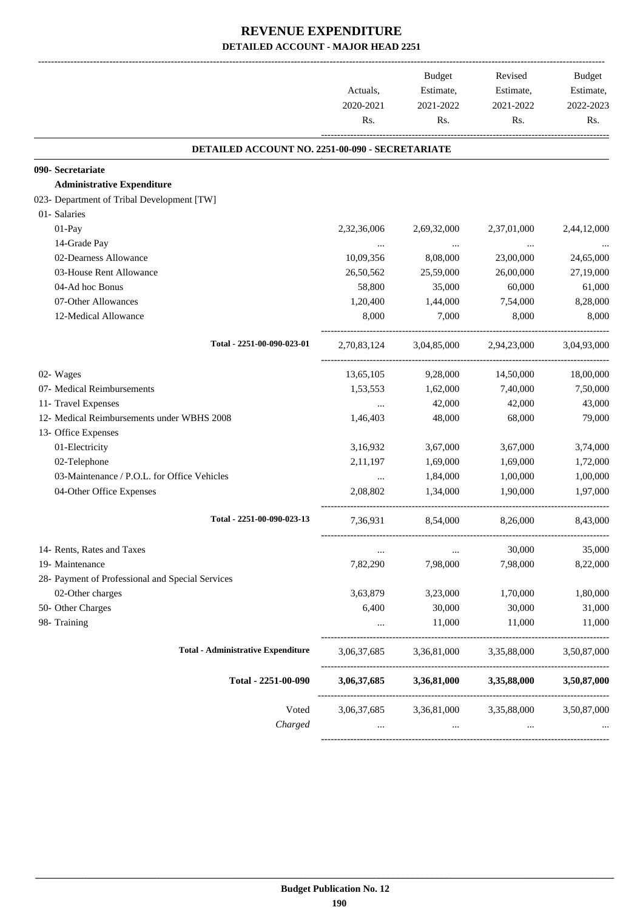# REVENUE EXPENDITURE

## DETAILED ACCOUNT - MAJOR HEAD 2251

| | Actuals, 2020-2021 Rs. | Budget Estimate, 2021-2022 Rs. | Revised Estimate, 2021-2022 Rs. | Budget Estimate, 2022-2023 Rs. |
|---|---|---|---|---|
| **DETAILED ACCOUNT NO. 2251-00-090 - SECRETARIATE** | | | | |
| **090- Secretariate** | | | | |
| **Administrative Expenditure** | | | | |
| 023- Department of Tribal Development [TW] | | | | |
| 01- Salaries | | | | |
| 01-Pay | 2,32,36,006 | 2,69,32,000 | 2,37,01,000 | 2,44,12,000 |
| 14-Grade Pay | ... | ... | ... | ... |
| 02-Dearness Allowance | 10,09,356 | 8,08,000 | 23,00,000 | 24,65,000 |
| 03-House Rent Allowance | 26,50,562 | 25,59,000 | 26,00,000 | 27,19,000 |
| 04-Ad hoc Bonus | 58,800 | 35,000 | 60,000 | 61,000 |
| 07-Other Allowances | 1,20,400 | 1,44,000 | 7,54,000 | 8,28,000 |
| 12-Medical Allowance | 8,000 | 7,000 | 8,000 | 8,000 |
| Total - 2251-00-090-023-01 | 2,70,83,124 | 3,04,85,000 | 2,94,23,000 | 3,04,93,000 |
| 02- Wages | 13,65,105 | 9,28,000 | 14,50,000 | 18,00,000 |
| 07- Medical Reimbursements | 1,53,553 | 1,62,000 | 7,40,000 | 7,50,000 |
| 11- Travel Expenses | ... | 42,000 | 42,000 | 43,000 |
| 12- Medical Reimbursements under WBHS 2008 | 1,46,403 | 48,000 | 68,000 | 79,000 |
| 13- Office Expenses | | | | |
| 01-Electricity | 3,16,932 | 3,67,000 | 3,67,000 | 3,74,000 |
| 02-Telephone | 2,11,197 | 1,69,000 | 1,69,000 | 1,72,000 |
| 03-Maintenance / P.O.L. for Office Vehicles | ... | 1,84,000 | 1,00,000 | 1,00,000 |
| 04-Other Office Expenses | 2,08,802 | 1,34,000 | 1,90,000 | 1,97,000 |
| Total - 2251-00-090-023-13 | 7,36,931 | 8,54,000 | 8,26,000 | 8,43,000 |
| 14- Rents, Rates and Taxes | ... | ... | 30,000 | 35,000 |
| 19- Maintenance | 7,82,290 | 7,98,000 | 7,98,000 | 8,22,000 |
| 28- Payment of Professional and Special Services | | | | |
| 02-Other charges | 3,63,879 | 3,23,000 | 1,70,000 | 1,80,000 |
| 50- Other Charges | 6,400 | 30,000 | 30,000 | 31,000 |
| 98- Training | ... | 11,000 | 11,000 | 11,000 |
| **Total - Administrative Expenditure** | 3,06,37,685 | 3,36,81,000 | 3,35,88,000 | 3,50,87,000 |
| **Total - 2251-00-090** | **3,06,37,685** | **3,36,81,000** | **3,35,88,000** | **3,50,87,000** |
| Voted | 3,06,37,685 | 3,36,81,000 | 3,35,88,000 | 3,50,87,000 |
| *Charged* | ... | ... | ... | ... |

**Budget Publication No. 12**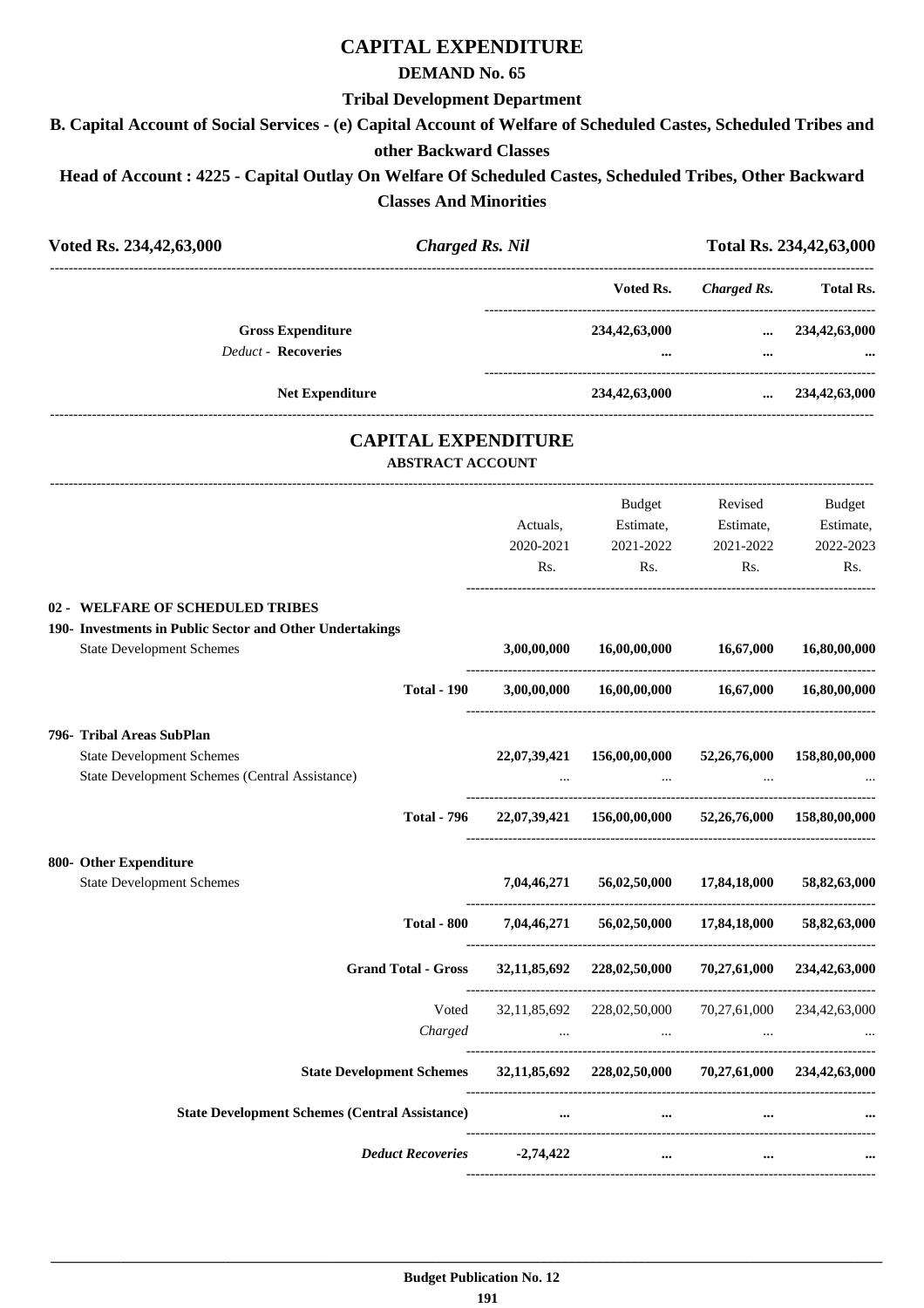# CAPITAL EXPENDITURE

## DEMAND No. 65

### Tribal Development Department

### B. Capital Account of Social Services - (e) Capital Account of Welfare of Scheduled Castes, Scheduled Tribes and other Backward Classes

### Head of Account : 4225 - Capital Outlay On Welfare Of Scheduled Castes, Scheduled Tribes, Other Backward Classes And Minorities

| Voted Rs. 234,42,63,000 | *Charged Rs. Nil* | Total Rs. 234,42,63,000 |
|---|---|---|

| | Voted Rs. | *Charged Rs.* | Total Rs. |
|---|---|---|---|
| **Gross Expenditure** | 234,42,63,000 | ... | 234,42,63,000 |
| *Deduct* - **Recoveries** | ... | ... | ... |
| **Net Expenditure** | 234,42,63,000 | ... | 234,42,63,000 |

## CAPITAL EXPENDITURE

### ABSTRACT ACCOUNT

| | Actuals, 2020-2021 Rs. | Budget Estimate, 2021-2022 Rs. | Revised Estimate, 2021-2022 Rs. | Budget Estimate, 2022-2023 Rs. |
|---|---|---|---|---|
| **02 - WELFARE OF SCHEDULED TRIBES** | | | | |
| **190- Investments in Public Sector and Other Undertakings** | | | | |
| State Development Schemes | 3,00,00,000 | 16,00,00,000 | 16,67,000 | 16,80,00,000 |
| **Total - 190** | 3,00,00,000 | 16,00,00,000 | 16,67,000 | 16,80,00,000 |
| **796- Tribal Areas SubPlan** | | | | |
| State Development Schemes | 22,07,39,421 | 156,00,00,000 | 52,26,76,000 | 158,80,00,000 |
| State Development Schemes (Central Assistance) | ... | ... | ... | ... |
| **Total - 796** | 22,07,39,421 | 156,00,00,000 | 52,26,76,000 | 158,80,00,000 |
| **800- Other Expenditure** | | | | |
| State Development Schemes | 7,04,46,271 | 56,02,50,000 | 17,84,18,000 | 58,82,63,000 |
| **Total - 800** | 7,04,46,271 | 56,02,50,000 | 17,84,18,000 | 58,82,63,000 |
| **Grand Total - Gross** | 32,11,85,692 | 228,02,50,000 | 70,27,61,000 | 234,42,63,000 |
| Voted | 32,11,85,692 | 228,02,50,000 | 70,27,61,000 | 234,42,63,000 |
| *Charged* | ... | ... | ... | ... |
| **State Development Schemes** | 32,11,85,692 | 228,02,50,000 | 70,27,61,000 | 234,42,63,000 |
| **State Development Schemes (Central Assistance)** | ... | ... | ... | ... |
| ***Deduct Recoveries*** | -2,74,422 | ... | ... | ... |

Budget Publication No. 12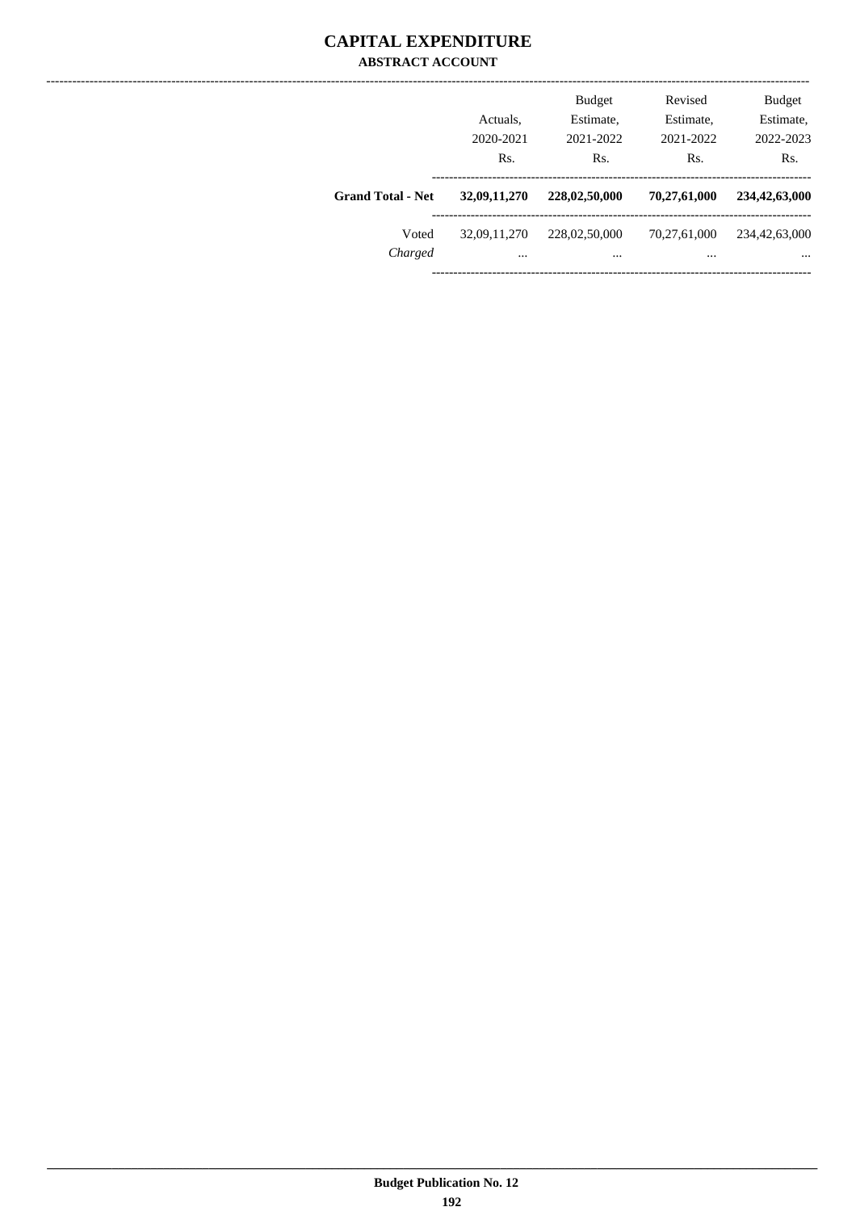# CAPITAL EXPENDITURE

## ABSTRACT ACCOUNT

| | Actuals, 2020-2021 Rs. | Budget Estimate, 2021-2022 Rs. | Revised Estimate, 2021-2022 Rs. | Budget Estimate, 2022-2023 Rs. |
|---|---|---|---|---|
| **Grand Total - Net** | **32,09,11,270** | **228,02,50,000** | **70,27,61,000** | **234,42,63,000** |
| Voted | 32,09,11,270 | 228,02,50,000 | 70,27,61,000 | 234,42,63,000 |
| *Charged* | ... | ... | ... | ... |

**Budget Publication No. 12**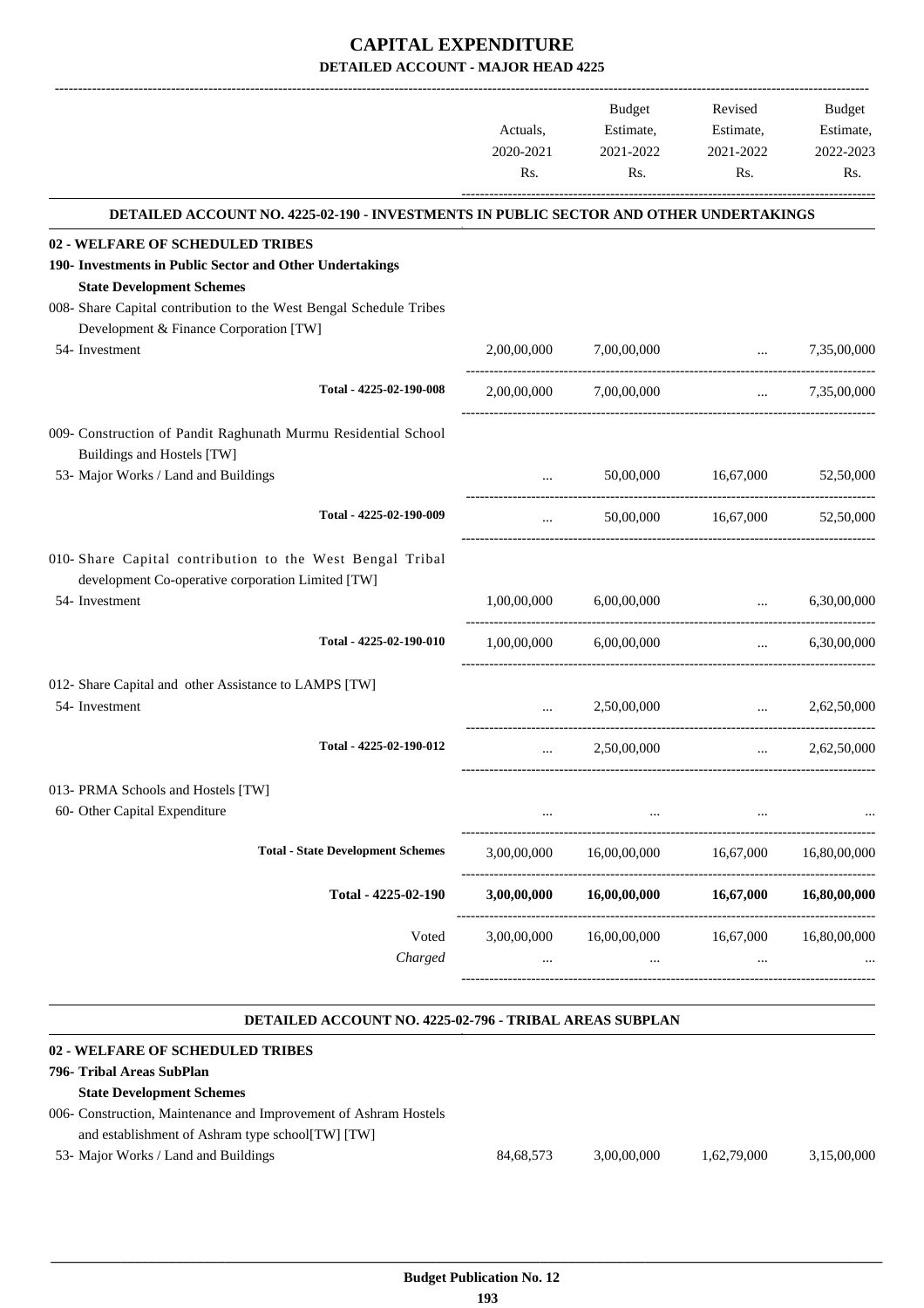# CAPITAL EXPENDITURE

**DETAILED ACCOUNT - MAJOR HEAD 4225**

| | Actuals, 2020-2021 Rs. | Budget Estimate, 2021-2022 Rs. | Revised Estimate, 2021-2022 Rs. | Budget Estimate, 2022-2023 Rs. |
|---|---|---|---|---|
| **DETAILED ACCOUNT NO. 4225-02-190 - INVESTMENTS IN PUBLIC SECTOR AND OTHER UNDERTAKINGS** | | | | |
| **02 - WELFARE OF SCHEDULED TRIBES** | | | | |
| **190- Investments in Public Sector and Other Undertakings** | | | | |
| **State Development Schemes** | | | | |
| 008- Share Capital contribution to the West Bengal Schedule Tribes Development & Finance Corporation [TW] | | | | |
| 54- Investment | 2,00,00,000 | 7,00,00,000 | ... | 7,35,00,000 |
| Total - 4225-02-190-008 | 2,00,00,000 | 7,00,00,000 | ... | 7,35,00,000 |
| 009- Construction of Pandit Raghunath Murmu Residential School Buildings and Hostels [TW] | | | | |
| 53- Major Works / Land and Buildings | ... | 50,00,000 | 16,67,000 | 52,50,000 |
| Total - 4225-02-190-009 | ... | 50,00,000 | 16,67,000 | 52,50,000 |
| 010- Share Capital contribution to the West Bengal Tribal development Co-operative corporation Limited [TW] | | | | |
| 54- Investment | 1,00,00,000 | 6,00,00,000 | ... | 6,30,00,000 |
| Total - 4225-02-190-010 | 1,00,00,000 | 6,00,00,000 | ... | 6,30,00,000 |
| 012- Share Capital and other Assistance to LAMPS [TW] | | | | |
| 54- Investment | ... | 2,50,00,000 | ... | 2,62,50,000 |
| Total - 4225-02-190-012 | ... | 2,50,00,000 | ... | 2,62,50,000 |
| 013- PRMA Schools and Hostels [TW] | | | | |
| 60- Other Capital Expenditure | ... | ... | ... | ... |
| **Total - State Development Schemes** | 3,00,00,000 | 16,00,00,000 | 16,67,000 | 16,80,00,000 |
| **Total - 4225-02-190** | **3,00,00,000** | **16,00,00,000** | **16,67,000** | **16,80,00,000** |
| Voted | 3,00,00,000 | 16,00,00,000 | 16,67,000 | 16,80,00,000 |
| *Charged* | ... | ... | ... | ... |

**DETAILED ACCOUNT NO. 4225-02-796 - TRIBAL AREAS SUBPLAN**

| | Actuals, 2020-2021 Rs. | Budget Estimate, 2021-2022 Rs. | Revised Estimate, 2021-2022 Rs. | Budget Estimate, 2022-2023 Rs. |
|---|---|---|---|---|
| **02 - WELFARE OF SCHEDULED TRIBES** | | | | |
| **796- Tribal Areas SubPlan** | | | | |
| **State Development Schemes** | | | | |
| 006- Construction, Maintenance and Improvement of Ashram Hostels and establishment of Ashram type school[TW] [TW] | | | | |
| 53- Major Works / Land and Buildings | 84,68,573 | 3,00,00,000 | 1,62,79,000 | 3,15,00,000 |

**Budget Publication No. 12**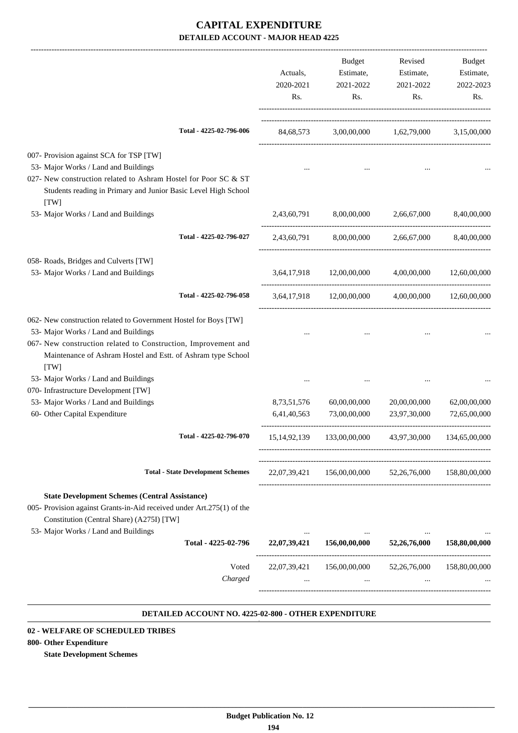# CAPITAL EXPENDITURE

## DETAILED ACCOUNT - MAJOR HEAD 4225

| | Actuals, 2020-2021 Rs. | Budget Estimate, 2021-2022 Rs. | Revised Estimate, 2021-2022 Rs. | Budget Estimate, 2022-2023 Rs. |
|---|---|---|---|---|
| **Total - 4225-02-796-006** | 84,68,573 | 3,00,00,000 | 1,62,79,000 | 3,15,00,000 |
| 007- Provision against SCA for TSP [TW] | | | | |
| 53- Major Works / Land and Buildings | ... | ... | ... | ... |
| 027- New construction related to Ashram Hostel for Poor SC & ST Students reading in Primary and Junior Basic Level High School [TW] | | | | |
| 53- Major Works / Land and Buildings | 2,43,60,791 | 8,00,00,000 | 2,66,67,000 | 8,40,00,000 |
| **Total - 4225-02-796-027** | 2,43,60,791 | 8,00,00,000 | 2,66,67,000 | 8,40,00,000 |
| 058- Roads, Bridges and Culverts [TW] | | | | |
| 53- Major Works / Land and Buildings | 3,64,17,918 | 12,00,00,000 | 4,00,00,000 | 12,60,00,000 |
| **Total - 4225-02-796-058** | 3,64,17,918 | 12,00,00,000 | 4,00,00,000 | 12,60,00,000 |
| 062- New construction related to Government Hostel for Boys [TW] | | | | |
| 53- Major Works / Land and Buildings | ... | ... | ... | ... |
| 067- New construction related to Construction, Improvement and Maintenance of Ashram Hostel and Estt. of Ashram type School [TW] | | | | |
| 53- Major Works / Land and Buildings | ... | ... | ... | ... |
| 070- Infrastructure Development [TW] | | | | |
| 53- Major Works / Land and Buildings | 8,73,51,576 | 60,00,00,000 | 20,00,00,000 | 62,00,00,000 |
| 60- Other Capital Expenditure | 6,41,40,563 | 73,00,00,000 | 23,97,30,000 | 72,65,00,000 |
| **Total - 4225-02-796-070** | 15,14,92,139 | 133,00,00,000 | 43,97,30,000 | 134,65,00,000 |
| **Total - State Development Schemes** | 22,07,39,421 | 156,00,00,000 | 52,26,76,000 | 158,80,00,000 |
| **State Development Schemes (Central Assistance)** | | | | |
| 005- Provision against Grants-in-Aid received under Art.275(1) of the Constitution (Central Share) (A275I) [TW] | | | | |
| 53- Major Works / Land and Buildings | ... | ... | ... | ... |
| **Total - 4225-02-796** | **22,07,39,421** | **156,00,00,000** | **52,26,76,000** | **158,80,00,000** |
| Voted | 22,07,39,421 | 156,00,00,000 | 52,26,76,000 | 158,80,00,000 |
| *Charged* | ... | ... | ... | ... |

### DETAILED ACCOUNT NO. 4225-02-800 - OTHER EXPENDITURE

**02 - WELFARE OF SCHEDULED TRIBES**

**800- Other Expenditure**

**State Development Schemes**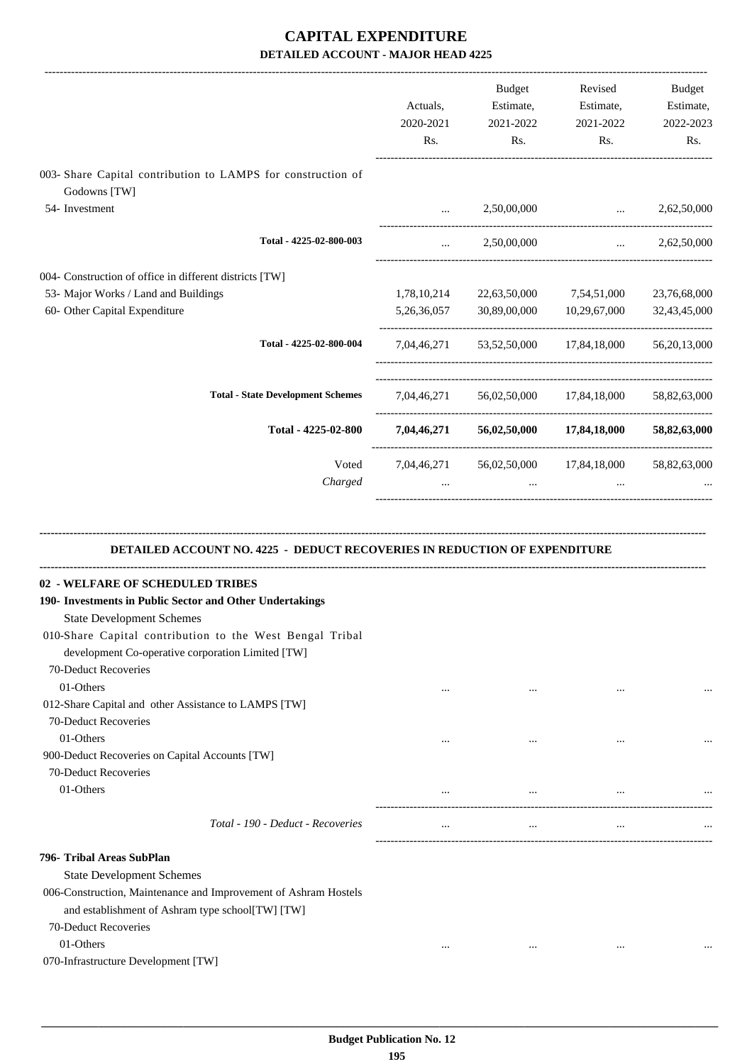# CAPITAL EXPENDITURE

## DETAILED ACCOUNT - MAJOR HEAD 4225

| | Actuals, 2020-2021 Rs. | Budget Estimate, 2021-2022 Rs. | Revised Estimate, 2021-2022 Rs. | Budget Estimate, 2022-2023 Rs. |
|---|---|---|---|---|
| 003- Share Capital contribution to LAMPS for construction of Godowns [TW] | | | | |
| 54- Investment | ... | 2,50,00,000 | ... | 2,62,50,000 |
| Total - 4225-02-800-003 | ... | 2,50,00,000 | ... | 2,62,50,000 |
| 004- Construction of office in different districts [TW] | | | | |
| 53- Major Works / Land and Buildings | 1,78,10,214 | 22,63,50,000 | 7,54,51,000 | 23,76,68,000 |
| 60- Other Capital Expenditure | 5,26,36,057 | 30,89,00,000 | 10,29,67,000 | 32,43,45,000 |
| Total - 4225-02-800-004 | 7,04,46,271 | 53,52,50,000 | 17,84,18,000 | 56,20,13,000 |
| Total - State Development Schemes | 7,04,46,271 | 56,02,50,000 | 17,84,18,000 | 58,82,63,000 |
| **Total - 4225-02-800** | **7,04,46,271** | **56,02,50,000** | **17,84,18,000** | **58,82,63,000** |
| Voted | 7,04,46,271 | 56,02,50,000 | 17,84,18,000 | 58,82,63,000 |
| *Charged* | ... | ... | ... | ... |

### DETAILED ACCOUNT NO. 4225 - DEDUCT RECOVERIES IN REDUCTION OF EXPENDITURE

| | | | | |
|---|---|---|---|---|
| **02 - WELFARE OF SCHEDULED TRIBES** | | | | |
| **190- Investments in Public Sector and Other Undertakings** | | | | |
| State Development Schemes | | | | |
| 010-Share Capital contribution to the West Bengal Tribal development Co-operative corporation Limited [TW] | | | | |
| 70-Deduct Recoveries | | | | |
| 01-Others | ... | ... | ... | ... |
| 012-Share Capital and other Assistance to LAMPS [TW] | | | | |
| 70-Deduct Recoveries | | | | |
| 01-Others | ... | ... | ... | ... |
| 900-Deduct Recoveries on Capital Accounts [TW] | | | | |
| 70-Deduct Recoveries | | | | |
| 01-Others | ... | ... | ... | ... |
| *Total - 190 - Deduct - Recoveries* | ... | ... | ... | ... |
| **796- Tribal Areas SubPlan** | | | | |
| State Development Schemes | | | | |
| 006-Construction, Maintenance and Improvement of Ashram Hostels and establishment of Ashram type school[TW] [TW] | | | | |
| 70-Deduct Recoveries | | | | |
| 01-Others | ... | ... | ... | ... |
| 070-Infrastructure Development [TW] | | | | |

**Budget Publication No. 12**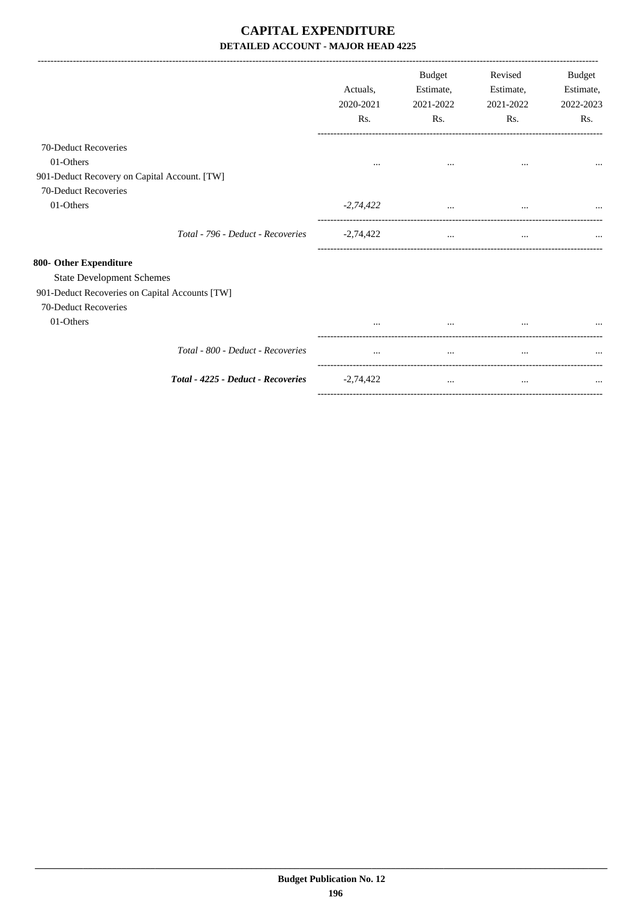# CAPITAL EXPENDITURE

### DETAILED ACCOUNT - MAJOR HEAD 4225

| | Actuals, 2020-2021 Rs. | Budget Estimate, 2021-2022 Rs. | Revised Estimate, 2021-2022 Rs. | Budget Estimate, 2022-2023 Rs. |
|---|---|---|---|---|
| 70-Deduct Recoveries | | | | |
| 01-Others | ... | ... | ... | ... |
| 901-Deduct Recovery on Capital Account. [TW] | | | | |
| 70-Deduct Recoveries | | | | |
| 01-Others | *-2,74,422* | ... | ... | ... |
| *Total - 796 - Deduct - Recoveries* | -2,74,422 | ... | ... | ... |
| **800- Other Expenditure** | | | | |
| State Development Schemes | | | | |
| 901-Deduct Recoveries on Capital Accounts [TW] | | | | |
| 70-Deduct Recoveries | | | | |
| 01-Others | ... | ... | ... | ... |
| *Total - 800 - Deduct - Recoveries* | ... | ... | ... | ... |
| ***Total - 4225 - Deduct - Recoveries*** | -2,74,422 | ... | ... | ... |

**Budget Publication No. 12**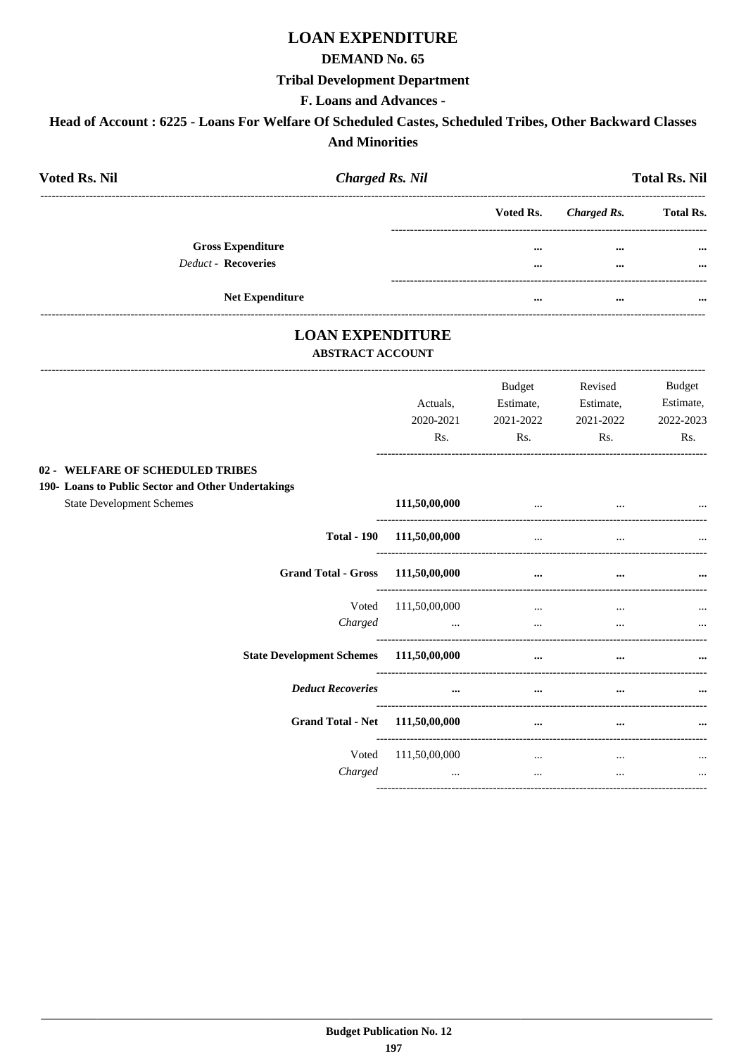# LOAN EXPENDITURE

## DEMAND No. 65

### Tribal Development Department

### F. Loans and Advances -

### Head of Account : 6225 - Loans For Welfare Of Scheduled Castes, Scheduled Tribes, Other Backward Classes And Minorities

| Voted Rs. Nil | *Charged Rs. Nil* | Total Rs. Nil |
|---|---|---|

| | Voted Rs. | *Charged Rs.* | Total Rs. |
|---|---|---|---|
| **Gross Expenditure** | ... | ... | ... |
| *Deduct* - **Recoveries** | ... | ... | ... |
| **Net Expenditure** | ... | ... | ... |

## LOAN EXPENDITURE

### ABSTRACT ACCOUNT

| | Actuals, 2020-2021 Rs. | Budget Estimate, 2021-2022 Rs. | Revised Estimate, 2021-2022 Rs. | Budget Estimate, 2022-2023 Rs. |
|---|---|---|---|---|
| **02 - WELFARE OF SCHEDULED TRIBES** | | | | |
| **190- Loans to Public Sector and Other Undertakings** | | | | |
| State Development Schemes | **111,50,00,000** | ... | ... | ... |
| **Total - 190** | **111,50,00,000** | ... | ... | ... |
| **Grand Total - Gross** | **111,50,00,000** | ... | ... | ... |
| Voted | 111,50,00,000 | ... | ... | ... |
| *Charged* | ... | ... | ... | ... |
| **State Development Schemes** | **111,50,00,000** | ... | ... | ... |
| ***Deduct Recoveries*** | ... | ... | ... | ... |
| **Grand Total - Net** | **111,50,00,000** | ... | ... | ... |
| Voted | 111,50,00,000 | ... | ... | ... |
| *Charged* | ... | ... | ... | ... |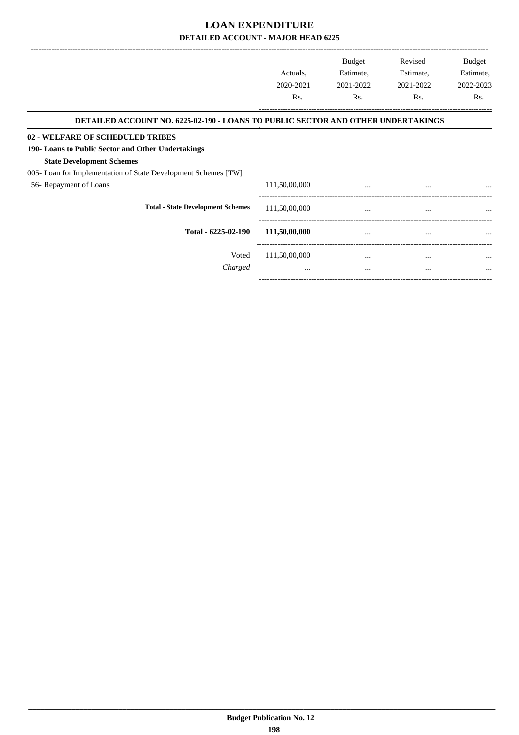# LOAN EXPENDITURE

## DETAILED ACCOUNT - MAJOR HEAD 6225

| | Actuals, 2020-2021 Rs. | Budget Estimate, 2021-2022 Rs. | Revised Estimate, 2021-2022 Rs. | Budget Estimate, 2022-2023 Rs. |
|---|---|---|---|---|
| **DETAILED ACCOUNT NO. 6225-02-190 - LOANS TO PUBLIC SECTOR AND OTHER UNDERTAKINGS** | | | | |
| **02 - WELFARE OF SCHEDULED TRIBES** | | | | |
| **190- Loans to Public Sector and Other Undertakings** | | | | |
| **State Development Schemes** | | | | |
| 005- Loan for Implementation of State Development Schemes [TW] | | | | |
| 56- Repayment of Loans | 111,50,00,000 | ... | ... | ... |
| **Total - State Development Schemes** | 111,50,00,000 | ... | ... | ... |
| **Total - 6225-02-190** | **111,50,00,000** | ... | ... | ... |
| Voted | 111,50,00,000 | ... | ... | ... |
| *Charged* | ... | ... | ... | ... |

**Budget Publication No. 12**